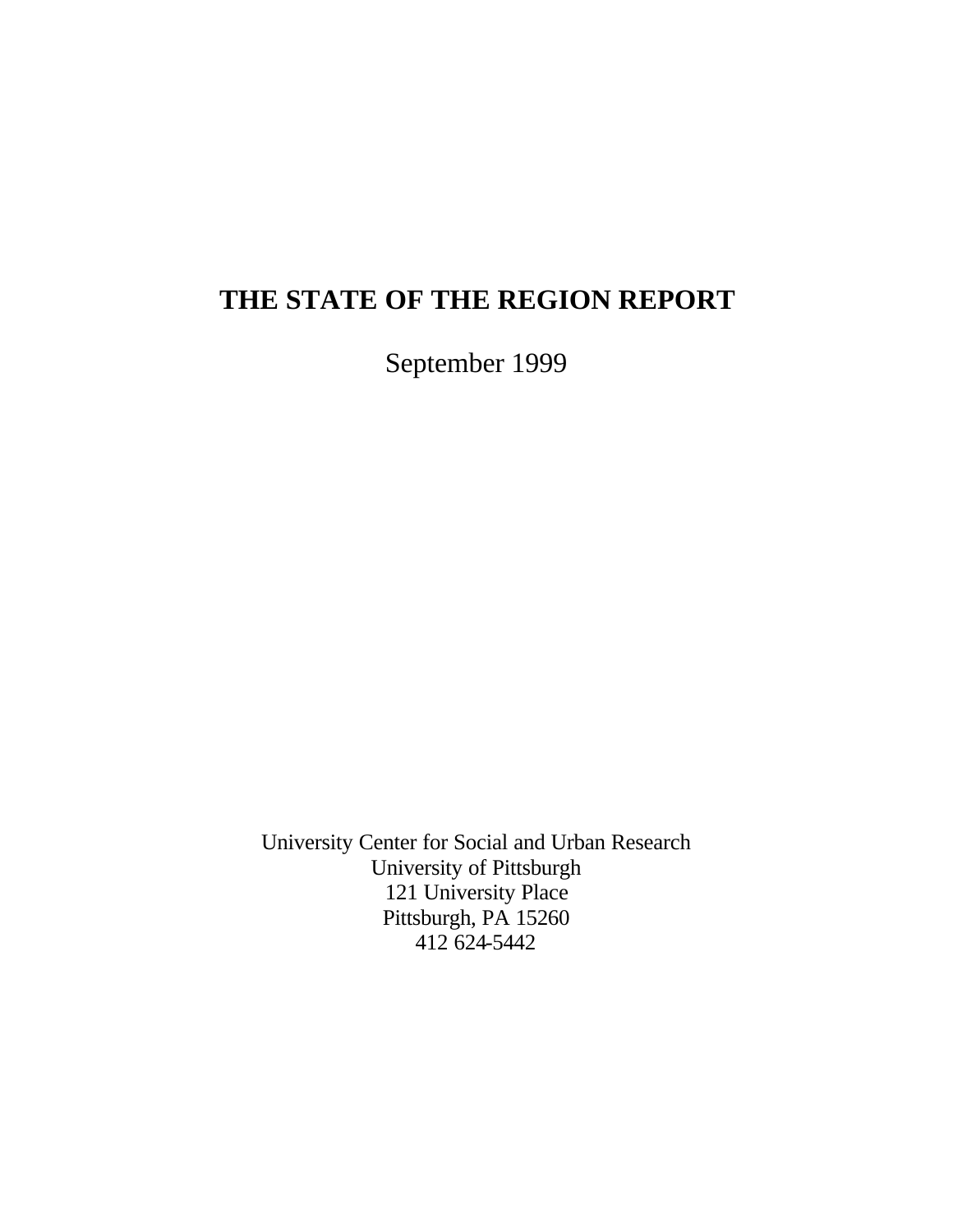# THE STATE OF THE REGION REPORT

September 1999

University Center for Social and Urban Research
University of Pittsburgh
121 University Place
Pittsburgh, PA 15260
412 624-5442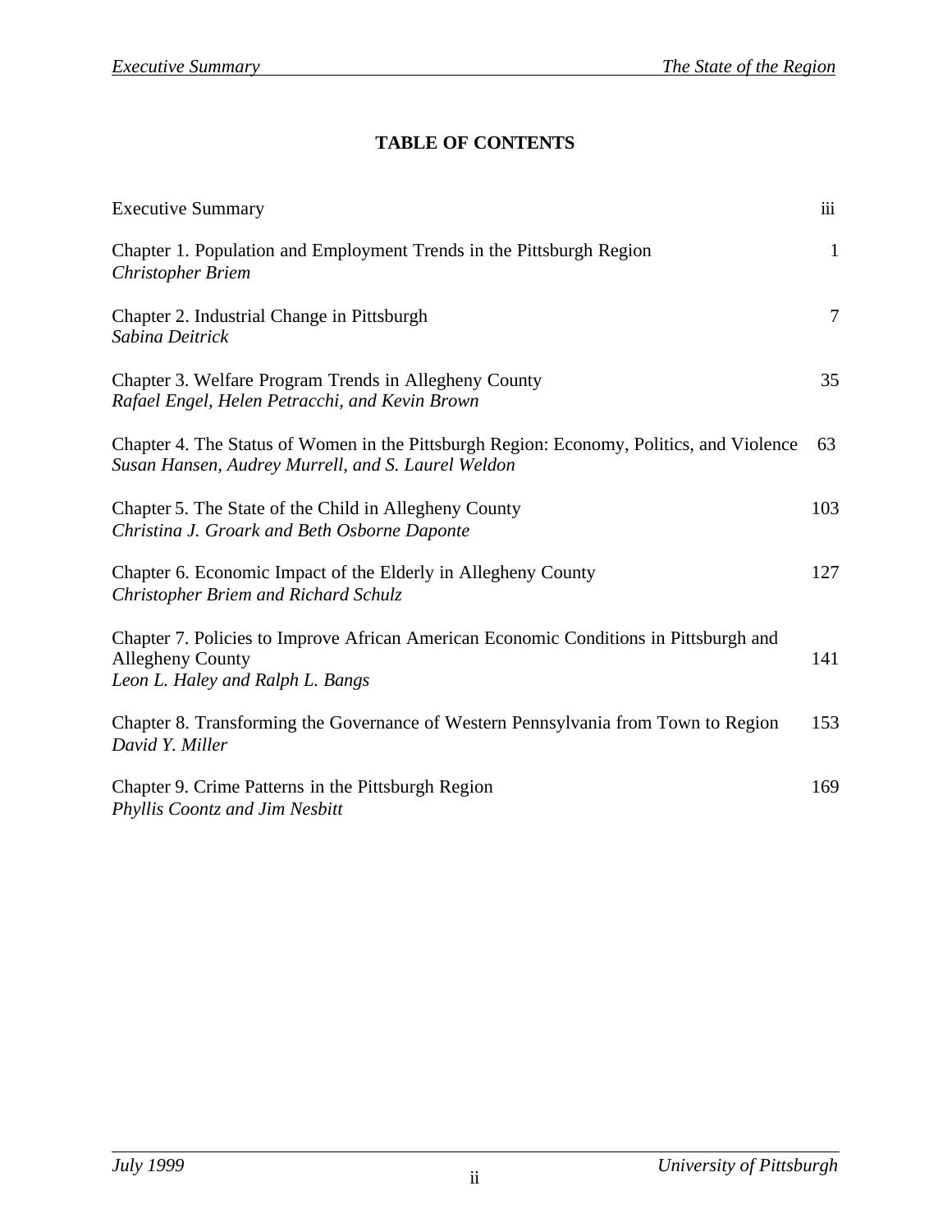# TABLE OF CONTENTS

| | |
|---|---|
| Executive Summary | iii |
| Chapter 1. Population and Employment Trends in the Pittsburgh Region<br>*Christopher Briem* | 1 |
| Chapter 2. Industrial Change in Pittsburgh<br>*Sabina Deitrick* | 7 |
| Chapter 3. Welfare Program Trends in Allegheny County<br>*Rafael Engel, Helen Petracchi, and Kevin Brown* | 35 |
| Chapter 4. The Status of Women in the Pittsburgh Region: Economy, Politics, and Violence<br>*Susan Hansen, Audrey Murrell, and S. Laurel Weldon* | 63 |
| Chapter 5. The State of the Child in Allegheny County<br>*Christina J. Groark and Beth Osborne Daponte* | 103 |
| Chapter 6. Economic Impact of the Elderly in Allegheny County<br>*Christopher Briem and Richard Schulz* | 127 |
| Chapter 7. Policies to Improve African American Economic Conditions in Pittsburgh and Allegheny County<br>*Leon L. Haley and Ralph L. Bangs* | 141 |
| Chapter 8. Transforming the Governance of Western Pennsylvania from Town to Region<br>*David Y. Miller* | 153 |
| Chapter 9. Crime Patterns in the Pittsburgh Region<br>*Phyllis Coontz and Jim Nesbitt* | 169 |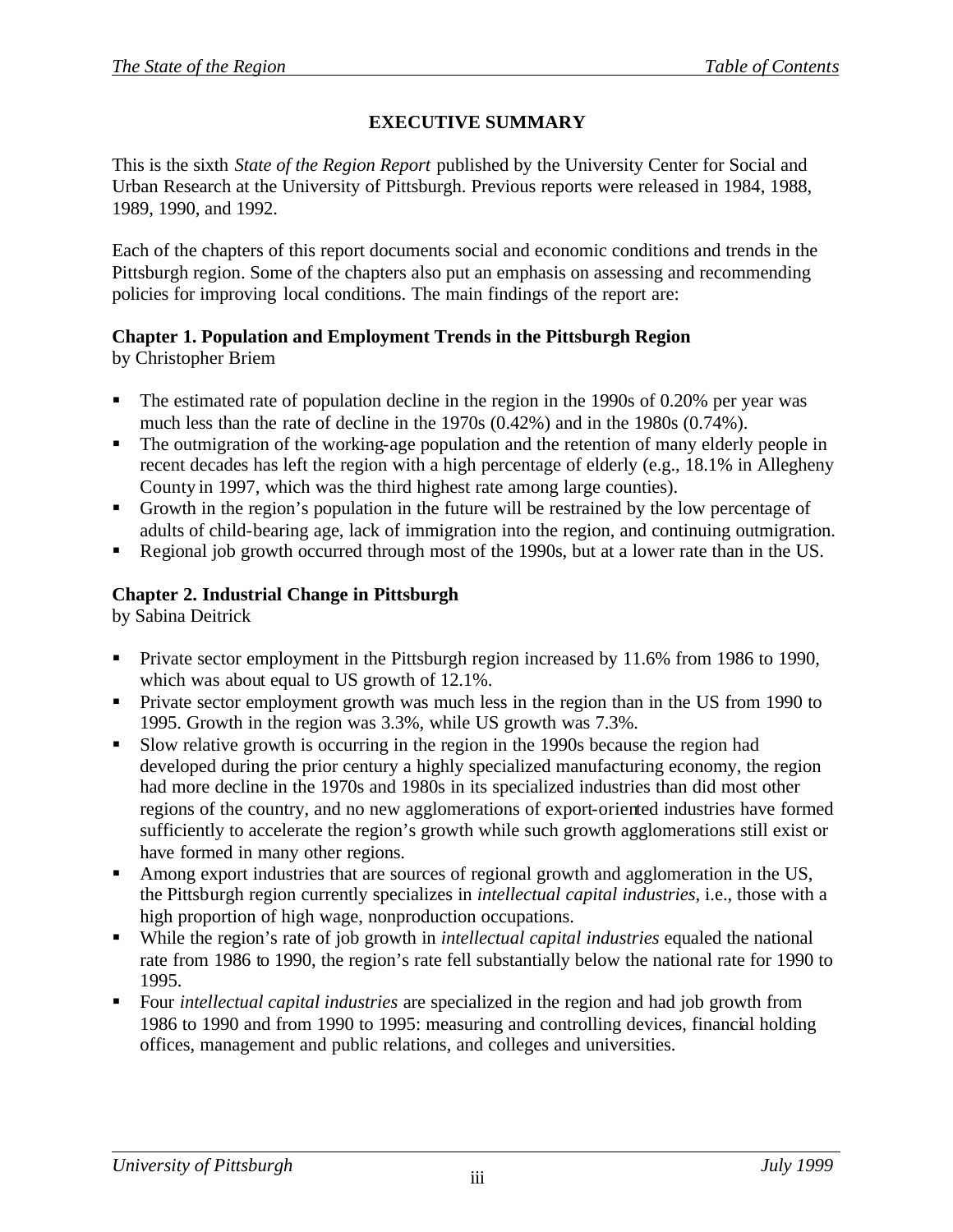# EXECUTIVE SUMMARY

This is the sixth *State of the Region Report* published by the University Center for Social and Urban Research at the University of Pittsburgh. Previous reports were released in 1984, 1988, 1989, 1990, and 1992.

Each of the chapters of this report documents social and economic conditions and trends in the Pittsburgh region. Some of the chapters also put an emphasis on assessing and recommending policies for improving local conditions. The main findings of the report are:

### Chapter 1. Population and Employment Trends in the Pittsburgh Region

by Christopher Briem

- The estimated rate of population decline in the region in the 1990s of 0.20% per year was much less than the rate of decline in the 1970s (0.42%) and in the 1980s (0.74%).
- The outmigration of the working-age population and the retention of many elderly people in recent decades has left the region with a high percentage of elderly (e.g., 18.1% in Allegheny County in 1997, which was the third highest rate among large counties).
- Growth in the region's population in the future will be restrained by the low percentage of adults of child-bearing age, lack of immigration into the region, and continuing outmigration.
- Regional job growth occurred through most of the 1990s, but at a lower rate than in the US.

### Chapter 2. Industrial Change in Pittsburgh

by Sabina Deitrick

- Private sector employment in the Pittsburgh region increased by 11.6% from 1986 to 1990, which was about equal to US growth of 12.1%.
- Private sector employment growth was much less in the region than in the US from 1990 to 1995. Growth in the region was 3.3%, while US growth was 7.3%.
- Slow relative growth is occurring in the region in the 1990s because the region had developed during the prior century a highly specialized manufacturing economy, the region had more decline in the 1970s and 1980s in its specialized industries than did most other regions of the country, and no new agglomerations of export-oriented industries have formed sufficiently to accelerate the region's growth while such growth agglomerations still exist or have formed in many other regions.
- Among export industries that are sources of regional growth and agglomeration in the US, the Pittsburgh region currently specializes in *intellectual capital industries*, i.e., those with a high proportion of high wage, nonproduction occupations.
- While the region's rate of job growth in *intellectual capital industries* equaled the national rate from 1986 to 1990, the region's rate fell substantially below the national rate for 1990 to 1995.
- Four *intellectual capital industries* are specialized in the region and had job growth from 1986 to 1990 and from 1990 to 1995: measuring and controlling devices, financial holding offices, management and public relations, and colleges and universities.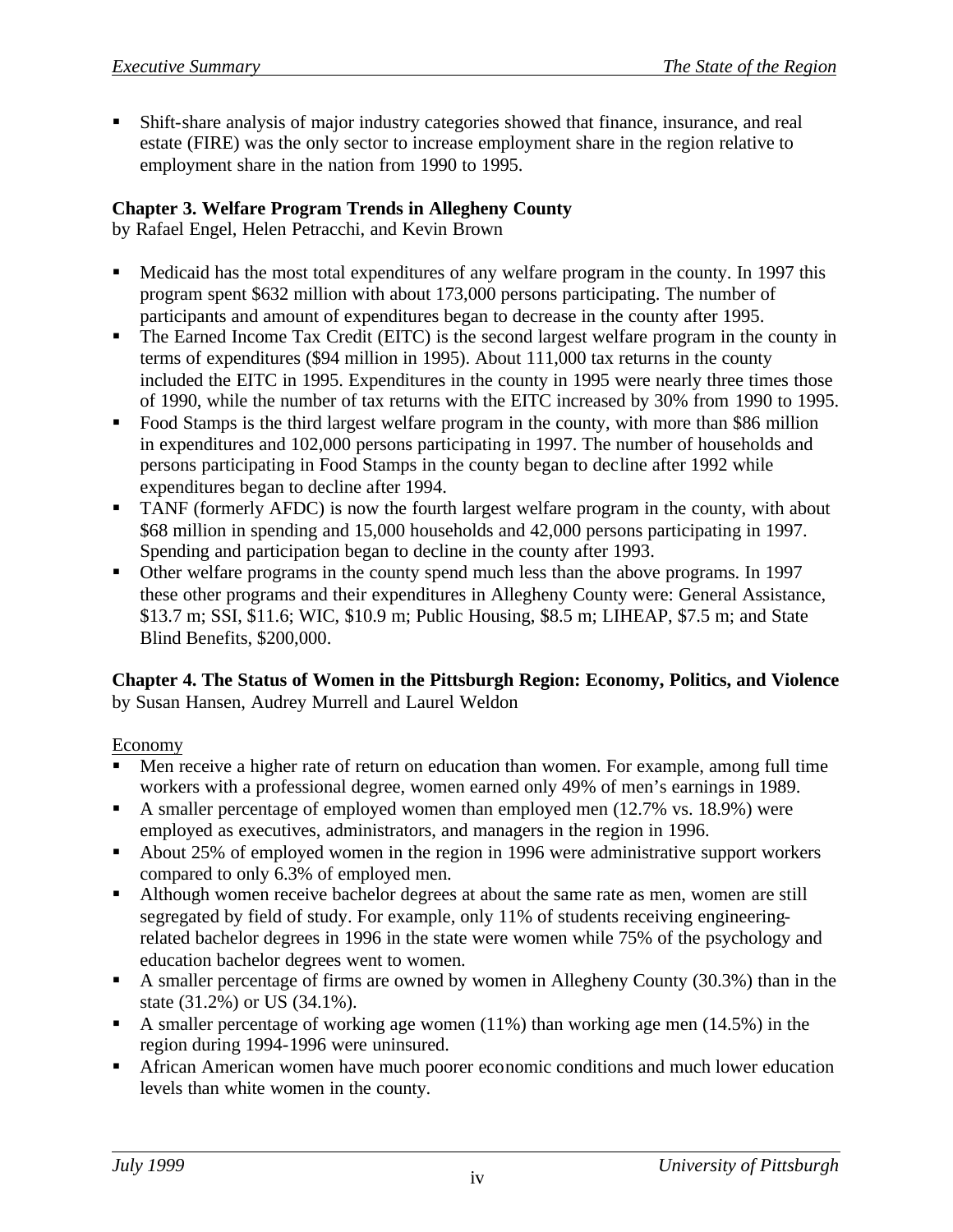- Shift-share analysis of major industry categories showed that finance, insurance, and real estate (FIRE) was the only sector to increase employment share in the region relative to employment share in the nation from 1990 to 1995.

**Chapter 3. Welfare Program Trends in Allegheny County**
by Rafael Engel, Helen Petracchi, and Kevin Brown

- Medicaid has the most total expenditures of any welfare program in the county. In 1997 this program spent $632 million with about 173,000 persons participating. The number of participants and amount of expenditures began to decrease in the county after 1995.
- The Earned Income Tax Credit (EITC) is the second largest welfare program in the county in terms of expenditures ($94 million in 1995). About 111,000 tax returns in the county included the EITC in 1995. Expenditures in the county in 1995 were nearly three times those of 1990, while the number of tax returns with the EITC increased by 30% from 1990 to 1995.
- Food Stamps is the third largest welfare program in the county, with more than $86 million in expenditures and 102,000 persons participating in 1997. The number of households and persons participating in Food Stamps in the county began to decline after 1992 while expenditures began to decline after 1994.
- TANF (formerly AFDC) is now the fourth largest welfare program in the county, with about $68 million in spending and 15,000 households and 42,000 persons participating in 1997. Spending and participation began to decline in the county after 1993.
- Other welfare programs in the county spend much less than the above programs. In 1997 these other programs and their expenditures in Allegheny County were: General Assistance, $13.7 m; SSI, $11.6; WIC, $10.9 m; Public Housing, $8.5 m; LIHEAP, $7.5 m; and State Blind Benefits, $200,000.

**Chapter 4. The Status of Women in the Pittsburgh Region: Economy, Politics, and Violence**
by Susan Hansen, Audrey Murrell and Laurel Weldon

Economy

- Men receive a higher rate of return on education than women. For example, among full time workers with a professional degree, women earned only 49% of men's earnings in 1989.
- A smaller percentage of employed women than employed men (12.7% vs. 18.9%) were employed as executives, administrators, and managers in the region in 1996.
- About 25% of employed women in the region in 1996 were administrative support workers compared to only 6.3% of employed men.
- Although women receive bachelor degrees at about the same rate as men, women are still segregated by field of study. For example, only 11% of students receiving engineering-related bachelor degrees in 1996 in the state were women while 75% of the psychology and education bachelor degrees went to women.
- A smaller percentage of firms are owned by women in Allegheny County (30.3%) than in the state (31.2%) or US (34.1%).
- A smaller percentage of working age women (11%) than working age men (14.5%) in the region during 1994-1996 were uninsured.
- African American women have much poorer economic conditions and much lower education levels than white women in the county.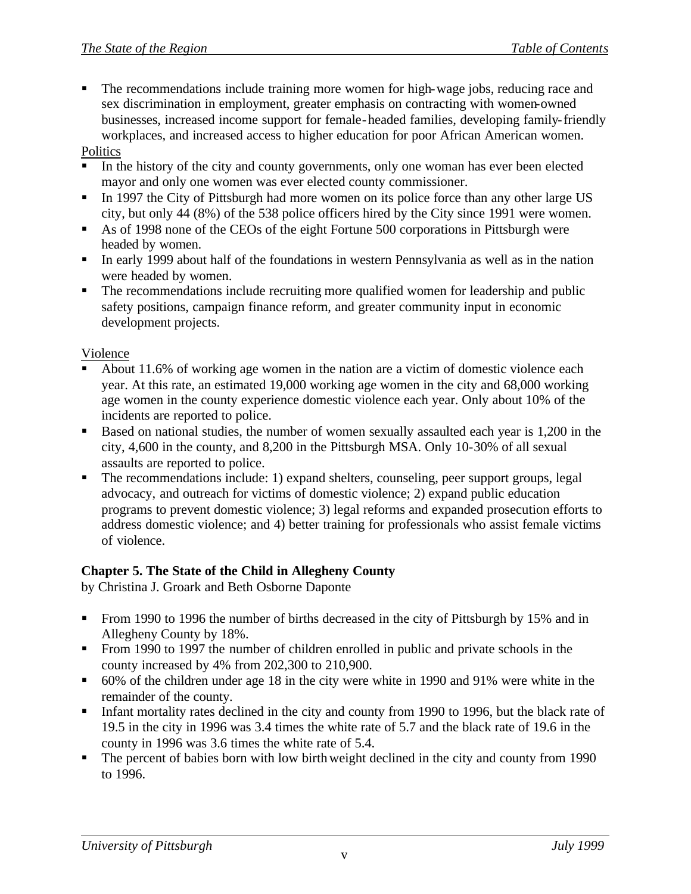- The recommendations include training more women for high-wage jobs, reducing race and sex discrimination in employment, greater emphasis on contracting with women-owned businesses, increased income support for female-headed families, developing family-friendly workplaces, and increased access to higher education for poor African American women.

Politics

- In the history of the city and county governments, only one woman has ever been elected mayor and only one women was ever elected county commissioner.
- In 1997 the City of Pittsburgh had more women on its police force than any other large US city, but only 44 (8%) of the 538 police officers hired by the City since 1991 were women.
- As of 1998 none of the CEOs of the eight Fortune 500 corporations in Pittsburgh were headed by women.
- In early 1999 about half of the foundations in western Pennsylvania as well as in the nation were headed by women.
- The recommendations include recruiting more qualified women for leadership and public safety positions, campaign finance reform, and greater community input in economic development projects.

Violence

- About 11.6% of working age women in the nation are a victim of domestic violence each year. At this rate, an estimated 19,000 working age women in the city and 68,000 working age women in the county experience domestic violence each year. Only about 10% of the incidents are reported to police.
- Based on national studies, the number of women sexually assaulted each year is 1,200 in the city, 4,600 in the county, and 8,200 in the Pittsburgh MSA. Only 10-30% of all sexual assaults are reported to police.
- The recommendations include: 1) expand shelters, counseling, peer support groups, legal advocacy, and outreach for victims of domestic violence; 2) expand public education programs to prevent domestic violence; 3) legal reforms and expanded prosecution efforts to address domestic violence; and 4) better training for professionals who assist female victims of violence.

**Chapter 5. The State of the Child in Allegheny County**

by Christina J. Groark and Beth Osborne Daponte

- From 1990 to 1996 the number of births decreased in the city of Pittsburgh by 15% and in Allegheny County by 18%.
- From 1990 to 1997 the number of children enrolled in public and private schools in the county increased by 4% from 202,300 to 210,900.
- 60% of the children under age 18 in the city were white in 1990 and 91% were white in the remainder of the county.
- Infant mortality rates declined in the city and county from 1990 to 1996, but the black rate of 19.5 in the city in 1996 was 3.4 times the white rate of 5.7 and the black rate of 19.6 in the county in 1996 was 3.6 times the white rate of 5.4.
- The percent of babies born with low birth weight declined in the city and county from 1990 to 1996.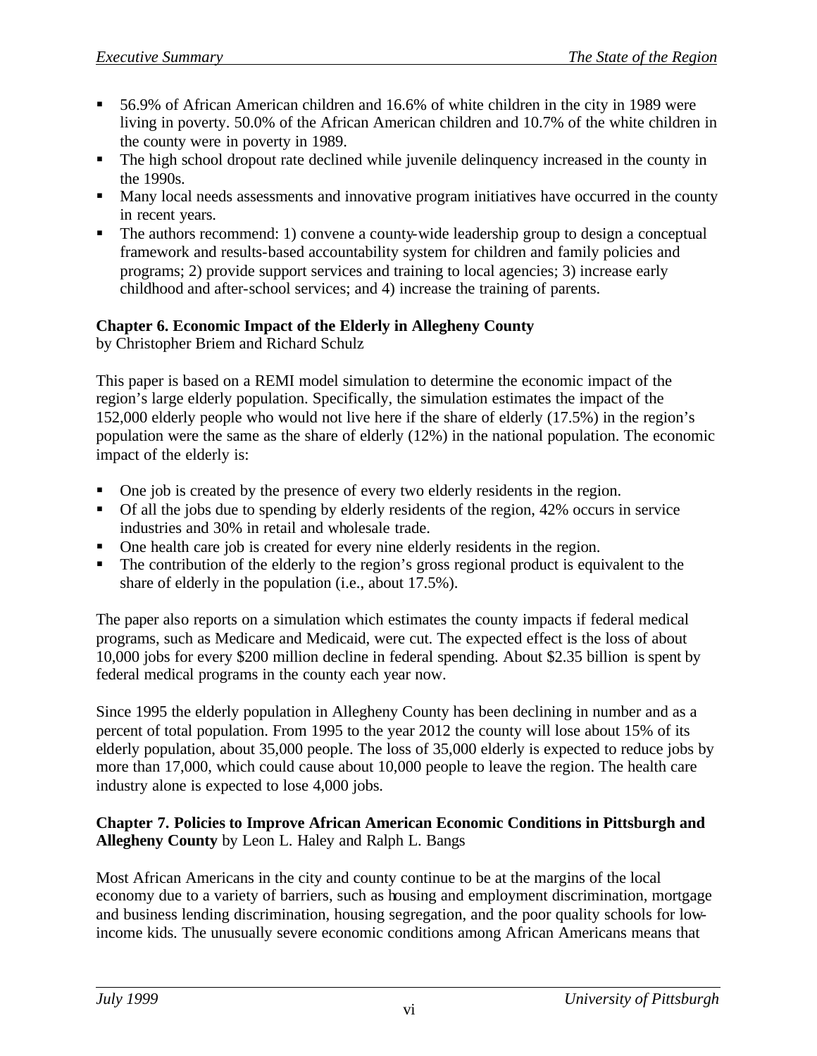- 56.9% of African American children and 16.6% of white children in the city in 1989 were living in poverty. 50.0% of the African American children and 10.7% of the white children in the county were in poverty in 1989.
- The high school dropout rate declined while juvenile delinquency increased in the county in the 1990s.
- Many local needs assessments and innovative program initiatives have occurred in the county in recent years.
- The authors recommend: 1) convene a county-wide leadership group to design a conceptual framework and results-based accountability system for children and family policies and programs; 2) provide support services and training to local agencies; 3) increase early childhood and after-school services; and 4) increase the training of parents.

**Chapter 6. Economic Impact of the Elderly in Allegheny County**
by Christopher Briem and Richard Schulz

This paper is based on a REMI model simulation to determine the economic impact of the region's large elderly population. Specifically, the simulation estimates the impact of the 152,000 elderly people who would not live here if the share of elderly (17.5%) in the region's population were the same as the share of elderly (12%) in the national population. The economic impact of the elderly is:

- One job is created by the presence of every two elderly residents in the region.
- Of all the jobs due to spending by elderly residents of the region, 42% occurs in service industries and 30% in retail and wholesale trade.
- One health care job is created for every nine elderly residents in the region.
- The contribution of the elderly to the region's gross regional product is equivalent to the share of elderly in the population (i.e., about 17.5%).

The paper also reports on a simulation which estimates the county impacts if federal medical programs, such as Medicare and Medicaid, were cut. The expected effect is the loss of about 10,000 jobs for every $200 million decline in federal spending. About $2.35 billion is spent by federal medical programs in the county each year now.

Since 1995 the elderly population in Allegheny County has been declining in number and as a percent of total population. From 1995 to the year 2012 the county will lose about 15% of its elderly population, about 35,000 people. The loss of 35,000 elderly is expected to reduce jobs by more than 17,000, which could cause about 10,000 people to leave the region. The health care industry alone is expected to lose 4,000 jobs.

**Chapter 7. Policies to Improve African American Economic Conditions in Pittsburgh and Allegheny County** by Leon L. Haley and Ralph L. Bangs

Most African Americans in the city and county continue to be at the margins of the local economy due to a variety of barriers, such as housing and employment discrimination, mortgage and business lending discrimination, housing segregation, and the poor quality schools for low-income kids. The unusually severe economic conditions among African Americans means that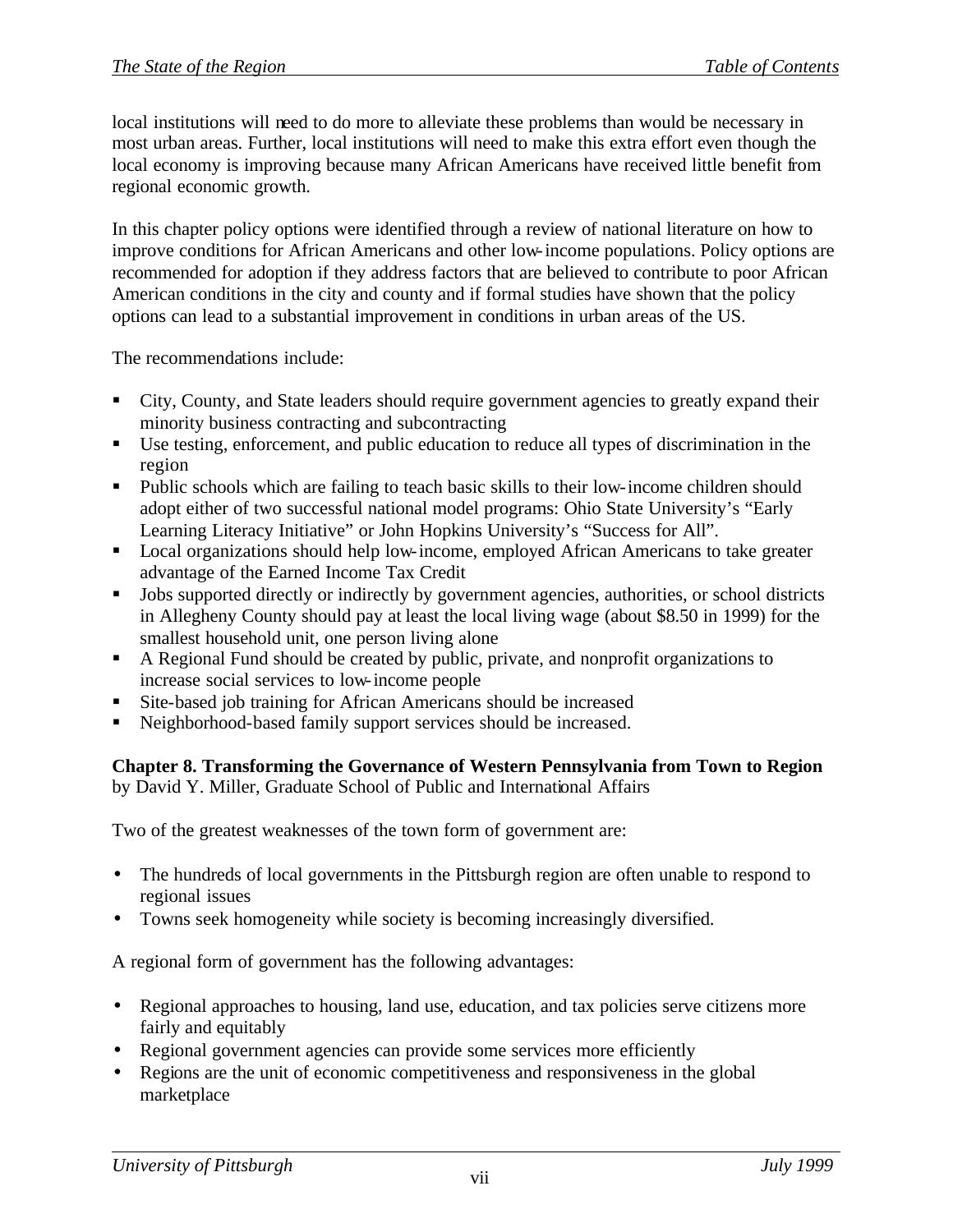local institutions will need to do more to alleviate these problems than would be necessary in most urban areas. Further, local institutions will need to make this extra effort even though the local economy is improving because many African Americans have received little benefit from regional economic growth.

In this chapter policy options were identified through a review of national literature on how to improve conditions for African Americans and other low-income populations. Policy options are recommended for adoption if they address factors that are believed to contribute to poor African American conditions in the city and county and if formal studies have shown that the policy options can lead to a substantial improvement in conditions in urban areas of the US.

The recommendations include:

- City, County, and State leaders should require government agencies to greatly expand their minority business contracting and subcontracting
- Use testing, enforcement, and public education to reduce all types of discrimination in the region
- Public schools which are failing to teach basic skills to their low-income children should adopt either of two successful national model programs: Ohio State University's "Early Learning Literacy Initiative" or John Hopkins University's "Success for All".
- Local organizations should help low-income, employed African Americans to take greater advantage of the Earned Income Tax Credit
- Jobs supported directly or indirectly by government agencies, authorities, or school districts in Allegheny County should pay at least the local living wage (about $8.50 in 1999) for the smallest household unit, one person living alone
- A Regional Fund should be created by public, private, and nonprofit organizations to increase social services to low-income people
- Site-based job training for African Americans should be increased
- Neighborhood-based family support services should be increased.

**Chapter 8. Transforming the Governance of Western Pennsylvania from Town to Region**
by David Y. Miller, Graduate School of Public and International Affairs

Two of the greatest weaknesses of the town form of government are:

- The hundreds of local governments in the Pittsburgh region are often unable to respond to regional issues
- Towns seek homogeneity while society is becoming increasingly diversified.

A regional form of government has the following advantages:

- Regional approaches to housing, land use, education, and tax policies serve citizens more fairly and equitably
- Regional government agencies can provide some services more efficiently
- Regions are the unit of economic competitiveness and responsiveness in the global marketplace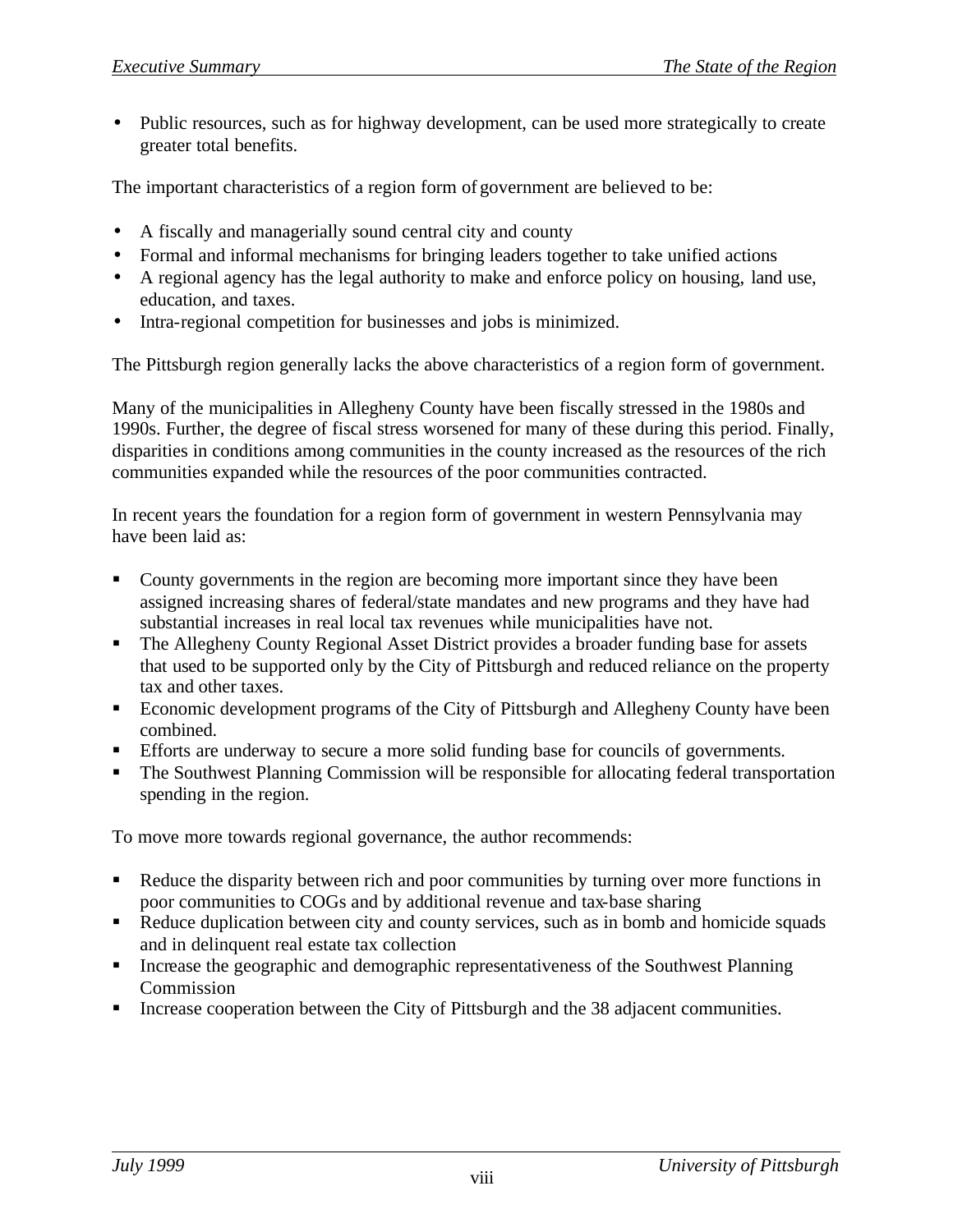- Public resources, such as for highway development, can be used more strategically to create greater total benefits.

The important characteristics of a region form of government are believed to be:

- A fiscally and managerially sound central city and county
- Formal and informal mechanisms for bringing leaders together to take unified actions
- A regional agency has the legal authority to make and enforce policy on housing, land use, education, and taxes.
- Intra-regional competition for businesses and jobs is minimized.

The Pittsburgh region generally lacks the above characteristics of a region form of government.

Many of the municipalities in Allegheny County have been fiscally stressed in the 1980s and 1990s. Further, the degree of fiscal stress worsened for many of these during this period. Finally, disparities in conditions among communities in the county increased as the resources of the rich communities expanded while the resources of the poor communities contracted.

In recent years the foundation for a region form of government in western Pennsylvania may have been laid as:

- County governments in the region are becoming more important since they have been assigned increasing shares of federal/state mandates and new programs and they have had substantial increases in real local tax revenues while municipalities have not.
- The Allegheny County Regional Asset District provides a broader funding base for assets that used to be supported only by the City of Pittsburgh and reduced reliance on the property tax and other taxes.
- Economic development programs of the City of Pittsburgh and Allegheny County have been combined.
- Efforts are underway to secure a more solid funding base for councils of governments.
- The Southwest Planning Commission will be responsible for allocating federal transportation spending in the region.

To move more towards regional governance, the author recommends:

- Reduce the disparity between rich and poor communities by turning over more functions in poor communities to COGs and by additional revenue and tax-base sharing
- Reduce duplication between city and county services, such as in bomb and homicide squads and in delinquent real estate tax collection
- Increase the geographic and demographic representativeness of the Southwest Planning Commission
- Increase cooperation between the City of Pittsburgh and the 38 adjacent communities.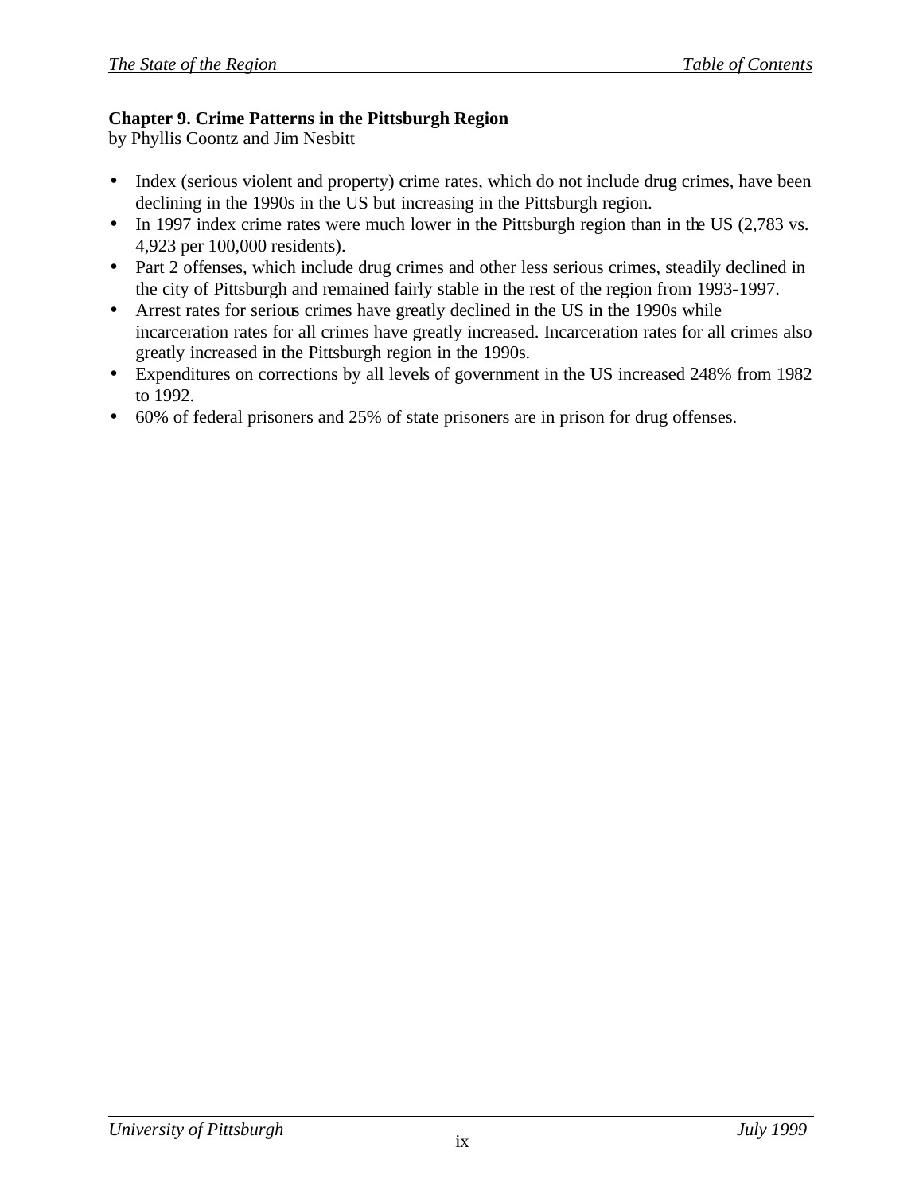**Chapter 9. Crime Patterns in the Pittsburgh Region**
by Phyllis Coontz and Jim Nesbitt

- Index (serious violent and property) crime rates, which do not include drug crimes, have been declining in the 1990s in the US but increasing in the Pittsburgh region.
- In 1997 index crime rates were much lower in the Pittsburgh region than in the US (2,783 vs. 4,923 per 100,000 residents).
- Part 2 offenses, which include drug crimes and other less serious crimes, steadily declined in the city of Pittsburgh and remained fairly stable in the rest of the region from 1993-1997.
- Arrest rates for serious crimes have greatly declined in the US in the 1990s while incarceration rates for all crimes have greatly increased. Incarceration rates for all crimes also greatly increased in the Pittsburgh region in the 1990s.
- Expenditures on corrections by all levels of government in the US increased 248% from 1982 to 1992.
- 60% of federal prisoners and 25% of state prisoners are in prison for drug offenses.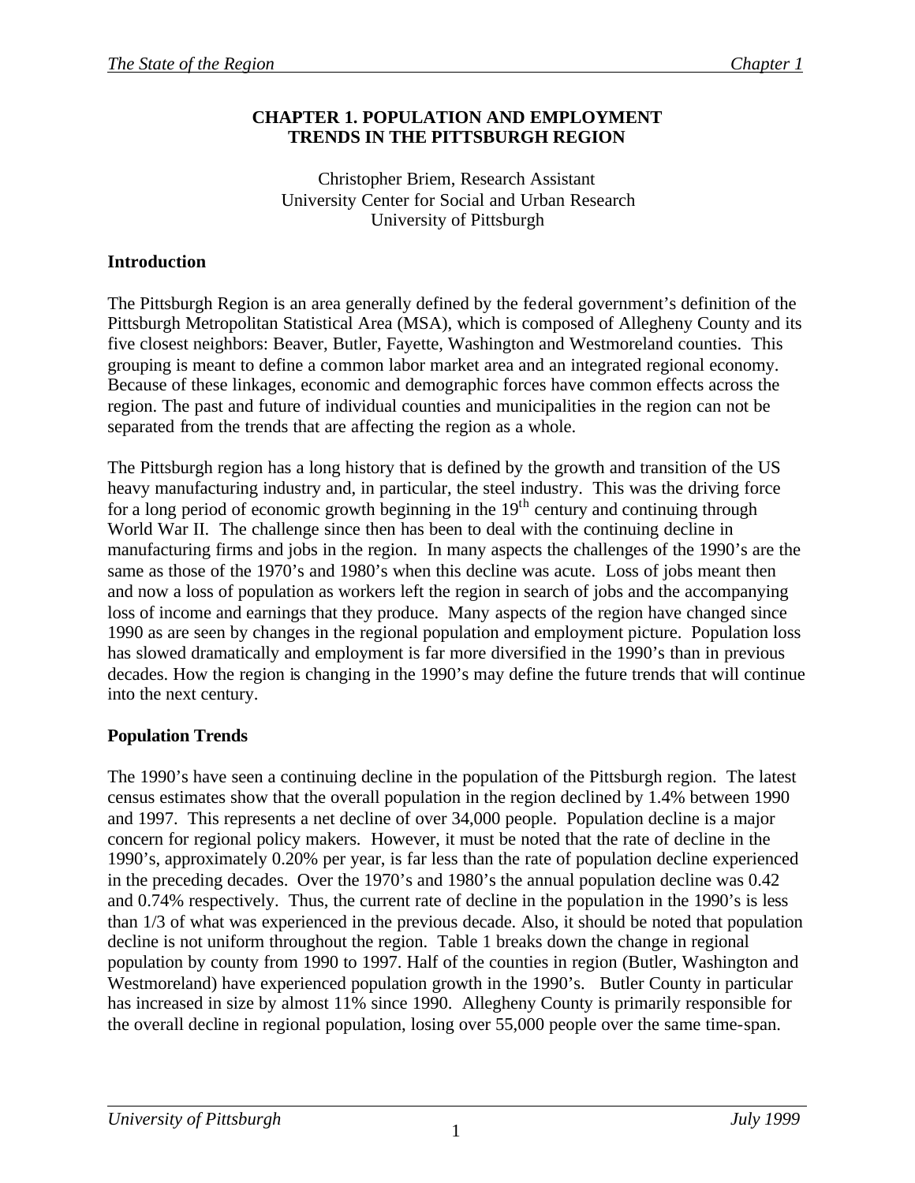# CHAPTER 1. POPULATION AND EMPLOYMENT TRENDS IN THE PITTSBURGH REGION

Christopher Briem, Research Assistant
University Center for Social and Urban Research
University of Pittsburgh

## Introduction

The Pittsburgh Region is an area generally defined by the federal government's definition of the Pittsburgh Metropolitan Statistical Area (MSA), which is composed of Allegheny County and its five closest neighbors: Beaver, Butler, Fayette, Washington and Westmoreland counties. This grouping is meant to define a common labor market area and an integrated regional economy. Because of these linkages, economic and demographic forces have common effects across the region. The past and future of individual counties and municipalities in the region can not be separated from the trends that are affecting the region as a whole.

The Pittsburgh region has a long history that is defined by the growth and transition of the US heavy manufacturing industry and, in particular, the steel industry. This was the driving force for a long period of economic growth beginning in the 19th century and continuing through World War II. The challenge since then has been to deal with the continuing decline in manufacturing firms and jobs in the region. In many aspects the challenges of the 1990's are the same as those of the 1970's and 1980's when this decline was acute. Loss of jobs meant then and now a loss of population as workers left the region in search of jobs and the accompanying loss of income and earnings that they produce. Many aspects of the region have changed since 1990 as are seen by changes in the regional population and employment picture. Population loss has slowed dramatically and employment is far more diversified in the 1990's than in previous decades. How the region is changing in the 1990's may define the future trends that will continue into the next century.

## Population Trends

The 1990's have seen a continuing decline in the population of the Pittsburgh region. The latest census estimates show that the overall population in the region declined by 1.4% between 1990 and 1997. This represents a net decline of over 34,000 people. Population decline is a major concern for regional policy makers. However, it must be noted that the rate of decline in the 1990's, approximately 0.20% per year, is far less than the rate of population decline experienced in the preceding decades. Over the 1970's and 1980's the annual population decline was 0.42 and 0.74% respectively. Thus, the current rate of decline in the population in the 1990's is less than 1/3 of what was experienced in the previous decade. Also, it should be noted that population decline is not uniform throughout the region. Table 1 breaks down the change in regional population by county from 1990 to 1997. Half of the counties in region (Butler, Washington and Westmoreland) have experienced population growth in the 1990's. Butler County in particular has increased in size by almost 11% since 1990. Allegheny County is primarily responsible for the overall decline in regional population, losing over 55,000 people over the same time-span.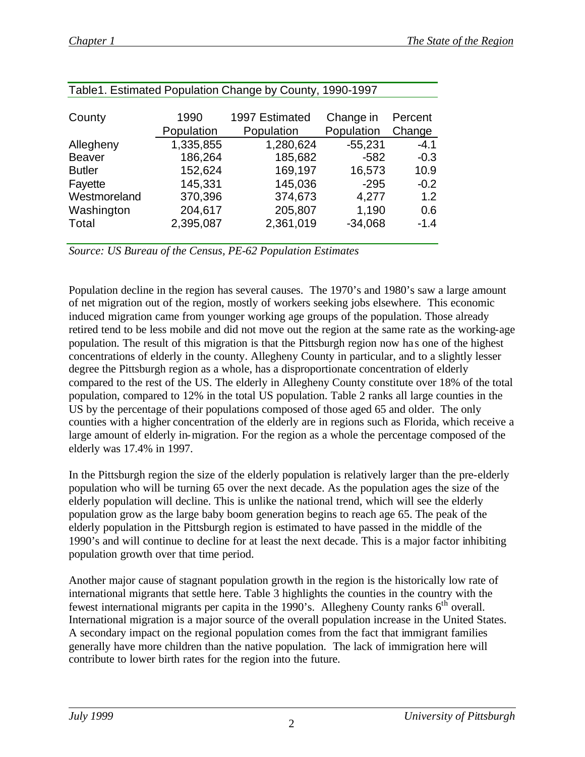Table1. Estimated Population Change by County, 1990-1997

| County | 1990 Population | 1997 Estimated Population | Change in Population | Percent Change |
|---|---|---|---|---|
| Allegheny | 1,335,855 | 1,280,624 | -55,231 | -4.1 |
| Beaver | 186,264 | 185,682 | -582 | -0.3 |
| Butler | 152,624 | 169,197 | 16,573 | 10.9 |
| Fayette | 145,331 | 145,036 | -295 | -0.2 |
| Westmoreland | 370,396 | 374,673 | 4,277 | 1.2 |
| Washington | 204,617 | 205,807 | 1,190 | 0.6 |
| Total | 2,395,087 | 2,361,019 | -34,068 | -1.4 |

*Source: US Bureau of the Census, PE-62 Population Estimates*

Population decline in the region has several causes. The 1970's and 1980's saw a large amount of net migration out of the region, mostly of workers seeking jobs elsewhere. This economic induced migration came from younger working age groups of the population. Those already retired tend to be less mobile and did not move out the region at the same rate as the working-age population. The result of this migration is that the Pittsburgh region now has one of the highest concentrations of elderly in the county. Allegheny County in particular, and to a slightly lesser degree the Pittsburgh region as a whole, has a disproportionate concentration of elderly compared to the rest of the US. The elderly in Allegheny County constitute over 18% of the total population, compared to 12% in the total US population. Table 2 ranks all large counties in the US by the percentage of their populations composed of those aged 65 and older. The only counties with a higher concentration of the elderly are in regions such as Florida, which receive a large amount of elderly in-migration. For the region as a whole the percentage composed of the elderly was 17.4% in 1997.

In the Pittsburgh region the size of the elderly population is relatively larger than the pre-elderly population who will be turning 65 over the next decade. As the population ages the size of the elderly population will decline. This is unlike the national trend, which will see the elderly population grow as the large baby boom generation begins to reach age 65. The peak of the elderly population in the Pittsburgh region is estimated to have passed in the middle of the 1990's and will continue to decline for at least the next decade. This is a major factor inhibiting population growth over that time period.

Another major cause of stagnant population growth in the region is the historically low rate of international migrants that settle here. Table 3 highlights the counties in the country with the fewest international migrants per capita in the 1990's. Allegheny County ranks 6th overall. International migration is a major source of the overall population increase in the United States. A secondary impact on the regional population comes from the fact that immigrant families generally have more children than the native population. The lack of immigration here will contribute to lower birth rates for the region into the future.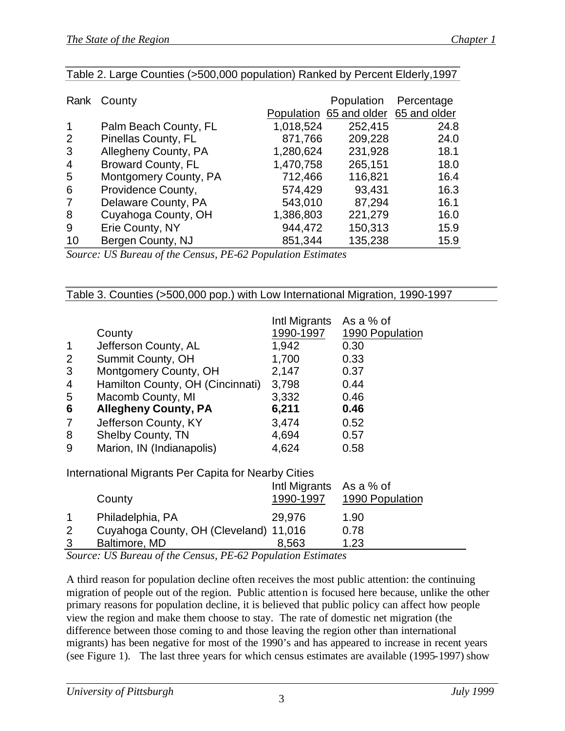Table 2. Large Counties (>500,000 population) Ranked by Percent Elderly,1997

| Rank | County | Population | Population 65 and older | Percentage 65 and older |
|---|---|---|---|---|
| 1 | Palm Beach County, FL | 1,018,524 | 252,415 | 24.8 |
| 2 | Pinellas County, FL | 871,766 | 209,228 | 24.0 |
| 3 | Allegheny County, PA | 1,280,624 | 231,928 | 18.1 |
| 4 | Broward County, FL | 1,470,758 | 265,151 | 18.0 |
| 5 | Montgomery County, PA | 712,466 | 116,821 | 16.4 |
| 6 | Providence County, | 574,429 | 93,431 | 16.3 |
| 7 | Delaware County, PA | 543,010 | 87,294 | 16.1 |
| 8 | Cuyahoga County, OH | 1,386,803 | 221,279 | 16.0 |
| 9 | Erie County, NY | 944,472 | 150,313 | 15.9 |
| 10 | Bergen County, NJ | 851,344 | 135,238 | 15.9 |

*Source: US Bureau of the Census, PE-62 Population Estimates*

Table 3. Counties (>500,000 pop.) with Low International Migration, 1990-1997

| | County | Intl Migrants 1990-1997 | As a % of 1990 Population |
|---|---|---|---|
| 1 | Jefferson County, AL | 1,942 | 0.30 |
| 2 | Summit County, OH | 1,700 | 0.33 |
| 3 | Montgomery County, OH | 2,147 | 0.37 |
| 4 | Hamilton County, OH (Cincinnati) | 3,798 | 0.44 |
| 5 | Macomb County, MI | 3,332 | 0.46 |
| **6** | **Allegheny County, PA** | **6,211** | **0.46** |
| 7 | Jefferson County, KY | 3,474 | 0.52 |
| 8 | Shelby County, TN | 4,694 | 0.57 |
| 9 | Marion, IN (Indianapolis) | 4,624 | 0.58 |

International Migrants Per Capita for Nearby Cities

| | County | Intl Migrants 1990-1997 | As a % of 1990 Population |
|---|---|---|---|
| 1 | Philadelphia, PA | 29,976 | 1.90 |
| 2 | Cuyahoga County, OH (Cleveland) | 11,016 | 0.78 |
| 3 | Baltimore, MD | 8,563 | 1.23 |

*Source: US Bureau of the Census, PE-62 Population Estimates*

A third reason for population decline often receives the most public attention: the continuing migration of people out of the region. Public attention is focused here because, unlike the other primary reasons for population decline, it is believed that public policy can affect how people view the region and make them choose to stay. The rate of domestic net migration (the difference between those coming to and those leaving the region other than international migrants) has been negative for most of the 1990's and has appeared to increase in recent years (see Figure 1). The last three years for which census estimates are available (1995-1997) show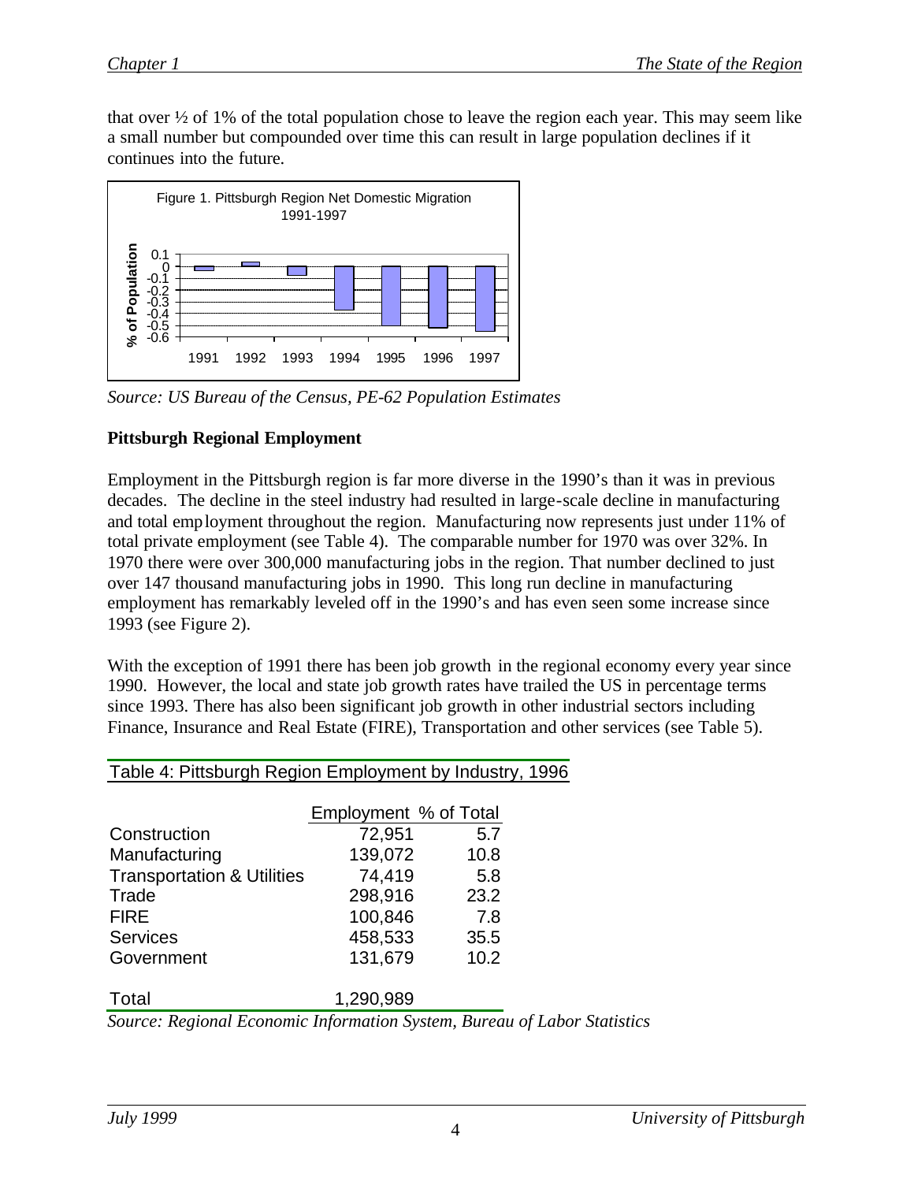that over ½ of 1% of the total population chose to leave the region each year. This may seem like a small number but compounded over time this can result in large population declines if it continues into the future.

Figure 1. Pittsburgh Region Net Domestic Migration 1991-1997

*Source: US Bureau of the Census, PE-62 Population Estimates*

**Pittsburgh Regional Employment**

Employment in the Pittsburgh region is far more diverse in the 1990's than it was in previous decades. The decline in the steel industry had resulted in large-scale decline in manufacturing and total employment throughout the region. Manufacturing now represents just under 11% of total private employment (see Table 4). The comparable number for 1970 was over 32%. In 1970 there were over 300,000 manufacturing jobs in the region. That number declined to just over 147 thousand manufacturing jobs in 1990. This long run decline in manufacturing employment has remarkably leveled off in the 1990's and has even seen some increase since 1993 (see Figure 2).

With the exception of 1991 there has been job growth in the regional economy every year since 1990. However, the local and state job growth rates have trailed the US in percentage terms since 1993. There has also been significant job growth in other industrial sectors including Finance, Insurance and Real Estate (FIRE), Transportation and other services (see Table 5).

Table 4: Pittsburgh Region Employment by Industry, 1996

| | Employment | % of Total |
|---|---|---|
| Construction | 72,951 | 5.7 |
| Manufacturing | 139,072 | 10.8 |
| Transportation & Utilities | 74,419 | 5.8 |
| Trade | 298,916 | 23.2 |
| FIRE | 100,846 | 7.8 |
| Services | 458,533 | 35.5 |
| Government | 131,679 | 10.2 |
| Total | 1,290,989 | |

*Source: Regional Economic Information System, Bureau of Labor Statistics*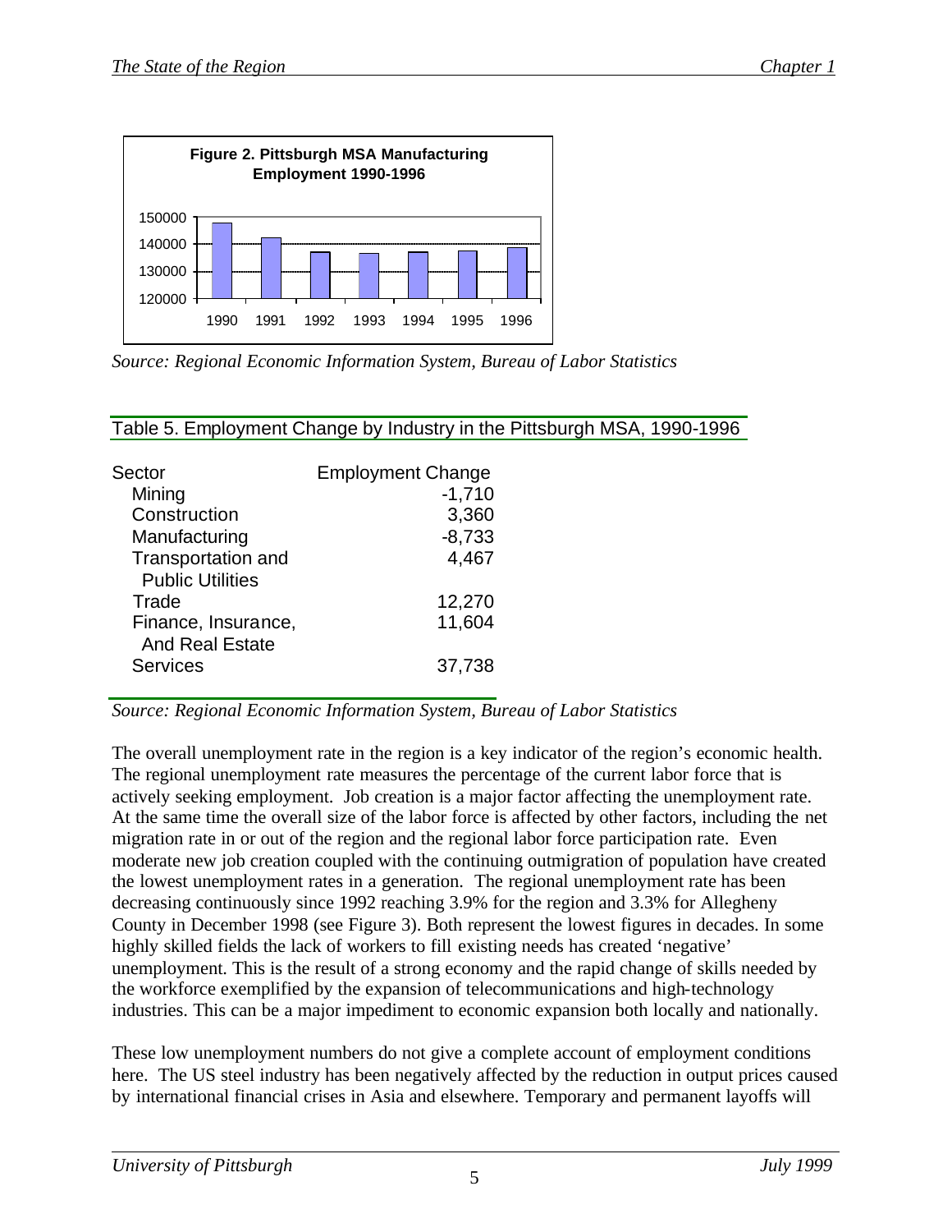**Figure 2. Pittsburgh MSA Manufacturing Employment 1990-1996**

*Source: Regional Economic Information System, Bureau of Labor Statistics*

Table 5. Employment Change by Industry in the Pittsburgh MSA, 1990-1996

| Sector | Employment Change |
|---|---|
| Mining | -1,710 |
| Construction | 3,360 |
| Manufacturing | -8,733 |
| Transportation and Public Utilities | 4,467 |
| Trade | 12,270 |
| Finance, Insurance, And Real Estate | 11,604 |
| Services | 37,738 |

*Source: Regional Economic Information System, Bureau of Labor Statistics*

The overall unemployment rate in the region is a key indicator of the region's economic health. The regional unemployment rate measures the percentage of the current labor force that is actively seeking employment. Job creation is a major factor affecting the unemployment rate. At the same time the overall size of the labor force is affected by other factors, including the net migration rate in or out of the region and the regional labor force participation rate. Even moderate new job creation coupled with the continuing outmigration of population have created the lowest unemployment rates in a generation. The regional unemployment rate has been decreasing continuously since 1992 reaching 3.9% for the region and 3.3% for Allegheny County in December 1998 (see Figure 3). Both represent the lowest figures in decades. In some highly skilled fields the lack of workers to fill existing needs has created 'negative' unemployment. This is the result of a strong economy and the rapid change of skills needed by the workforce exemplified by the expansion of telecommunications and high-technology industries. This can be a major impediment to economic expansion both locally and nationally.

These low unemployment numbers do not give a complete account of employment conditions here. The US steel industry has been negatively affected by the reduction in output prices caused by international financial crises in Asia and elsewhere. Temporary and permanent layoffs will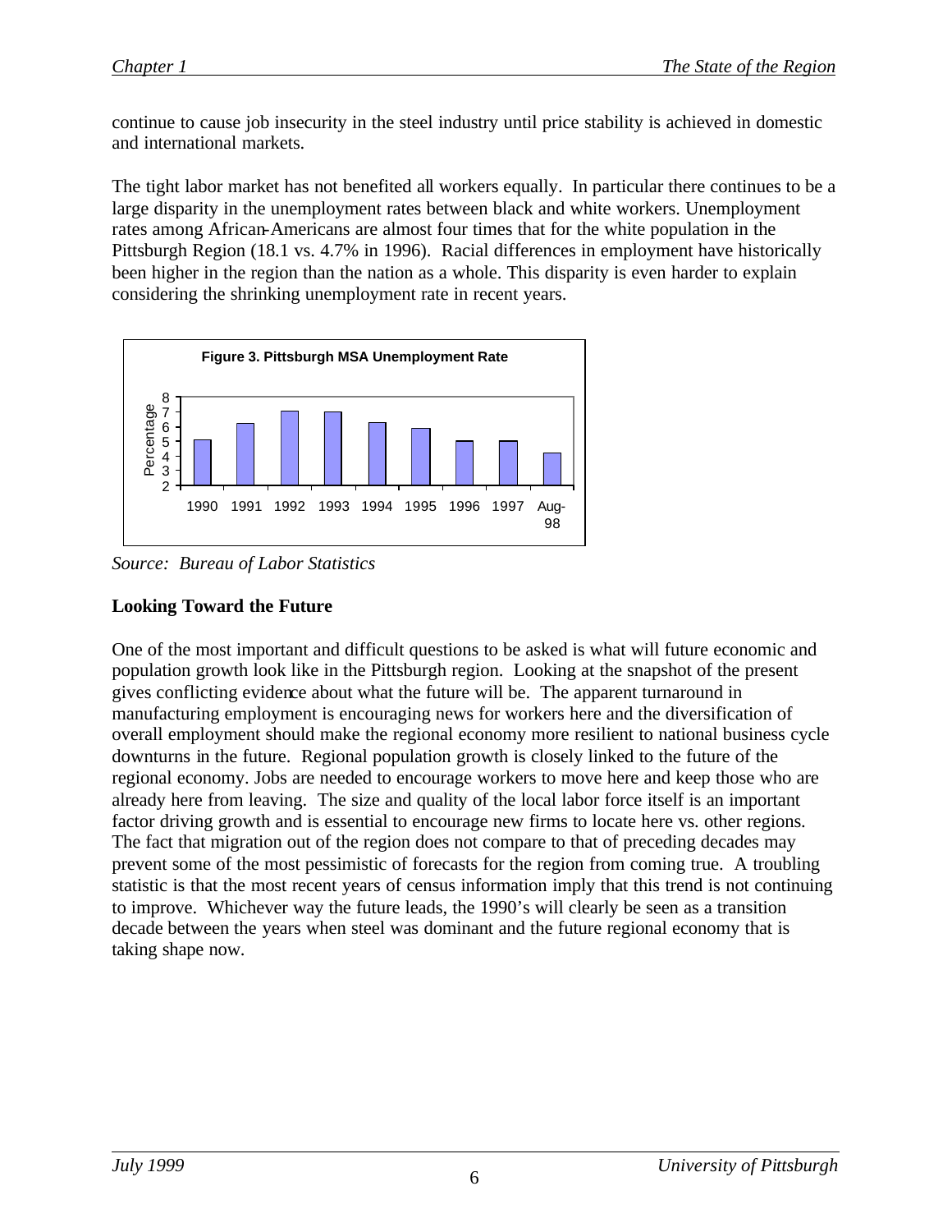continue to cause job insecurity in the steel industry until price stability is achieved in domestic and international markets.

The tight labor market has not benefited all workers equally. In particular there continues to be a large disparity in the unemployment rates between black and white workers. Unemployment rates among African-Americans are almost four times that for the white population in the Pittsburgh Region (18.1 vs. 4.7% in 1996). Racial differences in employment have historically been higher in the region than the nation as a whole. This disparity is even harder to explain considering the shrinking unemployment rate in recent years.

**Figure 3. Pittsburgh MSA Unemployment Rate**

*Source: Bureau of Labor Statistics*

**Looking Toward the Future**

One of the most important and difficult questions to be asked is what will future economic and population growth look like in the Pittsburgh region. Looking at the snapshot of the present gives conflicting evidence about what the future will be. The apparent turnaround in manufacturing employment is encouraging news for workers here and the diversification of overall employment should make the regional economy more resilient to national business cycle downturns in the future. Regional population growth is closely linked to the future of the regional economy. Jobs are needed to encourage workers to move here and keep those who are already here from leaving. The size and quality of the local labor force itself is an important factor driving growth and is essential to encourage new firms to locate here vs. other regions. The fact that migration out of the region does not compare to that of preceding decades may prevent some of the most pessimistic of forecasts for the region from coming true. A troubling statistic is that the most recent years of census information imply that this trend is not continuing to improve. Whichever way the future leads, the 1990's will clearly be seen as a transition decade between the years when steel was dominant and the future regional economy that is taking shape now.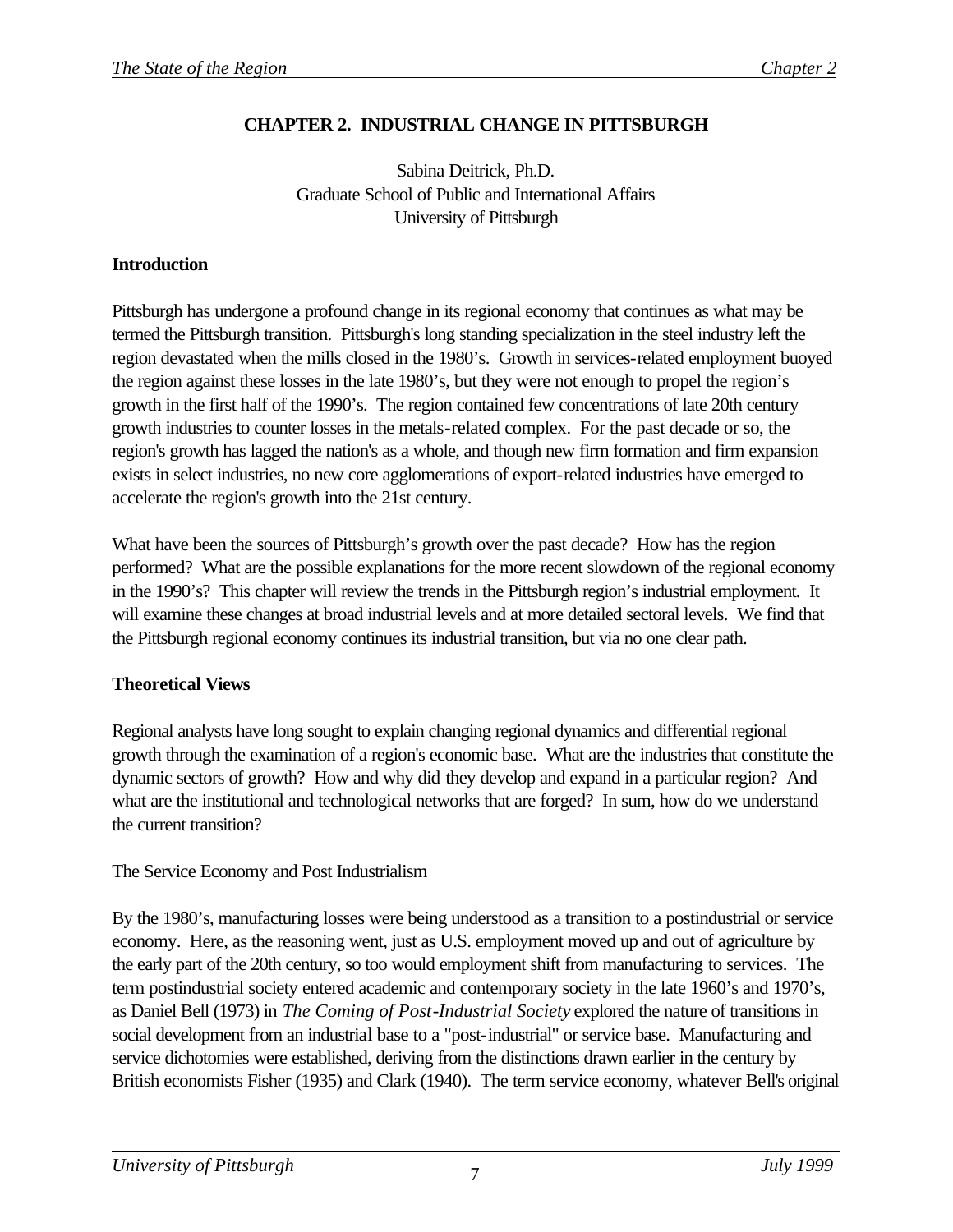# CHAPTER 2. INDUSTRIAL CHANGE IN PITTSBURGH

Sabina Deitrick, Ph.D.
Graduate School of Public and International Affairs
University of Pittsburgh

## Introduction

Pittsburgh has undergone a profound change in its regional economy that continues as what may be termed the Pittsburgh transition. Pittsburgh's long standing specialization in the steel industry left the region devastated when the mills closed in the 1980's. Growth in services-related employment buoyed the region against these losses in the late 1980's, but they were not enough to propel the region's growth in the first half of the 1990's. The region contained few concentrations of late 20th century growth industries to counter losses in the metals-related complex. For the past decade or so, the region's growth has lagged the nation's as a whole, and though new firm formation and firm expansion exists in select industries, no new core agglomerations of export-related industries have emerged to accelerate the region's growth into the 21st century.

What have been the sources of Pittsburgh's growth over the past decade? How has the region performed? What are the possible explanations for the more recent slowdown of the regional economy in the 1990's? This chapter will review the trends in the Pittsburgh region's industrial employment. It will examine these changes at broad industrial levels and at more detailed sectoral levels. We find that the Pittsburgh regional economy continues its industrial transition, but via no one clear path.

## Theoretical Views

Regional analysts have long sought to explain changing regional dynamics and differential regional growth through the examination of a region's economic base. What are the industries that constitute the dynamic sectors of growth? How and why did they develop and expand in a particular region? And what are the institutional and technological networks that are forged? In sum, how do we understand the current transition?

### The Service Economy and Post Industrialism

By the 1980's, manufacturing losses were being understood as a transition to a postindustrial or service economy. Here, as the reasoning went, just as U.S. employment moved up and out of agriculture by the early part of the 20th century, so too would employment shift from manufacturing to services. The term postindustrial society entered academic and contemporary society in the late 1960's and 1970's, as Daniel Bell (1973) in *The Coming of Post-Industrial Society* explored the nature of transitions in social development from an industrial base to a "post-industrial" or service base. Manufacturing and service dichotomies were established, deriving from the distinctions drawn earlier in the century by British economists Fisher (1935) and Clark (1940). The term service economy, whatever Bell's original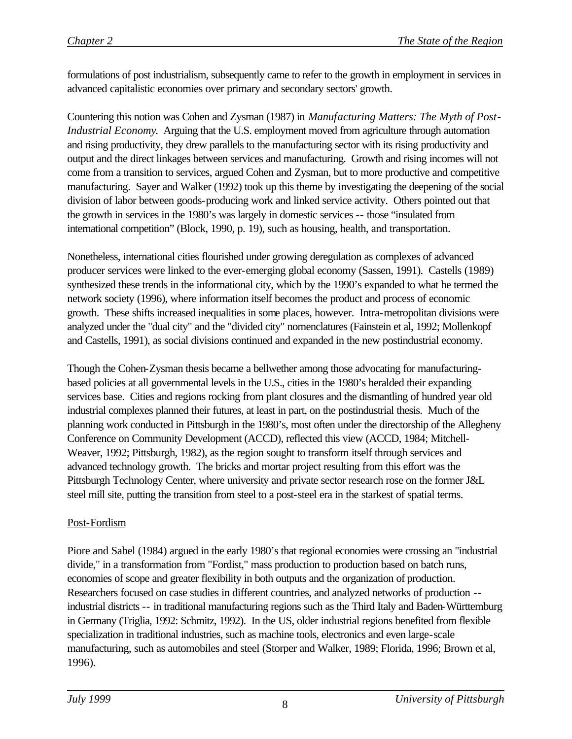formulations of post industrialism, subsequently came to refer to the growth in employment in services in advanced capitalistic economies over primary and secondary sectors' growth.

Countering this notion was Cohen and Zysman (1987) in *Manufacturing Matters: The Myth of Post-Industrial Economy.* Arguing that the U.S. employment moved from agriculture through automation and rising productivity, they drew parallels to the manufacturing sector with its rising productivity and output and the direct linkages between services and manufacturing. Growth and rising incomes will not come from a transition to services, argued Cohen and Zysman, but to more productive and competitive manufacturing. Sayer and Walker (1992) took up this theme by investigating the deepening of the social division of labor between goods-producing work and linked service activity. Others pointed out that the growth in services in the 1980's was largely in domestic services -- those "insulated from international competition" (Block, 1990, p. 19), such as housing, health, and transportation.

Nonetheless, international cities flourished under growing deregulation as complexes of advanced producer services were linked to the ever-emerging global economy (Sassen, 1991). Castells (1989) synthesized these trends in the informational city, which by the 1990's expanded to what he termed the network society (1996), where information itself becomes the product and process of economic growth. These shifts increased inequalities in some places, however. Intra-metropolitan divisions were analyzed under the "dual city" and the "divided city" nomenclatures (Fainstein et al, 1992; Mollenkopf and Castells, 1991), as social divisions continued and expanded in the new postindustrial economy.

Though the Cohen-Zysman thesis became a bellwether among those advocating for manufacturing-based policies at all governmental levels in the U.S., cities in the 1980's heralded their expanding services base. Cities and regions rocking from plant closures and the dismantling of hundred year old industrial complexes planned their futures, at least in part, on the postindustrial thesis. Much of the planning work conducted in Pittsburgh in the 1980's, most often under the directorship of the Allegheny Conference on Community Development (ACCD), reflected this view (ACCD, 1984; Mitchell-Weaver, 1992; Pittsburgh, 1982), as the region sought to transform itself through services and advanced technology growth. The bricks and mortar project resulting from this effort was the Pittsburgh Technology Center, where university and private sector research rose on the former J&L steel mill site, putting the transition from steel to a post-steel era in the starkest of spatial terms.

### Post-Fordism

Piore and Sabel (1984) argued in the early 1980's that regional economies were crossing an "industrial divide," in a transformation from "Fordist," mass production to production based on batch runs, economies of scope and greater flexibility in both outputs and the organization of production. Researchers focused on case studies in different countries, and analyzed networks of production -- industrial districts -- in traditional manufacturing regions such as the Third Italy and Baden-Württemburg in Germany (Triglia, 1992: Schmitz, 1992). In the US, older industrial regions benefited from flexible specialization in traditional industries, such as machine tools, electronics and even large-scale manufacturing, such as automobiles and steel (Storper and Walker, 1989; Florida, 1996; Brown et al, 1996).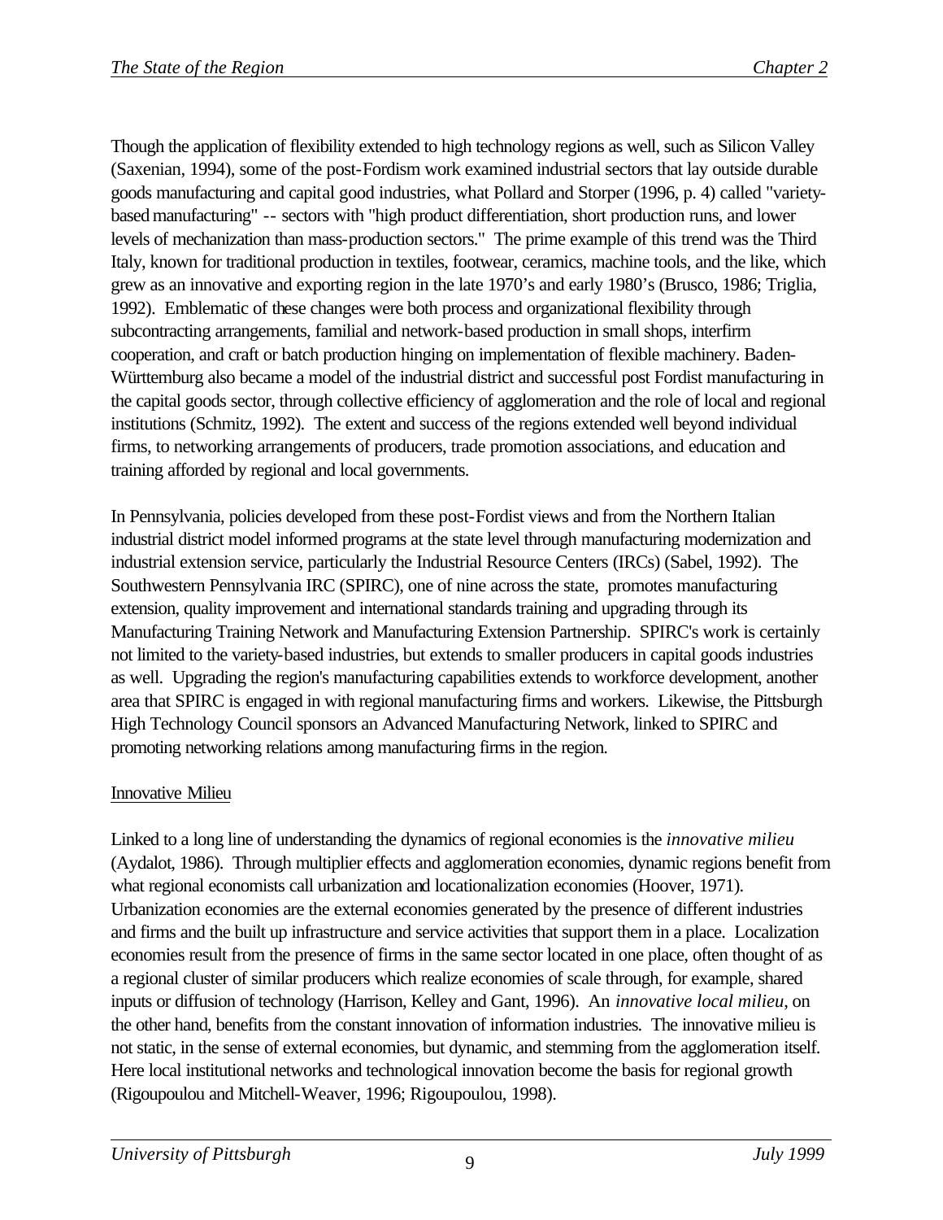Though the application of flexibility extended to high technology regions as well, such as Silicon Valley (Saxenian, 1994), some of the post-Fordism work examined industrial sectors that lay outside durable goods manufacturing and capital good industries, what Pollard and Storper (1996, p. 4) called "variety-based manufacturing" -- sectors with "high product differentiation, short production runs, and lower levels of mechanization than mass-production sectors." The prime example of this trend was the Third Italy, known for traditional production in textiles, footwear, ceramics, machine tools, and the like, which grew as an innovative and exporting region in the late 1970's and early 1980's (Brusco, 1986; Triglia, 1992). Emblematic of these changes were both process and organizational flexibility through subcontracting arrangements, familial and network-based production in small shops, interfirm cooperation, and craft or batch production hinging on implementation of flexible machinery. Baden-Württemburg also became a model of the industrial district and successful post Fordist manufacturing in the capital goods sector, through collective efficiency of agglomeration and the role of local and regional institutions (Schmitz, 1992). The extent and success of the regions extended well beyond individual firms, to networking arrangements of producers, trade promotion associations, and education and training afforded by regional and local governments.

In Pennsylvania, policies developed from these post-Fordist views and from the Northern Italian industrial district model informed programs at the state level through manufacturing modernization and industrial extension service, particularly the Industrial Resource Centers (IRCs) (Sabel, 1992). The Southwestern Pennsylvania IRC (SPIRC), one of nine across the state, promotes manufacturing extension, quality improvement and international standards training and upgrading through its Manufacturing Training Network and Manufacturing Extension Partnership. SPIRC's work is certainly not limited to the variety-based industries, but extends to smaller producers in capital goods industries as well. Upgrading the region's manufacturing capabilities extends to workforce development, another area that SPIRC is engaged in with regional manufacturing firms and workers. Likewise, the Pittsburgh High Technology Council sponsors an Advanced Manufacturing Network, linked to SPIRC and promoting networking relations among manufacturing firms in the region.

Innovative Milieu

Linked to a long line of understanding the dynamics of regional economies is the *innovative milieu* (Aydalot, 1986). Through multiplier effects and agglomeration economies, dynamic regions benefit from what regional economists call urbanization and locationalization economies (Hoover, 1971). Urbanization economies are the external economies generated by the presence of different industries and firms and the built up infrastructure and service activities that support them in a place. Localization economies result from the presence of firms in the same sector located in one place, often thought of as a regional cluster of similar producers which realize economies of scale through, for example, shared inputs or diffusion of technology (Harrison, Kelley and Gant, 1996). An *innovative local milieu*, on the other hand, benefits from the constant innovation of information industries. The innovative milieu is not static, in the sense of external economies, but dynamic, and stemming from the agglomeration itself. Here local institutional networks and technological innovation become the basis for regional growth (Rigoupoulou and Mitchell-Weaver, 1996; Rigoupoulou, 1998).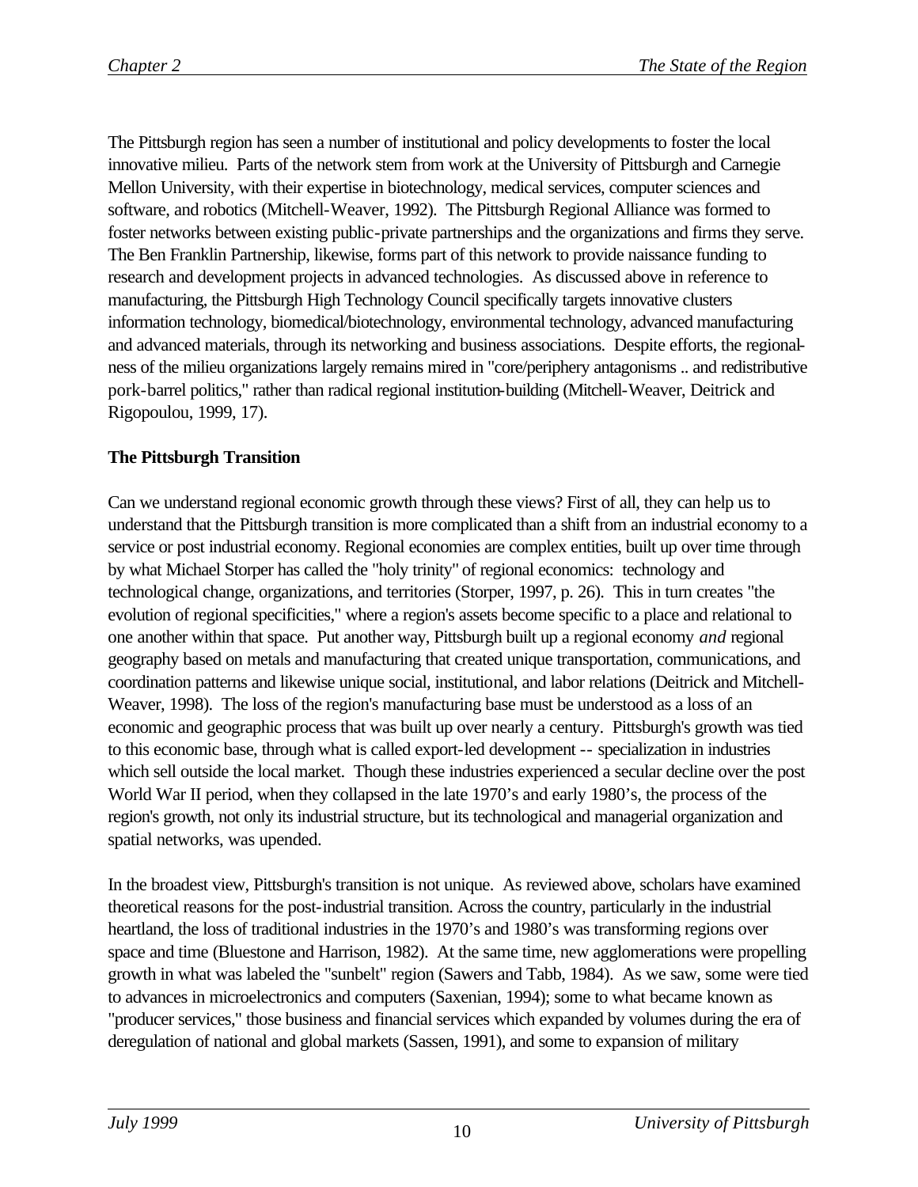The Pittsburgh region has seen a number of institutional and policy developments to foster the local innovative milieu. Parts of the network stem from work at the University of Pittsburgh and Carnegie Mellon University, with their expertise in biotechnology, medical services, computer sciences and software, and robotics (Mitchell-Weaver, 1992). The Pittsburgh Regional Alliance was formed to foster networks between existing public-private partnerships and the organizations and firms they serve. The Ben Franklin Partnership, likewise, forms part of this network to provide naissance funding to research and development projects in advanced technologies. As discussed above in reference to manufacturing, the Pittsburgh High Technology Council specifically targets innovative clusters information technology, biomedical/biotechnology, environmental technology, advanced manufacturing and advanced materials, through its networking and business associations. Despite efforts, the regional-ness of the milieu organizations largely remains mired in "core/periphery antagonisms .. and redistributive pork-barrel politics," rather than radical regional institution-building (Mitchell-Weaver, Deitrick and Rigopoulou, 1999, 17).

**The Pittsburgh Transition**

Can we understand regional economic growth through these views? First of all, they can help us to understand that the Pittsburgh transition is more complicated than a shift from an industrial economy to a service or post industrial economy. Regional economies are complex entities, built up over time through by what Michael Storper has called the "holy trinity" of regional economics: technology and technological change, organizations, and territories (Storper, 1997, p. 26). This in turn creates "the evolution of regional specificities," where a region's assets become specific to a place and relational to one another within that space. Put another way, Pittsburgh built up a regional economy *and* regional geography based on metals and manufacturing that created unique transportation, communications, and coordination patterns and likewise unique social, institutional, and labor relations (Deitrick and Mitchell-Weaver, 1998). The loss of the region's manufacturing base must be understood as a loss of an economic and geographic process that was built up over nearly a century. Pittsburgh's growth was tied to this economic base, through what is called export-led development -- specialization in industries which sell outside the local market. Though these industries experienced a secular decline over the post World War II period, when they collapsed in the late 1970's and early 1980's, the process of the region's growth, not only its industrial structure, but its technological and managerial organization and spatial networks, was upended.

In the broadest view, Pittsburgh's transition is not unique. As reviewed above, scholars have examined theoretical reasons for the post-industrial transition. Across the country, particularly in the industrial heartland, the loss of traditional industries in the 1970's and 1980's was transforming regions over space and time (Bluestone and Harrison, 1982). At the same time, new agglomerations were propelling growth in what was labeled the "sunbelt" region (Sawers and Tabb, 1984). As we saw, some were tied to advances in microelectronics and computers (Saxenian, 1994); some to what became known as "producer services," those business and financial services which expanded by volumes during the era of deregulation of national and global markets (Sassen, 1991), and some to expansion of military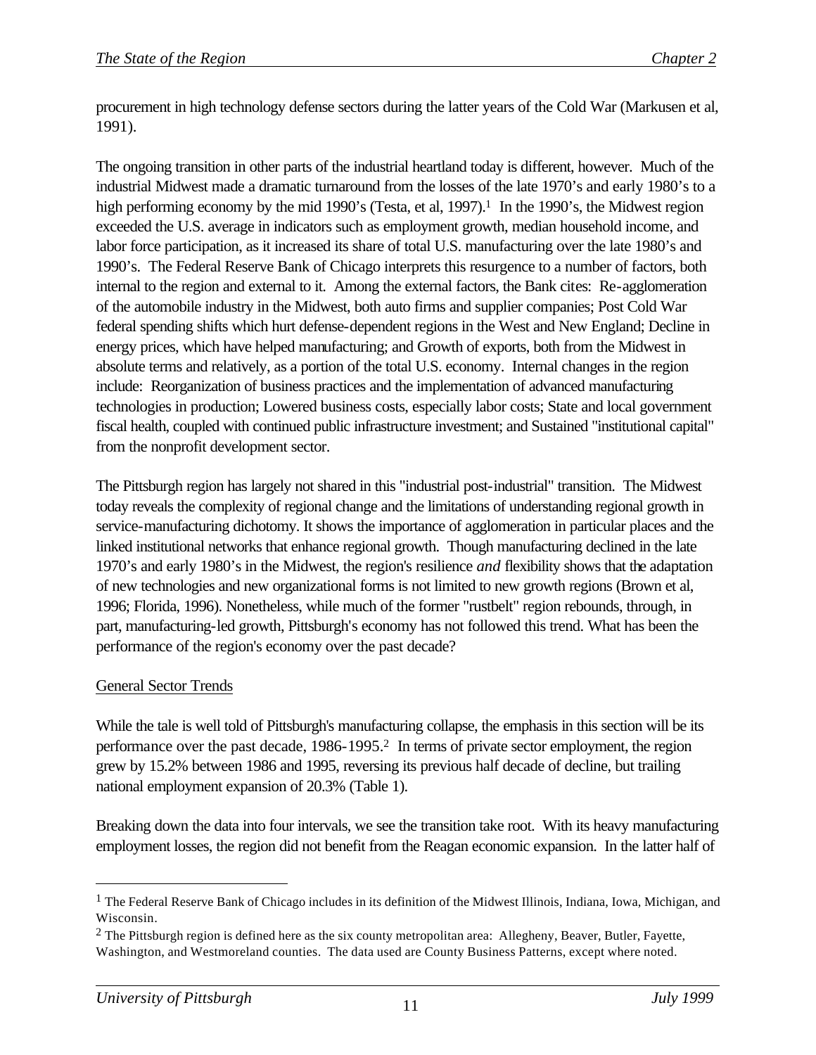procurement in high technology defense sectors during the latter years of the Cold War (Markusen et al, 1991).

The ongoing transition in other parts of the industrial heartland today is different, however. Much of the industrial Midwest made a dramatic turnaround from the losses of the late 1970's and early 1980's to a high performing economy by the mid 1990's (Testa, et al, 1997).[1] In the 1990's, the Midwest region exceeded the U.S. average in indicators such as employment growth, median household income, and labor force participation, as it increased its share of total U.S. manufacturing over the late 1980's and 1990's. The Federal Reserve Bank of Chicago interprets this resurgence to a number of factors, both internal to the region and external to it. Among the external factors, the Bank cites: Re-agglomeration of the automobile industry in the Midwest, both auto firms and supplier companies; Post Cold War federal spending shifts which hurt defense-dependent regions in the West and New England; Decline in energy prices, which have helped manufacturing; and Growth of exports, both from the Midwest in absolute terms and relatively, as a portion of the total U.S. economy. Internal changes in the region include: Reorganization of business practices and the implementation of advanced manufacturing technologies in production; Lowered business costs, especially labor costs; State and local government fiscal health, coupled with continued public infrastructure investment; and Sustained "institutional capital" from the nonprofit development sector.

The Pittsburgh region has largely not shared in this "industrial post-industrial" transition. The Midwest today reveals the complexity of regional change and the limitations of understanding regional growth in service-manufacturing dichotomy. It shows the importance of agglomeration in particular places and the linked institutional networks that enhance regional growth. Though manufacturing declined in the late 1970's and early 1980's in the Midwest, the region's resilience *and* flexibility shows that the adaptation of new technologies and new organizational forms is not limited to new growth regions (Brown et al, 1996; Florida, 1996). Nonetheless, while much of the former "rustbelt" region rebounds, through, in part, manufacturing-led growth, Pittsburgh's economy has not followed this trend. What has been the performance of the region's economy over the past decade?

## General Sector Trends

While the tale is well told of Pittsburgh's manufacturing collapse, the emphasis in this section will be its performance over the past decade, 1986-1995.[2] In terms of private sector employment, the region grew by 15.2% between 1986 and 1995, reversing its previous half decade of decline, but trailing national employment expansion of 20.3% (Table 1).

Breaking down the data into four intervals, we see the transition take root. With its heavy manufacturing employment losses, the region did not benefit from the Reagan economic expansion. In the latter half of

---

[1] The Federal Reserve Bank of Chicago includes in its definition of the Midwest Illinois, Indiana, Iowa, Michigan, and Wisconsin.

[2] The Pittsburgh region is defined here as the six county metropolitan area: Allegheny, Beaver, Butler, Fayette, Washington, and Westmoreland counties. The data used are County Business Patterns, except where noted.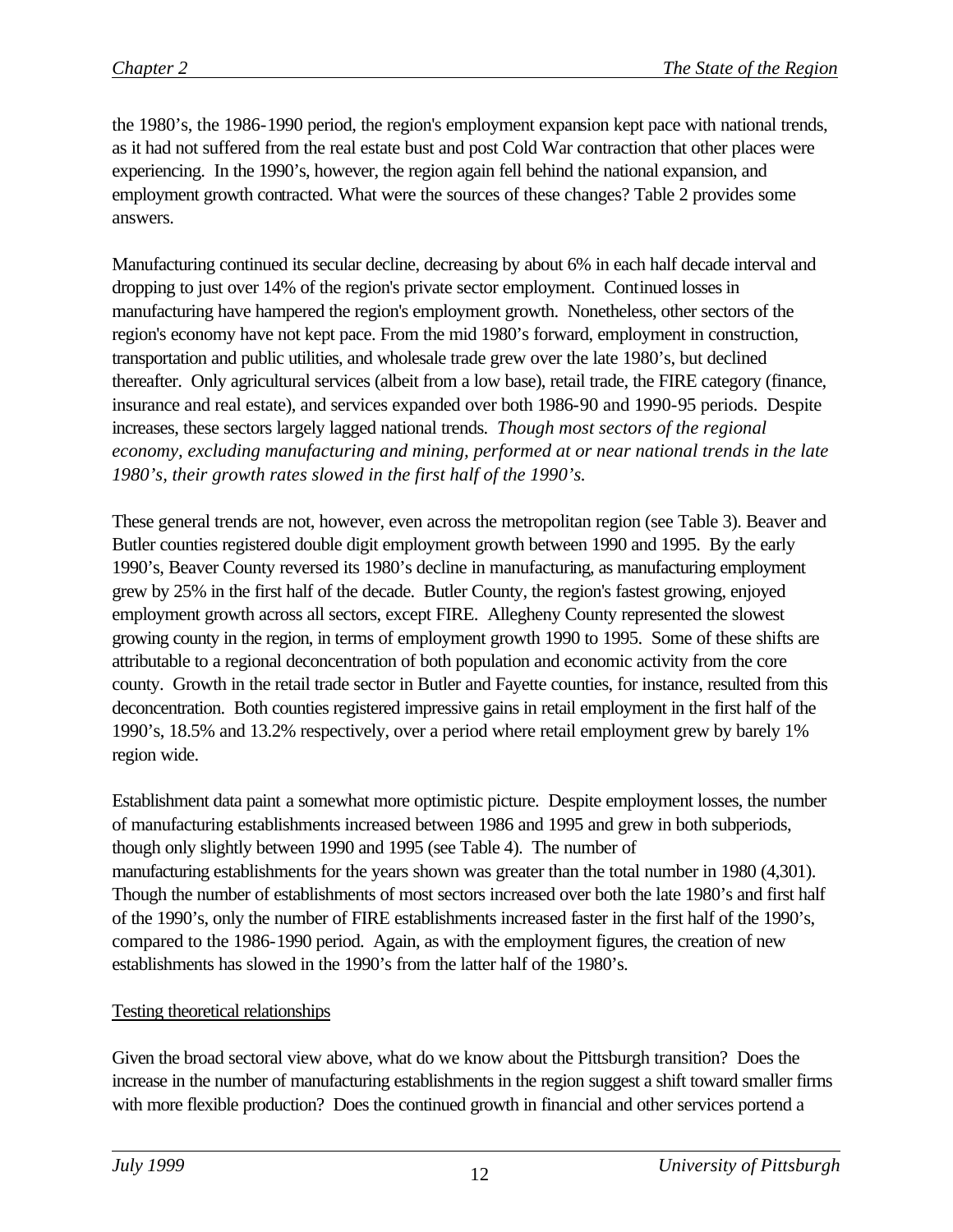the 1980's, the 1986-1990 period, the region's employment expansion kept pace with national trends, as it had not suffered from the real estate bust and post Cold War contraction that other places were experiencing. In the 1990's, however, the region again fell behind the national expansion, and employment growth contracted. What were the sources of these changes? Table 2 provides some answers.

Manufacturing continued its secular decline, decreasing by about 6% in each half decade interval and dropping to just over 14% of the region's private sector employment. Continued losses in manufacturing have hampered the region's employment growth. Nonetheless, other sectors of the region's economy have not kept pace. From the mid 1980's forward, employment in construction, transportation and public utilities, and wholesale trade grew over the late 1980's, but declined thereafter. Only agricultural services (albeit from a low base), retail trade, the FIRE category (finance, insurance and real estate), and services expanded over both 1986-90 and 1990-95 periods. Despite increases, these sectors largely lagged national trends. *Though most sectors of the regional economy, excluding manufacturing and mining, performed at or near national trends in the late 1980's, their growth rates slowed in the first half of the 1990's.*

These general trends are not, however, even across the metropolitan region (see Table 3). Beaver and Butler counties registered double digit employment growth between 1990 and 1995. By the early 1990's, Beaver County reversed its 1980's decline in manufacturing, as manufacturing employment grew by 25% in the first half of the decade. Butler County, the region's fastest growing, enjoyed employment growth across all sectors, except FIRE. Allegheny County represented the slowest growing county in the region, in terms of employment growth 1990 to 1995. Some of these shifts are attributable to a regional deconcentration of both population and economic activity from the core county. Growth in the retail trade sector in Butler and Fayette counties, for instance, resulted from this deconcentration. Both counties registered impressive gains in retail employment in the first half of the 1990's, 18.5% and 13.2% respectively, over a period where retail employment grew by barely 1% region wide.

Establishment data paint a somewhat more optimistic picture. Despite employment losses, the number of manufacturing establishments increased between 1986 and 1995 and grew in both subperiods, though only slightly between 1990 and 1995 (see Table 4). The number of manufacturing establishments for the years shown was greater than the total number in 1980 (4,301). Though the number of establishments of most sectors increased over both the late 1980's and first half of the 1990's, only the number of FIRE establishments increased faster in the first half of the 1990's, compared to the 1986-1990 period. Again, as with the employment figures, the creation of new establishments has slowed in the 1990's from the latter half of the 1980's.

Testing theoretical relationships

Given the broad sectoral view above, what do we know about the Pittsburgh transition? Does the increase in the number of manufacturing establishments in the region suggest a shift toward smaller firms with more flexible production? Does the continued growth in financial and other services portend a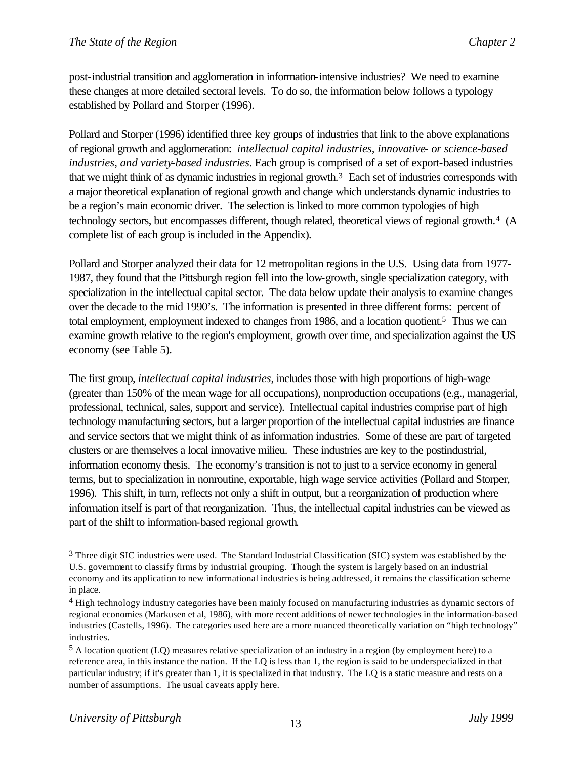post-industrial transition and agglomeration in information-intensive industries? We need to examine these changes at more detailed sectoral levels. To do so, the information below follows a typology established by Pollard and Storper (1996).

Pollard and Storper (1996) identified three key groups of industries that link to the above explanations of regional growth and agglomeration: *intellectual capital industries, innovative- or science-based industries, and variety-based industries*. Each group is comprised of a set of export-based industries that we might think of as dynamic industries in regional growth.[3] Each set of industries corresponds with a major theoretical explanation of regional growth and change which understands dynamic industries to be a region's main economic driver. The selection is linked to more common typologies of high technology sectors, but encompasses different, though related, theoretical views of regional growth.[4] (A complete list of each group is included in the Appendix).

Pollard and Storper analyzed their data for 12 metropolitan regions in the U.S. Using data from 1977-1987, they found that the Pittsburgh region fell into the low-growth, single specialization category, with specialization in the intellectual capital sector. The data below update their analysis to examine changes over the decade to the mid 1990's. The information is presented in three different forms: percent of total employment, employment indexed to changes from 1986, and a location quotient.[5] Thus we can examine growth relative to the region's employment, growth over time, and specialization against the US economy (see Table 5).

The first group, *intellectual capital industries*, includes those with high proportions of high-wage (greater than 150% of the mean wage for all occupations), nonproduction occupations (e.g., managerial, professional, technical, sales, support and service). Intellectual capital industries comprise part of high technology manufacturing sectors, but a larger proportion of the intellectual capital industries are finance and service sectors that we might think of as information industries. Some of these are part of targeted clusters or are themselves a local innovative milieu. These industries are key to the postindustrial, information economy thesis. The economy's transition is not to just to a service economy in general terms, but to specialization in nonroutine, exportable, high wage service activities (Pollard and Storper, 1996). This shift, in turn, reflects not only a shift in output, but a reorganization of production where information itself is part of that reorganization. Thus, the intellectual capital industries can be viewed as part of the shift to information-based regional growth.

---

[3] Three digit SIC industries were used. The Standard Industrial Classification (SIC) system was established by the U.S. government to classify firms by industrial grouping. Though the system is largely based on an industrial economy and its application to new informational industries is being addressed, it remains the classification scheme in place.

[4] High technology industry categories have been mainly focused on manufacturing industries as dynamic sectors of regional economies (Markusen et al, 1986), with more recent additions of newer technologies in the information-based industries (Castells, 1996). The categories used here are a more nuanced theoretically variation on "high technology" industries.

[5] A location quotient (LQ) measures relative specialization of an industry in a region (by employment here) to a reference area, in this instance the nation. If the LQ is less than 1, the region is said to be underspecialized in that particular industry; if it's greater than 1, it is specialized in that industry. The LQ is a static measure and rests on a number of assumptions. The usual caveats apply here.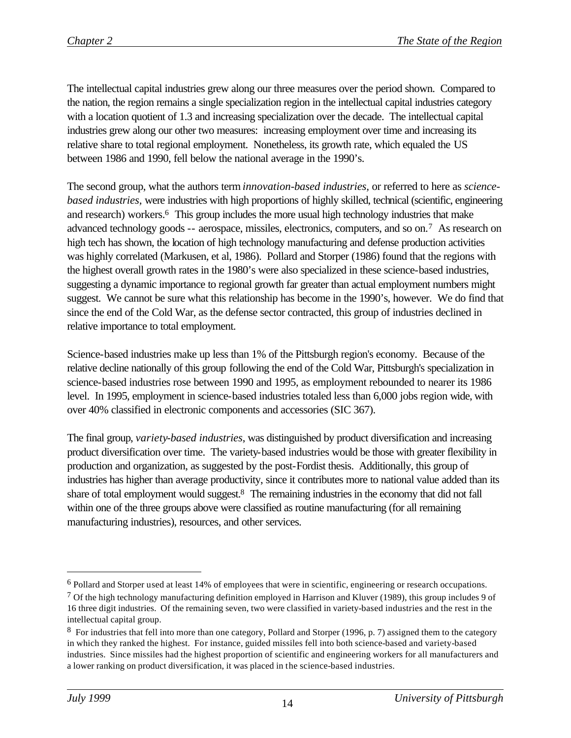The intellectual capital industries grew along our three measures over the period shown. Compared to the nation, the region remains a single specialization region in the intellectual capital industries category with a location quotient of 1.3 and increasing specialization over the decade. The intellectual capital industries grew along our other two measures: increasing employment over time and increasing its relative share to total regional employment. Nonetheless, its growth rate, which equaled the US between 1986 and 1990, fell below the national average in the 1990's.

The second group, what the authors term *innovation-based industries,* or referred to here as *science-based industries,* were industries with high proportions of highly skilled, technical (scientific, engineering and research) workers.[6] This group includes the more usual high technology industries that make advanced technology goods -- aerospace, missiles, electronics, computers, and so on.[7] As research on high tech has shown, the location of high technology manufacturing and defense production activities was highly correlated (Markusen, et al, 1986). Pollard and Storper (1986) found that the regions with the highest overall growth rates in the 1980's were also specialized in these science-based industries, suggesting a dynamic importance to regional growth far greater than actual employment numbers might suggest. We cannot be sure what this relationship has become in the 1990's, however. We do find that since the end of the Cold War, as the defense sector contracted, this group of industries declined in relative importance to total employment.

Science-based industries make up less than 1% of the Pittsburgh region's economy. Because of the relative decline nationally of this group following the end of the Cold War, Pittsburgh's specialization in science-based industries rose between 1990 and 1995, as employment rebounded to nearer its 1986 level. In 1995, employment in science-based industries totaled less than 6,000 jobs region wide, with over 40% classified in electronic components and accessories (SIC 367).

The final group, *variety-based industries*, was distinguished by product diversification and increasing product diversification over time. The variety-based industries would be those with greater flexibility in production and organization, as suggested by the post-Fordist thesis. Additionally, this group of industries has higher than average productivity, since it contributes more to national value added than its share of total employment would suggest.[8] The remaining industries in the economy that did not fall within one of the three groups above were classified as routine manufacturing (for all remaining manufacturing industries), resources, and other services.

---

[6] Pollard and Storper used at least 14% of employees that were in scientific, engineering or research occupations.

[7] Of the high technology manufacturing definition employed in Harrison and Kluver (1989), this group includes 9 of 16 three digit industries. Of the remaining seven, two were classified in variety-based industries and the rest in the intellectual capital group.

[8] For industries that fell into more than one category, Pollard and Storper (1996, p. 7) assigned them to the category in which they ranked the highest. For instance, guided missiles fell into both science-based and variety-based industries. Since missiles had the highest proportion of scientific and engineering workers for all manufacturers and a lower ranking on product diversification, it was placed in the science-based industries.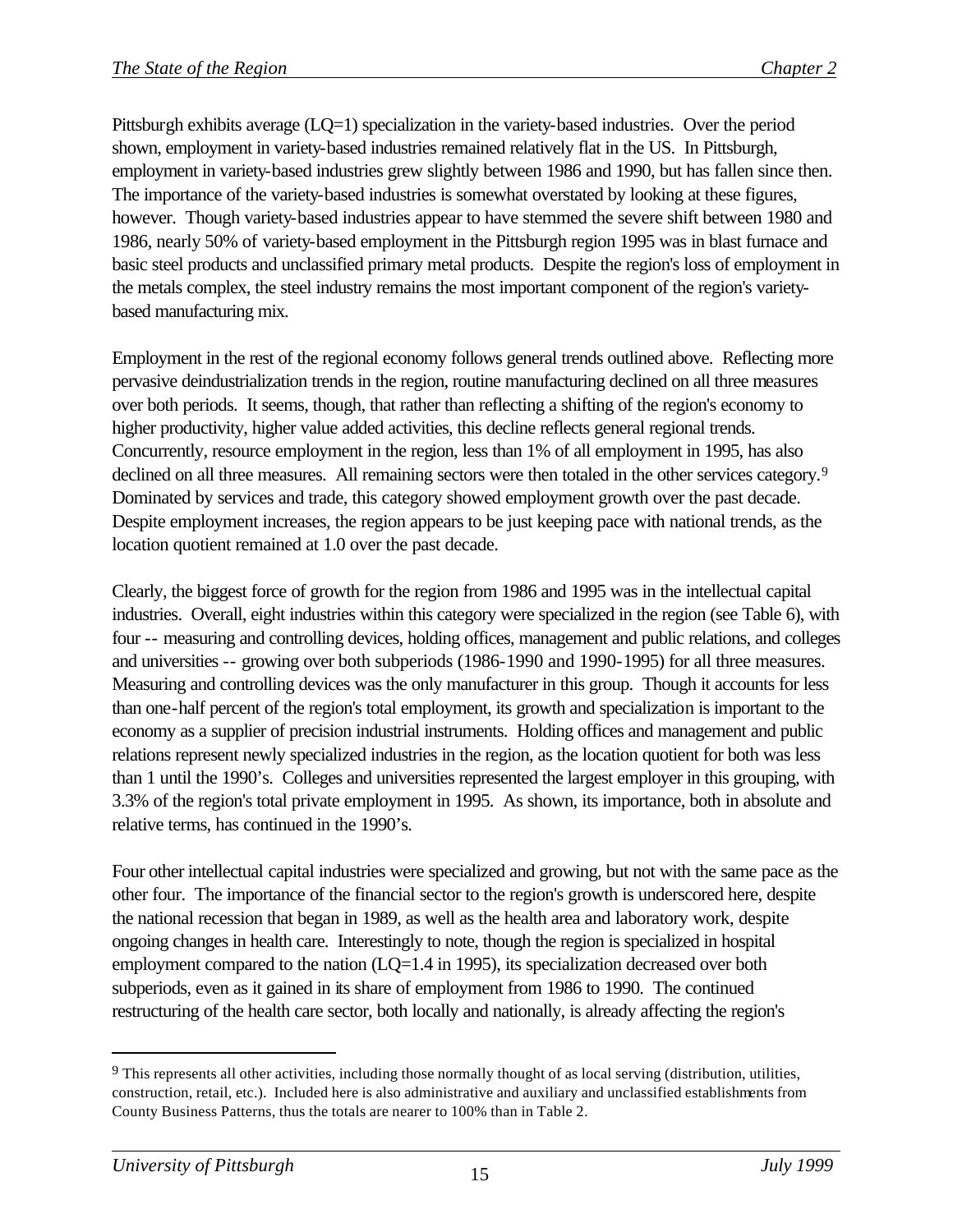Pittsburgh exhibits average (LQ=1) specialization in the variety-based industries. Over the period shown, employment in variety-based industries remained relatively flat in the US. In Pittsburgh, employment in variety-based industries grew slightly between 1986 and 1990, but has fallen since then. The importance of the variety-based industries is somewhat overstated by looking at these figures, however. Though variety-based industries appear to have stemmed the severe shift between 1980 and 1986, nearly 50% of variety-based employment in the Pittsburgh region 1995 was in blast furnace and basic steel products and unclassified primary metal products. Despite the region's loss of employment in the metals complex, the steel industry remains the most important component of the region's variety-based manufacturing mix.

Employment in the rest of the regional economy follows general trends outlined above. Reflecting more pervasive deindustrialization trends in the region, routine manufacturing declined on all three measures over both periods. It seems, though, that rather than reflecting a shifting of the region's economy to higher productivity, higher value added activities, this decline reflects general regional trends. Concurrently, resource employment in the region, less than 1% of all employment in 1995, has also declined on all three measures. All remaining sectors were then totaled in the other services category.[9] Dominated by services and trade, this category showed employment growth over the past decade. Despite employment increases, the region appears to be just keeping pace with national trends, as the location quotient remained at 1.0 over the past decade.

Clearly, the biggest force of growth for the region from 1986 and 1995 was in the intellectual capital industries. Overall, eight industries within this category were specialized in the region (see Table 6), with four -- measuring and controlling devices, holding offices, management and public relations, and colleges and universities -- growing over both subperiods (1986-1990 and 1990-1995) for all three measures. Measuring and controlling devices was the only manufacturer in this group. Though it accounts for less than one-half percent of the region's total employment, its growth and specialization is important to the economy as a supplier of precision industrial instruments. Holding offices and management and public relations represent newly specialized industries in the region, as the location quotient for both was less than 1 until the 1990's. Colleges and universities represented the largest employer in this grouping, with 3.3% of the region's total private employment in 1995. As shown, its importance, both in absolute and relative terms, has continued in the 1990's.

Four other intellectual capital industries were specialized and growing, but not with the same pace as the other four. The importance of the financial sector to the region's growth is underscored here, despite the national recession that began in 1989, as well as the health area and laboratory work, despite ongoing changes in health care. Interestingly to note, though the region is specialized in hospital employment compared to the nation (LQ=1.4 in 1995), its specialization decreased over both subperiods, even as it gained in its share of employment from 1986 to 1990. The continued restructuring of the health care sector, both locally and nationally, is already affecting the region's

---

[9] This represents all other activities, including those normally thought of as local serving (distribution, utilities, construction, retail, etc.). Included here is also administrative and auxiliary and unclassified establishments from County Business Patterns, thus the totals are nearer to 100% than in Table 2.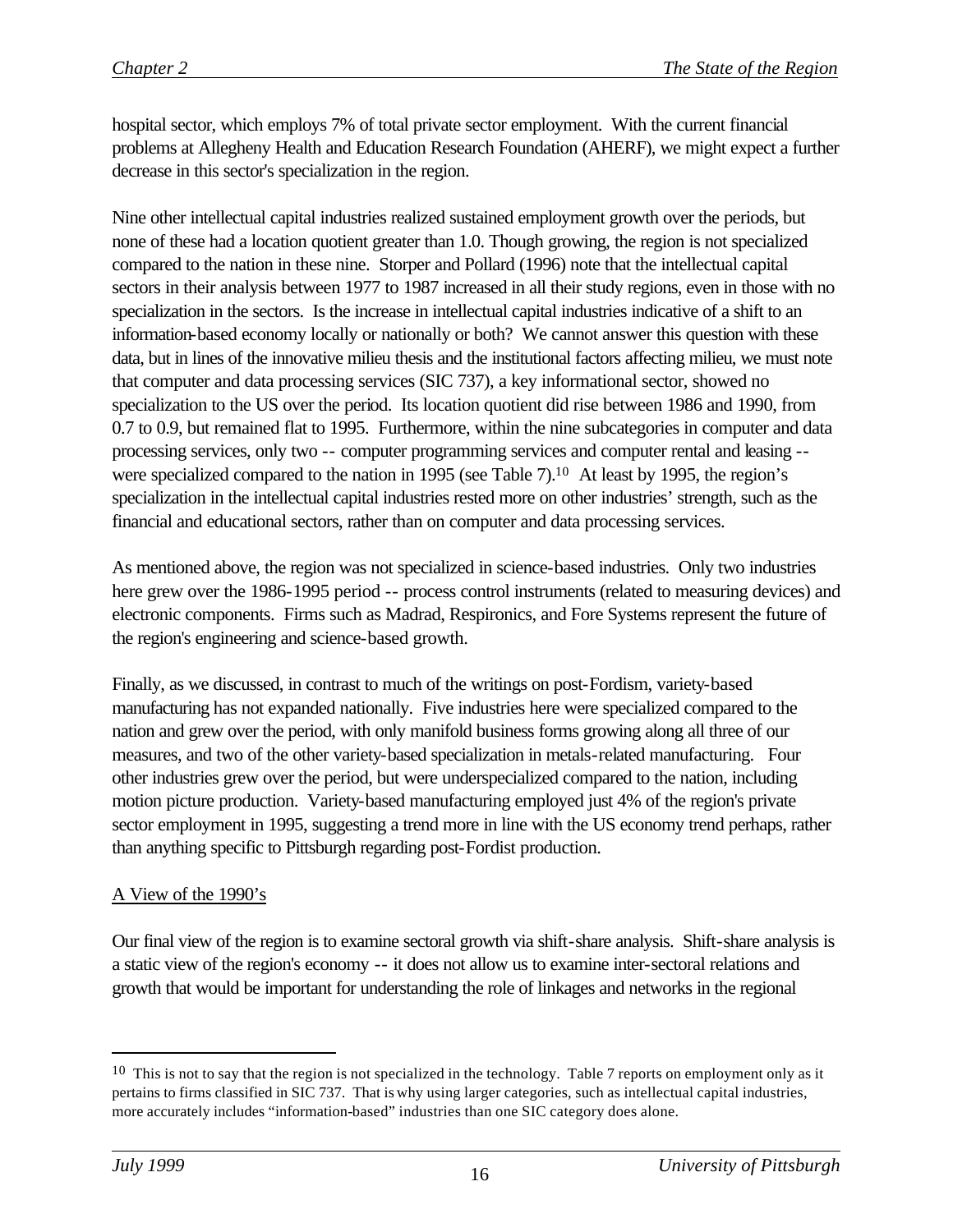hospital sector, which employs 7% of total private sector employment. With the current financial problems at Allegheny Health and Education Research Foundation (AHERF), we might expect a further decrease in this sector's specialization in the region.

Nine other intellectual capital industries realized sustained employment growth over the periods, but none of these had a location quotient greater than 1.0. Though growing, the region is not specialized compared to the nation in these nine. Storper and Pollard (1996) note that the intellectual capital sectors in their analysis between 1977 to 1987 increased in all their study regions, even in those with no specialization in the sectors. Is the increase in intellectual capital industries indicative of a shift to an information-based economy locally or nationally or both? We cannot answer this question with these data, but in lines of the innovative milieu thesis and the institutional factors affecting milieu, we must note that computer and data processing services (SIC 737), a key informational sector, showed no specialization to the US over the period. Its location quotient did rise between 1986 and 1990, from 0.7 to 0.9, but remained flat to 1995. Furthermore, within the nine subcategories in computer and data processing services, only two -- computer programming services and computer rental and leasing -- were specialized compared to the nation in 1995 (see Table 7).[10] At least by 1995, the region's specialization in the intellectual capital industries rested more on other industries' strength, such as the financial and educational sectors, rather than on computer and data processing services.

As mentioned above, the region was not specialized in science-based industries. Only two industries here grew over the 1986-1995 period -- process control instruments (related to measuring devices) and electronic components. Firms such as Madrad, Respironics, and Fore Systems represent the future of the region's engineering and science-based growth.

Finally, as we discussed, in contrast to much of the writings on post-Fordism, variety-based manufacturing has not expanded nationally. Five industries here were specialized compared to the nation and grew over the period, with only manifold business forms growing along all three of our measures, and two of the other variety-based specialization in metals-related manufacturing. Four other industries grew over the period, but were underspecialized compared to the nation, including motion picture production. Variety-based manufacturing employed just 4% of the region's private sector employment in 1995, suggesting a trend more in line with the US economy trend perhaps, rather than anything specific to Pittsburgh regarding post-Fordist production.

## A View of the 1990's

Our final view of the region is to examine sectoral growth via shift-share analysis. Shift-share analysis is a static view of the region's economy -- it does not allow us to examine inter-sectoral relations and growth that would be important for understanding the role of linkages and networks in the regional

[10] This is not to say that the region is not specialized in the technology. Table 7 reports on employment only as it pertains to firms classified in SIC 737. That is why using larger categories, such as intellectual capital industries, more accurately includes "information-based" industries than one SIC category does alone.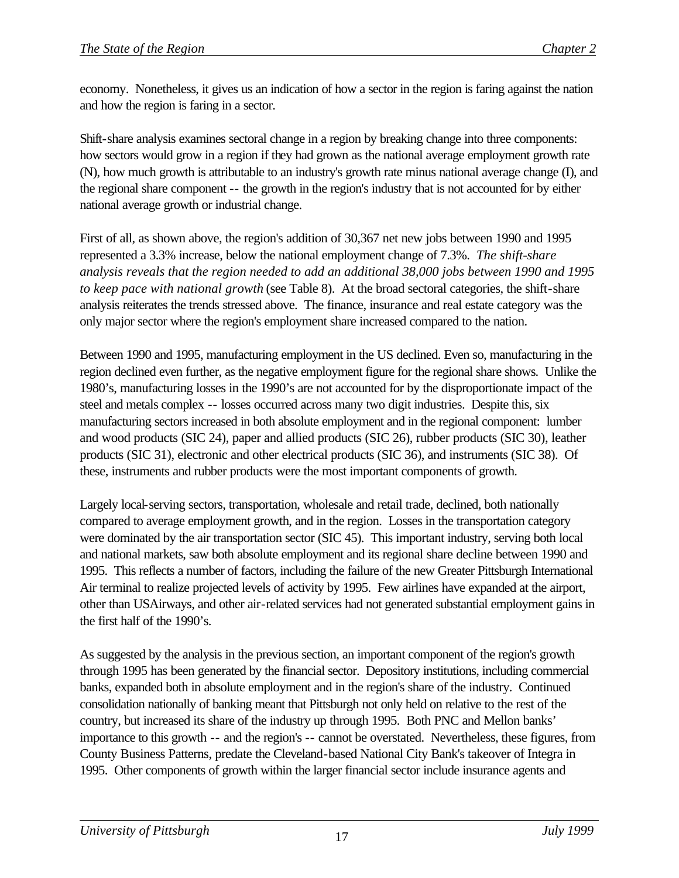economy. Nonetheless, it gives us an indication of how a sector in the region is faring against the nation and how the region is faring in a sector.

Shift-share analysis examines sectoral change in a region by breaking change into three components: how sectors would grow in a region if they had grown as the national average employment growth rate (N), how much growth is attributable to an industry's growth rate minus national average change (I), and the regional share component -- the growth in the region's industry that is not accounted for by either national average growth or industrial change.

First of all, as shown above, the region's addition of 30,367 net new jobs between 1990 and 1995 represented a 3.3% increase, below the national employment change of 7.3%. *The shift-share analysis reveals that the region needed to add an additional 38,000 jobs between 1990 and 1995 to keep pace with national growth* (see Table 8). At the broad sectoral categories, the shift-share analysis reiterates the trends stressed above. The finance, insurance and real estate category was the only major sector where the region's employment share increased compared to the nation.

Between 1990 and 1995, manufacturing employment in the US declined. Even so, manufacturing in the region declined even further, as the negative employment figure for the regional share shows. Unlike the 1980's, manufacturing losses in the 1990's are not accounted for by the disproportionate impact of the steel and metals complex -- losses occurred across many two digit industries. Despite this, six manufacturing sectors increased in both absolute employment and in the regional component: lumber and wood products (SIC 24), paper and allied products (SIC 26), rubber products (SIC 30), leather products (SIC 31), electronic and other electrical products (SIC 36), and instruments (SIC 38). Of these, instruments and rubber products were the most important components of growth.

Largely local-serving sectors, transportation, wholesale and retail trade, declined, both nationally compared to average employment growth, and in the region. Losses in the transportation category were dominated by the air transportation sector (SIC 45). This important industry, serving both local and national markets, saw both absolute employment and its regional share decline between 1990 and 1995. This reflects a number of factors, including the failure of the new Greater Pittsburgh International Air terminal to realize projected levels of activity by 1995. Few airlines have expanded at the airport, other than USAirways, and other air-related services had not generated substantial employment gains in the first half of the 1990's.

As suggested by the analysis in the previous section, an important component of the region's growth through 1995 has been generated by the financial sector. Depository institutions, including commercial banks, expanded both in absolute employment and in the region's share of the industry. Continued consolidation nationally of banking meant that Pittsburgh not only held on relative to the rest of the country, but increased its share of the industry up through 1995. Both PNC and Mellon banks' importance to this growth -- and the region's -- cannot be overstated. Nevertheless, these figures, from County Business Patterns, predate the Cleveland-based National City Bank's takeover of Integra in 1995. Other components of growth within the larger financial sector include insurance agents and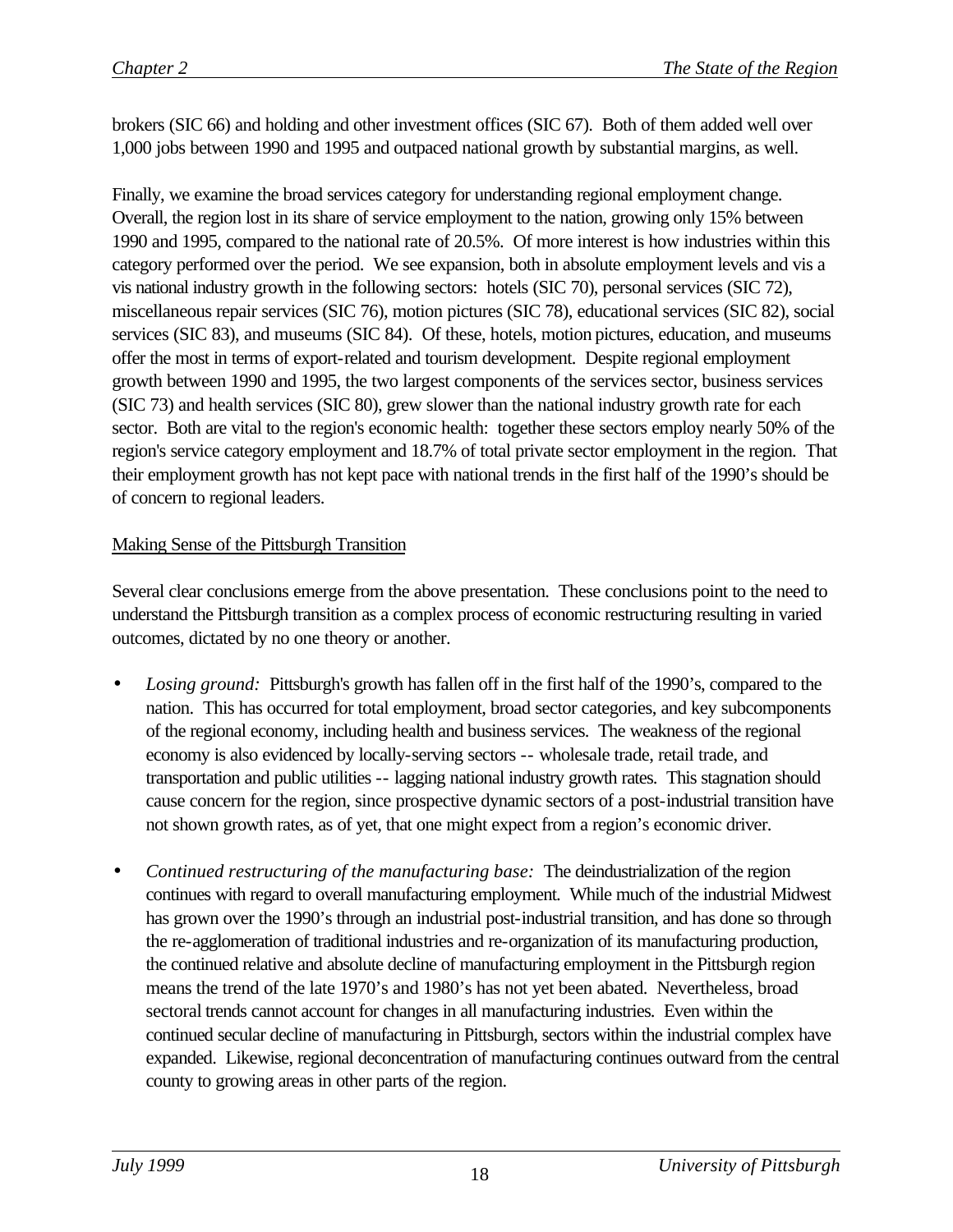brokers (SIC 66) and holding and other investment offices (SIC 67). Both of them added well over 1,000 jobs between 1990 and 1995 and outpaced national growth by substantial margins, as well.

Finally, we examine the broad services category for understanding regional employment change. Overall, the region lost in its share of service employment to the nation, growing only 15% between 1990 and 1995, compared to the national rate of 20.5%. Of more interest is how industries within this category performed over the period. We see expansion, both in absolute employment levels and vis a vis national industry growth in the following sectors: hotels (SIC 70), personal services (SIC 72), miscellaneous repair services (SIC 76), motion pictures (SIC 78), educational services (SIC 82), social services (SIC 83), and museums (SIC 84). Of these, hotels, motion pictures, education, and museums offer the most in terms of export-related and tourism development. Despite regional employment growth between 1990 and 1995, the two largest components of the services sector, business services (SIC 73) and health services (SIC 80), grew slower than the national industry growth rate for each sector. Both are vital to the region's economic health: together these sectors employ nearly 50% of the region's service category employment and 18.7% of total private sector employment in the region. That their employment growth has not kept pace with national trends in the first half of the 1990's should be of concern to regional leaders.

## Making Sense of the Pittsburgh Transition

Several clear conclusions emerge from the above presentation. These conclusions point to the need to understand the Pittsburgh transition as a complex process of economic restructuring resulting in varied outcomes, dictated by no one theory or another.

- *Losing ground:* Pittsburgh's growth has fallen off in the first half of the 1990's, compared to the nation. This has occurred for total employment, broad sector categories, and key subcomponents of the regional economy, including health and business services. The weakness of the regional economy is also evidenced by locally-serving sectors -- wholesale trade, retail trade, and transportation and public utilities -- lagging national industry growth rates. This stagnation should cause concern for the region, since prospective dynamic sectors of a post-industrial transition have not shown growth rates, as of yet, that one might expect from a region's economic driver.

- *Continued restructuring of the manufacturing base:* The deindustrialization of the region continues with regard to overall manufacturing employment. While much of the industrial Midwest has grown over the 1990's through an industrial post-industrial transition, and has done so through the re-agglomeration of traditional industries and re-organization of its manufacturing production, the continued relative and absolute decline of manufacturing employment in the Pittsburgh region means the trend of the late 1970's and 1980's has not yet been abated. Nevertheless, broad sectoral trends cannot account for changes in all manufacturing industries. Even within the continued secular decline of manufacturing in Pittsburgh, sectors within the industrial complex have expanded. Likewise, regional deconcentration of manufacturing continues outward from the central county to growing areas in other parts of the region.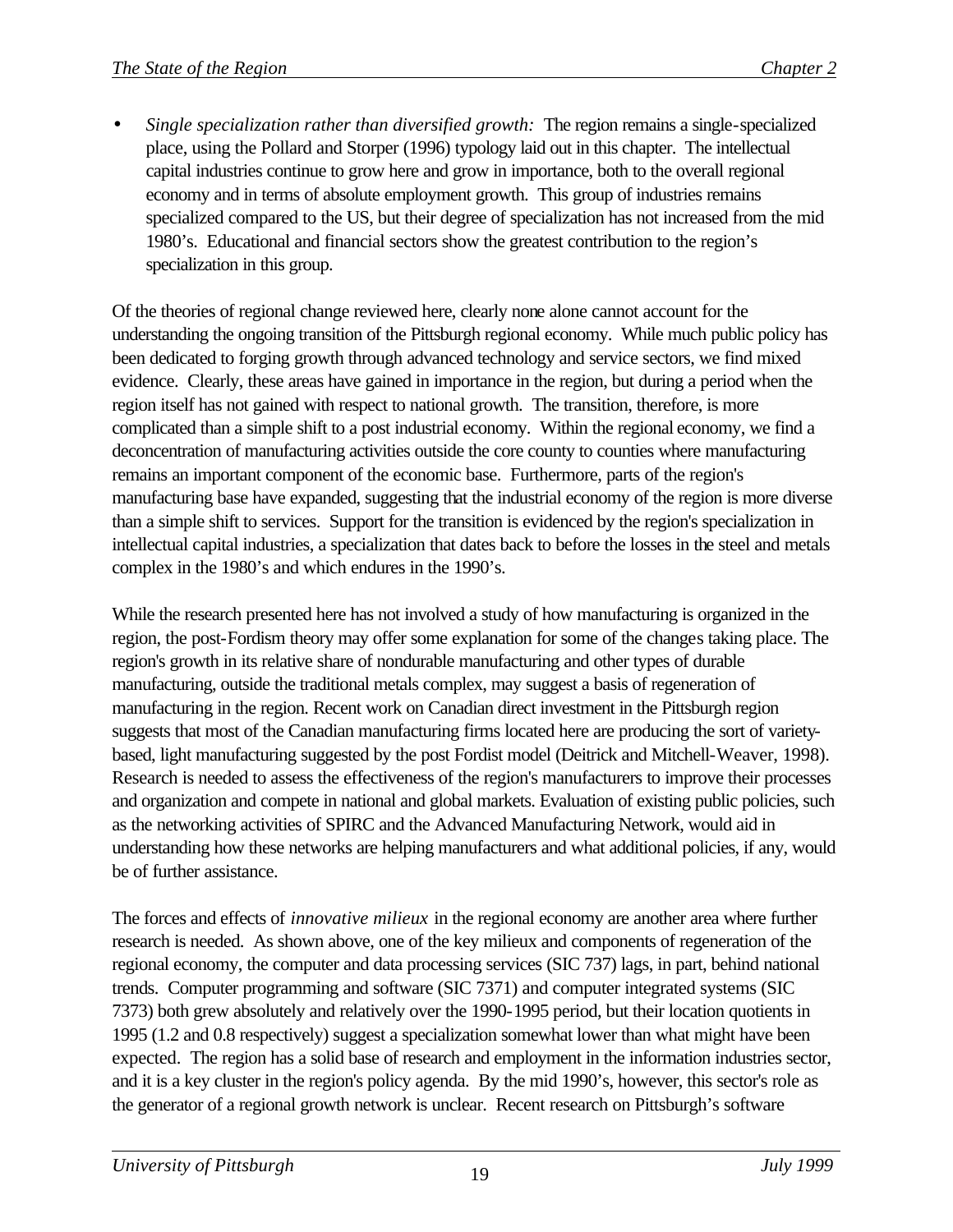- *Single specialization rather than diversified growth:* The region remains a single-specialized place, using the Pollard and Storper (1996) typology laid out in this chapter. The intellectual capital industries continue to grow here and grow in importance, both to the overall regional economy and in terms of absolute employment growth. This group of industries remains specialized compared to the US, but their degree of specialization has not increased from the mid 1980's. Educational and financial sectors show the greatest contribution to the region's specialization in this group.

Of the theories of regional change reviewed here, clearly none alone cannot account for the understanding the ongoing transition of the Pittsburgh regional economy. While much public policy has been dedicated to forging growth through advanced technology and service sectors, we find mixed evidence. Clearly, these areas have gained in importance in the region, but during a period when the region itself has not gained with respect to national growth. The transition, therefore, is more complicated than a simple shift to a post industrial economy. Within the regional economy, we find a deconcentration of manufacturing activities outside the core county to counties where manufacturing remains an important component of the economic base. Furthermore, parts of the region's manufacturing base have expanded, suggesting that the industrial economy of the region is more diverse than a simple shift to services. Support for the transition is evidenced by the region's specialization in intellectual capital industries, a specialization that dates back to before the losses in the steel and metals complex in the 1980's and which endures in the 1990's.

While the research presented here has not involved a study of how manufacturing is organized in the region, the post-Fordism theory may offer some explanation for some of the changes taking place. The region's growth in its relative share of nondurable manufacturing and other types of durable manufacturing, outside the traditional metals complex, may suggest a basis of regeneration of manufacturing in the region. Recent work on Canadian direct investment in the Pittsburgh region suggests that most of the Canadian manufacturing firms located here are producing the sort of variety-based, light manufacturing suggested by the post Fordist model (Deitrick and Mitchell-Weaver, 1998). Research is needed to assess the effectiveness of the region's manufacturers to improve their processes and organization and compete in national and global markets. Evaluation of existing public policies, such as the networking activities of SPIRC and the Advanced Manufacturing Network, would aid in understanding how these networks are helping manufacturers and what additional policies, if any, would be of further assistance.

The forces and effects of *innovative milieux* in the regional economy are another area where further research is needed. As shown above, one of the key milieux and components of regeneration of the regional economy, the computer and data processing services (SIC 737) lags, in part, behind national trends. Computer programming and software (SIC 7371) and computer integrated systems (SIC 7373) both grew absolutely and relatively over the 1990-1995 period, but their location quotients in 1995 (1.2 and 0.8 respectively) suggest a specialization somewhat lower than what might have been expected. The region has a solid base of research and employment in the information industries sector, and it is a key cluster in the region's policy agenda. By the mid 1990's, however, this sector's role as the generator of a regional growth network is unclear. Recent research on Pittsburgh's software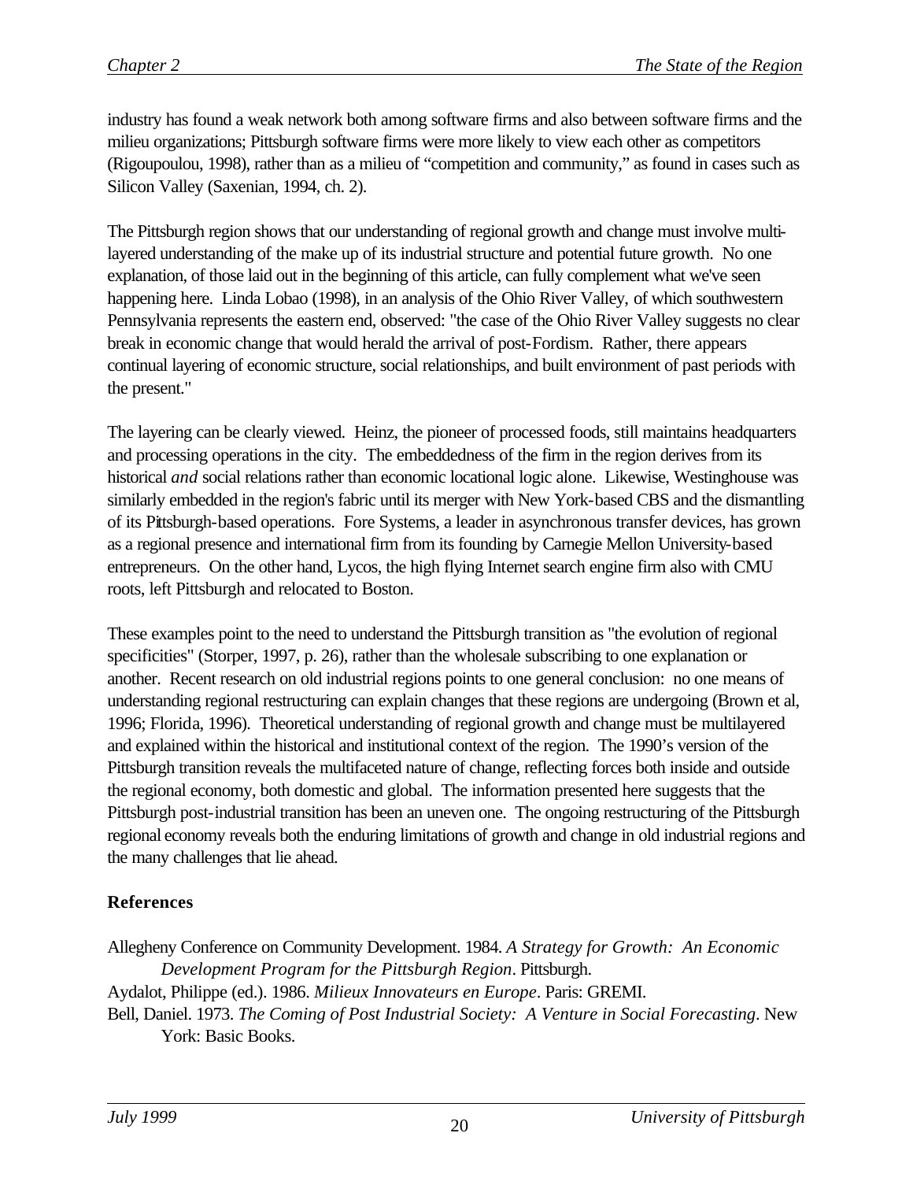industry has found a weak network both among software firms and also between software firms and the milieu organizations; Pittsburgh software firms were more likely to view each other as competitors (Rigoupoulou, 1998), rather than as a milieu of "competition and community," as found in cases such as Silicon Valley (Saxenian, 1994, ch. 2).

The Pittsburgh region shows that our understanding of regional growth and change must involve multi-layered understanding of the make up of its industrial structure and potential future growth. No one explanation, of those laid out in the beginning of this article, can fully complement what we've seen happening here. Linda Lobao (1998), in an analysis of the Ohio River Valley, of which southwestern Pennsylvania represents the eastern end, observed: "the case of the Ohio River Valley suggests no clear break in economic change that would herald the arrival of post-Fordism. Rather, there appears continual layering of economic structure, social relationships, and built environment of past periods with the present."

The layering can be clearly viewed. Heinz, the pioneer of processed foods, still maintains headquarters and processing operations in the city. The embeddedness of the firm in the region derives from its historical *and* social relations rather than economic locational logic alone. Likewise, Westinghouse was similarly embedded in the region's fabric until its merger with New York-based CBS and the dismantling of its Pittsburgh-based operations. Fore Systems, a leader in asynchronous transfer devices, has grown as a regional presence and international firm from its founding by Carnegie Mellon University-based entrepreneurs. On the other hand, Lycos, the high flying Internet search engine firm also with CMU roots, left Pittsburgh and relocated to Boston.

These examples point to the need to understand the Pittsburgh transition as "the evolution of regional specificities" (Storper, 1997, p. 26), rather than the wholesale subscribing to one explanation or another. Recent research on old industrial regions points to one general conclusion: no one means of understanding regional restructuring can explain changes that these regions are undergoing (Brown et al, 1996; Florida, 1996). Theoretical understanding of regional growth and change must be multilayered and explained within the historical and institutional context of the region. The 1990's version of the Pittsburgh transition reveals the multifaceted nature of change, reflecting forces both inside and outside the regional economy, both domestic and global. The information presented here suggests that the Pittsburgh post-industrial transition has been an uneven one. The ongoing restructuring of the Pittsburgh regional economy reveals both the enduring limitations of growth and change in old industrial regions and the many challenges that lie ahead.

## References

Allegheny Conference on Community Development. 1984. *A Strategy for Growth: An Economic Development Program for the Pittsburgh Region*. Pittsburgh.

Aydalot, Philippe (ed.). 1986. *Milieux Innovateurs en Europe*. Paris: GREMI.

Bell, Daniel. 1973. *The Coming of Post Industrial Society: A Venture in Social Forecasting*. New York: Basic Books.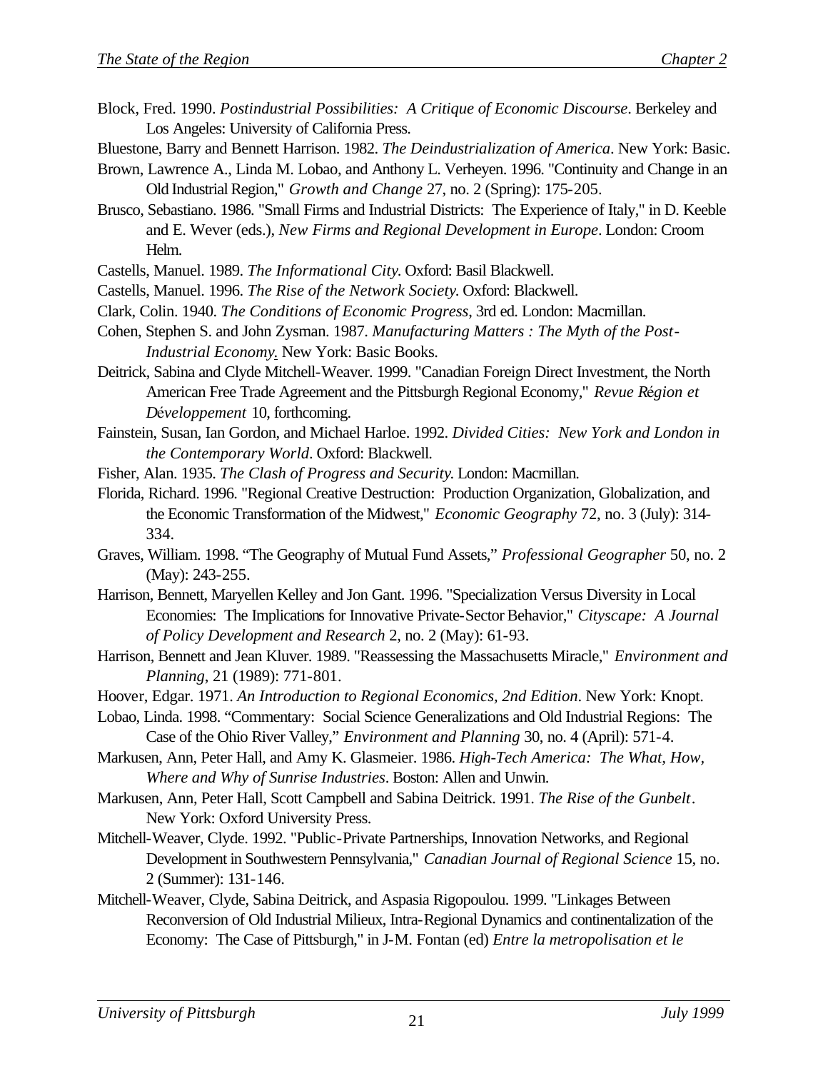Block, Fred. 1990. *Postindustrial Possibilities: A Critique of Economic Discourse*. Berkeley and Los Angeles: University of California Press.

Bluestone, Barry and Bennett Harrison. 1982. *The Deindustrialization of America*. New York: Basic.

Brown, Lawrence A., Linda M. Lobao, and Anthony L. Verheyen. 1996. "Continuity and Change in an Old Industrial Region," *Growth and Change* 27, no. 2 (Spring): 175-205.

Brusco, Sebastiano. 1986. "Small Firms and Industrial Districts: The Experience of Italy," in D. Keeble and E. Wever (eds.), *New Firms and Regional Development in Europe*. London: Croom Helm.

Castells, Manuel. 1989. *The Informational City*. Oxford: Basil Blackwell.

Castells, Manuel. 1996. *The Rise of the Network Society*. Oxford: Blackwell.

Clark, Colin. 1940. *The Conditions of Economic Progress*, 3rd ed. London: Macmillan.

Cohen, Stephen S. and John Zysman. 1987. *Manufacturing Matters : The Myth of the Post-Industrial Economy.* New York: Basic Books.

Deitrick, Sabina and Clyde Mitchell-Weaver. 1999. "Canadian Foreign Direct Investment, the North American Free Trade Agreement and the Pittsburgh Regional Economy," *Revue Région et Développement* 10, forthcoming.

Fainstein, Susan, Ian Gordon, and Michael Harloe. 1992. *Divided Cities: New York and London in the Contemporary World*. Oxford: Blackwell.

Fisher, Alan. 1935. *The Clash of Progress and Security*. London: Macmillan.

Florida, Richard. 1996. "Regional Creative Destruction: Production Organization, Globalization, and the Economic Transformation of the Midwest," *Economic Geography* 72, no. 3 (July): 314-334.

Graves, William. 1998. "The Geography of Mutual Fund Assets," *Professional Geographer* 50, no. 2 (May): 243-255.

Harrison, Bennett, Maryellen Kelley and Jon Gant. 1996. "Specialization Versus Diversity in Local Economies: The Implications for Innovative Private-Sector Behavior," *Cityscape: A Journal of Policy Development and Research* 2, no. 2 (May): 61-93.

Harrison, Bennett and Jean Kluver. 1989. "Reassessing the Massachusetts Miracle," *Environment and Planning*, 21 (1989): 771-801.

Hoover, Edgar. 1971. *An Introduction to Regional Economics, 2nd Edition*. New York: Knopt.

Lobao, Linda. 1998. "Commentary: Social Science Generalizations and Old Industrial Regions: The Case of the Ohio River Valley," *Environment and Planning* 30, no. 4 (April): 571-4.

Markusen, Ann, Peter Hall, and Amy K. Glasmeier. 1986. *High-Tech America: The What, How, Where and Why of Sunrise Industries*. Boston: Allen and Unwin.

Markusen, Ann, Peter Hall, Scott Campbell and Sabina Deitrick. 1991. *The Rise of the Gunbelt*. New York: Oxford University Press.

Mitchell-Weaver, Clyde. 1992. "Public-Private Partnerships, Innovation Networks, and Regional Development in Southwestern Pennsylvania," *Canadian Journal of Regional Science* 15, no. 2 (Summer): 131-146.

Mitchell-Weaver, Clyde, Sabina Deitrick, and Aspasia Rigopoulou. 1999. "Linkages Between Reconversion of Old Industrial Milieux, Intra-Regional Dynamics and continentalization of the Economy: The Case of Pittsburgh," in J-M. Fontan (ed) *Entre la metropolisation et le*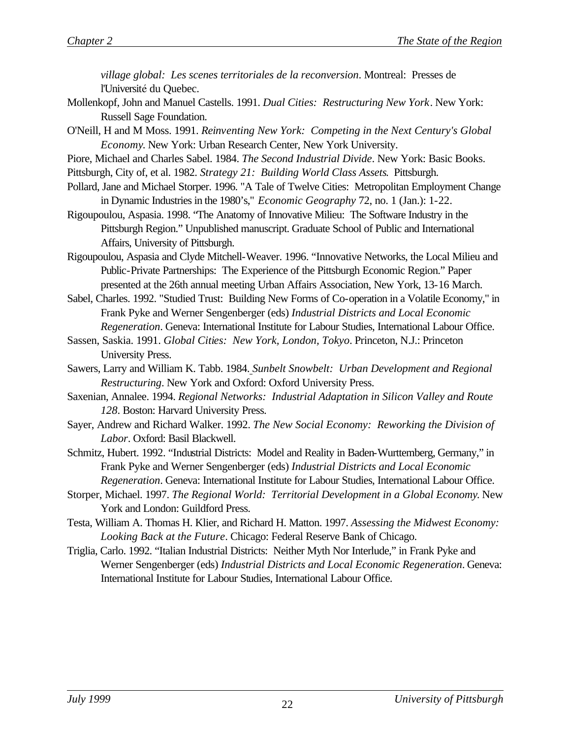*village global: Les scenes territoriales de la reconversion*. Montreal: Presses de l'Université du Quebec.

Mollenkopf, John and Manuel Castells. 1991. *Dual Cities: Restructuring New York*. New York: Russell Sage Foundation.

O'Neill, H and M Moss. 1991. *Reinventing New York: Competing in the Next Century's Global Economy*. New York: Urban Research Center, New York University.

Piore, Michael and Charles Sabel. 1984. *The Second Industrial Divide*. New York: Basic Books.

Pittsburgh, City of, et al. 1982. *Strategy 21: Building World Class Assets*. Pittsburgh.

Pollard, Jane and Michael Storper. 1996. "A Tale of Twelve Cities: Metropolitan Employment Change in Dynamic Industries in the 1980's," *Economic Geography* 72, no. 1 (Jan.): 1-22.

Rigoupoulou, Aspasia. 1998. "The Anatomy of Innovative Milieu: The Software Industry in the Pittsburgh Region." Unpublished manuscript. Graduate School of Public and International Affairs, University of Pittsburgh.

Rigoupoulou, Aspasia and Clyde Mitchell-Weaver. 1996. "Innovative Networks, the Local Milieu and Public-Private Partnerships: The Experience of the Pittsburgh Economic Region." Paper presented at the 26th annual meeting Urban Affairs Association, New York, 13-16 March.

Sabel, Charles. 1992. "Studied Trust: Building New Forms of Co-operation in a Volatile Economy," in Frank Pyke and Werner Sengenberger (eds) *Industrial Districts and Local Economic Regeneration*. Geneva: International Institute for Labour Studies, International Labour Office.

Sassen, Saskia. 1991. *Global Cities: New York, London, Tokyo*. Princeton, N.J.: Princeton University Press.

Sawers, Larry and William K. Tabb. 1984. *Sunbelt Snowbelt: Urban Development and Regional Restructuring*. New York and Oxford: Oxford University Press.

Saxenian, Annalee. 1994. *Regional Networks: Industrial Adaptation in Silicon Valley and Route 128*. Boston: Harvard University Press.

Sayer, Andrew and Richard Walker. 1992. *The New Social Economy: Reworking the Division of Labor*. Oxford: Basil Blackwell.

Schmitz, Hubert. 1992. "Industrial Districts: Model and Reality in Baden-Wurttemberg, Germany," in Frank Pyke and Werner Sengenberger (eds) *Industrial Districts and Local Economic Regeneration*. Geneva: International Institute for Labour Studies, International Labour Office.

Storper, Michael. 1997. *The Regional World: Territorial Development in a Global Economy*. New York and London: Guildford Press.

Testa, William A. Thomas H. Klier, and Richard H. Matton. 1997. *Assessing the Midwest Economy: Looking Back at the Future*. Chicago: Federal Reserve Bank of Chicago.

Triglia, Carlo. 1992. "Italian Industrial Districts: Neither Myth Nor Interlude," in Frank Pyke and Werner Sengenberger (eds) *Industrial Districts and Local Economic Regeneration*. Geneva: International Institute for Labour Studies, International Labour Office.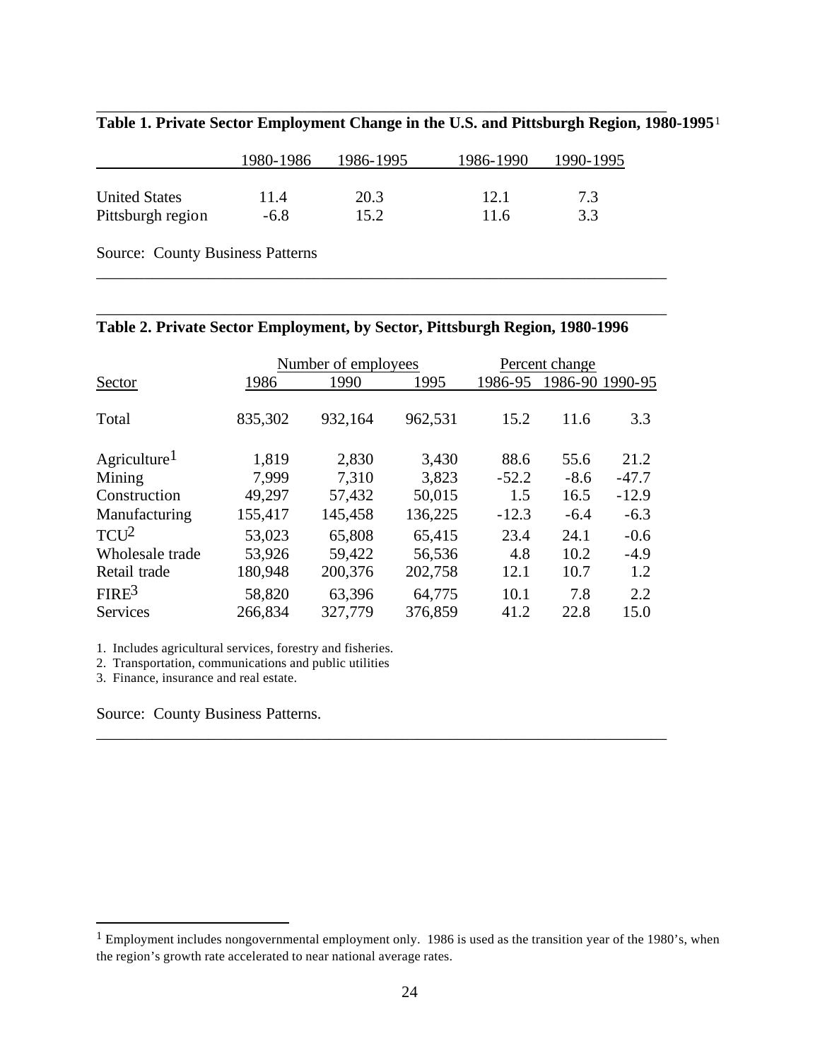**Table 1. Private Sector Employment Change in the U.S. and Pittsburgh Region, 1980-1995**[1]

| | 1980-1986 | 1986-1995 | 1986-1990 | 1990-1995 |
|---|---|---|---|---|
| United States | 11.4 | 20.3 | 12.1 | 7.3 |
| Pittsburgh region | -6.8 | 15.2 | 11.6 | 3.3 |

Source: County Business Patterns

**Table 2. Private Sector Employment, by Sector, Pittsburgh Region, 1980-1996**

| | Number of employees | | | Percent change | | |
|---|---|---|---|---|---|---|
| Sector | 1986 | 1990 | 1995 | 1986-95 | 1986-90 | 1990-95 |
| Total | 835,302 | 932,164 | 962,531 | 15.2 | 11.6 | 3.3 |
| Agriculture[1] | 1,819 | 2,830 | 3,430 | 88.6 | 55.6 | 21.2 |
| Mining | 7,999 | 7,310 | 3,823 | -52.2 | -8.6 | -47.7 |
| Construction | 49,297 | 57,432 | 50,015 | 1.5 | 16.5 | -12.9 |
| Manufacturing | 155,417 | 145,458 | 136,225 | -12.3 | -6.4 | -6.3 |
| TCU[2] | 53,023 | 65,808 | 65,415 | 23.4 | 24.1 | -0.6 |
| Wholesale trade | 53,926 | 59,422 | 56,536 | 4.8 | 10.2 | -4.9 |
| Retail trade | 180,948 | 200,376 | 202,758 | 12.1 | 10.7 | 1.2 |
| FIRE[3] | 58,820 | 63,396 | 64,775 | 10.1 | 7.8 | 2.2 |
| Services | 266,834 | 327,779 | 376,859 | 41.2 | 22.8 | 15.0 |

1. Includes agricultural services, forestry and fisheries.
2. Transportation, communications and public utilities
3. Finance, insurance and real estate.

Source: County Business Patterns.

[1] Employment includes nongovernmental employment only. 1986 is used as the transition year of the 1980's, when the region's growth rate accelerated to near national average rates.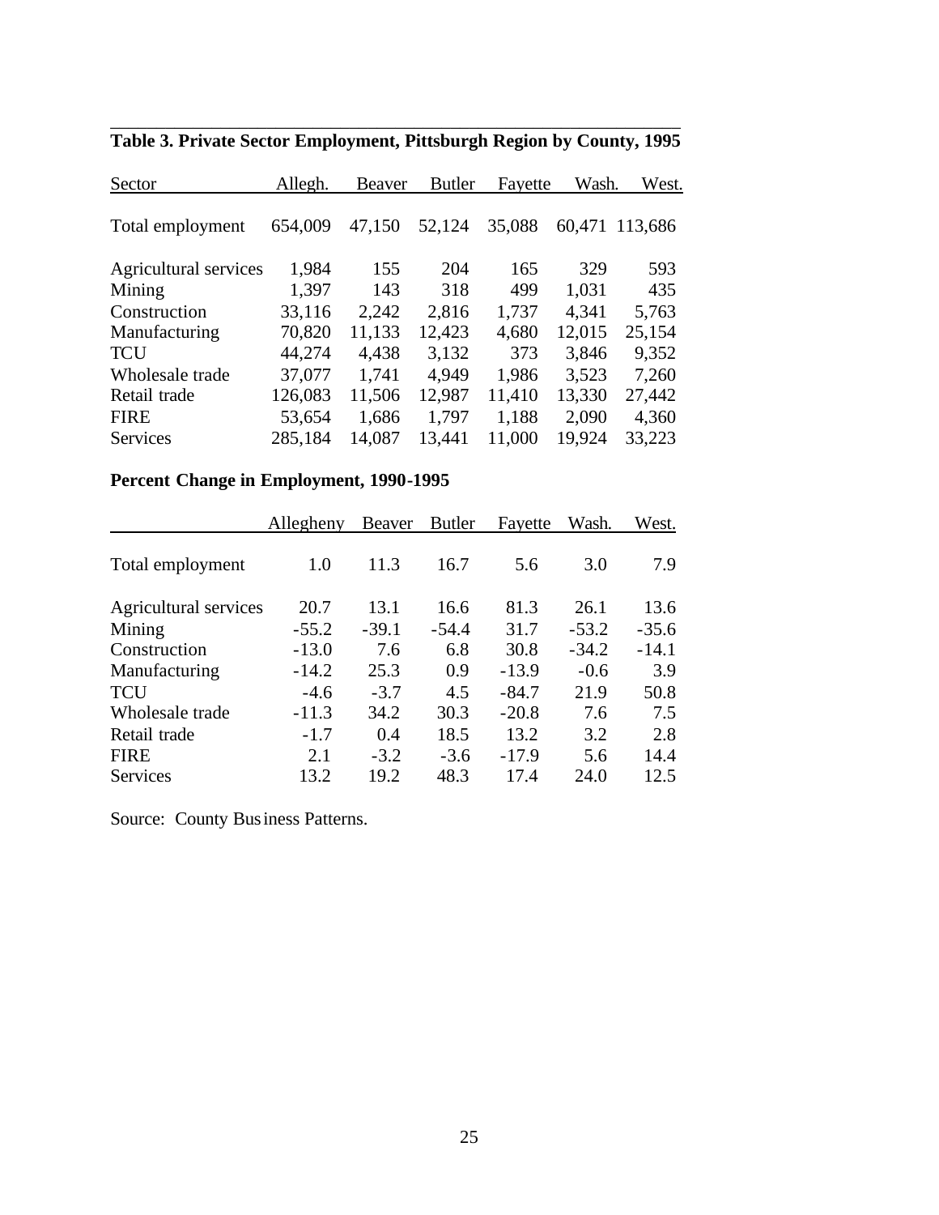**Table 3. Private Sector Employment, Pittsburgh Region by County, 1995**

| Sector | Allegh. | Beaver | Butler | Fayette | Wash. | West. |
|---|---|---|---|---|---|---|
| Total employment | 654,009 | 47,150 | 52,124 | 35,088 | 60,471 | 113,686 |
| Agricultural services | 1,984 | 155 | 204 | 165 | 329 | 593 |
| Mining | 1,397 | 143 | 318 | 499 | 1,031 | 435 |
| Construction | 33,116 | 2,242 | 2,816 | 1,737 | 4,341 | 5,763 |
| Manufacturing | 70,820 | 11,133 | 12,423 | 4,680 | 12,015 | 25,154 |
| TCU | 44,274 | 4,438 | 3,132 | 373 | 3,846 | 9,352 |
| Wholesale trade | 37,077 | 1,741 | 4,949 | 1,986 | 3,523 | 7,260 |
| Retail trade | 126,083 | 11,506 | 12,987 | 11,410 | 13,330 | 27,442 |
| FIRE | 53,654 | 1,686 | 1,797 | 1,188 | 2,090 | 4,360 |
| Services | 285,184 | 14,087 | 13,441 | 11,000 | 19,924 | 33,223 |

**Percent Change in Employment, 1990-1995**

| | Allegheny | Beaver | Butler | Fayette | Wash. | West. |
|---|---|---|---|---|---|---|
| Total employment | 1.0 | 11.3 | 16.7 | 5.6 | 3.0 | 7.9 |
| Agricultural services | 20.7 | 13.1 | 16.6 | 81.3 | 26.1 | 13.6 |
| Mining | -55.2 | -39.1 | -54.4 | 31.7 | -53.2 | -35.6 |
| Construction | -13.0 | 7.6 | 6.8 | 30.8 | -34.2 | -14.1 |
| Manufacturing | -14.2 | 25.3 | 0.9 | -13.9 | -0.6 | 3.9 |
| TCU | -4.6 | -3.7 | 4.5 | -84.7 | 21.9 | 50.8 |
| Wholesale trade | -11.3 | 34.2 | 30.3 | -20.8 | 7.6 | 7.5 |
| Retail trade | -1.7 | 0.4 | 18.5 | 13.2 | 3.2 | 2.8 |
| FIRE | 2.1 | -3.2 | -3.6 | -17.9 | 5.6 | 14.4 |
| Services | 13.2 | 19.2 | 48.3 | 17.4 | 24.0 | 12.5 |

Source: County Business Patterns.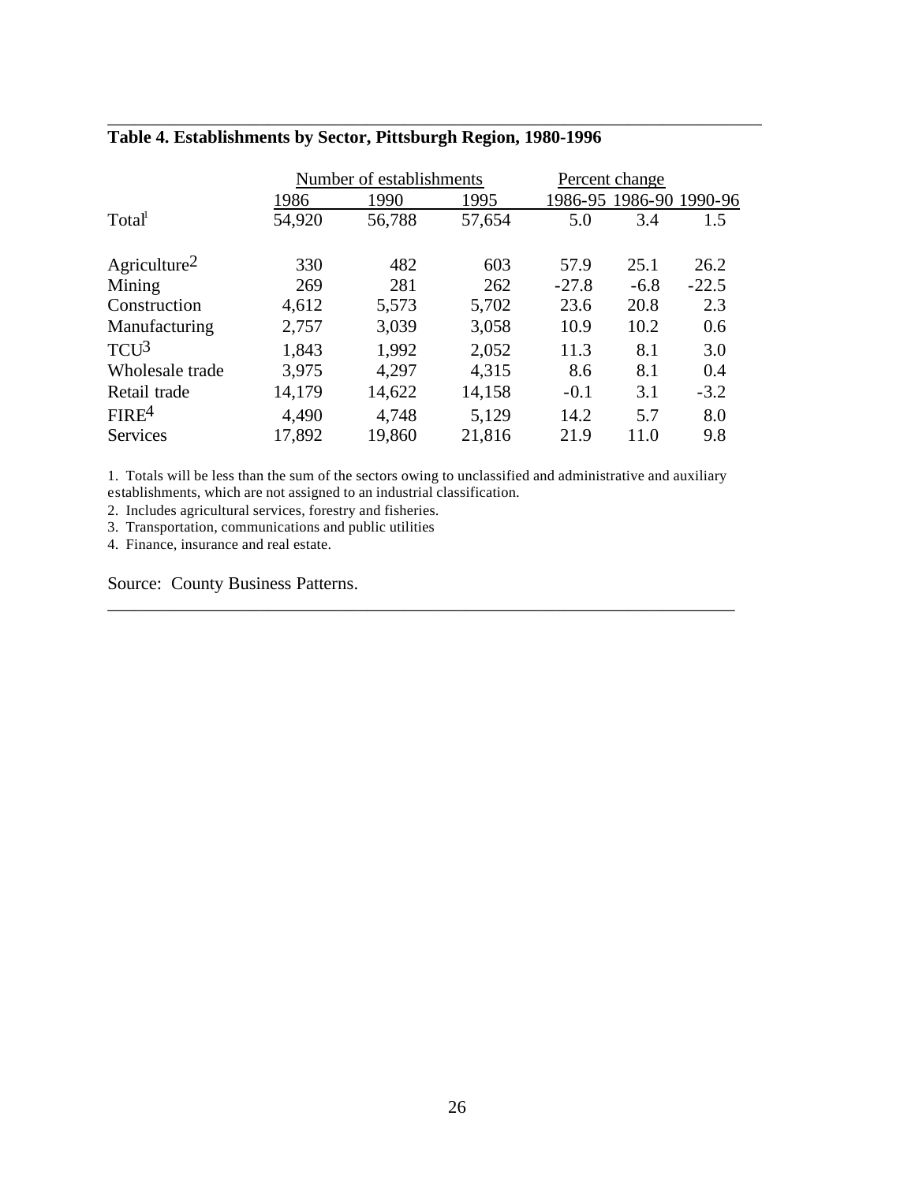**Table 4. Establishments by Sector, Pittsburgh Region, 1980-1996**

| | Number of establishments | | | Percent change | | |
|---|---|---|---|---|---|---|
| | 1986 | 1990 | 1995 | 1986-95 | 1986-90 | 1990-96 |
| Total[1] | 54,920 | 56,788 | 57,654 | 5.0 | 3.4 | 1.5 |
| Agriculture[2] | 330 | 482 | 603 | 57.9 | 25.1 | 26.2 |
| Mining | 269 | 281 | 262 | -27.8 | -6.8 | -22.5 |
| Construction | 4,612 | 5,573 | 5,702 | 23.6 | 20.8 | 2.3 |
| Manufacturing | 2,757 | 3,039 | 3,058 | 10.9 | 10.2 | 0.6 |
| TCU[3] | 1,843 | 1,992 | 2,052 | 11.3 | 8.1 | 3.0 |
| Wholesale trade | 3,975 | 4,297 | 4,315 | 8.6 | 8.1 | 0.4 |
| Retail trade | 14,179 | 14,622 | 14,158 | -0.1 | 3.1 | -3.2 |
| FIRE[4] | 4,490 | 4,748 | 5,129 | 14.2 | 5.7 | 8.0 |
| Services | 17,892 | 19,860 | 21,816 | 21.9 | 11.0 | 9.8 |

1. Totals will be less than the sum of the sectors owing to unclassified and administrative and auxiliary establishments, which are not assigned to an industrial classification.
2. Includes agricultural services, forestry and fisheries.
3. Transportation, communications and public utilities
4. Finance, insurance and real estate.

Source: County Business Patterns.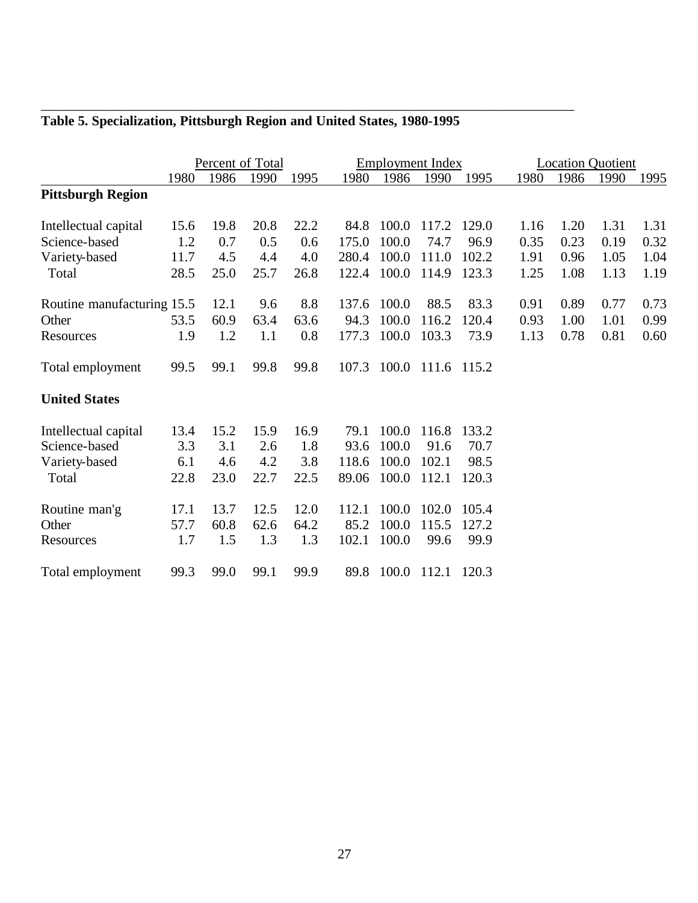**Table 5. Specialization, Pittsburgh Region and United States, 1980-1995**

| | Percent of Total | | | | Employment Index | | | | Location Quotient | | | |
|---|---|---|---|---|---|---|---|---|---|---|---|---|
| | 1980 | 1986 | 1990 | 1995 | 1980 | 1986 | 1990 | 1995 | 1980 | 1986 | 1990 | 1995 |
| **Pittsburgh Region** | | | | | | | | | | | | |
| Intellectual capital | 15.6 | 19.8 | 20.8 | 22.2 | 84.8 | 100.0 | 117.2 | 129.0 | 1.16 | 1.20 | 1.31 | 1.31 |
| Science-based | 1.2 | 0.7 | 0.5 | 0.6 | 175.0 | 100.0 | 74.7 | 96.9 | 0.35 | 0.23 | 0.19 | 0.32 |
| Variety-based | 11.7 | 4.5 | 4.4 | 4.0 | 280.4 | 100.0 | 111.0 | 102.2 | 1.91 | 0.96 | 1.05 | 1.04 |
| Total | 28.5 | 25.0 | 25.7 | 26.8 | 122.4 | 100.0 | 114.9 | 123.3 | 1.25 | 1.08 | 1.13 | 1.19 |
| Routine manufacturing | 15.5 | 12.1 | 9.6 | 8.8 | 137.6 | 100.0 | 88.5 | 83.3 | 0.91 | 0.89 | 0.77 | 0.73 |
| Other | 53.5 | 60.9 | 63.4 | 63.6 | 94.3 | 100.0 | 116.2 | 120.4 | 0.93 | 1.00 | 1.01 | 0.99 |
| Resources | 1.9 | 1.2 | 1.1 | 0.8 | 177.3 | 100.0 | 103.3 | 73.9 | 1.13 | 0.78 | 0.81 | 0.60 |
| Total employment | 99.5 | 99.1 | 99.8 | 99.8 | 107.3 | 100.0 | 111.6 | 115.2 | | | | |
| **United States** | | | | | | | | | | | | |
| Intellectual capital | 13.4 | 15.2 | 15.9 | 16.9 | 79.1 | 100.0 | 116.8 | 133.2 | | | | |
| Science-based | 3.3 | 3.1 | 2.6 | 1.8 | 93.6 | 100.0 | 91.6 | 70.7 | | | | |
| Variety-based | 6.1 | 4.6 | 4.2 | 3.8 | 118.6 | 100.0 | 102.1 | 98.5 | | | | |
| Total | 22.8 | 23.0 | 22.7 | 22.5 | 89.06 | 100.0 | 112.1 | 120.3 | | | | |
| Routine man'g | 17.1 | 13.7 | 12.5 | 12.0 | 112.1 | 100.0 | 102.0 | 105.4 | | | | |
| Other | 57.7 | 60.8 | 62.6 | 64.2 | 85.2 | 100.0 | 115.5 | 127.2 | | | | |
| Resources | 1.7 | 1.5 | 1.3 | 1.3 | 102.1 | 100.0 | 99.6 | 99.9 | | | | |
| Total employment | 99.3 | 99.0 | 99.1 | 99.9 | 89.8 | 100.0 | 112.1 | 120.3 | | | | |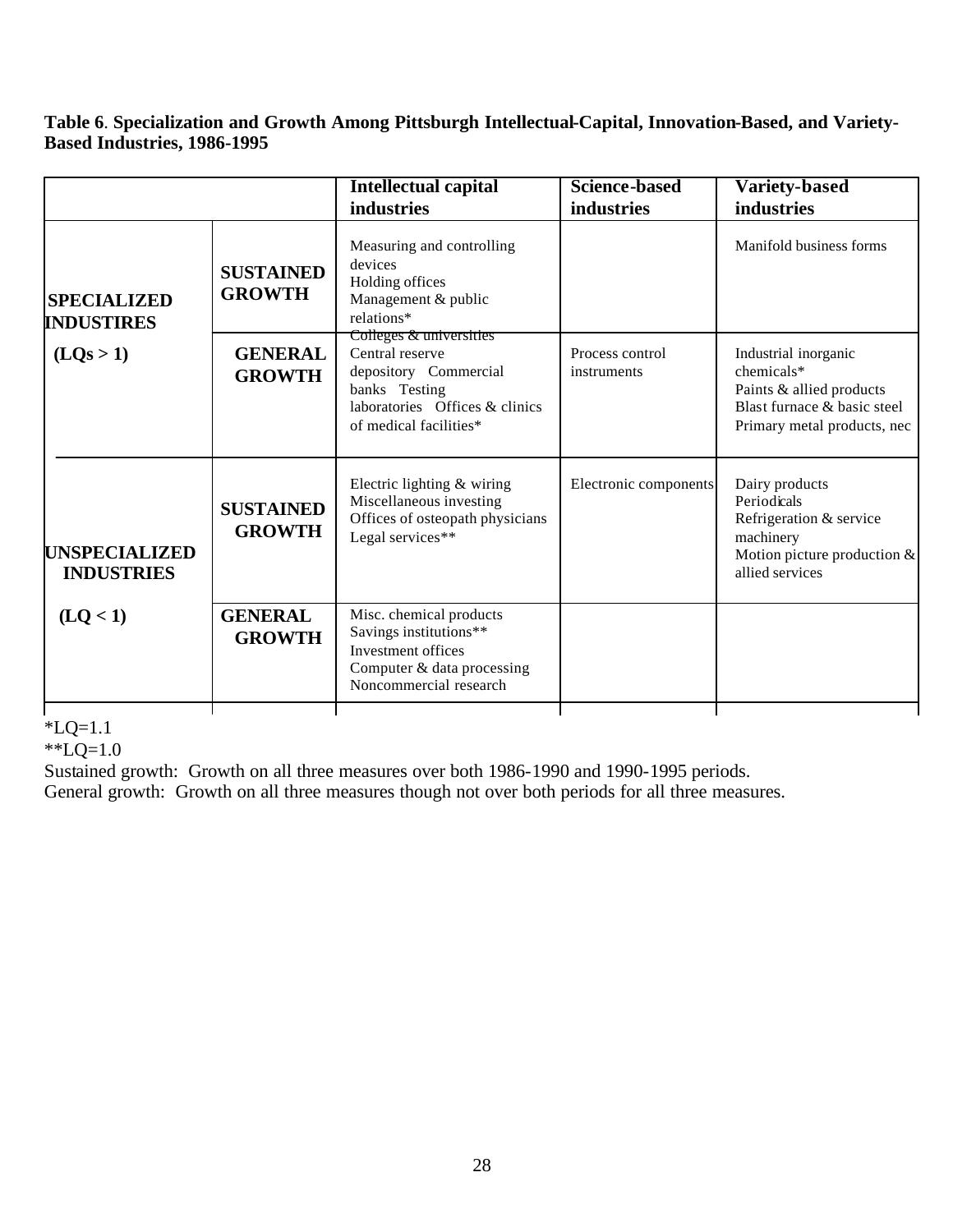**Table 6. Specialization and Growth Among Pittsburgh Intellectual-Capital, Innovation-Based, and Variety-Based Industries, 1986-1995**

| | | Intellectual capital industries | Science-based industries | Variety-based industries |
|---|---|---|---|---|
| **SPECIALIZED INDUSTIRES (LQs > 1)** | **SUSTAINED GROWTH** | Measuring and controlling devices<br>Holding offices<br>Management & public relations* | | Manifold business forms |
| | **GENERAL GROWTH** | Colleges & universities<br>Central reserve depository<br>Commercial banks<br>Testing laboratories<br>Offices & clinics of medical facilities* | Process control instruments | Industrial inorganic chemicals*<br>Paints & allied products<br>Blast furnace & basic steel<br>Primary metal products, nec |
| **UNSPECIALIZED INDUSTRIES (LQ < 1)** | **SUSTAINED GROWTH** | Electric lighting & wiring<br>Miscellaneous investing<br>Offices of osteopath physicians<br>Legal services** | Electronic components | Dairy products<br>Periodicals<br>Refrigeration & service machinery<br>Motion picture production & allied services |
| | **GENERAL GROWTH** | Misc. chemical products<br>Savings institutions**<br>Investment offices<br>Computer & data processing<br>Noncommercial research | | |

*LQ=1.1
**LQ=1.0
Sustained growth: Growth on all three measures over both 1986-1990 and 1990-1995 periods.
General growth: Growth on all three measures though not over both periods for all three measures.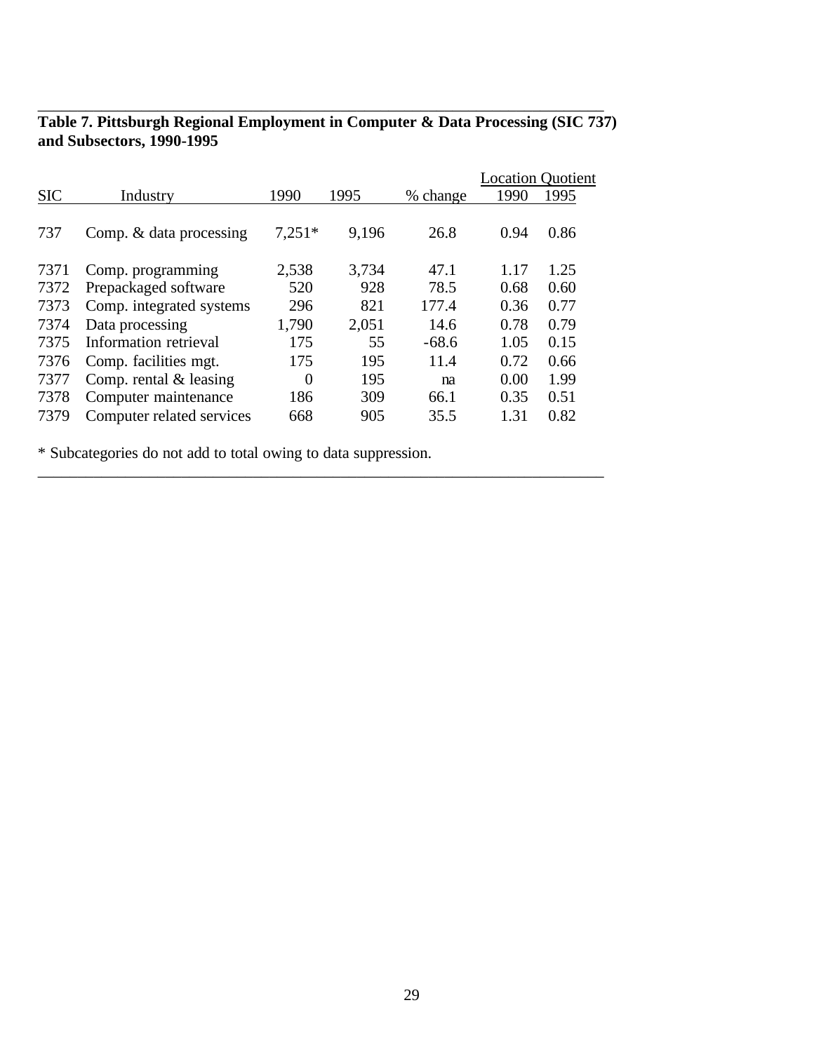**Table 7. Pittsburgh Regional Employment in Computer & Data Processing (SIC 737) and Subsectors, 1990-1995**

| SIC | Industry | 1990 | 1995 | % change | Location Quotient 1990 | Location Quotient 1995 |
|---|---|---|---|---|---|---|
| 737 | Comp. & data processing | 7,251* | 9,196 | 26.8 | 0.94 | 0.86 |
| 7371 | Comp. programming | 2,538 | 3,734 | 47.1 | 1.17 | 1.25 |
| 7372 | Prepackaged software | 520 | 928 | 78.5 | 0.68 | 0.60 |
| 7373 | Comp. integrated systems | 296 | 821 | 177.4 | 0.36 | 0.77 |
| 7374 | Data processing | 1,790 | 2,051 | 14.6 | 0.78 | 0.79 |
| 7375 | Information retrieval | 175 | 55 | -68.6 | 1.05 | 0.15 |
| 7376 | Comp. facilities mgt. | 175 | 195 | 11.4 | 0.72 | 0.66 |
| 7377 | Comp. rental & leasing | 0 | 195 | na | 0.00 | 1.99 |
| 7378 | Computer maintenance | 186 | 309 | 66.1 | 0.35 | 0.51 |
| 7379 | Computer related services | 668 | 905 | 35.5 | 1.31 | 0.82 |

* Subcategories do not add to total owing to data suppression.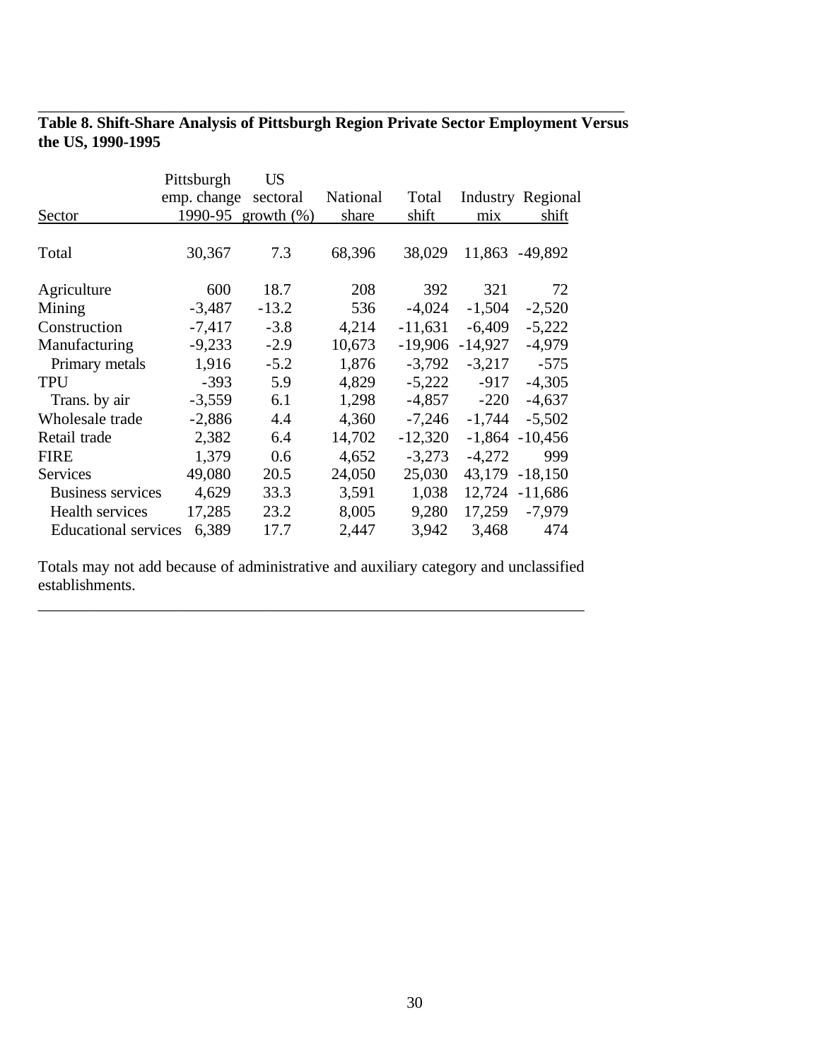**Table 8. Shift-Share Analysis of Pittsburgh Region Private Sector Employment Versus the US, 1990-1995**

| Sector | Pittsburgh emp. change 1990-95 | US sectoral growth (%) | National share | Total shift | Industry mix | Regional shift |
|---|---|---|---|---|---|---|
| Total | 30,367 | 7.3 | 68,396 | 38,029 | 11,863 | -49,892 |
| Agriculture | 600 | 18.7 | 208 | 392 | 321 | 72 |
| Mining | -3,487 | -13.2 | 536 | -4,024 | -1,504 | -2,520 |
| Construction | -7,417 | -3.8 | 4,214 | -11,631 | -6,409 | -5,222 |
| Manufacturing | -9,233 | -2.9 | 10,673 | -19,906 | -14,927 | -4,979 |
| Primary metals | 1,916 | -5.2 | 1,876 | -3,792 | -3,217 | -575 |
| TPU | -393 | 5.9 | 4,829 | -5,222 | -917 | -4,305 |
| Trans. by air | -3,559 | 6.1 | 1,298 | -4,857 | -220 | -4,637 |
| Wholesale trade | -2,886 | 4.4 | 4,360 | -7,246 | -1,744 | -5,502 |
| Retail trade | 2,382 | 6.4 | 14,702 | -12,320 | -1,864 | -10,456 |
| FIRE | 1,379 | 0.6 | 4,652 | -3,273 | -4,272 | 999 |
| Services | 49,080 | 20.5 | 24,050 | 25,030 | 43,179 | -18,150 |
| Business services | 4,629 | 33.3 | 3,591 | 1,038 | 12,724 | -11,686 |
| Health services | 17,285 | 23.2 | 8,005 | 9,280 | 17,259 | -7,979 |
| Educational services | 6,389 | 17.7 | 2,447 | 3,942 | 3,468 | 474 |

Totals may not add because of administrative and auxiliary category and unclassified establishments.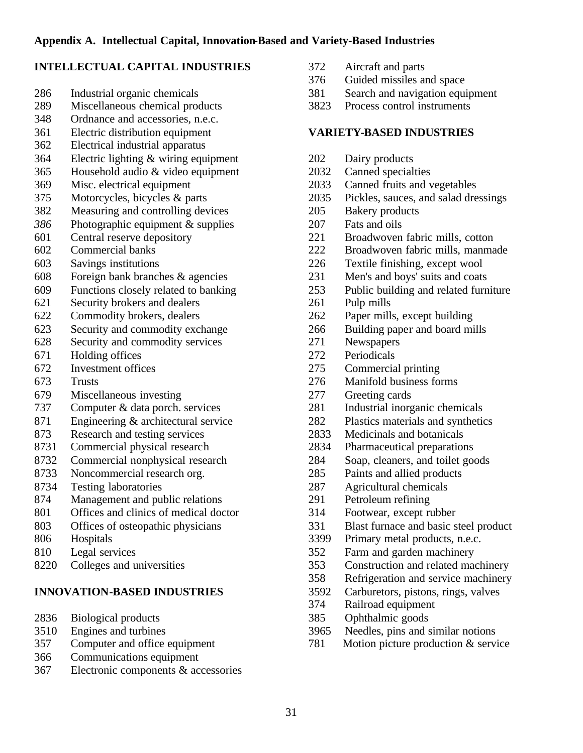**Appendix A. Intellectual Capital, Innovation-Based and Variety-Based Industries**

**INTELLECTUAL CAPITAL INDUSTRIES**

286 Industrial organic chemicals
289 Miscellaneous chemical products
348 Ordnance and accessories, n.e.c.
361 Electric distribution equipment
362 Electrical industrial apparatus
364 Electric lighting & wiring equipment
365 Household audio & video equipment
369 Misc. electrical equipment
375 Motorcycles, bicycles & parts
382 Measuring and controlling devices
*386* Photographic equipment & supplies
601 Central reserve depository
602 Commercial banks
603 Savings institutions
608 Foreign bank branches & agencies
609 Functions closely related to banking
621 Security brokers and dealers
622 Commodity brokers, dealers
623 Security and commodity exchange
628 Security and commodity services
671 Holding offices
672 Investment offices
673 Trusts
679 Miscellaneous investing
737 Computer & data porch. services
871 Engineering & architectural service
873 Research and testing services
8731 Commercial physical research
8732 Commercial nonphysical research
8733 Noncommercial research org.
8734 Testing laboratories
874 Management and public relations
801 Offices and clinics of medical doctor
803 Offices of osteopathic physicians
806 Hospitals
810 Legal services
8220 Colleges and universities

**INNOVATION-BASED INDUSTRIES**

2836 Biological products
3510 Engines and turbines
357 Computer and office equipment
366 Communications equipment
367 Electronic components & accessories
372 Aircraft and parts
376 Guided missiles and space
381 Search and navigation equipment
3823 Process control instruments

**VARIETY-BASED INDUSTRIES**

202 Dairy products
2032 Canned specialties
2033 Canned fruits and vegetables
2035 Pickles, sauces, and salad dressings
205 Bakery products
207 Fats and oils
221 Broadwoven fabric mills, cotton
222 Broadwoven fabric mills, manmade
226 Textile finishing, except wool
231 Men's and boys' suits and coats
253 Public building and related furniture
261 Pulp mills
262 Paper mills, except building
266 Building paper and board mills
271 Newspapers
272 Periodicals
275 Commercial printing
276 Manifold business forms
277 Greeting cards
281 Industrial inorganic chemicals
282 Plastics materials and synthetics
2833 Medicinals and botanicals
2834 Pharmaceutical preparations
284 Soap, cleaners, and toilet goods
285 Paints and allied products
287 Agricultural chemicals
291 Petroleum refining
314 Footwear, except rubber
331 Blast furnace and basic steel product
3399 Primary metal products, n.e.c.
352 Farm and garden machinery
353 Construction and related machinery
358 Refrigeration and service machinery
3592 Carburetors, pistons, rings, valves
374 Railroad equipment
385 Ophthalmic goods
3965 Needles, pins and similar notions
781 Motion picture production & service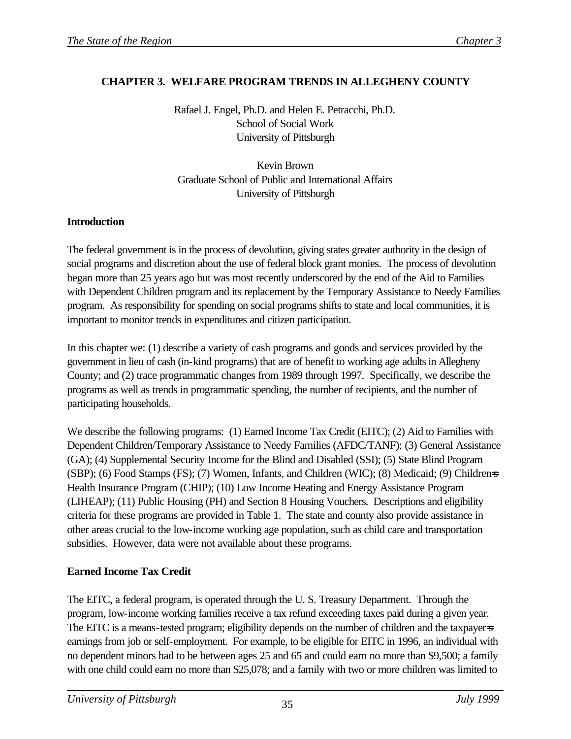# CHAPTER 3. WELFARE PROGRAM TRENDS IN ALLEGHENY COUNTY

Rafael J. Engel, Ph.D. and Helen E. Petracchi, Ph.D.
School of Social Work
University of Pittsburgh

Kevin Brown
Graduate School of Public and International Affairs
University of Pittsburgh

## Introduction

The federal government is in the process of devolution, giving states greater authority in the design of social programs and discretion about the use of federal block grant monies. The process of devolution began more than 25 years ago but was most recently underscored by the end of the Aid to Families with Dependent Children program and its replacement by the Temporary Assistance to Needy Families program. As responsibility for spending on social programs shifts to state and local communities, it is important to monitor trends in expenditures and citizen participation.

In this chapter we: (1) describe a variety of cash programs and goods and services provided by the government in lieu of cash (in-kind programs) that are of benefit to working age adults in Allegheny County; and (2) trace programmatic changes from 1989 through 1997. Specifically, we describe the programs as well as trends in programmatic spending, the number of recipients, and the number of participating households.

We describe the following programs: (1) Earned Income Tax Credit (EITC); (2) Aid to Families with Dependent Children/Temporary Assistance to Needy Families (AFDC/TANF); (3) General Assistance (GA); (4) Supplemental Security Income for the Blind and Disabled (SSI); (5) State Blind Program (SBP); (6) Food Stamps (FS); (7) Women, Infants, and Children (WIC); (8) Medicaid; (9) Children=s Health Insurance Program (CHIP); (10) Low Income Heating and Energy Assistance Program (LIHEAP); (11) Public Housing (PH) and Section 8 Housing Vouchers. Descriptions and eligibility criteria for these programs are provided in Table 1. The state and county also provide assistance in other areas crucial to the low-income working age population, such as child care and transportation subsidies. However, data were not available about these programs.

## Earned Income Tax Credit

The EITC, a federal program, is operated through the U. S. Treasury Department. Through the program, low-income working families receive a tax refund exceeding taxes paid during a given year. The EITC is a means-tested program; eligibility depends on the number of children and the taxpayer=s earnings from job or self-employment. For example, to be eligible for EITC in 1996, an individual with no dependent minors had to be between ages 25 and 65 and could earn no more than $9,500; a family with one child could earn no more than $25,078; and a family with two or more children was limited to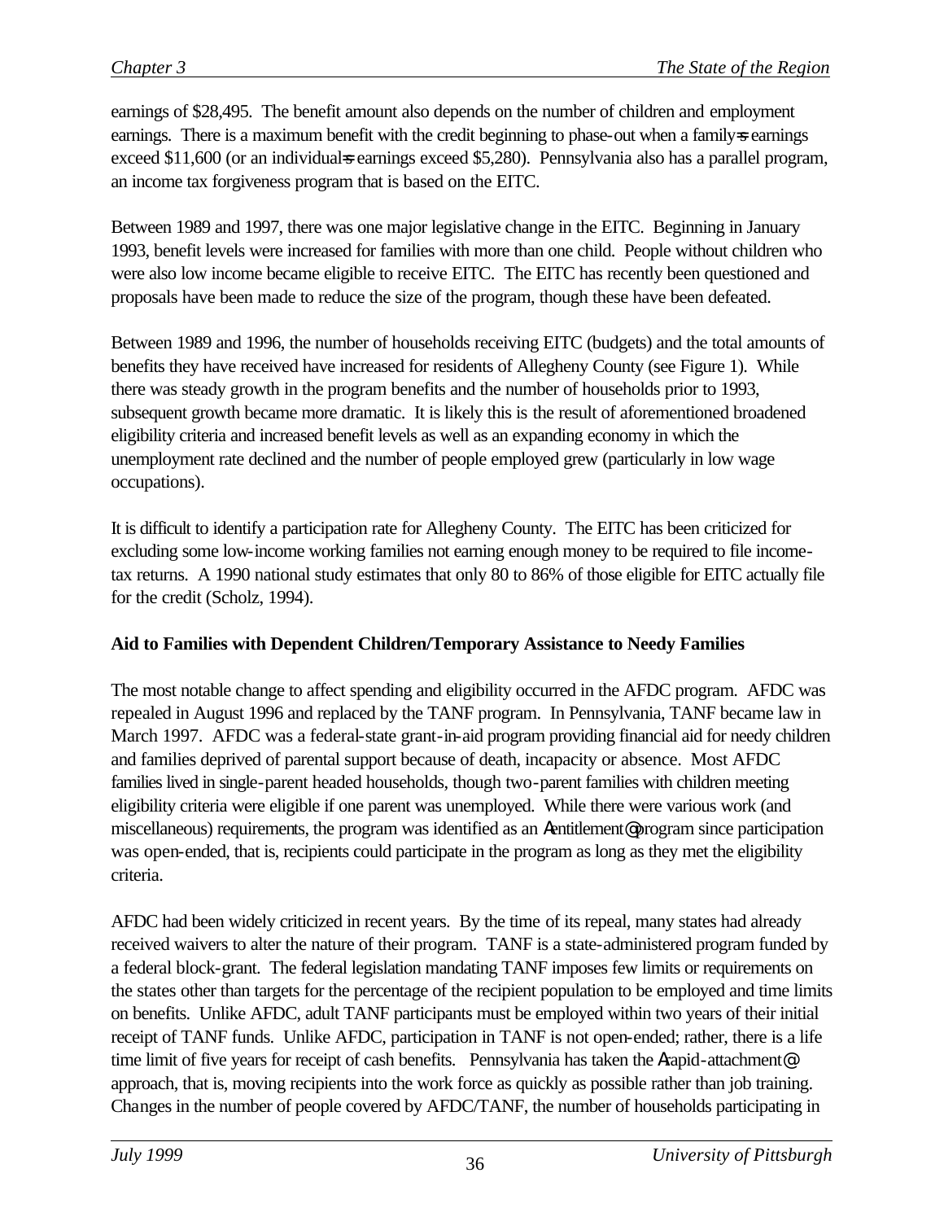earnings of $28,495. The benefit amount also depends on the number of children and employment earnings. There is a maximum benefit with the credit beginning to phase-out when a family=s earnings exceed $11,600 (or an individual=s earnings exceed $5,280). Pennsylvania also has a parallel program, an income tax forgiveness program that is based on the EITC.

Between 1989 and 1997, there was one major legislative change in the EITC. Beginning in January 1993, benefit levels were increased for families with more than one child. People without children who were also low income became eligible to receive EITC. The EITC has recently been questioned and proposals have been made to reduce the size of the program, though these have been defeated.

Between 1989 and 1996, the number of households receiving EITC (budgets) and the total amounts of benefits they have received have increased for residents of Allegheny County (see Figure 1). While there was steady growth in the program benefits and the number of households prior to 1993, subsequent growth became more dramatic. It is likely this is the result of aforementioned broadened eligibility criteria and increased benefit levels as well as an expanding economy in which the unemployment rate declined and the number of people employed grew (particularly in low wage occupations).

It is difficult to identify a participation rate for Allegheny County. The EITC has been criticized for excluding some low-income working families not earning enough money to be required to file income-tax returns. A 1990 national study estimates that only 80 to 86% of those eligible for EITC actually file for the credit (Scholz, 1994).

**Aid to Families with Dependent Children/Temporary Assistance to Needy Families**

The most notable change to affect spending and eligibility occurred in the AFDC program. AFDC was repealed in August 1996 and replaced by the TANF program. In Pennsylvania, TANF became law in March 1997. AFDC was a federal-state grant-in-aid program providing financial aid for needy children and families deprived of parental support because of death, incapacity or absence. Most AFDC families lived in single-parent headed households, though two-parent families with children meeting eligibility criteria were eligible if one parent was unemployed. While there were various work (and miscellaneous) requirements, the program was identified as an Aentitlement@ program since participation was open-ended, that is, recipients could participate in the program as long as they met the eligibility criteria.

AFDC had been widely criticized in recent years. By the time of its repeal, many states had already received waivers to alter the nature of their program. TANF is a state-administered program funded by a federal block-grant. The federal legislation mandating TANF imposes few limits or requirements on the states other than targets for the percentage of the recipient population to be employed and time limits on benefits. Unlike AFDC, adult TANF participants must be employed within two years of their initial receipt of TANF funds. Unlike AFDC, participation in TANF is not open-ended; rather, there is a life time limit of five years for receipt of cash benefits. Pennsylvania has taken the Arapid-attachment@ approach, that is, moving recipients into the work force as quickly as possible rather than job training. Changes in the number of people covered by AFDC/TANF, the number of households participating in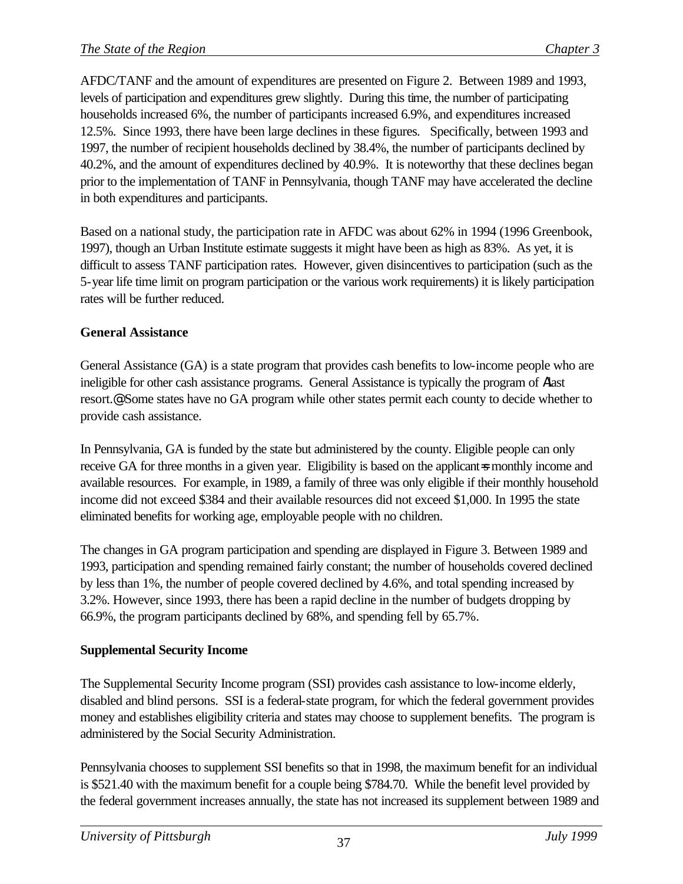AFDC/TANF and the amount of expenditures are presented on Figure 2. Between 1989 and 1993, levels of participation and expenditures grew slightly. During this time, the number of participating households increased 6%, the number of participants increased 6.9%, and expenditures increased 12.5%. Since 1993, there have been large declines in these figures. Specifically, between 1993 and 1997, the number of recipient households declined by 38.4%, the number of participants declined by 40.2%, and the amount of expenditures declined by 40.9%. It is noteworthy that these declines began prior to the implementation of TANF in Pennsylvania, though TANF may have accelerated the decline in both expenditures and participants.

Based on a national study, the participation rate in AFDC was about 62% in 1994 (1996 Greenbook, 1997), though an Urban Institute estimate suggests it might have been as high as 83%. As yet, it is difficult to assess TANF participation rates. However, given disincentives to participation (such as the 5-year life time limit on program participation or the various work requirements) it is likely participation rates will be further reduced.

**General Assistance**

General Assistance (GA) is a state program that provides cash benefits to low-income people who are ineligible for other cash assistance programs. General Assistance is typically the program of Alast resort.@ Some states have no GA program while other states permit each county to decide whether to provide cash assistance.

In Pennsylvania, GA is funded by the state but administered by the county. Eligible people can only receive GA for three months in a given year. Eligibility is based on the applicant=s monthly income and available resources. For example, in 1989, a family of three was only eligible if their monthly household income did not exceed $384 and their available resources did not exceed $1,000. In 1995 the state eliminated benefits for working age, employable people with no children.

The changes in GA program participation and spending are displayed in Figure 3. Between 1989 and 1993, participation and spending remained fairly constant; the number of households covered declined by less than 1%, the number of people covered declined by 4.6%, and total spending increased by 3.2%. However, since 1993, there has been a rapid decline in the number of budgets dropping by 66.9%, the program participants declined by 68%, and spending fell by 65.7%.

**Supplemental Security Income**

The Supplemental Security Income program (SSI) provides cash assistance to low-income elderly, disabled and blind persons. SSI is a federal-state program, for which the federal government provides money and establishes eligibility criteria and states may choose to supplement benefits. The program is administered by the Social Security Administration.

Pennsylvania chooses to supplement SSI benefits so that in 1998, the maximum benefit for an individual is $521.40 with the maximum benefit for a couple being $784.70. While the benefit level provided by the federal government increases annually, the state has not increased its supplement between 1989 and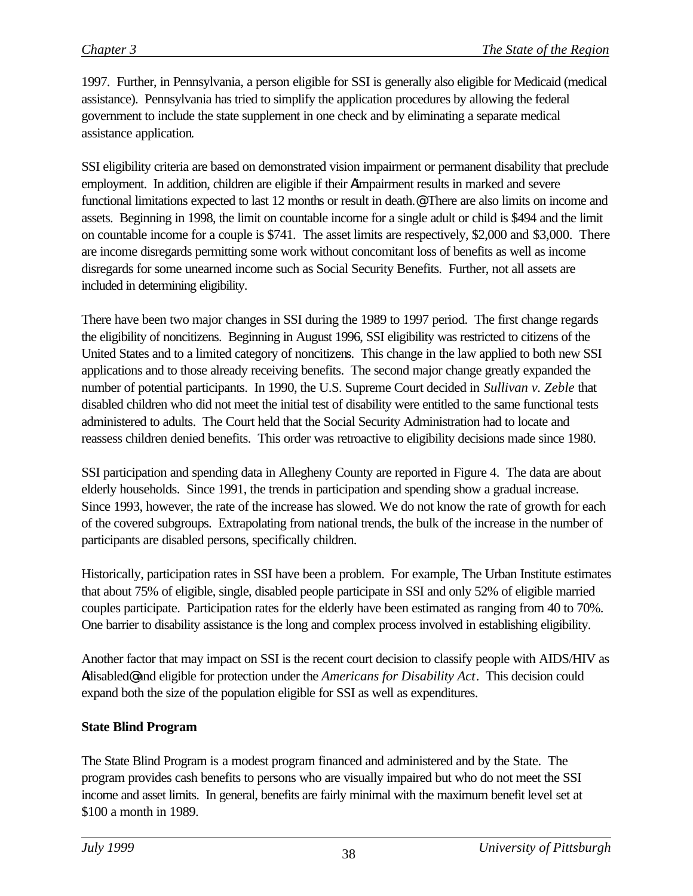1997. Further, in Pennsylvania, a person eligible for SSI is generally also eligible for Medicaid (medical assistance). Pennsylvania has tried to simplify the application procedures by allowing the federal government to include the state supplement in one check and by eliminating a separate medical assistance application.

SSI eligibility criteria are based on demonstrated vision impairment or permanent disability that preclude employment. In addition, children are eligible if their Aimpairment results in marked and severe functional limitations expected to last 12 months or result in death.@ There are also limits on income and assets. Beginning in 1998, the limit on countable income for a single adult or child is $494 and the limit on countable income for a couple is $741. The asset limits are respectively, $2,000 and $3,000. There are income disregards permitting some work without concomitant loss of benefits as well as income disregards for some unearned income such as Social Security Benefits. Further, not all assets are included in determining eligibility.

There have been two major changes in SSI during the 1989 to 1997 period. The first change regards the eligibility of noncitizens. Beginning in August 1996, SSI eligibility was restricted to citizens of the United States and to a limited category of noncitizens. This change in the law applied to both new SSI applications and to those already receiving benefits. The second major change greatly expanded the number of potential participants. In 1990, the U.S. Supreme Court decided in *Sullivan v. Zeble* that disabled children who did not meet the initial test of disability were entitled to the same functional tests administered to adults. The Court held that the Social Security Administration had to locate and reassess children denied benefits. This order was retroactive to eligibility decisions made since 1980.

SSI participation and spending data in Allegheny County are reported in Figure 4. The data are about elderly households. Since 1991, the trends in participation and spending show a gradual increase. Since 1993, however, the rate of the increase has slowed. We do not know the rate of growth for each of the covered subgroups. Extrapolating from national trends, the bulk of the increase in the number of participants are disabled persons, specifically children.

Historically, participation rates in SSI have been a problem. For example, The Urban Institute estimates that about 75% of eligible, single, disabled people participate in SSI and only 52% of eligible married couples participate. Participation rates for the elderly have been estimated as ranging from 40 to 70%. One barrier to disability assistance is the long and complex process involved in establishing eligibility.

Another factor that may impact on SSI is the recent court decision to classify people with AIDS/HIV as Adisabled@ and eligible for protection under the *Americans for Disability Act*. This decision could expand both the size of the population eligible for SSI as well as expenditures.

**State Blind Program**

The State Blind Program is a modest program financed and administered and by the State. The program provides cash benefits to persons who are visually impaired but who do not meet the SSI income and asset limits. In general, benefits are fairly minimal with the maximum benefit level set at $100 a month in 1989.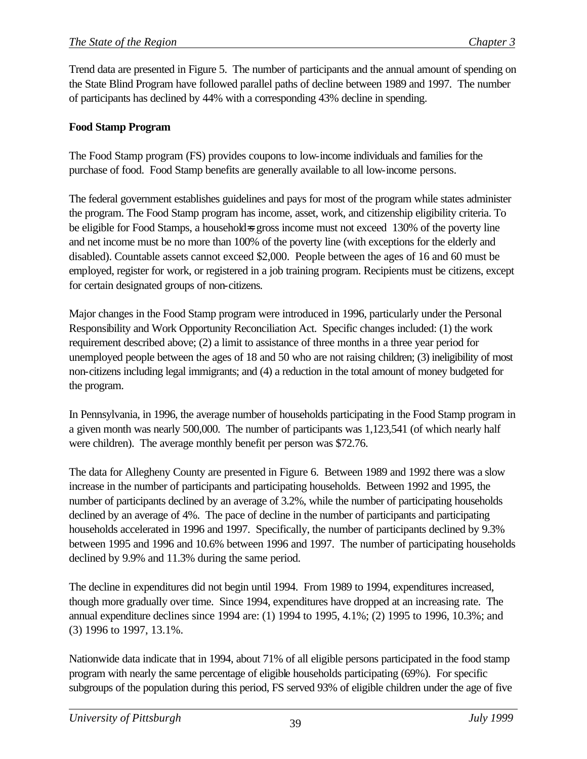Trend data are presented in Figure 5. The number of participants and the annual amount of spending on the State Blind Program have followed parallel paths of decline between 1989 and 1997. The number of participants has declined by 44% with a corresponding 43% decline in spending.

**Food Stamp Program**

The Food Stamp program (FS) provides coupons to low-income individuals and families for the purchase of food. Food Stamp benefits are generally available to all low-income persons.

The federal government establishes guidelines and pays for most of the program while states administer the program. The Food Stamp program has income, asset, work, and citizenship eligibility criteria. To be eligible for Food Stamps, a household=s gross income must not exceed 130% of the poverty line and net income must be no more than 100% of the poverty line (with exceptions for the elderly and disabled). Countable assets cannot exceed $2,000. People between the ages of 16 and 60 must be employed, register for work, or registered in a job training program. Recipients must be citizens, except for certain designated groups of non-citizens.

Major changes in the Food Stamp program were introduced in 1996, particularly under the Personal Responsibility and Work Opportunity Reconciliation Act. Specific changes included: (1) the work requirement described above; (2) a limit to assistance of three months in a three year period for unemployed people between the ages of 18 and 50 who are not raising children; (3) ineligibility of most non-citizens including legal immigrants; and (4) a reduction in the total amount of money budgeted for the program.

In Pennsylvania, in 1996, the average number of households participating in the Food Stamp program in a given month was nearly 500,000. The number of participants was 1,123,541 (of which nearly half were children). The average monthly benefit per person was $72.76.

The data for Allegheny County are presented in Figure 6. Between 1989 and 1992 there was a slow increase in the number of participants and participating households. Between 1992 and 1995, the number of participants declined by an average of 3.2%, while the number of participating households declined by an average of 4%. The pace of decline in the number of participants and participating households accelerated in 1996 and 1997. Specifically, the number of participants declined by 9.3% between 1995 and 1996 and 10.6% between 1996 and 1997. The number of participating households declined by 9.9% and 11.3% during the same period.

The decline in expenditures did not begin until 1994. From 1989 to 1994, expenditures increased, though more gradually over time. Since 1994, expenditures have dropped at an increasing rate. The annual expenditure declines since 1994 are: (1) 1994 to 1995, 4.1%; (2) 1995 to 1996, 10.3%; and (3) 1996 to 1997, 13.1%.

Nationwide data indicate that in 1994, about 71% of all eligible persons participated in the food stamp program with nearly the same percentage of eligible households participating (69%). For specific subgroups of the population during this period, FS served 93% of eligible children under the age of five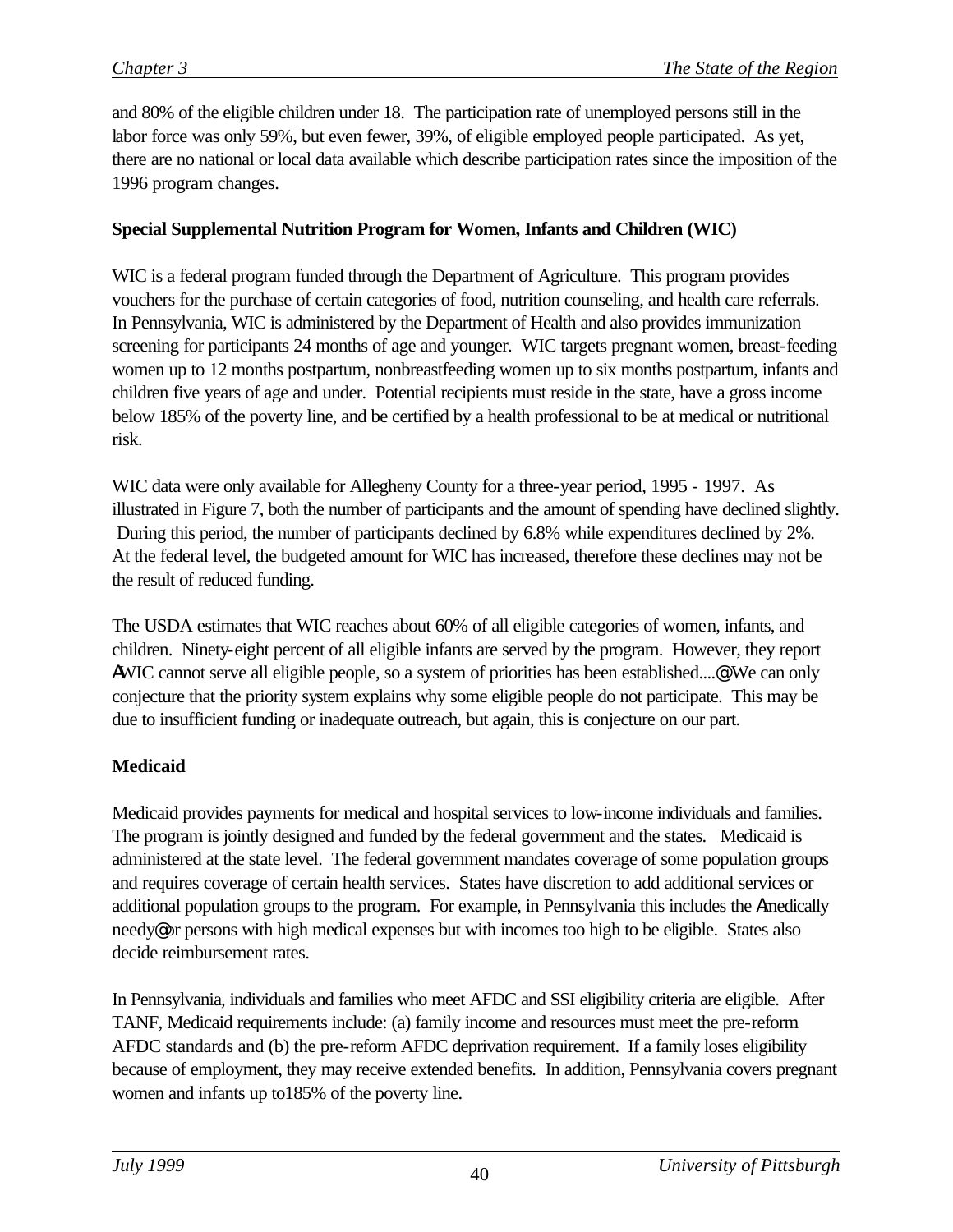and 80% of the eligible children under 18. The participation rate of unemployed persons still in the labor force was only 59%, but even fewer, 39%, of eligible employed people participated. As yet, there are no national or local data available which describe participation rates since the imposition of the 1996 program changes.

**Special Supplemental Nutrition Program for Women, Infants and Children (WIC)**

WIC is a federal program funded through the Department of Agriculture. This program provides vouchers for the purchase of certain categories of food, nutrition counseling, and health care referrals. In Pennsylvania, WIC is administered by the Department of Health and also provides immunization screening for participants 24 months of age and younger. WIC targets pregnant women, breast-feeding women up to 12 months postpartum, nonbreastfeeding women up to six months postpartum, infants and children five years of age and under. Potential recipients must reside in the state, have a gross income below 185% of the poverty line, and be certified by a health professional to be at medical or nutritional risk.

WIC data were only available for Allegheny County for a three-year period, 1995 - 1997. As illustrated in Figure 7, both the number of participants and the amount of spending have declined slightly. During this period, the number of participants declined by 6.8% while expenditures declined by 2%. At the federal level, the budgeted amount for WIC has increased, therefore these declines may not be the result of reduced funding.

The USDA estimates that WIC reaches about 60% of all eligible categories of women, infants, and children. Ninety-eight percent of all eligible infants are served by the program. However, they report AWIC cannot serve all eligible people, so a system of priorities has been established....@ We can only conjecture that the priority system explains why some eligible people do not participate. This may be due to insufficient funding or inadequate outreach, but again, this is conjecture on our part.

**Medicaid**

Medicaid provides payments for medical and hospital services to low-income individuals and families. The program is jointly designed and funded by the federal government and the states. Medicaid is administered at the state level. The federal government mandates coverage of some population groups and requires coverage of certain health services. States have discretion to add additional services or additional population groups to the program. For example, in Pennsylvania this includes the Amedically needy@ or persons with high medical expenses but with incomes too high to be eligible. States also decide reimbursement rates.

In Pennsylvania, individuals and families who meet AFDC and SSI eligibility criteria are eligible. After TANF, Medicaid requirements include: (a) family income and resources must meet the pre-reform AFDC standards and (b) the pre-reform AFDC deprivation requirement. If a family loses eligibility because of employment, they may receive extended benefits. In addition, Pennsylvania covers pregnant women and infants up to185% of the poverty line.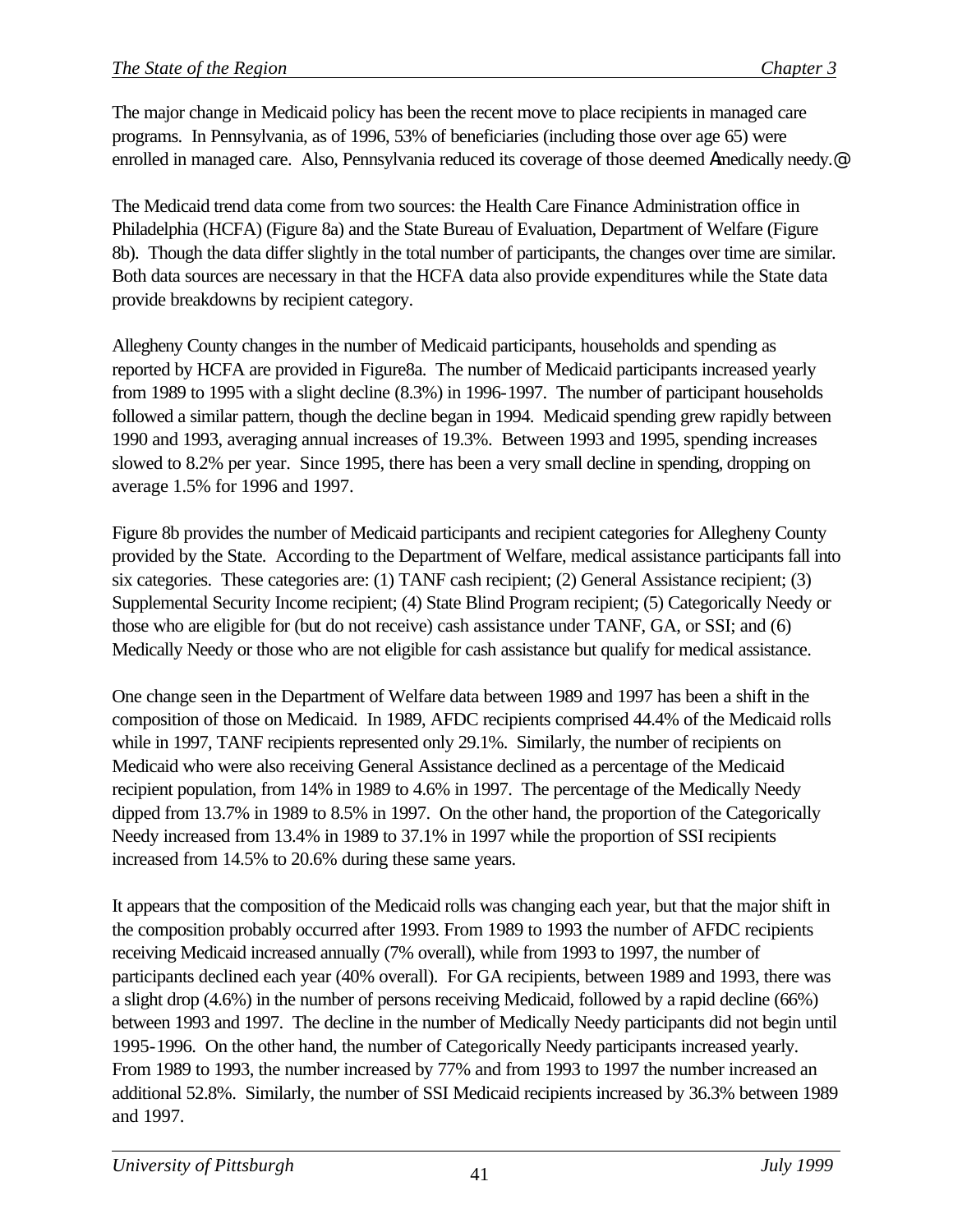The major change in Medicaid policy has been the recent move to place recipients in managed care programs. In Pennsylvania, as of 1996, 53% of beneficiaries (including those over age 65) were enrolled in managed care. Also, Pennsylvania reduced its coverage of those deemed Amedically needy.@

The Medicaid trend data come from two sources: the Health Care Finance Administration office in Philadelphia (HCFA) (Figure 8a) and the State Bureau of Evaluation, Department of Welfare (Figure 8b). Though the data differ slightly in the total number of participants, the changes over time are similar. Both data sources are necessary in that the HCFA data also provide expenditures while the State data provide breakdowns by recipient category.

Allegheny County changes in the number of Medicaid participants, households and spending as reported by HCFA are provided in Figure8a. The number of Medicaid participants increased yearly from 1989 to 1995 with a slight decline (8.3%) in 1996-1997. The number of participant households followed a similar pattern, though the decline began in 1994. Medicaid spending grew rapidly between 1990 and 1993, averaging annual increases of 19.3%. Between 1993 and 1995, spending increases slowed to 8.2% per year. Since 1995, there has been a very small decline in spending, dropping on average 1.5% for 1996 and 1997.

Figure 8b provides the number of Medicaid participants and recipient categories for Allegheny County provided by the State. According to the Department of Welfare, medical assistance participants fall into six categories. These categories are: (1) TANF cash recipient; (2) General Assistance recipient; (3) Supplemental Security Income recipient; (4) State Blind Program recipient; (5) Categorically Needy or those who are eligible for (but do not receive) cash assistance under TANF, GA, or SSI; and (6) Medically Needy or those who are not eligible for cash assistance but qualify for medical assistance.

One change seen in the Department of Welfare data between 1989 and 1997 has been a shift in the composition of those on Medicaid. In 1989, AFDC recipients comprised 44.4% of the Medicaid rolls while in 1997, TANF recipients represented only 29.1%. Similarly, the number of recipients on Medicaid who were also receiving General Assistance declined as a percentage of the Medicaid recipient population, from 14% in 1989 to 4.6% in 1997. The percentage of the Medically Needy dipped from 13.7% in 1989 to 8.5% in 1997. On the other hand, the proportion of the Categorically Needy increased from 13.4% in 1989 to 37.1% in 1997 while the proportion of SSI recipients increased from 14.5% to 20.6% during these same years.

It appears that the composition of the Medicaid rolls was changing each year, but that the major shift in the composition probably occurred after 1993. From 1989 to 1993 the number of AFDC recipients receiving Medicaid increased annually (7% overall), while from 1993 to 1997, the number of participants declined each year (40% overall). For GA recipients, between 1989 and 1993, there was a slight drop (4.6%) in the number of persons receiving Medicaid, followed by a rapid decline (66%) between 1993 and 1997. The decline in the number of Medically Needy participants did not begin until 1995-1996. On the other hand, the number of Categorically Needy participants increased yearly. From 1989 to 1993, the number increased by 77% and from 1993 to 1997 the number increased an additional 52.8%. Similarly, the number of SSI Medicaid recipients increased by 36.3% between 1989 and 1997.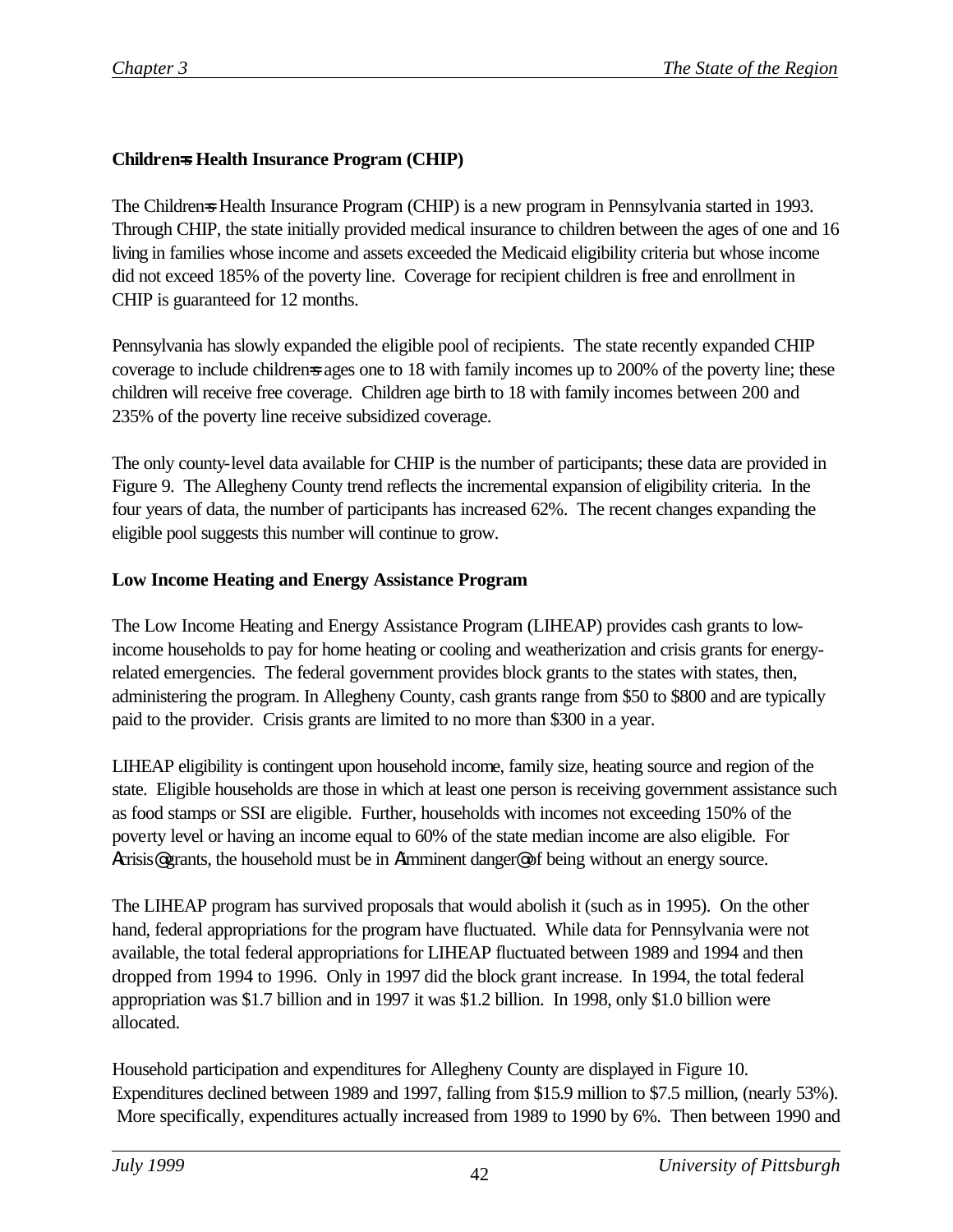**Children=s Health Insurance Program (CHIP)**

The Children=s Health Insurance Program (CHIP) is a new program in Pennsylvania started in 1993. Through CHIP, the state initially provided medical insurance to children between the ages of one and 16 living in families whose income and assets exceeded the Medicaid eligibility criteria but whose income did not exceed 185% of the poverty line. Coverage for recipient children is free and enrollment in CHIP is guaranteed for 12 months.

Pennsylvania has slowly expanded the eligible pool of recipients. The state recently expanded CHIP coverage to include children=s ages one to 18 with family incomes up to 200% of the poverty line; these children will receive free coverage. Children age birth to 18 with family incomes between 200 and 235% of the poverty line receive subsidized coverage.

The only county-level data available for CHIP is the number of participants; these data are provided in Figure 9. The Allegheny County trend reflects the incremental expansion of eligibility criteria. In the four years of data, the number of participants has increased 62%. The recent changes expanding the eligible pool suggests this number will continue to grow.

**Low Income Heating and Energy Assistance Program**

The Low Income Heating and Energy Assistance Program (LIHEAP) provides cash grants to low-income households to pay for home heating or cooling and weatherization and crisis grants for energy-related emergencies. The federal government provides block grants to the states with states, then, administering the program. In Allegheny County, cash grants range from $50 to $800 and are typically paid to the provider. Crisis grants are limited to no more than $300 in a year.

LIHEAP eligibility is contingent upon household income, family size, heating source and region of the state. Eligible households are those in which at least one person is receiving government assistance such as food stamps or SSI are eligible. Further, households with incomes not exceeding 150% of the poverty level or having an income equal to 60% of the state median income are also eligible. For Acrisis@ grants, the household must be in Aimminent danger@ of being without an energy source.

The LIHEAP program has survived proposals that would abolish it (such as in 1995). On the other hand, federal appropriations for the program have fluctuated. While data for Pennsylvania were not available, the total federal appropriations for LIHEAP fluctuated between 1989 and 1994 and then dropped from 1994 to 1996. Only in 1997 did the block grant increase. In 1994, the total federal appropriation was $1.7 billion and in 1997 it was $1.2 billion. In 1998, only $1.0 billion were allocated.

Household participation and expenditures for Allegheny County are displayed in Figure 10. Expenditures declined between 1989 and 1997, falling from $15.9 million to $7.5 million, (nearly 53%). More specifically, expenditures actually increased from 1989 to 1990 by 6%. Then between 1990 and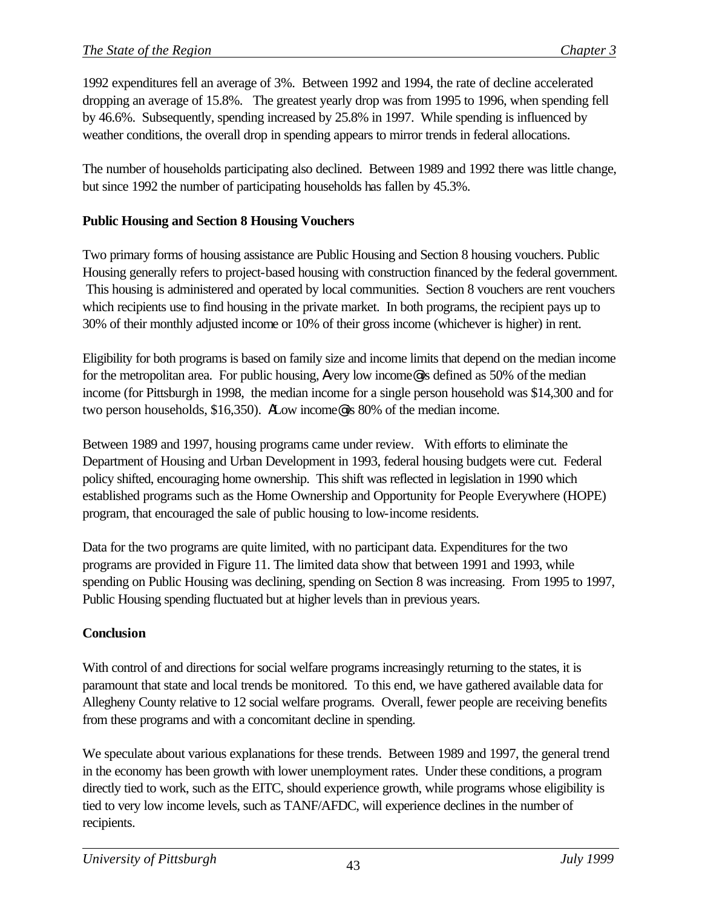1992 expenditures fell an average of 3%. Between 1992 and 1994, the rate of decline accelerated dropping an average of 15.8%. The greatest yearly drop was from 1995 to 1996, when spending fell by 46.6%. Subsequently, spending increased by 25.8% in 1997. While spending is influenced by weather conditions, the overall drop in spending appears to mirror trends in federal allocations.

The number of households participating also declined. Between 1989 and 1992 there was little change, but since 1992 the number of participating households has fallen by 45.3%.

**Public Housing and Section 8 Housing Vouchers**

Two primary forms of housing assistance are Public Housing and Section 8 housing vouchers. Public Housing generally refers to project-based housing with construction financed by the federal government. This housing is administered and operated by local communities. Section 8 vouchers are rent vouchers which recipients use to find housing in the private market. In both programs, the recipient pays up to 30% of their monthly adjusted income or 10% of their gross income (whichever is higher) in rent.

Eligibility for both programs is based on family size and income limits that depend on the median income for the metropolitan area. For public housing, Avery low income@ is defined as 50% of the median income (for Pittsburgh in 1998, the median income for a single person household was $14,300 and for two person households, $16,350). ALow income@ is 80% of the median income.

Between 1989 and 1997, housing programs came under review. With efforts to eliminate the Department of Housing and Urban Development in 1993, federal housing budgets were cut. Federal policy shifted, encouraging home ownership. This shift was reflected in legislation in 1990 which established programs such as the Home Ownership and Opportunity for People Everywhere (HOPE) program, that encouraged the sale of public housing to low-income residents.

Data for the two programs are quite limited, with no participant data. Expenditures for the two programs are provided in Figure 11. The limited data show that between 1991 and 1993, while spending on Public Housing was declining, spending on Section 8 was increasing. From 1995 to 1997, Public Housing spending fluctuated but at higher levels than in previous years.

**Conclusion**

With control of and directions for social welfare programs increasingly returning to the states, it is paramount that state and local trends be monitored. To this end, we have gathered available data for Allegheny County relative to 12 social welfare programs. Overall, fewer people are receiving benefits from these programs and with a concomitant decline in spending.

We speculate about various explanations for these trends. Between 1989 and 1997, the general trend in the economy has been growth with lower unemployment rates. Under these conditions, a program directly tied to work, such as the EITC, should experience growth, while programs whose eligibility is tied to very low income levels, such as TANF/AFDC, will experience declines in the number of recipients.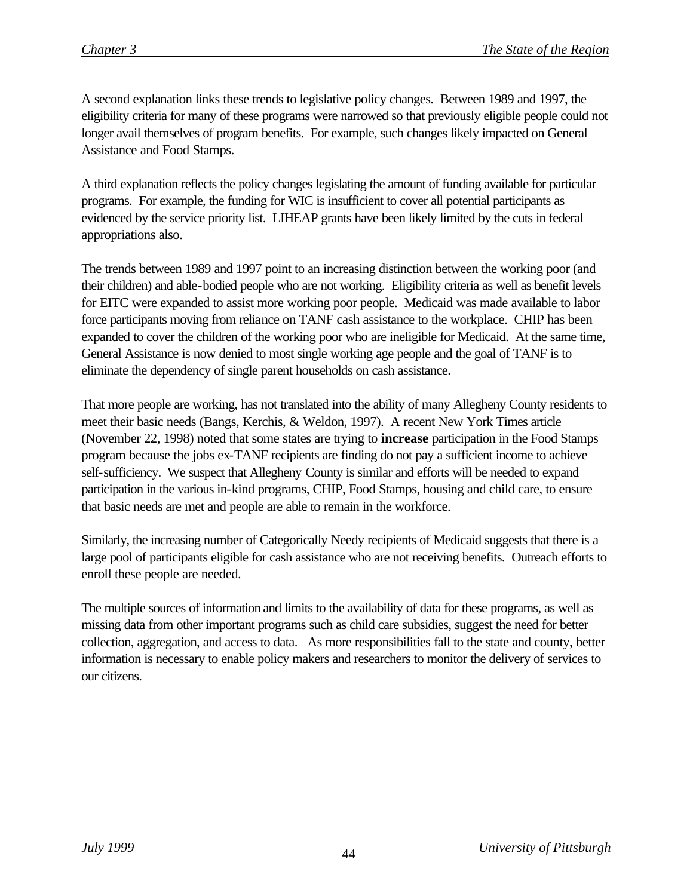A second explanation links these trends to legislative policy changes. Between 1989 and 1997, the eligibility criteria for many of these programs were narrowed so that previously eligible people could not longer avail themselves of program benefits. For example, such changes likely impacted on General Assistance and Food Stamps.

A third explanation reflects the policy changes legislating the amount of funding available for particular programs. For example, the funding for WIC is insufficient to cover all potential participants as evidenced by the service priority list. LIHEAP grants have been likely limited by the cuts in federal appropriations also.

The trends between 1989 and 1997 point to an increasing distinction between the working poor (and their children) and able-bodied people who are not working. Eligibility criteria as well as benefit levels for EITC were expanded to assist more working poor people. Medicaid was made available to labor force participants moving from reliance on TANF cash assistance to the workplace. CHIP has been expanded to cover the children of the working poor who are ineligible for Medicaid. At the same time, General Assistance is now denied to most single working age people and the goal of TANF is to eliminate the dependency of single parent households on cash assistance.

That more people are working, has not translated into the ability of many Allegheny County residents to meet their basic needs (Bangs, Kerchis, & Weldon, 1997). A recent New York Times article (November 22, 1998) noted that some states are trying to **increase** participation in the Food Stamps program because the jobs ex-TANF recipients are finding do not pay a sufficient income to achieve self-sufficiency. We suspect that Allegheny County is similar and efforts will be needed to expand participation in the various in-kind programs, CHIP, Food Stamps, housing and child care, to ensure that basic needs are met and people are able to remain in the workforce.

Similarly, the increasing number of Categorically Needy recipients of Medicaid suggests that there is a large pool of participants eligible for cash assistance who are not receiving benefits. Outreach efforts to enroll these people are needed.

The multiple sources of information and limits to the availability of data for these programs, as well as missing data from other important programs such as child care subsidies, suggest the need for better collection, aggregation, and access to data. As more responsibilities fall to the state and county, better information is necessary to enable policy makers and researchers to monitor the delivery of services to our citizens.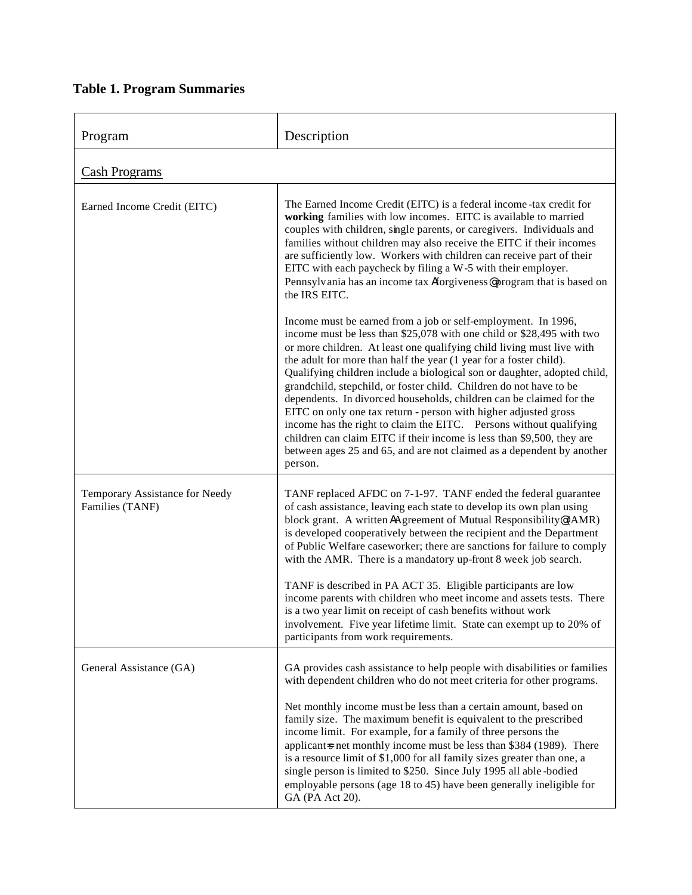## Table 1. Program Summaries

| Program | Description |
|---|---|
| Cash Programs | |
| Earned Income Credit (EITC) | The Earned Income Credit (EITC) is a federal income-tax credit for **working** families with low incomes. EITC is available to married couples with children, single parents, or caregivers. Individuals and families without children may also receive the EITC if their incomes are sufficiently low. Workers with children can receive part of their EITC with each paycheck by filing a W-5 with their employer. Pennsylvania has an income tax "forgiveness" program that is based on the IRS EITC.<br><br>Income must be earned from a job or self-employment. In 1996, income must be less than $25,078 with one child or $28,495 with two or more children. At least one qualifying child living must live with the adult for more than half the year (1 year for a foster child). Qualifying children include a biological son or daughter, adopted child, grandchild, stepchild, or foster child. Children do not have to be dependents. In divorced households, children can be claimed for the EITC on only one tax return - person with higher adjusted gross income has the right to claim the EITC. Persons without qualifying children can claim EITC if their income is less than $9,500, they are between ages 25 and 65, and are not claimed as a dependent by another person. |
| Temporary Assistance for Needy Families (TANF) | TANF replaced AFDC on 7-1-97. TANF ended the federal guarantee of cash assistance, leaving each state to develop its own plan using block grant. A written "Agreement of Mutual Responsibility" (AMR) is developed cooperatively between the recipient and the Department of Public Welfare caseworker; there are sanctions for failure to comply with the AMR. There is a mandatory up-front 8 week job search.<br><br>TANF is described in PA ACT 35. Eligible participants are low income parents with children who meet income and assets tests. There is a two year limit on receipt of cash benefits without work involvement. Five year lifetime limit. State can exempt up to 20% of participants from work requirements. |
| General Assistance (GA) | GA provides cash assistance to help people with disabilities or families with dependent children who do not meet criteria for other programs.<br><br>Net monthly income must be less than a certain amount, based on family size. The maximum benefit is equivalent to the prescribed income limit. For example, for a family of three persons the applicant's net monthly income must be less than $384 (1989). There is a resource limit of $1,000 for all family sizes greater than one, a single person is limited to $250. Since July 1995 all able-bodied employable persons (age 18 to 45) have been generally ineligible for GA (PA Act 20). |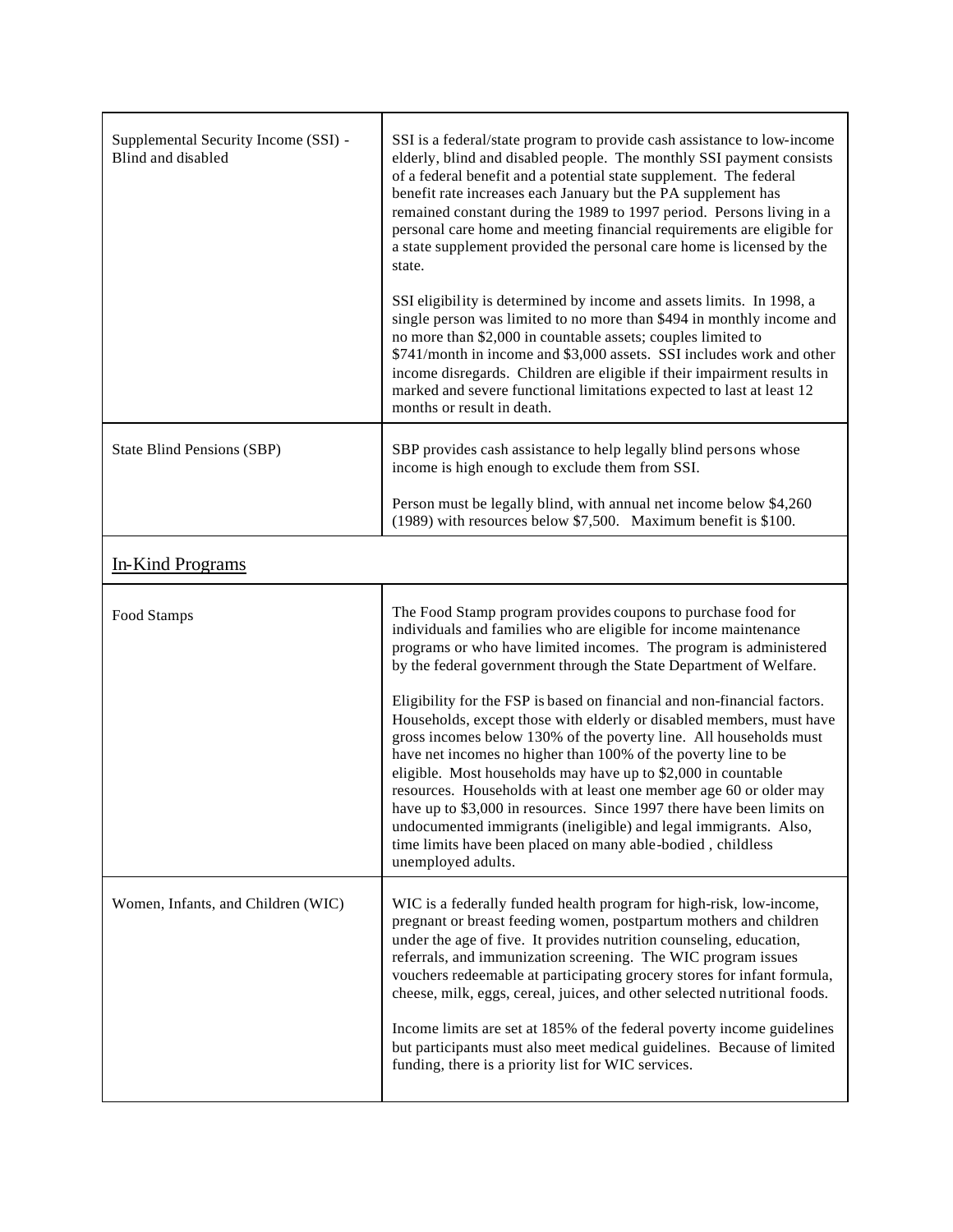| | |
|---|---|
| Supplemental Security Income (SSI) - Blind and disabled | SSI is a federal/state program to provide cash assistance to low-income elderly, blind and disabled people. The monthly SSI payment consists of a federal benefit and a potential state supplement. The federal benefit rate increases each January but the PA supplement has remained constant during the 1989 to 1997 period. Persons living in a personal care home and meeting financial requirements are eligible for a state supplement provided the personal care home is licensed by the state.<br><br>SSI eligibility is determined by income and assets limits. In 1998, a single person was limited to no more than $494 in monthly income and no more than $2,000 in countable assets; couples limited to $741/month in income and $3,000 assets. SSI includes work and other income disregards. Children are eligible if their impairment results in marked and severe functional limitations expected to last at least 12 months or result in death. |
| State Blind Pensions (SBP) | SBP provides cash assistance to help legally blind persons whose income is high enough to exclude them from SSI.<br><br>Person must be legally blind, with annual net income below $4,260 (1989) with resources below $7,500. Maximum benefit is $100. |
| <u>In-Kind Programs</u> | |
| Food Stamps | The Food Stamp program provides coupons to purchase food for individuals and families who are eligible for income maintenance programs or who have limited incomes. The program is administered by the federal government through the State Department of Welfare.<br><br>Eligibility for the FSP is based on financial and non-financial factors. Households, except those with elderly or disabled members, must have gross incomes below 130% of the poverty line. All households must have net incomes no higher than 100% of the poverty line to be eligible. Most households may have up to $2,000 in countable resources. Households with at least one member age 60 or older may have up to $3,000 in resources. Since 1997 there have been limits on undocumented immigrants (ineligible) and legal immigrants. Also, time limits have been placed on many able-bodied , childless unemployed adults. |
| Women, Infants, and Children (WIC) | WIC is a federally funded health program for high-risk, low-income, pregnant or breast feeding women, postpartum mothers and children under the age of five. It provides nutrition counseling, education, referrals, and immunization screening. The WIC program issues vouchers redeemable at participating grocery stores for infant formula, cheese, milk, eggs, cereal, juices, and other selected nutritional foods.<br><br>Income limits are set at 185% of the federal poverty income guidelines but participants must also meet medical guidelines. Because of limited funding, there is a priority list for WIC services. |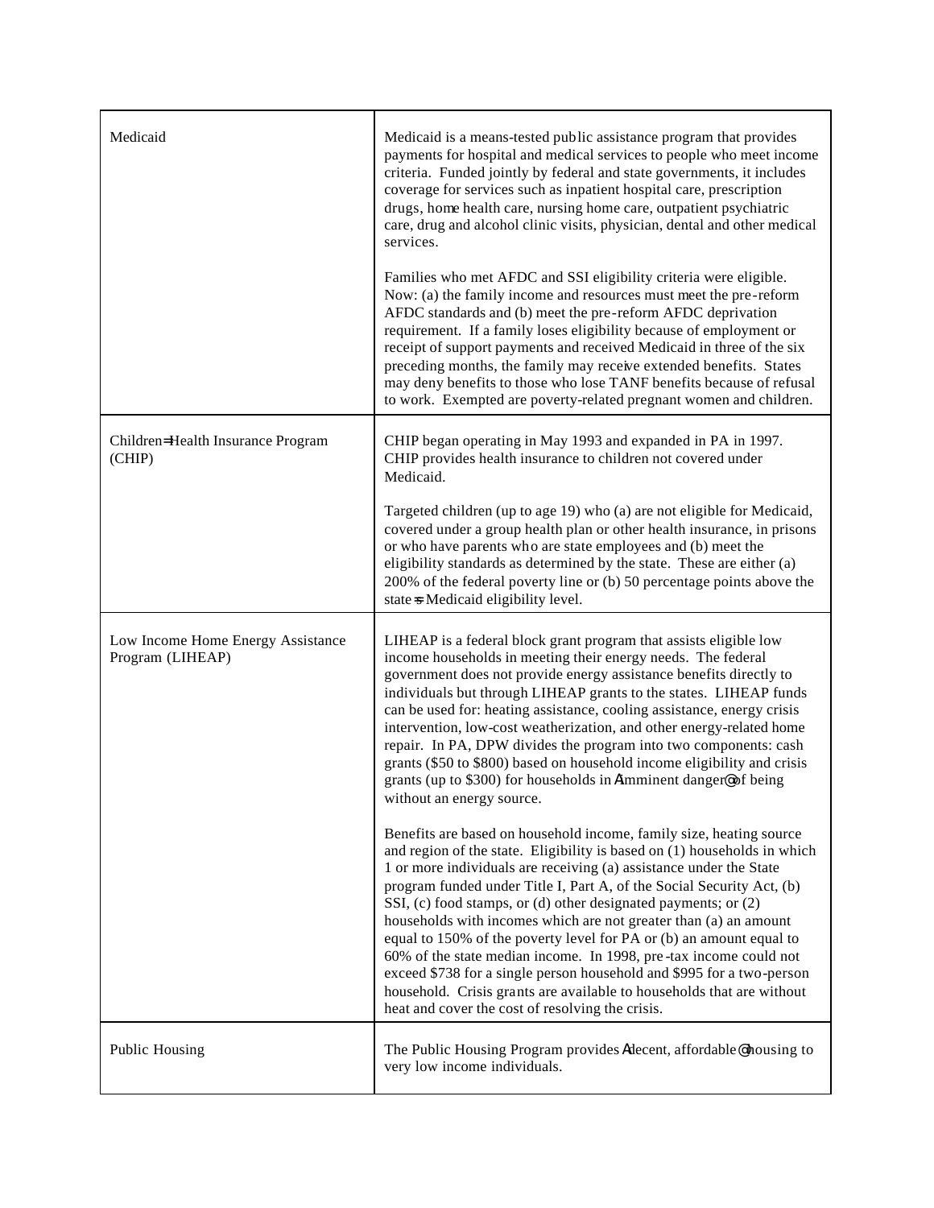| | |
|---|---|
| Medicaid | Medicaid is a means-tested public assistance program that provides payments for hospital and medical services to people who meet income criteria. Funded jointly by federal and state governments, it includes coverage for services such as inpatient hospital care, prescription drugs, home health care, nursing home care, outpatient psychiatric care, drug and alcohol clinic visits, physician, dental and other medical services.<br><br>Families who met AFDC and SSI eligibility criteria were eligible. Now: (a) the family income and resources must meet the pre-reform AFDC standards and (b) meet the pre-reform AFDC deprivation requirement. If a family loses eligibility because of employment or receipt of support payments and received Medicaid in three of the six preceding months, the family may receive extended benefits. States may deny benefits to those who lose TANF benefits because of refusal to work. Exempted are poverty-related pregnant women and children. |
| Children=s Health Insurance Program (CHIP) | CHIP began operating in May 1993 and expanded in PA in 1997. CHIP provides health insurance to children not covered under Medicaid.<br><br>Targeted children (up to age 19) who (a) are not eligible for Medicaid, covered under a group health plan or other health insurance, in prisons or who have parents who are state employees and (b) meet the eligibility standards as determined by the state. These are either (a) 200% of the federal poverty line or (b) 50 percentage points above the state=s Medicaid eligibility level. |
| Low Income Home Energy Assistance Program (LIHEAP) | LIHEAP is a federal block grant program that assists eligible low income households in meeting their energy needs. The federal government does not provide energy assistance benefits directly to individuals but through LIHEAP grants to the states. LIHEAP funds can be used for: heating assistance, cooling assistance, energy crisis intervention, low-cost weatherization, and other energy-related home repair. In PA, DPW divides the program into two components: cash grants ($50 to $800) based on household income eligibility and crisis grants (up to $300) for households in Aimminent danger@ of being without an energy source.<br><br>Benefits are based on household income, family size, heating source and region of the state. Eligibility is based on (1) households in which 1 or more individuals are receiving (a) assistance under the State program funded under Title I, Part A, of the Social Security Act, (b) SSI, (c) food stamps, or (d) other designated payments; or (2) households with incomes which are not greater than (a) an amount equal to 150% of the poverty level for PA or (b) an amount equal to 60% of the state median income. In 1998, pre-tax income could not exceed $738 for a single person household and $995 for a two-person household. Crisis grants are available to households that are without heat and cover the cost of resolving the crisis. |
| Public Housing | The Public Housing Program provides Adecent, affordable@ housing to very low income individuals. |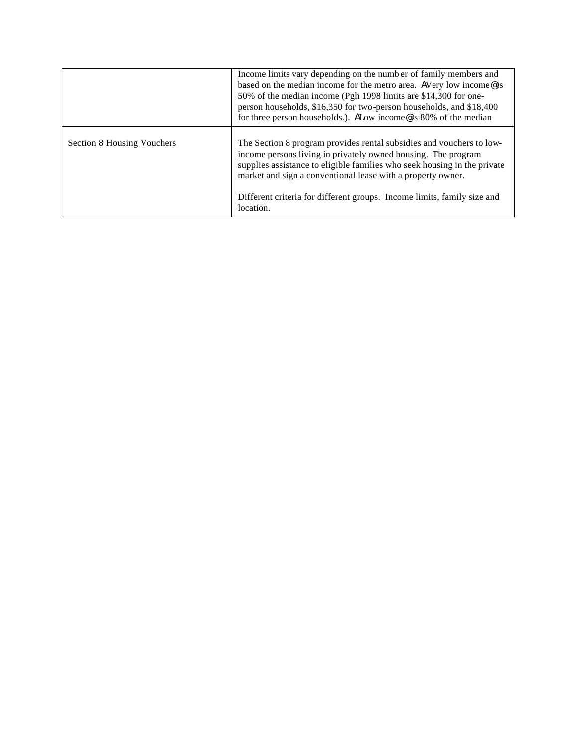| | |
|---|---|
| | Income limits vary depending on the numb er of family members and based on the median income for the metro area. AVery low income@ is 50% of the median income (Pgh 1998 limits are $14,300 for one-person households, $16,350 for two-person households, and $18,400 for three person households.). ALow income@ is 80% of the median |
| Section 8 Housing Vouchers | The Section 8 program provides rental subsidies and vouchers to low-income persons living in privately owned housing. The program supplies assistance to eligible families who seek housing in the private market and sign a conventional lease with a property owner.<br><br>Different criteria for different groups. Income limits, family size and location. |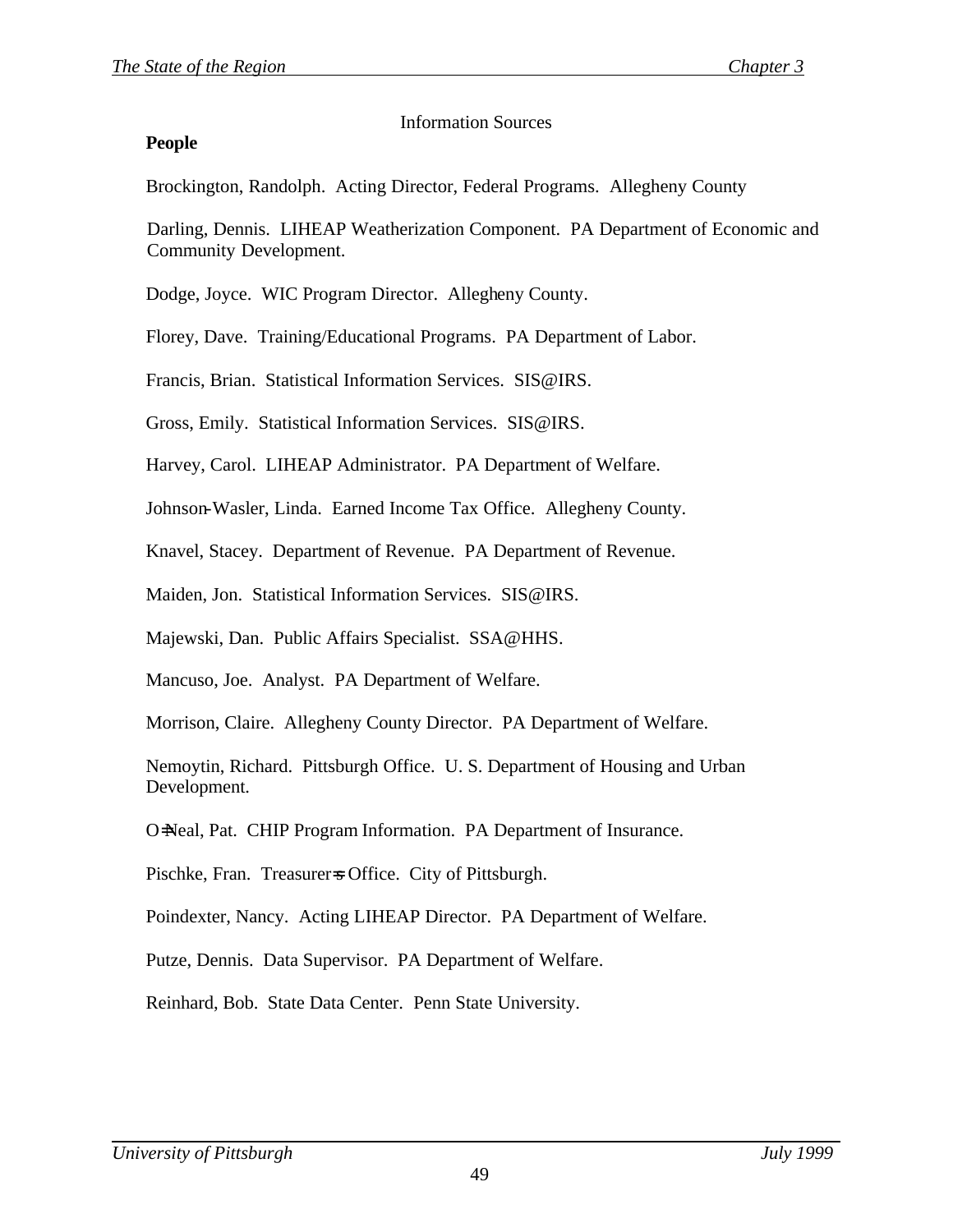Information Sources

**People**

Brockington, Randolph. Acting Director, Federal Programs. Allegheny County

Darling, Dennis. LIHEAP Weatherization Component. PA Department of Economic and Community Development.

Dodge, Joyce. WIC Program Director. Allegheny County.

Florey, Dave. Training/Educational Programs. PA Department of Labor.

Francis, Brian. Statistical Information Services. SIS@IRS.

Gross, Emily. Statistical Information Services. SIS@IRS.

Harvey, Carol. LIHEAP Administrator. PA Department of Welfare.

Johnson-Wasler, Linda. Earned Income Tax Office. Allegheny County.

Knavel, Stacey. Department of Revenue. PA Department of Revenue.

Maiden, Jon. Statistical Information Services. SIS@IRS.

Majewski, Dan. Public Affairs Specialist. SSA@HHS.

Mancuso, Joe. Analyst. PA Department of Welfare.

Morrison, Claire. Allegheny County Director. PA Department of Welfare.

Nemoytin, Richard. Pittsburgh Office. U. S. Department of Housing and Urban Development.

O=Neal, Pat. CHIP Program Information. PA Department of Insurance.

Pischke, Fran. Treasurer=s Office. City of Pittsburgh.

Poindexter, Nancy. Acting LIHEAP Director. PA Department of Welfare.

Putze, Dennis. Data Supervisor. PA Department of Welfare.

Reinhard, Bob. State Data Center. Penn State University.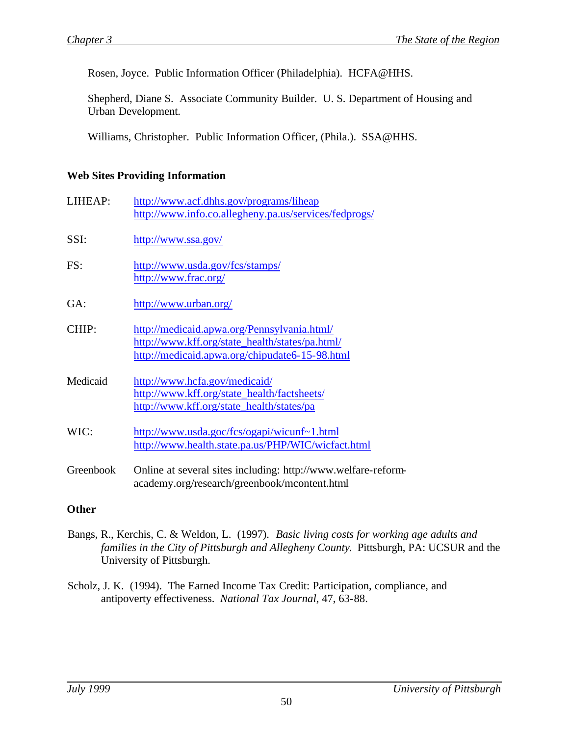Rosen, Joyce. Public Information Officer (Philadelphia). HCFA@HHS.

Shepherd, Diane S. Associate Community Builder. U. S. Department of Housing and Urban Development.

Williams, Christopher. Public Information Officer, (Phila.). SSA@HHS.

**Web Sites Providing Information**

| | |
|---|---|
| LIHEAP: | http://www.acf.dhhs.gov/programs/liheap <br> http://www.info.co.allegheny.pa.us/services/fedprogs/ |
| SSI: | http://www.ssa.gov/ |
| FS: | http://www.usda.gov/fcs/stamps/ <br> http://www.frac.org/ |
| GA: | http://www.urban.org/ |
| CHIP: | http://medicaid.apwa.org/Pennsylvania.html/ <br> http://www.kff.org/state_health/states/pa.html/ <br> http://medicaid.apwa.org/chipudate6-15-98.html |
| Medicaid | http://www.hcfa.gov/medicaid/ <br> http://www.kff.org/state_health/factsheets/ <br> http://www.kff.org/state_health/states/pa |
| WIC: | http://www.usda.goc/fcs/ogapi/wicunf~1.html <br> http://www.health.state.pa.us/PHP/WIC/wicfact.html |
| Greenbook | Online at several sites including: http://www.welfare-reform-academy.org/research/greenbook/mcontent.html |

**Other**

Bangs, R., Kerchis, C. & Weldon, L. (1997). *Basic living costs for working age adults and families in the City of Pittsburgh and Allegheny County.* Pittsburgh, PA: UCSUR and the University of Pittsburgh.

Scholz, J. K. (1994). The Earned Income Tax Credit: Participation, compliance, and antipoverty effectiveness. *National Tax Journal*, 47, 63-88.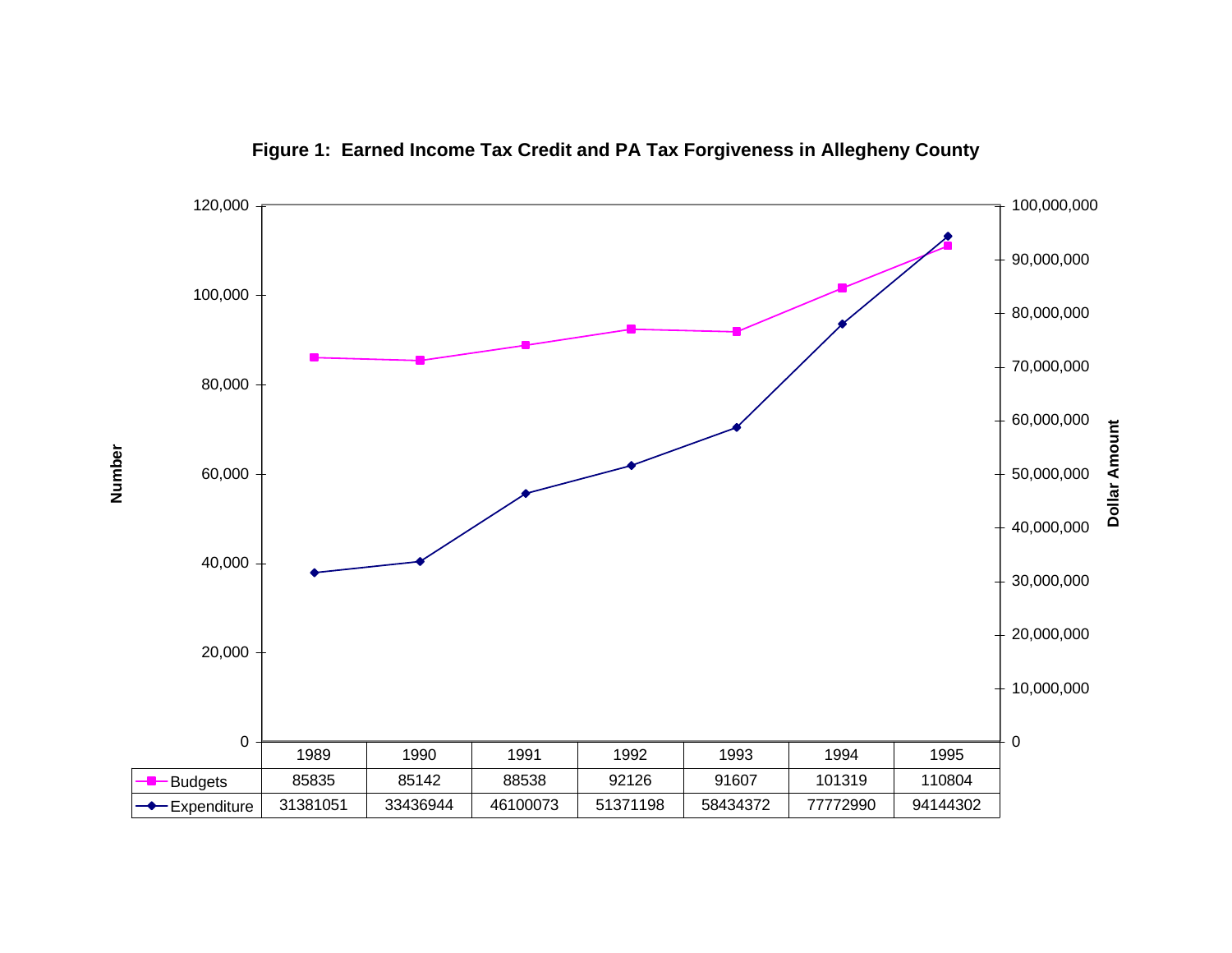**Figure 1: Earned Income Tax Credit and PA Tax Forgiveness in Allegheny County**

| | 1989 | 1990 | 1991 | 1992 | 1993 | 1994 | 1995 |
|---|---|---|---|---|---|---|---|
| Budgets | 85835 | 85142 | 88538 | 92126 | 91607 | 101319 | 110804 |
| Expenditure | 31381051 | 33436944 | 46100073 | 51371198 | 58434372 | 77772990 | 94144302 |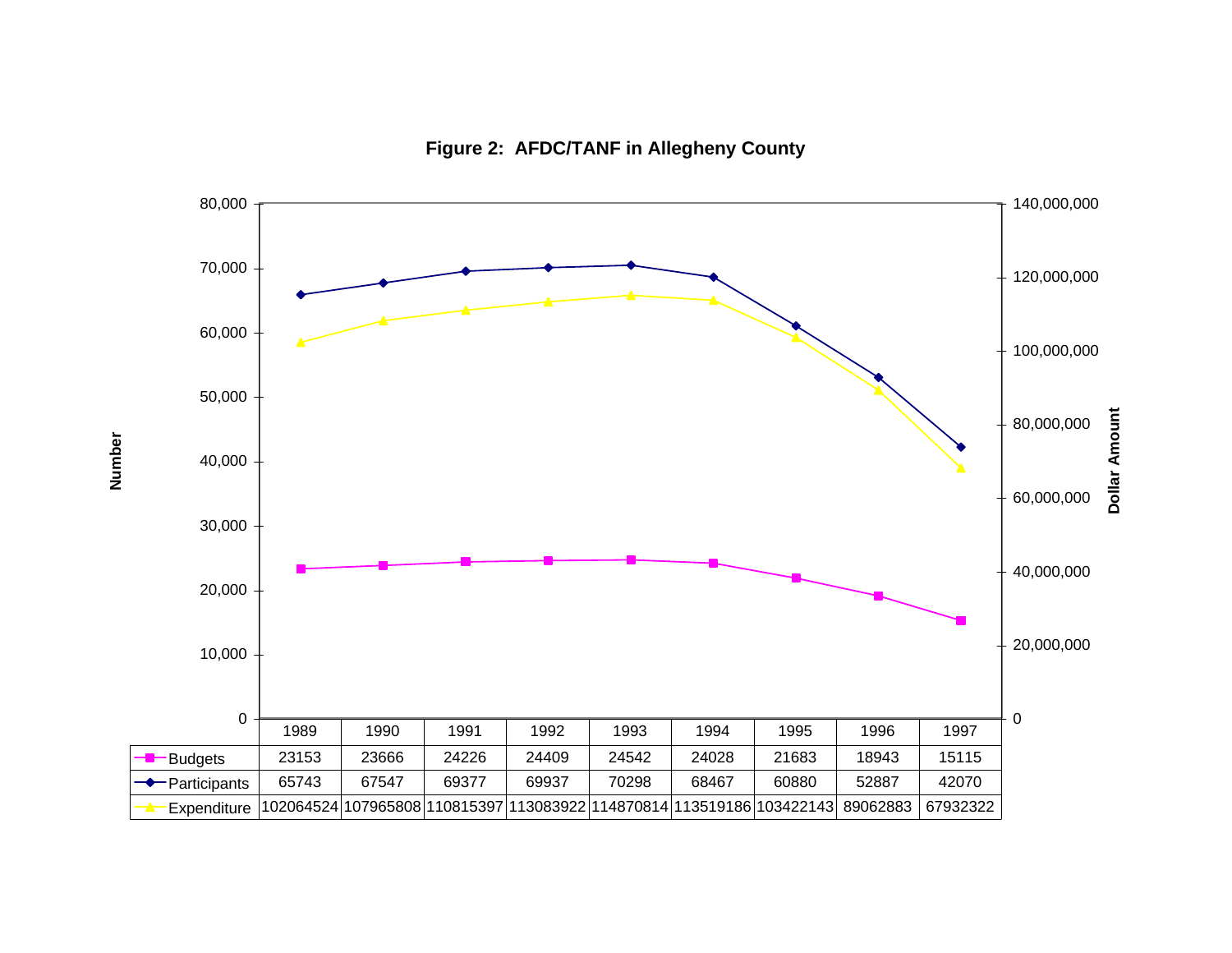**Figure 2: AFDC/TANF in Allegheny County**

| | 1989 | 1990 | 1991 | 1992 | 1993 | 1994 | 1995 | 1996 | 1997 |
|---|---|---|---|---|---|---|---|---|---|
| Budgets | 23153 | 23666 | 24226 | 24409 | 24542 | 24028 | 21683 | 18943 | 15115 |
| Participants | 65743 | 67547 | 69377 | 69937 | 70298 | 68467 | 60880 | 52887 | 42070 |
| Expenditure | 102064524 | 107965808 | 110815397 | 113083922 | 114870814 | 113519186 | 103422143 | 89062883 | 67932322 |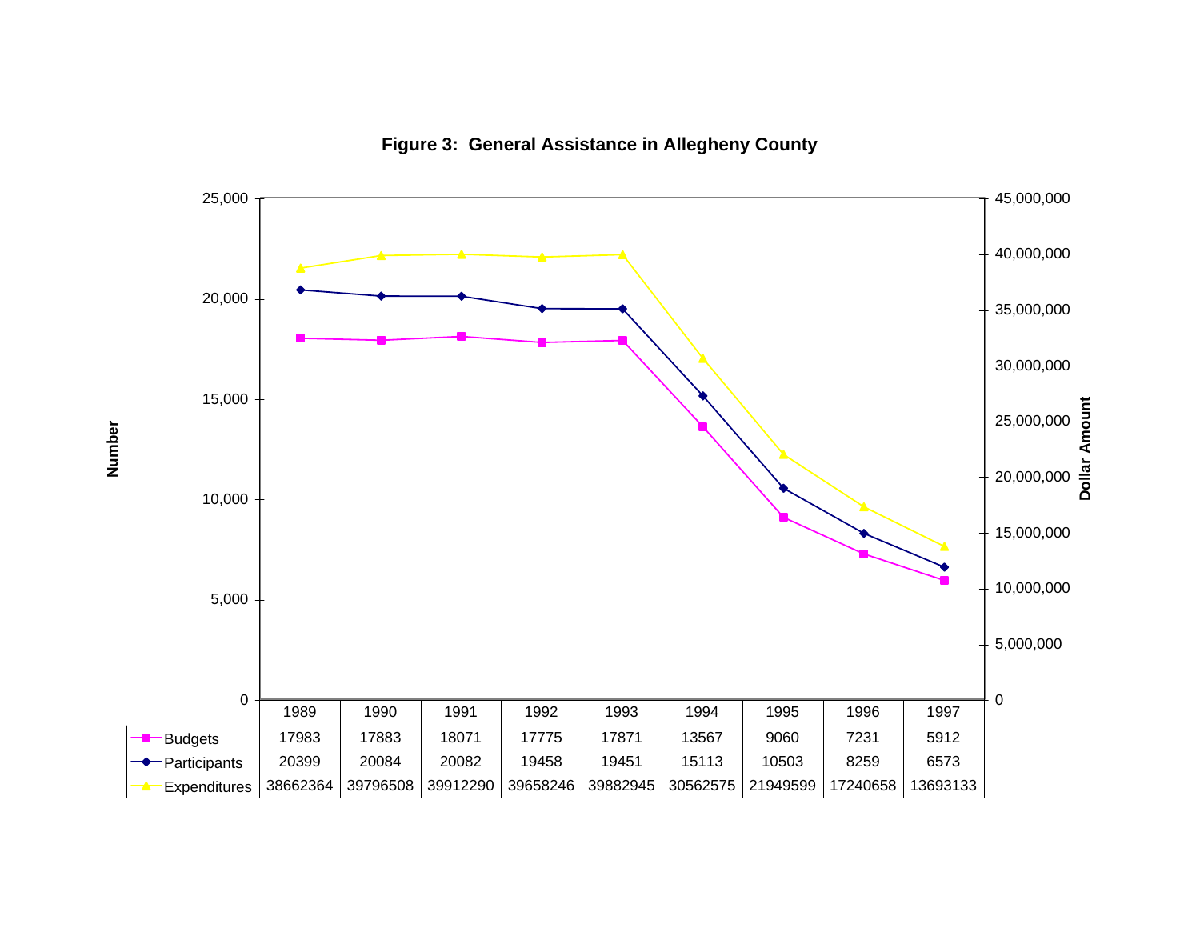**Figure 3: General Assistance in Allegheny County**

| | 1989 | 1990 | 1991 | 1992 | 1993 | 1994 | 1995 | 1996 | 1997 |
|---|---|---|---|---|---|---|---|---|---|
| Budgets | 17983 | 17883 | 18071 | 17775 | 17871 | 13567 | 9060 | 7231 | 5912 |
| Participants | 20399 | 20084 | 20082 | 19458 | 19451 | 15113 | 10503 | 8259 | 6573 |
| Expenditures | 38662364 | 39796508 | 39912290 | 39658246 | 39882945 | 30562575 | 21949599 | 17240658 | 13693133 |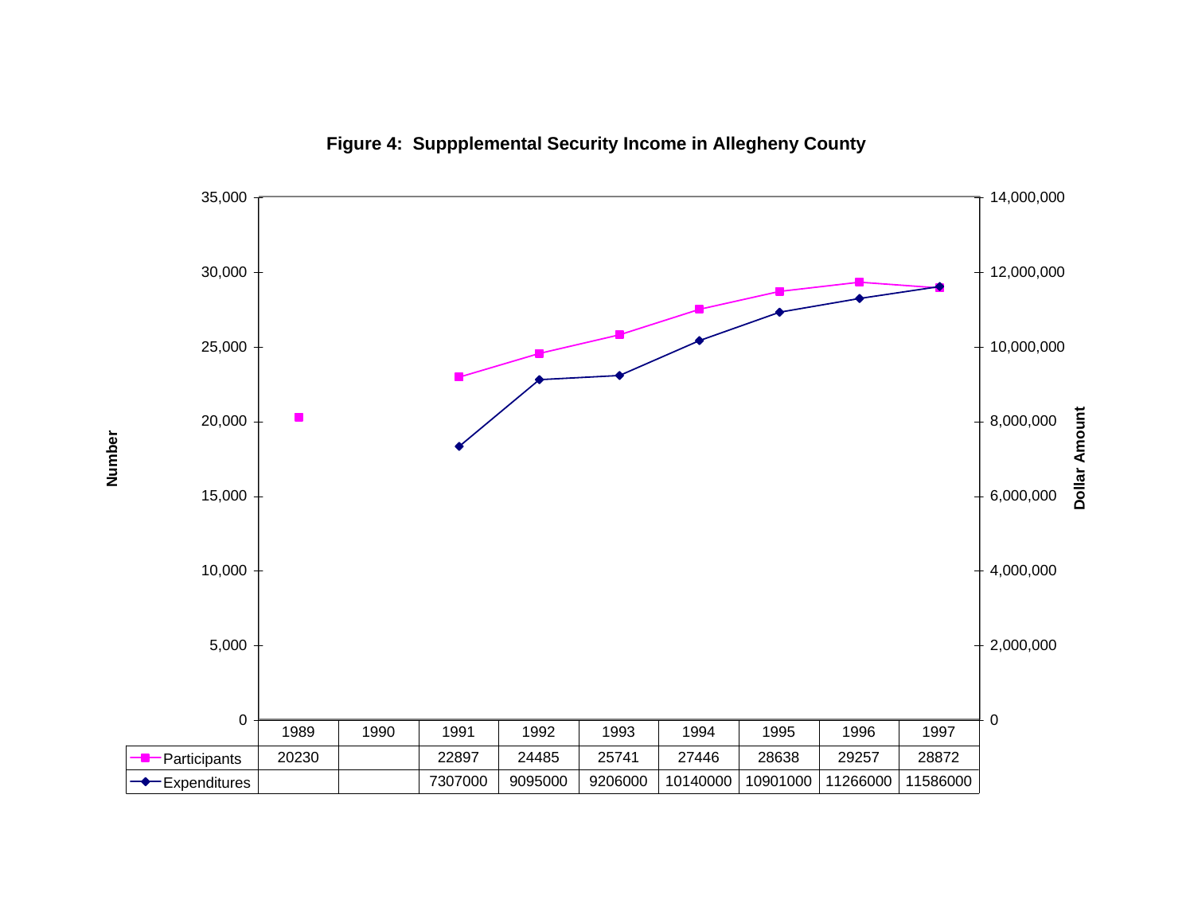**Figure 4: Suppplemental Security Income in Allegheny County**

| | 1989 | 1990 | 1991 | 1992 | 1993 | 1994 | 1995 | 1996 | 1997 |
|---|---|---|---|---|---|---|---|---|---|
| Participants | 20230 | | 22897 | 24485 | 25741 | 27446 | 28638 | 29257 | 28872 |
| Expenditures | | | 7307000 | 9095000 | 9206000 | 10140000 | 10901000 | 11266000 | 11586000 |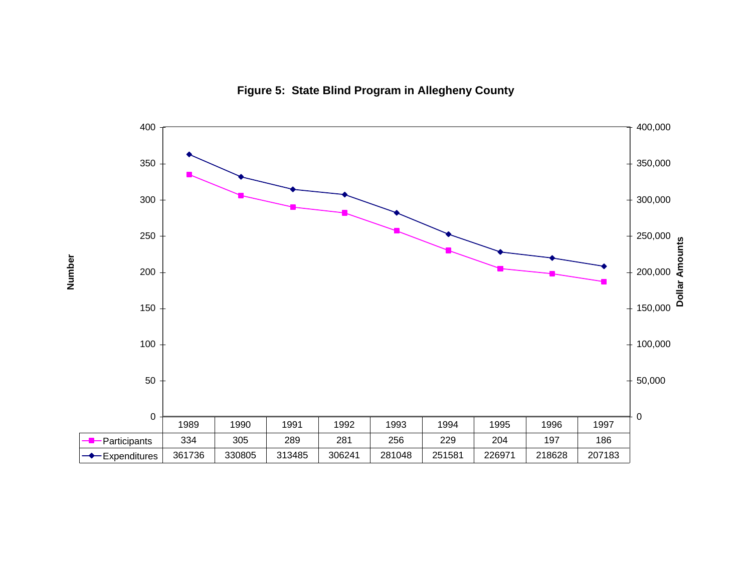**Figure 5: State Blind Program in Allegheny County**

| | 1989 | 1990 | 1991 | 1992 | 1993 | 1994 | 1995 | 1996 | 1997 |
|---|---|---|---|---|---|---|---|---|---|
| Participants | 334 | 305 | 289 | 281 | 256 | 229 | 204 | 197 | 186 |
| Expenditures | 361736 | 330805 | 313485 | 306241 | 281048 | 251581 | 226971 | 218628 | 207183 |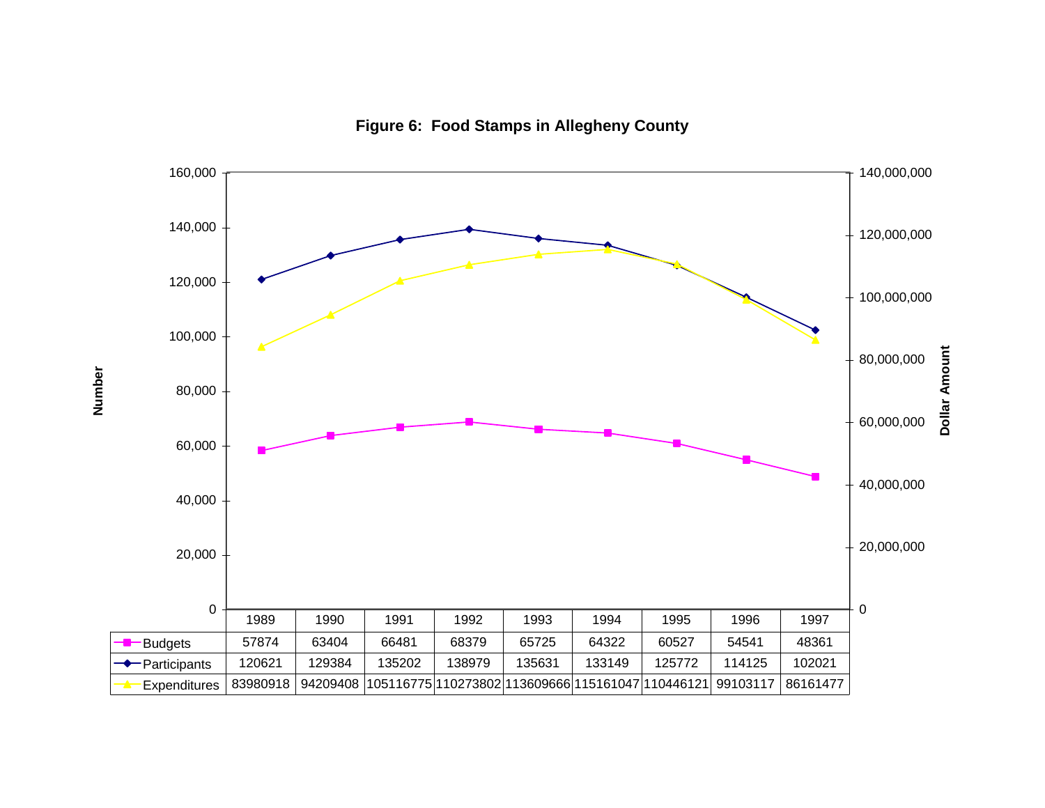**Figure 6: Food Stamps in Allegheny County**

| | 1989 | 1990 | 1991 | 1992 | 1993 | 1994 | 1995 | 1996 | 1997 |
|---|---|---|---|---|---|---|---|---|---|
| Budgets | 57874 | 63404 | 66481 | 68379 | 65725 | 64322 | 60527 | 54541 | 48361 |
| Participants | 120621 | 129384 | 135202 | 138979 | 135631 | 133149 | 125772 | 114125 | 102021 |
| Expenditures | 83980918 | 94209408 | 105116775 | 110273802 | 113609666 | 115161047 | 110446121 | 99103117 | 86161477 |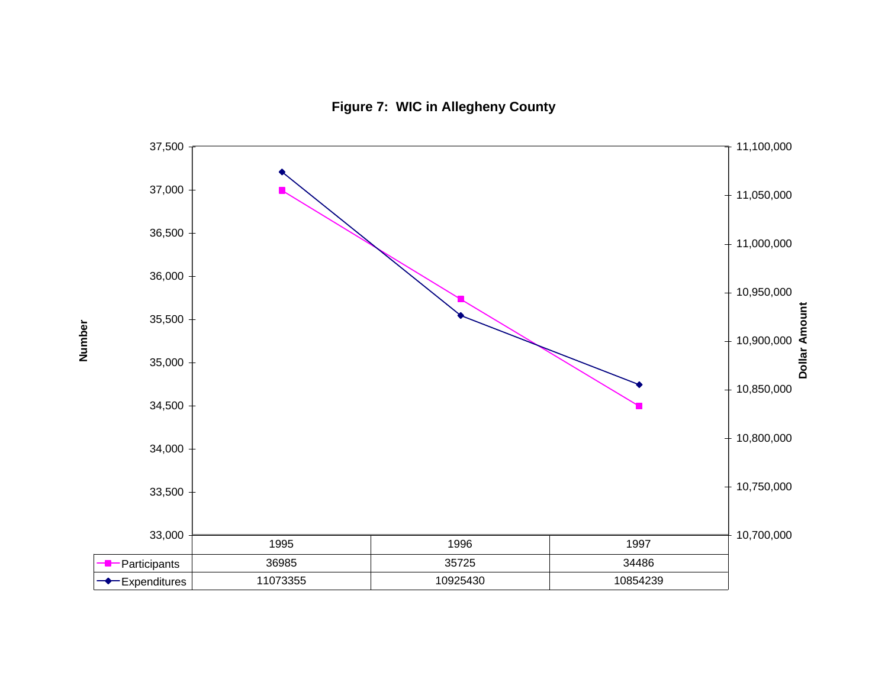**Figure 7: WIC in Allegheny County**

| | 1995 | 1996 | 1997 |
|---|---|---|---|
| Participants | 36985 | 35725 | 34486 |
| Expenditures | 11073355 | 10925430 | 10854239 |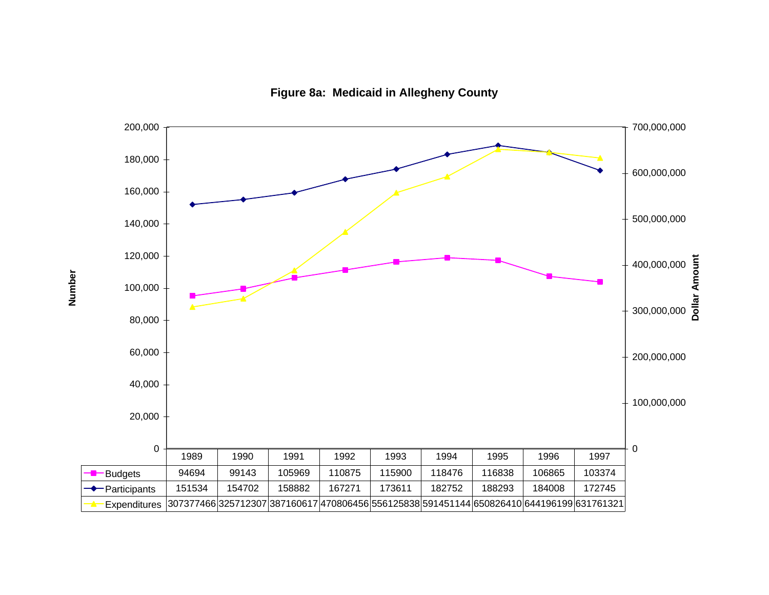**Figure 8a: Medicaid in Allegheny County**

| | 1989 | 1990 | 1991 | 1992 | 1993 | 1994 | 1995 | 1996 | 1997 |
|---|---|---|---|---|---|---|---|---|---|
| Budgets | 94694 | 99143 | 105969 | 110875 | 115900 | 118476 | 116838 | 106865 | 103374 |
| Participants | 151534 | 154702 | 158882 | 167271 | 173611 | 182752 | 188293 | 184008 | 172745 |
| Expenditures | 307377466 | 325712307 | 387160617 | 470806456 | 556125838 | 591451144 | 650826410 | 644196199 | 631761321 |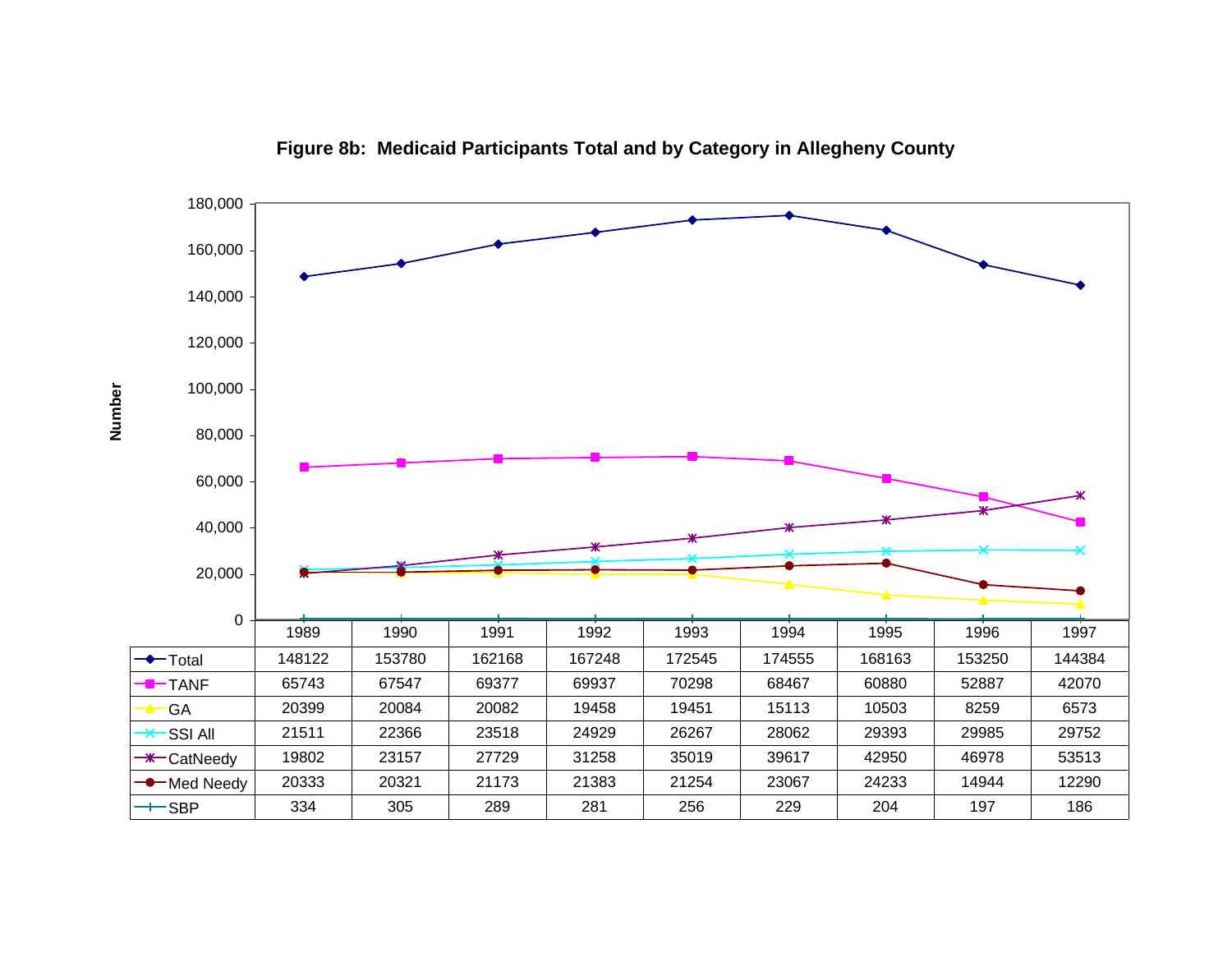**Figure 8b: Medicaid Participants Total and by Category in Allegheny County**

| | 1989 | 1990 | 1991 | 1992 | 1993 | 1994 | 1995 | 1996 | 1997 |
|---|---|---|---|---|---|---|---|---|---|
| Total | 148122 | 153780 | 162168 | 167248 | 172545 | 174555 | 168163 | 153250 | 144384 |
| TANF | 65743 | 67547 | 69377 | 69937 | 70298 | 68467 | 60880 | 52887 | 42070 |
| GA | 20399 | 20084 | 20082 | 19458 | 19451 | 15113 | 10503 | 8259 | 6573 |
| SSI All | 21511 | 22366 | 23518 | 24929 | 26267 | 28062 | 29393 | 29985 | 29752 |
| CatNeedy | 19802 | 23157 | 27729 | 31258 | 35019 | 39617 | 42950 | 46978 | 53513 |
| Med Needy | 20333 | 20321 | 21173 | 21383 | 21254 | 23067 | 24233 | 14944 | 12290 |
| SBP | 334 | 305 | 289 | 281 | 256 | 229 | 204 | 197 | 186 |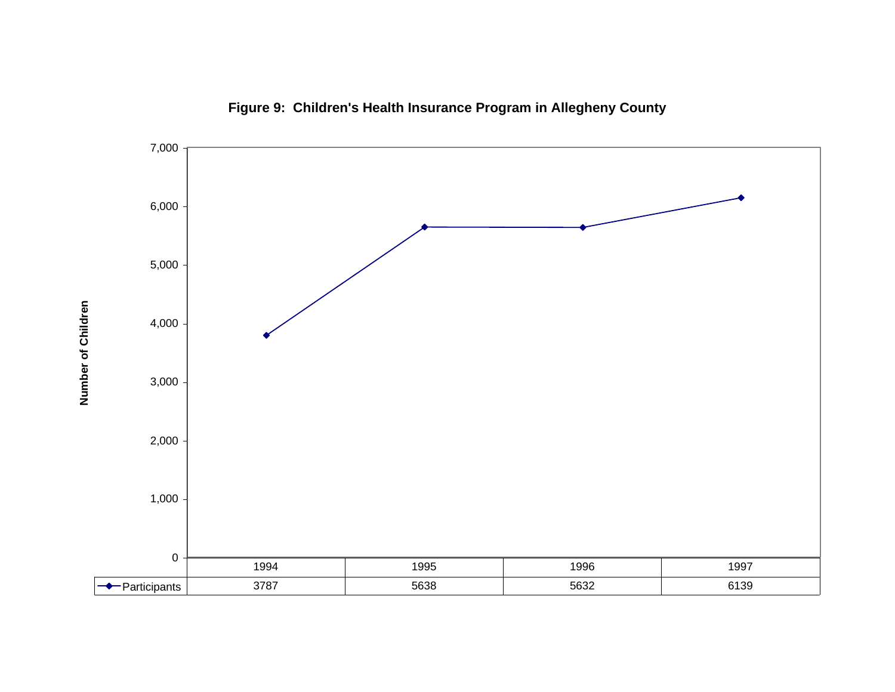**Figure 9: Children's Health Insurance Program in Allegheny County**

| | 1994 | 1995 | 1996 | 1997 |
|---|---|---|---|---|
| Participants | 3787 | 5638 | 5632 | 6139 |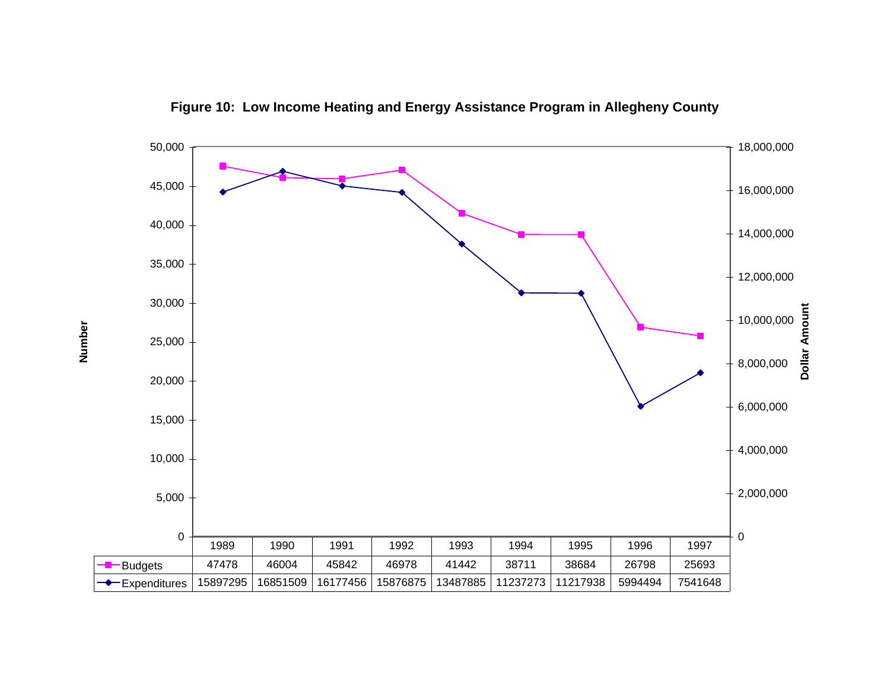**Figure 10: Low Income Heating and Energy Assistance Program in Allegheny County**

| | 1989 | 1990 | 1991 | 1992 | 1993 | 1994 | 1995 | 1996 | 1997 |
|---|---|---|---|---|---|---|---|---|---|
| Budgets | 47478 | 46004 | 45842 | 46978 | 41442 | 38711 | 38684 | 26798 | 25693 |
| Expenditures | 15897295 | 16851509 | 16177456 | 15876875 | 13487885 | 11237273 | 11217938 | 5994494 | 7541648 |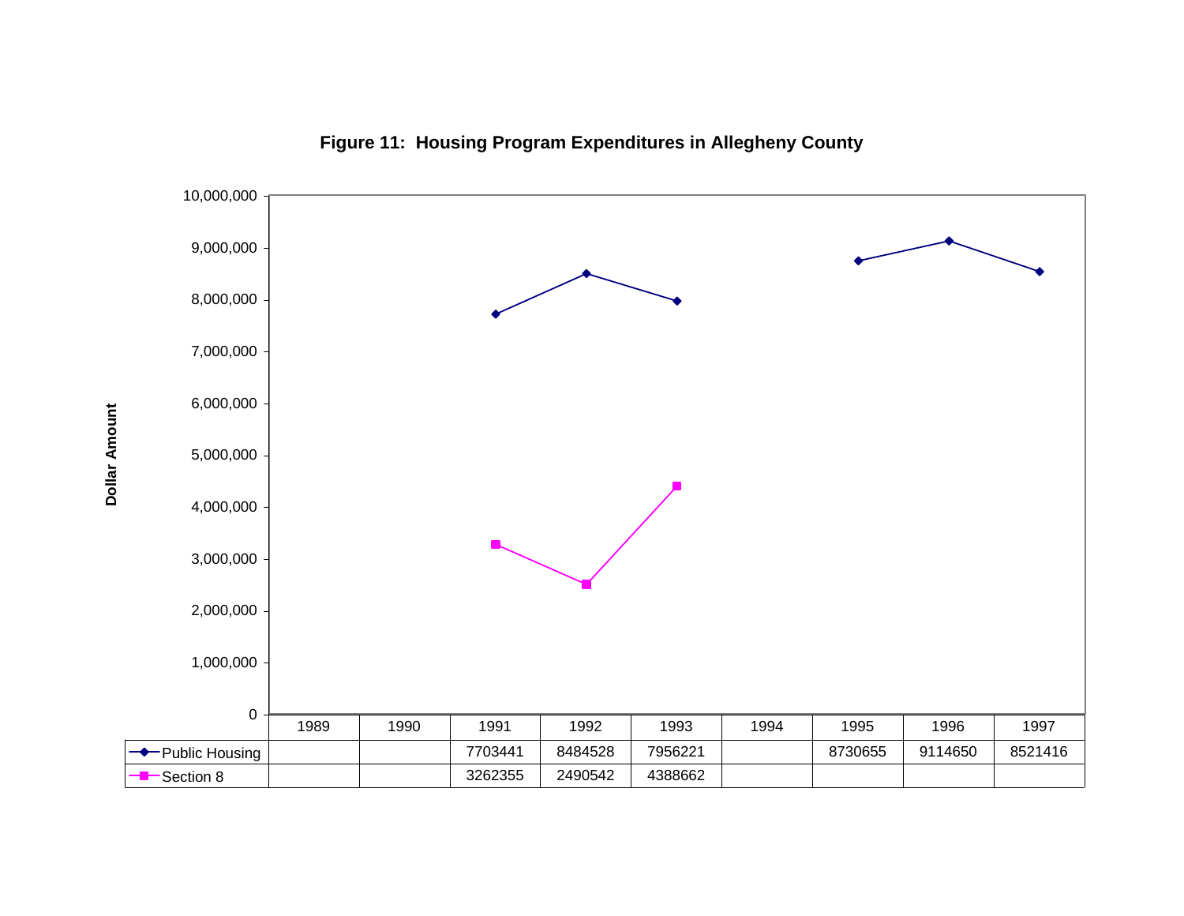**Figure 11: Housing Program Expenditures in Allegheny County**

Dollar Amount

| | 1989 | 1990 | 1991 | 1992 | 1993 | 1994 | 1995 | 1996 | 1997 |
|---|---|---|---|---|---|---|---|---|---|
| Public Housing | | | 7703441 | 8484528 | 7956221 | | 8730655 | 9114650 | 8521416 |
| Section 8 | | | 3262355 | 2490542 | 4388662 | | | | |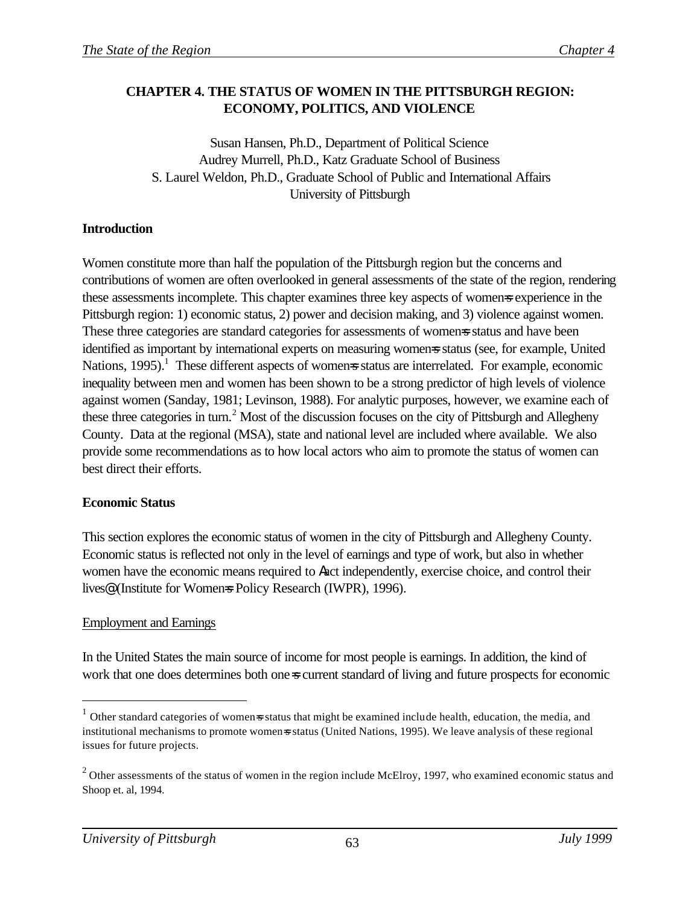# CHAPTER 4. THE STATUS OF WOMEN IN THE PITTSBURGH REGION: ECONOMY, POLITICS, AND VIOLENCE

Susan Hansen, Ph.D., Department of Political Science
Audrey Murrell, Ph.D., Katz Graduate School of Business
S. Laurel Weldon, Ph.D., Graduate School of Public and International Affairs
University of Pittsburgh

**Introduction**

Women constitute more than half the population of the Pittsburgh region but the concerns and contributions of women are often overlooked in general assessments of the state of the region, rendering these assessments incomplete. This chapter examines three key aspects of women=s experience in the Pittsburgh region: 1) economic status, 2) power and decision making, and 3) violence against women. These three categories are standard categories for assessments of women=s status and have been identified as important by international experts on measuring women=s status (see, for example, United Nations, 1995).[1] These different aspects of women=s status are interrelated. For example, economic inequality between men and women has been shown to be a strong predictor of high levels of violence against women (Sanday, 1981; Levinson, 1988). For analytic purposes, however, we examine each of these three categories in turn.[2] Most of the discussion focuses on the city of Pittsburgh and Allegheny County. Data at the regional (MSA), state and national level are included where available. We also provide some recommendations as to how local actors who aim to promote the status of women can best direct their efforts.

**Economic Status**

This section explores the economic status of women in the city of Pittsburgh and Allegheny County. Economic status is reflected not only in the level of earnings and type of work, but also in whether women have the economic means required to Aact independently, exercise choice, and control their lives@ (Institute for Women=s Policy Research (IWPR), 1996).

Employment and Earnings

In the United States the main source of income for most people is earnings. In addition, the kind of work that one does determines both one=s current standard of living and future prospects for economic

[1] Other standard categories of women=s status that might be examined include health, education, the media, and institutional mechanisms to promote women=s status (United Nations, 1995). We leave analysis of these regional issues for future projects.

[2] Other assessments of the status of women in the region include McElroy, 1997, who examined economic status and Shoop et. al, 1994.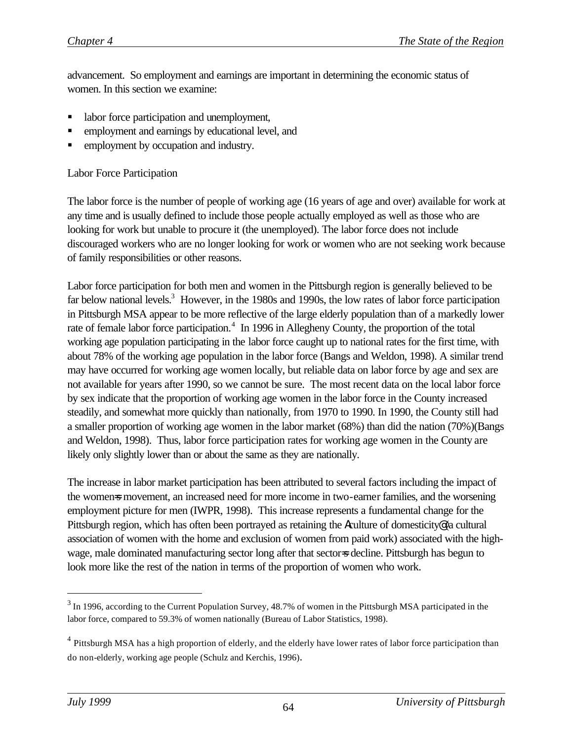advancement. So employment and earnings are important in determining the economic status of women. In this section we examine:

- labor force participation and unemployment,
- employment and earnings by educational level, and
- employment by occupation and industry.

Labor Force Participation

The labor force is the number of people of working age (16 years of age and over) available for work at any time and is usually defined to include those people actually employed as well as those who are looking for work but unable to procure it (the unemployed). The labor force does not include discouraged workers who are no longer looking for work or women who are not seeking work because of family responsibilities or other reasons.

Labor force participation for both men and women in the Pittsburgh region is generally believed to be far below national levels.[3] However, in the 1980s and 1990s, the low rates of labor force participation in Pittsburgh MSA appear to be more reflective of the large elderly population than of a markedly lower rate of female labor force participation.[4] In 1996 in Allegheny County, the proportion of the total working age population participating in the labor force caught up to national rates for the first time, with about 78% of the working age population in the labor force (Bangs and Weldon, 1998). A similar trend may have occurred for working age women locally, but reliable data on labor force by age and sex are not available for years after 1990, so we cannot be sure. The most recent data on the local labor force by sex indicate that the proportion of working age women in the labor force in the County increased steadily, and somewhat more quickly than nationally, from 1970 to 1990. In 1990, the County still had a smaller proportion of working age women in the labor market (68%) than did the nation (70%)(Bangs and Weldon, 1998). Thus, labor force participation rates for working age women in the County are likely only slightly lower than or about the same as they are nationally.

The increase in labor market participation has been attributed to several factors including the impact of the women=s movement, an increased need for more income in two-earner families, and the worsening employment picture for men (IWPR, 1998). This increase represents a fundamental change for the Pittsburgh region, which has often been portrayed as retaining the Aculture of domesticity@ (a cultural association of women with the home and exclusion of women from paid work) associated with the high-wage, male dominated manufacturing sector long after that sector=s decline. Pittsburgh has begun to look more like the rest of the nation in terms of the proportion of women who work.

[3] In 1996, according to the Current Population Survey, 48.7% of women in the Pittsburgh MSA participated in the labor force, compared to 59.3% of women nationally (Bureau of Labor Statistics, 1998).

[4] Pittsburgh MSA has a high proportion of elderly, and the elderly have lower rates of labor force participation than do non-elderly, working age people (Schulz and Kerchis, 1996).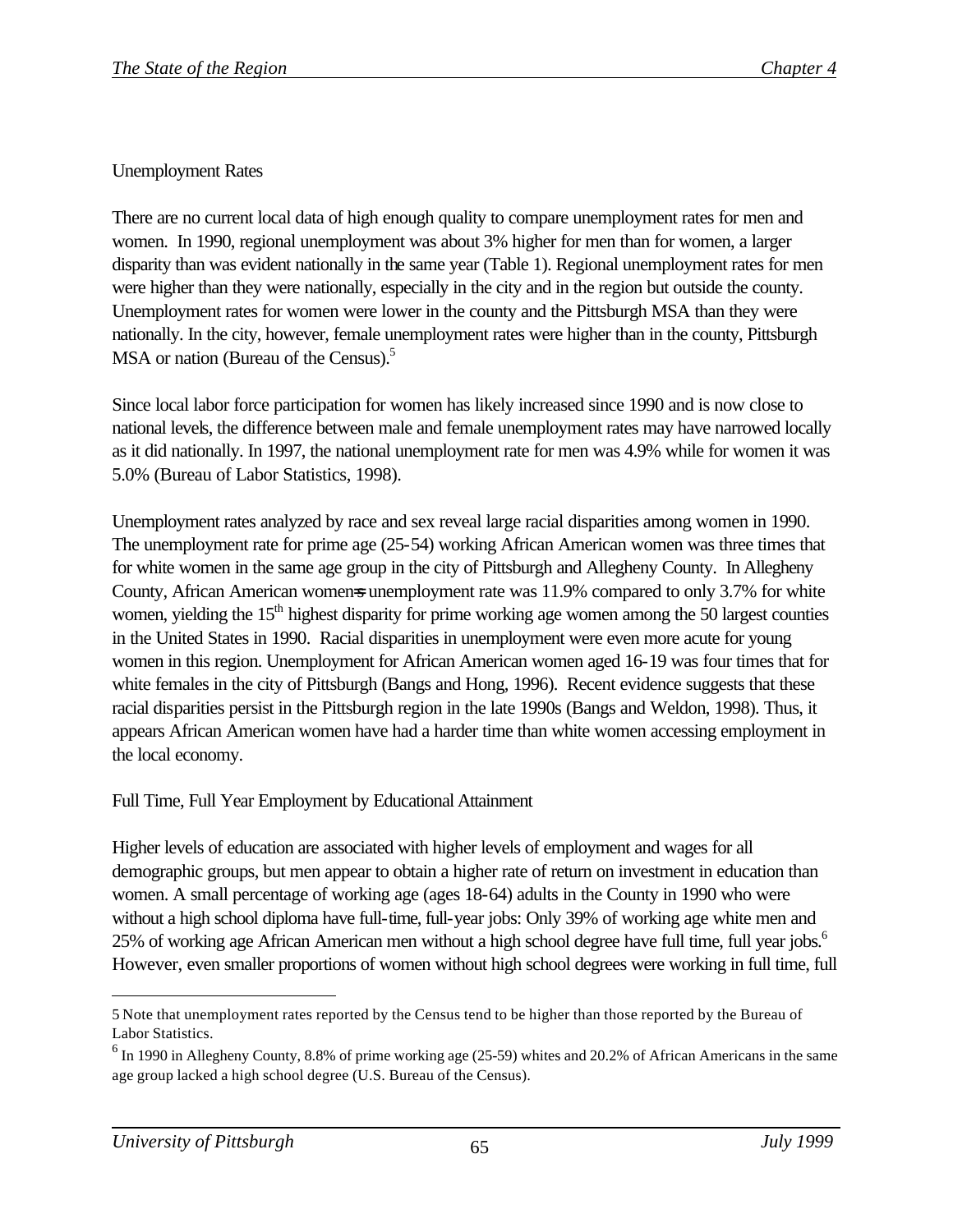## Unemployment Rates

There are no current local data of high enough quality to compare unemployment rates for men and women. In 1990, regional unemployment was about 3% higher for men than for women, a larger disparity than was evident nationally in the same year (Table 1). Regional unemployment rates for men were higher than they were nationally, especially in the city and in the region but outside the county. Unemployment rates for women were lower in the county and the Pittsburgh MSA than they were nationally. In the city, however, female unemployment rates were higher than in the county, Pittsburgh MSA or nation (Bureau of the Census).[5]

Since local labor force participation for women has likely increased since 1990 and is now close to national levels, the difference between male and female unemployment rates may have narrowed locally as it did nationally. In 1997, the national unemployment rate for men was 4.9% while for women it was 5.0% (Bureau of Labor Statistics, 1998).

Unemployment rates analyzed by race and sex reveal large racial disparities among women in 1990. The unemployment rate for prime age (25-54) working African American women was three times that for white women in the same age group in the city of Pittsburgh and Allegheny County. In Allegheny County, African American women=s unemployment rate was 11.9% compared to only 3.7% for white women, yielding the 15th highest disparity for prime working age women among the 50 largest counties in the United States in 1990. Racial disparities in unemployment were even more acute for young women in this region. Unemployment for African American women aged 16-19 was four times that for white females in the city of Pittsburgh (Bangs and Hong, 1996). Recent evidence suggests that these racial disparities persist in the Pittsburgh region in the late 1990s (Bangs and Weldon, 1998). Thus, it appears African American women have had a harder time than white women accessing employment in the local economy.

## Full Time, Full Year Employment by Educational Attainment

Higher levels of education are associated with higher levels of employment and wages for all demographic groups, but men appear to obtain a higher rate of return on investment in education than women. A small percentage of working age (ages 18-64) adults in the County in 1990 who were without a high school diploma have full-time, full-year jobs: Only 39% of working age white men and 25% of working age African American men without a high school degree have full time, full year jobs.[6] However, even smaller proportions of women without high school degrees were working in full time, full

---

5 Note that unemployment rates reported by the Census tend to be higher than those reported by the Bureau of Labor Statistics.

6 In 1990 in Allegheny County, 8.8% of prime working age (25-59) whites and 20.2% of African Americans in the same age group lacked a high school degree (U.S. Bureau of the Census).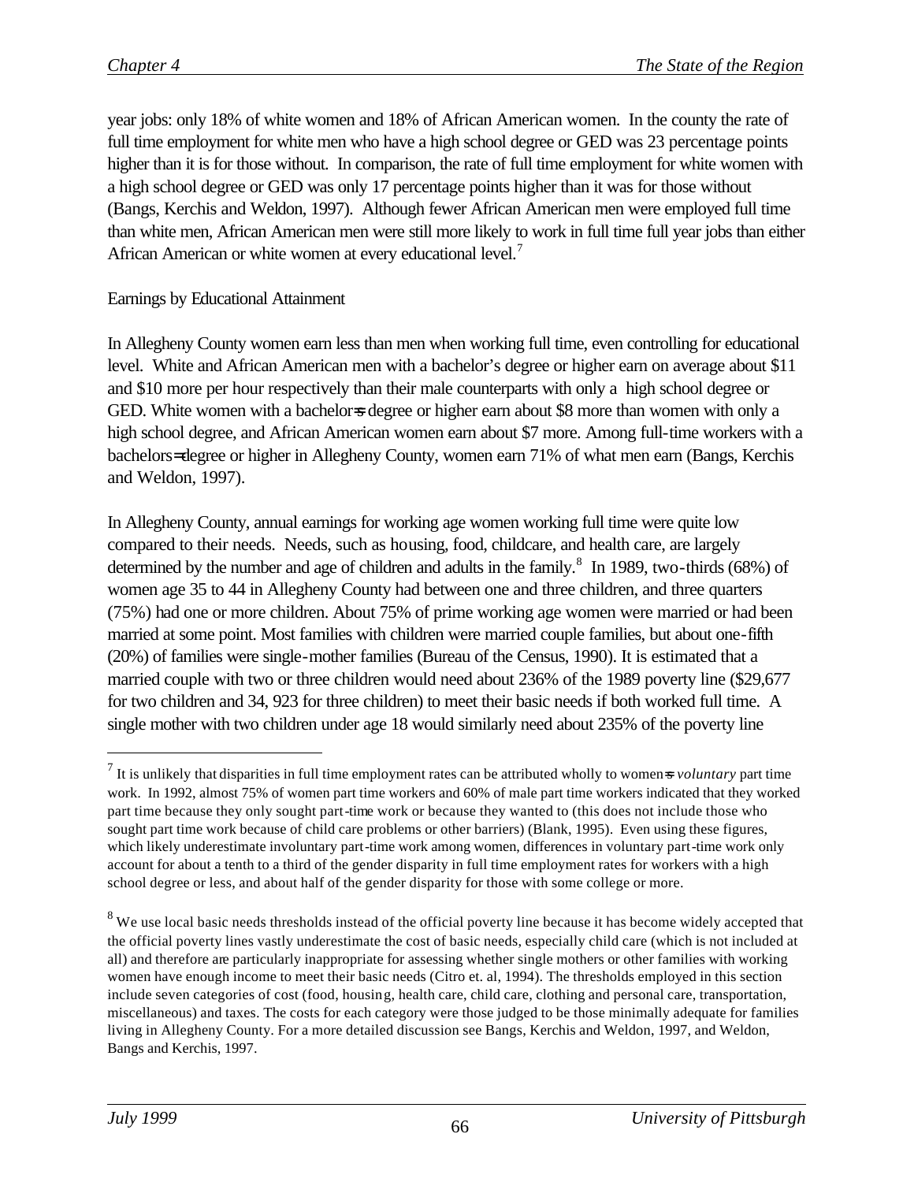year jobs: only 18% of white women and 18% of African American women. In the county the rate of full time employment for white men who have a high school degree or GED was 23 percentage points higher than it is for those without. In comparison, the rate of full time employment for white women with a high school degree or GED was only 17 percentage points higher than it was for those without (Bangs, Kerchis and Weldon, 1997). Although fewer African American men were employed full time than white men, African American men were still more likely to work in full time full year jobs than either African American or white women at every educational level.[7]

Earnings by Educational Attainment

In Allegheny County women earn less than men when working full time, even controlling for educational level. White and African American men with a bachelor's degree or higher earn on average about $11 and $10 more per hour respectively than their male counterparts with only a high school degree or GED. White women with a bachelor=s degree or higher earn about $8 more than women with only a high school degree, and African American women earn about $7 more. Among full-time workers with a bachelors=degree or higher in Allegheny County, women earn 71% of what men earn (Bangs, Kerchis and Weldon, 1997).

In Allegheny County, annual earnings for working age women working full time were quite low compared to their needs. Needs, such as housing, food, childcare, and health care, are largely determined by the number and age of children and adults in the family.[8] In 1989, two-thirds (68%) of women age 35 to 44 in Allegheny County had between one and three children, and three quarters (75%) had one or more children. About 75% of prime working age women were married or had been married at some point. Most families with children were married couple families, but about one-fifth (20%) of families were single-mother families (Bureau of the Census, 1990). It is estimated that a married couple with two or three children would need about 236% of the 1989 poverty line ($29,677 for two children and 34, 923 for three children) to meet their basic needs if both worked full time. A single mother with two children under age 18 would similarly need about 235% of the poverty line

---

[7] It is unlikely that disparities in full time employment rates can be attributed wholly to women=s *voluntary* part time work. In 1992, almost 75% of women part time workers and 60% of male part time workers indicated that they worked part time because they only sought part-time work or because they wanted to (this does not include those who sought part time work because of child care problems or other barriers) (Blank, 1995). Even using these figures, which likely underestimate involuntary part-time work among women, differences in voluntary part-time work only account for about a tenth to a third of the gender disparity in full time employment rates for workers with a high school degree or less, and about half of the gender disparity for those with some college or more.

[8] We use local basic needs thresholds instead of the official poverty line because it has become widely accepted that the official poverty lines vastly underestimate the cost of basic needs, especially child care (which is not included at all) and therefore are particularly inappropriate for assessing whether single mothers or other families with working women have enough income to meet their basic needs (Citro et. al, 1994). The thresholds employed in this section include seven categories of cost (food, housing, health care, child care, clothing and personal care, transportation, miscellaneous) and taxes. The costs for each category were those judged to be those minimally adequate for families living in Allegheny County. For a more detailed discussion see Bangs, Kerchis and Weldon, 1997, and Weldon, Bangs and Kerchis, 1997.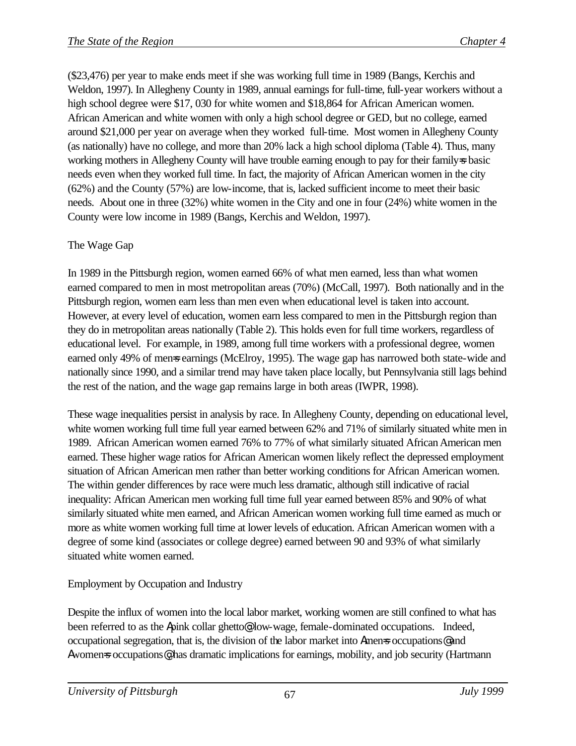($23,476) per year to make ends meet if she was working full time in 1989 (Bangs, Kerchis and Weldon, 1997). In Allegheny County in 1989, annual earnings for full-time, full-year workers without a high school degree were $17, 030 for white women and $18,864 for African American women. African American and white women with only a high school degree or GED, but no college, earned around $21,000 per year on average when they worked full-time. Most women in Allegheny County (as nationally) have no college, and more than 20% lack a high school diploma (Table 4). Thus, many working mothers in Allegheny County will have trouble earning enough to pay for their family=s basic needs even when they worked full time. In fact, the majority of African American women in the city (62%) and the County (57%) are low-income, that is, lacked sufficient income to meet their basic needs. About one in three (32%) white women in the City and one in four (24%) white women in the County were low income in 1989 (Bangs, Kerchis and Weldon, 1997).

The Wage Gap

In 1989 in the Pittsburgh region, women earned 66% of what men earned, less than what women earned compared to men in most metropolitan areas (70%) (McCall, 1997). Both nationally and in the Pittsburgh region, women earn less than men even when educational level is taken into account. However, at every level of education, women earn less compared to men in the Pittsburgh region than they do in metropolitan areas nationally (Table 2). This holds even for full time workers, regardless of educational level. For example, in 1989, among full time workers with a professional degree, women earned only 49% of men=s earnings (McElroy, 1995). The wage gap has narrowed both state-wide and nationally since 1990, and a similar trend may have taken place locally, but Pennsylvania still lags behind the rest of the nation, and the wage gap remains large in both areas (IWPR, 1998).

These wage inequalities persist in analysis by race. In Allegheny County, depending on educational level, white women working full time full year earned between 62% and 71% of similarly situated white men in 1989. African American women earned 76% to 77% of what similarly situated African American men earned. These higher wage ratios for African American women likely reflect the depressed employment situation of African American men rather than better working conditions for African American women. The within gender differences by race were much less dramatic, although still indicative of racial inequality: African American men working full time full year earned between 85% and 90% of what similarly situated white men earned, and African American women working full time earned as much or more as white women working full time at lower levels of education. African American women with a degree of some kind (associates or college degree) earned between 90 and 93% of what similarly situated white women earned.

Employment by Occupation and Industry

Despite the influx of women into the local labor market, working women are still confined to what has been referred to as the Apink collar ghetto@ low-wage, female-dominated occupations. Indeed, occupational segregation, that is, the division of the labor market into Amen=s occupations@ and Awomen=s occupations@ has dramatic implications for earnings, mobility, and job security (Hartmann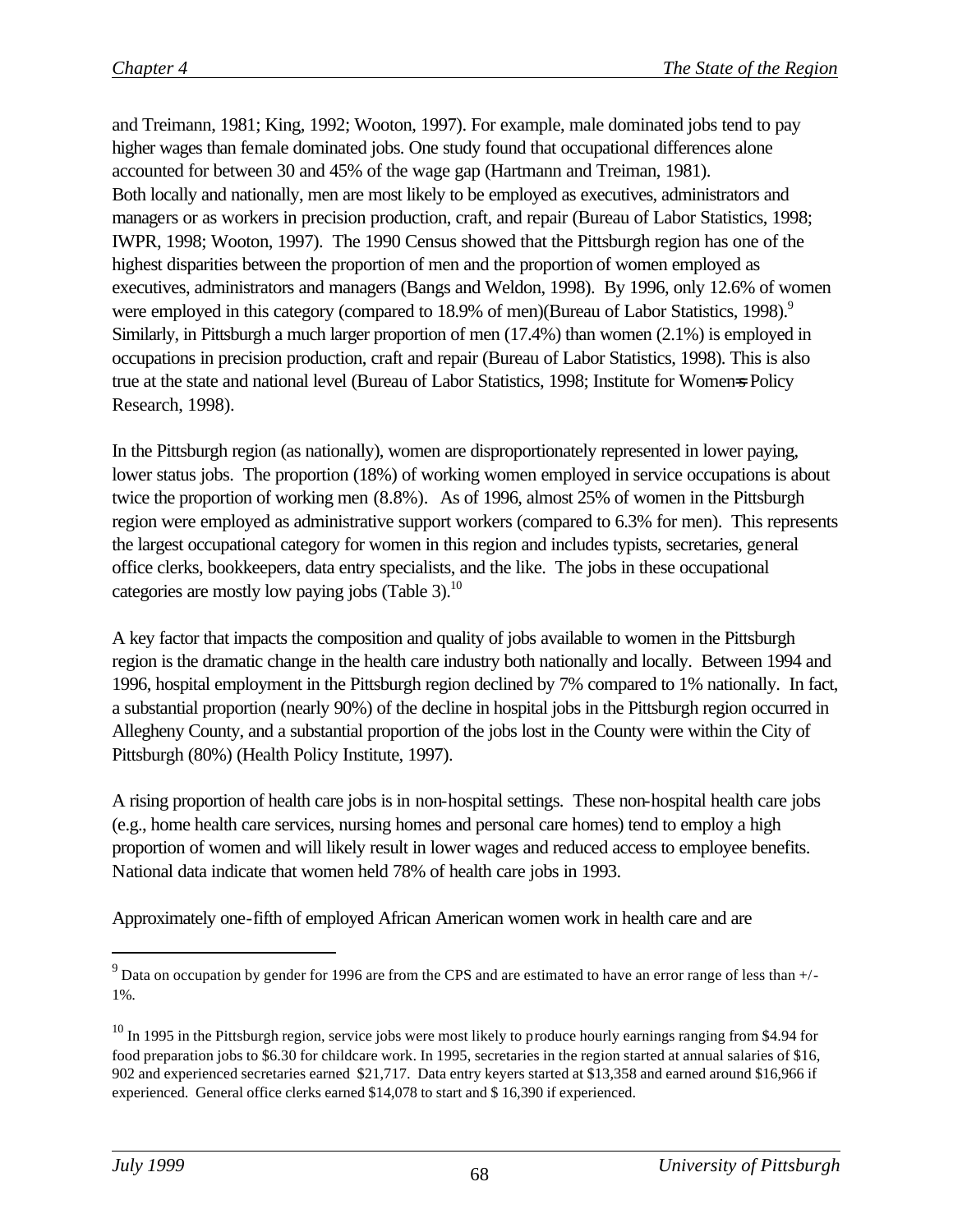and Treimann, 1981; King, 1992; Wooton, 1997). For example, male dominated jobs tend to pay higher wages than female dominated jobs. One study found that occupational differences alone accounted for between 30 and 45% of the wage gap (Hartmann and Treiman, 1981).
Both locally and nationally, men are most likely to be employed as executives, administrators and managers or as workers in precision production, craft, and repair (Bureau of Labor Statistics, 1998; IWPR, 1998; Wooton, 1997). The 1990 Census showed that the Pittsburgh region has one of the highest disparities between the proportion of men and the proportion of women employed as executives, administrators and managers (Bangs and Weldon, 1998). By 1996, only 12.6% of women were employed in this category (compared to 18.9% of men)(Bureau of Labor Statistics, 1998).[9] Similarly, in Pittsburgh a much larger proportion of men (17.4%) than women (2.1%) is employed in occupations in precision production, craft and repair (Bureau of Labor Statistics, 1998). This is also true at the state and national level (Bureau of Labor Statistics, 1998; Institute for Women=s Policy Research, 1998).

In the Pittsburgh region (as nationally), women are disproportionately represented in lower paying, lower status jobs. The proportion (18%) of working women employed in service occupations is about twice the proportion of working men (8.8%). As of 1996, almost 25% of women in the Pittsburgh region were employed as administrative support workers (compared to 6.3% for men). This represents the largest occupational category for women in this region and includes typists, secretaries, general office clerks, bookkeepers, data entry specialists, and the like. The jobs in these occupational categories are mostly low paying jobs (Table 3).[10]

A key factor that impacts the composition and quality of jobs available to women in the Pittsburgh region is the dramatic change in the health care industry both nationally and locally. Between 1994 and 1996, hospital employment in the Pittsburgh region declined by 7% compared to 1% nationally. In fact, a substantial proportion (nearly 90%) of the decline in hospital jobs in the Pittsburgh region occurred in Allegheny County, and a substantial proportion of the jobs lost in the County were within the City of Pittsburgh (80%) (Health Policy Institute, 1997).

A rising proportion of health care jobs is in non-hospital settings. These non-hospital health care jobs (e.g., home health care services, nursing homes and personal care homes) tend to employ a high proportion of women and will likely result in lower wages and reduced access to employee benefits. National data indicate that women held 78% of health care jobs in 1993.

Approximately one-fifth of employed African American women work in health care and are

---

[9] Data on occupation by gender for 1996 are from the CPS and are estimated to have an error range of less than +/- 1%.

[10] In 1995 in the Pittsburgh region, service jobs were most likely to produce hourly earnings ranging from $4.94 for food preparation jobs to $6.30 for childcare work. In 1995, secretaries in the region started at annual salaries of $16, 902 and experienced secretaries earned $21,717. Data entry keyers started at $13,358 and earned around $16,966 if experienced. General office clerks earned $14,078 to start and $ 16,390 if experienced.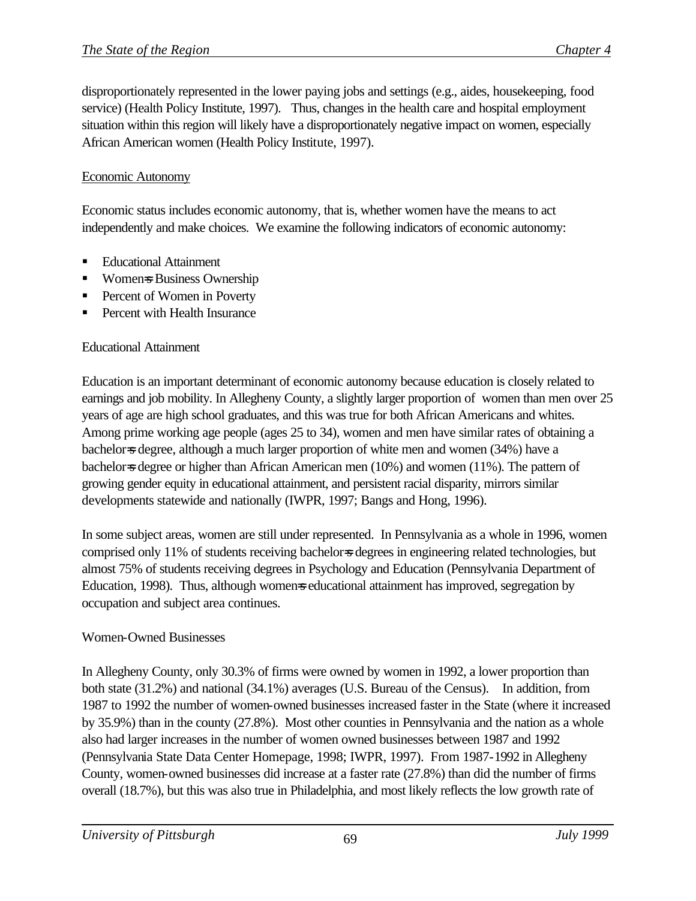disproportionately represented in the lower paying jobs and settings (e.g., aides, housekeeping, food service) (Health Policy Institute, 1997). Thus, changes in the health care and hospital employment situation within this region will likely have a disproportionately negative impact on women, especially African American women (Health Policy Institute, 1997).

Economic Autonomy

Economic status includes economic autonomy, that is, whether women have the means to act independently and make choices. We examine the following indicators of economic autonomy:

- Educational Attainment
- Women=s Business Ownership
- Percent of Women in Poverty
- Percent with Health Insurance

Educational Attainment

Education is an important determinant of economic autonomy because education is closely related to earnings and job mobility. In Allegheny County, a slightly larger proportion of women than men over 25 years of age are high school graduates, and this was true for both African Americans and whites. Among prime working age people (ages 25 to 34), women and men have similar rates of obtaining a bachelor=s degree, although a much larger proportion of white men and women (34%) have a bachelor=s degree or higher than African American men (10%) and women (11%). The pattern of growing gender equity in educational attainment, and persistent racial disparity, mirrors similar developments statewide and nationally (IWPR, 1997; Bangs and Hong, 1996).

In some subject areas, women are still under represented. In Pennsylvania as a whole in 1996, women comprised only 11% of students receiving bachelor=s degrees in engineering related technologies, but almost 75% of students receiving degrees in Psychology and Education (Pennsylvania Department of Education, 1998). Thus, although women=s educational attainment has improved, segregation by occupation and subject area continues.

Women-Owned Businesses

In Allegheny County, only 30.3% of firms were owned by women in 1992, a lower proportion than both state (31.2%) and national (34.1%) averages (U.S. Bureau of the Census). In addition, from 1987 to 1992 the number of women-owned businesses increased faster in the State (where it increased by 35.9%) than in the county (27.8%). Most other counties in Pennsylvania and the nation as a whole also had larger increases in the number of women owned businesses between 1987 and 1992 (Pennsylvania State Data Center Homepage, 1998; IWPR, 1997). From 1987-1992 in Allegheny County, women-owned businesses did increase at a faster rate (27.8%) than did the number of firms overall (18.7%), but this was also true in Philadelphia, and most likely reflects the low growth rate of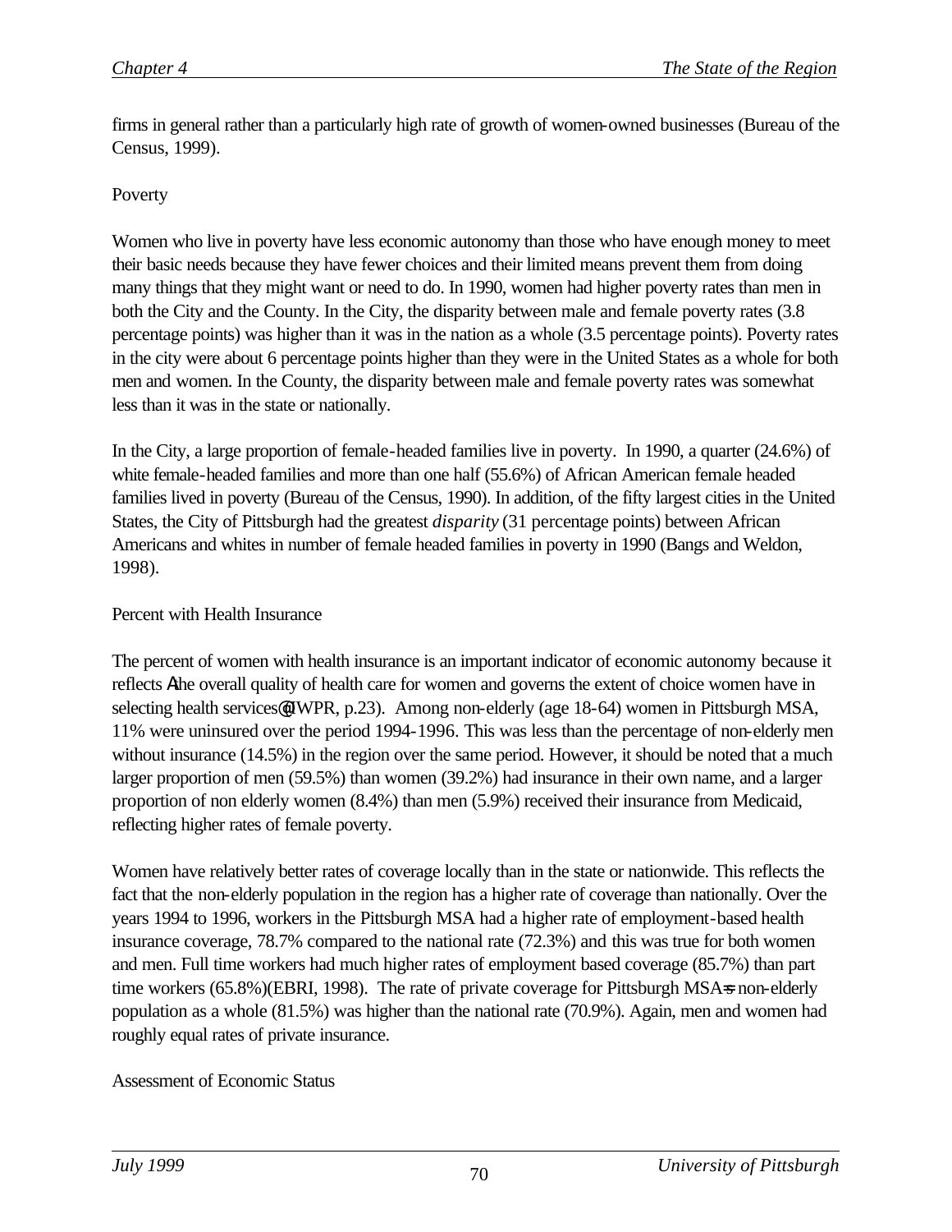firms in general rather than a particularly high rate of growth of women-owned businesses (Bureau of the Census, 1999).

### Poverty

Women who live in poverty have less economic autonomy than those who have enough money to meet their basic needs because they have fewer choices and their limited means prevent them from doing many things that they might want or need to do. In 1990, women had higher poverty rates than men in both the City and the County. In the City, the disparity between male and female poverty rates (3.8 percentage points) was higher than it was in the nation as a whole (3.5 percentage points). Poverty rates in the city were about 6 percentage points higher than they were in the United States as a whole for both men and women. In the County, the disparity between male and female poverty rates was somewhat less than it was in the state or nationally.

In the City, a large proportion of female-headed families live in poverty. In 1990, a quarter (24.6%) of white female-headed families and more than one half (55.6%) of African American female headed families lived in poverty (Bureau of the Census, 1990). In addition, of the fifty largest cities in the United States, the City of Pittsburgh had the greatest *disparity* (31 percentage points) between African Americans and whites in number of female headed families in poverty in 1990 (Bangs and Weldon, 1998).

### Percent with Health Insurance

The percent of women with health insurance is an important indicator of economic autonomy because it reflects Athe overall quality of health care for women and governs the extent of choice women have in selecting health services@ (IWPR, p.23). Among non-elderly (age 18-64) women in Pittsburgh MSA, 11% were uninsured over the period 1994-1996. This was less than the percentage of non-elderly men without insurance (14.5%) in the region over the same period. However, it should be noted that a much larger proportion of men (59.5%) than women (39.2%) had insurance in their own name, and a larger proportion of non elderly women (8.4%) than men (5.9%) received their insurance from Medicaid, reflecting higher rates of female poverty.

Women have relatively better rates of coverage locally than in the state or nationwide. This reflects the fact that the non-elderly population in the region has a higher rate of coverage than nationally. Over the years 1994 to 1996, workers in the Pittsburgh MSA had a higher rate of employment-based health insurance coverage, 78.7% compared to the national rate (72.3%) and this was true for both women and men. Full time workers had much higher rates of employment based coverage (85.7%) than part time workers (65.8%)(EBRI, 1998). The rate of private coverage for Pittsburgh MSA=s non-elderly population as a whole (81.5%) was higher than the national rate (70.9%). Again, men and women had roughly equal rates of private insurance.

### Assessment of Economic Status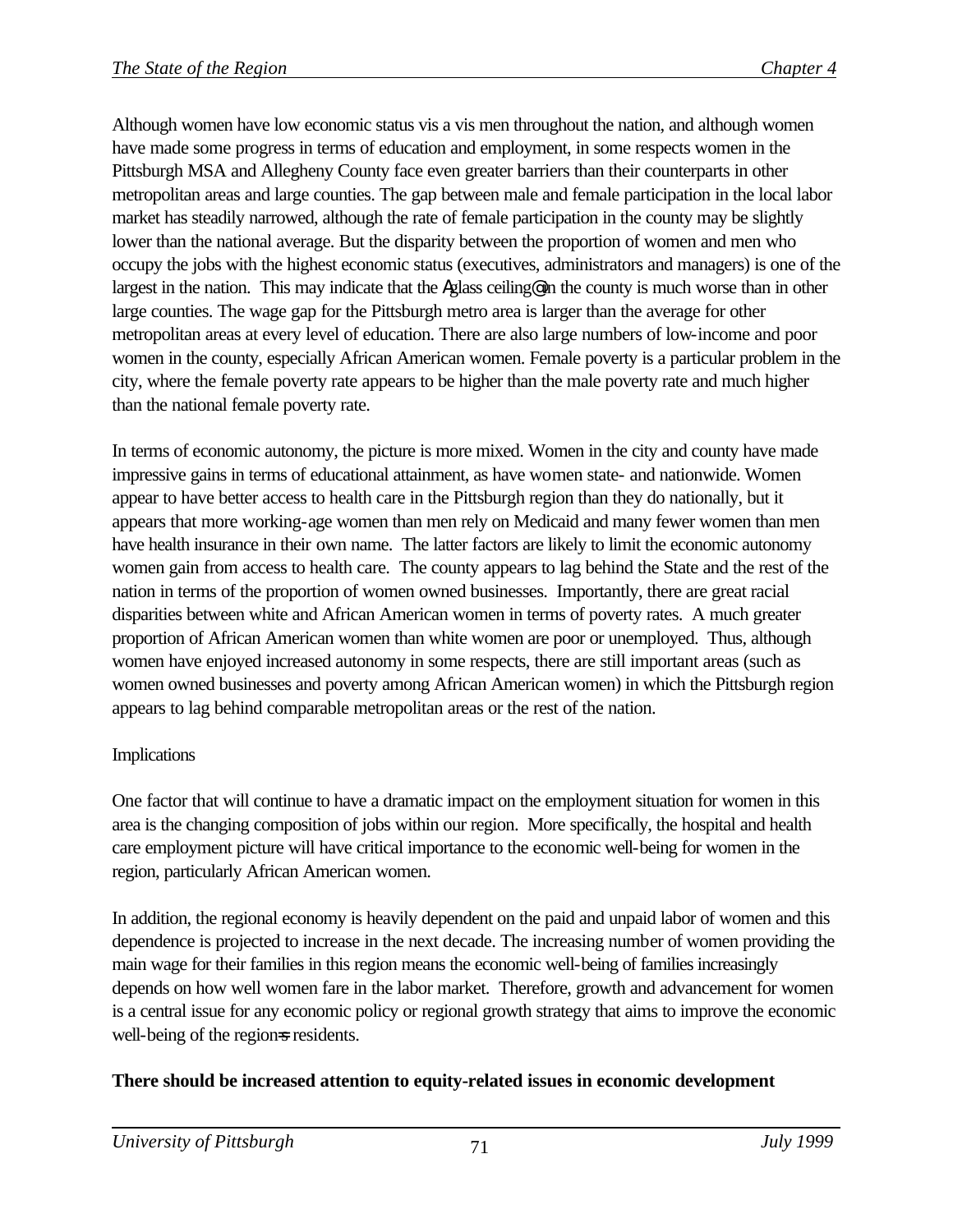Although women have low economic status vis a vis men throughout the nation, and although women have made some progress in terms of education and employment, in some respects women in the Pittsburgh MSA and Allegheny County face even greater barriers than their counterparts in other metropolitan areas and large counties. The gap between male and female participation in the local labor market has steadily narrowed, although the rate of female participation in the county may be slightly lower than the national average. But the disparity between the proportion of women and men who occupy the jobs with the highest economic status (executives, administrators and managers) is one of the largest in the nation. This may indicate that the Aglass ceiling@ in the county is much worse than in other large counties. The wage gap for the Pittsburgh metro area is larger than the average for other metropolitan areas at every level of education. There are also large numbers of low-income and poor women in the county, especially African American women. Female poverty is a particular problem in the city, where the female poverty rate appears to be higher than the male poverty rate and much higher than the national female poverty rate.

In terms of economic autonomy, the picture is more mixed. Women in the city and county have made impressive gains in terms of educational attainment, as have women state- and nationwide. Women appear to have better access to health care in the Pittsburgh region than they do nationally, but it appears that more working-age women than men rely on Medicaid and many fewer women than men have health insurance in their own name. The latter factors are likely to limit the economic autonomy women gain from access to health care. The county appears to lag behind the State and the rest of the nation in terms of the proportion of women owned businesses. Importantly, there are great racial disparities between white and African American women in terms of poverty rates. A much greater proportion of African American women than white women are poor or unemployed. Thus, although women have enjoyed increased autonomy in some respects, there are still important areas (such as women owned businesses and poverty among African American women) in which the Pittsburgh region appears to lag behind comparable metropolitan areas or the rest of the nation.

Implications

One factor that will continue to have a dramatic impact on the employment situation for women in this area is the changing composition of jobs within our region. More specifically, the hospital and health care employment picture will have critical importance to the economic well-being for women in the region, particularly African American women.

In addition, the regional economy is heavily dependent on the paid and unpaid labor of women and this dependence is projected to increase in the next decade. The increasing number of women providing the main wage for their families in this region means the economic well-being of families increasingly depends on how well women fare in the labor market. Therefore, growth and advancement for women is a central issue for any economic policy or regional growth strategy that aims to improve the economic well-being of the region=s residents.

**There should be increased attention to equity-related issues in economic development**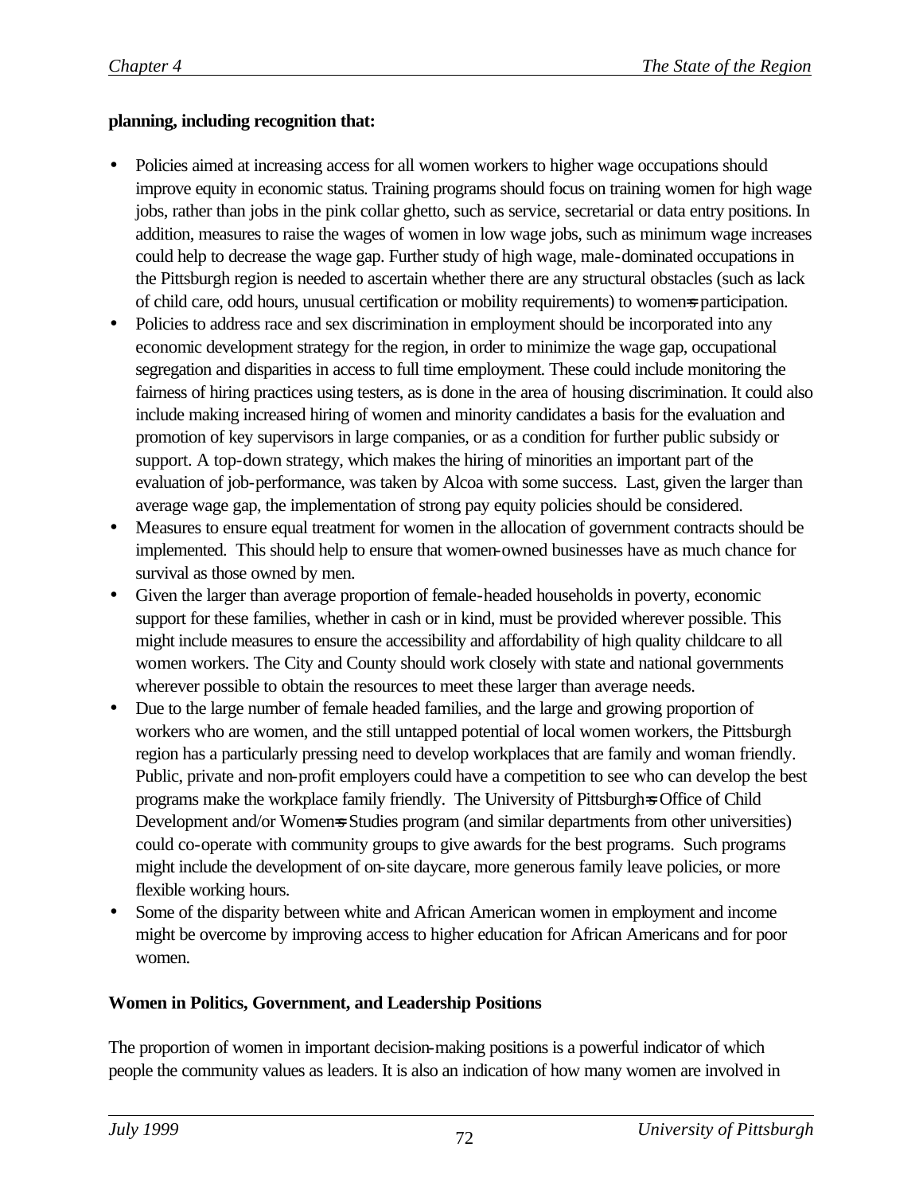**planning, including recognition that:**

- Policies aimed at increasing access for all women workers to higher wage occupations should improve equity in economic status. Training programs should focus on training women for high wage jobs, rather than jobs in the pink collar ghetto, such as service, secretarial or data entry positions. In addition, measures to raise the wages of women in low wage jobs, such as minimum wage increases could help to decrease the wage gap. Further study of high wage, male-dominated occupations in the Pittsburgh region is needed to ascertain whether there are any structural obstacles (such as lack of child care, odd hours, unusual certification or mobility requirements) to women=s participation.
- Policies to address race and sex discrimination in employment should be incorporated into any economic development strategy for the region, in order to minimize the wage gap, occupational segregation and disparities in access to full time employment. These could include monitoring the fairness of hiring practices using testers, as is done in the area of housing discrimination. It could also include making increased hiring of women and minority candidates a basis for the evaluation and promotion of key supervisors in large companies, or as a condition for further public subsidy or support. A top-down strategy, which makes the hiring of minorities an important part of the evaluation of job-performance, was taken by Alcoa with some success. Last, given the larger than average wage gap, the implementation of strong pay equity policies should be considered.
- Measures to ensure equal treatment for women in the allocation of government contracts should be implemented. This should help to ensure that women-owned businesses have as much chance for survival as those owned by men.
- Given the larger than average proportion of female-headed households in poverty, economic support for these families, whether in cash or in kind, must be provided wherever possible. This might include measures to ensure the accessibility and affordability of high quality childcare to all women workers. The City and County should work closely with state and national governments wherever possible to obtain the resources to meet these larger than average needs.
- Due to the large number of female headed families, and the large and growing proportion of workers who are women, and the still untapped potential of local women workers, the Pittsburgh region has a particularly pressing need to develop workplaces that are family and woman friendly. Public, private and non-profit employers could have a competition to see who can develop the best programs make the workplace family friendly. The University of Pittsburgh=s Office of Child Development and/or Women=s Studies program (and similar departments from other universities) could co-operate with community groups to give awards for the best programs. Such programs might include the development of on-site daycare, more generous family leave policies, or more flexible working hours.
- Some of the disparity between white and African American women in employment and income might be overcome by improving access to higher education for African Americans and for poor women.

**Women in Politics, Government, and Leadership Positions**

The proportion of women in important decision-making positions is a powerful indicator of which people the community values as leaders. It is also an indication of how many women are involved in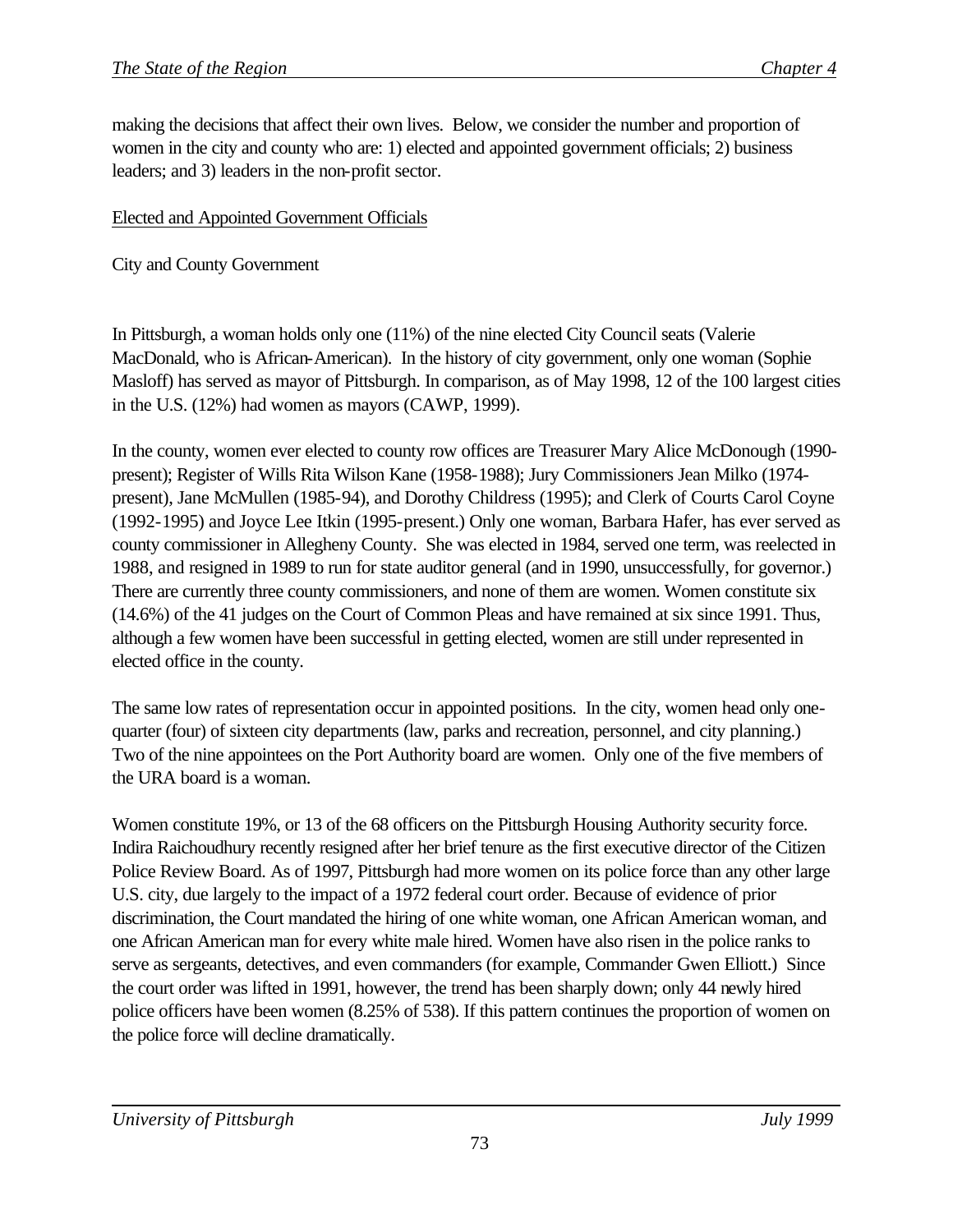making the decisions that affect their own lives. Below, we consider the number and proportion of women in the city and county who are: 1) elected and appointed government officials; 2) business leaders; and 3) leaders in the non-profit sector.

<u>Elected and Appointed Government Officials</u>

City and County Government

In Pittsburgh, a woman holds only one (11%) of the nine elected City Council seats (Valerie MacDonald, who is African-American). In the history of city government, only one woman (Sophie Masloff) has served as mayor of Pittsburgh. In comparison, as of May 1998, 12 of the 100 largest cities in the U.S. (12%) had women as mayors (CAWP, 1999).

In the county, women ever elected to county row offices are Treasurer Mary Alice McDonough (1990-present); Register of Wills Rita Wilson Kane (1958-1988); Jury Commissioners Jean Milko (1974-present), Jane McMullen (1985-94), and Dorothy Childress (1995); and Clerk of Courts Carol Coyne (1992-1995) and Joyce Lee Itkin (1995-present.) Only one woman, Barbara Hafer, has ever served as county commissioner in Allegheny County. She was elected in 1984, served one term, was reelected in 1988, and resigned in 1989 to run for state auditor general (and in 1990, unsuccessfully, for governor.) There are currently three county commissioners, and none of them are women. Women constitute six (14.6%) of the 41 judges on the Court of Common Pleas and have remained at six since 1991. Thus, although a few women have been successful in getting elected, women are still under represented in elected office in the county.

The same low rates of representation occur in appointed positions. In the city, women head only one-quarter (four) of sixteen city departments (law, parks and recreation, personnel, and city planning.) Two of the nine appointees on the Port Authority board are women. Only one of the five members of the URA board is a woman.

Women constitute 19%, or 13 of the 68 officers on the Pittsburgh Housing Authority security force. Indira Raichoudhury recently resigned after her brief tenure as the first executive director of the Citizen Police Review Board. As of 1997, Pittsburgh had more women on its police force than any other large U.S. city, due largely to the impact of a 1972 federal court order. Because of evidence of prior discrimination, the Court mandated the hiring of one white woman, one African American woman, and one African American man for every white male hired. Women have also risen in the police ranks to serve as sergeants, detectives, and even commanders (for example, Commander Gwen Elliott.) Since the court order was lifted in 1991, however, the trend has been sharply down; only 44 newly hired police officers have been women (8.25% of 538). If this pattern continues the proportion of women on the police force will decline dramatically.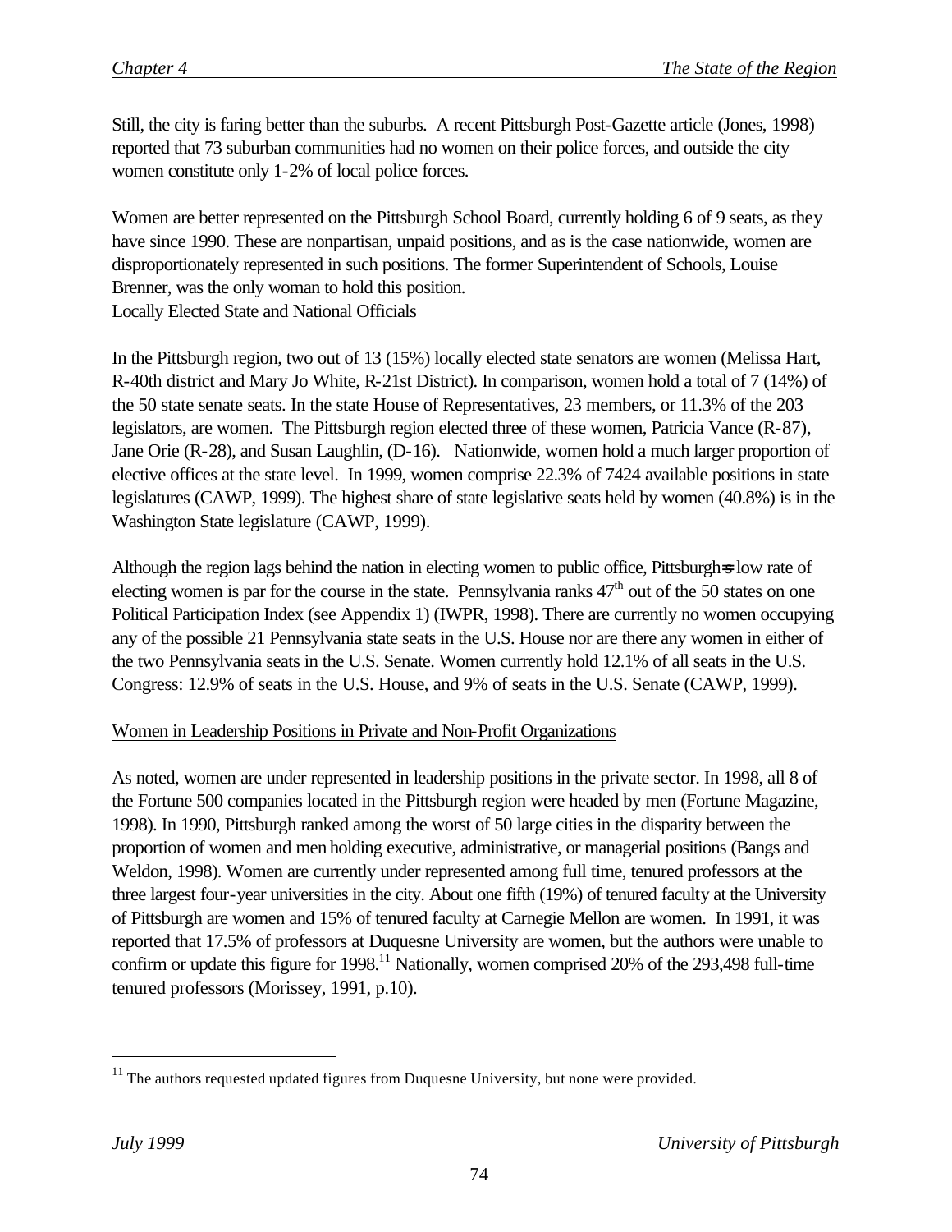Still, the city is faring better than the suburbs. A recent Pittsburgh Post-Gazette article (Jones, 1998) reported that 73 suburban communities had no women on their police forces, and outside the city women constitute only 1-2% of local police forces.

Women are better represented on the Pittsburgh School Board, currently holding 6 of 9 seats, as they have since 1990. These are nonpartisan, unpaid positions, and as is the case nationwide, women are disproportionately represented in such positions. The former Superintendent of Schools, Louise Brenner, was the only woman to hold this position.

Locally Elected State and National Officials

In the Pittsburgh region, two out of 13 (15%) locally elected state senators are women (Melissa Hart, R-40th district and Mary Jo White, R-21st District). In comparison, women hold a total of 7 (14%) of the 50 state senate seats. In the state House of Representatives, 23 members, or 11.3% of the 203 legislators, are women. The Pittsburgh region elected three of these women, Patricia Vance (R-87), Jane Orie (R-28), and Susan Laughlin, (D-16). Nationwide, women hold a much larger proportion of elective offices at the state level. In 1999, women comprise 22.3% of 7424 available positions in state legislatures (CAWP, 1999). The highest share of state legislative seats held by women (40.8%) is in the Washington State legislature (CAWP, 1999).

Although the region lags behind the nation in electing women to public office, Pittsburgh=s low rate of electing women is par for the course in the state. Pennsylvania ranks 47th out of the 50 states on one Political Participation Index (see Appendix 1) (IWPR, 1998). There are currently no women occupying any of the possible 21 Pennsylvania state seats in the U.S. House nor are there any women in either of the two Pennsylvania seats in the U.S. Senate. Women currently hold 12.1% of all seats in the U.S. Congress: 12.9% of seats in the U.S. House, and 9% of seats in the U.S. Senate (CAWP, 1999).

Women in Leadership Positions in Private and Non-Profit Organizations

As noted, women are under represented in leadership positions in the private sector. In 1998, all 8 of the Fortune 500 companies located in the Pittsburgh region were headed by men (Fortune Magazine, 1998). In 1990, Pittsburgh ranked among the worst of 50 large cities in the disparity between the proportion of women and men holding executive, administrative, or managerial positions (Bangs and Weldon, 1998). Women are currently under represented among full time, tenured professors at the three largest four-year universities in the city. About one fifth (19%) of tenured faculty at the University of Pittsburgh are women and 15% of tenured faculty at Carnegie Mellon are women. In 1991, it was reported that 17.5% of professors at Duquesne University are women, but the authors were unable to confirm or update this figure for 1998.[11] Nationally, women comprised 20% of the 293,498 full-time tenured professors (Morissey, 1991, p.10).

[11] The authors requested updated figures from Duquesne University, but none were provided.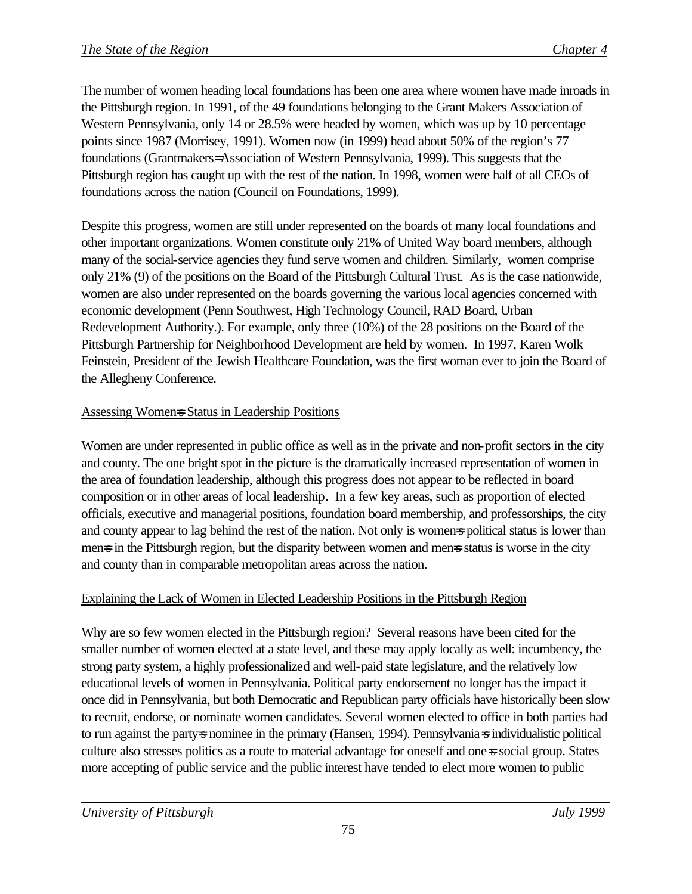The number of women heading local foundations has been one area where women have made inroads in the Pittsburgh region. In 1991, of the 49 foundations belonging to the Grant Makers Association of Western Pennsylvania, only 14 or 28.5% were headed by women, which was up by 10 percentage points since 1987 (Morrisey, 1991). Women now (in 1999) head about 50% of the region's 77 foundations (Grantmakers=Association of Western Pennsylvania, 1999). This suggests that the Pittsburgh region has caught up with the rest of the nation. In 1998, women were half of all CEOs of foundations across the nation (Council on Foundations, 1999).

Despite this progress, women are still under represented on the boards of many local foundations and other important organizations. Women constitute only 21% of United Way board members, although many of the social-service agencies they fund serve women and children. Similarly, women comprise only 21% (9) of the positions on the Board of the Pittsburgh Cultural Trust. As is the case nationwide, women are also under represented on the boards governing the various local agencies concerned with economic development (Penn Southwest, High Technology Council, RAD Board, Urban Redevelopment Authority.). For example, only three (10%) of the 28 positions on the Board of the Pittsburgh Partnership for Neighborhood Development are held by women. In 1997, Karen Wolk Feinstein, President of the Jewish Healthcare Foundation, was the first woman ever to join the Board of the Allegheny Conference.

## Assessing Women=s Status in Leadership Positions

Women are under represented in public office as well as in the private and non-profit sectors in the city and county. The one bright spot in the picture is the dramatically increased representation of women in the area of foundation leadership, although this progress does not appear to be reflected in board composition or in other areas of local leadership. In a few key areas, such as proportion of elected officials, executive and managerial positions, foundation board membership, and professorships, the city and county appear to lag behind the rest of the nation. Not only is women=s political status is lower than men=s in the Pittsburgh region, but the disparity between women and men=s status is worse in the city and county than in comparable metropolitan areas across the nation.

## Explaining the Lack of Women in Elected Leadership Positions in the Pittsburgh Region

Why are so few women elected in the Pittsburgh region? Several reasons have been cited for the smaller number of women elected at a state level, and these may apply locally as well: incumbency, the strong party system, a highly professionalized and well-paid state legislature, and the relatively low educational levels of women in Pennsylvania. Political party endorsement no longer has the impact it once did in Pennsylvania, but both Democratic and Republican party officials have historically been slow to recruit, endorse, or nominate women candidates. Several women elected to office in both parties had to run against the party=s nominee in the primary (Hansen, 1994). Pennsylvania=s individualistic political culture also stresses politics as a route to material advantage for oneself and one=s social group. States more accepting of public service and the public interest have tended to elect more women to public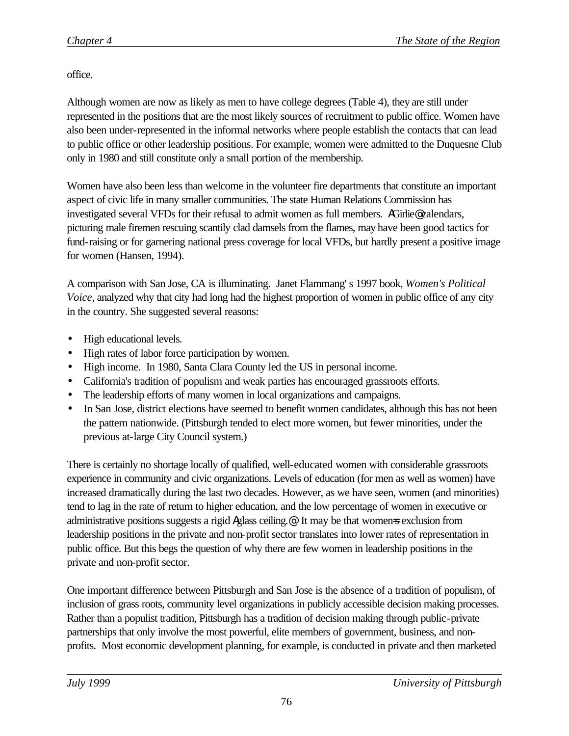office.

Although women are now as likely as men to have college degrees (Table 4), they are still under represented in the positions that are the most likely sources of recruitment to public office. Women have also been under-represented in the informal networks where people establish the contacts that can lead to public office or other leadership positions. For example, women were admitted to the Duquesne Club only in 1980 and still constitute only a small portion of the membership.

Women have also been less than welcome in the volunteer fire departments that constitute an important aspect of civic life in many smaller communities. The state Human Relations Commission has investigated several VFDs for their refusal to admit women as full members. AGirlie@ calendars, picturing male firemen rescuing scantily clad damsels from the flames, may have been good tactics for fund-raising or for garnering national press coverage for local VFDs, but hardly present a positive image for women (Hansen, 1994).

A comparison with San Jose, CA is illuminating. Janet Flammang' s 1997 book, *Women's Political Voice*, analyzed why that city had long had the highest proportion of women in public office of any city in the country. She suggested several reasons:

- High educational levels.
- High rates of labor force participation by women.
- High income. In 1980, Santa Clara County led the US in personal income.
- California's tradition of populism and weak parties has encouraged grassroots efforts.
- The leadership efforts of many women in local organizations and campaigns.
- In San Jose, district elections have seemed to benefit women candidates, although this has not been the pattern nationwide. (Pittsburgh tended to elect more women, but fewer minorities, under the previous at-large City Council system.)

There is certainly no shortage locally of qualified, well-educated women with considerable grassroots experience in community and civic organizations. Levels of education (for men as well as women) have increased dramatically during the last two decades. However, as we have seen, women (and minorities) tend to lag in the rate of return to higher education, and the low percentage of women in executive or administrative positions suggests a rigid Aglass ceiling.@ It may be that women=s exclusion from leadership positions in the private and non-profit sector translates into lower rates of representation in public office. But this begs the question of why there are few women in leadership positions in the private and non-profit sector.

One important difference between Pittsburgh and San Jose is the absence of a tradition of populism, of inclusion of grass roots, community level organizations in publicly accessible decision making processes. Rather than a populist tradition, Pittsburgh has a tradition of decision making through public-private partnerships that only involve the most powerful, elite members of government, business, and non-profits. Most economic development planning, for example, is conducted in private and then marketed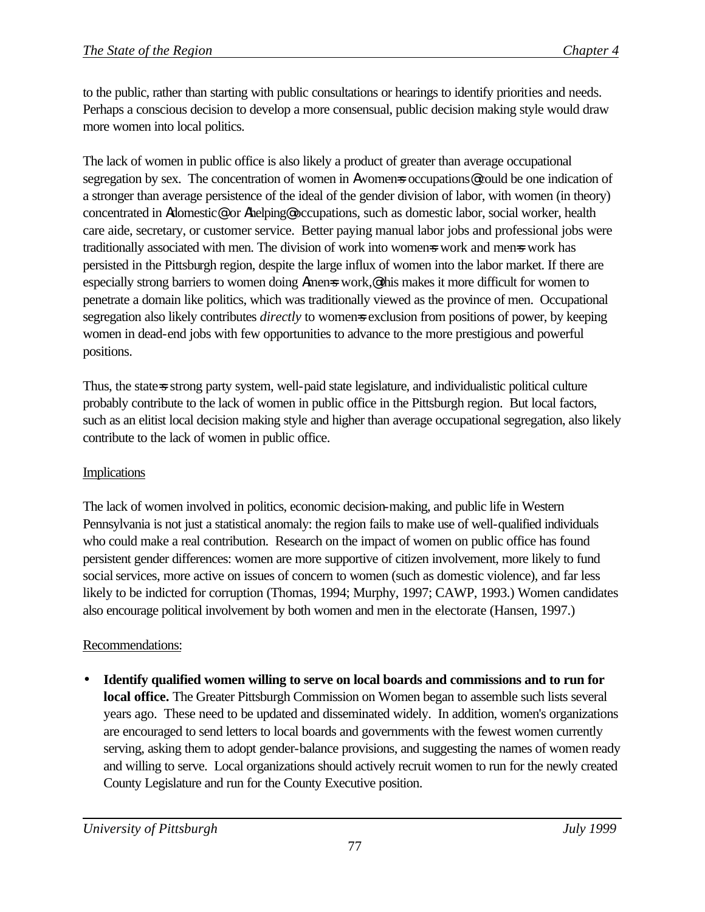to the public, rather than starting with public consultations or hearings to identify priorities and needs. Perhaps a conscious decision to develop a more consensual, public decision making style would draw more women into local politics.

The lack of women in public office is also likely a product of greater than average occupational segregation by sex. The concentration of women in Awomen=s occupations@ could be one indication of a stronger than average persistence of the ideal of the gender division of labor, with women (in theory) concentrated in Adomestic@ or Ahelping@ occupations, such as domestic labor, social worker, health care aide, secretary, or customer service. Better paying manual labor jobs and professional jobs were traditionally associated with men. The division of work into women=s work and men=s work has persisted in the Pittsburgh region, despite the large influx of women into the labor market. If there are especially strong barriers to women doing Amen=s work,@ this makes it more difficult for women to penetrate a domain like politics, which was traditionally viewed as the province of men. Occupational segregation also likely contributes *directly* to women=s exclusion from positions of power, by keeping women in dead-end jobs with few opportunities to advance to the more prestigious and powerful positions.

Thus, the state=s strong party system, well-paid state legislature, and individualistic political culture probably contribute to the lack of women in public office in the Pittsburgh region. But local factors, such as an elitist local decision making style and higher than average occupational segregation, also likely contribute to the lack of women in public office.

<u>Implications</u>

The lack of women involved in politics, economic decision-making, and public life in Western Pennsylvania is not just a statistical anomaly: the region fails to make use of well-qualified individuals who could make a real contribution. Research on the impact of women on public office has found persistent gender differences: women are more supportive of citizen involvement, more likely to fund social services, more active on issues of concern to women (such as domestic violence), and far less likely to be indicted for corruption (Thomas, 1994; Murphy, 1997; CAWP, 1993.) Women candidates also encourage political involvement by both women and men in the electorate (Hansen, 1997.)

<u>Recommendations:</u>

- **Identify qualified women willing to serve on local boards and commissions and to run for local office.** The Greater Pittsburgh Commission on Women began to assemble such lists several years ago. These need to be updated and disseminated widely. In addition, women's organizations are encouraged to send letters to local boards and governments with the fewest women currently serving, asking them to adopt gender-balance provisions, and suggesting the names of women ready and willing to serve. Local organizations should actively recruit women to run for the newly created County Legislature and run for the County Executive position.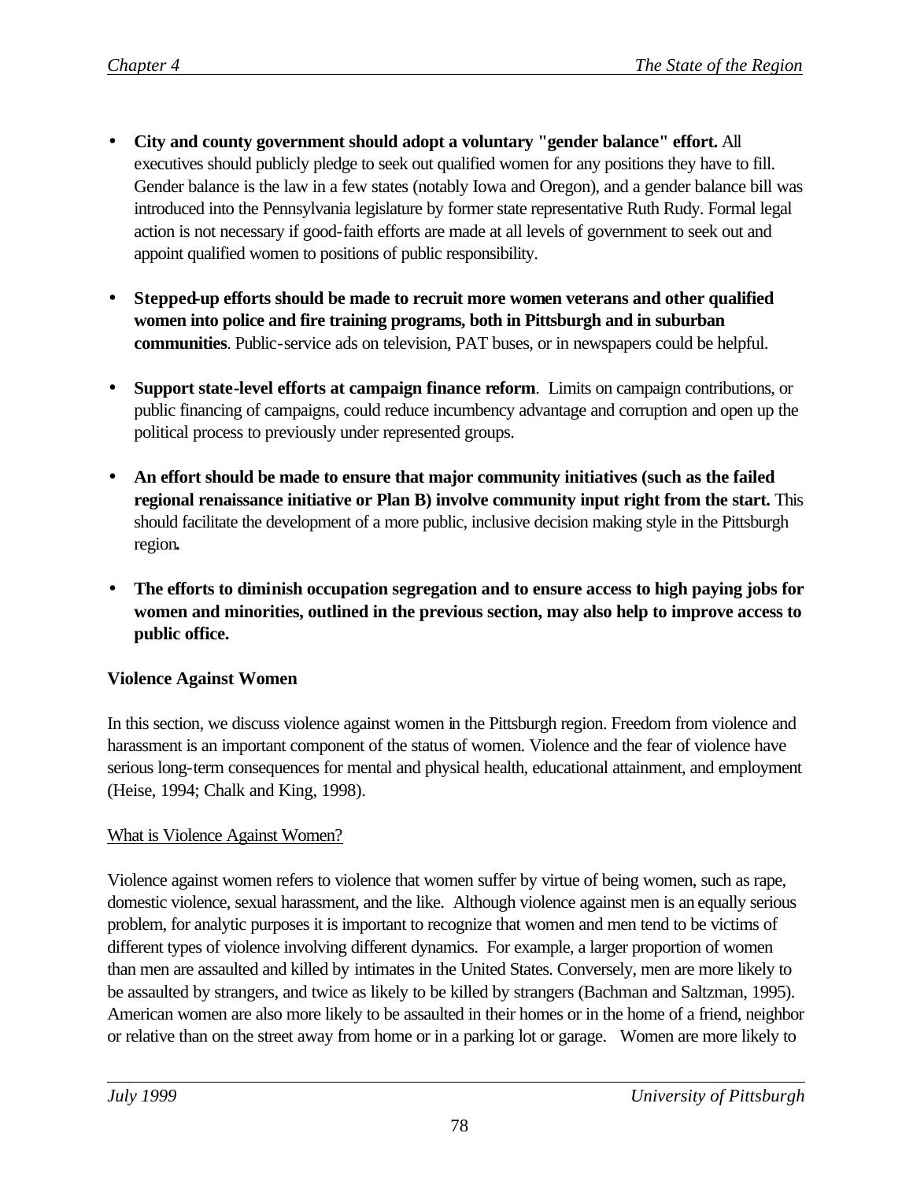- **City and county government should adopt a voluntary "gender balance" effort.** All executives should publicly pledge to seek out qualified women for any positions they have to fill. Gender balance is the law in a few states (notably Iowa and Oregon), and a gender balance bill was introduced into the Pennsylvania legislature by former state representative Ruth Rudy. Formal legal action is not necessary if good-faith efforts are made at all levels of government to seek out and appoint qualified women to positions of public responsibility.

- **Stepped-up efforts should be made to recruit more women veterans and other qualified women into police and fire training programs, both in Pittsburgh and in suburban communities**. Public-service ads on television, PAT buses, or in newspapers could be helpful.

- **Support state-level efforts at campaign finance reform**. Limits on campaign contributions, or public financing of campaigns, could reduce incumbency advantage and corruption and open up the political process to previously under represented groups.

- **An effort should be made to ensure that major community initiatives (such as the failed regional renaissance initiative or Plan B) involve community input right from the start.** This should facilitate the development of a more public, inclusive decision making style in the Pittsburgh region**.**

- **The efforts to diminish occupation segregation and to ensure access to high paying jobs for women and minorities, outlined in the previous section, may also help to improve access to public office.**

### Violence Against Women

In this section, we discuss violence against women in the Pittsburgh region. Freedom from violence and harassment is an important component of the status of women. Violence and the fear of violence have serious long-term consequences for mental and physical health, educational attainment, and employment (Heise, 1994; Chalk and King, 1998).

#### What is Violence Against Women?

Violence against women refers to violence that women suffer by virtue of being women, such as rape, domestic violence, sexual harassment, and the like. Although violence against men is an equally serious problem, for analytic purposes it is important to recognize that women and men tend to be victims of different types of violence involving different dynamics. For example, a larger proportion of women than men are assaulted and killed by intimates in the United States. Conversely, men are more likely to be assaulted by strangers, and twice as likely to be killed by strangers (Bachman and Saltzman, 1995). American women are also more likely to be assaulted in their homes or in the home of a friend, neighbor or relative than on the street away from home or in a parking lot or garage. Women are more likely to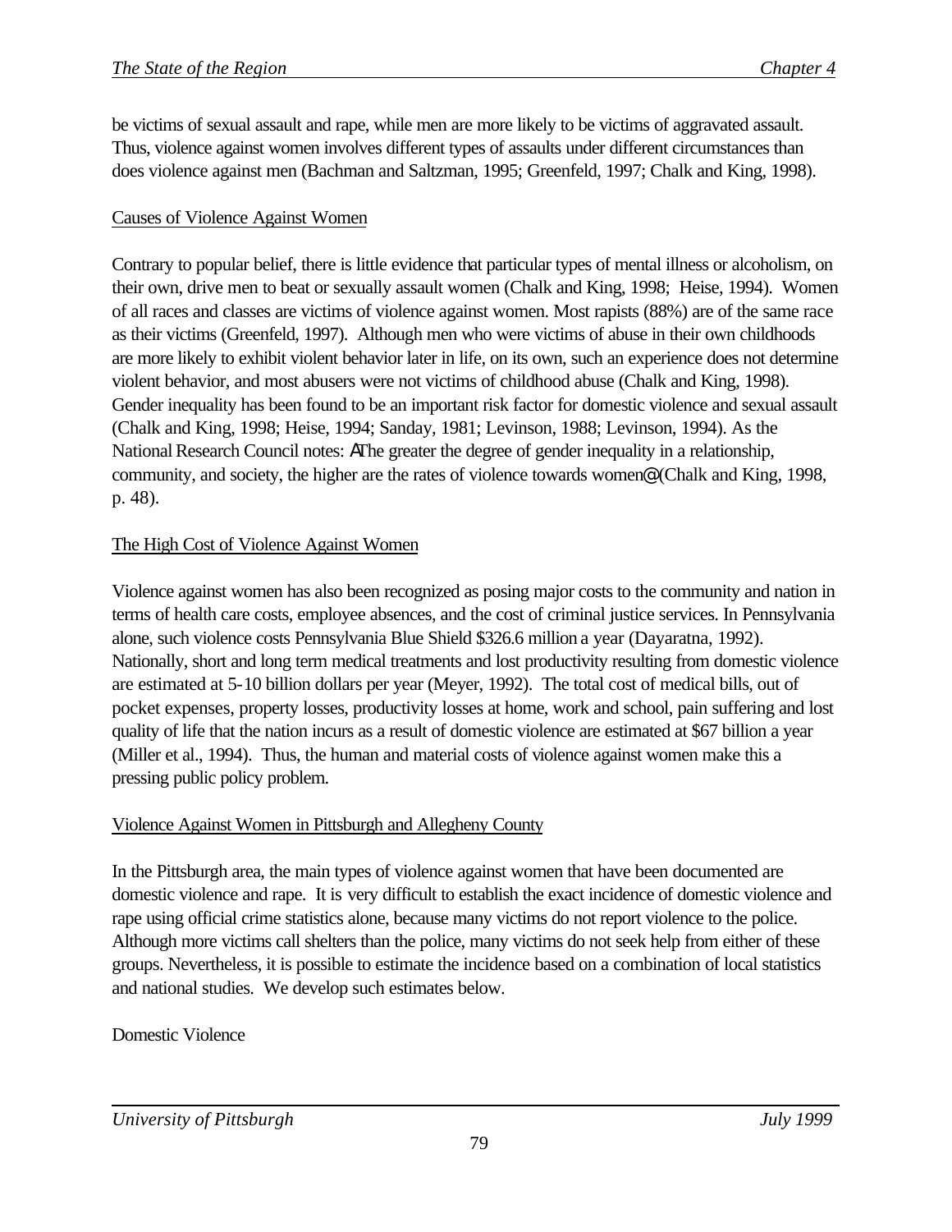be victims of sexual assault and rape, while men are more likely to be victims of aggravated assault. Thus, violence against women involves different types of assaults under different circumstances than does violence against men (Bachman and Saltzman, 1995; Greenfeld, 1997; Chalk and King, 1998).

Causes of Violence Against Women

Contrary to popular belief, there is little evidence that particular types of mental illness or alcoholism, on their own, drive men to beat or sexually assault women (Chalk and King, 1998; Heise, 1994). Women of all races and classes are victims of violence against women. Most rapists (88%) are of the same race as their victims (Greenfeld, 1997). Although men who were victims of abuse in their own childhoods are more likely to exhibit violent behavior later in life, on its own, such an experience does not determine violent behavior, and most abusers were not victims of childhood abuse (Chalk and King, 1998). Gender inequality has been found to be an important risk factor for domestic violence and sexual assault (Chalk and King, 1998; Heise, 1994; Sanday, 1981; Levinson, 1988; Levinson, 1994). As the National Research Council notes: AThe greater the degree of gender inequality in a relationship, community, and society, the higher are the rates of violence towards women@ (Chalk and King, 1998, p. 48).

The High Cost of Violence Against Women

Violence against women has also been recognized as posing major costs to the community and nation in terms of health care costs, employee absences, and the cost of criminal justice services. In Pennsylvania alone, such violence costs Pennsylvania Blue Shield $326.6 million a year (Dayaratna, 1992). Nationally, short and long term medical treatments and lost productivity resulting from domestic violence are estimated at 5-10 billion dollars per year (Meyer, 1992). The total cost of medical bills, out of pocket expenses, property losses, productivity losses at home, work and school, pain suffering and lost quality of life that the nation incurs as a result of domestic violence are estimated at $67 billion a year (Miller et al., 1994). Thus, the human and material costs of violence against women make this a pressing public policy problem.

Violence Against Women in Pittsburgh and Allegheny County

In the Pittsburgh area, the main types of violence against women that have been documented are domestic violence and rape. It is very difficult to establish the exact incidence of domestic violence and rape using official crime statistics alone, because many victims do not report violence to the police. Although more victims call shelters than the police, many victims do not seek help from either of these groups. Nevertheless, it is possible to estimate the incidence based on a combination of local statistics and national studies. We develop such estimates below.

Domestic Violence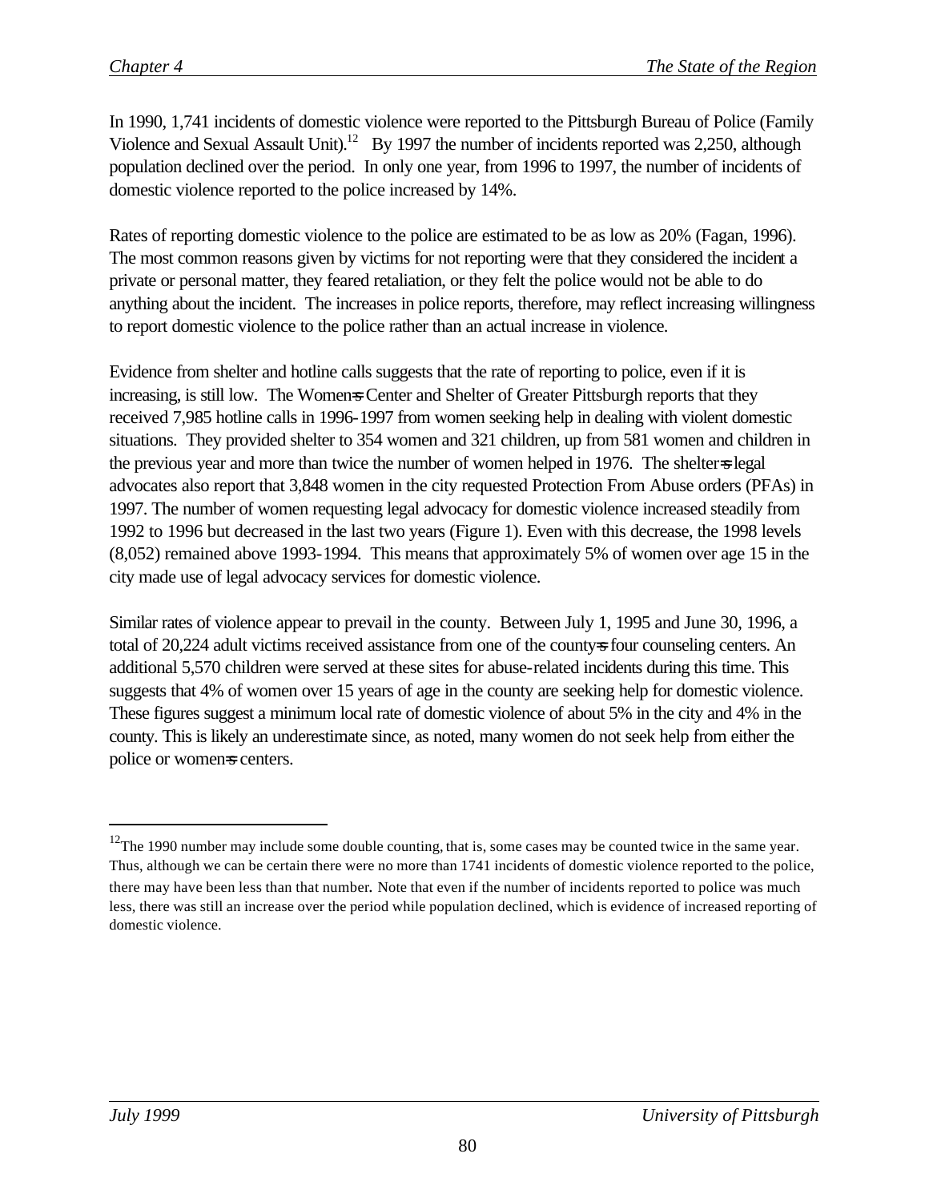In 1990, 1,741 incidents of domestic violence were reported to the Pittsburgh Bureau of Police (Family Violence and Sexual Assault Unit).[12] By 1997 the number of incidents reported was 2,250, although population declined over the period. In only one year, from 1996 to 1997, the number of incidents of domestic violence reported to the police increased by 14%.

Rates of reporting domestic violence to the police are estimated to be as low as 20% (Fagan, 1996). The most common reasons given by victims for not reporting were that they considered the incident a private or personal matter, they feared retaliation, or they felt the police would not be able to do anything about the incident. The increases in police reports, therefore, may reflect increasing willingness to report domestic violence to the police rather than an actual increase in violence.

Evidence from shelter and hotline calls suggests that the rate of reporting to police, even if it is increasing, is still low. The Women=s Center and Shelter of Greater Pittsburgh reports that they received 7,985 hotline calls in 1996-1997 from women seeking help in dealing with violent domestic situations. They provided shelter to 354 women and 321 children, up from 581 women and children in the previous year and more than twice the number of women helped in 1976. The shelter=s legal advocates also report that 3,848 women in the city requested Protection From Abuse orders (PFAs) in 1997. The number of women requesting legal advocacy for domestic violence increased steadily from 1992 to 1996 but decreased in the last two years (Figure 1). Even with this decrease, the 1998 levels (8,052) remained above 1993-1994. This means that approximately 5% of women over age 15 in the city made use of legal advocacy services for domestic violence.

Similar rates of violence appear to prevail in the county. Between July 1, 1995 and June 30, 1996, a total of 20,224 adult victims received assistance from one of the county=s four counseling centers. An additional 5,570 children were served at these sites for abuse-related incidents during this time. This suggests that 4% of women over 15 years of age in the county are seeking help for domestic violence. These figures suggest a minimum local rate of domestic violence of about 5% in the city and 4% in the county. This is likely an underestimate since, as noted, many women do not seek help from either the police or women=s centers.

---

[12] The 1990 number may include some double counting, that is, some cases may be counted twice in the same year. Thus, although we can be certain there were no more than 1741 incidents of domestic violence reported to the police, there may have been less than that number. Note that even if the number of incidents reported to police was much less, there was still an increase over the period while population declined, which is evidence of increased reporting of domestic violence.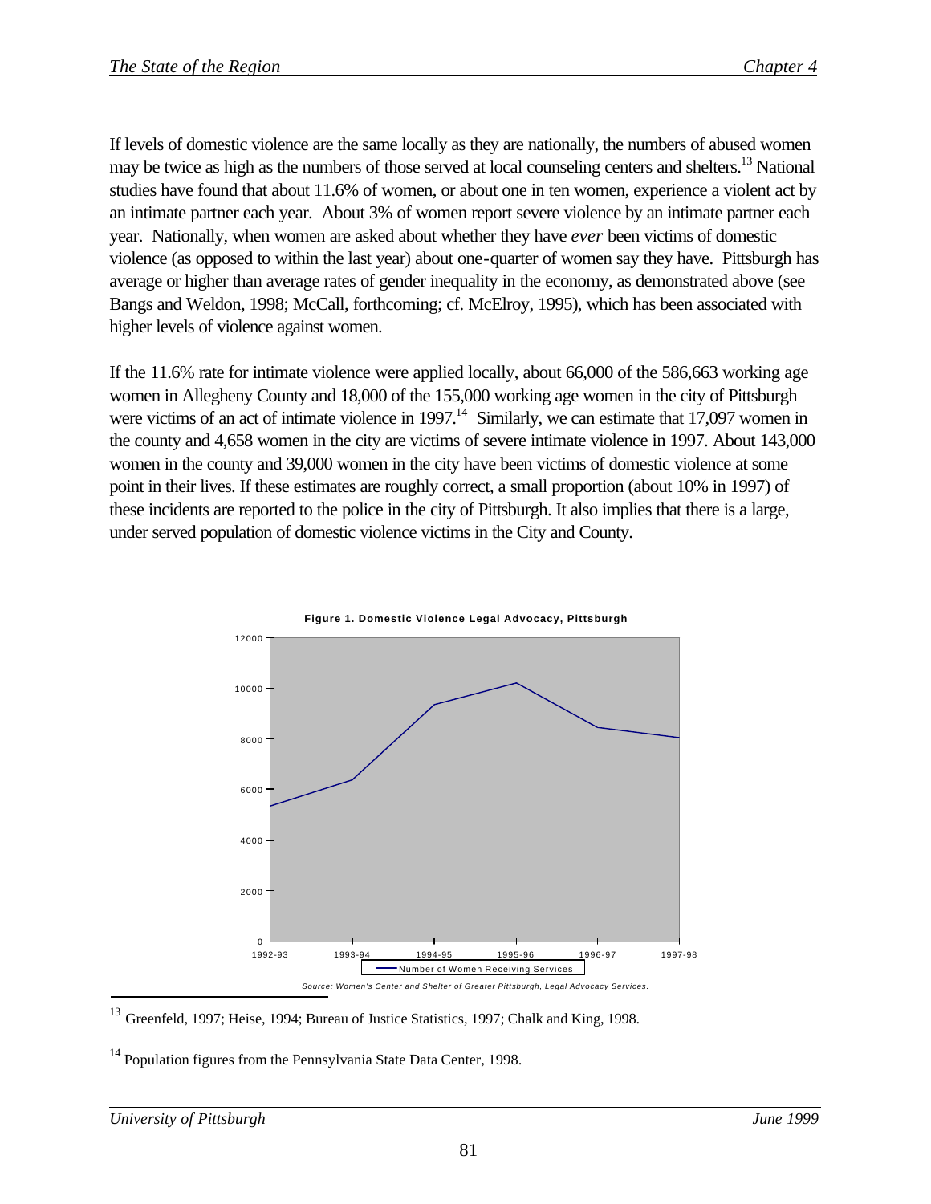If levels of domestic violence are the same locally as they are nationally, the numbers of abused women may be twice as high as the numbers of those served at local counseling centers and shelters.[13] National studies have found that about 11.6% of women, or about one in ten women, experience a violent act by an intimate partner each year. About 3% of women report severe violence by an intimate partner each year. Nationally, when women are asked about whether they have *ever* been victims of domestic violence (as opposed to within the last year) about one-quarter of women say they have. Pittsburgh has average or higher than average rates of gender inequality in the economy, as demonstrated above (see Bangs and Weldon, 1998; McCall, forthcoming; cf. McElroy, 1995), which has been associated with higher levels of violence against women.

If the 11.6% rate for intimate violence were applied locally, about 66,000 of the 586,663 working age women in Allegheny County and 18,000 of the 155,000 working age women in the city of Pittsburgh were victims of an act of intimate violence in 1997.[14] Similarly, we can estimate that 17,097 women in the county and 4,658 women in the city are victims of severe intimate violence in 1997. About 143,000 women in the county and 39,000 women in the city have been victims of domestic violence at some point in their lives. If these estimates are roughly correct, a small proportion (about 10% in 1997) of these incidents are reported to the police in the city of Pittsburgh. It also implies that there is a large, under served population of domestic violence victims in the City and County.

**Figure 1. Domestic Violence Legal Advocacy, Pittsburgh**

*Source: Women's Center and Shelter of Greater Pittsburgh, Legal Advocacy Services.*

[13] Greenfeld, 1997; Heise, 1994; Bureau of Justice Statistics, 1997; Chalk and King, 1998.

[14] Population figures from the Pennsylvania State Data Center, 1998.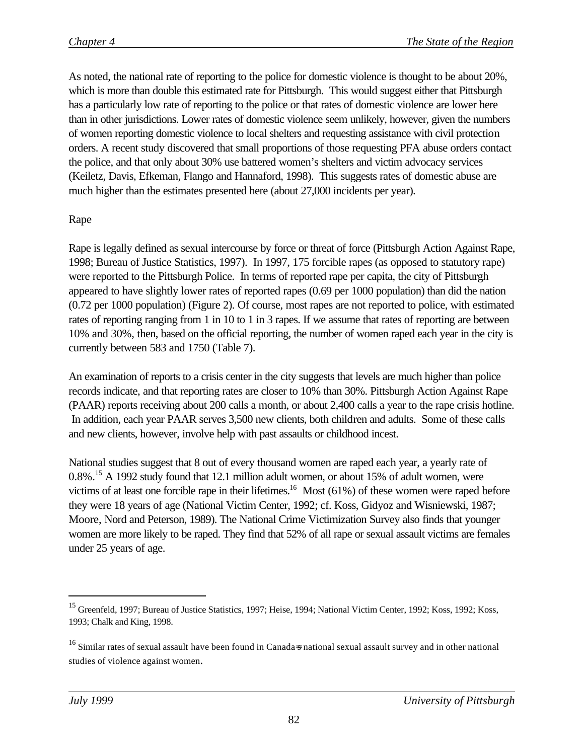As noted, the national rate of reporting to the police for domestic violence is thought to be about 20%, which is more than double this estimated rate for Pittsburgh. This would suggest either that Pittsburgh has a particularly low rate of reporting to the police or that rates of domestic violence are lower here than in other jurisdictions. Lower rates of domestic violence seem unlikely, however, given the numbers of women reporting domestic violence to local shelters and requesting assistance with civil protection orders. A recent study discovered that small proportions of those requesting PFA abuse orders contact the police, and that only about 30% use battered women's shelters and victim advocacy services (Keiletz, Davis, Efkeman, Flango and Hannaford, 1998). This suggests rates of domestic abuse are much higher than the estimates presented here (about 27,000 incidents per year).

## Rape

Rape is legally defined as sexual intercourse by force or threat of force (Pittsburgh Action Against Rape, 1998; Bureau of Justice Statistics, 1997). In 1997, 175 forcible rapes (as opposed to statutory rape) were reported to the Pittsburgh Police. In terms of reported rape per capita, the city of Pittsburgh appeared to have slightly lower rates of reported rapes (0.69 per 1000 population) than did the nation (0.72 per 1000 population) (Figure 2). Of course, most rapes are not reported to police, with estimated rates of reporting ranging from 1 in 10 to 1 in 3 rapes. If we assume that rates of reporting are between 10% and 30%, then, based on the official reporting, the number of women raped each year in the city is currently between 583 and 1750 (Table 7).

An examination of reports to a crisis center in the city suggests that levels are much higher than police records indicate, and that reporting rates are closer to 10% than 30%. Pittsburgh Action Against Rape (PAAR) reports receiving about 200 calls a month, or about 2,400 calls a year to the rape crisis hotline. In addition, each year PAAR serves 3,500 new clients, both children and adults. Some of these calls and new clients, however, involve help with past assaults or childhood incest.

National studies suggest that 8 out of every thousand women are raped each year, a yearly rate of 0.8%.[15] A 1992 study found that 12.1 million adult women, or about 15% of adult women, were victims of at least one forcible rape in their lifetimes.[16] Most (61%) of these women were raped before they were 18 years of age (National Victim Center, 1992; cf. Koss, Gidyoz and Wisniewski, 1987; Moore, Nord and Peterson, 1989). The National Crime Victimization Survey also finds that younger women are more likely to be raped. They find that 52% of all rape or sexual assault victims are females under 25 years of age.

---

[15] Greenfeld, 1997; Bureau of Justice Statistics, 1997; Heise, 1994; National Victim Center, 1992; Koss, 1992; Koss, 1993; Chalk and King, 1998.

[16] Similar rates of sexual assault have been found in Canada's national sexual assault survey and in other national studies of violence against women.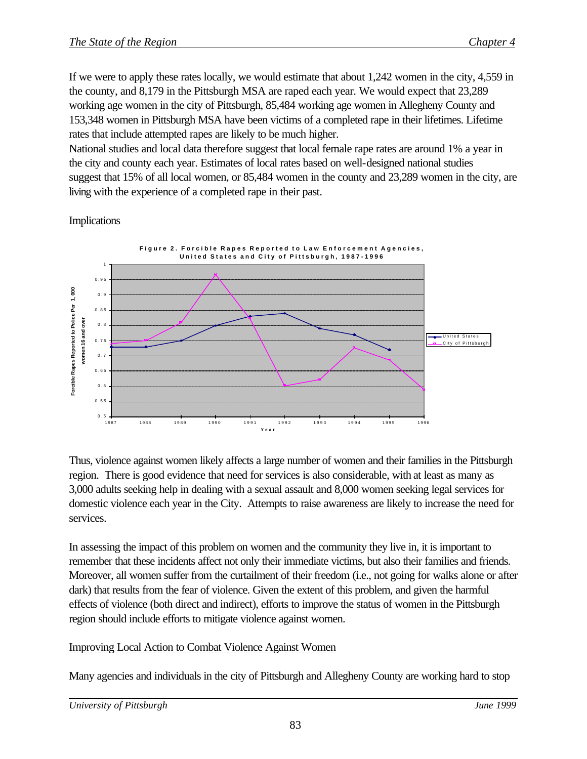If we were to apply these rates locally, we would estimate that about 1,242 women in the city, 4,559 in the county, and 8,179 in the Pittsburgh MSA are raped each year. We would expect that 23,289 working age women in the city of Pittsburgh, 85,484 working age women in Allegheny County and 153,348 women in Pittsburgh MSA have been victims of a completed rape in their lifetimes. Lifetime rates that include attempted rapes are likely to be much higher.

National studies and local data therefore suggest that local female rape rates are around 1% a year in the city and county each year. Estimates of local rates based on well-designed national studies suggest that 15% of all local women, or 85,484 women in the county and 23,289 women in the city, are living with the experience of a completed rape in their past.

Implications

**Figure 2. Forcible Rapes Reported to Law Enforcement Agencies, United States and City of Pittsburgh, 1987-1996**

Thus, violence against women likely affects a large number of women and their families in the Pittsburgh region. There is good evidence that need for services is also considerable, with at least as many as 3,000 adults seeking help in dealing with a sexual assault and 8,000 women seeking legal services for domestic violence each year in the City. Attempts to raise awareness are likely to increase the need for services.

In assessing the impact of this problem on women and the community they live in, it is important to remember that these incidents affect not only their immediate victims, but also their families and friends. Moreover, all women suffer from the curtailment of their freedom (i.e., not going for walks alone or after dark) that results from the fear of violence. Given the extent of this problem, and given the harmful effects of violence (both direct and indirect), efforts to improve the status of women in the Pittsburgh region should include efforts to mitigate violence against women.

<u>Improving Local Action to Combat Violence Against Women</u>

Many agencies and individuals in the city of Pittsburgh and Allegheny County are working hard to stop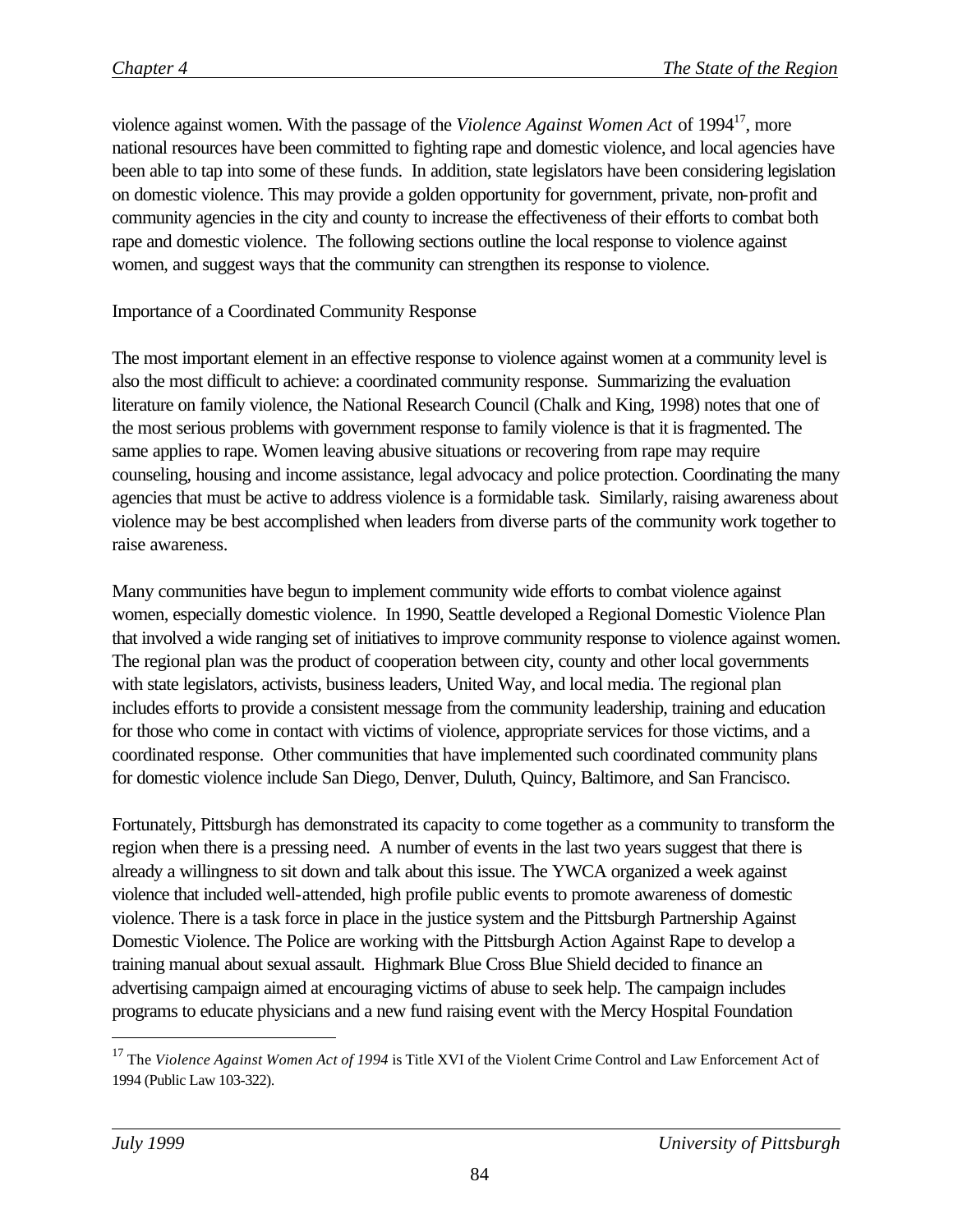violence against women. With the passage of the *Violence Against Women Act* of 1994[17], more national resources have been committed to fighting rape and domestic violence, and local agencies have been able to tap into some of these funds. In addition, state legislators have been considering legislation on domestic violence. This may provide a golden opportunity for government, private, non-profit and community agencies in the city and county to increase the effectiveness of their efforts to combat both rape and domestic violence. The following sections outline the local response to violence against women, and suggest ways that the community can strengthen its response to violence.

Importance of a Coordinated Community Response

The most important element in an effective response to violence against women at a community level is also the most difficult to achieve: a coordinated community response. Summarizing the evaluation literature on family violence, the National Research Council (Chalk and King, 1998) notes that one of the most serious problems with government response to family violence is that it is fragmented. The same applies to rape. Women leaving abusive situations or recovering from rape may require counseling, housing and income assistance, legal advocacy and police protection. Coordinating the many agencies that must be active to address violence is a formidable task. Similarly, raising awareness about violence may be best accomplished when leaders from diverse parts of the community work together to raise awareness.

Many communities have begun to implement community wide efforts to combat violence against women, especially domestic violence. In 1990, Seattle developed a Regional Domestic Violence Plan that involved a wide ranging set of initiatives to improve community response to violence against women. The regional plan was the product of cooperation between city, county and other local governments with state legislators, activists, business leaders, United Way, and local media. The regional plan includes efforts to provide a consistent message from the community leadership, training and education for those who come in contact with victims of violence, appropriate services for those victims, and a coordinated response. Other communities that have implemented such coordinated community plans for domestic violence include San Diego, Denver, Duluth, Quincy, Baltimore, and San Francisco.

Fortunately, Pittsburgh has demonstrated its capacity to come together as a community to transform the region when there is a pressing need. A number of events in the last two years suggest that there is already a willingness to sit down and talk about this issue. The YWCA organized a week against violence that included well-attended, high profile public events to promote awareness of domestic violence. There is a task force in place in the justice system and the Pittsburgh Partnership Against Domestic Violence. The Police are working with the Pittsburgh Action Against Rape to develop a training manual about sexual assault. Highmark Blue Cross Blue Shield decided to finance an advertising campaign aimed at encouraging victims of abuse to seek help. The campaign includes programs to educate physicians and a new fund raising event with the Mercy Hospital Foundation

---

[17] The *Violence Against Women Act of 1994* is Title XVI of the Violent Crime Control and Law Enforcement Act of 1994 (Public Law 103-322).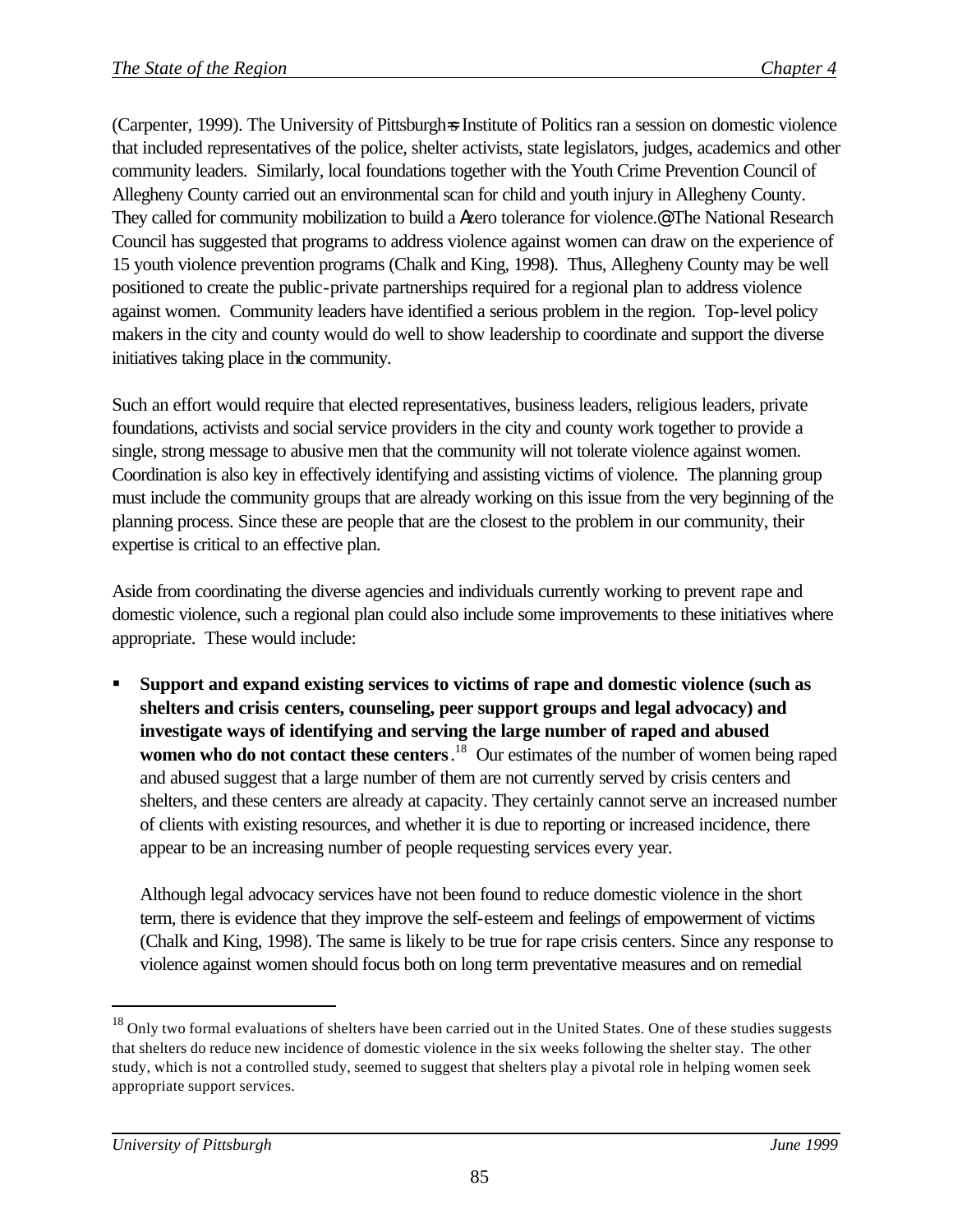(Carpenter, 1999). The University of Pittsburgh=s Institute of Politics ran a session on domestic violence that included representatives of the police, shelter activists, state legislators, judges, academics and other community leaders. Similarly, local foundations together with the Youth Crime Prevention Council of Allegheny County carried out an environmental scan for child and youth injury in Allegheny County. They called for community mobilization to build a Azero tolerance for violence.@ The National Research Council has suggested that programs to address violence against women can draw on the experience of 15 youth violence prevention programs (Chalk and King, 1998). Thus, Allegheny County may be well positioned to create the public-private partnerships required for a regional plan to address violence against women. Community leaders have identified a serious problem in the region. Top-level policy makers in the city and county would do well to show leadership to coordinate and support the diverse initiatives taking place in the community.

Such an effort would require that elected representatives, business leaders, religious leaders, private foundations, activists and social service providers in the city and county work together to provide a single, strong message to abusive men that the community will not tolerate violence against women. Coordination is also key in effectively identifying and assisting victims of violence. The planning group must include the community groups that are already working on this issue from the very beginning of the planning process. Since these are people that are the closest to the problem in our community, their expertise is critical to an effective plan.

Aside from coordinating the diverse agencies and individuals currently working to prevent rape and domestic violence, such a regional plan could also include some improvements to these initiatives where appropriate. These would include:

- **Support and expand existing services to victims of rape and domestic violence (such as shelters and crisis centers, counseling, peer support groups and legal advocacy) and investigate ways of identifying and serving the large number of raped and abused women who do not contact these centers**.[18] Our estimates of the number of women being raped and abused suggest that a large number of them are not currently served by crisis centers and shelters, and these centers are already at capacity. They certainly cannot serve an increased number of clients with existing resources, and whether it is due to reporting or increased incidence, there appear to be an increasing number of people requesting services every year.

  Although legal advocacy services have not been found to reduce domestic violence in the short term, there is evidence that they improve the self-esteem and feelings of empowerment of victims (Chalk and King, 1998). The same is likely to be true for rape crisis centers. Since any response to violence against women should focus both on long term preventative measures and on remedial

---

[18] Only two formal evaluations of shelters have been carried out in the United States. One of these studies suggests that shelters do reduce new incidence of domestic violence in the six weeks following the shelter stay. The other study, which is not a controlled study, seemed to suggest that shelters play a pivotal role in helping women seek appropriate support services.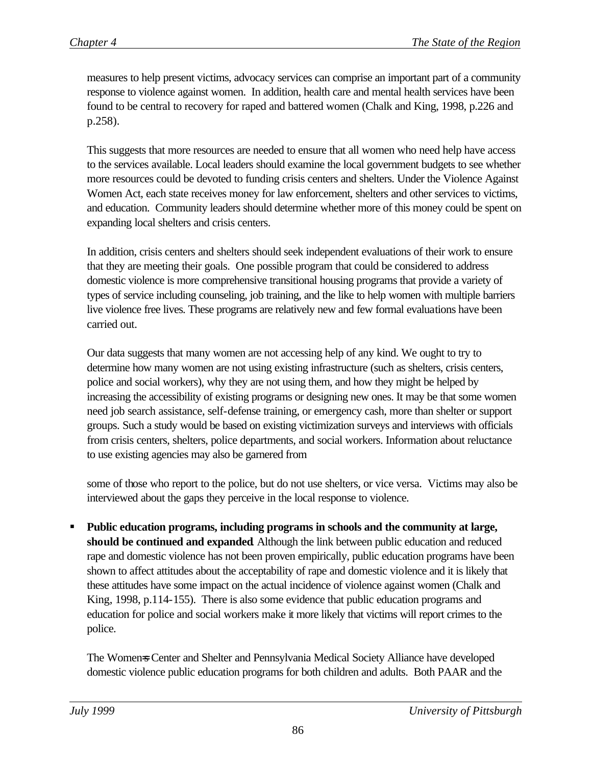measures to help present victims, advocacy services can comprise an important part of a community response to violence against women. In addition, health care and mental health services have been found to be central to recovery for raped and battered women (Chalk and King, 1998, p.226 and p.258).

This suggests that more resources are needed to ensure that all women who need help have access to the services available. Local leaders should examine the local government budgets to see whether more resources could be devoted to funding crisis centers and shelters. Under the Violence Against Women Act, each state receives money for law enforcement, shelters and other services to victims, and education. Community leaders should determine whether more of this money could be spent on expanding local shelters and crisis centers.

In addition, crisis centers and shelters should seek independent evaluations of their work to ensure that they are meeting their goals. One possible program that could be considered to address domestic violence is more comprehensive transitional housing programs that provide a variety of types of service including counseling, job training, and the like to help women with multiple barriers live violence free lives. These programs are relatively new and few formal evaluations have been carried out.

Our data suggests that many women are not accessing help of any kind. We ought to try to determine how many women are not using existing infrastructure (such as shelters, crisis centers, police and social workers), why they are not using them, and how they might be helped by increasing the accessibility of existing programs or designing new ones. It may be that some women need job search assistance, self-defense training, or emergency cash, more than shelter or support groups. Such a study would be based on existing victimization surveys and interviews with officials from crisis centers, shelters, police departments, and social workers. Information about reluctance to use existing agencies may also be garnered from

some of those who report to the police, but do not use shelters, or vice versa. Victims may also be interviewed about the gaps they perceive in the local response to violence.

- **Public education programs, including programs in schools and the community at large, should be continued and expanded**. Although the link between public education and reduced rape and domestic violence has not been proven empirically, public education programs have been shown to affect attitudes about the acceptability of rape and domestic violence and it is likely that these attitudes have some impact on the actual incidence of violence against women (Chalk and King, 1998, p.114-155). There is also some evidence that public education programs and education for police and social workers make it more likely that victims will report crimes to the police.

  The Women's Center and Shelter and Pennsylvania Medical Society Alliance have developed domestic violence public education programs for both children and adults. Both PAAR and the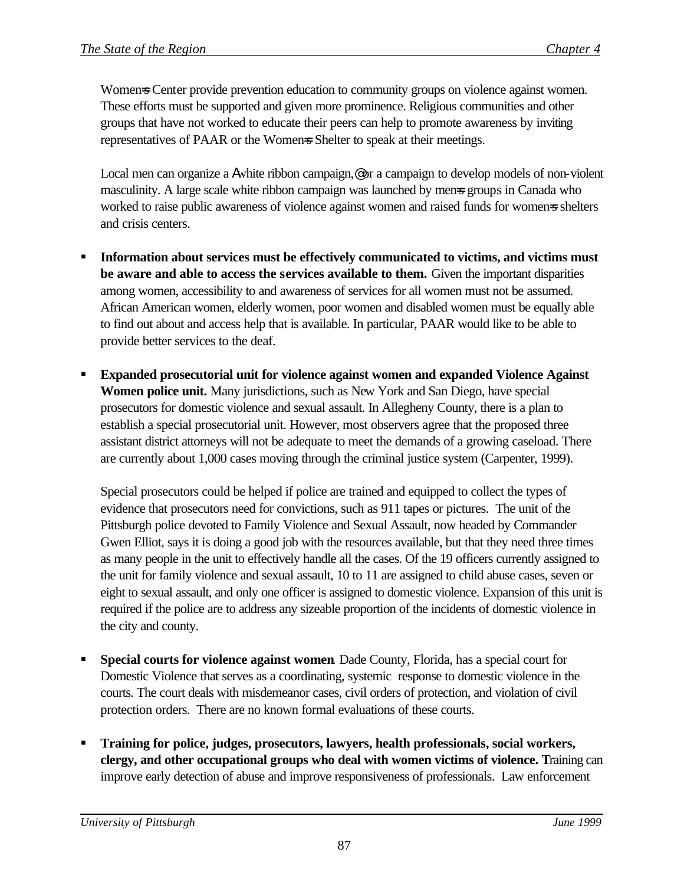Women=s Center provide prevention education to community groups on violence against women. These efforts must be supported and given more prominence. Religious communities and other groups that have not worked to educate their peers can help to promote awareness by inviting representatives of PAAR or the Women=s Shelter to speak at their meetings.

Local men can organize a Awhite ribbon campaign,@ or a campaign to develop models of non-violent masculinity. A large scale white ribbon campaign was launched by men=s groups in Canada who worked to raise public awareness of violence against women and raised funds for women=s shelters and crisis centers.

- **Information about services must be effectively communicated to victims, and victims must be aware and able to access the services available to them.** Given the important disparities among women, accessibility to and awareness of services for all women must not be assumed. African American women, elderly women, poor women and disabled women must be equally able to find out about and access help that is available. In particular, PAAR would like to be able to provide better services to the deaf.

- **Expanded prosecutorial unit for violence against women and expanded Violence Against Women police unit.** Many jurisdictions, such as New York and San Diego, have special prosecutors for domestic violence and sexual assault. In Allegheny County, there is a plan to establish a special prosecutorial unit. However, most observers agree that the proposed three assistant district attorneys will not be adequate to meet the demands of a growing caseload. There are currently about 1,000 cases moving through the criminal justice system (Carpenter, 1999).

  Special prosecutors could be helped if police are trained and equipped to collect the types of evidence that prosecutors need for convictions, such as 911 tapes or pictures. The unit of the Pittsburgh police devoted to Family Violence and Sexual Assault, now headed by Commander Gwen Elliot, says it is doing a good job with the resources available, but that they need three times as many people in the unit to effectively handle all the cases. Of the 19 officers currently assigned to the unit for family violence and sexual assault, 10 to 11 are assigned to child abuse cases, seven or eight to sexual assault, and only one officer is assigned to domestic violence. Expansion of this unit is required if the police are to address any sizeable proportion of the incidents of domestic violence in the city and county.

- **Special courts for violence against women**. Dade County, Florida, has a special court for Domestic Violence that serves as a coordinating, systemic response to domestic violence in the courts. The court deals with misdemeanor cases, civil orders of protection, and violation of civil protection orders. There are no known formal evaluations of these courts.

- **Training for police, judges, prosecutors, lawyers, health professionals, social workers, clergy, and other occupational groups who deal with women victims of violence. T**raining can improve early detection of abuse and improve responsiveness of professionals. Law enforcement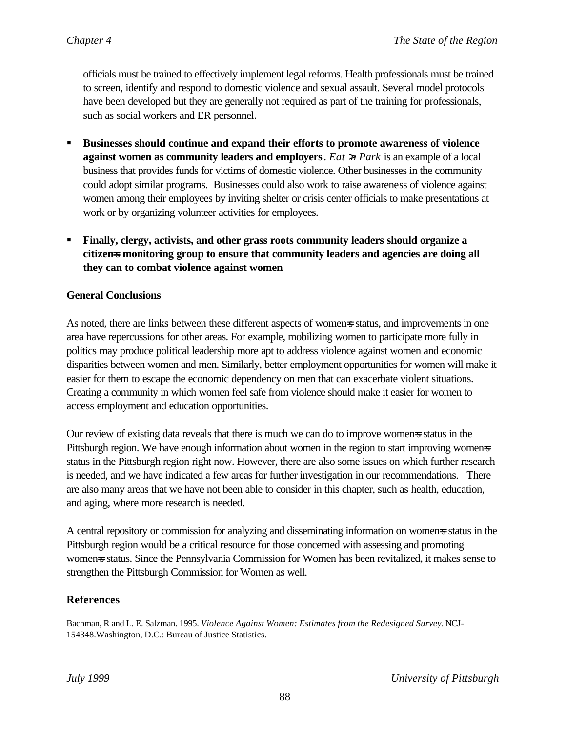officials must be trained to effectively implement legal reforms. Health professionals must be trained to screen, identify and respond to domestic violence and sexual assault. Several model protocols have been developed but they are generally not required as part of the training for professionals, such as social workers and ER personnel.

- **Businesses should continue and expand their efforts to promote awareness of violence against women as community leaders and employers**. *Eat >n Park* is an example of a local business that provides funds for victims of domestic violence. Other businesses in the community could adopt similar programs. Businesses could also work to raise awareness of violence against women among their employees by inviting shelter or crisis center officials to make presentations at work or by organizing volunteer activities for employees.

- **Finally, clergy, activists, and other grass roots community leaders should organize a citizen=s monitoring group to ensure that community leaders and agencies are doing all they can to combat violence against women**.

**General Conclusions**

As noted, there are links between these different aspects of women=s status, and improvements in one area have repercussions for other areas. For example, mobilizing women to participate more fully in politics may produce political leadership more apt to address violence against women and economic disparities between women and men. Similarly, better employment opportunities for women will make it easier for them to escape the economic dependency on men that can exacerbate violent situations. Creating a community in which women feel safe from violence should make it easier for women to access employment and education opportunities.

Our review of existing data reveals that there is much we can do to improve women=s status in the Pittsburgh region. We have enough information about women in the region to start improving women=s status in the Pittsburgh region right now. However, there are also some issues on which further research is needed, and we have indicated a few areas for further investigation in our recommendations. There are also many areas that we have not been able to consider in this chapter, such as health, education, and aging, where more research is needed.

A central repository or commission for analyzing and disseminating information on women=s status in the Pittsburgh region would be a critical resource for those concerned with assessing and promoting women=s status. Since the Pennsylvania Commission for Women has been revitalized, it makes sense to strengthen the Pittsburgh Commission for Women as well.

## References

Bachman, R and L. E. Salzman. 1995. *Violence Against Women: Estimates from the Redesigned Survey*. NCJ-154348.Washington, D.C.: Bureau of Justice Statistics.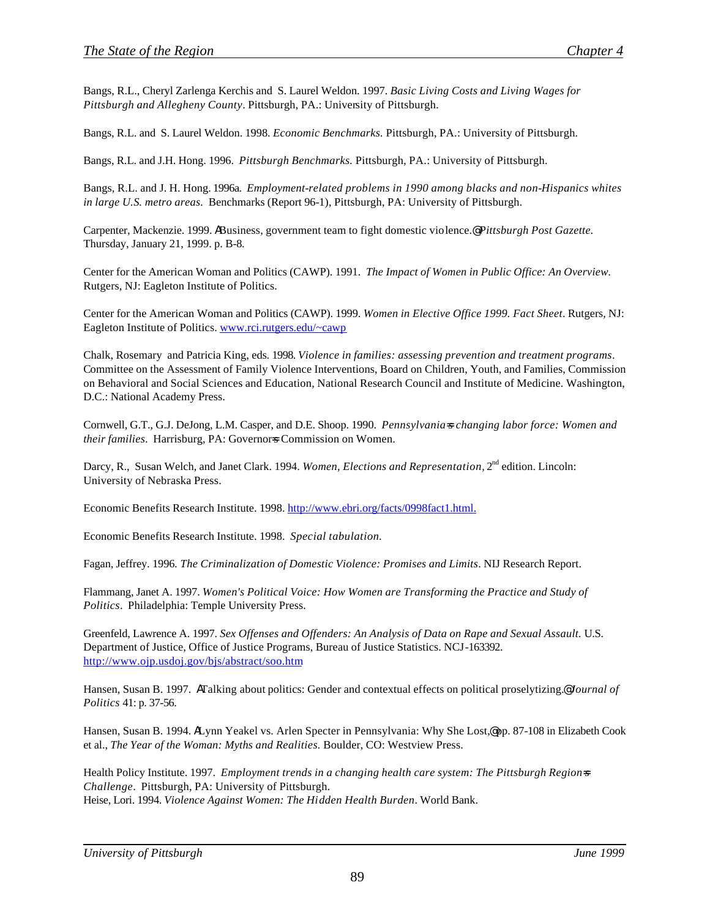Bangs, R.L., Cheryl Zarlenga Kerchis and S. Laurel Weldon. 1997. *Basic Living Costs and Living Wages for Pittsburgh and Allegheny County*. Pittsburgh, PA.: University of Pittsburgh.

Bangs, R.L. and S. Laurel Weldon. 1998. *Economic Benchmarks.* Pittsburgh, PA.: University of Pittsburgh.

Bangs, R.L. and J.H. Hong. 1996. *Pittsburgh Benchmarks.* Pittsburgh, PA.: University of Pittsburgh.

Bangs, R.L. and J. H. Hong. 1996a. *Employment-related problems in 1990 among blacks and non-Hispanics whites in large U.S. metro areas.* Benchmarks (Report 96-1), Pittsburgh, PA: University of Pittsburgh.

Carpenter, Mackenzie. 1999. ΑBusiness, government team to fight domestic violence.@ *Pittsburgh Post Gazette.* Thursday, January 21, 1999. p. B-8.

Center for the American Woman and Politics (CAWP). 1991. *The Impact of Women in Public Office: An Overview.* Rutgers, NJ: Eagleton Institute of Politics.

Center for the American Woman and Politics (CAWP). 1999. *Women in Elective Office 1999. Fact Sheet*. Rutgers, NJ: Eagleton Institute of Politics. www.rci.rutgers.edu/~cawp

Chalk, Rosemary and Patricia King, eds. 1998. *Violence in families: assessing prevention and treatment programs*. Committee on the Assessment of Family Violence Interventions, Board on Children, Youth, and Families, Commission on Behavioral and Social Sciences and Education, National Research Council and Institute of Medicine. Washington, D.C.: National Academy Press.

Cornwell, G.T., G.J. DeJong, L.M. Casper, and D.E. Shoop. 1990. *Pennsylvania=s changing labor force: Women and their families.* Harrisburg, PA: Governor=s Commission on Women.

Darcy, R., Susan Welch, and Janet Clark. 1994. *Women, Elections and Representation*, 2[nd] edition. Lincoln: University of Nebraska Press.

Economic Benefits Research Institute. 1998. http://www.ebri.org/facts/0998fact1.html.

Economic Benefits Research Institute. 1998. *Special tabulation.*

Fagan, Jeffrey. 1996. *The Criminalization of Domestic Violence: Promises and Limits*. NIJ Research Report.

Flammang, Janet A. 1997. *Women's Political Voice: How Women are Transforming the Practice and Study of Politics*. Philadelphia: Temple University Press.

Greenfeld, Lawrence A. 1997. *Sex Offenses and Offenders: An Analysis of Data on Rape and Sexual Assault.* U.S. Department of Justice, Office of Justice Programs, Bureau of Justice Statistics. NCJ-163392. http://www.ojp.usdoj.gov/bjs/abstract/soo.htm

Hansen, Susan B. 1997. ΑTalking about politics: Gender and contextual effects on political proselytizing.@ *Journal of Politics* 41: p. 37-56.

Hansen, Susan B. 1994. ΑLynn Yeakel vs. Arlen Specter in Pennsylvania: Why She Lost,@ pp. 87-108 in Elizabeth Cook et al., *The Year of the Woman: Myths and Realities.* Boulder, CO: Westview Press.

Health Policy Institute. 1997. *Employment trends in a changing health care system: The Pittsburgh Region=s Challenge*. Pittsburgh, PA: University of Pittsburgh.

Heise, Lori. 1994. *Violence Against Women: The Hidden Health Burden*. World Bank.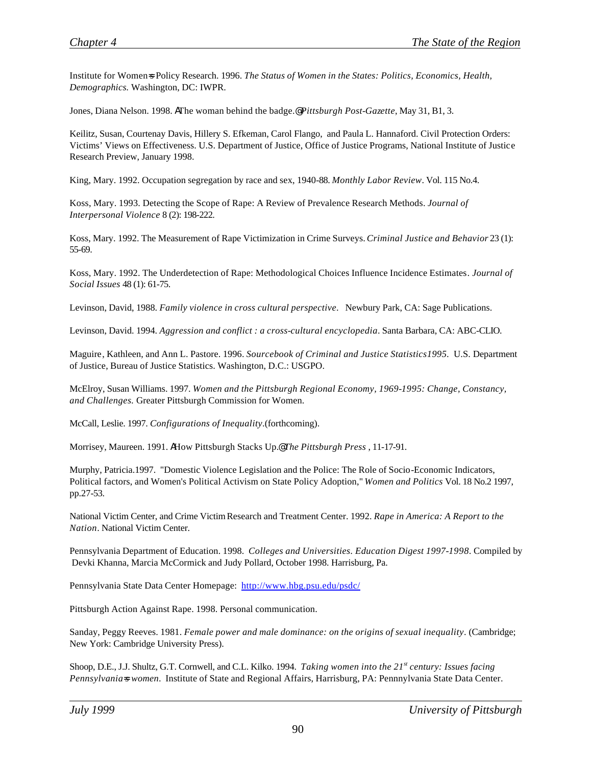Institute for Women=s Policy Research. 1996. *The Status of Women in the States: Politics, Economics, Health, Demographics.* Washington, DC: IWPR.

Jones, Diana Nelson. 1998. AThe woman behind the badge.@ *Pittsburgh Post-Gazette*, May 31, B1, 3.

Keilitz, Susan, Courtenay Davis, Hillery S. Efkeman, Carol Flango, and Paula L. Hannaford. Civil Protection Orders: Victims' Views on Effectiveness. U.S. Department of Justice, Office of Justice Programs, National Institute of Justice Research Preview, January 1998.

King, Mary. 1992. Occupation segregation by race and sex, 1940-88. *Monthly Labor Review*. Vol. 115 No.4.

Koss, Mary. 1993. Detecting the Scope of Rape: A Review of Prevalence Research Methods. *Journal of Interpersonal Violence* 8 (2): 198-222.

Koss, Mary. 1992. The Measurement of Rape Victimization in Crime Surveys. *Criminal Justice and Behavior* 23 (1): 55-69.

Koss, Mary. 1992. The Underdetection of Rape: Methodological Choices Influence Incidence Estimates. *Journal of Social Issues* 48 (1): 61-75.

Levinson, David, 1988. *Family violence in cross cultural perspective*. Newbury Park, CA: Sage Publications.

Levinson, David. 1994. *Aggression and conflict : a cross-cultural encyclopedia*. Santa Barbara, CA: ABC-CLIO.

Maguire, Kathleen, and Ann L. Pastore. 1996. *Sourcebook of Criminal and Justice Statistics1995*. U.S. Department of Justice, Bureau of Justice Statistics. Washington, D.C.: USGPO.

McElroy, Susan Williams. 1997. *Women and the Pittsburgh Regional Economy, 1969-1995: Change, Constancy, and Challenges.* Greater Pittsburgh Commission for Women.

McCall, Leslie. 1997. *Configurations of Inequality*.(forthcoming).

Morrisey, Maureen. 1991. AHow Pittsburgh Stacks Up.@ *The Pittsburgh Press* , 11-17-91.

Murphy, Patricia.1997. "Domestic Violence Legislation and the Police: The Role of Socio-Economic Indicators, Political factors, and Women's Political Activism on State Policy Adoption," *Women and Politics* Vol. 18 No.2 1997, pp.27-53.

National Victim Center, and Crime Victim Research and Treatment Center. 1992. *Rape in America: A Report to the Nation*. National Victim Center.

Pennsylvania Department of Education. 1998. *Colleges and Universities. Education Digest 1997-1998*. Compiled by Devki Khanna, Marcia McCormick and Judy Pollard, October 1998. Harrisburg, Pa.

Pennsylvania State Data Center Homepage: http://www.hbg.psu.edu/psdc/

Pittsburgh Action Against Rape. 1998. Personal communication.

Sanday, Peggy Reeves. 1981. *Female power and male dominance: on the origins of sexual inequality*. (Cambridge; New York: Cambridge University Press).

Shoop, D.E., J.J. Shultz, G.T. Cornwell, and C.L. Kilko. 1994. *Taking women into the 21st century: Issues facing Pennsylvania=s women.* Institute of State and Regional Affairs, Harrisburg, PA: Pennnylvania State Data Center.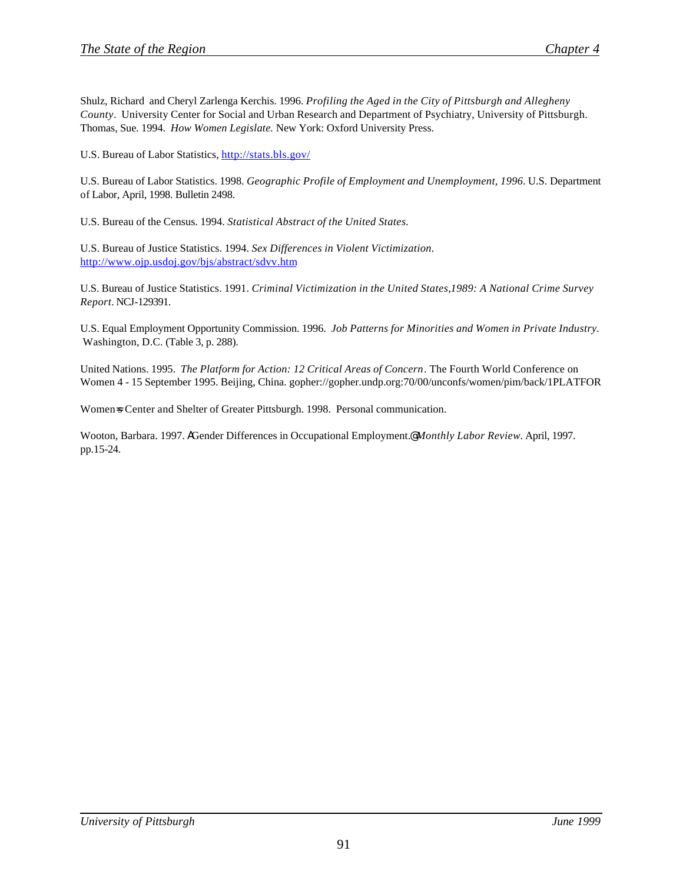Shulz, Richard and Cheryl Zarlenga Kerchis. 1996. *Profiling the Aged in the City of Pittsburgh and Allegheny County*. University Center for Social and Urban Research and Department of Psychiatry, University of Pittsburgh.
Thomas, Sue. 1994. *How Women Legislate.* New York: Oxford University Press.

U.S. Bureau of Labor Statistics, http://stats.bls.gov/

U.S. Bureau of Labor Statistics. 1998. *Geographic Profile of Employment and Unemployment, 1996*. U.S. Department of Labor, April, 1998. Bulletin 2498.

U.S. Bureau of the Census. 1994. *Statistical Abstract of the United States.*

U.S. Bureau of Justice Statistics. 1994. *Sex Differences in Violent Victimization*. http://www.ojp.usdoj.gov/bjs/abstract/sdvv.htm

U.S. Bureau of Justice Statistics. 1991. *Criminal Victimization in the United States,1989: A National Crime Survey Report*. NCJ-129391.

U.S. Equal Employment Opportunity Commission. 1996. *Job Patterns for Minorities and Women in Private Industry.* Washington, D.C. (Table 3, p. 288).

United Nations. 1995. *The Platform for Action: 12 Critical Areas of Concern*. The Fourth World Conference on Women 4 - 15 September 1995. Beijing, China. gopher://gopher.undp.org:70/00/unconfs/women/pim/back/1PLATFOR

Women=s Center and Shelter of Greater Pittsburgh. 1998. Personal communication.

Wooton, Barbara. 1997. AGender Differences in Occupational Employment.@ *Monthly Labor Review*. April, 1997. pp.15-24.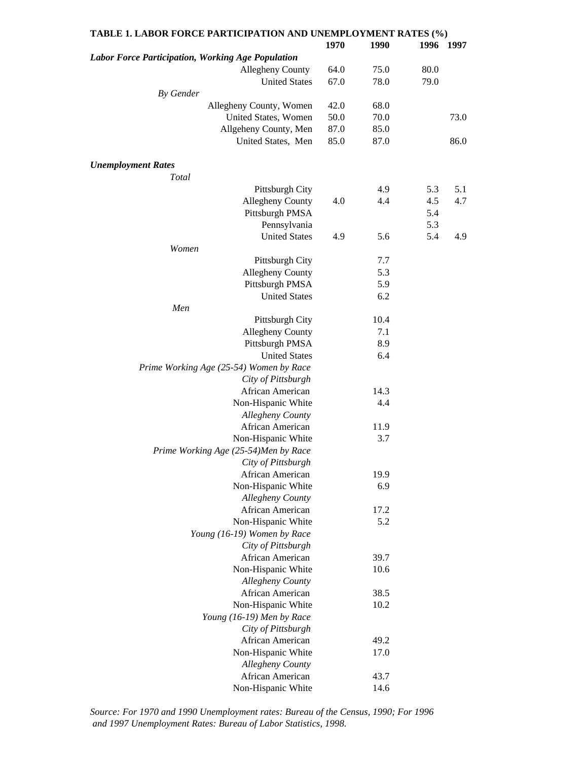**TABLE 1. LABOR FORCE PARTICIPATION AND UNEMPLOYMENT RATES (%)**

| | 1970 | 1990 | 1996 | 1997 |
|---|---|---|---|---|
| ***Labor Force Participation, Working Age Population*** | | | | |
| Allegheny County | 64.0 | 75.0 | 80.0 | |
| United States | 67.0 | 78.0 | 79.0 | |
| *By Gender* | | | | |
| Allegheny County, Women | 42.0 | 68.0 | | |
| United States, Women | 50.0 | 70.0 | | 73.0 |
| Allgeheny County, Men | 87.0 | 85.0 | | |
| United States, Men | 85.0 | 87.0 | | 86.0 |
| ***Unemployment Rates*** | | | | |
| *Total* | | | | |
| Pittsburgh City | | 4.9 | 5.3 | 5.1 |
| Allegheny County | 4.0 | 4.4 | 4.5 | 4.7 |
| Pittsburgh PMSA | | | 5.4 | |
| Pennsylvania | | | 5.3 | |
| United States | 4.9 | 5.6 | 5.4 | 4.9 |
| *Women* | | | | |
| Pittsburgh City | | 7.7 | | |
| Allegheny County | | 5.3 | | |
| Pittsburgh PMSA | | 5.9 | | |
| United States | | 6.2 | | |
| *Men* | | | | |
| Pittsburgh City | | 10.4 | | |
| Allegheny County | | 7.1 | | |
| Pittsburgh PMSA | | 8.9 | | |
| United States | | 6.4 | | |
| *Prime Working Age (25-54) Women by Race* | | | | |
| *City of Pittsburgh* | | | | |
| African American | | 14.3 | | |
| Non-Hispanic White | | 4.4 | | |
| *Allegheny County* | | | | |
| African American | | 11.9 | | |
| Non-Hispanic White | | 3.7 | | |
| *Prime Working Age (25-54)Men by Race* | | | | |
| *City of Pittsburgh* | | | | |
| African American | | 19.9 | | |
| Non-Hispanic White | | 6.9 | | |
| *Allegheny County* | | | | |
| African American | | 17.2 | | |
| Non-Hispanic White | | 5.2 | | |
| *Young (16-19) Women by Race* | | | | |
| *City of Pittsburgh* | | | | |
| African American | | 39.7 | | |
| Non-Hispanic White | | 10.6 | | |
| *Allegheny County* | | | | |
| African American | | 38.5 | | |
| Non-Hispanic White | | 10.2 | | |
| *Young (16-19) Men by Race* | | | | |
| *City of Pittsburgh* | | | | |
| African American | | 49.2 | | |
| Non-Hispanic White | | 17.0 | | |
| *Allegheny County* | | | | |
| African American | | 43.7 | | |
| Non-Hispanic White | | 14.6 | | |

*Source: For 1970 and 1990 Unemployment rates: Bureau of the Census, 1990; For 1996 and 1997 Unemployment Rates: Bureau of Labor Statistics, 1998.*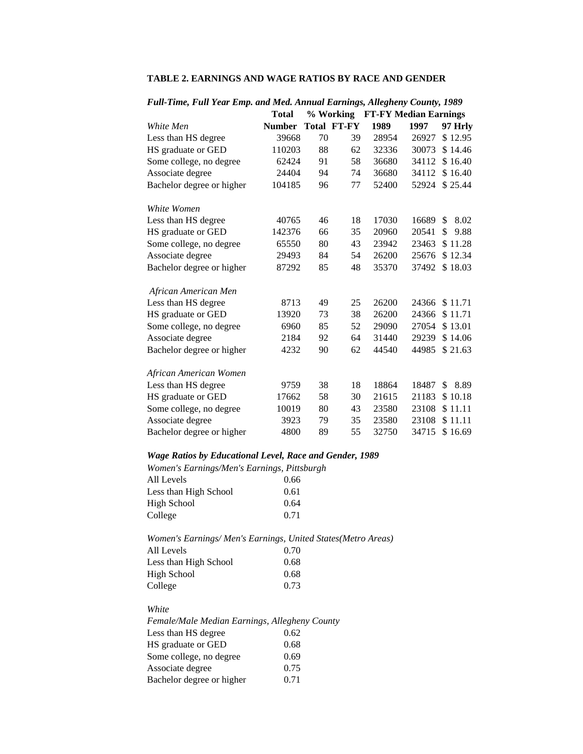**TABLE 2. EARNINGS AND WAGE RATIOS BY RACE AND GENDER**

***Full-Time, Full Year Emp. and Med. Annual Earnings, Allegheny County, 1989***

| | Total | % Working | | FT-FY Median Earnings | | |
|---|---|---|---|---|---|---|
| *White Men* | Number | Total | FT-FY | 1989 | 1997 | 97 Hrly |
| Less than HS degree | 39668 | 70 | 39 | 28954 | 26927 | $ 12.95 |
| HS graduate or GED | 110203 | 88 | 62 | 32336 | 30073 | $ 14.46 |
| Some college, no degree | 62424 | 91 | 58 | 36680 | 34112 | $ 16.40 |
| Associate degree | 24404 | 94 | 74 | 36680 | 34112 | $ 16.40 |
| Bachelor degree or higher | 104185 | 96 | 77 | 52400 | 52924 | $ 25.44 |
| *White Women* | | | | | | |
| Less than HS degree | 40765 | 46 | 18 | 17030 | 16689 | $ 8.02 |
| HS graduate or GED | 142376 | 66 | 35 | 20960 | 20541 | $ 9.88 |
| Some college, no degree | 65550 | 80 | 43 | 23942 | 23463 | $ 11.28 |
| Associate degree | 29493 | 84 | 54 | 26200 | 25676 | $ 12.34 |
| Bachelor degree or higher | 87292 | 85 | 48 | 35370 | 37492 | $ 18.03 |
| *African American Men* | | | | | | |
| Less than HS degree | 8713 | 49 | 25 | 26200 | 24366 | $ 11.71 |
| HS graduate or GED | 13920 | 73 | 38 | 26200 | 24366 | $ 11.71 |
| Some college, no degree | 6960 | 85 | 52 | 29090 | 27054 | $ 13.01 |
| Associate degree | 2184 | 92 | 64 | 31440 | 29239 | $ 14.06 |
| Bachelor degree or higher | 4232 | 90 | 62 | 44540 | 44985 | $ 21.63 |
| *African American Women* | | | | | | |
| Less than HS degree | 9759 | 38 | 18 | 18864 | 18487 | $ 8.89 |
| HS graduate or GED | 17662 | 58 | 30 | 21615 | 21183 | $ 10.18 |
| Some college, no degree | 10019 | 80 | 43 | 23580 | 23108 | $ 11.11 |
| Associate degree | 3923 | 79 | 35 | 23580 | 23108 | $ 11.11 |
| Bachelor degree or higher | 4800 | 89 | 55 | 32750 | 34715 | $ 16.69 |

***Wage Ratios by Educational Level, Race and Gender, 1989***

*Women's Earnings/Men's Earnings, Pittsburgh*

| | |
|---|---|
| All Levels | 0.66 |
| Less than High School | 0.61 |
| High School | 0.64 |
| College | 0.71 |

*Women's Earnings/ Men's Earnings, United States(Metro Areas)*

| | |
|---|---|
| All Levels | 0.70 |
| Less than High School | 0.68 |
| High School | 0.68 |
| College | 0.73 |

*White*

*Female/Male Median Earnings, Allegheny County*

| | |
|---|---|
| Less than HS degree | 0.62 |
| HS graduate or GED | 0.68 |
| Some college, no degree | 0.69 |
| Associate degree | 0.75 |
| Bachelor degree or higher | 0.71 |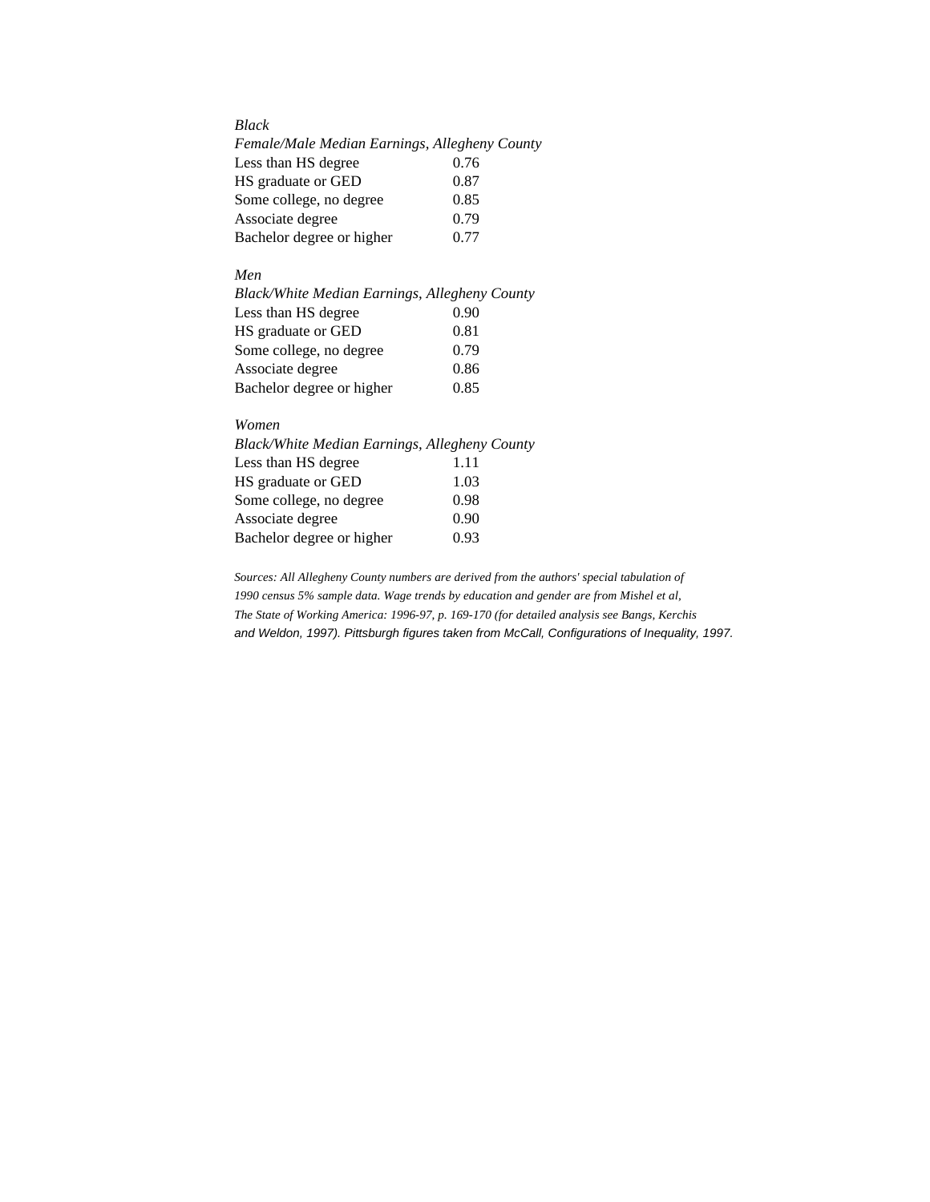*Black*

| *Female/Male Median Earnings, Allegheny County* | |
|---|---|
| Less than HS degree | 0.76 |
| HS graduate or GED | 0.87 |
| Some college, no degree | 0.85 |
| Associate degree | 0.79 |
| Bachelor degree or higher | 0.77 |

*Men*

| *Black/White Median Earnings, Allegheny County* | |
|---|---|
| Less than HS degree | 0.90 |
| HS graduate or GED | 0.81 |
| Some college, no degree | 0.79 |
| Associate degree | 0.86 |
| Bachelor degree or higher | 0.85 |

*Women*

| *Black/White Median Earnings, Allegheny County* | |
|---|---|
| Less than HS degree | 1.11 |
| HS graduate or GED | 1.03 |
| Some college, no degree | 0.98 |
| Associate degree | 0.90 |
| Bachelor degree or higher | 0.93 |

*Sources: All Allegheny County numbers are derived from the authors' special tabulation of 1990 census 5% sample data. Wage trends by education and gender are from Mishel et al, The State of Working America: 1996-97, p. 169-170 (for detailed analysis see Bangs, Kerchis and Weldon, 1997). Pittsburgh figures taken from McCall, Configurations of Inequality, 1997.*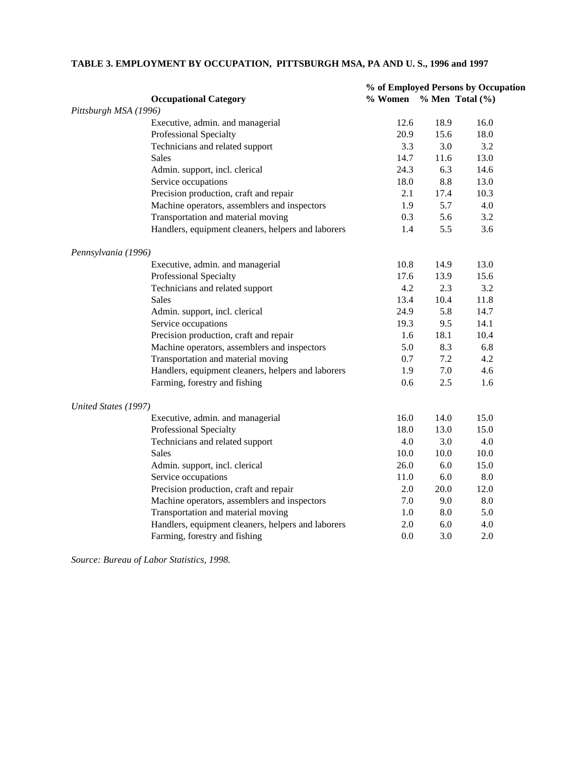**TABLE 3. EMPLOYMENT BY OCCUPATION, PITTSBURGH MSA, PA AND U. S., 1996 and 1997**

| | **Occupational Category** | **% of Employed Persons by Occupation** | | |
|---|---|---|---|---|
| | | **% Women** | **% Men** | **Total (%)** |
| *Pittsburgh MSA (1996)* | | | | |
| | Executive, admin. and managerial | 12.6 | 18.9 | 16.0 |
| | Professional Specialty | 20.9 | 15.6 | 18.0 |
| | Technicians and related support | 3.3 | 3.0 | 3.2 |
| | Sales | 14.7 | 11.6 | 13.0 |
| | Admin. support, incl. clerical | 24.3 | 6.3 | 14.6 |
| | Service occupations | 18.0 | 8.8 | 13.0 |
| | Precision production, craft and repair | 2.1 | 17.4 | 10.3 |
| | Machine operators, assemblers and inspectors | 1.9 | 5.7 | 4.0 |
| | Transportation and material moving | 0.3 | 5.6 | 3.2 |
| | Handlers, equipment cleaners, helpers and laborers | 1.4 | 5.5 | 3.6 |
| *Pennsylvania (1996)* | | | | |
| | Executive, admin. and managerial | 10.8 | 14.9 | 13.0 |
| | Professional Specialty | 17.6 | 13.9 | 15.6 |
| | Technicians and related support | 4.2 | 2.3 | 3.2 |
| | Sales | 13.4 | 10.4 | 11.8 |
| | Admin. support, incl. clerical | 24.9 | 5.8 | 14.7 |
| | Service occupations | 19.3 | 9.5 | 14.1 |
| | Precision production, craft and repair | 1.6 | 18.1 | 10.4 |
| | Machine operators, assemblers and inspectors | 5.0 | 8.3 | 6.8 |
| | Transportation and material moving | 0.7 | 7.2 | 4.2 |
| | Handlers, equipment cleaners, helpers and laborers | 1.9 | 7.0 | 4.6 |
| | Farming, forestry and fishing | 0.6 | 2.5 | 1.6 |
| *United States (1997)* | | | | |
| | Executive, admin. and managerial | 16.0 | 14.0 | 15.0 |
| | Professional Specialty | 18.0 | 13.0 | 15.0 |
| | Technicians and related support | 4.0 | 3.0 | 4.0 |
| | Sales | 10.0 | 10.0 | 10.0 |
| | Admin. support, incl. clerical | 26.0 | 6.0 | 15.0 |
| | Service occupations | 11.0 | 6.0 | 8.0 |
| | Precision production, craft and repair | 2.0 | 20.0 | 12.0 |
| | Machine operators, assemblers and inspectors | 7.0 | 9.0 | 8.0 |
| | Transportation and material moving | 1.0 | 8.0 | 5.0 |
| | Handlers, equipment cleaners, helpers and laborers | 2.0 | 6.0 | 4.0 |
| | Farming, forestry and fishing | 0.0 | 3.0 | 2.0 |

*Source: Bureau of Labor Statistics, 1998.*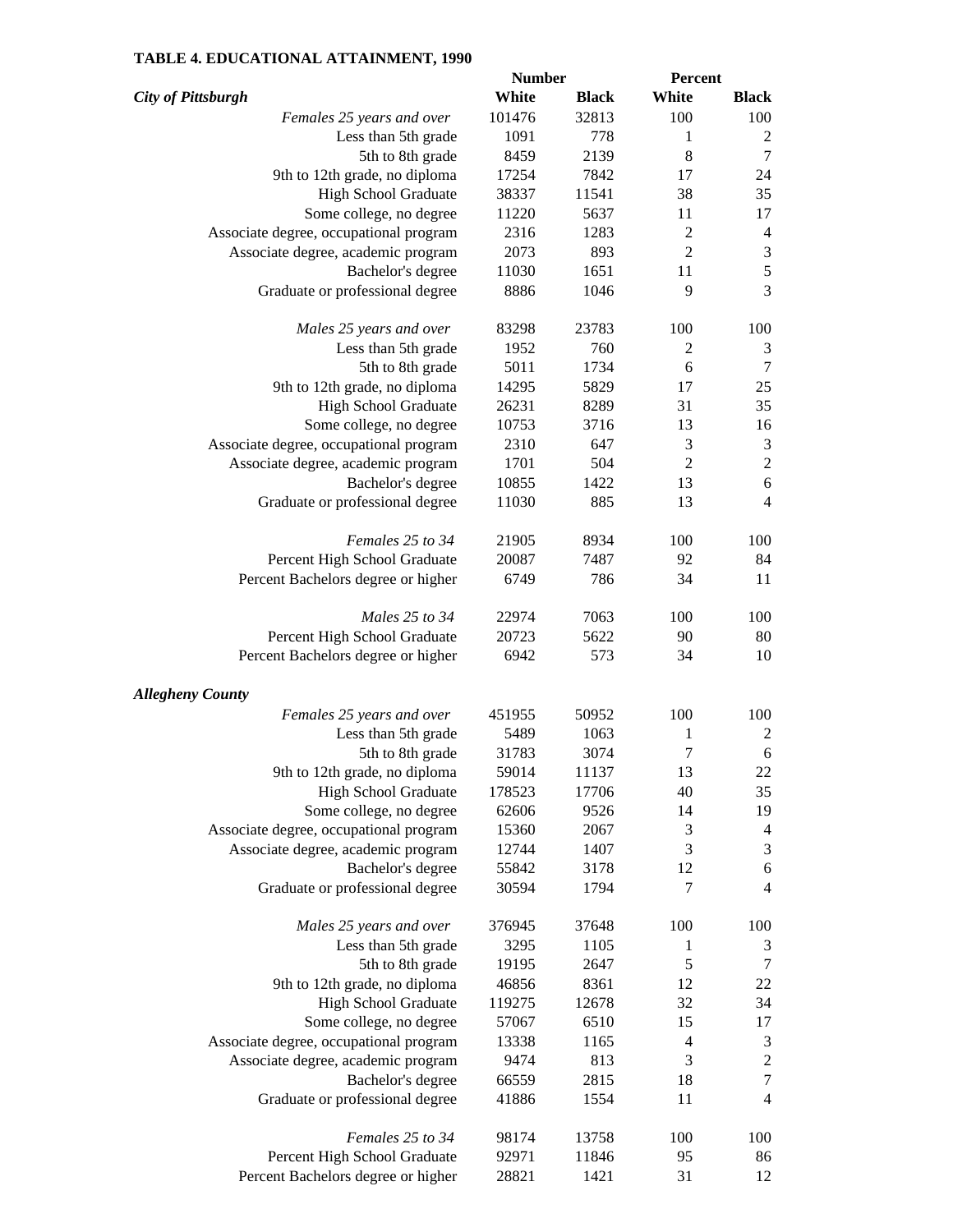**TABLE 4. EDUCATIONAL ATTAINMENT, 1990**

| | Number | | Percent | |
|---|---|---|---|---|
| ***City of Pittsburgh*** | **White** | **Black** | **White** | **Black** |
| *Females 25 years and over* | 101476 | 32813 | 100 | 100 |
| Less than 5th grade | 1091 | 778 | 1 | 2 |
| 5th to 8th grade | 8459 | 2139 | 8 | 7 |
| 9th to 12th grade, no diploma | 17254 | 7842 | 17 | 24 |
| High School Graduate | 38337 | 11541 | 38 | 35 |
| Some college, no degree | 11220 | 5637 | 11 | 17 |
| Associate degree, occupational program | 2316 | 1283 | 2 | 4 |
| Associate degree, academic program | 2073 | 893 | 2 | 3 |
| Bachelor's degree | 11030 | 1651 | 11 | 5 |
| Graduate or professional degree | 8886 | 1046 | 9 | 3 |
| | | | | |
| *Males 25 years and over* | 83298 | 23783 | 100 | 100 |
| Less than 5th grade | 1952 | 760 | 2 | 3 |
| 5th to 8th grade | 5011 | 1734 | 6 | 7 |
| 9th to 12th grade, no diploma | 14295 | 5829 | 17 | 25 |
| High School Graduate | 26231 | 8289 | 31 | 35 |
| Some college, no degree | 10753 | 3716 | 13 | 16 |
| Associate degree, occupational program | 2310 | 647 | 3 | 3 |
| Associate degree, academic program | 1701 | 504 | 2 | 2 |
| Bachelor's degree | 10855 | 1422 | 13 | 6 |
| Graduate or professional degree | 11030 | 885 | 13 | 4 |
| | | | | |
| *Females 25 to 34* | 21905 | 8934 | 100 | 100 |
| Percent High School Graduate | 20087 | 7487 | 92 | 84 |
| Percent Bachelors degree or higher | 6749 | 786 | 34 | 11 |
| | | | | |
| *Males 25 to 34* | 22974 | 7063 | 100 | 100 |
| Percent High School Graduate | 20723 | 5622 | 90 | 80 |
| Percent Bachelors degree or higher | 6942 | 573 | 34 | 10 |
| | | | | |
| ***Allegheny County*** | | | | |
| *Females 25 years and over* | 451955 | 50952 | 100 | 100 |
| Less than 5th grade | 5489 | 1063 | 1 | 2 |
| 5th to 8th grade | 31783 | 3074 | 7 | 6 |
| 9th to 12th grade, no diploma | 59014 | 11137 | 13 | 22 |
| High School Graduate | 178523 | 17706 | 40 | 35 |
| Some college, no degree | 62606 | 9526 | 14 | 19 |
| Associate degree, occupational program | 15360 | 2067 | 3 | 4 |
| Associate degree, academic program | 12744 | 1407 | 3 | 3 |
| Bachelor's degree | 55842 | 3178 | 12 | 6 |
| Graduate or professional degree | 30594 | 1794 | 7 | 4 |
| | | | | |
| *Males 25 years and over* | 376945 | 37648 | 100 | 100 |
| Less than 5th grade | 3295 | 1105 | 1 | 3 |
| 5th to 8th grade | 19195 | 2647 | 5 | 7 |
| 9th to 12th grade, no diploma | 46856 | 8361 | 12 | 22 |
| High School Graduate | 119275 | 12678 | 32 | 34 |
| Some college, no degree | 57067 | 6510 | 15 | 17 |
| Associate degree, occupational program | 13338 | 1165 | 4 | 3 |
| Associate degree, academic program | 9474 | 813 | 3 | 2 |
| Bachelor's degree | 66559 | 2815 | 18 | 7 |
| Graduate or professional degree | 41886 | 1554 | 11 | 4 |
| | | | | |
| *Females 25 to 34* | 98174 | 13758 | 100 | 100 |
| Percent High School Graduate | 92971 | 11846 | 95 | 86 |
| Percent Bachelors degree or higher | 28821 | 1421 | 31 | 12 |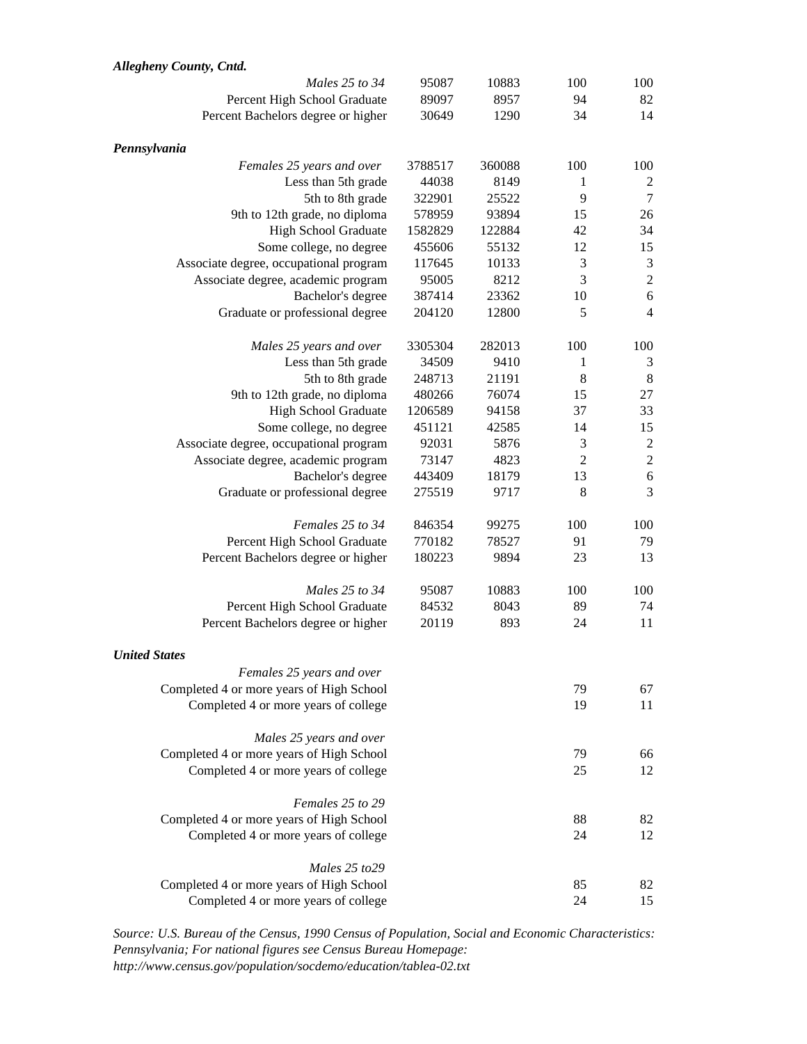| | | | | |
|---|---|---|---|---|
| ***Allegheny County, Cntd.*** | | | | |
| *Males 25 to 34* | 95087 | 10883 | 100 | 100 |
| Percent High School Graduate | 89097 | 8957 | 94 | 82 |
| Percent Bachelors degree or higher | 30649 | 1290 | 34 | 14 |
| | | | | |
| ***Pennsylvania*** | | | | |
| *Females 25 years and over* | 3788517 | 360088 | 100 | 100 |
| Less than 5th grade | 44038 | 8149 | 1 | 2 |
| 5th to 8th grade | 322901 | 25522 | 9 | 7 |
| 9th to 12th grade, no diploma | 578959 | 93894 | 15 | 26 |
| High School Graduate | 1582829 | 122884 | 42 | 34 |
| Some college, no degree | 455606 | 55132 | 12 | 15 |
| Associate degree, occupational program | 117645 | 10133 | 3 | 3 |
| Associate degree, academic program | 95005 | 8212 | 3 | 2 |
| Bachelor's degree | 387414 | 23362 | 10 | 6 |
| Graduate or professional degree | 204120 | 12800 | 5 | 4 |
| | | | | |
| *Males 25 years and over* | 3305304 | 282013 | 100 | 100 |
| Less than 5th grade | 34509 | 9410 | 1 | 3 |
| 5th to 8th grade | 248713 | 21191 | 8 | 8 |
| 9th to 12th grade, no diploma | 480266 | 76074 | 15 | 27 |
| High School Graduate | 1206589 | 94158 | 37 | 33 |
| Some college, no degree | 451121 | 42585 | 14 | 15 |
| Associate degree, occupational program | 92031 | 5876 | 3 | 2 |
| Associate degree, academic program | 73147 | 4823 | 2 | 2 |
| Bachelor's degree | 443409 | 18179 | 13 | 6 |
| Graduate or professional degree | 275519 | 9717 | 8 | 3 |
| | | | | |
| *Females 25 to 34* | 846354 | 99275 | 100 | 100 |
| Percent High School Graduate | 770182 | 78527 | 91 | 79 |
| Percent Bachelors degree or higher | 180223 | 9894 | 23 | 13 |
| | | | | |
| *Males 25 to 34* | 95087 | 10883 | 100 | 100 |
| Percent High School Graduate | 84532 | 8043 | 89 | 74 |
| Percent Bachelors degree or higher | 20119 | 893 | 24 | 11 |
| | | | | |
| ***United States*** | | | | |
| *Females 25 years and over* | | | | |
| Completed 4 or more years of High School | | | 79 | 67 |
| Completed 4 or more years of college | | | 19 | 11 |
| | | | | |
| *Males 25 years and over* | | | | |
| Completed 4 or more years of High School | | | 79 | 66 |
| Completed 4 or more years of college | | | 25 | 12 |
| | | | | |
| *Females 25 to 29* | | | | |
| Completed 4 or more years of High School | | | 88 | 82 |
| Completed 4 or more years of college | | | 24 | 12 |
| | | | | |
| *Males 25 to29* | | | | |
| Completed 4 or more years of High School | | | 85 | 82 |
| Completed 4 or more years of college | | | 24 | 15 |

*Source: U.S. Bureau of the Census, 1990 Census of Population, Social and Economic Characteristics: Pennsylvania; For national figures see Census Bureau Homepage: http://www.census.gov/population/socdemo/education/tablea-02.txt*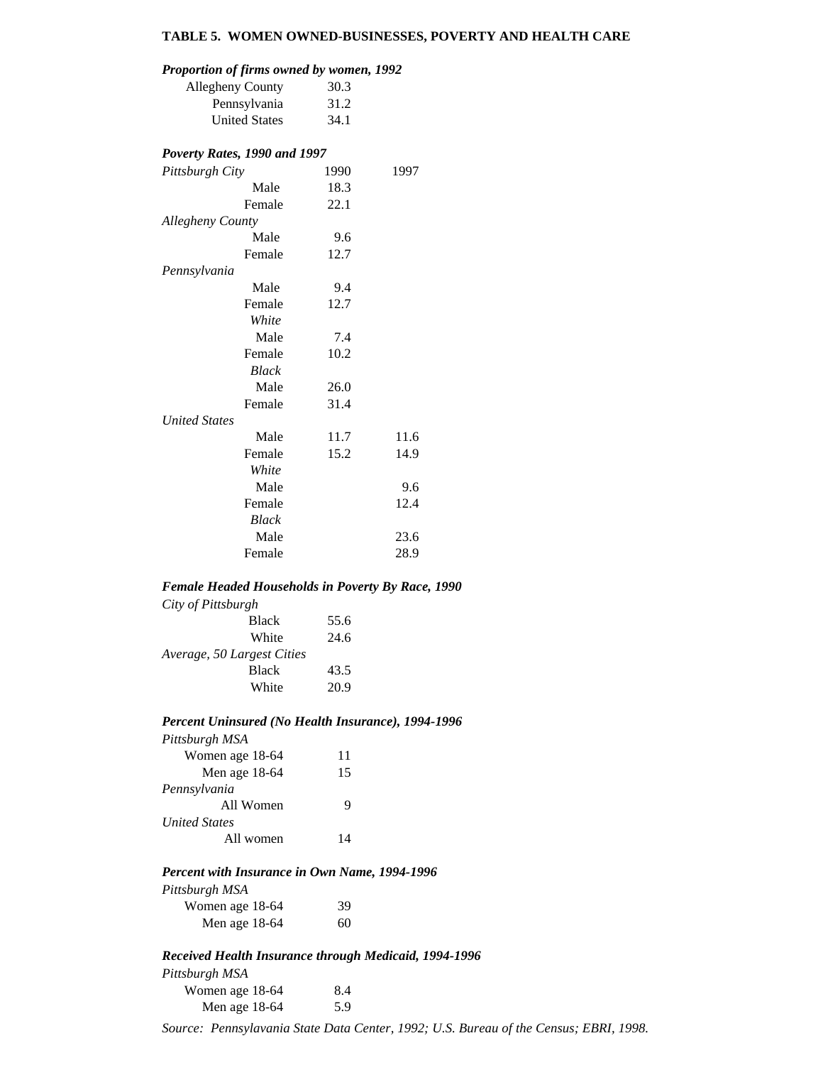**TABLE 5. WOMEN OWNED-BUSINESSES, POVERTY AND HEALTH CARE**

***Proportion of firms owned by women, 1992***

| | |
|---|---|
| Allegheny County | 30.3 |
| Pennsylvania | 31.2 |
| United States | 34.1 |

***Poverty Rates, 1990 and 1997***

| | 1990 | 1997 |
|---|---|---|
| *Pittsburgh City* | | |
| Male | 18.3 | |
| Female | 22.1 | |
| *Allegheny County* | | |
| Male | 9.6 | |
| Female | 12.7 | |
| *Pennsylvania* | | |
| Male | 9.4 | |
| Female | 12.7 | |
| *White* | | |
| Male | 7.4 | |
| Female | 10.2 | |
| *Black* | | |
| Male | 26.0 | |
| Female | 31.4 | |
| *United States* | | |
| Male | 11.7 | 11.6 |
| Female | 15.2 | 14.9 |
| *White* | | |
| Male | | 9.6 |
| Female | | 12.4 |
| *Black* | | |
| Male | | 23.6 |
| Female | | 28.9 |

***Female Headed Households in Poverty By Race, 1990***

| | |
|---|---|
| *City of Pittsburgh* | |
| Black | 55.6 |
| White | 24.6 |
| *Average, 50 Largest Cities* | |
| Black | 43.5 |
| White | 20.9 |

***Percent Uninsured (No Health Insurance), 1994-1996***

| | |
|---|---|
| *Pittsburgh MSA* | |
| Women age 18-64 | 11 |
| Men age 18-64 | 15 |
| *Pennsylvania* | |
| All Women | 9 |
| *United States* | |
| All women | 14 |

***Percent with Insurance in Own Name, 1994-1996***

| | |
|---|---|
| *Pittsburgh MSA* | |
| Women age 18-64 | 39 |
| Men age 18-64 | 60 |

***Received Health Insurance through Medicaid, 1994-1996***

| | |
|---|---|
| *Pittsburgh MSA* | |
| Women age 18-64 | 8.4 |
| Men age 18-64 | 5.9 |

*Source: Pennsylavania State Data Center, 1992; U.S. Bureau of the Census; EBRI, 1998.*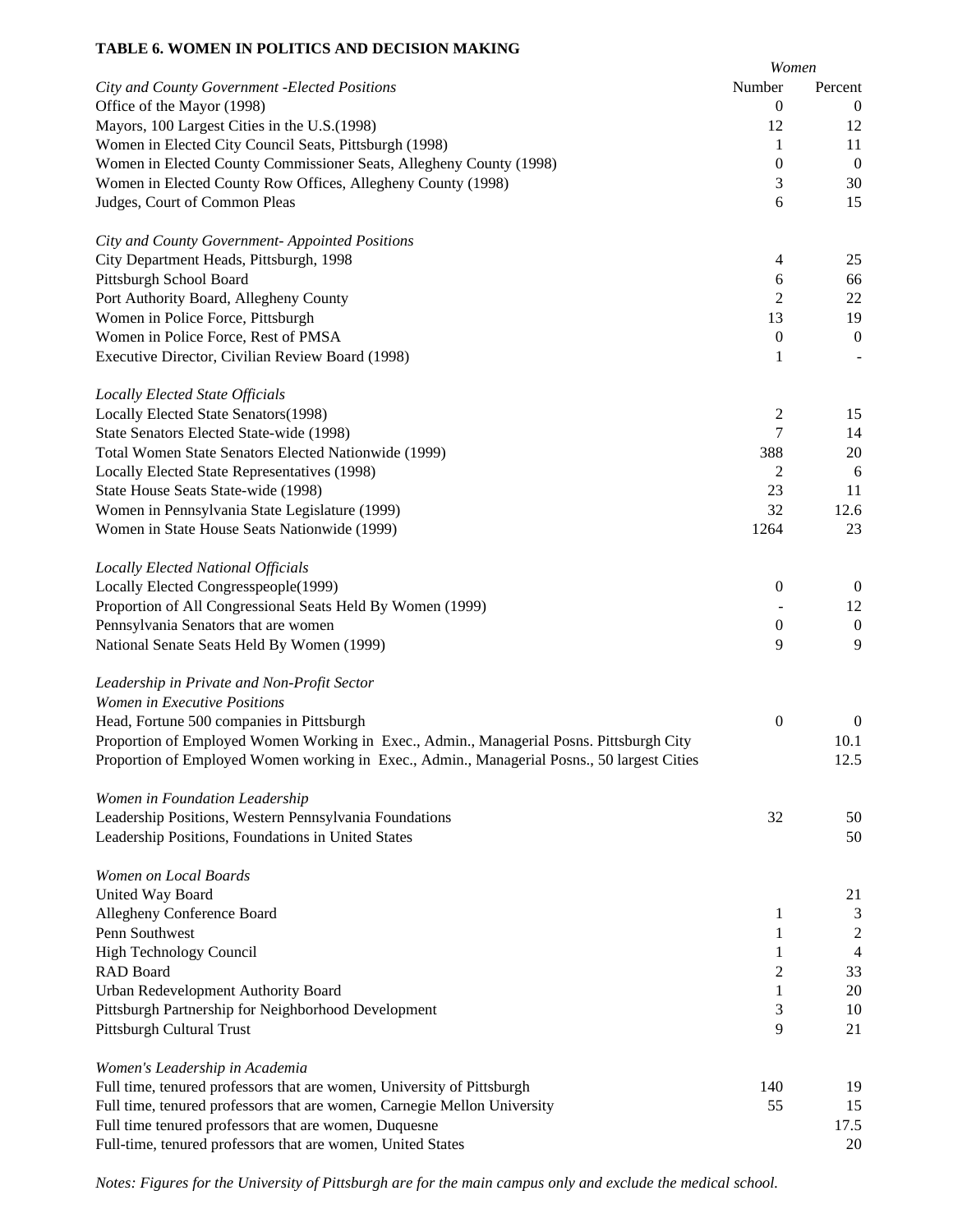**TABLE 6. WOMEN IN POLITICS AND DECISION MAKING**

| | Women | |
|---|---|---|
| *City and County Government -Elected Positions* | Number | Percent |
| Office of the Mayor (1998) | 0 | 0 |
| Mayors, 100 Largest Cities in the U.S.(1998) | 12 | 12 |
| Women in Elected City Council Seats, Pittsburgh (1998) | 1 | 11 |
| Women in Elected County Commissioner Seats, Allegheny County (1998) | 0 | 0 |
| Women in Elected County Row Offices, Allegheny County (1998) | 3 | 30 |
| Judges, Court of Common Pleas | 6 | 15 |
| | | |
| *City and County Government- Appointed Positions* | | |
| City Department Heads, Pittsburgh, 1998 | 4 | 25 |
| Pittsburgh School Board | 6 | 66 |
| Port Authority Board, Allegheny County | 2 | 22 |
| Women in Police Force, Pittsburgh | 13 | 19 |
| Women in Police Force, Rest of PMSA | 0 | 0 |
| Executive Director, Civilian Review Board (1998) | 1 | - |
| | | |
| *Locally Elected State Officials* | | |
| Locally Elected State Senators(1998) | 2 | 15 |
| State Senators Elected State-wide (1998) | 7 | 14 |
| Total Women State Senators Elected Nationwide (1999) | 388 | 20 |
| Locally Elected State Representatives (1998) | 2 | 6 |
| State House Seats State-wide (1998) | 23 | 11 |
| Women in Pennsylvania State Legislature (1999) | 32 | 12.6 |
| Women in State House Seats Nationwide (1999) | 1264 | 23 |
| | | |
| *Locally Elected National Officials* | | |
| Locally Elected Congresspeople(1999) | 0 | 0 |
| Proportion of All Congressional Seats Held By Women (1999) | - | 12 |
| Pennsylvania Senators that are women | 0 | 0 |
| National Senate Seats Held By Women (1999) | 9 | 9 |
| | | |
| *Leadership in Private and Non-Profit Sector* | | |
| *Women in Executive Positions* | | |
| Head, Fortune 500 companies in Pittsburgh | 0 | 0 |
| Proportion of Employed Women Working in Exec., Admin., Managerial Posns. Pittsburgh City | | 10.1 |
| Proportion of Employed Women working in Exec., Admin., Managerial Posns., 50 largest Cities | | 12.5 |
| | | |
| *Women in Foundation Leadership* | | |
| Leadership Positions, Western Pennsylvania Foundations | 32 | 50 |
| Leadership Positions, Foundations in United States | | 50 |
| | | |
| *Women on Local Boards* | | |
| United Way Board | | 21 |
| Allegheny Conference Board | 1 | 3 |
| Penn Southwest | 1 | 2 |
| High Technology Council | 1 | 4 |
| RAD Board | 2 | 33 |
| Urban Redevelopment Authority Board | 1 | 20 |
| Pittsburgh Partnership for Neighborhood Development | 3 | 10 |
| Pittsburgh Cultural Trust | 9 | 21 |
| | | |
| *Women's Leadership in Academia* | | |
| Full time, tenured professors that are women, University of Pittsburgh | 140 | 19 |
| Full time, tenured professors that are women, Carnegie Mellon University | 55 | 15 |
| Full time tenured professors that are women, Duquesne | | 17.5 |
| Full-time, tenured professors that are women, United States | | 20 |

*Notes: Figures for the University of Pittsburgh are for the main campus only and exclude the medical school.*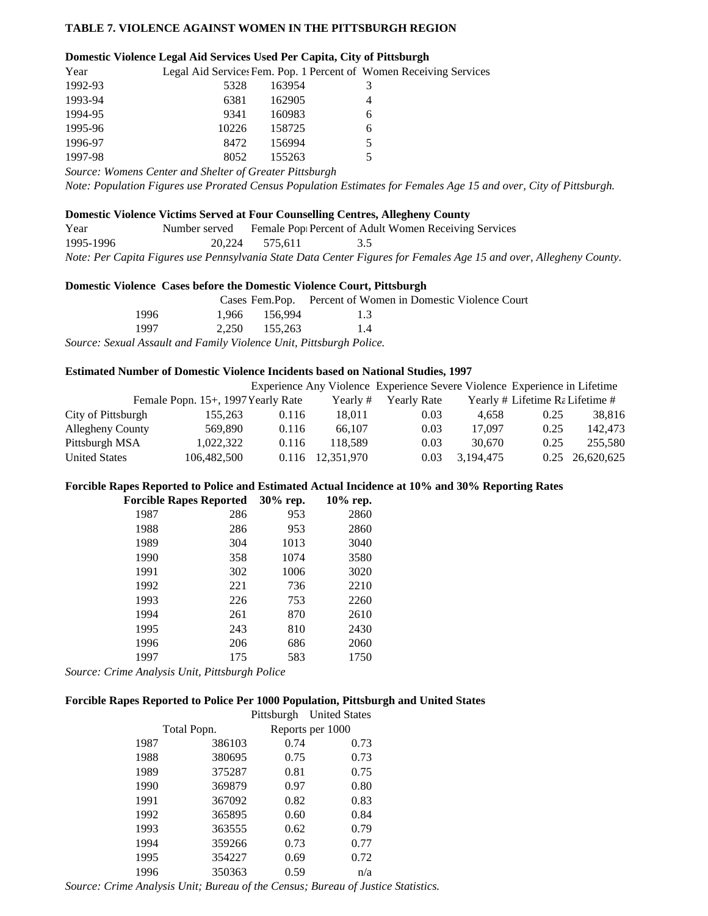**TABLE 7. VIOLENCE AGAINST WOMEN IN THE PITTSBURGH REGION**

**Domestic Violence Legal Aid Services Used Per Capita, City of Pittsburgh**

| Year | Legal Aid Services | Fem. Pop. 1 | Percent of Women Receiving Services |
|---|---|---|---|
| 1992-93 | 5328 | 163954 | 3 |
| 1993-94 | 6381 | 162905 | 4 |
| 1994-95 | 9341 | 160983 | 6 |
| 1995-96 | 10226 | 158725 | 6 |
| 1996-97 | 8472 | 156994 | 5 |
| 1997-98 | 8052 | 155263 | 5 |

*Source: Womens Center and Shelter of Greater Pittsburgh*

*Note: Population Figures use Prorated Census Population Estimates for Females Age 15 and over, City of Pittsburgh.*

**Domestic Violence Victims Served at Four Counselling Centres, Allegheny County**

| Year | Number served | Female Pop | Percent of Adult Women Receiving Services |
|---|---|---|---|
| 1995-1996 | 20,224 | 575,611 | 3.5 |

*Note: Per Capita Figures use Pennsylvania State Data Center Figures for Females Age 15 and over, Allegheny County.*

**Domestic Violence Cases before the Domestic Violence Court, Pittsburgh**

| | Cases | Fem.Pop. | Percent of Women in Domestic Violence Court |
|---|---|---|---|
| 1996 | 1,966 | 156,994 | 1.3 |
| 1997 | 2,250 | 155,263 | 1.4 |

*Source: Sexual Assault and Family Violence Unit, Pittsburgh Police.*

**Estimated Number of Domestic Violence Incidents based on National Studies, 1997**

| | | Experience Any Violence | | Experience Severe Violence | | Experience in Lifetime | |
|---|---|---|---|---|---|---|---|
| | Female Popn. 15+, 1997 | Yearly Rate | Yearly # | Yearly Rate | Yearly # | Lifetime Ra | Lifetime # |
| City of Pittsburgh | 155,263 | 0.116 | 18,011 | 0.03 | 4,658 | 0.25 | 38,816 |
| Allegheny County | 569,890 | 0.116 | 66,107 | 0.03 | 17,097 | 0.25 | 142,473 |
| Pittsburgh MSA | 1,022,322 | 0.116 | 118,589 | 0.03 | 30,670 | 0.25 | 255,580 |
| United States | 106,482,500 | 0.116 | 12,351,970 | 0.03 | 3,194,475 | 0.25 | 26,620,625 |

**Forcible Rapes Reported to Police and Estimated Actual Incidence at 10% and 30% Reporting Rates**

| | **Forcible Rapes Reported** | **30% rep.** | **10% rep.** |
|---|---|---|---|
| 1987 | 286 | 953 | 2860 |
| 1988 | 286 | 953 | 2860 |
| 1989 | 304 | 1013 | 3040 |
| 1990 | 358 | 1074 | 3580 |
| 1991 | 302 | 1006 | 3020 |
| 1992 | 221 | 736 | 2210 |
| 1993 | 226 | 753 | 2260 |
| 1994 | 261 | 870 | 2610 |
| 1995 | 243 | 810 | 2430 |
| 1996 | 206 | 686 | 2060 |
| 1997 | 175 | 583 | 1750 |

*Source: Crime Analysis Unit, Pittsburgh Police*

**Forcible Rapes Reported to Police Per 1000 Population, Pittsburgh and United States**

| | | Pittsburgh | United States |
|---|---|---|---|
| | Total Popn. | Reports per 1000 | |
| 1987 | 386103 | 0.74 | 0.73 |
| 1988 | 380695 | 0.75 | 0.73 |
| 1989 | 375287 | 0.81 | 0.75 |
| 1990 | 369879 | 0.97 | 0.80 |
| 1991 | 367092 | 0.82 | 0.83 |
| 1992 | 365895 | 0.60 | 0.84 |
| 1993 | 363555 | 0.62 | 0.79 |
| 1994 | 359266 | 0.73 | 0.77 |
| 1995 | 354227 | 0.69 | 0.72 |
| 1996 | 350363 | 0.59 | n/a |

*Source: Crime Analysis Unit; Bureau of the Census; Bureau of Justice Statistics.*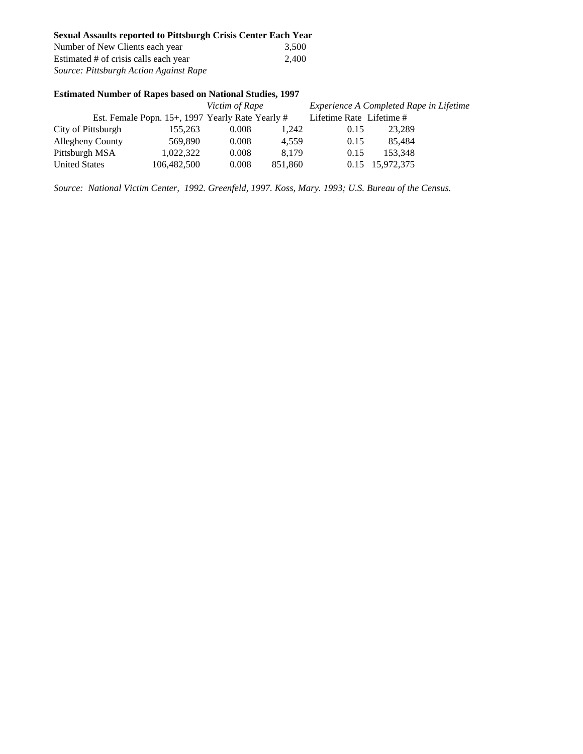**Sexual Assaults reported to Pittsburgh Crisis Center Each Year**

| | |
|---|---|
| Number of New Clients each year | 3,500 |
| Estimated # of crisis calls each year | 2,400 |

*Source: Pittsburgh Action Against Rape*

**Estimated Number of Rapes based on National Studies, 1997**

| | | *Victim of Rape* | | *Experience A Completed Rape in Lifetime* | |
|---|---|---|---|---|---|
| | Est. Female Popn. 15+, 1997 | Yearly Rate | Yearly # | Lifetime Rate | Lifetime # |
| City of Pittsburgh | 155,263 | 0.008 | 1,242 | 0.15 | 23,289 |
| Allegheny County | 569,890 | 0.008 | 4,559 | 0.15 | 85,484 |
| Pittsburgh MSA | 1,022,322 | 0.008 | 8,179 | 0.15 | 153,348 |
| United States | 106,482,500 | 0.008 | 851,860 | 0.15 | 15,972,375 |

*Source: National Victim Center, 1992. Greenfeld, 1997. Koss, Mary. 1993; U.S. Bureau of the Census.*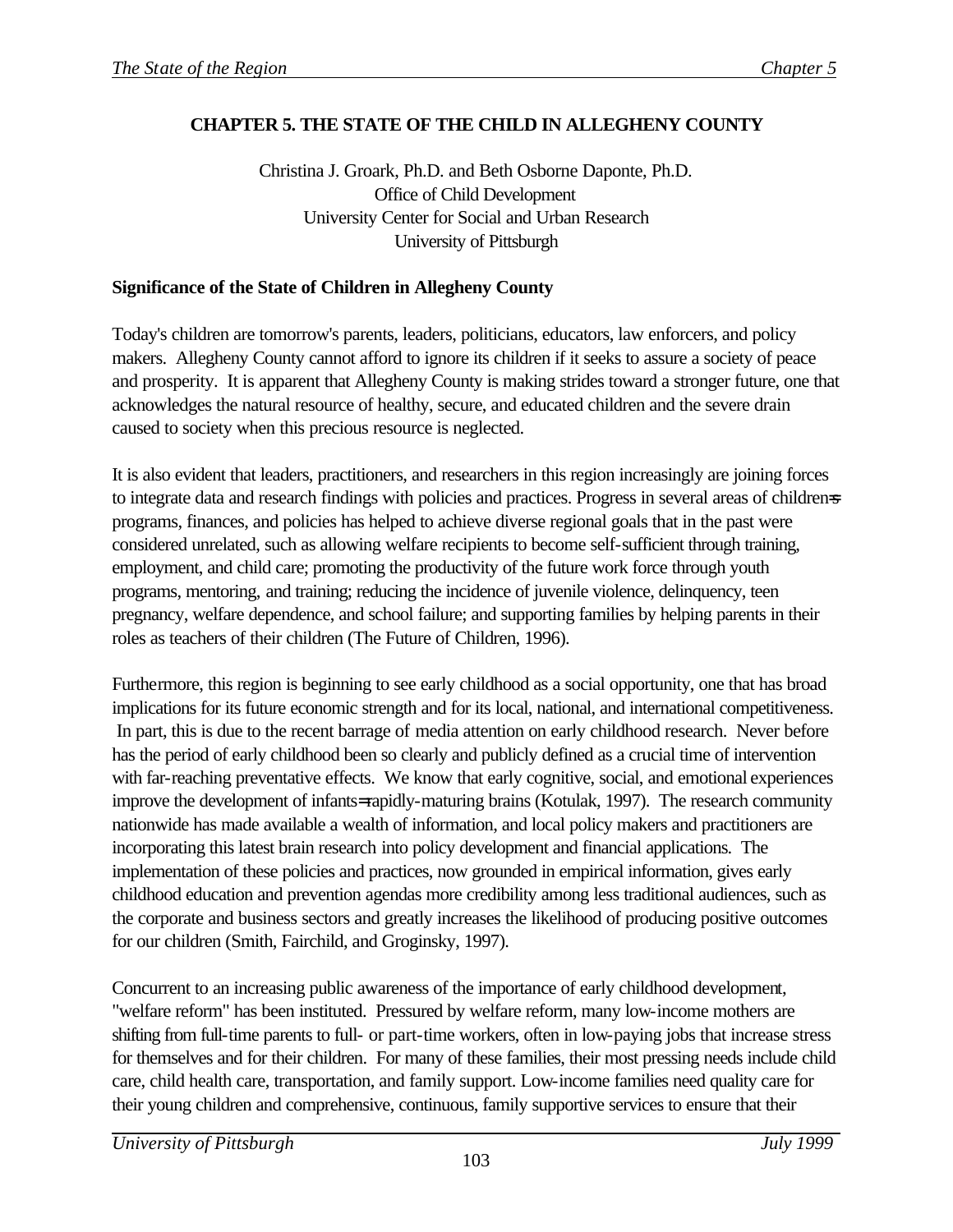# CHAPTER 5. THE STATE OF THE CHILD IN ALLEGHENY COUNTY

Christina J. Groark, Ph.D. and Beth Osborne Daponte, Ph.D.
Office of Child Development
University Center for Social and Urban Research
University of Pittsburgh

## Significance of the State of Children in Allegheny County

Today's children are tomorrow's parents, leaders, politicians, educators, law enforcers, and policy makers. Allegheny County cannot afford to ignore its children if it seeks to assure a society of peace and prosperity. It is apparent that Allegheny County is making strides toward a stronger future, one that acknowledges the natural resource of healthy, secure, and educated children and the severe drain caused to society when this precious resource is neglected.

It is also evident that leaders, practitioners, and researchers in this region increasingly are joining forces to integrate data and research findings with policies and practices. Progress in several areas of children=s programs, finances, and policies has helped to achieve diverse regional goals that in the past were considered unrelated, such as allowing welfare recipients to become self-sufficient through training, employment, and child care; promoting the productivity of the future work force through youth programs, mentoring, and training; reducing the incidence of juvenile violence, delinquency, teen pregnancy, welfare dependence, and school failure; and supporting families by helping parents in their roles as teachers of their children (The Future of Children, 1996).

Furthermore, this region is beginning to see early childhood as a social opportunity, one that has broad implications for its future economic strength and for its local, national, and international competitiveness. In part, this is due to the recent barrage of media attention on early childhood research. Never before has the period of early childhood been so clearly and publicly defined as a crucial time of intervention with far-reaching preventative effects. We know that early cognitive, social, and emotional experiences improve the development of infants=rapidly-maturing brains (Kotulak, 1997). The research community nationwide has made available a wealth of information, and local policy makers and practitioners are incorporating this latest brain research into policy development and financial applications. The implementation of these policies and practices, now grounded in empirical information, gives early childhood education and prevention agendas more credibility among less traditional audiences, such as the corporate and business sectors and greatly increases the likelihood of producing positive outcomes for our children (Smith, Fairchild, and Groginsky, 1997).

Concurrent to an increasing public awareness of the importance of early childhood development, "welfare reform" has been instituted. Pressured by welfare reform, many low-income mothers are shifting from full-time parents to full- or part-time workers, often in low-paying jobs that increase stress for themselves and for their children. For many of these families, their most pressing needs include child care, child health care, transportation, and family support. Low-income families need quality care for their young children and comprehensive, continuous, family supportive services to ensure that their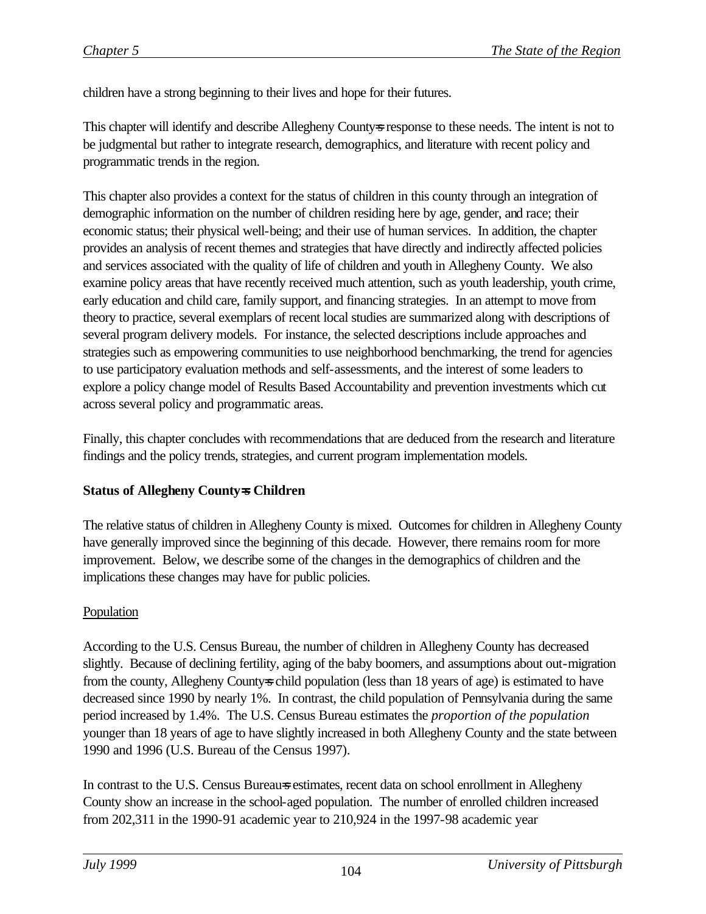children have a strong beginning to their lives and hope for their futures.

This chapter will identify and describe Allegheny County=s response to these needs. The intent is not to be judgmental but rather to integrate research, demographics, and literature with recent policy and programmatic trends in the region.

This chapter also provides a context for the status of children in this county through an integration of demographic information on the number of children residing here by age, gender, and race; their economic status; their physical well-being; and their use of human services. In addition, the chapter provides an analysis of recent themes and strategies that have directly and indirectly affected policies and services associated with the quality of life of children and youth in Allegheny County. We also examine policy areas that have recently received much attention, such as youth leadership, youth crime, early education and child care, family support, and financing strategies. In an attempt to move from theory to practice, several exemplars of recent local studies are summarized along with descriptions of several program delivery models. For instance, the selected descriptions include approaches and strategies such as empowering communities to use neighborhood benchmarking, the trend for agencies to use participatory evaluation methods and self-assessments, and the interest of some leaders to explore a policy change model of Results Based Accountability and prevention investments which cut across several policy and programmatic areas.

Finally, this chapter concludes with recommendations that are deduced from the research and literature findings and the policy trends, strategies, and current program implementation models.

**Status of Allegheny County=s Children**

The relative status of children in Allegheny County is mixed. Outcomes for children in Allegheny County have generally improved since the beginning of this decade. However, there remains room for more improvement. Below, we describe some of the changes in the demographics of children and the implications these changes may have for public policies.

Population

According to the U.S. Census Bureau, the number of children in Allegheny County has decreased slightly. Because of declining fertility, aging of the baby boomers, and assumptions about out-migration from the county, Allegheny County=s child population (less than 18 years of age) is estimated to have decreased since 1990 by nearly 1%. In contrast, the child population of Pennsylvania during the same period increased by 1.4%. The U.S. Census Bureau estimates the *proportion of the population* younger than 18 years of age to have slightly increased in both Allegheny County and the state between 1990 and 1996 (U.S. Bureau of the Census 1997).

In contrast to the U.S. Census Bureau=s estimates, recent data on school enrollment in Allegheny County show an increase in the school-aged population. The number of enrolled children increased from 202,311 in the 1990-91 academic year to 210,924 in the 1997-98 academic year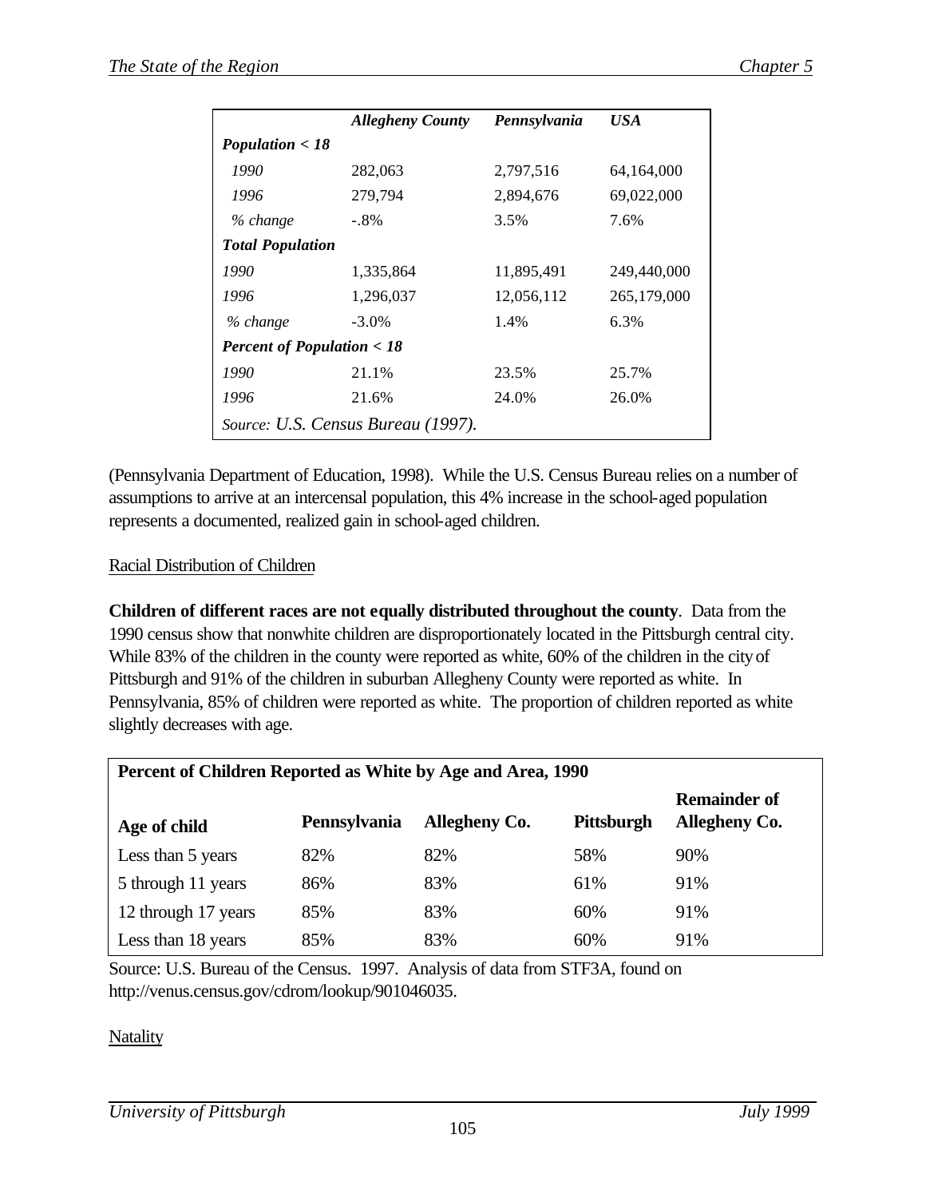| | *Allegheny County* | *Pennsylvania* | *USA* |
|---|---|---|---|
| ***Population < 18*** | | | |
| *1990* | 282,063 | 2,797,516 | 64,164,000 |
| *1996* | 279,794 | 2,894,676 | 69,022,000 |
| *% change* | -.8% | 3.5% | 7.6% |
| ***Total Population*** | | | |
| *1990* | 1,335,864 | 11,895,491 | 249,440,000 |
| *1996* | 1,296,037 | 12,056,112 | 265,179,000 |
| *% change* | -3.0% | 1.4% | 6.3% |
| ***Percent of Population < 18*** | | | |
| *1990* | 21.1% | 23.5% | 25.7% |
| *1996* | 21.6% | 24.0% | 26.0% |
| *Source: U.S. Census Bureau (1997).* | | | |

(Pennsylvania Department of Education, 1998). While the U.S. Census Bureau relies on a number of assumptions to arrive at an intercensal population, this 4% increase in the school-aged population represents a documented, realized gain in school-aged children.

Racial Distribution of Children

**Children of different races are not equally distributed throughout the county**. Data from the 1990 census show that nonwhite children are disproportionately located in the Pittsburgh central city. While 83% of the children in the county were reported as white, 60% of the children in the city of Pittsburgh and 91% of the children in suburban Allegheny County were reported as white. In Pennsylvania, 85% of children were reported as white. The proportion of children reported as white slightly decreases with age.

**Percent of Children Reported as White by Age and Area, 1990**

| **Age of child** | **Pennsylvania** | **Allegheny Co.** | **Pittsburgh** | **Remainder of Allegheny Co.** |
|---|---|---|---|---|
| Less than 5 years | 82% | 82% | 58% | 90% |
| 5 through 11 years | 86% | 83% | 61% | 91% |
| 12 through 17 years | 85% | 83% | 60% | 91% |
| Less than 18 years | 85% | 83% | 60% | 91% |

Source: U.S. Bureau of the Census. 1997. Analysis of data from STF3A, found on http://venus.census.gov/cdrom/lookup/901046035.

Natality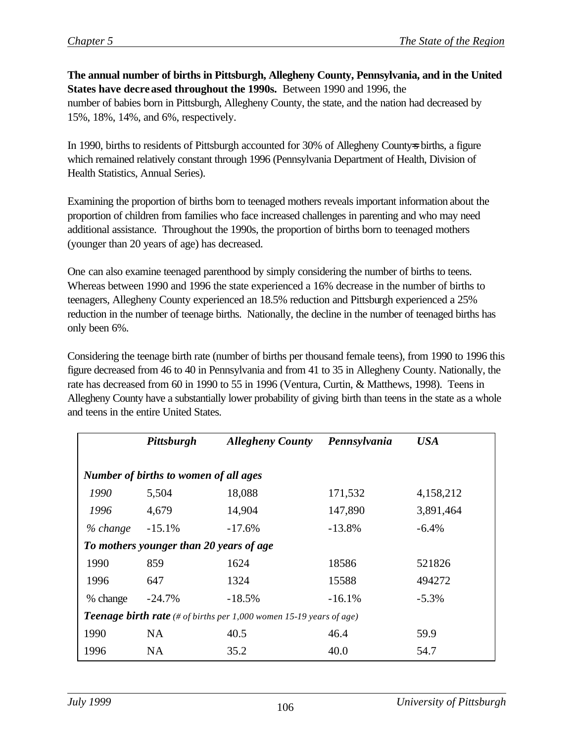**The annual number of births in Pittsburgh, Allegheny County, Pennsylvania, and in the United States have decreased throughout the 1990s.** Between 1990 and 1996, the number of babies born in Pittsburgh, Allegheny County, the state, and the nation had decreased by 15%, 18%, 14%, and 6%, respectively.

In 1990, births to residents of Pittsburgh accounted for 30% of Allegheny County=s births, a figure which remained relatively constant through 1996 (Pennsylvania Department of Health, Division of Health Statistics, Annual Series).

Examining the proportion of births born to teenaged mothers reveals important information about the proportion of children from families who face increased challenges in parenting and who may need additional assistance. Throughout the 1990s, the proportion of births born to teenaged mothers (younger than 20 years of age) has decreased.

One can also examine teenaged parenthood by simply considering the number of births to teens. Whereas between 1990 and 1996 the state experienced a 16% decrease in the number of births to teenagers, Allegheny County experienced an 18.5% reduction and Pittsburgh experienced a 25% reduction in the number of teenage births. Nationally, the decline in the number of teenaged births has only been 6%.

Considering the teenage birth rate (number of births per thousand female teens), from 1990 to 1996 this figure decreased from 46 to 40 in Pennsylvania and from 41 to 35 in Allegheny County. Nationally, the rate has decreased from 60 in 1990 to 55 in 1996 (Ventura, Curtin, & Matthews, 1998). Teens in Allegheny County have a substantially lower probability of giving birth than teens in the state as a whole and teens in the entire United States.

| | ***Pittsburgh*** | ***Allegheny County*** | ***Pennsylvania*** | ***USA*** |
|---|---|---|---|---|
| ***Number of births to women of all ages*** | | | | |
| *1990* | 5,504 | 18,088 | 171,532 | 4,158,212 |
| *1996* | 4,679 | 14,904 | 147,890 | 3,891,464 |
| *% change* | -15.1% | -17.6% | -13.8% | -6.4% |
| ***To mothers younger than 20 years of age*** | | | | |
| 1990 | 859 | 1624 | 18586 | 521826 |
| 1996 | 647 | 1324 | 15588 | 494272 |
| % change | -24.7% | -18.5% | -16.1% | -5.3% |
| ***Teenage birth rate*** *(# of births per 1,000 women 15-19 years of age)* | | | | |
| 1990 | NA | 40.5 | 46.4 | 59.9 |
| 1996 | NA | 35.2 | 40.0 | 54.7 |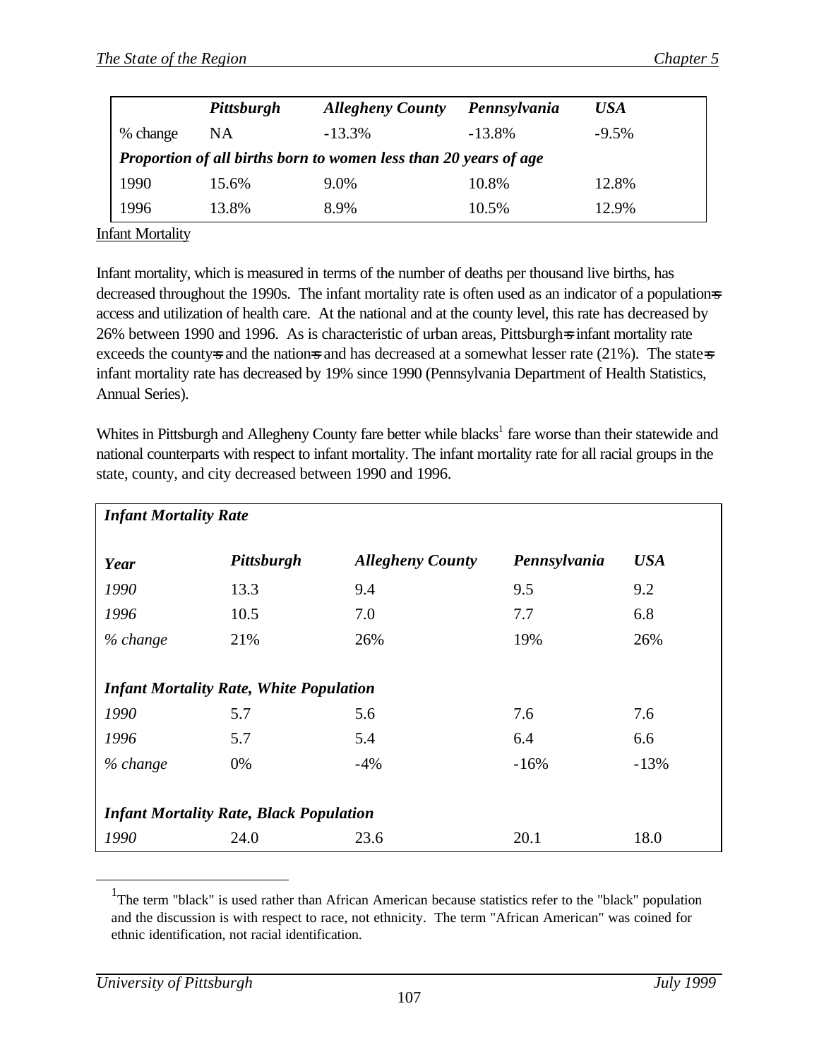| | Pittsburgh | Allegheny County | Pennsylvania | USA |
|---|---|---|---|---|
| % change | NA | -13.3% | -13.8% | -9.5% |
| ***Proportion of all births born to women less than 20 years of age*** | | | | |
| 1990 | 15.6% | 9.0% | 10.8% | 12.8% |
| 1996 | 13.8% | 8.9% | 10.5% | 12.9% |

Infant Mortality

Infant mortality, which is measured in terms of the number of deaths per thousand live births, has decreased throughout the 1990s. The infant mortality rate is often used as an indicator of a population=s access and utilization of health care. At the national and at the county level, this rate has decreased by 26% between 1990 and 1996. As is characteristic of urban areas, Pittsburgh=s infant mortality rate exceeds the county=s and the nation=s and has decreased at a somewhat lesser rate (21%). The state=s infant mortality rate has decreased by 19% since 1990 (Pennsylvania Department of Health Statistics, Annual Series).

Whites in Pittsburgh and Allegheny County fare better while blacks[1] fare worse than their statewide and national counterparts with respect to infant mortality. The infant mortality rate for all racial groups in the state, county, and city decreased between 1990 and 1996.

| ***Infant Mortality Rate*** | | | | |
|---|---|---|---|---|
| ***Year*** | ***Pittsburgh*** | ***Allegheny County*** | ***Pennsylvania*** | ***USA*** |
| *1990* | 13.3 | 9.4 | 9.5 | 9.2 |
| *1996* | 10.5 | 7.0 | 7.7 | 6.8 |
| *% change* | 21% | 26% | 19% | 26% |
| ***Infant Mortality Rate, White Population*** | | | | |
| *1990* | 5.7 | 5.6 | 7.6 | 7.6 |
| *1996* | 5.7 | 5.4 | 6.4 | 6.6 |
| *% change* | 0% | -4% | -16% | -13% |
| ***Infant Mortality Rate, Black Population*** | | | | |
| *1990* | 24.0 | 23.6 | 20.1 | 18.0 |

[1] The term "black" is used rather than African American because statistics refer to the "black" population and the discussion is with respect to race, not ethnicity. The term "African American" was coined for ethnic identification, not racial identification.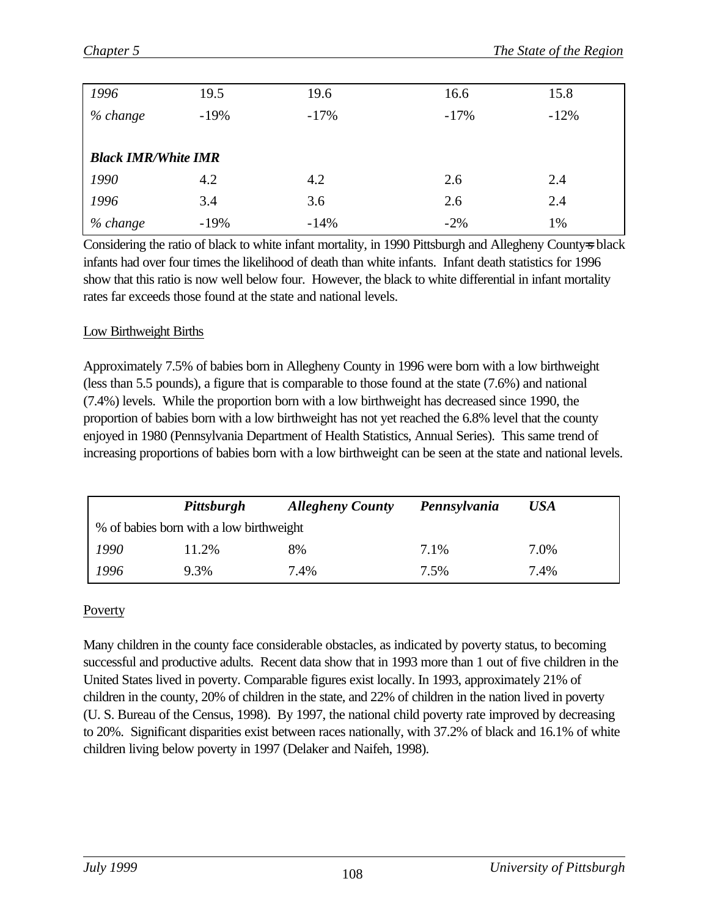| | | | | |
|---|---|---|---|---|
| *1996* | 19.5 | 19.6 | 16.6 | 15.8 |
| *% change* | -19% | -17% | -17% | -12% |
| | | | | |
| ***Black IMR/White IMR*** | | | | |
| *1990* | 4.2 | 4.2 | 2.6 | 2.4 |
| *1996* | 3.4 | 3.6 | 2.6 | 2.4 |
| *% change* | -19% | -14% | -2% | 1% |

Considering the ratio of black to white infant mortality, in 1990 Pittsburgh and Allegheny County=s black infants had over four times the likelihood of death than white infants. Infant death statistics for 1996 show that this ratio is now well below four. However, the black to white differential in infant mortality rates far exceeds those found at the state and national levels.

Low Birthweight Births

Approximately 7.5% of babies born in Allegheny County in 1996 were born with a low birthweight (less than 5.5 pounds), a figure that is comparable to those found at the state (7.6%) and national (7.4%) levels. While the proportion born with a low birthweight has decreased since 1990, the proportion of babies born with a low birthweight has not yet reached the 6.8% level that the county enjoyed in 1980 (Pennsylvania Department of Health Statistics, Annual Series). This same trend of increasing proportions of babies born with a low birthweight can be seen at the state and national levels.

| | ***Pittsburgh*** | ***Allegheny County*** | ***Pennsylvania*** | ***USA*** |
|---|---|---|---|---|
| % of babies born with a low birthweight | | | | |
| *1990* | 11.2% | 8% | 7.1% | 7.0% |
| *1996* | 9.3% | 7.4% | 7.5% | 7.4% |

Poverty

Many children in the county face considerable obstacles, as indicated by poverty status, to becoming successful and productive adults. Recent data show that in 1993 more than 1 out of five children in the United States lived in poverty. Comparable figures exist locally. In 1993, approximately 21% of children in the county, 20% of children in the state, and 22% of children in the nation lived in poverty (U. S. Bureau of the Census, 1998). By 1997, the national child poverty rate improved by decreasing to 20%. Significant disparities exist between races nationally, with 37.2% of black and 16.1% of white children living below poverty in 1997 (Delaker and Naifeh, 1998).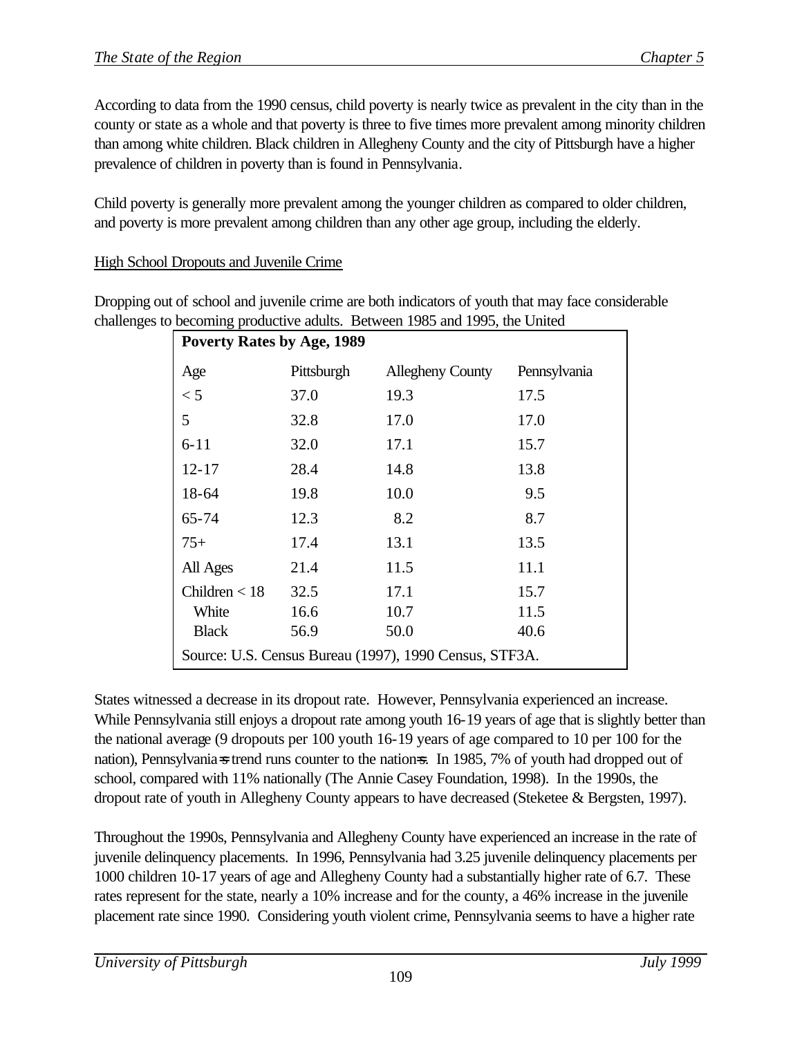According to data from the 1990 census, child poverty is nearly twice as prevalent in the city than in the county or state as a whole and that poverty is three to five times more prevalent among minority children than among white children. Black children in Allegheny County and the city of Pittsburgh have a higher prevalence of children in poverty than is found in Pennsylvania.

Child poverty is generally more prevalent among the younger children as compared to older children, and poverty is more prevalent among children than any other age group, including the elderly.

High School Dropouts and Juvenile Crime

Dropping out of school and juvenile crime are both indicators of youth that may face considerable challenges to becoming productive adults. Between 1985 and 1995, the United States witnessed a decrease in its dropout rate. However, Pennsylvania experienced an increase. While Pennsylvania still enjoys a dropout rate among youth 16-19 years of age that is slightly better than the national average (9 dropouts per 100 youth 16-19 years of age compared to 10 per 100 for the nation), Pennsylvania=s trend runs counter to the nation=s. In 1985, 7% of youth had dropped out of school, compared with 11% nationally (The Annie Casey Foundation, 1998). In the 1990s, the dropout rate of youth in Allegheny County appears to have decreased (Steketee & Bergsten, 1997).

**Poverty Rates by Age, 1989**

| Age | Pittsburgh | Allegheny County | Pennsylvania |
|---|---|---|---|
| < 5 | 37.0 | 19.3 | 17.5 |
| 5 | 32.8 | 17.0 | 17.0 |
| 6-11 | 32.0 | 17.1 | 15.7 |
| 12-17 | 28.4 | 14.8 | 13.8 |
| 18-64 | 19.8 | 10.0 | 9.5 |
| 65-74 | 12.3 | 8.2 | 8.7 |
| 75+ | 17.4 | 13.1 | 13.5 |
| All Ages | 21.4 | 11.5 | 11.1 |
| Children < 18 | 32.5 | 17.1 | 15.7 |
| White | 16.6 | 10.7 | 11.5 |
| Black | 56.9 | 50.0 | 40.6 |

Source: U.S. Census Bureau (1997), 1990 Census, STF3A.

Throughout the 1990s, Pennsylvania and Allegheny County have experienced an increase in the rate of juvenile delinquency placements. In 1996, Pennsylvania had 3.25 juvenile delinquency placements per 1000 children 10-17 years of age and Allegheny County had a substantially higher rate of 6.7. These rates represent for the state, nearly a 10% increase and for the county, a 46% increase in the juvenile placement rate since 1990. Considering youth violent crime, Pennsylvania seems to have a higher rate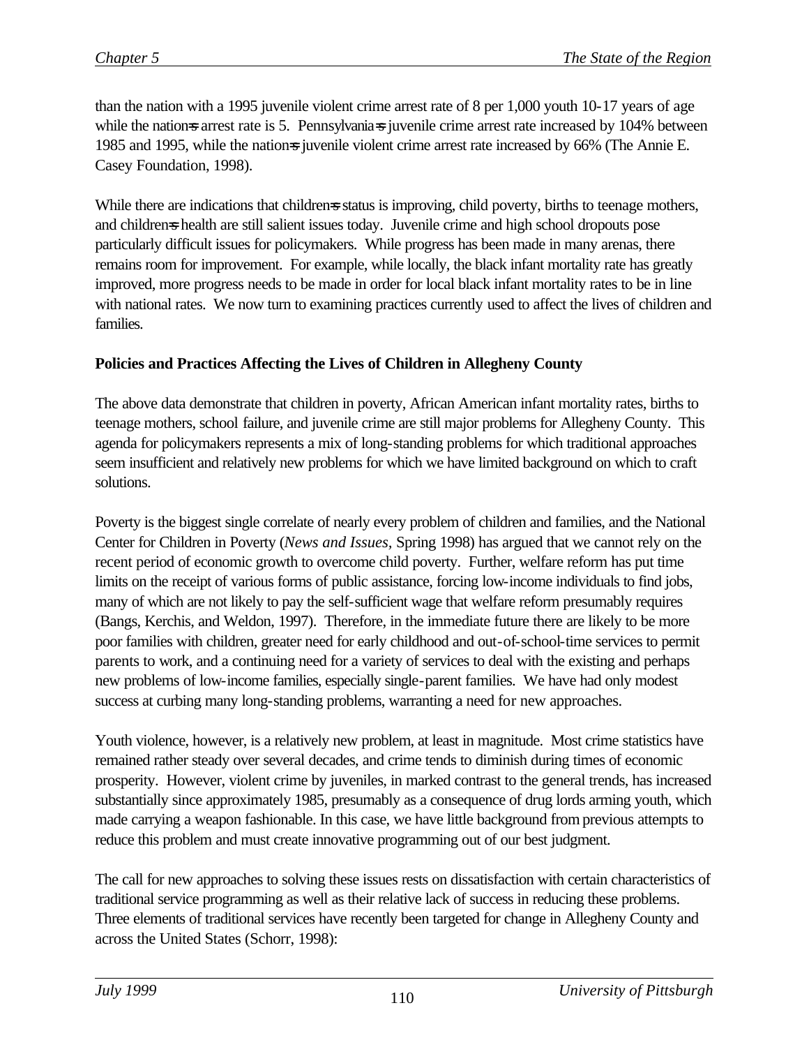than the nation with a 1995 juvenile violent crime arrest rate of 8 per 1,000 youth 10-17 years of age while the nation=s arrest rate is 5. Pennsylvania=s juvenile crime arrest rate increased by 104% between 1985 and 1995, while the nation=s juvenile violent crime arrest rate increased by 66% (The Annie E. Casey Foundation, 1998).

While there are indications that children=s status is improving, child poverty, births to teenage mothers, and children=s health are still salient issues today. Juvenile crime and high school dropouts pose particularly difficult issues for policymakers. While progress has been made in many arenas, there remains room for improvement. For example, while locally, the black infant mortality rate has greatly improved, more progress needs to be made in order for local black infant mortality rates to be in line with national rates. We now turn to examining practices currently used to affect the lives of children and families.

**Policies and Practices Affecting the Lives of Children in Allegheny County**

The above data demonstrate that children in poverty, African American infant mortality rates, births to teenage mothers, school failure, and juvenile crime are still major problems for Allegheny County. This agenda for policymakers represents a mix of long-standing problems for which traditional approaches seem insufficient and relatively new problems for which we have limited background on which to craft solutions.

Poverty is the biggest single correlate of nearly every problem of children and families, and the National Center for Children in Poverty (*News and Issues*, Spring 1998) has argued that we cannot rely on the recent period of economic growth to overcome child poverty. Further, welfare reform has put time limits on the receipt of various forms of public assistance, forcing low-income individuals to find jobs, many of which are not likely to pay the self-sufficient wage that welfare reform presumably requires (Bangs, Kerchis, and Weldon, 1997). Therefore, in the immediate future there are likely to be more poor families with children, greater need for early childhood and out-of-school-time services to permit parents to work, and a continuing need for a variety of services to deal with the existing and perhaps new problems of low-income families, especially single-parent families. We have had only modest success at curbing many long-standing problems, warranting a need for new approaches.

Youth violence, however, is a relatively new problem, at least in magnitude. Most crime statistics have remained rather steady over several decades, and crime tends to diminish during times of economic prosperity. However, violent crime by juveniles, in marked contrast to the general trends, has increased substantially since approximately 1985, presumably as a consequence of drug lords arming youth, which made carrying a weapon fashionable. In this case, we have little background from previous attempts to reduce this problem and must create innovative programming out of our best judgment.

The call for new approaches to solving these issues rests on dissatisfaction with certain characteristics of traditional service programming as well as their relative lack of success in reducing these problems. Three elements of traditional services have recently been targeted for change in Allegheny County and across the United States (Schorr, 1998):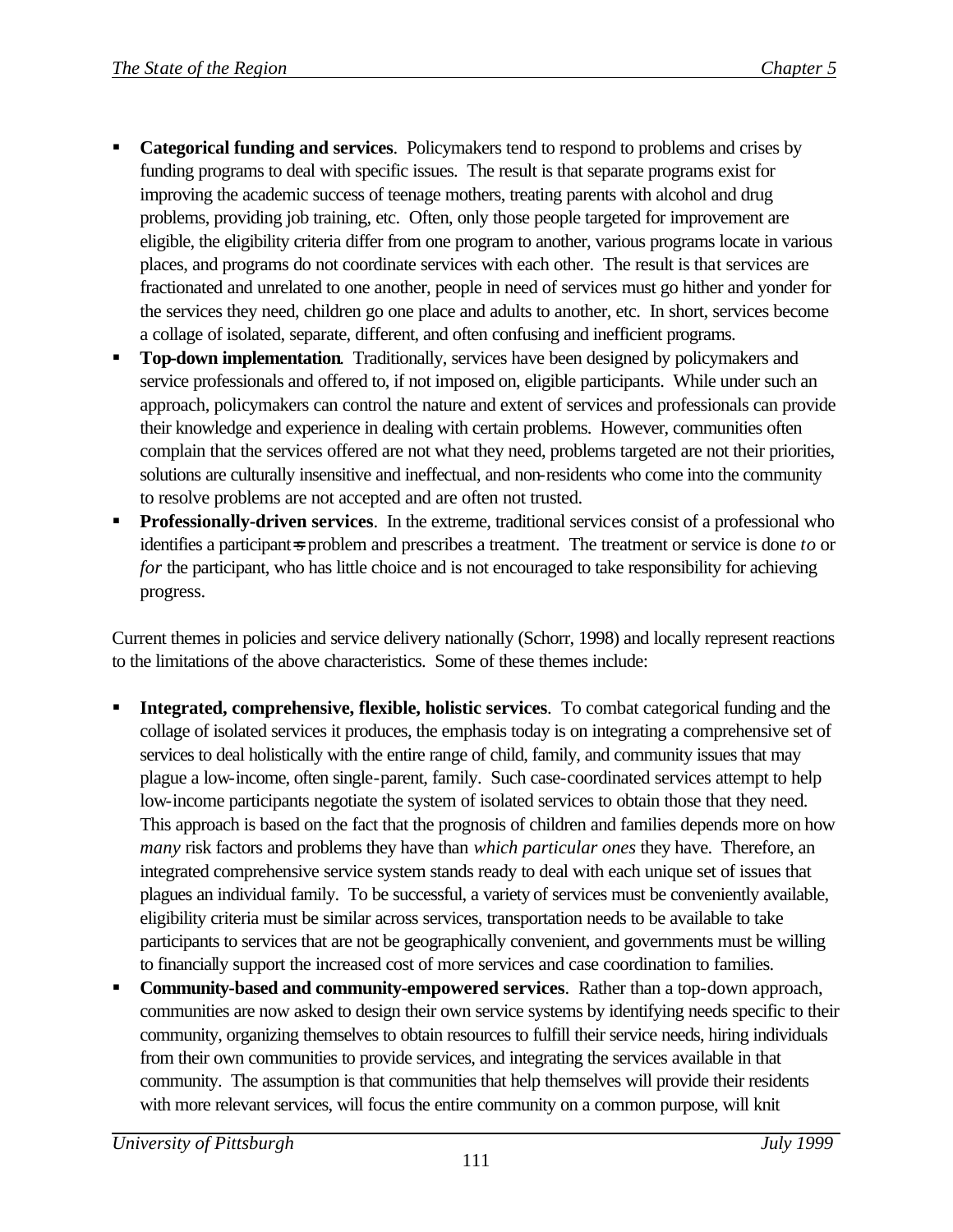- **Categorical funding and services**. Policymakers tend to respond to problems and crises by funding programs to deal with specific issues. The result is that separate programs exist for improving the academic success of teenage mothers, treating parents with alcohol and drug problems, providing job training, etc. Often, only those people targeted for improvement are eligible, the eligibility criteria differ from one program to another, various programs locate in various places, and programs do not coordinate services with each other. The result is that services are fractionated and unrelated to one another, people in need of services must go hither and yonder for the services they need, children go one place and adults to another, etc. In short, services become a collage of isolated, separate, different, and often confusing and inefficient programs.
- **Top-down implementation**. Traditionally, services have been designed by policymakers and service professionals and offered to, if not imposed on, eligible participants. While under such an approach, policymakers can control the nature and extent of services and professionals can provide their knowledge and experience in dealing with certain problems. However, communities often complain that the services offered are not what they need, problems targeted are not their priorities, solutions are culturally insensitive and ineffectual, and non-residents who come into the community to resolve problems are not accepted and are often not trusted.
- **Professionally-driven services**. In the extreme, traditional services consist of a professional who identifies a participant=s problem and prescribes a treatment. The treatment or service is done *to* or *for* the participant, who has little choice and is not encouraged to take responsibility for achieving progress.

Current themes in policies and service delivery nationally (Schorr, 1998) and locally represent reactions to the limitations of the above characteristics. Some of these themes include:

- **Integrated, comprehensive, flexible, holistic services**. To combat categorical funding and the collage of isolated services it produces, the emphasis today is on integrating a comprehensive set of services to deal holistically with the entire range of child, family, and community issues that may plague a low-income, often single-parent, family. Such case-coordinated services attempt to help low-income participants negotiate the system of isolated services to obtain those that they need. This approach is based on the fact that the prognosis of children and families depends more on how *many* risk factors and problems they have than *which particular ones* they have. Therefore, an integrated comprehensive service system stands ready to deal with each unique set of issues that plagues an individual family. To be successful, a variety of services must be conveniently available, eligibility criteria must be similar across services, transportation needs to be available to take participants to services that are not be geographically convenient, and governments must be willing to financially support the increased cost of more services and case coordination to families.
- **Community-based and community-empowered services**. Rather than a top-down approach, communities are now asked to design their own service systems by identifying needs specific to their community, organizing themselves to obtain resources to fulfill their service needs, hiring individuals from their own communities to provide services, and integrating the services available in that community. The assumption is that communities that help themselves will provide their residents with more relevant services, will focus the entire community on a common purpose, will knit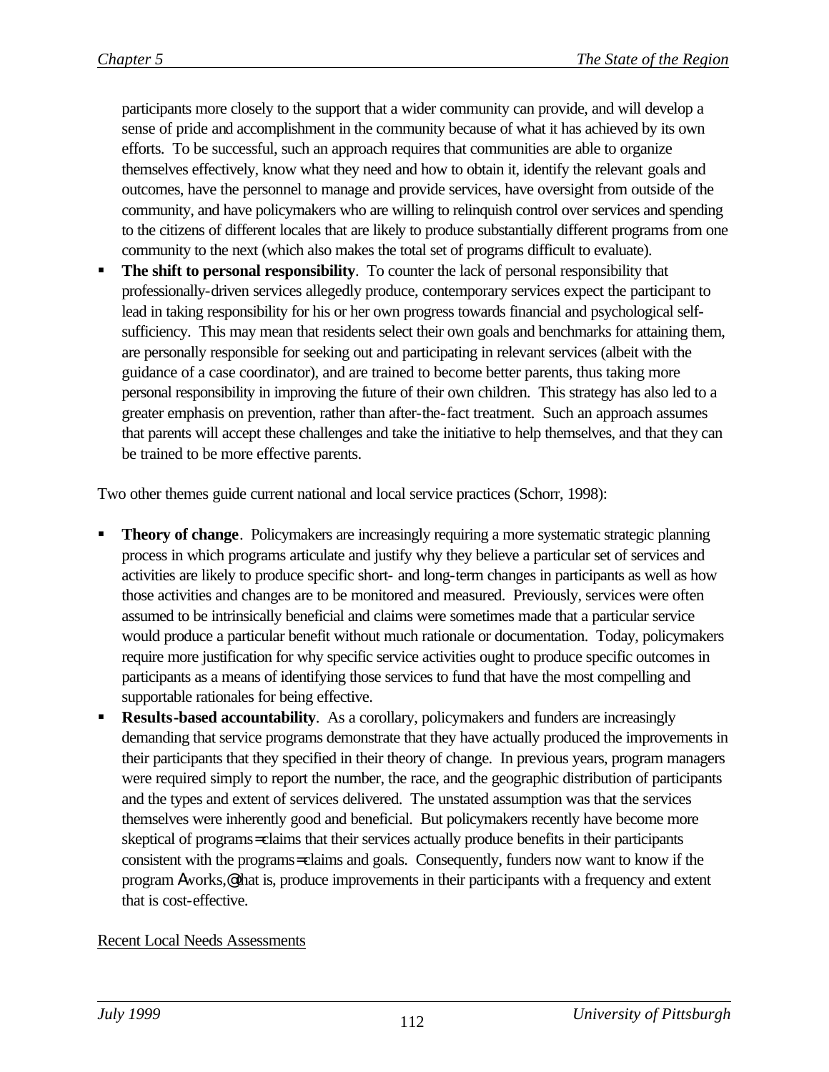participants more closely to the support that a wider community can provide, and will develop a sense of pride and accomplishment in the community because of what it has achieved by its own efforts. To be successful, such an approach requires that communities are able to organize themselves effectively, know what they need and how to obtain it, identify the relevant goals and outcomes, have the personnel to manage and provide services, have oversight from outside of the community, and have policymakers who are willing to relinquish control over services and spending to the citizens of different locales that are likely to produce substantially different programs from one community to the next (which also makes the total set of programs difficult to evaluate).

- **The shift to personal responsibility**. To counter the lack of personal responsibility that professionally-driven services allegedly produce, contemporary services expect the participant to lead in taking responsibility for his or her own progress towards financial and psychological self-sufficiency. This may mean that residents select their own goals and benchmarks for attaining them, are personally responsible for seeking out and participating in relevant services (albeit with the guidance of a case coordinator), and are trained to become better parents, thus taking more personal responsibility in improving the future of their own children. This strategy has also led to a greater emphasis on prevention, rather than after-the-fact treatment. Such an approach assumes that parents will accept these challenges and take the initiative to help themselves, and that they can be trained to be more effective parents.

Two other themes guide current national and local service practices (Schorr, 1998):

- **Theory of change**. Policymakers are increasingly requiring a more systematic strategic planning process in which programs articulate and justify why they believe a particular set of services and activities are likely to produce specific short- and long-term changes in participants as well as how those activities and changes are to be monitored and measured. Previously, services were often assumed to be intrinsically beneficial and claims were sometimes made that a particular service would produce a particular benefit without much rationale or documentation. Today, policymakers require more justification for why specific service activities ought to produce specific outcomes in participants as a means of identifying those services to fund that have the most compelling and supportable rationales for being effective.
- **Results-based accountability**. As a corollary, policymakers and funders are increasingly demanding that service programs demonstrate that they have actually produced the improvements in their participants that they specified in their theory of change. In previous years, program managers were required simply to report the number, the race, and the geographic distribution of participants and the types and extent of services delivered. The unstated assumption was that the services themselves were inherently good and beneficial. But policymakers recently have become more skeptical of programs' claims that their services actually produce benefits in their participants consistent with the programs' claims and goals. Consequently, funders now want to know if the program "works," that is, produce improvements in their participants with a frequency and extent that is cost-effective.

Recent Local Needs Assessments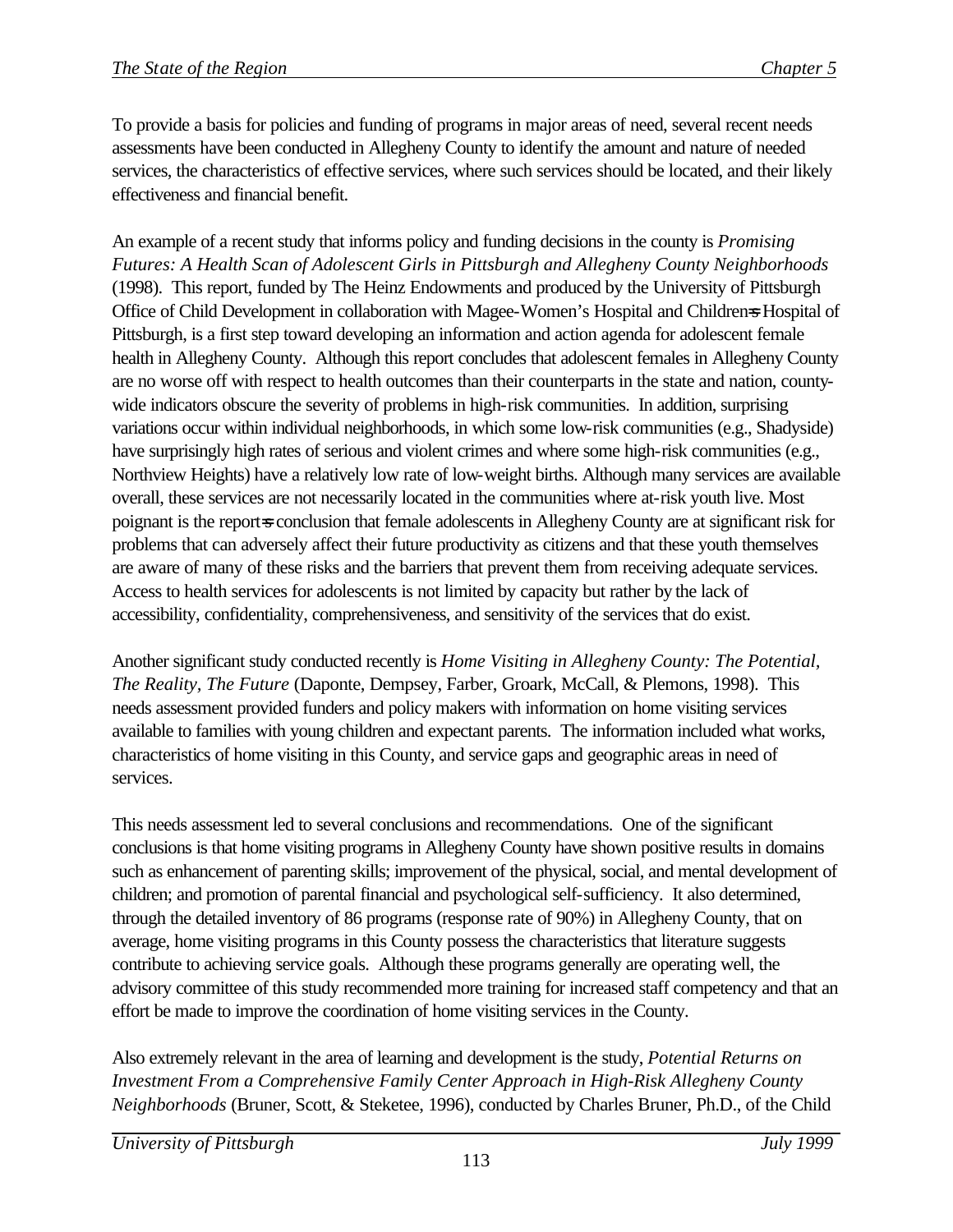To provide a basis for policies and funding of programs in major areas of need, several recent needs assessments have been conducted in Allegheny County to identify the amount and nature of needed services, the characteristics of effective services, where such services should be located, and their likely effectiveness and financial benefit.

An example of a recent study that informs policy and funding decisions in the county is *Promising Futures: A Health Scan of Adolescent Girls in Pittsburgh and Allegheny County Neighborhoods* (1998). This report, funded by The Heinz Endowments and produced by the University of Pittsburgh Office of Child Development in collaboration with Magee-Women's Hospital and Children=s Hospital of Pittsburgh, is a first step toward developing an information and action agenda for adolescent female health in Allegheny County. Although this report concludes that adolescent females in Allegheny County are no worse off with respect to health outcomes than their counterparts in the state and nation, county-wide indicators obscure the severity of problems in high-risk communities. In addition, surprising variations occur within individual neighborhoods, in which some low-risk communities (e.g., Shadyside) have surprisingly high rates of serious and violent crimes and where some high-risk communities (e.g., Northview Heights) have a relatively low rate of low-weight births. Although many services are available overall, these services are not necessarily located in the communities where at-risk youth live. Most poignant is the report=s conclusion that female adolescents in Allegheny County are at significant risk for problems that can adversely affect their future productivity as citizens and that these youth themselves are aware of many of these risks and the barriers that prevent them from receiving adequate services. Access to health services for adolescents is not limited by capacity but rather by the lack of accessibility, confidentiality, comprehensiveness, and sensitivity of the services that do exist.

Another significant study conducted recently is *Home Visiting in Allegheny County: The Potential, The Reality, The Future* (Daponte, Dempsey, Farber, Groark, McCall, & Plemons, 1998). This needs assessment provided funders and policy makers with information on home visiting services available to families with young children and expectant parents. The information included what works, characteristics of home visiting in this County, and service gaps and geographic areas in need of services.

This needs assessment led to several conclusions and recommendations. One of the significant conclusions is that home visiting programs in Allegheny County have shown positive results in domains such as enhancement of parenting skills; improvement of the physical, social, and mental development of children; and promotion of parental financial and psychological self-sufficiency. It also determined, through the detailed inventory of 86 programs (response rate of 90%) in Allegheny County, that on average, home visiting programs in this County possess the characteristics that literature suggests contribute to achieving service goals. Although these programs generally are operating well, the advisory committee of this study recommended more training for increased staff competency and that an effort be made to improve the coordination of home visiting services in the County.

Also extremely relevant in the area of learning and development is the study, *Potential Returns on Investment From a Comprehensive Family Center Approach in High-Risk Allegheny County Neighborhoods* (Bruner, Scott, & Steketee, 1996), conducted by Charles Bruner, Ph.D., of the Child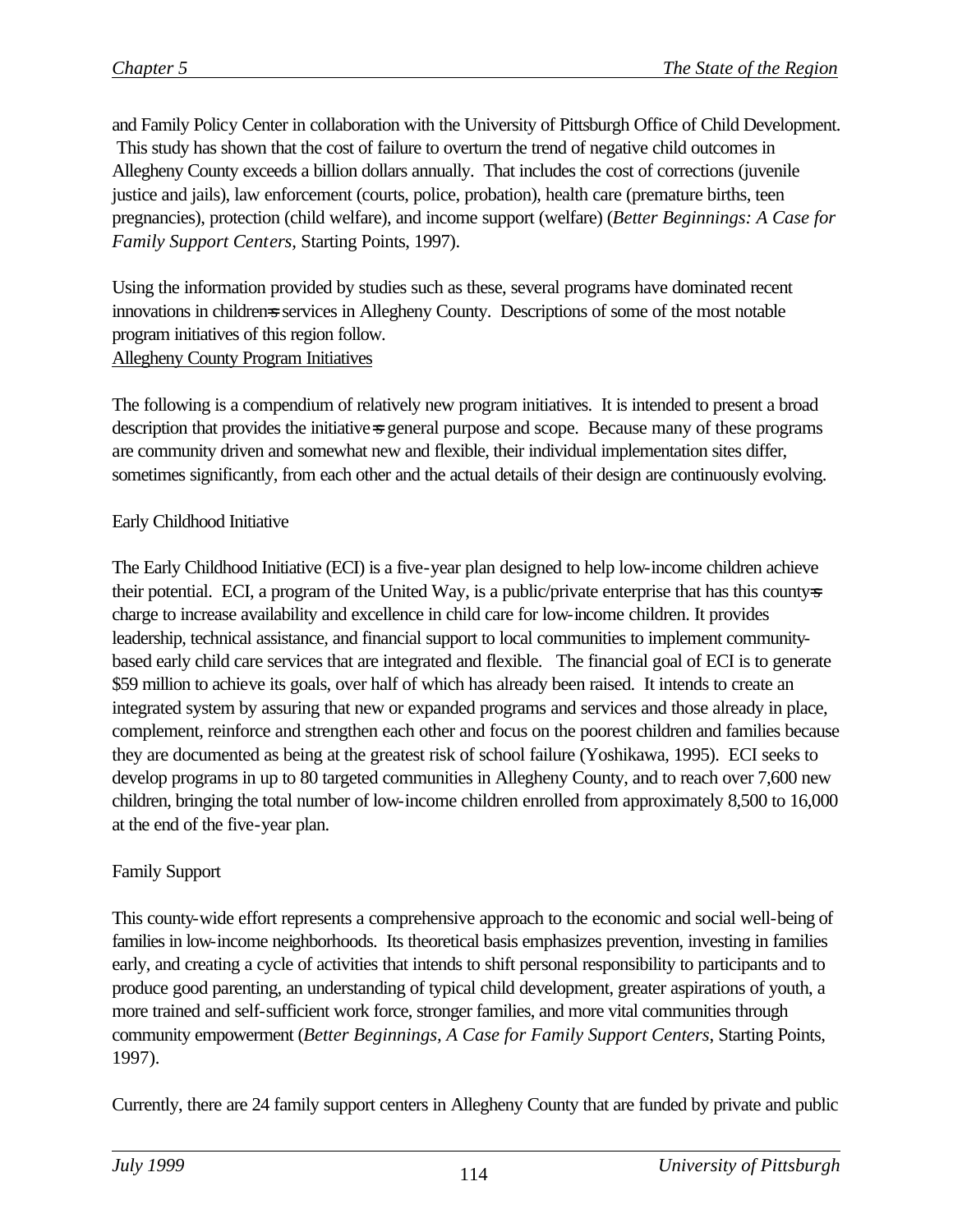and Family Policy Center in collaboration with the University of Pittsburgh Office of Child Development. This study has shown that the cost of failure to overturn the trend of negative child outcomes in Allegheny County exceeds a billion dollars annually. That includes the cost of corrections (juvenile justice and jails), law enforcement (courts, police, probation), health care (premature births, teen pregnancies), protection (child welfare), and income support (welfare) (*Better Beginnings: A Case for Family Support Centers*, Starting Points, 1997).

Using the information provided by studies such as these, several programs have dominated recent innovations in children=s services in Allegheny County. Descriptions of some of the most notable program initiatives of this region follow.

Allegheny County Program Initiatives

The following is a compendium of relatively new program initiatives. It is intended to present a broad description that provides the initiative=s general purpose and scope. Because many of these programs are community driven and somewhat new and flexible, their individual implementation sites differ, sometimes significantly, from each other and the actual details of their design are continuously evolving.

Early Childhood Initiative

The Early Childhood Initiative (ECI) is a five-year plan designed to help low-income children achieve their potential. ECI, a program of the United Way, is a public/private enterprise that has this county=s charge to increase availability and excellence in child care for low-income children. It provides leadership, technical assistance, and financial support to local communities to implement community-based early child care services that are integrated and flexible. The financial goal of ECI is to generate $59 million to achieve its goals, over half of which has already been raised. It intends to create an integrated system by assuring that new or expanded programs and services and those already in place, complement, reinforce and strengthen each other and focus on the poorest children and families because they are documented as being at the greatest risk of school failure (Yoshikawa, 1995). ECI seeks to develop programs in up to 80 targeted communities in Allegheny County, and to reach over 7,600 new children, bringing the total number of low-income children enrolled from approximately 8,500 to 16,000 at the end of the five-year plan.

Family Support

This county-wide effort represents a comprehensive approach to the economic and social well-being of families in low-income neighborhoods. Its theoretical basis emphasizes prevention, investing in families early, and creating a cycle of activities that intends to shift personal responsibility to participants and to produce good parenting, an understanding of typical child development, greater aspirations of youth, a more trained and self-sufficient work force, stronger families, and more vital communities through community empowerment (*Better Beginnings, A Case for Family Support Centers*, Starting Points, 1997).

Currently, there are 24 family support centers in Allegheny County that are funded by private and public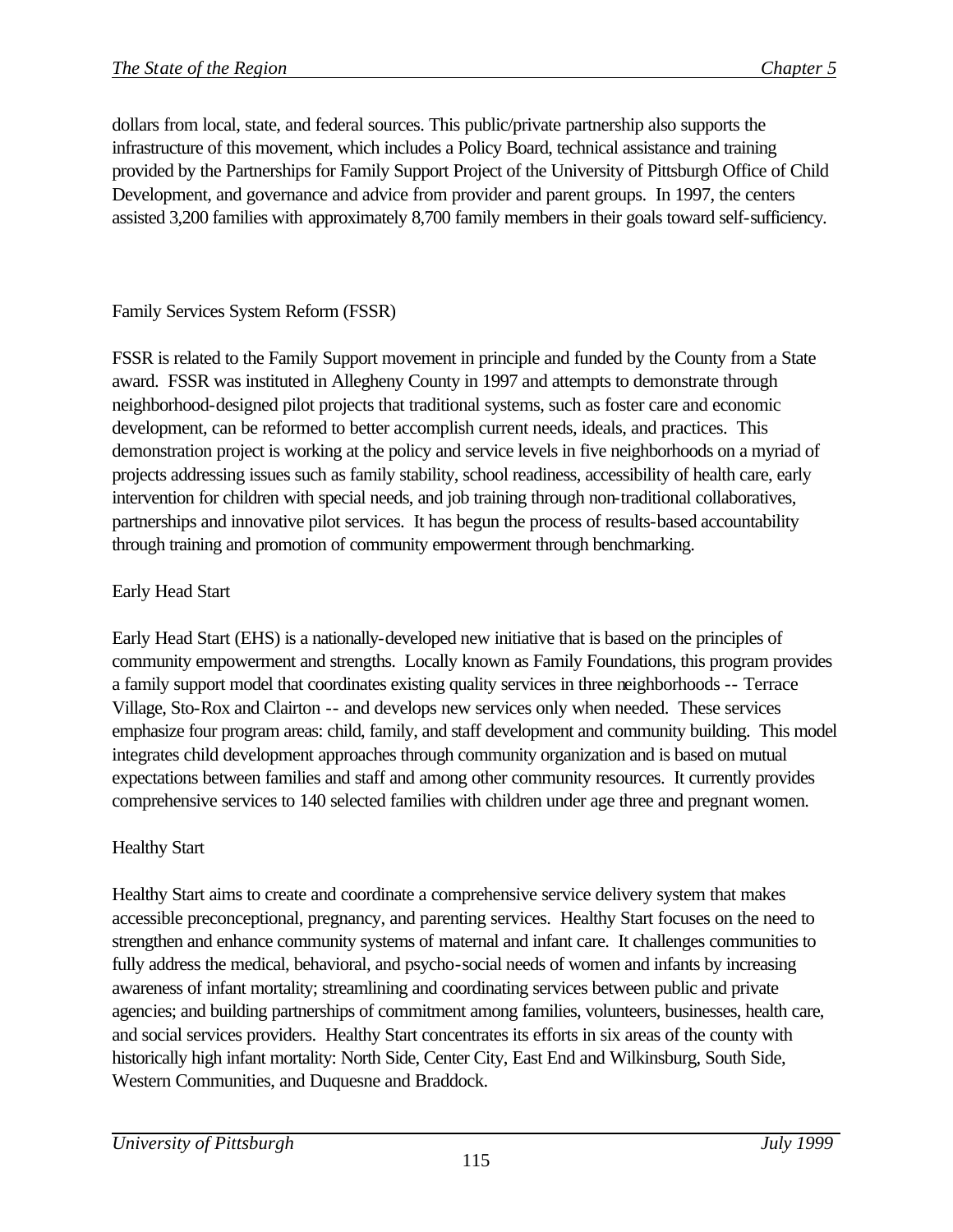dollars from local, state, and federal sources. This public/private partnership also supports the infrastructure of this movement, which includes a Policy Board, technical assistance and training provided by the Partnerships for Family Support Project of the University of Pittsburgh Office of Child Development, and governance and advice from provider and parent groups. In 1997, the centers assisted 3,200 families with approximately 8,700 family members in their goals toward self-sufficiency.

### Family Services System Reform (FSSR)

FSSR is related to the Family Support movement in principle and funded by the County from a State award. FSSR was instituted in Allegheny County in 1997 and attempts to demonstrate through neighborhood-designed pilot projects that traditional systems, such as foster care and economic development, can be reformed to better accomplish current needs, ideals, and practices. This demonstration project is working at the policy and service levels in five neighborhoods on a myriad of projects addressing issues such as family stability, school readiness, accessibility of health care, early intervention for children with special needs, and job training through non-traditional collaboratives, partnerships and innovative pilot services. It has begun the process of results-based accountability through training and promotion of community empowerment through benchmarking.

### Early Head Start

Early Head Start (EHS) is a nationally-developed new initiative that is based on the principles of community empowerment and strengths. Locally known as Family Foundations, this program provides a family support model that coordinates existing quality services in three neighborhoods -- Terrace Village, Sto-Rox and Clairton -- and develops new services only when needed. These services emphasize four program areas: child, family, and staff development and community building. This model integrates child development approaches through community organization and is based on mutual expectations between families and staff and among other community resources. It currently provides comprehensive services to 140 selected families with children under age three and pregnant women.

### Healthy Start

Healthy Start aims to create and coordinate a comprehensive service delivery system that makes accessible preconceptional, pregnancy, and parenting services. Healthy Start focuses on the need to strengthen and enhance community systems of maternal and infant care. It challenges communities to fully address the medical, behavioral, and psycho-social needs of women and infants by increasing awareness of infant mortality; streamlining and coordinating services between public and private agencies; and building partnerships of commitment among families, volunteers, businesses, health care, and social services providers. Healthy Start concentrates its efforts in six areas of the county with historically high infant mortality: North Side, Center City, East End and Wilkinsburg, South Side, Western Communities, and Duquesne and Braddock.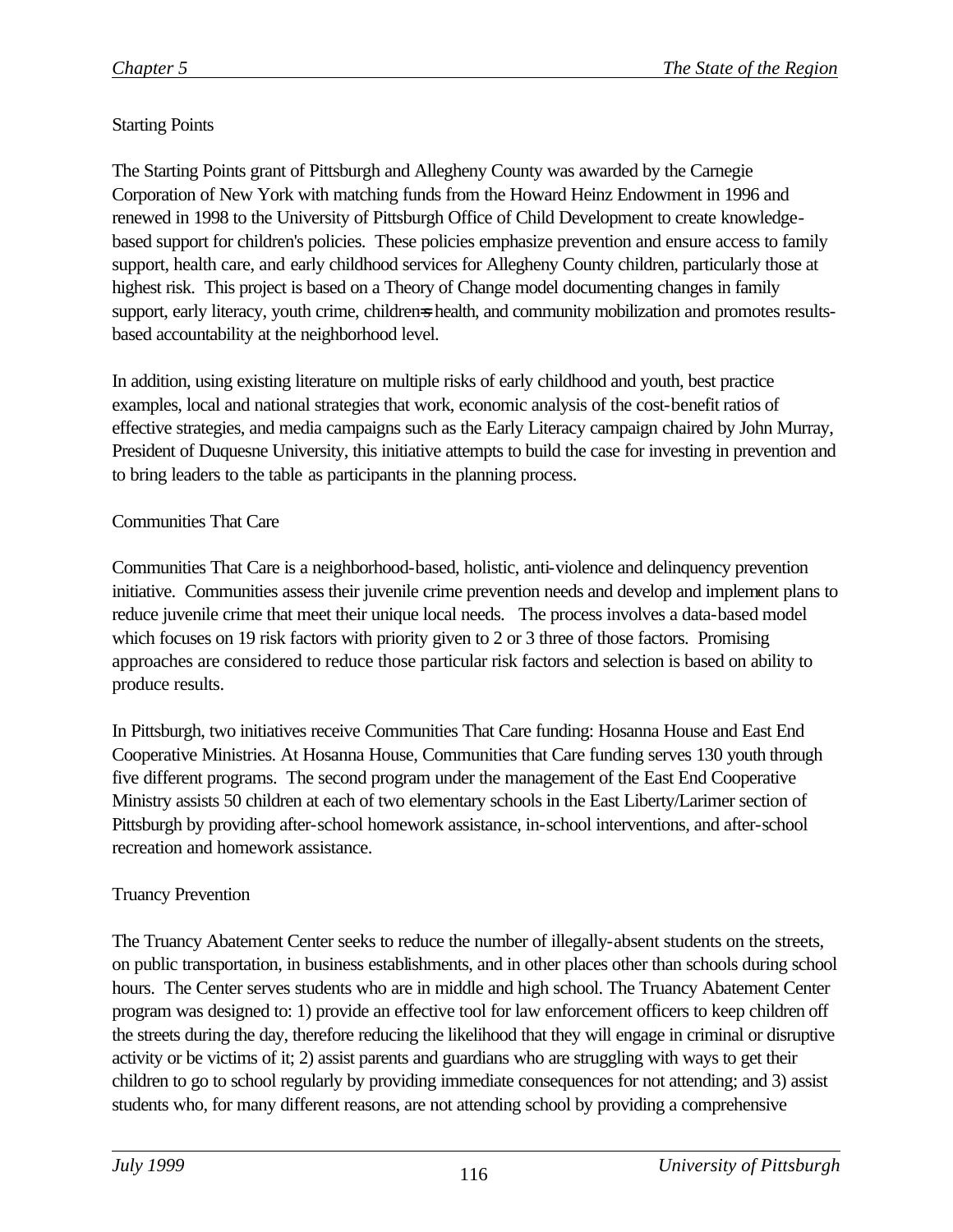## Starting Points

The Starting Points grant of Pittsburgh and Allegheny County was awarded by the Carnegie Corporation of New York with matching funds from the Howard Heinz Endowment in 1996 and renewed in 1998 to the University of Pittsburgh Office of Child Development to create knowledge-based support for children's policies. These policies emphasize prevention and ensure access to family support, health care, and early childhood services for Allegheny County children, particularly those at highest risk. This project is based on a Theory of Change model documenting changes in family support, early literacy, youth crime, children=s health, and community mobilization and promotes results-based accountability at the neighborhood level.

In addition, using existing literature on multiple risks of early childhood and youth, best practice examples, local and national strategies that work, economic analysis of the cost-benefit ratios of effective strategies, and media campaigns such as the Early Literacy campaign chaired by John Murray, President of Duquesne University, this initiative attempts to build the case for investing in prevention and to bring leaders to the table as participants in the planning process.

## Communities That Care

Communities That Care is a neighborhood-based, holistic, anti-violence and delinquency prevention initiative. Communities assess their juvenile crime prevention needs and develop and implement plans to reduce juvenile crime that meet their unique local needs. The process involves a data-based model which focuses on 19 risk factors with priority given to 2 or 3 three of those factors. Promising approaches are considered to reduce those particular risk factors and selection is based on ability to produce results.

In Pittsburgh, two initiatives receive Communities That Care funding: Hosanna House and East End Cooperative Ministries. At Hosanna House, Communities that Care funding serves 130 youth through five different programs. The second program under the management of the East End Cooperative Ministry assists 50 children at each of two elementary schools in the East Liberty/Larimer section of Pittsburgh by providing after-school homework assistance, in-school interventions, and after-school recreation and homework assistance.

## Truancy Prevention

The Truancy Abatement Center seeks to reduce the number of illegally-absent students on the streets, on public transportation, in business establishments, and in other places other than schools during school hours. The Center serves students who are in middle and high school. The Truancy Abatement Center program was designed to: 1) provide an effective tool for law enforcement officers to keep children off the streets during the day, therefore reducing the likelihood that they will engage in criminal or disruptive activity or be victims of it; 2) assist parents and guardians who are struggling with ways to get their children to go to school regularly by providing immediate consequences for not attending; and 3) assist students who, for many different reasons, are not attending school by providing a comprehensive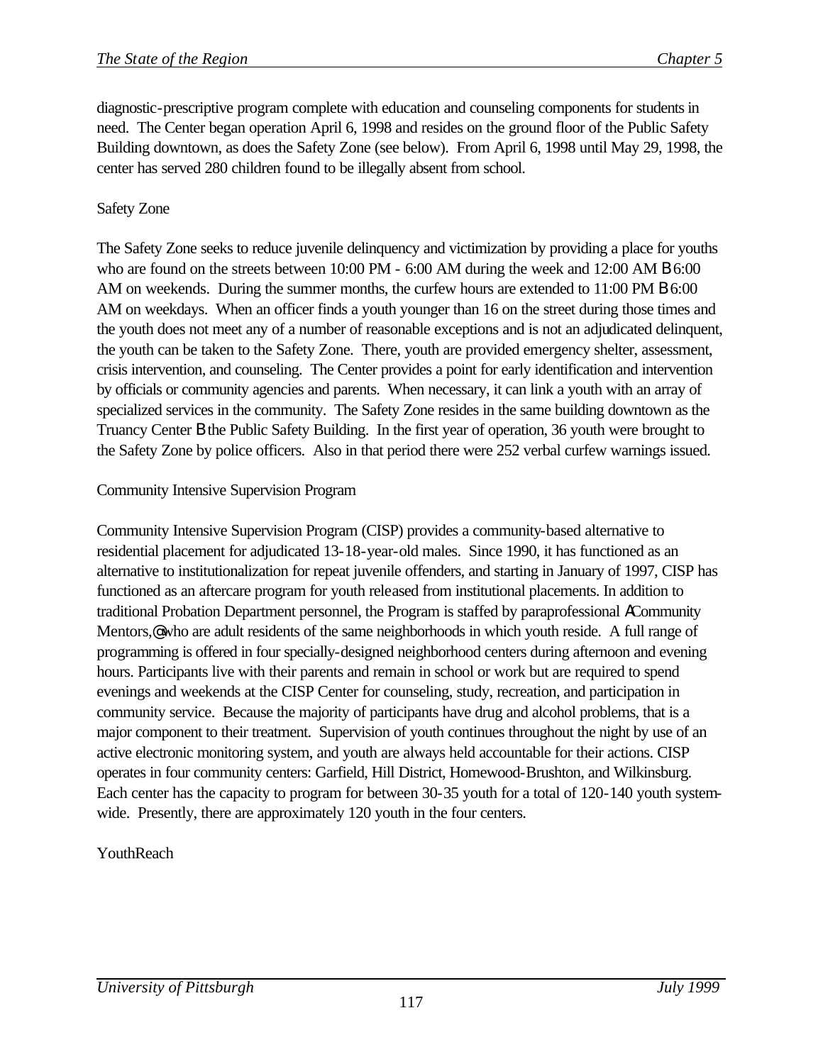diagnostic-prescriptive program complete with education and counseling components for students in need. The Center began operation April 6, 1998 and resides on the ground floor of the Public Safety Building downtown, as does the Safety Zone (see below). From April 6, 1998 until May 29, 1998, the center has served 280 children found to be illegally absent from school.

Safety Zone

The Safety Zone seeks to reduce juvenile delinquency and victimization by providing a place for youths who are found on the streets between 10:00 PM - 6:00 AM during the week and 12:00 AM B 6:00 AM on weekends. During the summer months, the curfew hours are extended to 11:00 PM B 6:00 AM on weekdays. When an officer finds a youth younger than 16 on the street during those times and the youth does not meet any of a number of reasonable exceptions and is not an adjudicated delinquent, the youth can be taken to the Safety Zone. There, youth are provided emergency shelter, assessment, crisis intervention, and counseling. The Center provides a point for early identification and intervention by officials or community agencies and parents. When necessary, it can link a youth with an array of specialized services in the community. The Safety Zone resides in the same building downtown as the Truancy Center B the Public Safety Building. In the first year of operation, 36 youth were brought to the Safety Zone by police officers. Also in that period there were 252 verbal curfew warnings issued.

Community Intensive Supervision Program

Community Intensive Supervision Program (CISP) provides a community-based alternative to residential placement for adjudicated 13-18-year-old males. Since 1990, it has functioned as an alternative to institutionalization for repeat juvenile offenders, and starting in January of 1997, CISP has functioned as an aftercare program for youth released from institutional placements. In addition to traditional Probation Department personnel, the Program is staffed by paraprofessional ACommunity Mentors,@ who are adult residents of the same neighborhoods in which youth reside. A full range of programming is offered in four specially-designed neighborhood centers during afternoon and evening hours. Participants live with their parents and remain in school or work but are required to spend evenings and weekends at the CISP Center for counseling, study, recreation, and participation in community service. Because the majority of participants have drug and alcohol problems, that is a major component to their treatment. Supervision of youth continues throughout the night by use of an active electronic monitoring system, and youth are always held accountable for their actions. CISP operates in four community centers: Garfield, Hill District, Homewood-Brushton, and Wilkinsburg. Each center has the capacity to program for between 30-35 youth for a total of 120-140 youth system-wide. Presently, there are approximately 120 youth in the four centers.

YouthReach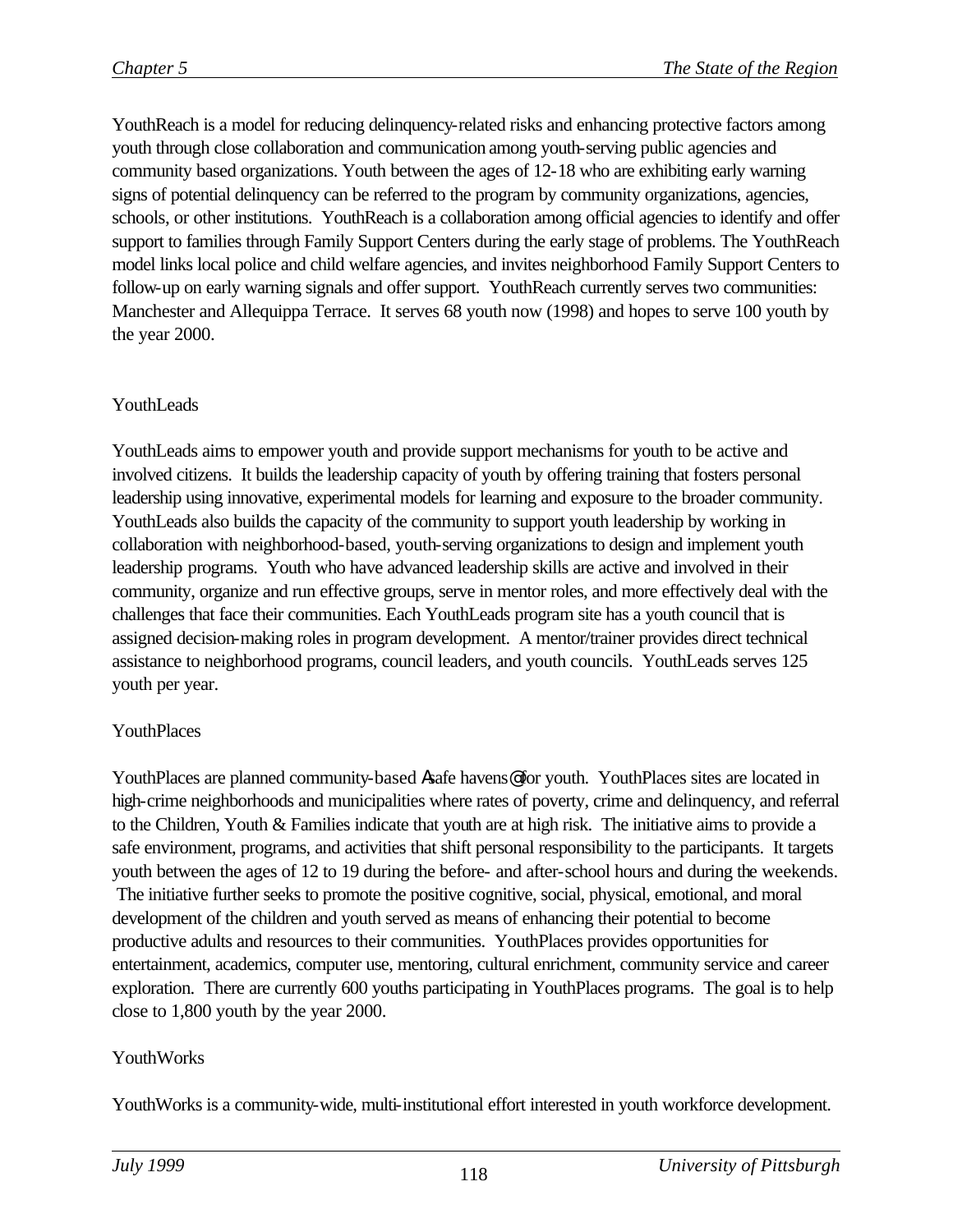YouthReach is a model for reducing delinquency-related risks and enhancing protective factors among youth through close collaboration and communication among youth-serving public agencies and community based organizations. Youth between the ages of 12-18 who are exhibiting early warning signs of potential delinquency can be referred to the program by community organizations, agencies, schools, or other institutions. YouthReach is a collaboration among official agencies to identify and offer support to families through Family Support Centers during the early stage of problems. The YouthReach model links local police and child welfare agencies, and invites neighborhood Family Support Centers to follow-up on early warning signals and offer support. YouthReach currently serves two communities: Manchester and Allequippa Terrace. It serves 68 youth now (1998) and hopes to serve 100 youth by the year 2000.

YouthLeads

YouthLeads aims to empower youth and provide support mechanisms for youth to be active and involved citizens. It builds the leadership capacity of youth by offering training that fosters personal leadership using innovative, experimental models for learning and exposure to the broader community. YouthLeads also builds the capacity of the community to support youth leadership by working in collaboration with neighborhood-based, youth-serving organizations to design and implement youth leadership programs. Youth who have advanced leadership skills are active and involved in their community, organize and run effective groups, serve in mentor roles, and more effectively deal with the challenges that face their communities. Each YouthLeads program site has a youth council that is assigned decision-making roles in program development. A mentor/trainer provides direct technical assistance to neighborhood programs, council leaders, and youth councils. YouthLeads serves 125 youth per year.

YouthPlaces

YouthPlaces are planned community-based Asafe havens@ for youth. YouthPlaces sites are located in high-crime neighborhoods and municipalities where rates of poverty, crime and delinquency, and referral to the Children, Youth & Families indicate that youth are at high risk. The initiative aims to provide a safe environment, programs, and activities that shift personal responsibility to the participants. It targets youth between the ages of 12 to 19 during the before- and after-school hours and during the weekends. The initiative further seeks to promote the positive cognitive, social, physical, emotional, and moral development of the children and youth served as means of enhancing their potential to become productive adults and resources to their communities. YouthPlaces provides opportunities for entertainment, academics, computer use, mentoring, cultural enrichment, community service and career exploration. There are currently 600 youths participating in YouthPlaces programs. The goal is to help close to 1,800 youth by the year 2000.

YouthWorks

YouthWorks is a community-wide, multi-institutional effort interested in youth workforce development.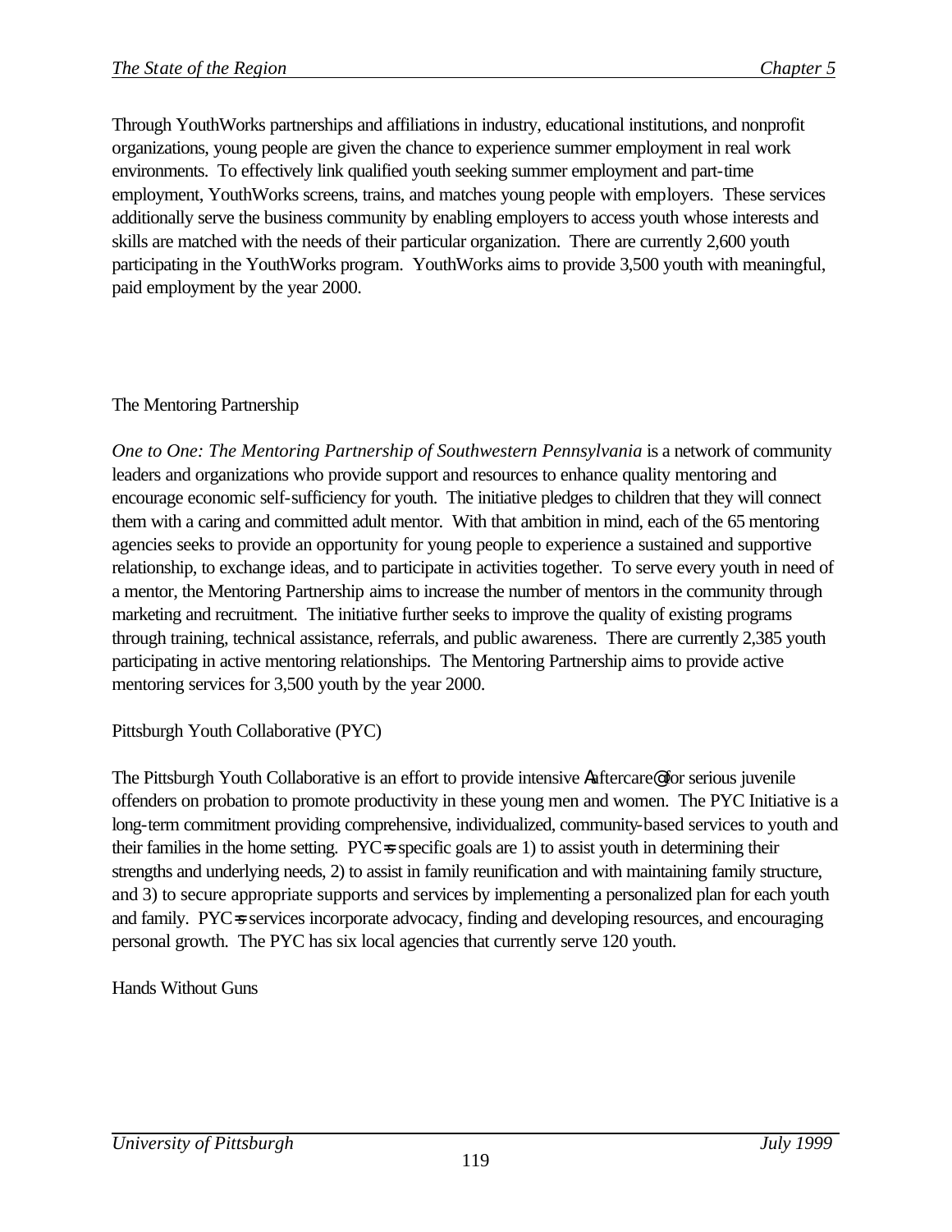Through YouthWorks partnerships and affiliations in industry, educational institutions, and nonprofit organizations, young people are given the chance to experience summer employment in real work environments. To effectively link qualified youth seeking summer employment and part-time employment, YouthWorks screens, trains, and matches young people with employers. These services additionally serve the business community by enabling employers to access youth whose interests and skills are matched with the needs of their particular organization. There are currently 2,600 youth participating in the YouthWorks program. YouthWorks aims to provide 3,500 youth with meaningful, paid employment by the year 2000.

### The Mentoring Partnership

*One to One: The Mentoring Partnership of Southwestern Pennsylvania* is a network of community leaders and organizations who provide support and resources to enhance quality mentoring and encourage economic self-sufficiency for youth. The initiative pledges to children that they will connect them with a caring and committed adult mentor. With that ambition in mind, each of the 65 mentoring agencies seeks to provide an opportunity for young people to experience a sustained and supportive relationship, to exchange ideas, and to participate in activities together. To serve every youth in need of a mentor, the Mentoring Partnership aims to increase the number of mentors in the community through marketing and recruitment. The initiative further seeks to improve the quality of existing programs through training, technical assistance, referrals, and public awareness. There are currently 2,385 youth participating in active mentoring relationships. The Mentoring Partnership aims to provide active mentoring services for 3,500 youth by the year 2000.

### Pittsburgh Youth Collaborative (PYC)

The Pittsburgh Youth Collaborative is an effort to provide intensive "aftercare" for serious juvenile offenders on probation to promote productivity in these young men and women. The PYC Initiative is a long-term commitment providing comprehensive, individualized, community-based services to youth and their families in the home setting. PYC's specific goals are 1) to assist youth in determining their strengths and underlying needs, 2) to assist in family reunification and with maintaining family structure, and 3) to secure appropriate supports and services by implementing a personalized plan for each youth and family. PYC's services incorporate advocacy, finding and developing resources, and encouraging personal growth. The PYC has six local agencies that currently serve 120 youth.

### Hands Without Guns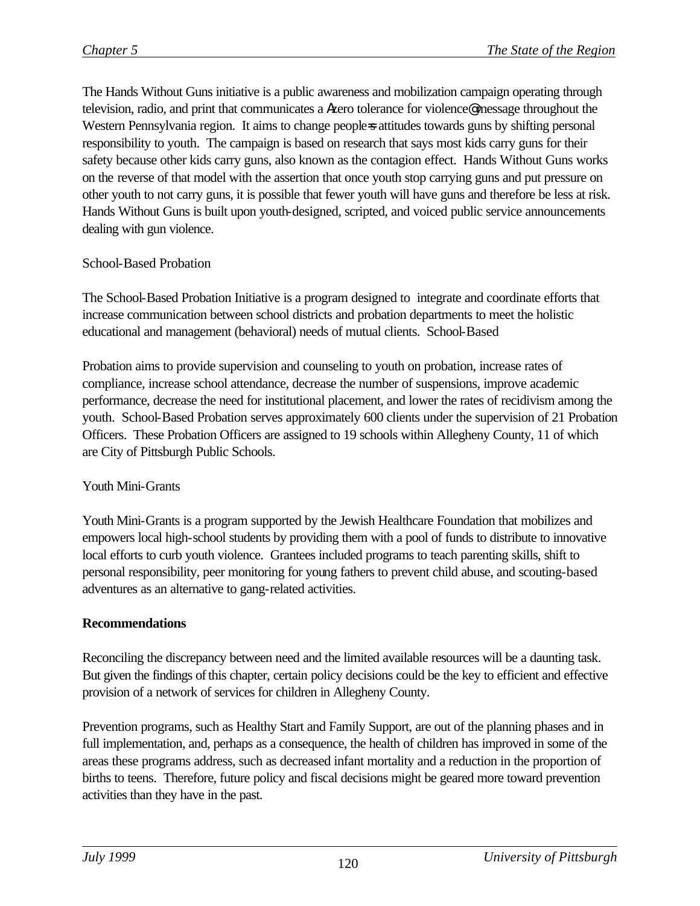The Hands Without Guns initiative is a public awareness and mobilization campaign operating through television, radio, and print that communicates a Azero tolerance for violence@ message throughout the Western Pennsylvania region. It aims to change people=s attitudes towards guns by shifting personal responsibility to youth. The campaign is based on research that says most kids carry guns for their safety because other kids carry guns, also known as the contagion effect. Hands Without Guns works on the reverse of that model with the assertion that once youth stop carrying guns and put pressure on other youth to not carry guns, it is possible that fewer youth will have guns and therefore be less at risk. Hands Without Guns is built upon youth-designed, scripted, and voiced public service announcements dealing with gun violence.

School-Based Probation

The School-Based Probation Initiative is a program designed to integrate and coordinate efforts that increase communication between school districts and probation departments to meet the holistic educational and management (behavioral) needs of mutual clients. School-Based

Probation aims to provide supervision and counseling to youth on probation, increase rates of compliance, increase school attendance, decrease the number of suspensions, improve academic performance, decrease the need for institutional placement, and lower the rates of recidivism among the youth. School-Based Probation serves approximately 600 clients under the supervision of 21 Probation Officers. These Probation Officers are assigned to 19 schools within Allegheny County, 11 of which are City of Pittsburgh Public Schools.

Youth Mini-Grants

Youth Mini-Grants is a program supported by the Jewish Healthcare Foundation that mobilizes and empowers local high-school students by providing them with a pool of funds to distribute to innovative local efforts to curb youth violence. Grantees included programs to teach parenting skills, shift to personal responsibility, peer monitoring for young fathers to prevent child abuse, and scouting-based adventures as an alternative to gang-related activities.

**Recommendations**

Reconciling the discrepancy between need and the limited available resources will be a daunting task. But given the findings of this chapter, certain policy decisions could be the key to efficient and effective provision of a network of services for children in Allegheny County.

Prevention programs, such as Healthy Start and Family Support, are out of the planning phases and in full implementation, and, perhaps as a consequence, the health of children has improved in some of the areas these programs address, such as decreased infant mortality and a reduction in the proportion of births to teens. Therefore, future policy and fiscal decisions might be geared more toward prevention activities than they have in the past.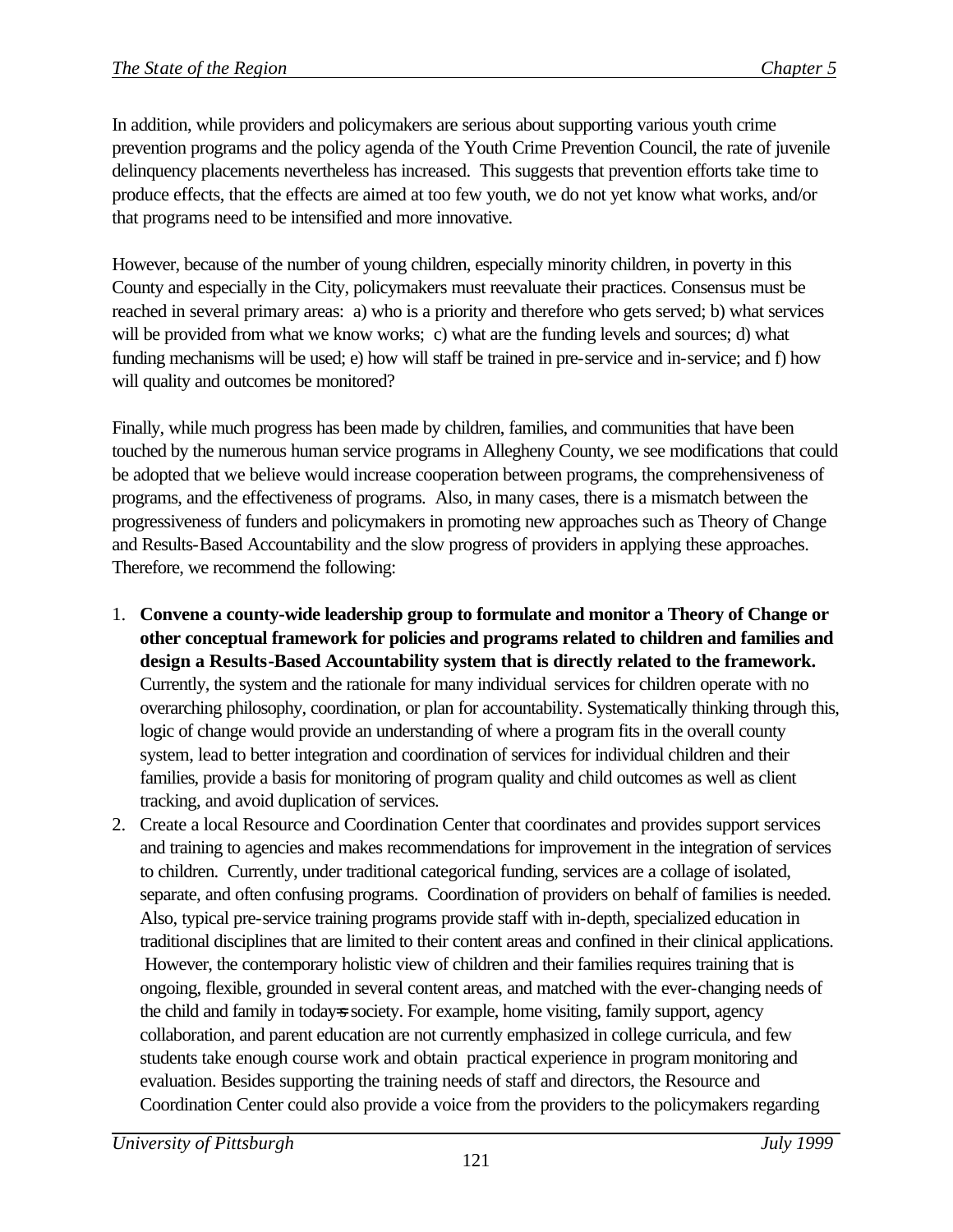In addition, while providers and policymakers are serious about supporting various youth crime prevention programs and the policy agenda of the Youth Crime Prevention Council, the rate of juvenile delinquency placements nevertheless has increased. This suggests that prevention efforts take time to produce effects, that the effects are aimed at too few youth, we do not yet know what works, and/or that programs need to be intensified and more innovative.

However, because of the number of young children, especially minority children, in poverty in this County and especially in the City, policymakers must reevaluate their practices. Consensus must be reached in several primary areas: a) who is a priority and therefore who gets served; b) what services will be provided from what we know works; c) what are the funding levels and sources; d) what funding mechanisms will be used; e) how will staff be trained in pre-service and in-service; and f) how will quality and outcomes be monitored?

Finally, while much progress has been made by children, families, and communities that have been touched by the numerous human service programs in Allegheny County, we see modifications that could be adopted that we believe would increase cooperation between programs, the comprehensiveness of programs, and the effectiveness of programs. Also, in many cases, there is a mismatch between the progressiveness of funders and policymakers in promoting new approaches such as Theory of Change and Results-Based Accountability and the slow progress of providers in applying these approaches. Therefore, we recommend the following:

1. **Convene a county-wide leadership group to formulate and monitor a Theory of Change or other conceptual framework for policies and programs related to children and families and design a Results-Based Accountability system that is directly related to the framework.** Currently, the system and the rationale for many individual services for children operate with no overarching philosophy, coordination, or plan for accountability. Systematically thinking through this, logic of change would provide an understanding of where a program fits in the overall county system, lead to better integration and coordination of services for individual children and their families, provide a basis for monitoring of program quality and child outcomes as well as client tracking, and avoid duplication of services.
2. Create a local Resource and Coordination Center that coordinates and provides support services and training to agencies and makes recommendations for improvement in the integration of services to children. Currently, under traditional categorical funding, services are a collage of isolated, separate, and often confusing programs. Coordination of providers on behalf of families is needed. Also, typical pre-service training programs provide staff with in-depth, specialized education in traditional disciplines that are limited to their content areas and confined in their clinical applications. However, the contemporary holistic view of children and their families requires training that is ongoing, flexible, grounded in several content areas, and matched with the ever-changing needs of the child and family in today's society. For example, home visiting, family support, agency collaboration, and parent education are not currently emphasized in college curricula, and few students take enough course work and obtain practical experience in program monitoring and evaluation. Besides supporting the training needs of staff and directors, the Resource and Coordination Center could also provide a voice from the providers to the policymakers regarding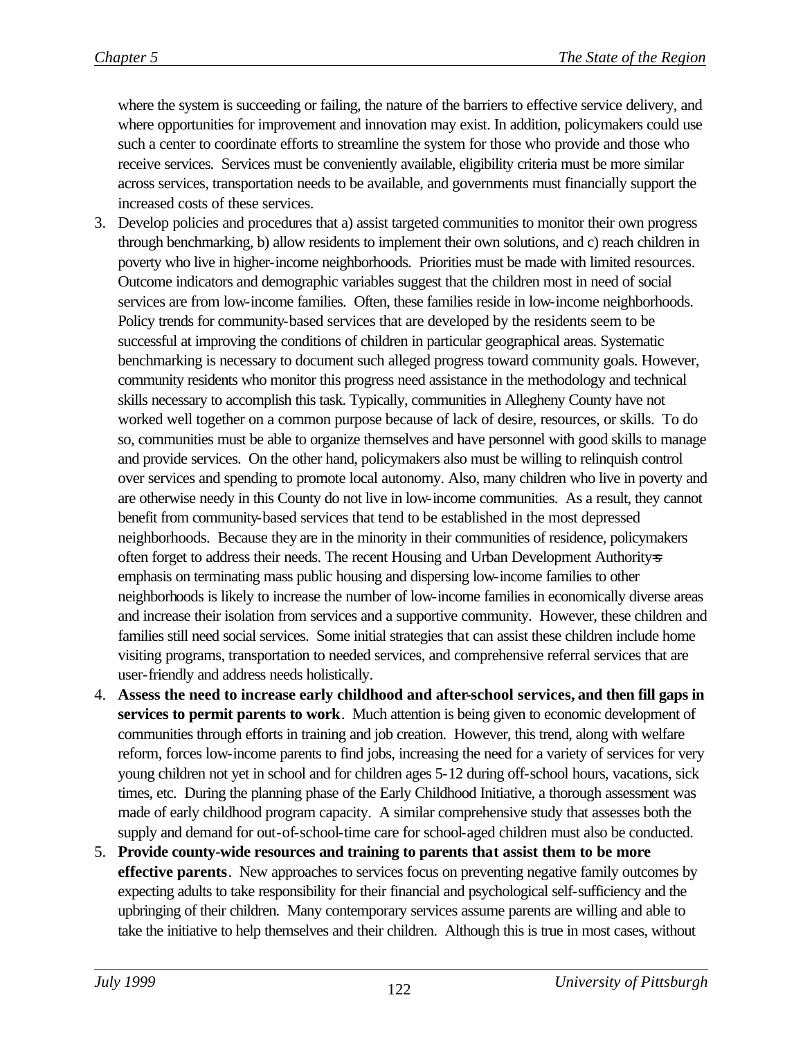where the system is succeeding or failing, the nature of the barriers to effective service delivery, and where opportunities for improvement and innovation may exist. In addition, policymakers could use such a center to coordinate efforts to streamline the system for those who provide and those who receive services. Services must be conveniently available, eligibility criteria must be more similar across services, transportation needs to be available, and governments must financially support the increased costs of these services.

3. Develop policies and procedures that a) assist targeted communities to monitor their own progress through benchmarking, b) allow residents to implement their own solutions, and c) reach children in poverty who live in higher-income neighborhoods. Priorities must be made with limited resources. Outcome indicators and demographic variables suggest that the children most in need of social services are from low-income families. Often, these families reside in low-income neighborhoods. Policy trends for community-based services that are developed by the residents seem to be successful at improving the conditions of children in particular geographical areas. Systematic benchmarking is necessary to document such alleged progress toward community goals. However, community residents who monitor this progress need assistance in the methodology and technical skills necessary to accomplish this task. Typically, communities in Allegheny County have not worked well together on a common purpose because of lack of desire, resources, or skills. To do so, communities must be able to organize themselves and have personnel with good skills to manage and provide services. On the other hand, policymakers also must be willing to relinquish control over services and spending to promote local autonomy. Also, many children who live in poverty and are otherwise needy in this County do not live in low-income communities. As a result, they cannot benefit from community-based services that tend to be established in the most depressed neighborhoods. Because they are in the minority in their communities of residence, policymakers often forget to address their needs. The recent Housing and Urban Development Authority's emphasis on terminating mass public housing and dispersing low-income families to other neighborhoods is likely to increase the number of low-income families in economically diverse areas and increase their isolation from services and a supportive community. However, these children and families still need social services. Some initial strategies that can assist these children include home visiting programs, transportation to needed services, and comprehensive referral services that are user-friendly and address needs holistically.

4. **Assess the need to increase early childhood and after-school services, and then fill gaps in services to permit parents to work**. Much attention is being given to economic development of communities through efforts in training and job creation. However, this trend, along with welfare reform, forces low-income parents to find jobs, increasing the need for a variety of services for very young children not yet in school and for children ages 5-12 during off-school hours, vacations, sick times, etc. During the planning phase of the Early Childhood Initiative, a thorough assessment was made of early childhood program capacity. A similar comprehensive study that assesses both the supply and demand for out-of-school-time care for school-aged children must also be conducted.

5. **Provide county-wide resources and training to parents that assist them to be more effective parents**. New approaches to services focus on preventing negative family outcomes by expecting adults to take responsibility for their financial and psychological self-sufficiency and the upbringing of their children. Many contemporary services assume parents are willing and able to take the initiative to help themselves and their children. Although this is true in most cases, without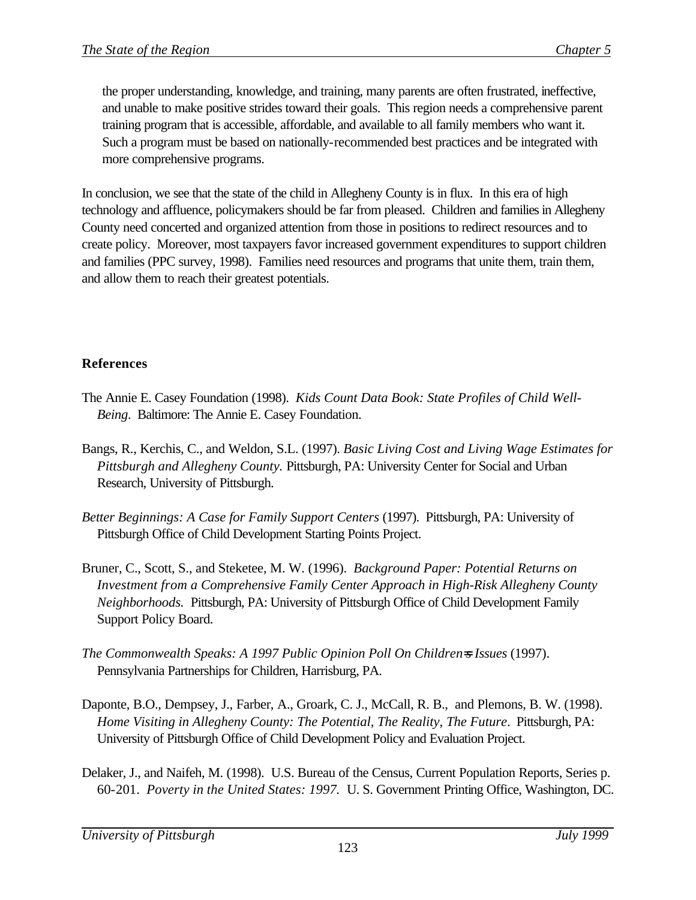the proper understanding, knowledge, and training, many parents are often frustrated, ineffective, and unable to make positive strides toward their goals. This region needs a comprehensive parent training program that is accessible, affordable, and available to all family members who want it. Such a program must be based on nationally-recommended best practices and be integrated with more comprehensive programs.

In conclusion, we see that the state of the child in Allegheny County is in flux. In this era of high technology and affluence, policymakers should be far from pleased. Children and families in Allegheny County need concerted and organized attention from those in positions to redirect resources and to create policy. Moreover, most taxpayers favor increased government expenditures to support children and families (PPC survey, 1998). Families need resources and programs that unite them, train them, and allow them to reach their greatest potentials.

**References**

The Annie E. Casey Foundation (1998). *Kids Count Data Book: State Profiles of Child Well-Being*. Baltimore: The Annie E. Casey Foundation.

Bangs, R., Kerchis, C., and Weldon, S.L. (1997). *Basic Living Cost and Living Wage Estimates for Pittsburgh and Allegheny County.* Pittsburgh, PA: University Center for Social and Urban Research, University of Pittsburgh.

*Better Beginnings: A Case for Family Support Centers* (1997). Pittsburgh, PA: University of Pittsburgh Office of Child Development Starting Points Project.

Bruner, C., Scott, S., and Steketee, M. W. (1996). *Background Paper: Potential Returns on Investment from a Comprehensive Family Center Approach in High-Risk Allegheny County Neighborhoods.* Pittsburgh, PA: University of Pittsburgh Office of Child Development Family Support Policy Board.

*The Commonwealth Speaks: A 1997 Public Opinion Poll On Children=s Issues* (1997). Pennsylvania Partnerships for Children, Harrisburg, PA.

Daponte, B.O., Dempsey, J., Farber, A., Groark, C. J., McCall, R. B., and Plemons, B. W. (1998). *Home Visiting in Allegheny County: The Potential, The Reality, The Future*. Pittsburgh, PA: University of Pittsburgh Office of Child Development Policy and Evaluation Project.

Delaker, J., and Naifeh, M. (1998). U.S. Bureau of the Census, Current Population Reports, Series p. 60-201. *Poverty in the United States: 1997*. U. S. Government Printing Office, Washington, DC.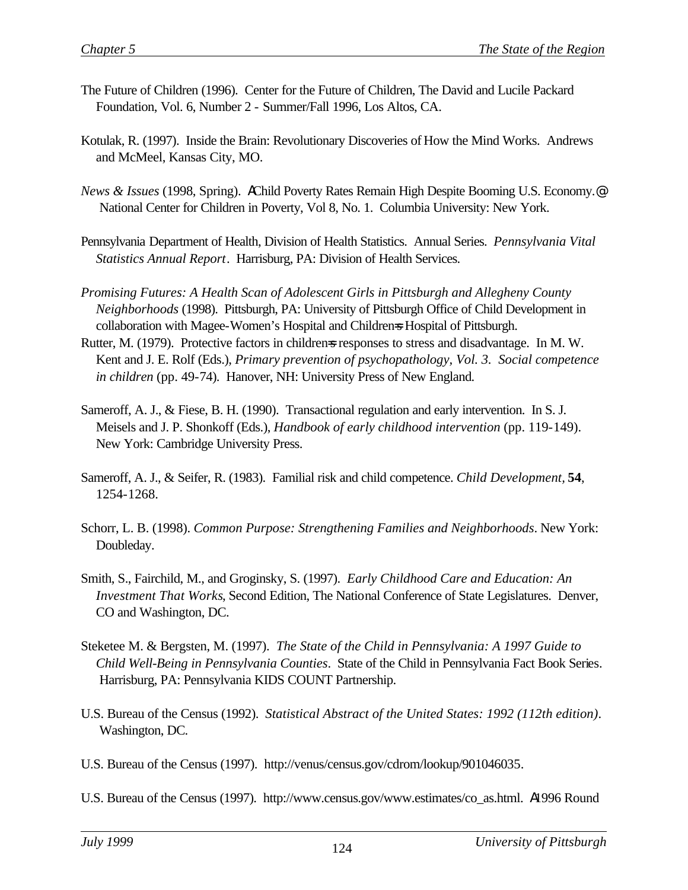The Future of Children (1996). Center for the Future of Children, The David and Lucile Packard Foundation, Vol. 6, Number 2 - Summer/Fall 1996, Los Altos, CA.

Kotulak, R. (1997). Inside the Brain: Revolutionary Discoveries of How the Mind Works. Andrews and McMeel, Kansas City, MO.

*News & Issues* (1998, Spring). AChild Poverty Rates Remain High Despite Booming U.S. Economy.@ National Center for Children in Poverty, Vol 8, No. 1. Columbia University: New York.

Pennsylvania Department of Health, Division of Health Statistics. Annual Series. *Pennsylvania Vital Statistics Annual Report*. Harrisburg, PA: Division of Health Services.

*Promising Futures: A Health Scan of Adolescent Girls in Pittsburgh and Allegheny County Neighborhoods* (1998). Pittsburgh, PA: University of Pittsburgh Office of Child Development in collaboration with Magee-Women's Hospital and Children=s Hospital of Pittsburgh.

Rutter, M. (1979). Protective factors in children=s responses to stress and disadvantage. In M. W. Kent and J. E. Rolf (Eds.), *Primary prevention of psychopathology, Vol. 3. Social competence in children* (pp. 49-74). Hanover, NH: University Press of New England.

Sameroff, A. J., & Fiese, B. H. (1990). Transactional regulation and early intervention. In S. J. Meisels and J. P. Shonkoff (Eds.), *Handbook of early childhood intervention* (pp. 119-149). New York: Cambridge University Press.

Sameroff, A. J., & Seifer, R. (1983). Familial risk and child competence. *Child Development*, **54**, 1254-1268.

Schorr, L. B. (1998). *Common Purpose: Strengthening Families and Neighborhoods*. New York: Doubleday.

Smith, S., Fairchild, M., and Groginsky, S. (1997). *Early Childhood Care and Education: An Investment That Works*, Second Edition, The National Conference of State Legislatures. Denver, CO and Washington, DC.

Steketee M. & Bergsten, M. (1997). *The State of the Child in Pennsylvania: A 1997 Guide to Child Well-Being in Pennsylvania Counties*. State of the Child in Pennsylvania Fact Book Series. Harrisburg, PA: Pennsylvania KIDS COUNT Partnership.

U.S. Bureau of the Census (1992). *Statistical Abstract of the United States: 1992 (112th edition)*. Washington, DC.

U.S. Bureau of the Census (1997). http://venus/census.gov/cdrom/lookup/901046035.

U.S. Bureau of the Census (1997). http://www.census.gov/www.estimates/co_as.html. A1996 Round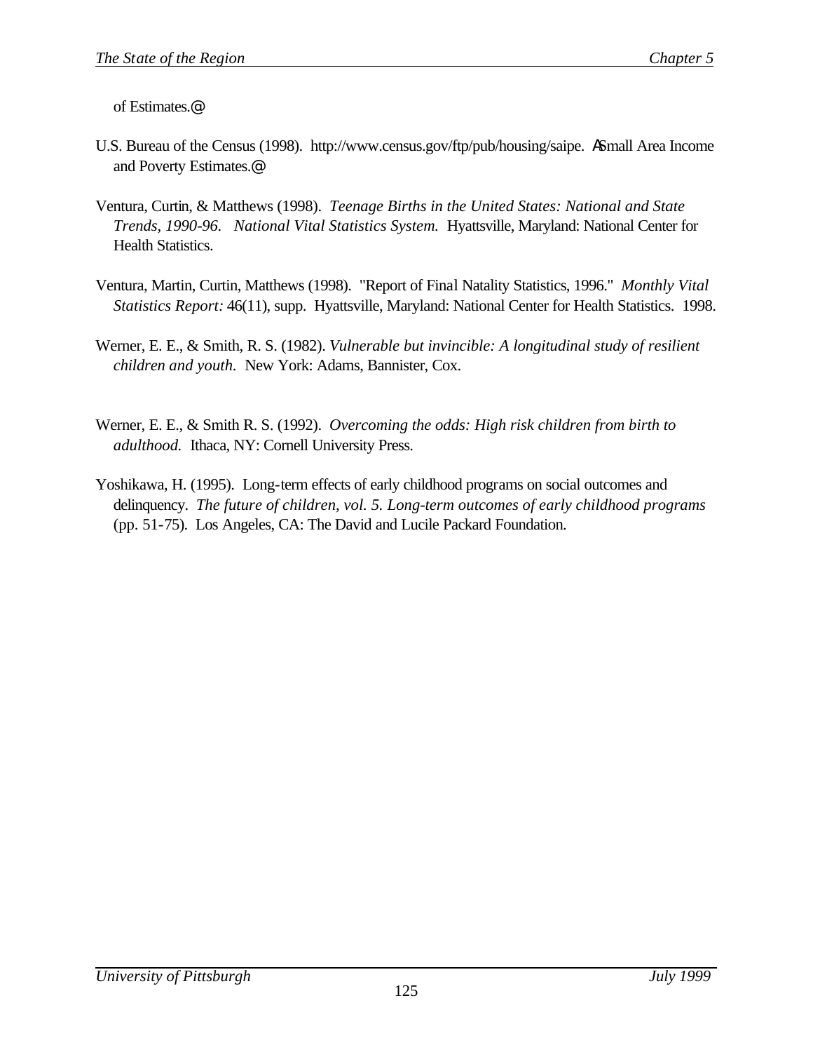of Estimates.@

U.S. Bureau of the Census (1998). http://www.census.gov/ftp/pub/housing/saipe. ASmall Area Income and Poverty Estimates.@

Ventura, Curtin, & Matthews (1998). *Teenage Births in the United States: National and State Trends, 1990-96. National Vital Statistics System.* Hyattsville, Maryland: National Center for Health Statistics.

Ventura, Martin, Curtin, Matthews (1998). "Report of Final Natality Statistics, 1996." *Monthly Vital Statistics Report:* 46(11), supp. Hyattsville, Maryland: National Center for Health Statistics. 1998.

Werner, E. E., & Smith, R. S. (1982). *Vulnerable but invincible: A longitudinal study of resilient children and youth.* New York: Adams, Bannister, Cox.

Werner, E. E., & Smith R. S. (1992). *Overcoming the odds: High risk children from birth to adulthood.* Ithaca, NY: Cornell University Press.

Yoshikawa, H. (1995). Long-term effects of early childhood programs on social outcomes and delinquency. *The future of children, vol. 5. Long-term outcomes of early childhood programs* (pp. 51-75). Los Angeles, CA: The David and Lucile Packard Foundation.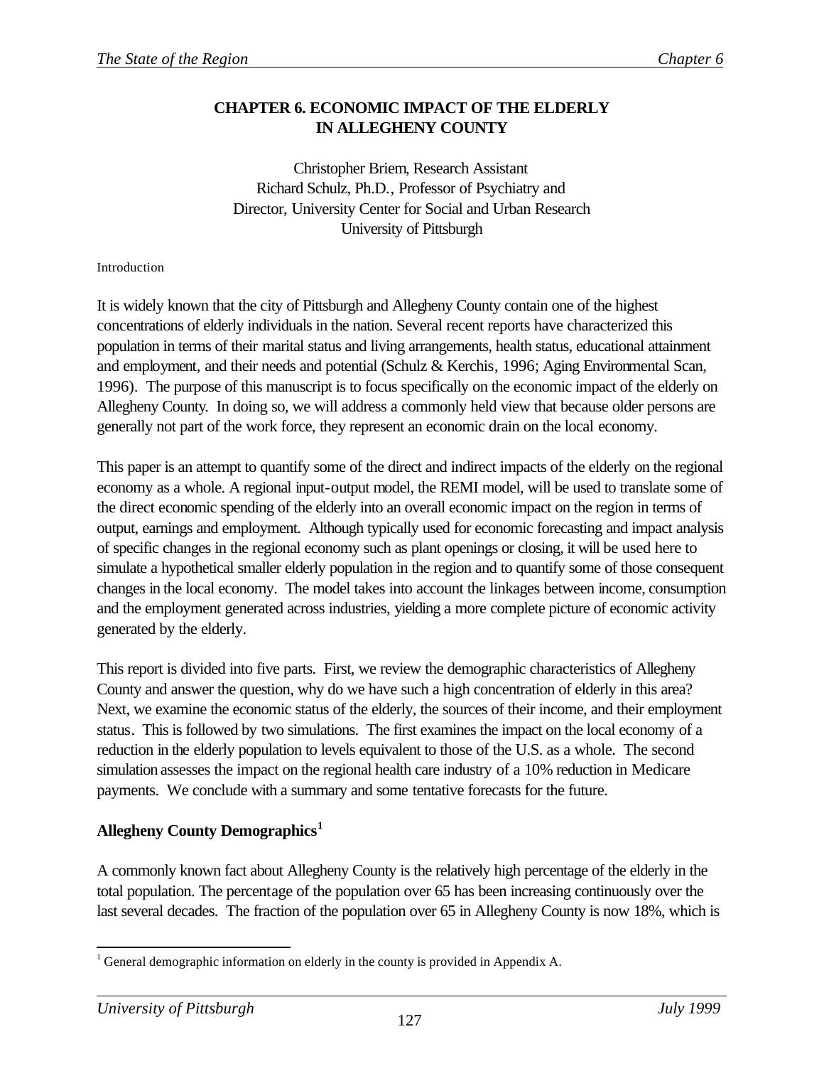# CHAPTER 6. ECONOMIC IMPACT OF THE ELDERLY IN ALLEGHENY COUNTY

Christopher Briem, Research Assistant
Richard Schulz, Ph.D., Professor of Psychiatry and
Director, University Center for Social and Urban Research
University of Pittsburgh

Introduction

It is widely known that the city of Pittsburgh and Allegheny County contain one of the highest concentrations of elderly individuals in the nation. Several recent reports have characterized this population in terms of their marital status and living arrangements, health status, educational attainment and employment, and their needs and potential (Schulz & Kerchis, 1996; Aging Environmental Scan, 1996). The purpose of this manuscript is to focus specifically on the economic impact of the elderly on Allegheny County. In doing so, we will address a commonly held view that because older persons are generally not part of the work force, they represent an economic drain on the local economy.

This paper is an attempt to quantify some of the direct and indirect impacts of the elderly on the regional economy as a whole. A regional input-output model, the REMI model, will be used to translate some of the direct economic spending of the elderly into an overall economic impact on the region in terms of output, earnings and employment. Although typically used for economic forecasting and impact analysis of specific changes in the regional economy such as plant openings or closing, it will be used here to simulate a hypothetical smaller elderly population in the region and to quantify some of those consequent changes in the local economy. The model takes into account the linkages between income, consumption and the employment generated across industries, yielding a more complete picture of economic activity generated by the elderly.

This report is divided into five parts. First, we review the demographic characteristics of Allegheny County and answer the question, why do we have such a high concentration of elderly in this area? Next, we examine the economic status of the elderly, the sources of their income, and their employment status. This is followed by two simulations. The first examines the impact on the local economy of a reduction in the elderly population to levels equivalent to those of the U.S. as a whole. The second simulation assesses the impact on the regional health care industry of a 10% reduction in Medicare payments. We conclude with a summary and some tentative forecasts for the future.

## Allegheny County Demographics[1]

A commonly known fact about Allegheny County is the relatively high percentage of the elderly in the total population. The percentage of the population over 65 has been increasing continuously over the last several decades. The fraction of the population over 65 in Allegheny County is now 18%, which is

[1] General demographic information on elderly in the county is provided in Appendix A.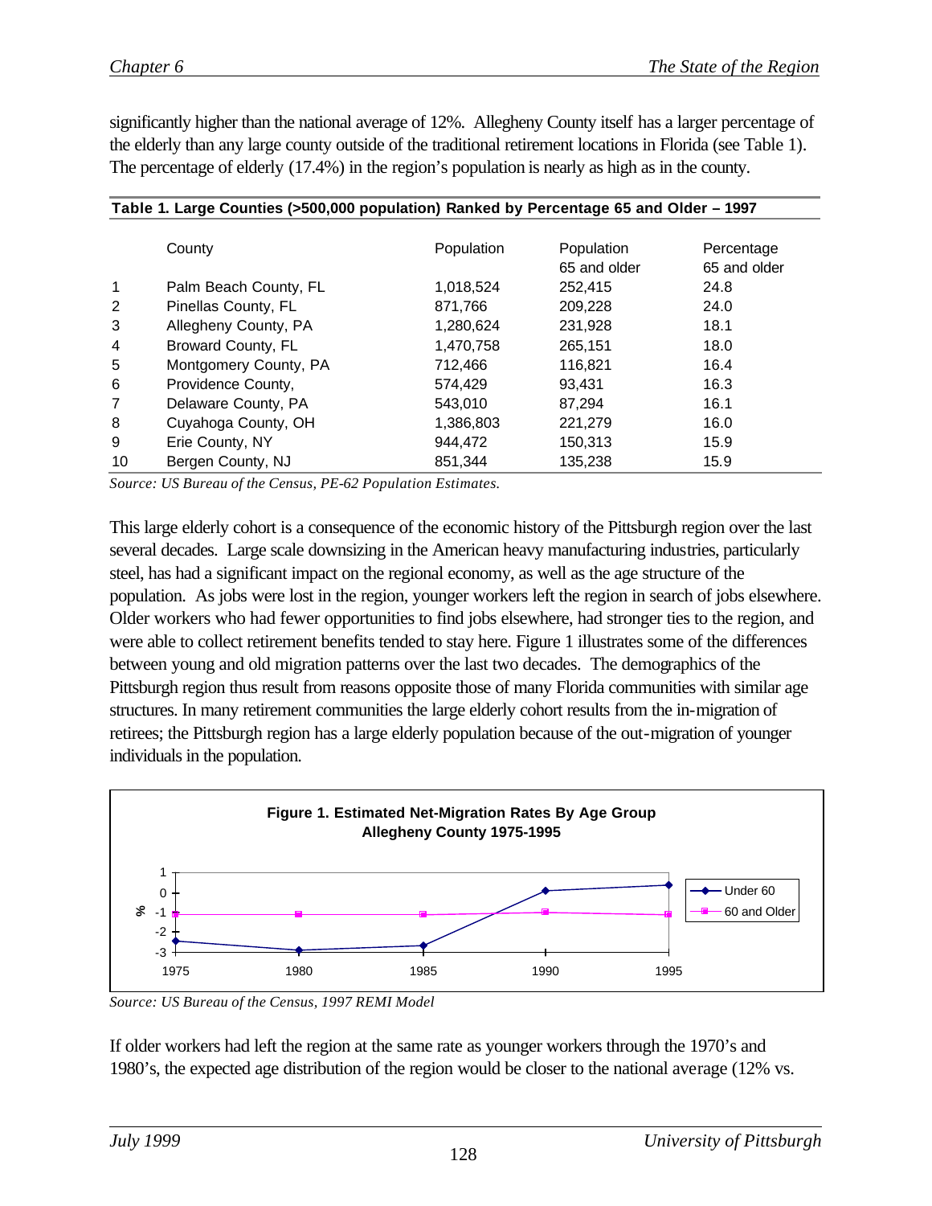significantly higher than the national average of 12%. Allegheny County itself has a larger percentage of the elderly than any large county outside of the traditional retirement locations in Florida (see Table 1). The percentage of elderly (17.4%) in the region's population is nearly as high as in the county.

**Table 1. Large Counties (>500,000 population) Ranked by Percentage 65 and Older – 1997**

| | County | Population | Population 65 and older | Percentage 65 and older |
|---|---|---|---|---|
| 1 | Palm Beach County, FL | 1,018,524 | 252,415 | 24.8 |
| 2 | Pinellas County, FL | 871,766 | 209,228 | 24.0 |
| 3 | Allegheny County, PA | 1,280,624 | 231,928 | 18.1 |
| 4 | Broward County, FL | 1,470,758 | 265,151 | 18.0 |
| 5 | Montgomery County, PA | 712,466 | 116,821 | 16.4 |
| 6 | Providence County, | 574,429 | 93,431 | 16.3 |
| 7 | Delaware County, PA | 543,010 | 87,294 | 16.1 |
| 8 | Cuyahoga County, OH | 1,386,803 | 221,279 | 16.0 |
| 9 | Erie County, NY | 944,472 | 150,313 | 15.9 |
| 10 | Bergen County, NJ | 851,344 | 135,238 | 15.9 |

*Source: US Bureau of the Census, PE-62 Population Estimates.*

This large elderly cohort is a consequence of the economic history of the Pittsburgh region over the last several decades. Large scale downsizing in the American heavy manufacturing industries, particularly steel, has had a significant impact on the regional economy, as well as the age structure of the population. As jobs were lost in the region, younger workers left the region in search of jobs elsewhere. Older workers who had fewer opportunities to find jobs elsewhere, had stronger ties to the region, and were able to collect retirement benefits tended to stay here. Figure 1 illustrates some of the differences between young and old migration patterns over the last two decades. The demographics of the Pittsburgh region thus result from reasons opposite those of many Florida communities with similar age structures. In many retirement communities the large elderly cohort results from the in-migration of retirees; the Pittsburgh region has a large elderly population because of the out-migration of younger individuals in the population.

**Figure 1. Estimated Net-Migration Rates By Age Group Allegheny County 1975-1995**

*Source: US Bureau of the Census, 1997 REMI Model*

If older workers had left the region at the same rate as younger workers through the 1970's and 1980's, the expected age distribution of the region would be closer to the national average (12% vs.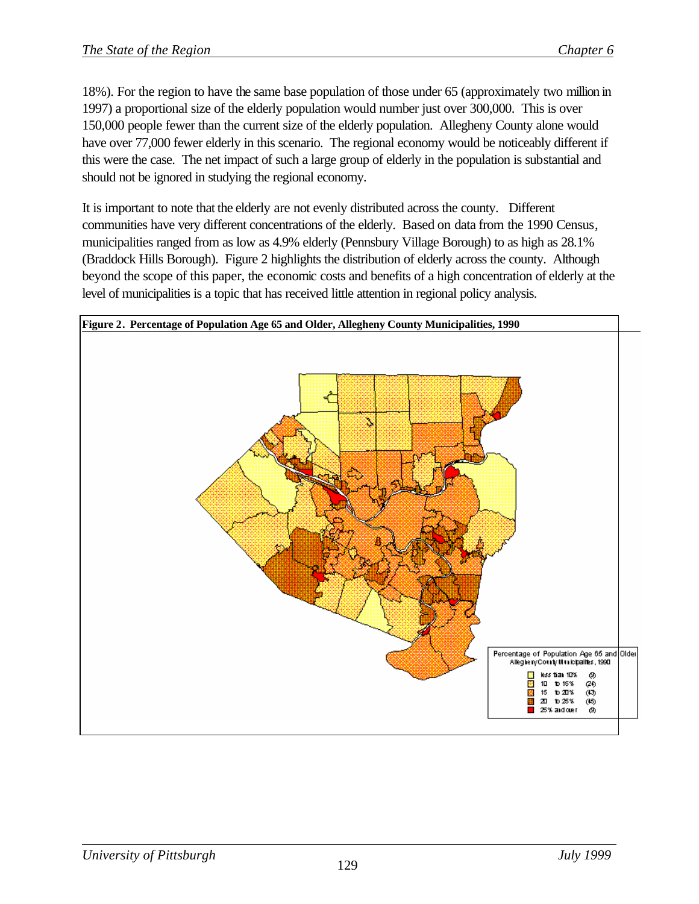18%). For the region to have the same base population of those under 65 (approximately two million in 1997) a proportional size of the elderly population would number just over 300,000. This is over 150,000 people fewer than the current size of the elderly population. Allegheny County alone would have over 77,000 fewer elderly in this scenario. The regional economy would be noticeably different if this were the case. The net impact of such a large group of elderly in the population is substantial and should not be ignored in studying the regional economy.

It is important to note that the elderly are not evenly distributed across the county. Different communities have very different concentrations of the elderly. Based on data from the 1990 Census, municipalities ranged from as low as 4.9% elderly (Pennsbury Village Borough) to as high as 28.1% (Braddock Hills Borough). Figure 2 highlights the distribution of elderly across the county. Although beyond the scope of this paper, the economic costs and benefits of a high concentration of elderly at the level of municipalities is a topic that has received little attention in regional policy analysis.

**Figure 2. Percentage of Population Age 65 and Older, Allegheny County Municipalities, 1990**

Percentage of Population Age 65 and Older
Allegheny County Municipalities, 1990

- less than 10% (9)
- 10 to 15% (24)
- 15 to 20% (43)
- 20 to 25% (45)
- 25% and over (9)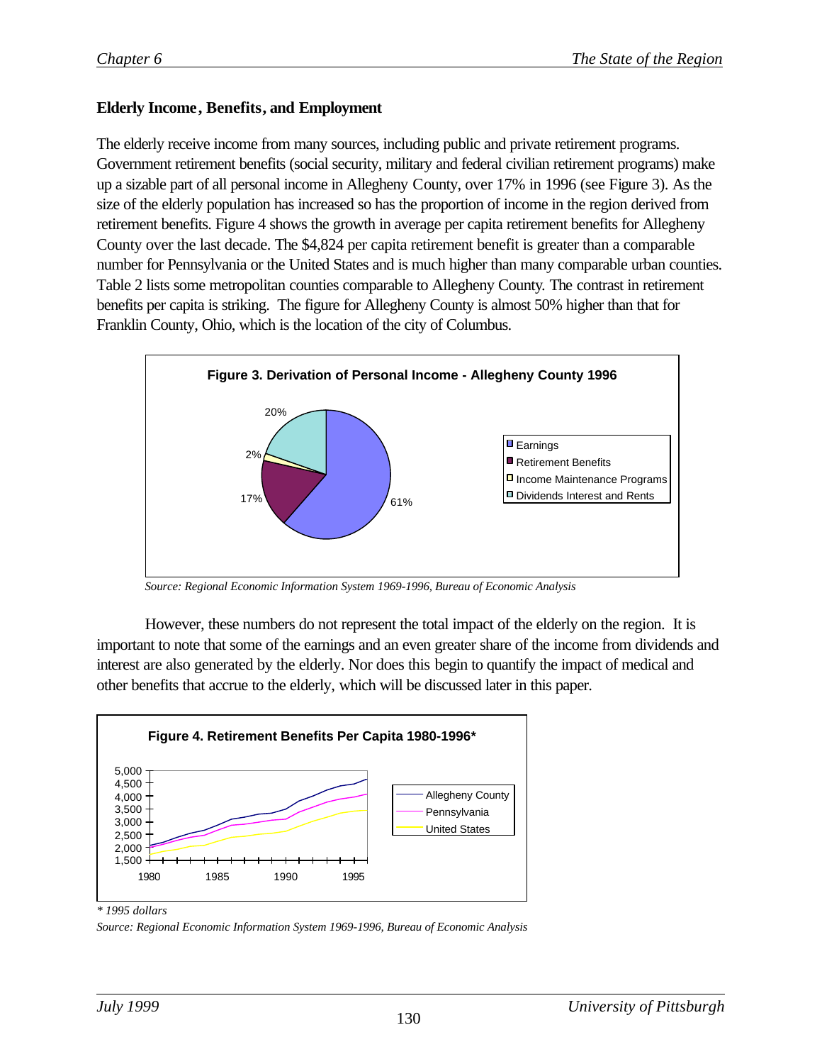### Elderly Income, Benefits, and Employment

The elderly receive income from many sources, including public and private retirement programs. Government retirement benefits (social security, military and federal civilian retirement programs) make up a sizable part of all personal income in Allegheny County, over 17% in 1996 (see Figure 3). As the size of the elderly population has increased so has the proportion of income in the region derived from retirement benefits. Figure 4 shows the growth in average per capita retirement benefits for Allegheny County over the last decade. The $4,824 per capita retirement benefit is greater than a comparable number for Pennsylvania or the United States and is much higher than many comparable urban counties. Table 2 lists some metropolitan counties comparable to Allegheny County. The contrast in retirement benefits per capita is striking. The figure for Allegheny County is almost 50% higher than that for Franklin County, Ohio, which is the location of the city of Columbus.

**Figure 3. Derivation of Personal Income - Allegheny County 1996**

- Earnings: 61%
- Retirement Benefits: 17%
- Income Maintenance Programs: 2%
- Dividends Interest and Rents: 20%

*Source: Regional Economic Information System 1969-1996, Bureau of Economic Analysis*

However, these numbers do not represent the total impact of the elderly on the region. It is important to note that some of the earnings and an even greater share of the income from dividends and interest are also generated by the elderly. Nor does this begin to quantify the impact of medical and other benefits that accrue to the elderly, which will be discussed later in this paper.

**Figure 4. Retirement Benefits Per Capita 1980-1996***

(Line chart, 1980–1996, y-axis 1,500–5,000; series: Allegheny County, Pennsylvania, United States)

*\* 1995 dollars*

*Source: Regional Economic Information System 1969-1996, Bureau of Economic Analysis*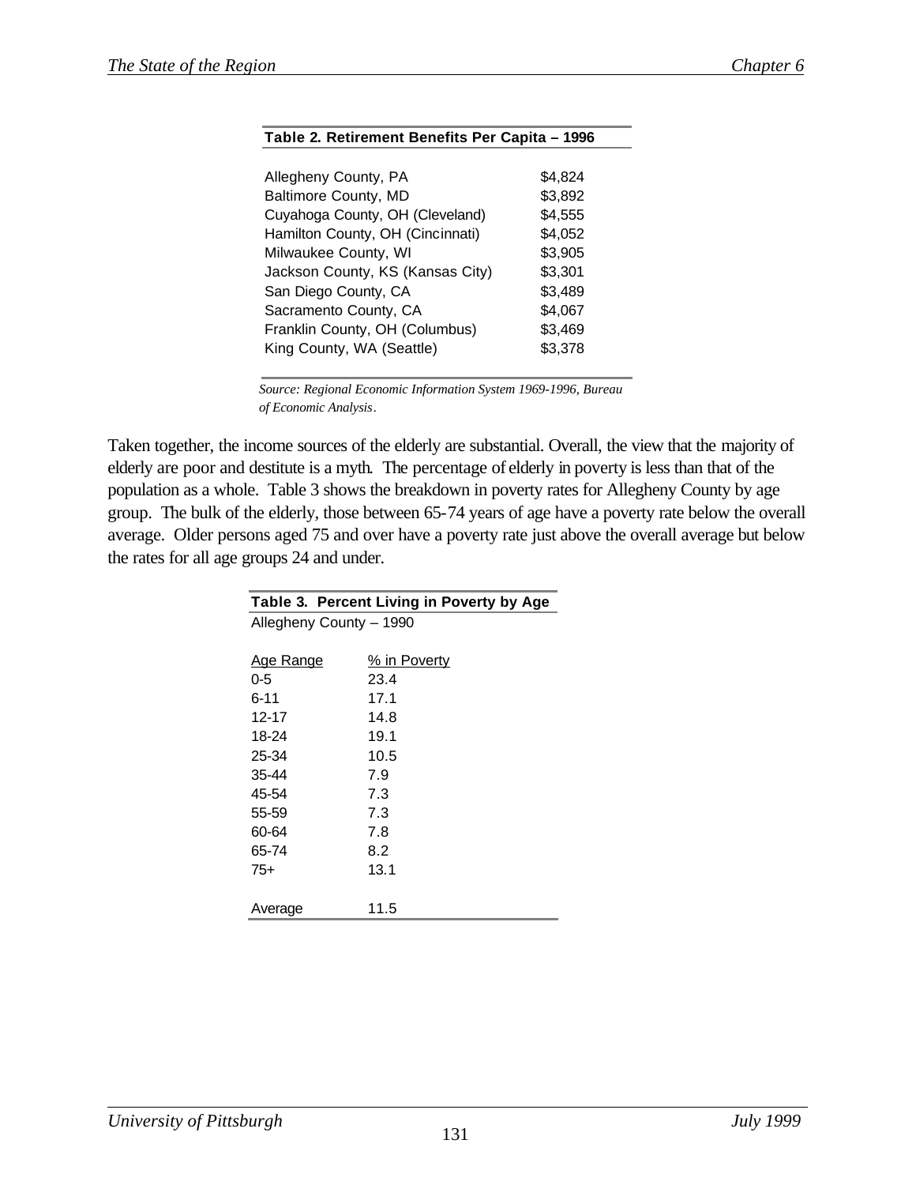**Table 2. Retirement Benefits Per Capita – 1996**

| County | Benefits |
|---|---|
| Allegheny County, PA | $4,824 |
| Baltimore County, MD | $3,892 |
| Cuyahoga County, OH (Cleveland) | $4,555 |
| Hamilton County, OH (Cincinnati) | $4,052 |
| Milwaukee County, WI | $3,905 |
| Jackson County, KS (Kansas City) | $3,301 |
| San Diego County, CA | $3,489 |
| Sacramento County, CA | $4,067 |
| Franklin County, OH (Columbus) | $3,469 |
| King County, WA (Seattle) | $3,378 |

*Source: Regional Economic Information System 1969-1996, Bureau of Economic Analysis.*

Taken together, the income sources of the elderly are substantial. Overall, the view that the majority of elderly are poor and destitute is a myth. The percentage of elderly in poverty is less than that of the population as a whole. Table 3 shows the breakdown in poverty rates for Allegheny County by age group. The bulk of the elderly, those between 65-74 years of age have a poverty rate below the overall average. Older persons aged 75 and over have a poverty rate just above the overall average but below the rates for all age groups 24 and under.

**Table 3. Percent Living in Poverty by Age**

Allegheny County – 1990

| Age Range | % in Poverty |
|---|---|
| 0-5 | 23.4 |
| 6-11 | 17.1 |
| 12-17 | 14.8 |
| 18-24 | 19.1 |
| 25-34 | 10.5 |
| 35-44 | 7.9 |
| 45-54 | 7.3 |
| 55-59 | 7.3 |
| 60-64 | 7.8 |
| 65-74 | 8.2 |
| 75+ | 13.1 |
| Average | 11.5 |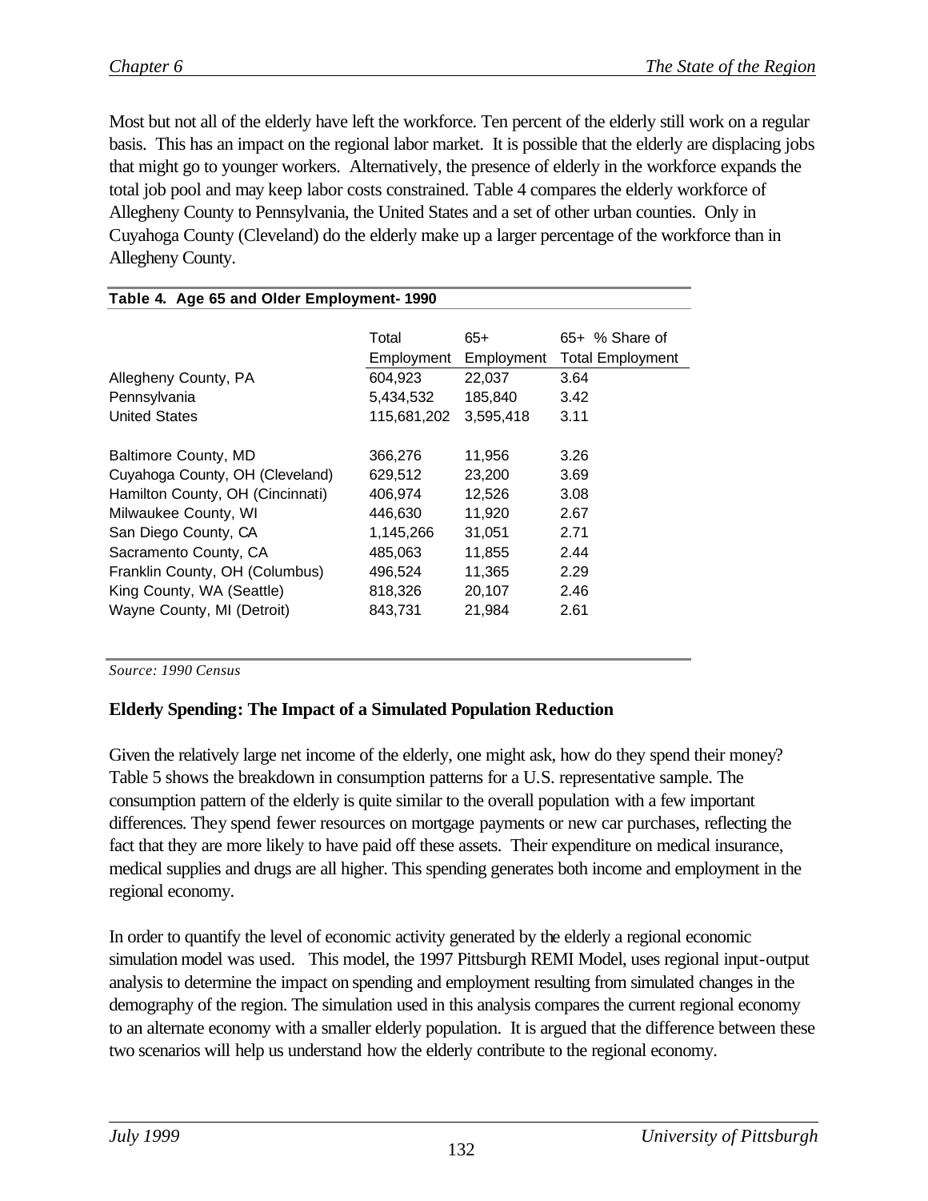Most but not all of the elderly have left the workforce. Ten percent of the elderly still work on a regular basis. This has an impact on the regional labor market. It is possible that the elderly are displacing jobs that might go to younger workers. Alternatively, the presence of elderly in the workforce expands the total job pool and may keep labor costs constrained. Table 4 compares the elderly workforce of Allegheny County to Pennsylvania, the United States and a set of other urban counties. Only in Cuyahoga County (Cleveland) do the elderly make up a larger percentage of the workforce than in Allegheny County.

**Table 4. Age 65 and Older Employment- 1990**

| | Total Employment | 65+ Employment | 65+ % Share of Total Employment |
|---|---|---|---|
| Allegheny County, PA | 604,923 | 22,037 | 3.64 |
| Pennsylvania | 5,434,532 | 185,840 | 3.42 |
| United States | 115,681,202 | 3,595,418 | 3.11 |
| | | | |
| Baltimore County, MD | 366,276 | 11,956 | 3.26 |
| Cuyahoga County, OH (Cleveland) | 629,512 | 23,200 | 3.69 |
| Hamilton County, OH (Cincinnati) | 406,974 | 12,526 | 3.08 |
| Milwaukee County, WI | 446,630 | 11,920 | 2.67 |
| San Diego County, CA | 1,145,266 | 31,051 | 2.71 |
| Sacramento County, CA | 485,063 | 11,855 | 2.44 |
| Franklin County, OH (Columbus) | 496,524 | 11,365 | 2.29 |
| King County, WA (Seattle) | 818,326 | 20,107 | 2.46 |
| Wayne County, MI (Detroit) | 843,731 | 21,984 | 2.61 |

*Source: 1990 Census*

**Elderly Spending: The Impact of a Simulated Population Reduction**

Given the relatively large net income of the elderly, one might ask, how do they spend their money? Table 5 shows the breakdown in consumption patterns for a U.S. representative sample. The consumption pattern of the elderly is quite similar to the overall population with a few important differences. They spend fewer resources on mortgage payments or new car purchases, reflecting the fact that they are more likely to have paid off these assets. Their expenditure on medical insurance, medical supplies and drugs are all higher. This spending generates both income and employment in the regional economy.

In order to quantify the level of economic activity generated by the elderly a regional economic simulation model was used. This model, the 1997 Pittsburgh REMI Model, uses regional input-output analysis to determine the impact on spending and employment resulting from simulated changes in the demography of the region. The simulation used in this analysis compares the current regional economy to an alternate economy with a smaller elderly population. It is argued that the difference between these two scenarios will help us understand how the elderly contribute to the regional economy.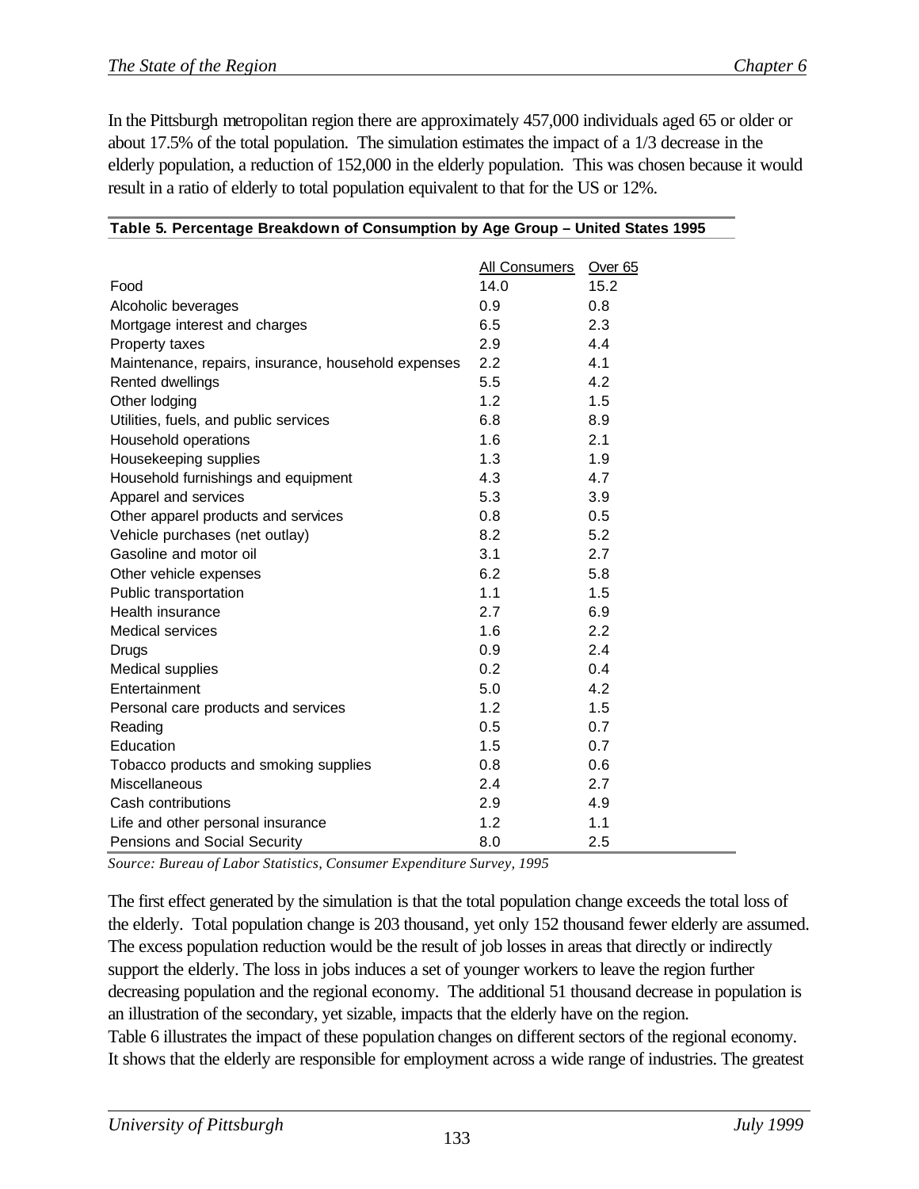In the Pittsburgh metropolitan region there are approximately 457,000 individuals aged 65 or older or about 17.5% of the total population. The simulation estimates the impact of a 1/3 decrease in the elderly population, a reduction of 152,000 in the elderly population. This was chosen because it would result in a ratio of elderly to total population equivalent to that for the US or 12%.

**Table 5. Percentage Breakdown of Consumption by Age Group – United States 1995**

| | All Consumers | Over 65 |
|---|---|---|
| Food | 14.0 | 15.2 |
| Alcoholic beverages | 0.9 | 0.8 |
| Mortgage interest and charges | 6.5 | 2.3 |
| Property taxes | 2.9 | 4.4 |
| Maintenance, repairs, insurance, household expenses | 2.2 | 4.1 |
| Rented dwellings | 5.5 | 4.2 |
| Other lodging | 1.2 | 1.5 |
| Utilities, fuels, and public services | 6.8 | 8.9 |
| Household operations | 1.6 | 2.1 |
| Housekeeping supplies | 1.3 | 1.9 |
| Household furnishings and equipment | 4.3 | 4.7 |
| Apparel and services | 5.3 | 3.9 |
| Other apparel products and services | 0.8 | 0.5 |
| Vehicle purchases (net outlay) | 8.2 | 5.2 |
| Gasoline and motor oil | 3.1 | 2.7 |
| Other vehicle expenses | 6.2 | 5.8 |
| Public transportation | 1.1 | 1.5 |
| Health insurance | 2.7 | 6.9 |
| Medical services | 1.6 | 2.2 |
| Drugs | 0.9 | 2.4 |
| Medical supplies | 0.2 | 0.4 |
| Entertainment | 5.0 | 4.2 |
| Personal care products and services | 1.2 | 1.5 |
| Reading | 0.5 | 0.7 |
| Education | 1.5 | 0.7 |
| Tobacco products and smoking supplies | 0.8 | 0.6 |
| Miscellaneous | 2.4 | 2.7 |
| Cash contributions | 2.9 | 4.9 |
| Life and other personal insurance | 1.2 | 1.1 |
| Pensions and Social Security | 8.0 | 2.5 |

*Source: Bureau of Labor Statistics, Consumer Expenditure Survey, 1995*

The first effect generated by the simulation is that the total population change exceeds the total loss of the elderly. Total population change is 203 thousand, yet only 152 thousand fewer elderly are assumed. The excess population reduction would be the result of job losses in areas that directly or indirectly support the elderly. The loss in jobs induces a set of younger workers to leave the region further decreasing population and the regional economy. The additional 51 thousand decrease in population is an illustration of the secondary, yet sizable, impacts that the elderly have on the region.

Table 6 illustrates the impact of these population changes on different sectors of the regional economy. It shows that the elderly are responsible for employment across a wide range of industries. The greatest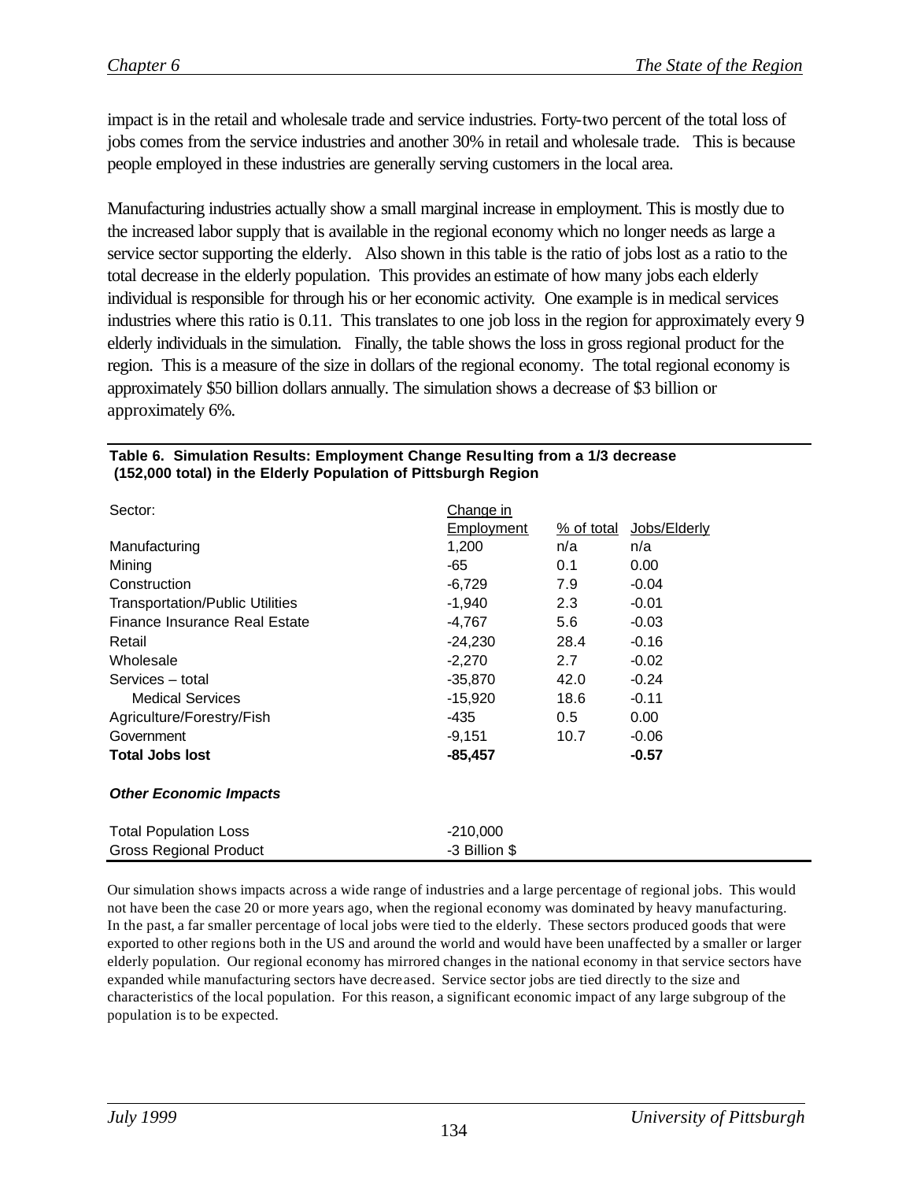impact is in the retail and wholesale trade and service industries. Forty-two percent of the total loss of jobs comes from the service industries and another 30% in retail and wholesale trade. This is because people employed in these industries are generally serving customers in the local area.

Manufacturing industries actually show a small marginal increase in employment. This is mostly due to the increased labor supply that is available in the regional economy which no longer needs as large a service sector supporting the elderly. Also shown in this table is the ratio of jobs lost as a ratio to the total decrease in the elderly population. This provides an estimate of how many jobs each elderly individual is responsible for through his or her economic activity. One example is in medical services industries where this ratio is 0.11. This translates to one job loss in the region for approximately every 9 elderly individuals in the simulation. Finally, the table shows the loss in gross regional product for the region. This is a measure of the size in dollars of the regional economy. The total regional economy is approximately $50 billion dollars annually. The simulation shows a decrease of $3 billion or approximately 6%.

**Table 6. Simulation Results: Employment Change Resulting from a 1/3 decrease (152,000 total) in the Elderly Population of Pittsburgh Region**

| Sector: | Change in Employment | % of total | Jobs/Elderly |
|---|---|---|---|
| Manufacturing | 1,200 | n/a | n/a |
| Mining | -65 | 0.1 | 0.00 |
| Construction | -6,729 | 7.9 | -0.04 |
| Transportation/Public Utilities | -1,940 | 2.3 | -0.01 |
| Finance Insurance Real Estate | -4,767 | 5.6 | -0.03 |
| Retail | -24,230 | 28.4 | -0.16 |
| Wholesale | -2,270 | 2.7 | -0.02 |
| Services – total | -35,870 | 42.0 | -0.24 |
| Medical Services | -15,920 | 18.6 | -0.11 |
| Agriculture/Forestry/Fish | -435 | 0.5 | 0.00 |
| Government | -9,151 | 10.7 | -0.06 |
| **Total Jobs lost** | **-85,457** | | **-0.57** |
| ***Other Economic Impacts*** | | | |
| Total Population Loss | -210,000 | | |
| Gross Regional Product | -3 Billion $ | | |

Our simulation shows impacts across a wide range of industries and a large percentage of regional jobs. This would not have been the case 20 or more years ago, when the regional economy was dominated by heavy manufacturing. In the past, a far smaller percentage of local jobs were tied to the elderly. These sectors produced goods that were exported to other regions both in the US and around the world and would have been unaffected by a smaller or larger elderly population. Our regional economy has mirrored changes in the national economy in that service sectors have expanded while manufacturing sectors have decreased. Service sector jobs are tied directly to the size and characteristics of the local population. For this reason, a significant economic impact of any large subgroup of the population is to be expected.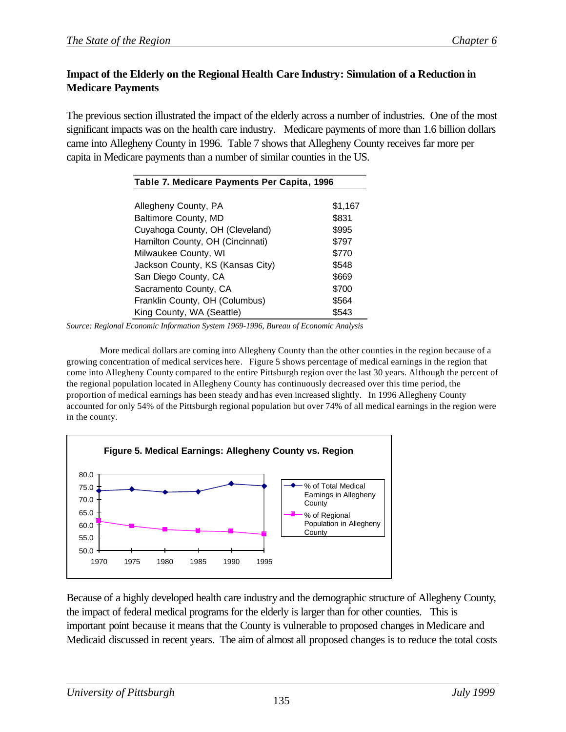### Impact of the Elderly on the Regional Health Care Industry: Simulation of a Reduction in Medicare Payments

The previous section illustrated the impact of the elderly across a number of industries. One of the most significant impacts was on the health care industry. Medicare payments of more than 1.6 billion dollars came into Allegheny County in 1996. Table 7 shows that Allegheny County receives far more per capita in Medicare payments than a number of similar counties in the US.

**Table 7. Medicare Payments Per Capita, 1996**

| County | Payment |
|---|---|
| Allegheny County, PA | $1,167 |
| Baltimore County, MD | $831 |
| Cuyahoga County, OH (Cleveland) | $995 |
| Hamilton County, OH (Cincinnati) | $797 |
| Milwaukee County, WI | $770 |
| Jackson County, KS (Kansas City) | $548 |
| San Diego County, CA | $669 |
| Sacramento County, CA | $700 |
| Franklin County, OH (Columbus) | $564 |
| King County, WA (Seattle) | $543 |

*Source: Regional Economic Information System 1969-1996, Bureau of Economic Analysis*

More medical dollars are coming into Allegheny County than the other counties in the region because of a growing concentration of medical services here. Figure 5 shows percentage of medical earnings in the region that come into Allegheny County compared to the entire Pittsburgh region over the last 30 years. Although the percent of the regional population located in Allegheny County has continuously decreased over this time period, the proportion of medical earnings has been steady and has even increased slightly. In 1996 Allegheny County accounted for only 54% of the Pittsburgh regional population but over 74% of all medical earnings in the region were in the county.

**Figure 5. Medical Earnings: Allegheny County vs. Region**

| Year | % of Total Medical Earnings in Allegheny County | % of Regional Population in Allegheny County |
|---|---|---|
| 1970 | ~73.5 | ~61.5 |
| 1975 | ~74.2 | ~59.7 |
| 1980 | ~73.0 | ~58.3 |
| 1985 | ~73.3 | ~57.8 |
| 1990 | ~76.2 | ~57.5 |
| 1995 | ~75.3 | ~56.4 |

Because of a highly developed health care industry and the demographic structure of Allegheny County, the impact of federal medical programs for the elderly is larger than for other counties. This is important point because it means that the County is vulnerable to proposed changes in Medicare and Medicaid discussed in recent years. The aim of almost all proposed changes is to reduce the total costs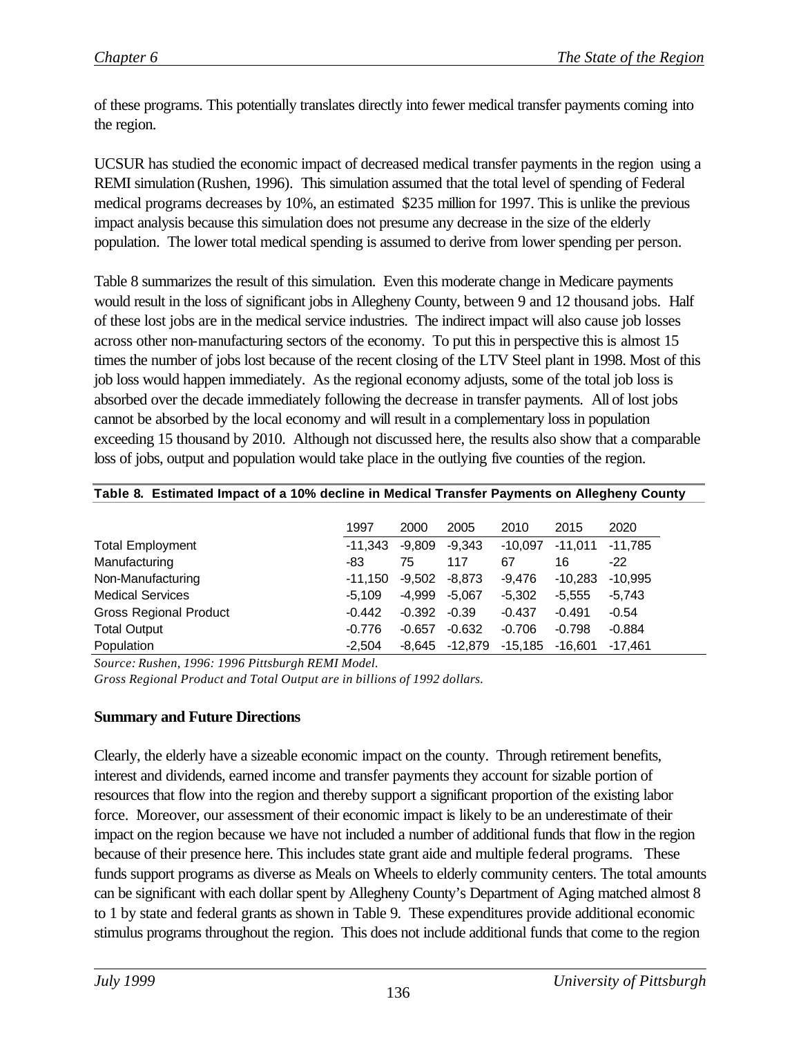of these programs. This potentially translates directly into fewer medical transfer payments coming into the region.

UCSUR has studied the economic impact of decreased medical transfer payments in the region using a REMI simulation (Rushen, 1996). This simulation assumed that the total level of spending of Federal medical programs decreases by 10%, an estimated $235 million for 1997. This is unlike the previous impact analysis because this simulation does not presume any decrease in the size of the elderly population. The lower total medical spending is assumed to derive from lower spending per person.

Table 8 summarizes the result of this simulation. Even this moderate change in Medicare payments would result in the loss of significant jobs in Allegheny County, between 9 and 12 thousand jobs. Half of these lost jobs are in the medical service industries. The indirect impact will also cause job losses across other non-manufacturing sectors of the economy. To put this in perspective this is almost 15 times the number of jobs lost because of the recent closing of the LTV Steel plant in 1998. Most of this job loss would happen immediately. As the regional economy adjusts, some of the total job loss is absorbed over the decade immediately following the decrease in transfer payments. All of lost jobs cannot be absorbed by the local economy and will result in a complementary loss in population exceeding 15 thousand by 2010. Although not discussed here, the results also show that a comparable loss of jobs, output and population would take place in the outlying five counties of the region.

**Table 8. Estimated Impact of a 10% decline in Medical Transfer Payments on Allegheny County**

| | 1997 | 2000 | 2005 | 2010 | 2015 | 2020 |
|---|---|---|---|---|---|---|
| Total Employment | -11,343 | -9,809 | -9,343 | -10,097 | -11,011 | -11,785 |
| Manufacturing | -83 | 75 | 117 | 67 | 16 | -22 |
| Non-Manufacturing | -11,150 | -9,502 | -8,873 | -9,476 | -10,283 | -10,995 |
| Medical Services | -5,109 | -4,999 | -5,067 | -5,302 | -5,555 | -5,743 |
| Gross Regional Product | -0.442 | -0.392 | -0.39 | -0.437 | -0.491 | -0.54 |
| Total Output | -0.776 | -0.657 | -0.632 | -0.706 | -0.798 | -0.884 |
| Population | -2,504 | -8,645 | -12,879 | -15,185 | -16,601 | -17,461 |

*Source: Rushen, 1996: 1996 Pittsburgh REMI Model.*
*Gross Regional Product and Total Output are in billions of 1992 dollars.*

**Summary and Future Directions**

Clearly, the elderly have a sizeable economic impact on the county. Through retirement benefits, interest and dividends, earned income and transfer payments they account for sizable portion of resources that flow into the region and thereby support a significant proportion of the existing labor force. Moreover, our assessment of their economic impact is likely to be an underestimate of their impact on the region because we have not included a number of additional funds that flow in the region because of their presence here. This includes state grant aide and multiple federal programs. These funds support programs as diverse as Meals on Wheels to elderly community centers. The total amounts can be significant with each dollar spent by Allegheny County's Department of Aging matched almost 8 to 1 by state and federal grants as shown in Table 9. These expenditures provide additional economic stimulus programs throughout the region. This does not include additional funds that come to the region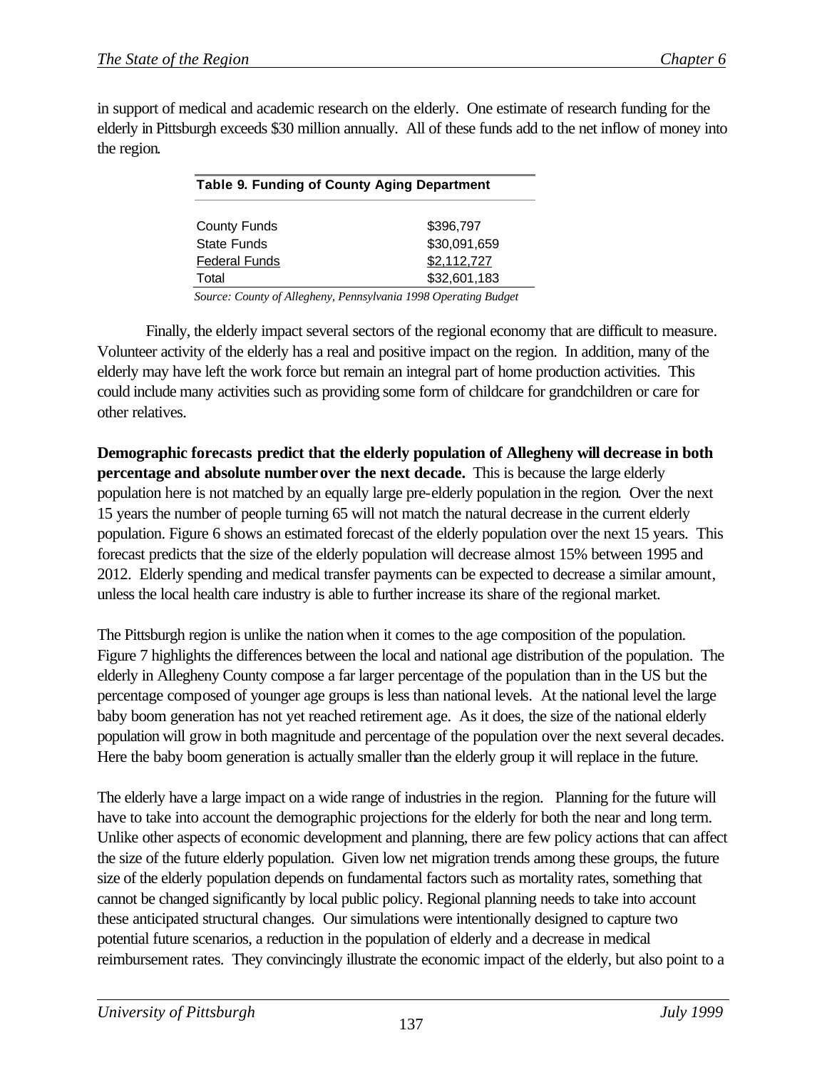in support of medical and academic research on the elderly. One estimate of research funding for the elderly in Pittsburgh exceeds $30 million annually. All of these funds add to the net inflow of money into the region.

**Table 9. Funding of County Aging Department**

| | |
|---|---|
| County Funds | $396,797 |
| State Funds | $30,091,659 |
| Federal Funds | $2,112,727 |
| Total | $32,601,183 |

*Source: County of Allegheny, Pennsylvania 1998 Operating Budget*

Finally, the elderly impact several sectors of the regional economy that are difficult to measure. Volunteer activity of the elderly has a real and positive impact on the region. In addition, many of the elderly may have left the work force but remain an integral part of home production activities. This could include many activities such as providing some form of childcare for grandchildren or care for other relatives.

**Demographic forecasts predict that the elderly population of Allegheny will decrease in both percentage and absolute number over the next decade.** This is because the large elderly population here is not matched by an equally large pre-elderly population in the region. Over the next 15 years the number of people turning 65 will not match the natural decrease in the current elderly population. Figure 6 shows an estimated forecast of the elderly population over the next 15 years. This forecast predicts that the size of the elderly population will decrease almost 15% between 1995 and 2012. Elderly spending and medical transfer payments can be expected to decrease a similar amount, unless the local health care industry is able to further increase its share of the regional market.

The Pittsburgh region is unlike the nation when it comes to the age composition of the population. Figure 7 highlights the differences between the local and national age distribution of the population. The elderly in Allegheny County compose a far larger percentage of the population than in the US but the percentage composed of younger age groups is less than national levels. At the national level the large baby boom generation has not yet reached retirement age. As it does, the size of the national elderly population will grow in both magnitude and percentage of the population over the next several decades. Here the baby boom generation is actually smaller than the elderly group it will replace in the future.

The elderly have a large impact on a wide range of industries in the region. Planning for the future will have to take into account the demographic projections for the elderly for both the near and long term. Unlike other aspects of economic development and planning, there are few policy actions that can affect the size of the future elderly population. Given low net migration trends among these groups, the future size of the elderly population depends on fundamental factors such as mortality rates, something that cannot be changed significantly by local public policy. Regional planning needs to take into account these anticipated structural changes. Our simulations were intentionally designed to capture two potential future scenarios, a reduction in the population of elderly and a decrease in medical reimbursement rates. They convincingly illustrate the economic impact of the elderly, but also point to a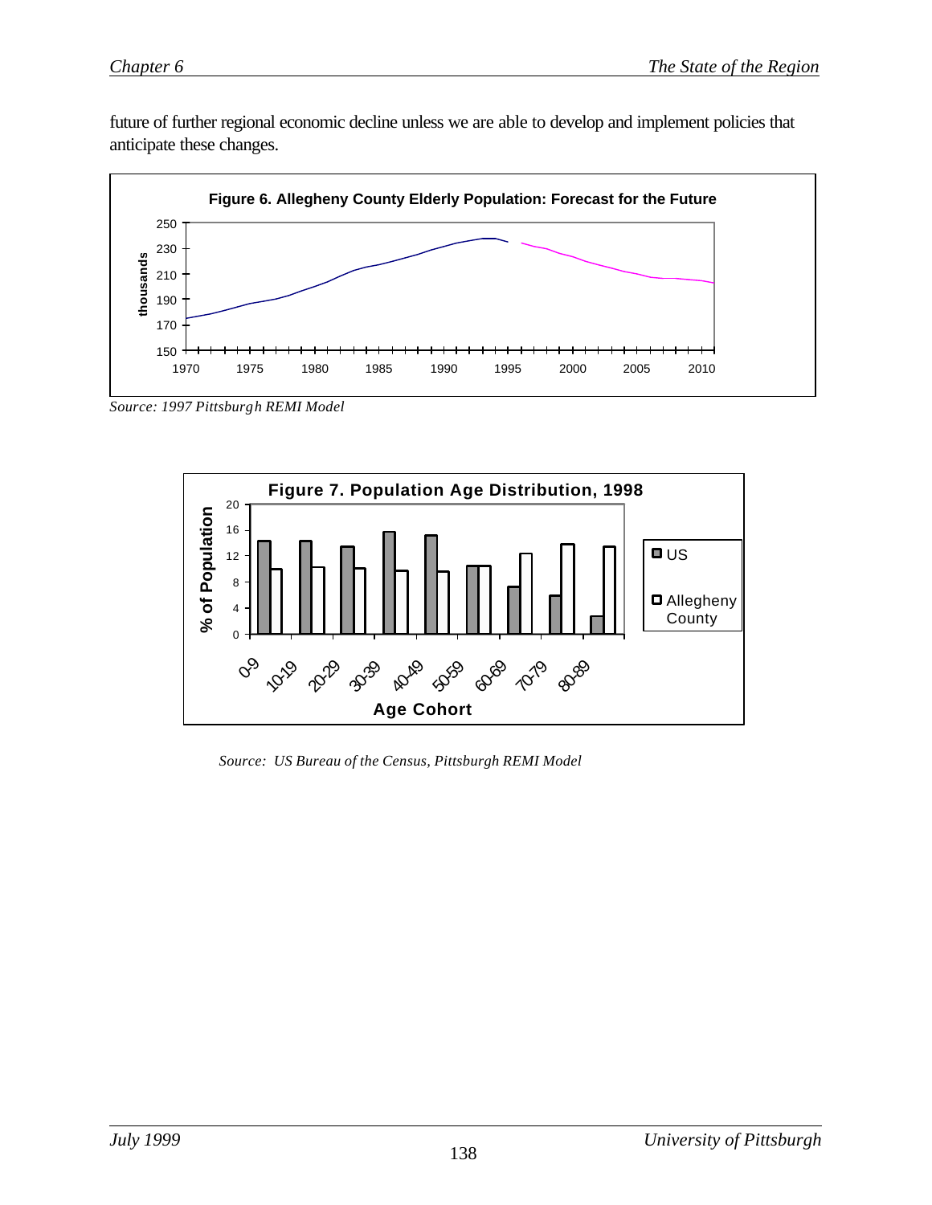future of further regional economic decline unless we are able to develop and implement policies that anticipate these changes.

**Figure 6. Allegheny County Elderly Population: Forecast for the Future**

*Source: 1997 Pittsburgh REMI Model*

**Figure 7. Population Age Distribution, 1998**

*Source: US Bureau of the Census, Pittsburgh REMI Model*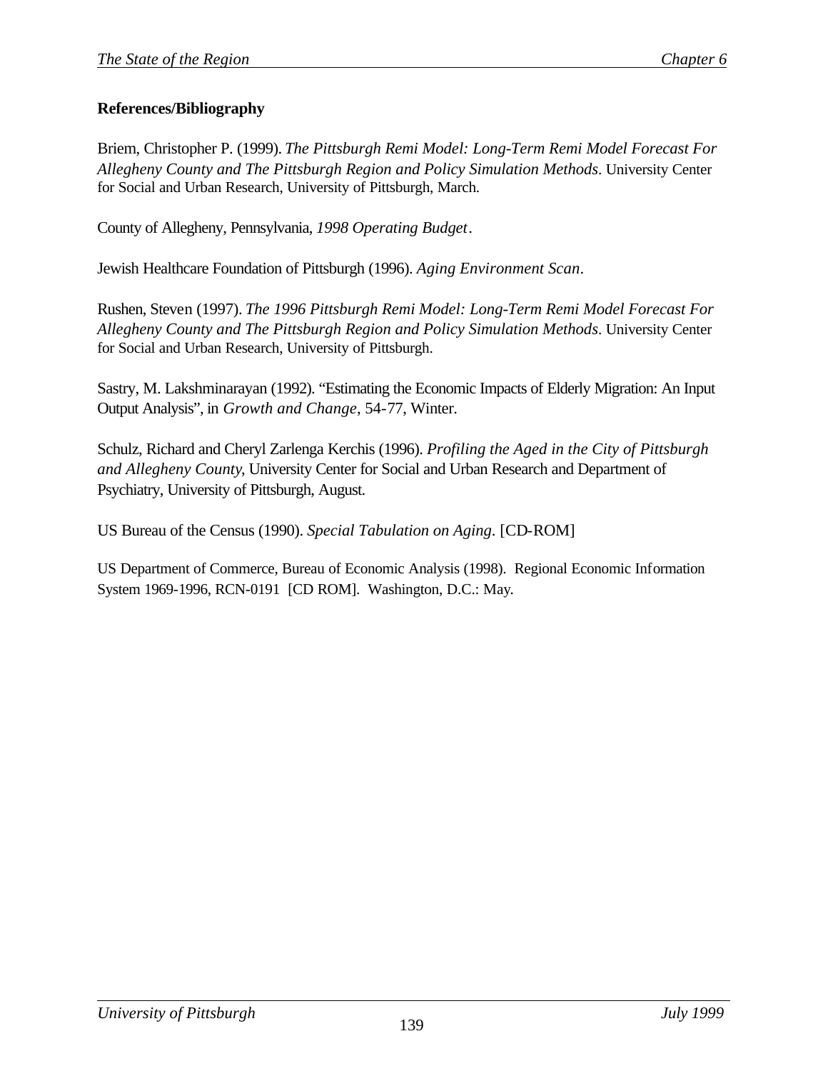**References/Bibliography**

Briem, Christopher P. (1999). *The Pittsburgh Remi Model: Long-Term Remi Model Forecast For Allegheny County and The Pittsburgh Region and Policy Simulation Methods*. University Center for Social and Urban Research, University of Pittsburgh, March.

County of Allegheny, Pennsylvania, *1998 Operating Budget*.

Jewish Healthcare Foundation of Pittsburgh (1996). *Aging Environment Scan*.

Rushen, Steven (1997). *The 1996 Pittsburgh Remi Model: Long-Term Remi Model Forecast For Allegheny County and The Pittsburgh Region and Policy Simulation Methods*. University Center for Social and Urban Research, University of Pittsburgh.

Sastry, M. Lakshminarayan (1992). "Estimating the Economic Impacts of Elderly Migration: An Input Output Analysis", in *Growth and Change*, 54-77, Winter.

Schulz, Richard and Cheryl Zarlenga Kerchis (1996). *Profiling the Aged in the City of Pittsburgh and Allegheny County*, University Center for Social and Urban Research and Department of Psychiatry, University of Pittsburgh, August.

US Bureau of the Census (1990). *Special Tabulation on Aging*. [CD-ROM]

US Department of Commerce, Bureau of Economic Analysis (1998). Regional Economic Information System 1969-1996, RCN-0191 [CD ROM]. Washington, D.C.: May.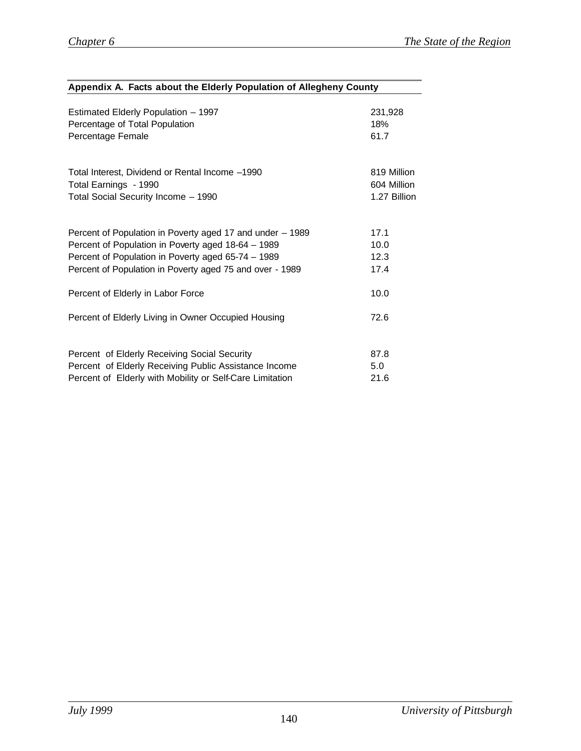**Appendix A. Facts about the Elderly Population of Allegheny County**

| | |
|---|---|
| Estimated Elderly Population – 1997 | 231,928 |
| Percentage of Total Population | 18% |
| Percentage Female | 61.7 |
| | |
| Total Interest, Dividend or Rental Income –1990 | 819 Million |
| Total Earnings - 1990 | 604 Million |
| Total Social Security Income – 1990 | 1.27 Billion |
| | |
| Percent of Population in Poverty aged 17 and under – 1989 | 17.1 |
| Percent of Population in Poverty aged 18-64 – 1989 | 10.0 |
| Percent of Population in Poverty aged 65-74 – 1989 | 12.3 |
| Percent of Population in Poverty aged 75 and over - 1989 | 17.4 |
| | |
| Percent of Elderly in Labor Force | 10.0 |
| | |
| Percent of Elderly Living in Owner Occupied Housing | 72.6 |
| | |
| Percent of Elderly Receiving Social Security | 87.8 |
| Percent of Elderly Receiving Public Assistance Income | 5.0 |
| Percent of Elderly with Mobility or Self-Care Limitation | 21.6 |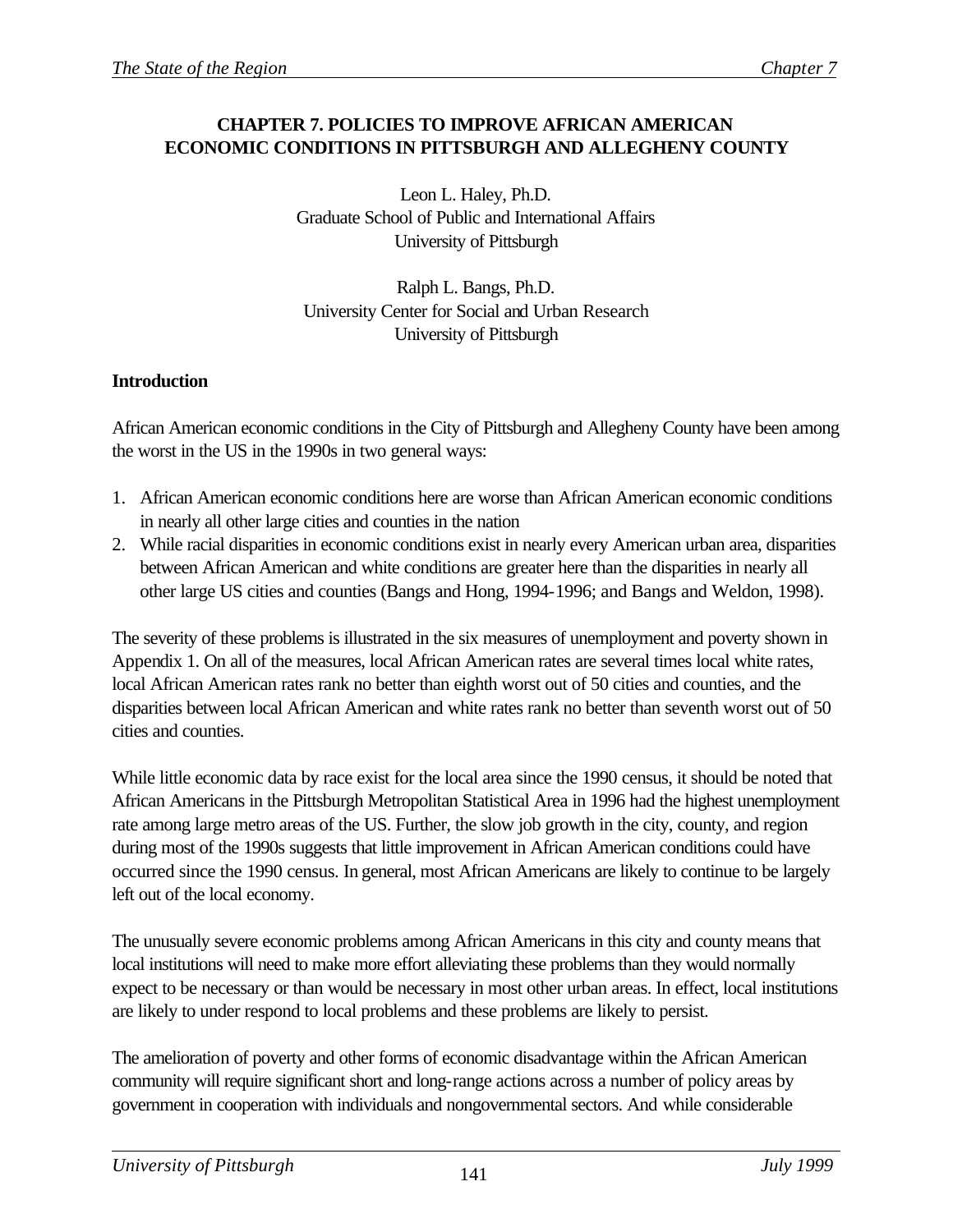## CHAPTER 7. POLICIES TO IMPROVE AFRICAN AMERICAN ECONOMIC CONDITIONS IN PITTSBURGH AND ALLEGHENY COUNTY

Leon L. Haley, Ph.D.
Graduate School of Public and International Affairs
University of Pittsburgh

Ralph L. Bangs, Ph.D.
University Center for Social and Urban Research
University of Pittsburgh

### Introduction

African American economic conditions in the City of Pittsburgh and Allegheny County have been among the worst in the US in the 1990s in two general ways:

1. African American economic conditions here are worse than African American economic conditions in nearly all other large cities and counties in the nation
2. While racial disparities in economic conditions exist in nearly every American urban area, disparities between African American and white conditions are greater here than the disparities in nearly all other large US cities and counties (Bangs and Hong, 1994-1996; and Bangs and Weldon, 1998).

The severity of these problems is illustrated in the six measures of unemployment and poverty shown in Appendix 1. On all of the measures, local African American rates are several times local white rates, local African American rates rank no better than eighth worst out of 50 cities and counties, and the disparities between local African American and white rates rank no better than seventh worst out of 50 cities and counties.

While little economic data by race exist for the local area since the 1990 census, it should be noted that African Americans in the Pittsburgh Metropolitan Statistical Area in 1996 had the highest unemployment rate among large metro areas of the US. Further, the slow job growth in the city, county, and region during most of the 1990s suggests that little improvement in African American conditions could have occurred since the 1990 census. In general, most African Americans are likely to continue to be largely left out of the local economy.

The unusually severe economic problems among African Americans in this city and county means that local institutions will need to make more effort alleviating these problems than they would normally expect to be necessary or than would be necessary in most other urban areas. In effect, local institutions are likely to under respond to local problems and these problems are likely to persist.

The amelioration of poverty and other forms of economic disadvantage within the African American community will require significant short and long-range actions across a number of policy areas by government in cooperation with individuals and nongovernmental sectors. And while considerable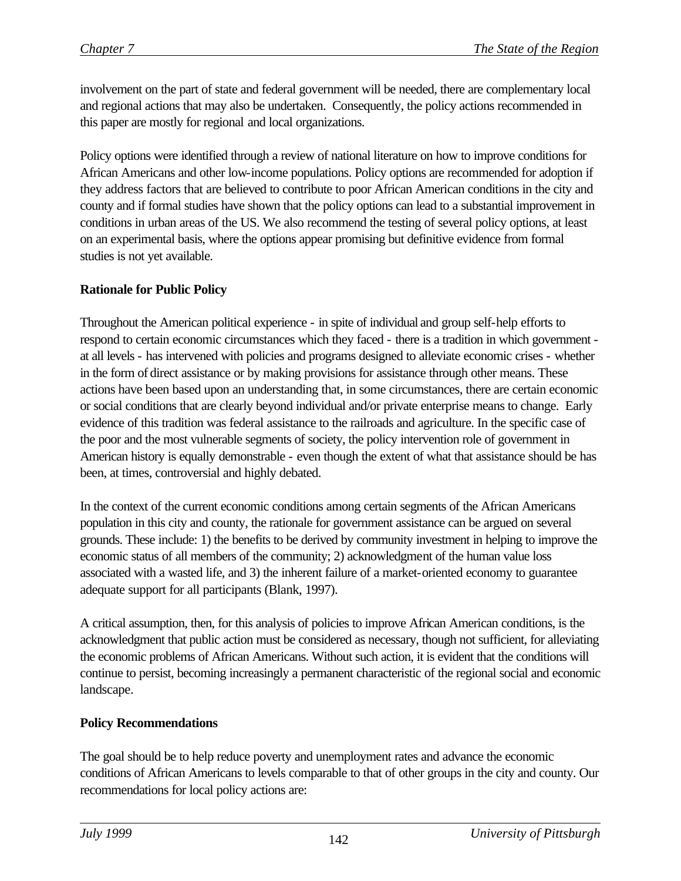involvement on the part of state and federal government will be needed, there are complementary local and regional actions that may also be undertaken. Consequently, the policy actions recommended in this paper are mostly for regional and local organizations.

Policy options were identified through a review of national literature on how to improve conditions for African Americans and other low-income populations. Policy options are recommended for adoption if they address factors that are believed to contribute to poor African American conditions in the city and county and if formal studies have shown that the policy options can lead to a substantial improvement in conditions in urban areas of the US. We also recommend the testing of several policy options, at least on an experimental basis, where the options appear promising but definitive evidence from formal studies is not yet available.

**Rationale for Public Policy**

Throughout the American political experience - in spite of individual and group self-help efforts to respond to certain economic circumstances which they faced - there is a tradition in which government - at all levels - has intervened with policies and programs designed to alleviate economic crises - whether in the form of direct assistance or by making provisions for assistance through other means. These actions have been based upon an understanding that, in some circumstances, there are certain economic or social conditions that are clearly beyond individual and/or private enterprise means to change. Early evidence of this tradition was federal assistance to the railroads and agriculture. In the specific case of the poor and the most vulnerable segments of society, the policy intervention role of government in American history is equally demonstrable - even though the extent of what that assistance should be has been, at times, controversial and highly debated.

In the context of the current economic conditions among certain segments of the African Americans population in this city and county, the rationale for government assistance can be argued on several grounds. These include: 1) the benefits to be derived by community investment in helping to improve the economic status of all members of the community; 2) acknowledgment of the human value loss associated with a wasted life, and 3) the inherent failure of a market-oriented economy to guarantee adequate support for all participants (Blank, 1997).

A critical assumption, then, for this analysis of policies to improve African American conditions, is the acknowledgment that public action must be considered as necessary, though not sufficient, for alleviating the economic problems of African Americans. Without such action, it is evident that the conditions will continue to persist, becoming increasingly a permanent characteristic of the regional social and economic landscape.

**Policy Recommendations**

The goal should be to help reduce poverty and unemployment rates and advance the economic conditions of African Americans to levels comparable to that of other groups in the city and county. Our recommendations for local policy actions are: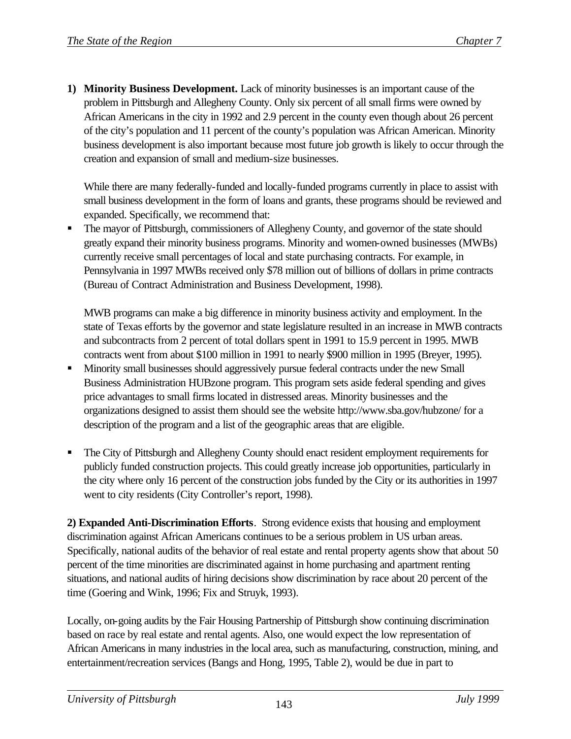1) **Minority Business Development.** Lack of minority businesses is an important cause of the problem in Pittsburgh and Allegheny County. Only six percent of all small firms were owned by African Americans in the city in 1992 and 2.9 percent in the county even though about 26 percent of the city's population and 11 percent of the county's population was African American. Minority business development is also important because most future job growth is likely to occur through the creation and expansion of small and medium-size businesses.

   While there are many federally-funded and locally-funded programs currently in place to assist with small business development in the form of loans and grants, these programs should be reviewed and expanded. Specifically, we recommend that:

- The mayor of Pittsburgh, commissioners of Allegheny County, and governor of the state should greatly expand their minority business programs. Minority and women-owned businesses (MWBs) currently receive small percentages of local and state purchasing contracts. For example, in Pennsylvania in 1997 MWBs received only $78 million out of billions of dollars in prime contracts (Bureau of Contract Administration and Business Development, 1998).

  MWB programs can make a big difference in minority business activity and employment. In the state of Texas efforts by the governor and state legislature resulted in an increase in MWB contracts and subcontracts from 2 percent of total dollars spent in 1991 to 15.9 percent in 1995. MWB contracts went from about $100 million in 1991 to nearly $900 million in 1995 (Breyer, 1995).
- Minority small businesses should aggressively pursue federal contracts under the new Small Business Administration HUBzone program. This program sets aside federal spending and gives price advantages to small firms located in distressed areas. Minority businesses and the organizations designed to assist them should see the website http://www.sba.gov/hubzone/ for a description of the program and a list of the geographic areas that are eligible.

- The City of Pittsburgh and Allegheny County should enact resident employment requirements for publicly funded construction projects. This could greatly increase job opportunities, particularly in the city where only 16 percent of the construction jobs funded by the City or its authorities in 1997 went to city residents (City Controller's report, 1998).

**2) Expanded Anti-Discrimination Efforts**. Strong evidence exists that housing and employment discrimination against African Americans continues to be a serious problem in US urban areas. Specifically, national audits of the behavior of real estate and rental property agents show that about 50 percent of the time minorities are discriminated against in home purchasing and apartment renting situations, and national audits of hiring decisions show discrimination by race about 20 percent of the time (Goering and Wink, 1996; Fix and Struyk, 1993).

Locally, on-going audits by the Fair Housing Partnership of Pittsburgh show continuing discrimination based on race by real estate and rental agents. Also, one would expect the low representation of African Americans in many industries in the local area, such as manufacturing, construction, mining, and entertainment/recreation services (Bangs and Hong, 1995, Table 2), would be due in part to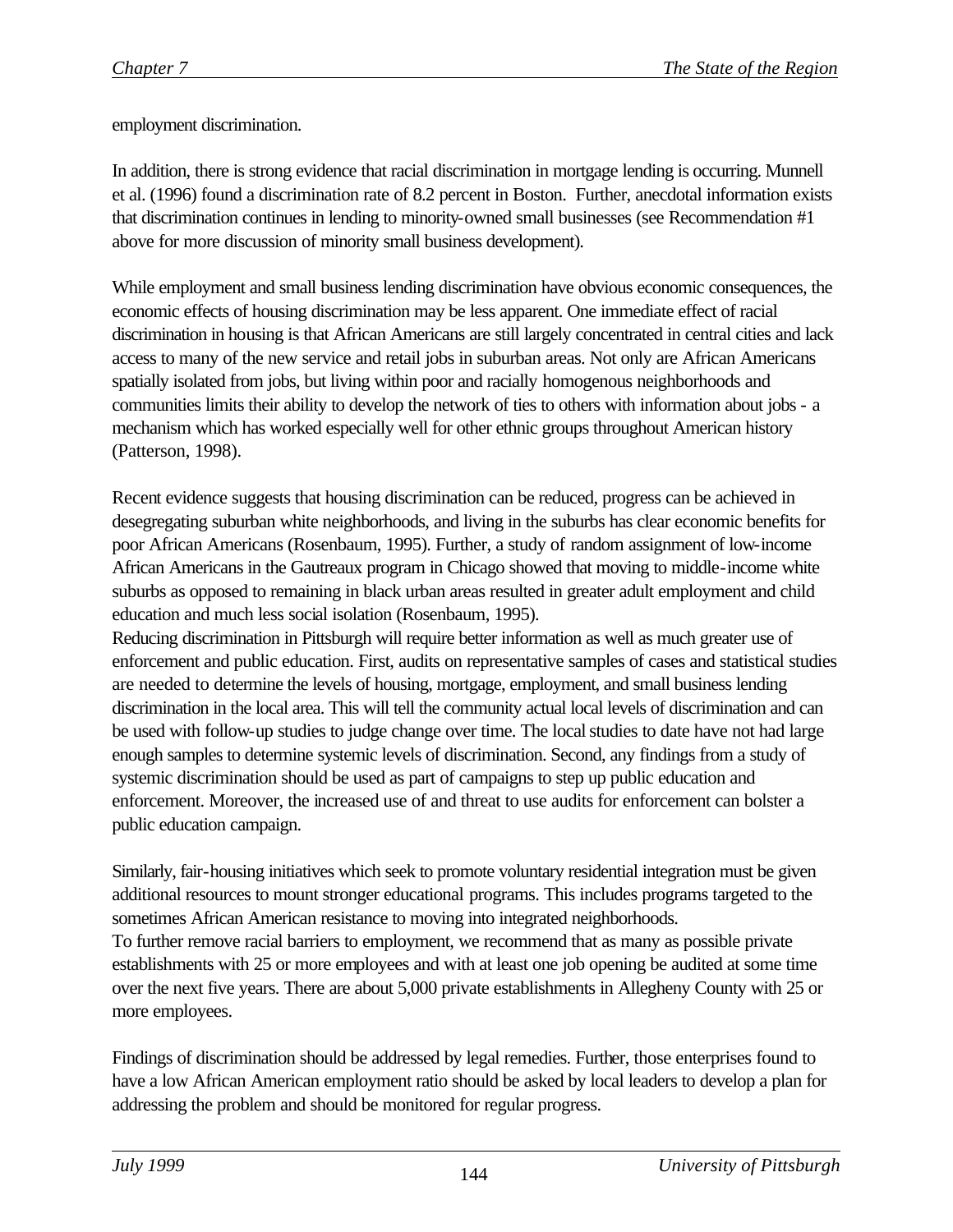employment discrimination.

In addition, there is strong evidence that racial discrimination in mortgage lending is occurring. Munnell et al. (1996) found a discrimination rate of 8.2 percent in Boston. Further, anecdotal information exists that discrimination continues in lending to minority-owned small businesses (see Recommendation #1 above for more discussion of minority small business development).

While employment and small business lending discrimination have obvious economic consequences, the economic effects of housing discrimination may be less apparent. One immediate effect of racial discrimination in housing is that African Americans are still largely concentrated in central cities and lack access to many of the new service and retail jobs in suburban areas. Not only are African Americans spatially isolated from jobs, but living within poor and racially homogenous neighborhoods and communities limits their ability to develop the network of ties to others with information about jobs - a mechanism which has worked especially well for other ethnic groups throughout American history (Patterson, 1998).

Recent evidence suggests that housing discrimination can be reduced, progress can be achieved in desegregating suburban white neighborhoods, and living in the suburbs has clear economic benefits for poor African Americans (Rosenbaum, 1995). Further, a study of random assignment of low-income African Americans in the Gautreaux program in Chicago showed that moving to middle-income white suburbs as opposed to remaining in black urban areas resulted in greater adult employment and child education and much less social isolation (Rosenbaum, 1995).

Reducing discrimination in Pittsburgh will require better information as well as much greater use of enforcement and public education. First, audits on representative samples of cases and statistical studies are needed to determine the levels of housing, mortgage, employment, and small business lending discrimination in the local area. This will tell the community actual local levels of discrimination and can be used with follow-up studies to judge change over time. The local studies to date have not had large enough samples to determine systemic levels of discrimination. Second, any findings from a study of systemic discrimination should be used as part of campaigns to step up public education and enforcement. Moreover, the increased use of and threat to use audits for enforcement can bolster a public education campaign.

Similarly, fair-housing initiatives which seek to promote voluntary residential integration must be given additional resources to mount stronger educational programs. This includes programs targeted to the sometimes African American resistance to moving into integrated neighborhoods.

To further remove racial barriers to employment, we recommend that as many as possible private establishments with 25 or more employees and with at least one job opening be audited at some time over the next five years. There are about 5,000 private establishments in Allegheny County with 25 or more employees.

Findings of discrimination should be addressed by legal remedies. Further, those enterprises found to have a low African American employment ratio should be asked by local leaders to develop a plan for addressing the problem and should be monitored for regular progress.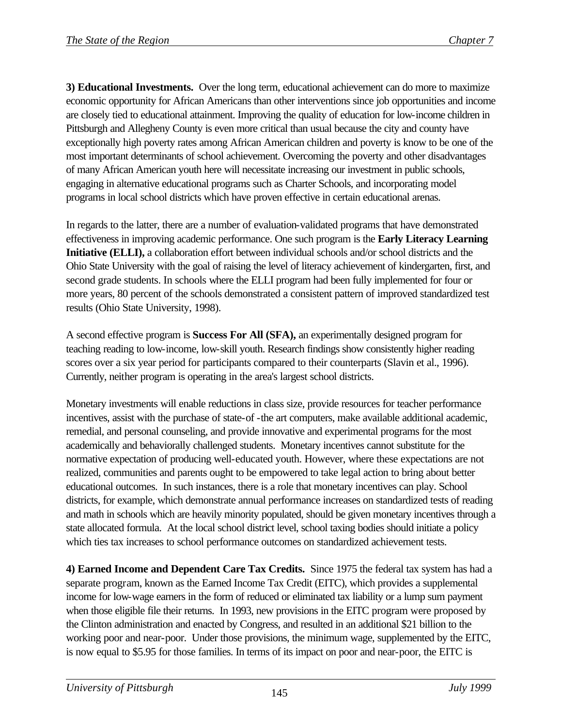**3) Educational Investments.** Over the long term, educational achievement can do more to maximize economic opportunity for African Americans than other interventions since job opportunities and income are closely tied to educational attainment. Improving the quality of education for low-income children in Pittsburgh and Allegheny County is even more critical than usual because the city and county have exceptionally high poverty rates among African American children and poverty is know to be one of the most important determinants of school achievement. Overcoming the poverty and other disadvantages of many African American youth here will necessitate increasing our investment in public schools, engaging in alternative educational programs such as Charter Schools, and incorporating model programs in local school districts which have proven effective in certain educational arenas.

In regards to the latter, there are a number of evaluation-validated programs that have demonstrated effectiveness in improving academic performance. One such program is the **Early Literacy Learning Initiative (ELLI),** a collaboration effort between individual schools and/or school districts and the Ohio State University with the goal of raising the level of literacy achievement of kindergarten, first, and second grade students. In schools where the ELLI program had been fully implemented for four or more years, 80 percent of the schools demonstrated a consistent pattern of improved standardized test results (Ohio State University, 1998).

A second effective program is **Success For All (SFA),** an experimentally designed program for teaching reading to low-income, low-skill youth. Research findings show consistently higher reading scores over a six year period for participants compared to their counterparts (Slavin et al., 1996). Currently, neither program is operating in the area's largest school districts.

Monetary investments will enable reductions in class size, provide resources for teacher performance incentives, assist with the purchase of state-of -the art computers, make available additional academic, remedial, and personal counseling, and provide innovative and experimental programs for the most academically and behaviorally challenged students. Monetary incentives cannot substitute for the normative expectation of producing well-educated youth. However, where these expectations are not realized, communities and parents ought to be empowered to take legal action to bring about better educational outcomes. In such instances, there is a role that monetary incentives can play. School districts, for example, which demonstrate annual performance increases on standardized tests of reading and math in schools which are heavily minority populated, should be given monetary incentives through a state allocated formula. At the local school district level, school taxing bodies should initiate a policy which ties tax increases to school performance outcomes on standardized achievement tests.

**4) Earned Income and Dependent Care Tax Credits.** Since 1975 the federal tax system has had a separate program, known as the Earned Income Tax Credit (EITC), which provides a supplemental income for low-wage earners in the form of reduced or eliminated tax liability or a lump sum payment when those eligible file their returns. In 1993, new provisions in the EITC program were proposed by the Clinton administration and enacted by Congress, and resulted in an additional $21 billion to the working poor and near-poor. Under those provisions, the minimum wage, supplemented by the EITC, is now equal to $5.95 for those families. In terms of its impact on poor and near-poor, the EITC is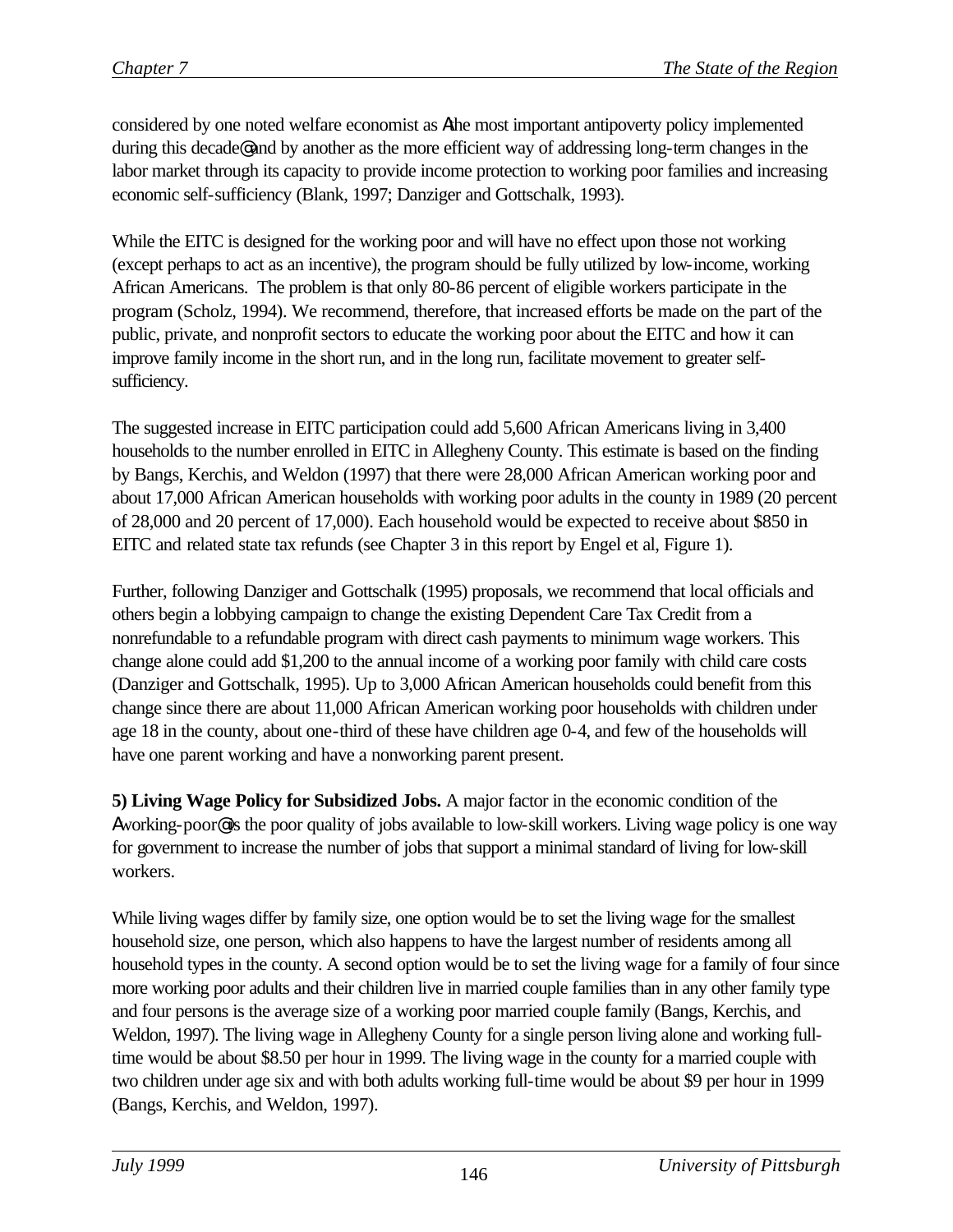considered by one noted welfare economist as Athe most important antipoverty policy implemented during this decade@ and by another as the more efficient way of addressing long-term changes in the labor market through its capacity to provide income protection to working poor families and increasing economic self-sufficiency (Blank, 1997; Danziger and Gottschalk, 1993).

While the EITC is designed for the working poor and will have no effect upon those not working (except perhaps to act as an incentive), the program should be fully utilized by low-income, working African Americans. The problem is that only 80-86 percent of eligible workers participate in the program (Scholz, 1994). We recommend, therefore, that increased efforts be made on the part of the public, private, and nonprofit sectors to educate the working poor about the EITC and how it can improve family income in the short run, and in the long run, facilitate movement to greater self-sufficiency.

The suggested increase in EITC participation could add 5,600 African Americans living in 3,400 households to the number enrolled in EITC in Allegheny County. This estimate is based on the finding by Bangs, Kerchis, and Weldon (1997) that there were 28,000 African American working poor and about 17,000 African American households with working poor adults in the county in 1989 (20 percent of 28,000 and 20 percent of 17,000). Each household would be expected to receive about $850 in EITC and related state tax refunds (see Chapter 3 in this report by Engel et al, Figure 1).

Further, following Danziger and Gottschalk (1995) proposals, we recommend that local officials and others begin a lobbying campaign to change the existing Dependent Care Tax Credit from a nonrefundable to a refundable program with direct cash payments to minimum wage workers. This change alone could add $1,200 to the annual income of a working poor family with child care costs (Danziger and Gottschalk, 1995). Up to 3,000 African American households could benefit from this change since there are about 11,000 African American working poor households with children under age 18 in the county, about one-third of these have children age 0-4, and few of the households will have one parent working and have a nonworking parent present.

**5) Living Wage Policy for Subsidized Jobs.** A major factor in the economic condition of the Aworking-poor@ is the poor quality of jobs available to low-skill workers. Living wage policy is one way for government to increase the number of jobs that support a minimal standard of living for low-skill workers.

While living wages differ by family size, one option would be to set the living wage for the smallest household size, one person, which also happens to have the largest number of residents among all household types in the county. A second option would be to set the living wage for a family of four since more working poor adults and their children live in married couple families than in any other family type and four persons is the average size of a working poor married couple family (Bangs, Kerchis, and Weldon, 1997). The living wage in Allegheny County for a single person living alone and working full-time would be about $8.50 per hour in 1999. The living wage in the county for a married couple with two children under age six and with both adults working full-time would be about $9 per hour in 1999 (Bangs, Kerchis, and Weldon, 1997).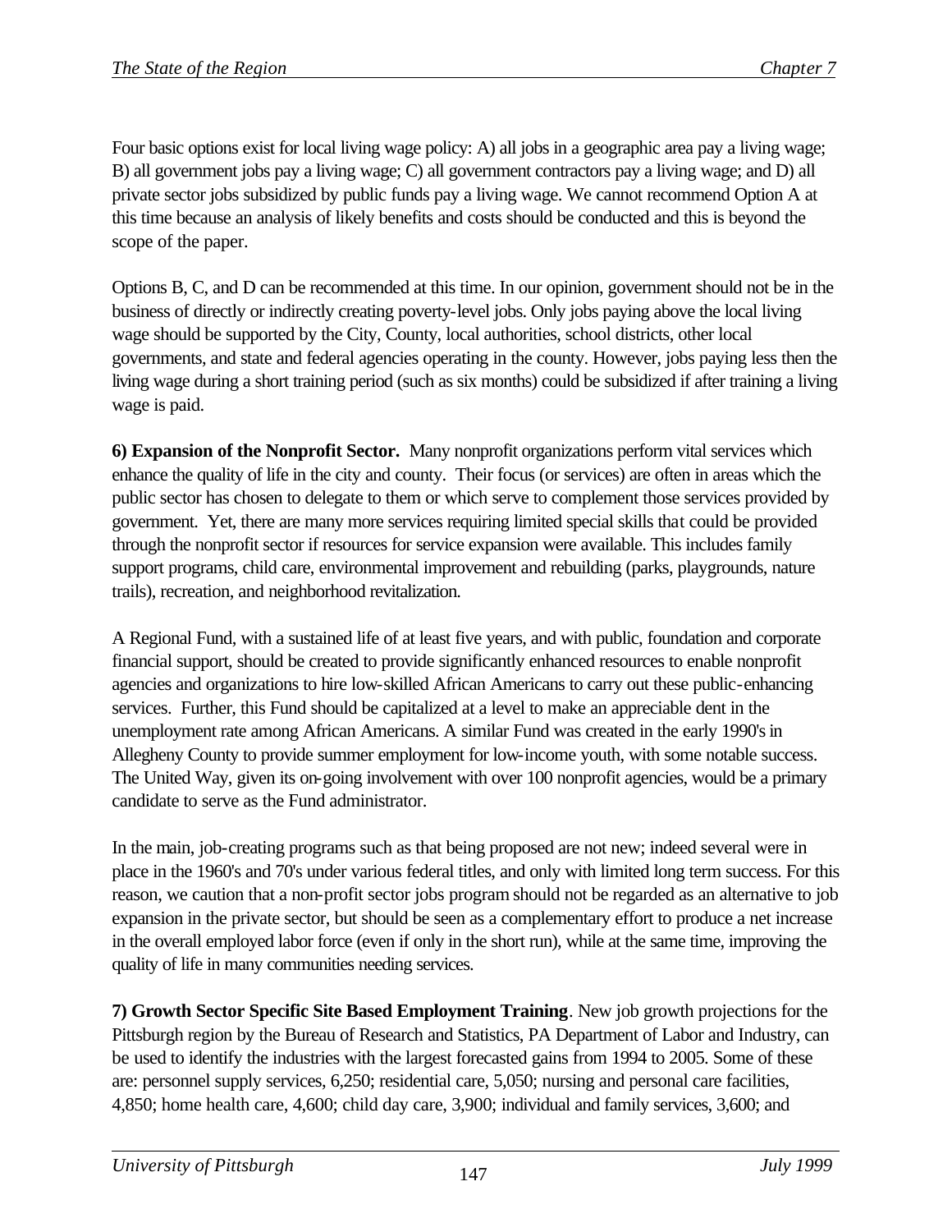Four basic options exist for local living wage policy: A) all jobs in a geographic area pay a living wage; B) all government jobs pay a living wage; C) all government contractors pay a living wage; and D) all private sector jobs subsidized by public funds pay a living wage. We cannot recommend Option A at this time because an analysis of likely benefits and costs should be conducted and this is beyond the scope of the paper.

Options B, C, and D can be recommended at this time. In our opinion, government should not be in the business of directly or indirectly creating poverty-level jobs. Only jobs paying above the local living wage should be supported by the City, County, local authorities, school districts, other local governments, and state and federal agencies operating in the county. However, jobs paying less then the living wage during a short training period (such as six months) could be subsidized if after training a living wage is paid.

**6) Expansion of the Nonprofit Sector.** Many nonprofit organizations perform vital services which enhance the quality of life in the city and county. Their focus (or services) are often in areas which the public sector has chosen to delegate to them or which serve to complement those services provided by government. Yet, there are many more services requiring limited special skills that could be provided through the nonprofit sector if resources for service expansion were available. This includes family support programs, child care, environmental improvement and rebuilding (parks, playgrounds, nature trails), recreation, and neighborhood revitalization.

A Regional Fund, with a sustained life of at least five years, and with public, foundation and corporate financial support, should be created to provide significantly enhanced resources to enable nonprofit agencies and organizations to hire low-skilled African Americans to carry out these public-enhancing services. Further, this Fund should be capitalized at a level to make an appreciable dent in the unemployment rate among African Americans. A similar Fund was created in the early 1990's in Allegheny County to provide summer employment for low-income youth, with some notable success. The United Way, given its on-going involvement with over 100 nonprofit agencies, would be a primary candidate to serve as the Fund administrator.

In the main, job-creating programs such as that being proposed are not new; indeed several were in place in the 1960's and 70's under various federal titles, and only with limited long term success. For this reason, we caution that a non-profit sector jobs program should not be regarded as an alternative to job expansion in the private sector, but should be seen as a complementary effort to produce a net increase in the overall employed labor force (even if only in the short run), while at the same time, improving the quality of life in many communities needing services.

**7) Growth Sector Specific Site Based Employment Training**. New job growth projections for the Pittsburgh region by the Bureau of Research and Statistics, PA Department of Labor and Industry, can be used to identify the industries with the largest forecasted gains from 1994 to 2005. Some of these are: personnel supply services, 6,250; residential care, 5,050; nursing and personal care facilities, 4,850; home health care, 4,600; child day care, 3,900; individual and family services, 3,600; and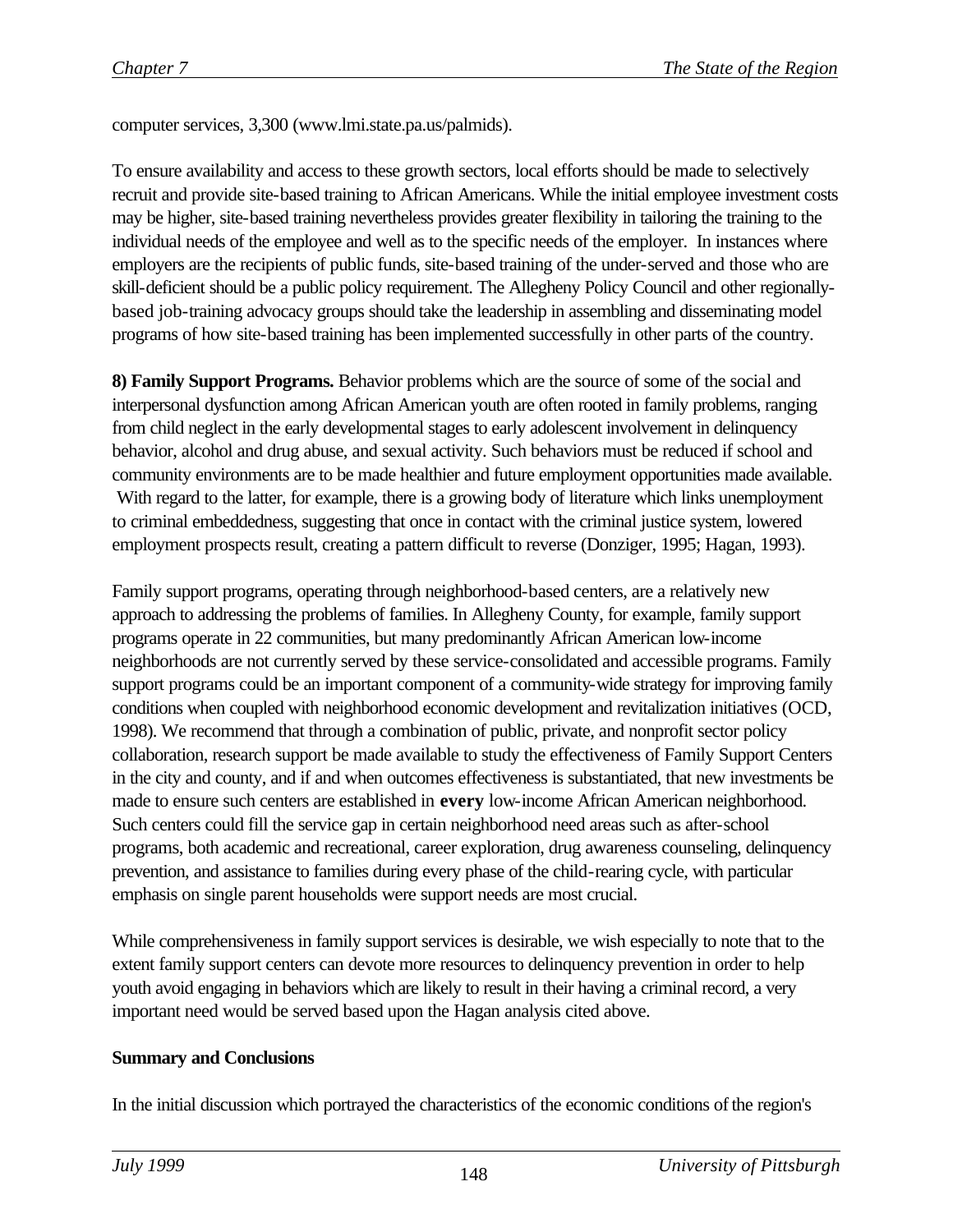computer services, 3,300 (www.lmi.state.pa.us/palmids).

To ensure availability and access to these growth sectors, local efforts should be made to selectively recruit and provide site-based training to African Americans. While the initial employee investment costs may be higher, site-based training nevertheless provides greater flexibility in tailoring the training to the individual needs of the employee and well as to the specific needs of the employer. In instances where employers are the recipients of public funds, site-based training of the under-served and those who are skill-deficient should be a public policy requirement. The Allegheny Policy Council and other regionally-based job-training advocacy groups should take the leadership in assembling and disseminating model programs of how site-based training has been implemented successfully in other parts of the country.

**8) Family Support Programs.** Behavior problems which are the source of some of the social and interpersonal dysfunction among African American youth are often rooted in family problems, ranging from child neglect in the early developmental stages to early adolescent involvement in delinquency behavior, alcohol and drug abuse, and sexual activity. Such behaviors must be reduced if school and community environments are to be made healthier and future employment opportunities made available. With regard to the latter, for example, there is a growing body of literature which links unemployment to criminal embeddedness, suggesting that once in contact with the criminal justice system, lowered employment prospects result, creating a pattern difficult to reverse (Donziger, 1995; Hagan, 1993).

Family support programs, operating through neighborhood-based centers, are a relatively new approach to addressing the problems of families. In Allegheny County, for example, family support programs operate in 22 communities, but many predominantly African American low-income neighborhoods are not currently served by these service-consolidated and accessible programs. Family support programs could be an important component of a community-wide strategy for improving family conditions when coupled with neighborhood economic development and revitalization initiatives (OCD, 1998). We recommend that through a combination of public, private, and nonprofit sector policy collaboration, research support be made available to study the effectiveness of Family Support Centers in the city and county, and if and when outcomes effectiveness is substantiated, that new investments be made to ensure such centers are established in **every** low-income African American neighborhood. Such centers could fill the service gap in certain neighborhood need areas such as after-school programs, both academic and recreational, career exploration, drug awareness counseling, delinquency prevention, and assistance to families during every phase of the child-rearing cycle, with particular emphasis on single parent households were support needs are most crucial.

While comprehensiveness in family support services is desirable, we wish especially to note that to the extent family support centers can devote more resources to delinquency prevention in order to help youth avoid engaging in behaviors which are likely to result in their having a criminal record, a very important need would be served based upon the Hagan analysis cited above.

**Summary and Conclusions**

In the initial discussion which portrayed the characteristics of the economic conditions of the region's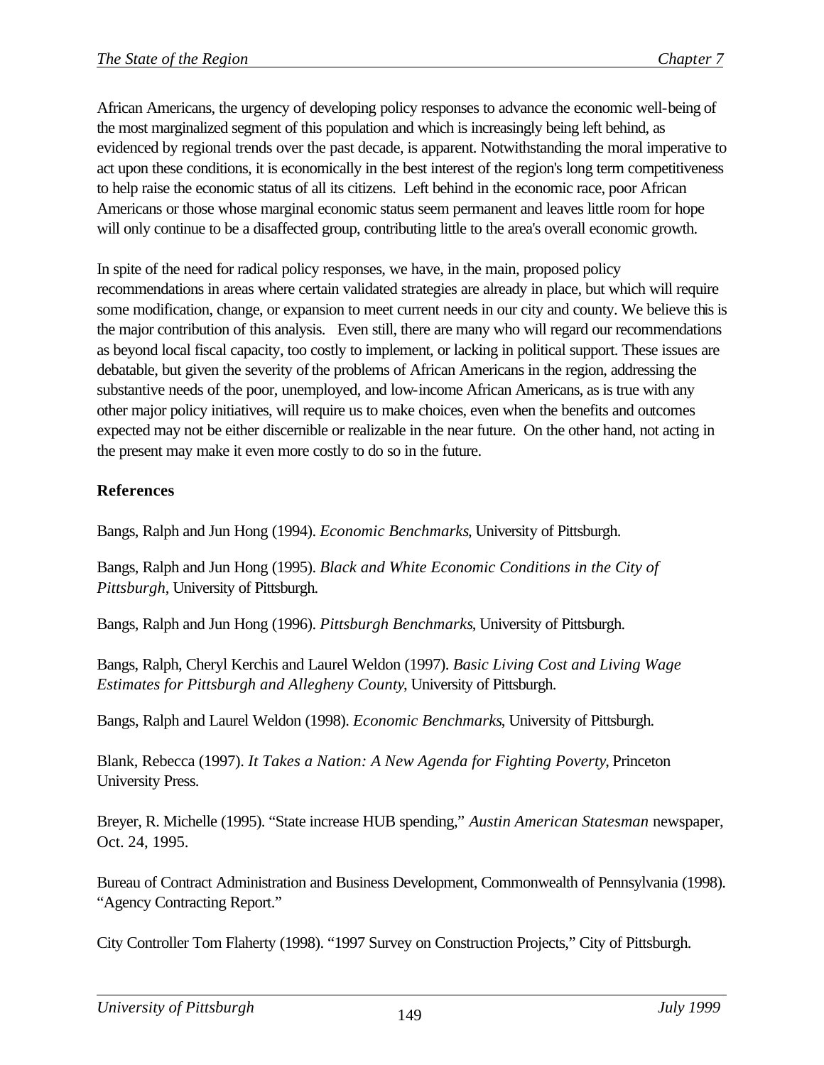African Americans, the urgency of developing policy responses to advance the economic well-being of the most marginalized segment of this population and which is increasingly being left behind, as evidenced by regional trends over the past decade, is apparent. Notwithstanding the moral imperative to act upon these conditions, it is economically in the best interest of the region's long term competitiveness to help raise the economic status of all its citizens. Left behind in the economic race, poor African Americans or those whose marginal economic status seem permanent and leaves little room for hope will only continue to be a disaffected group, contributing little to the area's overall economic growth.

In spite of the need for radical policy responses, we have, in the main, proposed policy recommendations in areas where certain validated strategies are already in place, but which will require some modification, change, or expansion to meet current needs in our city and county. We believe this is the major contribution of this analysis. Even still, there are many who will regard our recommendations as beyond local fiscal capacity, too costly to implement, or lacking in political support. These issues are debatable, but given the severity of the problems of African Americans in the region, addressing the substantive needs of the poor, unemployed, and low-income African Americans, as is true with any other major policy initiatives, will require us to make choices, even when the benefits and outcomes expected may not be either discernible or realizable in the near future. On the other hand, not acting in the present may make it even more costly to do so in the future.

**References**

Bangs, Ralph and Jun Hong (1994). *Economic Benchmarks*, University of Pittsburgh.

Bangs, Ralph and Jun Hong (1995). *Black and White Economic Conditions in the City of Pittsburgh*, University of Pittsburgh.

Bangs, Ralph and Jun Hong (1996). *Pittsburgh Benchmarks*, University of Pittsburgh.

Bangs, Ralph, Cheryl Kerchis and Laurel Weldon (1997). *Basic Living Cost and Living Wage Estimates for Pittsburgh and Allegheny County*, University of Pittsburgh.

Bangs, Ralph and Laurel Weldon (1998). *Economic Benchmarks*, University of Pittsburgh.

Blank, Rebecca (1997). *It Takes a Nation: A New Agenda for Fighting Poverty*, Princeton University Press.

Breyer, R. Michelle (1995). "State increase HUB spending," *Austin American Statesman* newspaper, Oct. 24, 1995.

Bureau of Contract Administration and Business Development, Commonwealth of Pennsylvania (1998). "Agency Contracting Report."

City Controller Tom Flaherty (1998). "1997 Survey on Construction Projects," City of Pittsburgh.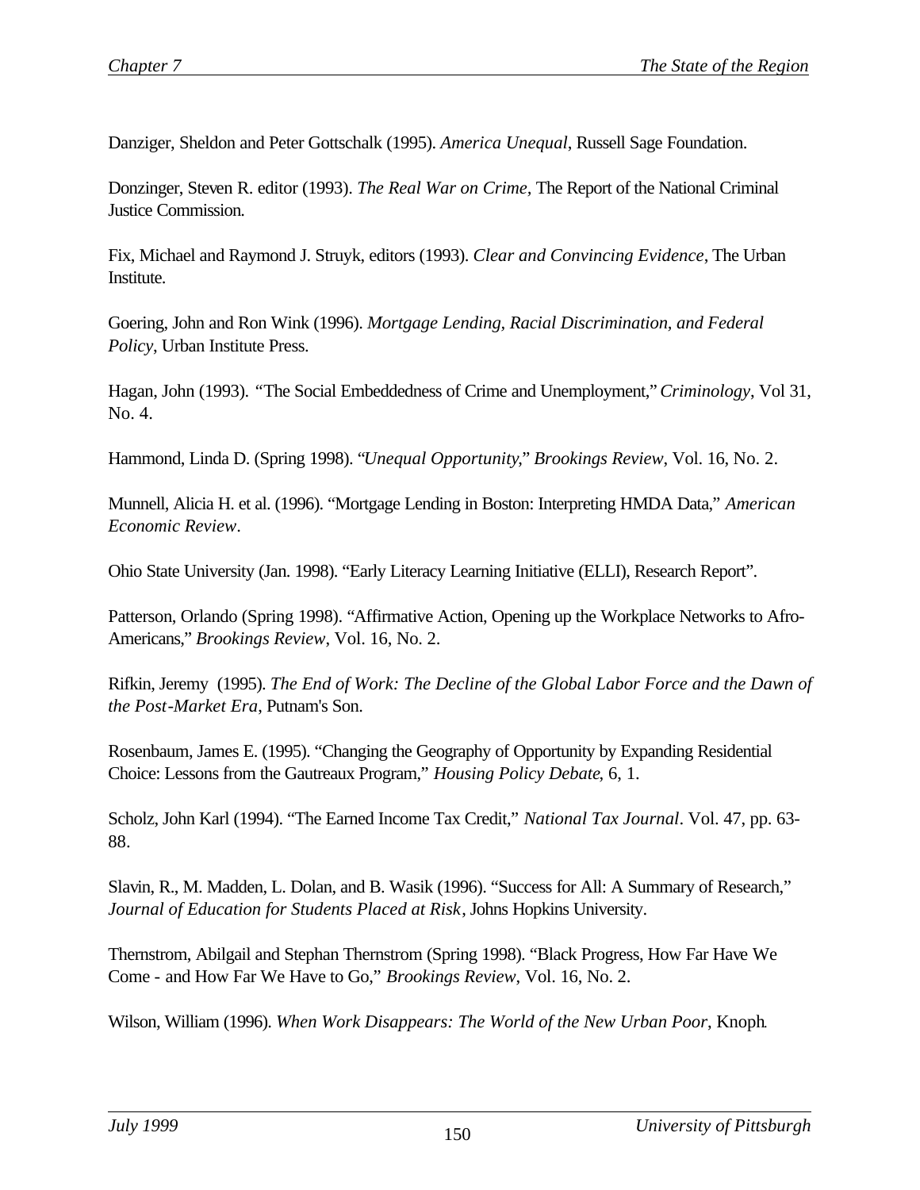Danziger, Sheldon and Peter Gottschalk (1995). *America Unequal*, Russell Sage Foundation.

Donzinger, Steven R. editor (1993). *The Real War on Crime,* The Report of the National Criminal Justice Commission.

Fix, Michael and Raymond J. Struyk, editors (1993). *Clear and Convincing Evidence*, The Urban Institute.

Goering, John and Ron Wink (1996). *Mortgage Lending, Racial Discrimination, and Federal Policy*, Urban Institute Press.

Hagan, John (1993). "The Social Embeddedness of Crime and Unemployment," *Criminology*, Vol 31, No. 4.

Hammond, Linda D. (Spring 1998). "*Unequal Opportunity*," *Brookings Review*, Vol. 16, No. 2.

Munnell, Alicia H. et al. (1996). "Mortgage Lending in Boston: Interpreting HMDA Data," *American Economic Review*.

Ohio State University (Jan. 1998). "Early Literacy Learning Initiative (ELLI), Research Report".

Patterson, Orlando (Spring 1998). "Affirmative Action, Opening up the Workplace Networks to Afro-Americans," *Brookings Review*, Vol. 16, No. 2.

Rifkin, Jeremy (1995). *The End of Work: The Decline of the Global Labor Force and the Dawn of the Post-Market Era*, Putnam's Son.

Rosenbaum, James E. (1995). "Changing the Geography of Opportunity by Expanding Residential Choice: Lessons from the Gautreaux Program," *Housing Policy Debate*, 6, 1.

Scholz, John Karl (1994). "The Earned Income Tax Credit," *National Tax Journal*. Vol. 47, pp. 63-88.

Slavin, R., M. Madden, L. Dolan, and B. Wasik (1996). "Success for All: A Summary of Research," *Journal of Education for Students Placed at Risk*, Johns Hopkins University.

Thernstrom, Abilgail and Stephan Thernstrom (Spring 1998). "Black Progress, How Far Have We Come - and How Far We Have to Go," *Brookings Review*, Vol. 16, No. 2.

Wilson, William (1996). *When Work Disappears: The World of the New Urban Poor*, Knoph.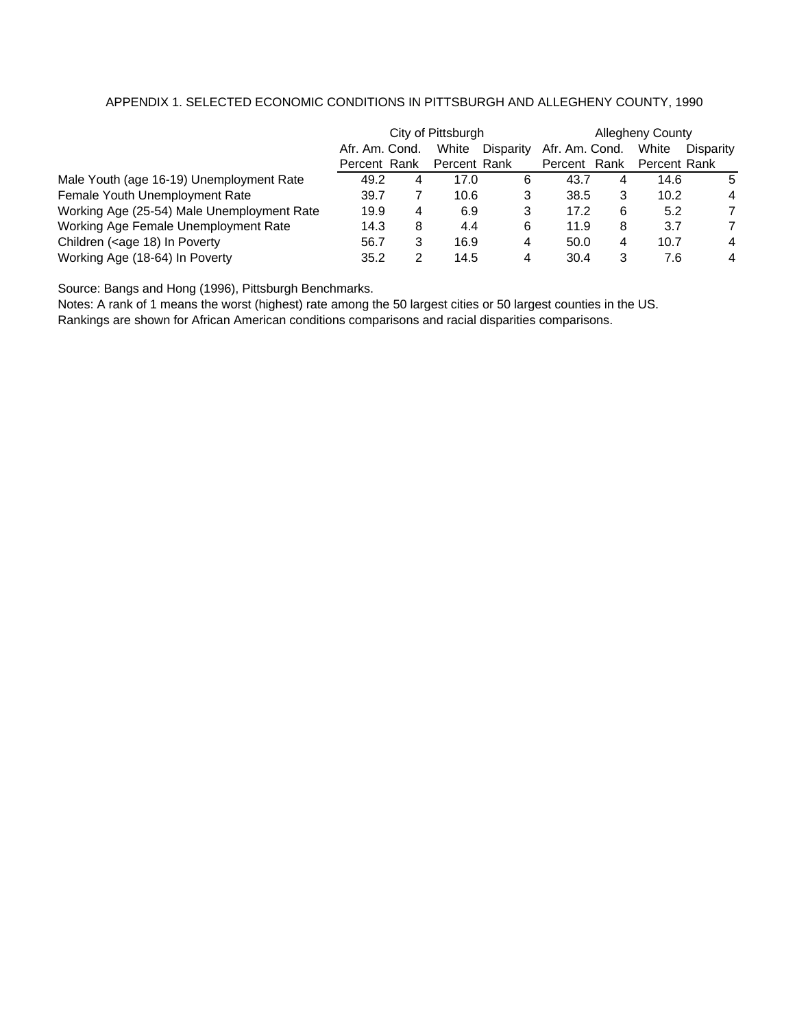APPENDIX 1. SELECTED ECONOMIC CONDITIONS IN PITTSBURGH AND ALLEGHENY COUNTY, 1990

| | City of Pittsburgh | | | | Allegheny County | | | |
|---|---|---|---|---|---|---|---|---|
| | Afr. Am. Cond. | | White | Disparity | Afr. Am. Cond. | | White | Disparity |
| | Percent | Rank | Percent | Rank | Percent | Rank | Percent | Rank |
| Male Youth (age 16-19) Unemployment Rate | 49.2 | 4 | 17.0 | 6 | 43.7 | 4 | 14.6 | 5 |
| Female Youth Unemployment Rate | 39.7 | 7 | 10.6 | 3 | 38.5 | 3 | 10.2 | 4 |
| Working Age (25-54) Male Unemployment Rate | 19.9 | 4 | 6.9 | 3 | 17.2 | 6 | 5.2 | 7 |
| Working Age Female Unemployment Rate | 14.3 | 8 | 4.4 | 6 | 11.9 | 8 | 3.7 | 7 |
| Children (<age 18) In Poverty | 56.7 | 3 | 16.9 | 4 | 50.0 | 4 | 10.7 | 4 |
| Working Age (18-64) In Poverty | 35.2 | 2 | 14.5 | 4 | 30.4 | 3 | 7.6 | 4 |

Source: Bangs and Hong (1996), Pittsburgh Benchmarks.
Notes: A rank of 1 means the worst (highest) rate among the 50 largest cities or 50 largest counties in the US.
Rankings are shown for African American conditions comparisons and racial disparities comparisons.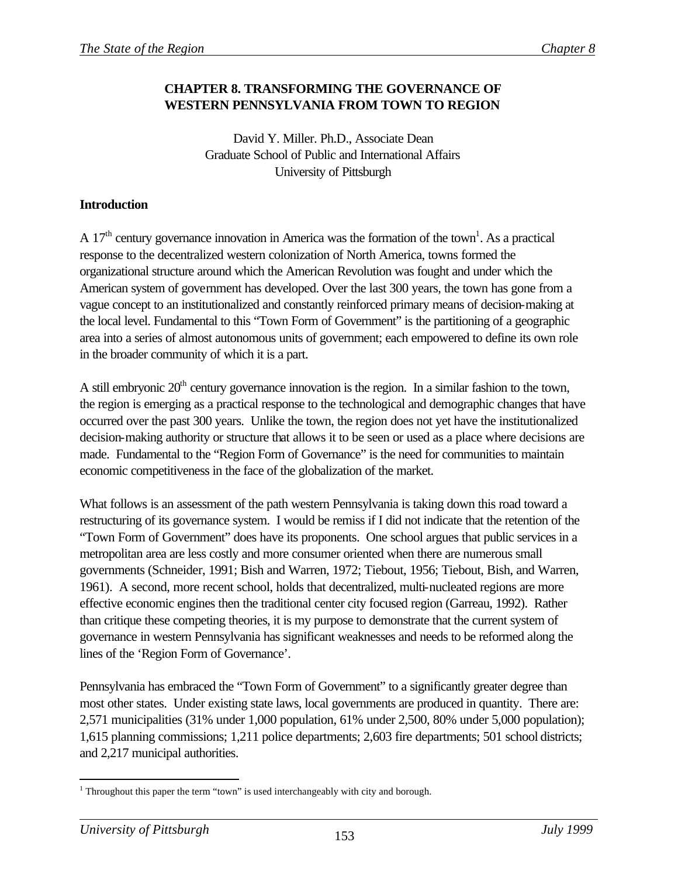# CHAPTER 8. TRANSFORMING THE GOVERNANCE OF WESTERN PENNSYLVANIA FROM TOWN TO REGION

David Y. Miller. Ph.D., Associate Dean
Graduate School of Public and International Affairs
University of Pittsburgh

## Introduction

A 17th century governance innovation in America was the formation of the town[1]. As a practical response to the decentralized western colonization of North America, towns formed the organizational structure around which the American Revolution was fought and under which the American system of government has developed. Over the last 300 years, the town has gone from a vague concept to an institutionalized and constantly reinforced primary means of decision-making at the local level. Fundamental to this "Town Form of Government" is the partitioning of a geographic area into a series of almost autonomous units of government; each empowered to define its own role in the broader community of which it is a part.

A still embryonic 20th century governance innovation is the region. In a similar fashion to the town, the region is emerging as a practical response to the technological and demographic changes that have occurred over the past 300 years. Unlike the town, the region does not yet have the institutionalized decision-making authority or structure that allows it to be seen or used as a place where decisions are made. Fundamental to the "Region Form of Governance" is the need for communities to maintain economic competitiveness in the face of the globalization of the market.

What follows is an assessment of the path western Pennsylvania is taking down this road toward a restructuring of its governance system. I would be remiss if I did not indicate that the retention of the "Town Form of Government" does have its proponents. One school argues that public services in a metropolitan area are less costly and more consumer oriented when there are numerous small governments (Schneider, 1991; Bish and Warren, 1972; Tiebout, 1956; Tiebout, Bish, and Warren, 1961). A second, more recent school, holds that decentralized, multi-nucleated regions are more effective economic engines then the traditional center city focused region (Garreau, 1992). Rather than critique these competing theories, it is my purpose to demonstrate that the current system of governance in western Pennsylvania has significant weaknesses and needs to be reformed along the lines of the 'Region Form of Governance'.

Pennsylvania has embraced the "Town Form of Government" to a significantly greater degree than most other states. Under existing state laws, local governments are produced in quantity. There are: 2,571 municipalities (31% under 1,000 population, 61% under 2,500, 80% under 5,000 population); 1,615 planning commissions; 1,211 police departments; 2,603 fire departments; 501 school districts; and 2,217 municipal authorities.

[1] Throughout this paper the term "town" is used interchangeably with city and borough.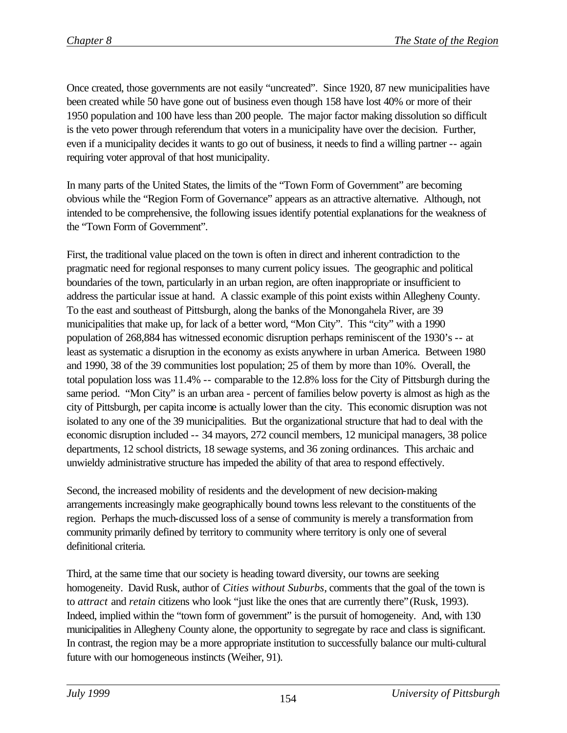Once created, those governments are not easily "uncreated". Since 1920, 87 new municipalities have been created while 50 have gone out of business even though 158 have lost 40% or more of their 1950 population and 100 have less than 200 people. The major factor making dissolution so difficult is the veto power through referendum that voters in a municipality have over the decision. Further, even if a municipality decides it wants to go out of business, it needs to find a willing partner -- again requiring voter approval of that host municipality.

In many parts of the United States, the limits of the "Town Form of Government" are becoming obvious while the "Region Form of Governance" appears as an attractive alternative. Although, not intended to be comprehensive, the following issues identify potential explanations for the weakness of the "Town Form of Government".

First, the traditional value placed on the town is often in direct and inherent contradiction to the pragmatic need for regional responses to many current policy issues. The geographic and political boundaries of the town, particularly in an urban region, are often inappropriate or insufficient to address the particular issue at hand. A classic example of this point exists within Allegheny County. To the east and southeast of Pittsburgh, along the banks of the Monongahela River, are 39 municipalities that make up, for lack of a better word, "Mon City". This "city" with a 1990 population of 268,884 has witnessed economic disruption perhaps reminiscent of the 1930's -- at least as systematic a disruption in the economy as exists anywhere in urban America. Between 1980 and 1990, 38 of the 39 communities lost population; 25 of them by more than 10%. Overall, the total population loss was 11.4% -- comparable to the 12.8% loss for the City of Pittsburgh during the same period. "Mon City" is an urban area - percent of families below poverty is almost as high as the city of Pittsburgh, per capita income is actually lower than the city. This economic disruption was not isolated to any one of the 39 municipalities. But the organizational structure that had to deal with the economic disruption included -- 34 mayors, 272 council members, 12 municipal managers, 38 police departments, 12 school districts, 18 sewage systems, and 36 zoning ordinances. This archaic and unwieldy administrative structure has impeded the ability of that area to respond effectively.

Second, the increased mobility of residents and the development of new decision-making arrangements increasingly make geographically bound towns less relevant to the constituents of the region. Perhaps the much-discussed loss of a sense of community is merely a transformation from community primarily defined by territory to community where territory is only one of several definitional criteria.

Third, at the same time that our society is heading toward diversity, our towns are seeking homogeneity. David Rusk, author of *Cities without Suburbs*, comments that the goal of the town is to *attract* and *retain* citizens who look "just like the ones that are currently there" (Rusk, 1993). Indeed, implied within the "town form of government" is the pursuit of homogeneity. And, with 130 municipalities in Allegheny County alone, the opportunity to segregate by race and class is significant. In contrast, the region may be a more appropriate institution to successfully balance our multi-cultural future with our homogeneous instincts (Weiher, 91).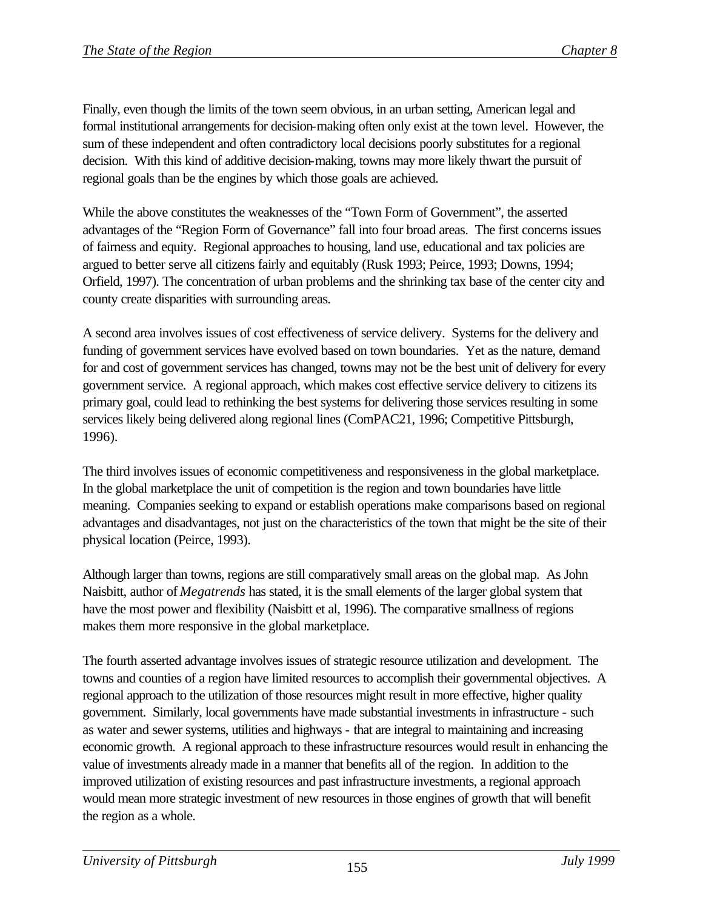Finally, even though the limits of the town seem obvious, in an urban setting, American legal and formal institutional arrangements for decision-making often only exist at the town level. However, the sum of these independent and often contradictory local decisions poorly substitutes for a regional decision. With this kind of additive decision-making, towns may more likely thwart the pursuit of regional goals than be the engines by which those goals are achieved.

While the above constitutes the weaknesses of the "Town Form of Government", the asserted advantages of the "Region Form of Governance" fall into four broad areas. The first concerns issues of fairness and equity. Regional approaches to housing, land use, educational and tax policies are argued to better serve all citizens fairly and equitably (Rusk 1993; Peirce, 1993; Downs, 1994; Orfield, 1997). The concentration of urban problems and the shrinking tax base of the center city and county create disparities with surrounding areas.

A second area involves issues of cost effectiveness of service delivery. Systems for the delivery and funding of government services have evolved based on town boundaries. Yet as the nature, demand for and cost of government services has changed, towns may not be the best unit of delivery for every government service. A regional approach, which makes cost effective service delivery to citizens its primary goal, could lead to rethinking the best systems for delivering those services resulting in some services likely being delivered along regional lines (ComPAC21, 1996; Competitive Pittsburgh, 1996).

The third involves issues of economic competitiveness and responsiveness in the global marketplace. In the global marketplace the unit of competition is the region and town boundaries have little meaning. Companies seeking to expand or establish operations make comparisons based on regional advantages and disadvantages, not just on the characteristics of the town that might be the site of their physical location (Peirce, 1993).

Although larger than towns, regions are still comparatively small areas on the global map. As John Naisbitt, author of *Megatrends* has stated, it is the small elements of the larger global system that have the most power and flexibility (Naisbitt et al, 1996). The comparative smallness of regions makes them more responsive in the global marketplace.

The fourth asserted advantage involves issues of strategic resource utilization and development. The towns and counties of a region have limited resources to accomplish their governmental objectives. A regional approach to the utilization of those resources might result in more effective, higher quality government. Similarly, local governments have made substantial investments in infrastructure - such as water and sewer systems, utilities and highways - that are integral to maintaining and increasing economic growth. A regional approach to these infrastructure resources would result in enhancing the value of investments already made in a manner that benefits all of the region. In addition to the improved utilization of existing resources and past infrastructure investments, a regional approach would mean more strategic investment of new resources in those engines of growth that will benefit the region as a whole.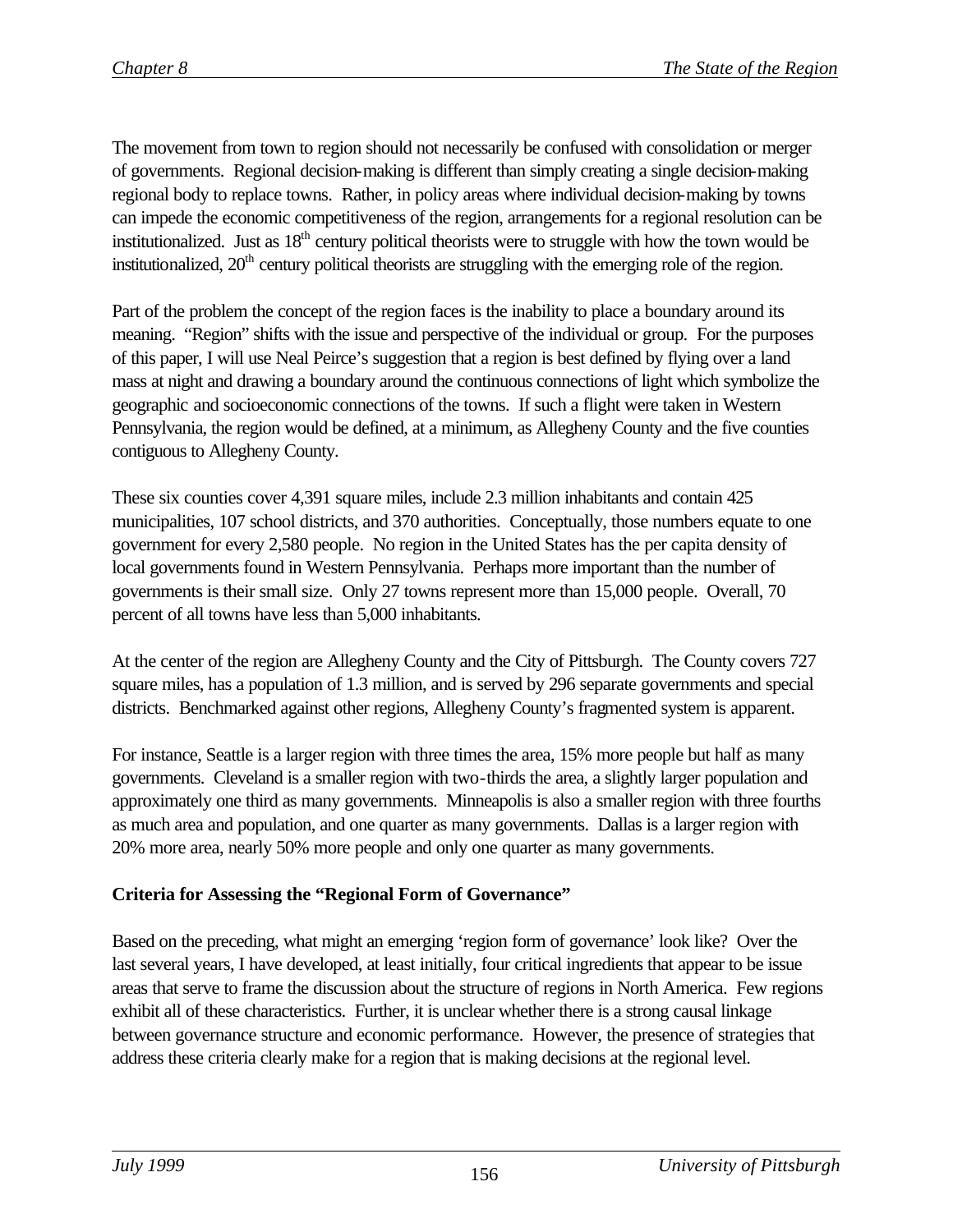The movement from town to region should not necessarily be confused with consolidation or merger of governments. Regional decision-making is different than simply creating a single decision-making regional body to replace towns. Rather, in policy areas where individual decision-making by towns can impede the economic competitiveness of the region, arrangements for a regional resolution can be institutionalized. Just as 18th century political theorists were to struggle with how the town would be institutionalized, 20th century political theorists are struggling with the emerging role of the region.

Part of the problem the concept of the region faces is the inability to place a boundary around its meaning. "Region" shifts with the issue and perspective of the individual or group. For the purposes of this paper, I will use Neal Peirce's suggestion that a region is best defined by flying over a land mass at night and drawing a boundary around the continuous connections of light which symbolize the geographic and socioeconomic connections of the towns. If such a flight were taken in Western Pennsylvania, the region would be defined, at a minimum, as Allegheny County and the five counties contiguous to Allegheny County.

These six counties cover 4,391 square miles, include 2.3 million inhabitants and contain 425 municipalities, 107 school districts, and 370 authorities. Conceptually, those numbers equate to one government for every 2,580 people. No region in the United States has the per capita density of local governments found in Western Pennsylvania. Perhaps more important than the number of governments is their small size. Only 27 towns represent more than 15,000 people. Overall, 70 percent of all towns have less than 5,000 inhabitants.

At the center of the region are Allegheny County and the City of Pittsburgh. The County covers 727 square miles, has a population of 1.3 million, and is served by 296 separate governments and special districts. Benchmarked against other regions, Allegheny County's fragmented system is apparent.

For instance, Seattle is a larger region with three times the area, 15% more people but half as many governments. Cleveland is a smaller region with two-thirds the area, a slightly larger population and approximately one third as many governments. Minneapolis is also a smaller region with three fourths as much area and population, and one quarter as many governments. Dallas is a larger region with 20% more area, nearly 50% more people and only one quarter as many governments.

**Criteria for Assessing the "Regional Form of Governance"**

Based on the preceding, what might an emerging 'region form of governance' look like? Over the last several years, I have developed, at least initially, four critical ingredients that appear to be issue areas that serve to frame the discussion about the structure of regions in North America. Few regions exhibit all of these characteristics. Further, it is unclear whether there is a strong causal linkage between governance structure and economic performance. However, the presence of strategies that address these criteria clearly make for a region that is making decisions at the regional level.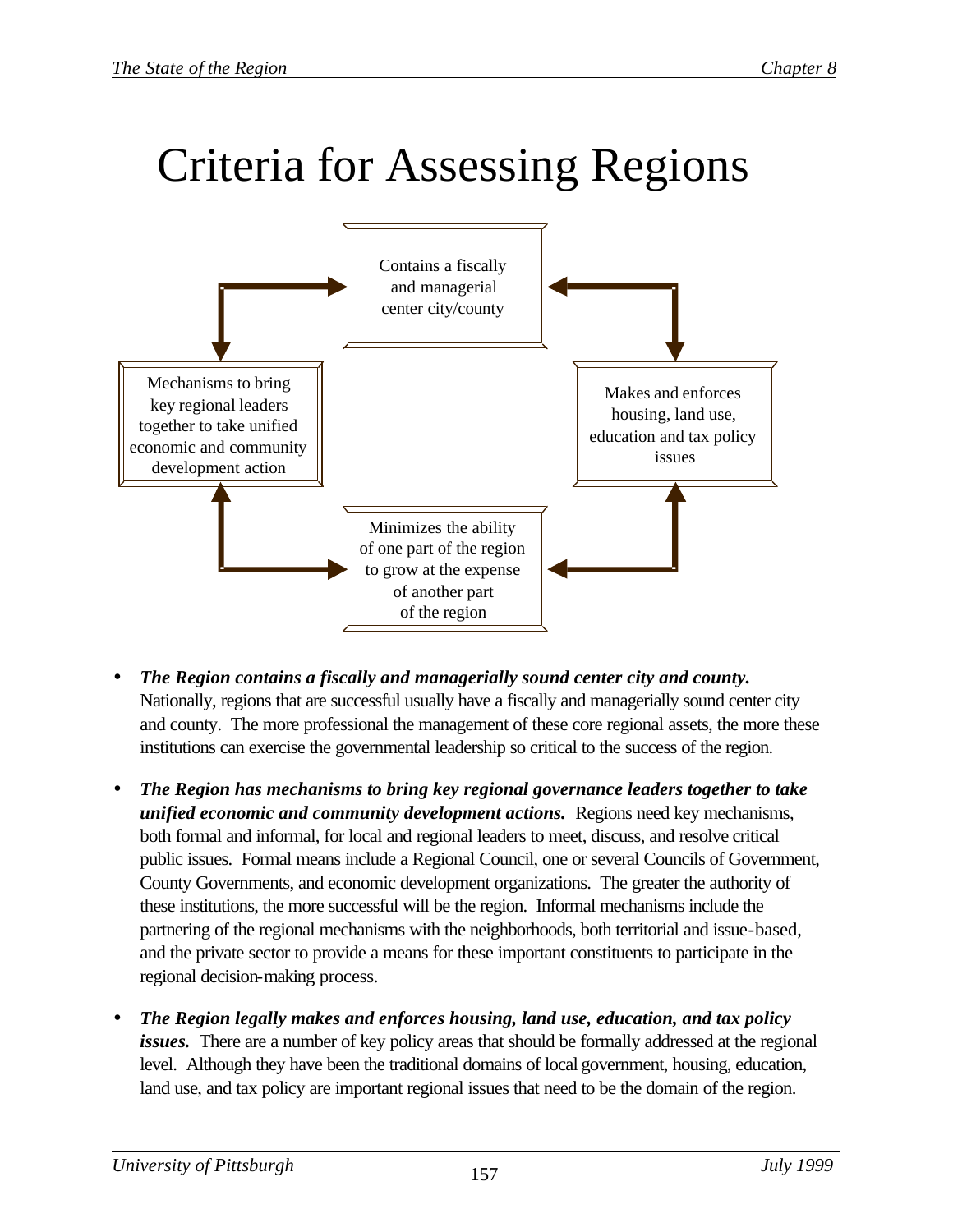# Criteria for Assessing Regions

Contains a fiscally and managerial center city/county

Makes and enforces housing, land use, education and tax policy issues

Minimizes the ability of one part of the region to grow at the expense of another part of the region

Mechanisms to bring key regional leaders together to take unified economic and community development action

- ***The Region contains a fiscally and managerially sound center city and county.*** Nationally, regions that are successful usually have a fiscally and managerially sound center city and county. The more professional the management of these core regional assets, the more these institutions can exercise the governmental leadership so critical to the success of the region.

- ***The Region has mechanisms to bring key regional governance leaders together to take unified economic and community development actions.*** Regions need key mechanisms, both formal and informal, for local and regional leaders to meet, discuss, and resolve critical public issues. Formal means include a Regional Council, one or several Councils of Government, County Governments, and economic development organizations. The greater the authority of these institutions, the more successful will be the region. Informal mechanisms include the partnering of the regional mechanisms with the neighborhoods, both territorial and issue-based, and the private sector to provide a means for these important constituents to participate in the regional decision-making process.

- ***The Region legally makes and enforces housing, land use, education, and tax policy issues.*** There are a number of key policy areas that should be formally addressed at the regional level. Although they have been the traditional domains of local government, housing, education, land use, and tax policy are important regional issues that need to be the domain of the region.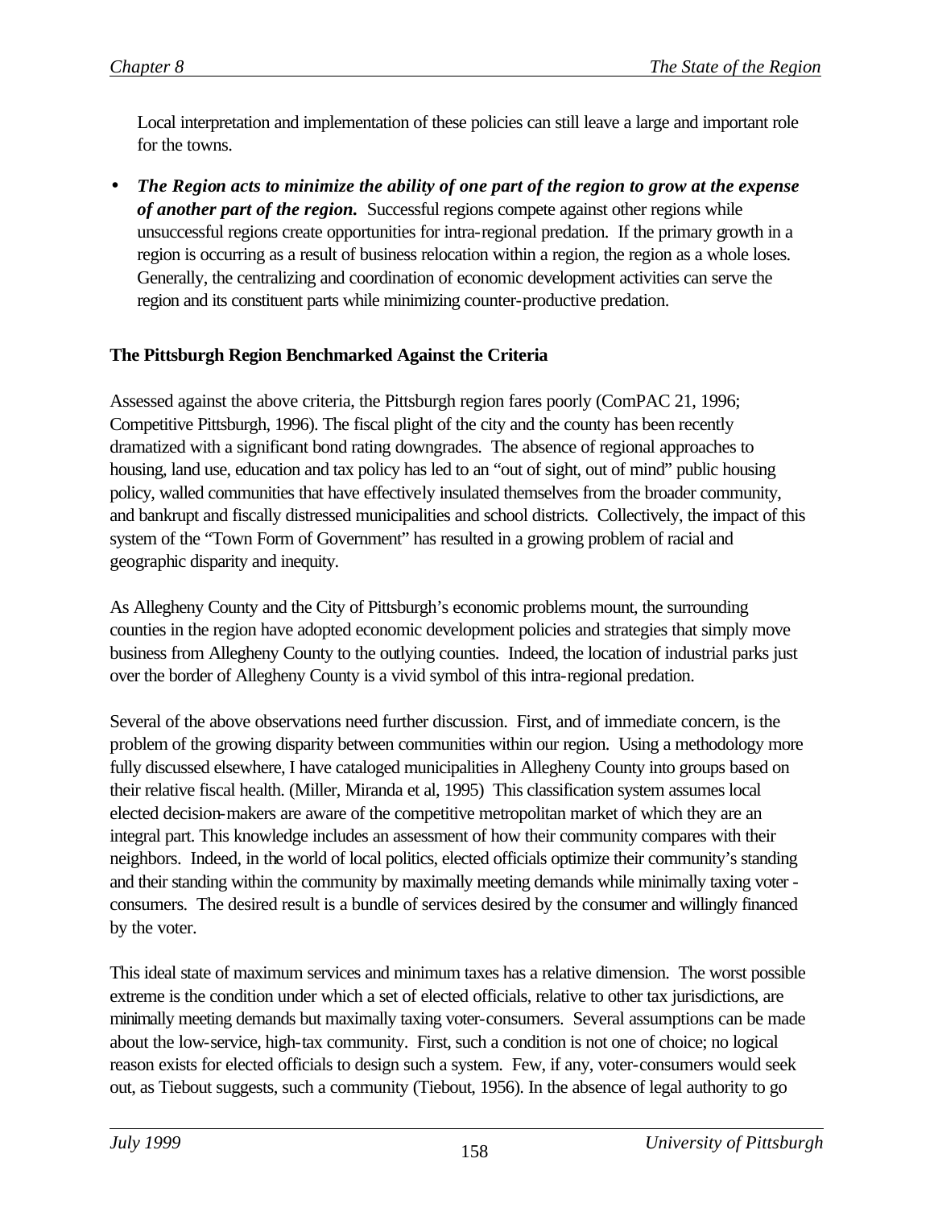Local interpretation and implementation of these policies can still leave a large and important role for the towns.

- ***The Region acts to minimize the ability of one part of the region to grow at the expense of another part of the region.*** Successful regions compete against other regions while unsuccessful regions create opportunities for intra-regional predation. If the primary growth in a region is occurring as a result of business relocation within a region, the region as a whole loses. Generally, the centralizing and coordination of economic development activities can serve the region and its constituent parts while minimizing counter-productive predation.

**The Pittsburgh Region Benchmarked Against the Criteria**

Assessed against the above criteria, the Pittsburgh region fares poorly (ComPAC 21, 1996; Competitive Pittsburgh, 1996). The fiscal plight of the city and the county has been recently dramatized with a significant bond rating downgrades. The absence of regional approaches to housing, land use, education and tax policy has led to an "out of sight, out of mind" public housing policy, walled communities that have effectively insulated themselves from the broader community, and bankrupt and fiscally distressed municipalities and school districts. Collectively, the impact of this system of the "Town Form of Government" has resulted in a growing problem of racial and geographic disparity and inequity.

As Allegheny County and the City of Pittsburgh's economic problems mount, the surrounding counties in the region have adopted economic development policies and strategies that simply move business from Allegheny County to the outlying counties. Indeed, the location of industrial parks just over the border of Allegheny County is a vivid symbol of this intra-regional predation.

Several of the above observations need further discussion. First, and of immediate concern, is the problem of the growing disparity between communities within our region. Using a methodology more fully discussed elsewhere, I have cataloged municipalities in Allegheny County into groups based on their relative fiscal health. (Miller, Miranda et al, 1995) This classification system assumes local elected decision-makers are aware of the competitive metropolitan market of which they are an integral part. This knowledge includes an assessment of how their community compares with their neighbors. Indeed, in the world of local politics, elected officials optimize their community's standing and their standing within the community by maximally meeting demands while minimally taxing voter - consumers. The desired result is a bundle of services desired by the consumer and willingly financed by the voter.

This ideal state of maximum services and minimum taxes has a relative dimension. The worst possible extreme is the condition under which a set of elected officials, relative to other tax jurisdictions, are minimally meeting demands but maximally taxing voter-consumers. Several assumptions can be made about the low-service, high-tax community. First, such a condition is not one of choice; no logical reason exists for elected officials to design such a system. Few, if any, voter-consumers would seek out, as Tiebout suggests, such a community (Tiebout, 1956). In the absence of legal authority to go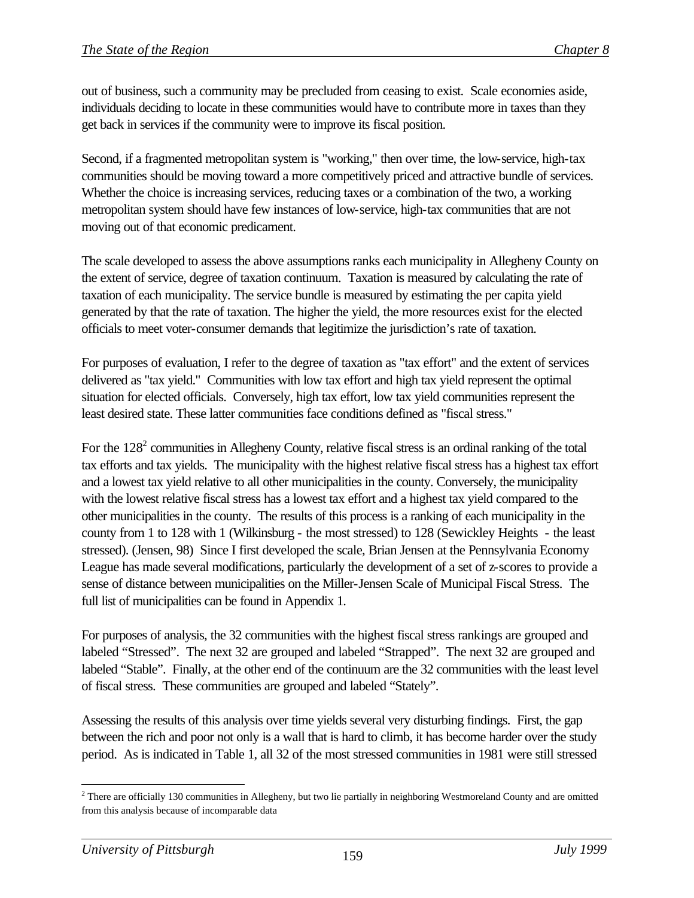out of business, such a community may be precluded from ceasing to exist. Scale economies aside, individuals deciding to locate in these communities would have to contribute more in taxes than they get back in services if the community were to improve its fiscal position.

Second, if a fragmented metropolitan system is "working," then over time, the low-service, high-tax communities should be moving toward a more competitively priced and attractive bundle of services. Whether the choice is increasing services, reducing taxes or a combination of the two, a working metropolitan system should have few instances of low-service, high-tax communities that are not moving out of that economic predicament.

The scale developed to assess the above assumptions ranks each municipality in Allegheny County on the extent of service, degree of taxation continuum. Taxation is measured by calculating the rate of taxation of each municipality. The service bundle is measured by estimating the per capita yield generated by that the rate of taxation. The higher the yield, the more resources exist for the elected officials to meet voter-consumer demands that legitimize the jurisdiction's rate of taxation.

For purposes of evaluation, I refer to the degree of taxation as "tax effort" and the extent of services delivered as "tax yield." Communities with low tax effort and high tax yield represent the optimal situation for elected officials. Conversely, high tax effort, low tax yield communities represent the least desired state. These latter communities face conditions defined as "fiscal stress."

For the 128[2] communities in Allegheny County, relative fiscal stress is an ordinal ranking of the total tax efforts and tax yields. The municipality with the highest relative fiscal stress has a highest tax effort and a lowest tax yield relative to all other municipalities in the county. Conversely, the municipality with the lowest relative fiscal stress has a lowest tax effort and a highest tax yield compared to the other municipalities in the county. The results of this process is a ranking of each municipality in the county from 1 to 128 with 1 (Wilkinsburg - the most stressed) to 128 (Sewickley Heights - the least stressed). (Jensen, 98) Since I first developed the scale, Brian Jensen at the Pennsylvania Economy League has made several modifications, particularly the development of a set of z-scores to provide a sense of distance between municipalities on the Miller-Jensen Scale of Municipal Fiscal Stress. The full list of municipalities can be found in Appendix 1.

For purposes of analysis, the 32 communities with the highest fiscal stress rankings are grouped and labeled "Stressed". The next 32 are grouped and labeled "Strapped". The next 32 are grouped and labeled "Stable". Finally, at the other end of the continuum are the 32 communities with the least level of fiscal stress. These communities are grouped and labeled "Stately".

Assessing the results of this analysis over time yields several very disturbing findings. First, the gap between the rich and poor not only is a wall that is hard to climb, it has become harder over the study period. As is indicated in Table 1, all 32 of the most stressed communities in 1981 were still stressed

[2] There are officially 130 communities in Allegheny, but two lie partially in neighboring Westmoreland County and are omitted from this analysis because of incomparable data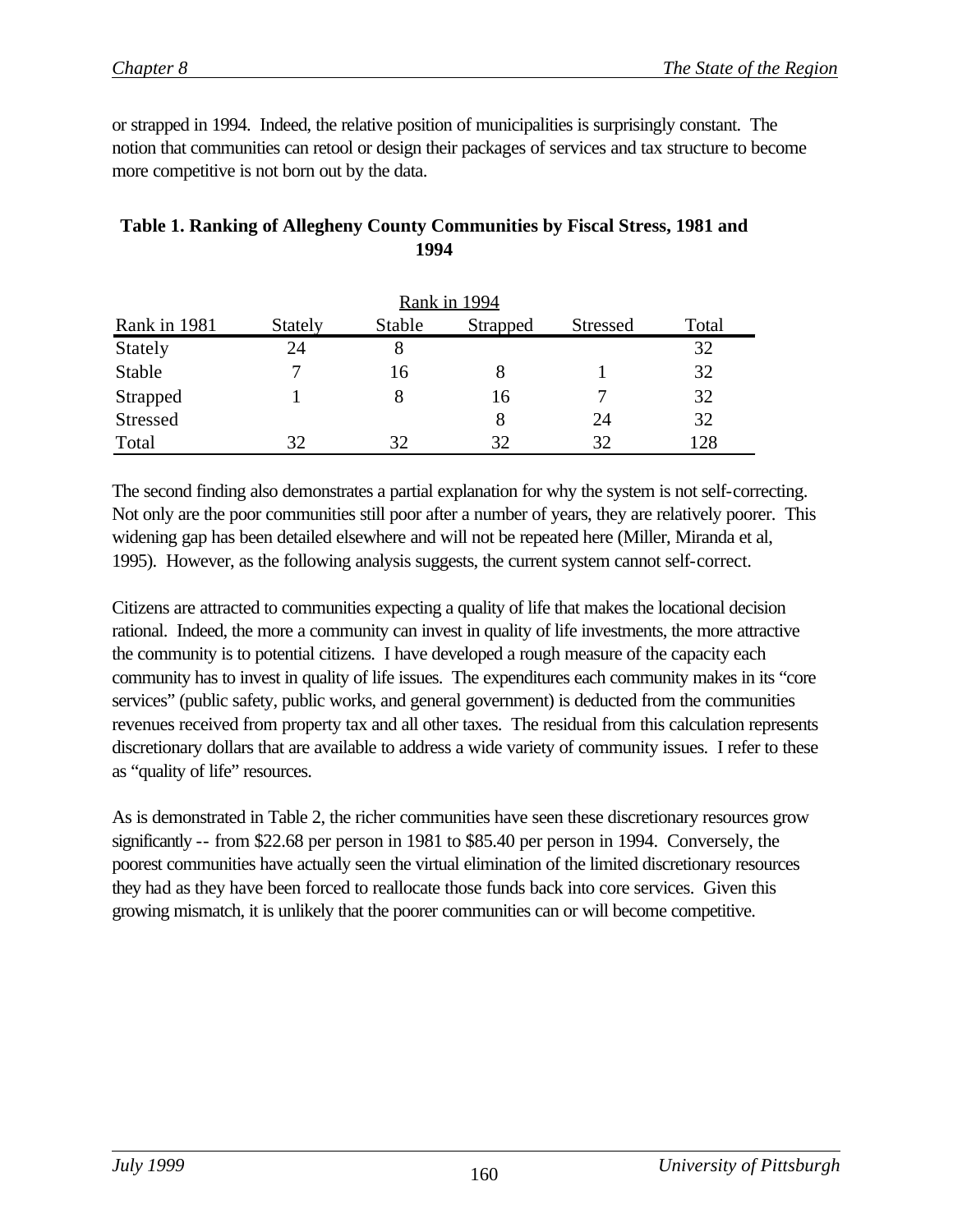or strapped in 1994. Indeed, the relative position of municipalities is surprisingly constant. The notion that communities can retool or design their packages of services and tax structure to become more competitive is not born out by the data.

**Table 1. Ranking of Allegheny County Communities by Fiscal Stress, 1981 and 1994**

| | Rank in 1994 | | | | |
|---|---|---|---|---|---|
| Rank in 1981 | Stately | Stable | Strapped | Stressed | Total |
| Stately | 24 | 8 | | | 32 |
| Stable | 7 | 16 | 8 | 1 | 32 |
| Strapped | 1 | 8 | 16 | 7 | 32 |
| Stressed | | | 8 | 24 | 32 |
| Total | 32 | 32 | 32 | 32 | 128 |

The second finding also demonstrates a partial explanation for why the system is not self-correcting. Not only are the poor communities still poor after a number of years, they are relatively poorer. This widening gap has been detailed elsewhere and will not be repeated here (Miller, Miranda et al, 1995). However, as the following analysis suggests, the current system cannot self-correct.

Citizens are attracted to communities expecting a quality of life that makes the locational decision rational. Indeed, the more a community can invest in quality of life investments, the more attractive the community is to potential citizens. I have developed a rough measure of the capacity each community has to invest in quality of life issues. The expenditures each community makes in its "core services" (public safety, public works, and general government) is deducted from the communities revenues received from property tax and all other taxes. The residual from this calculation represents discretionary dollars that are available to address a wide variety of community issues. I refer to these as "quality of life" resources.

As is demonstrated in Table 2, the richer communities have seen these discretionary resources grow significantly -- from $22.68 per person in 1981 to $85.40 per person in 1994. Conversely, the poorest communities have actually seen the virtual elimination of the limited discretionary resources they had as they have been forced to reallocate those funds back into core services. Given this growing mismatch, it is unlikely that the poorer communities can or will become competitive.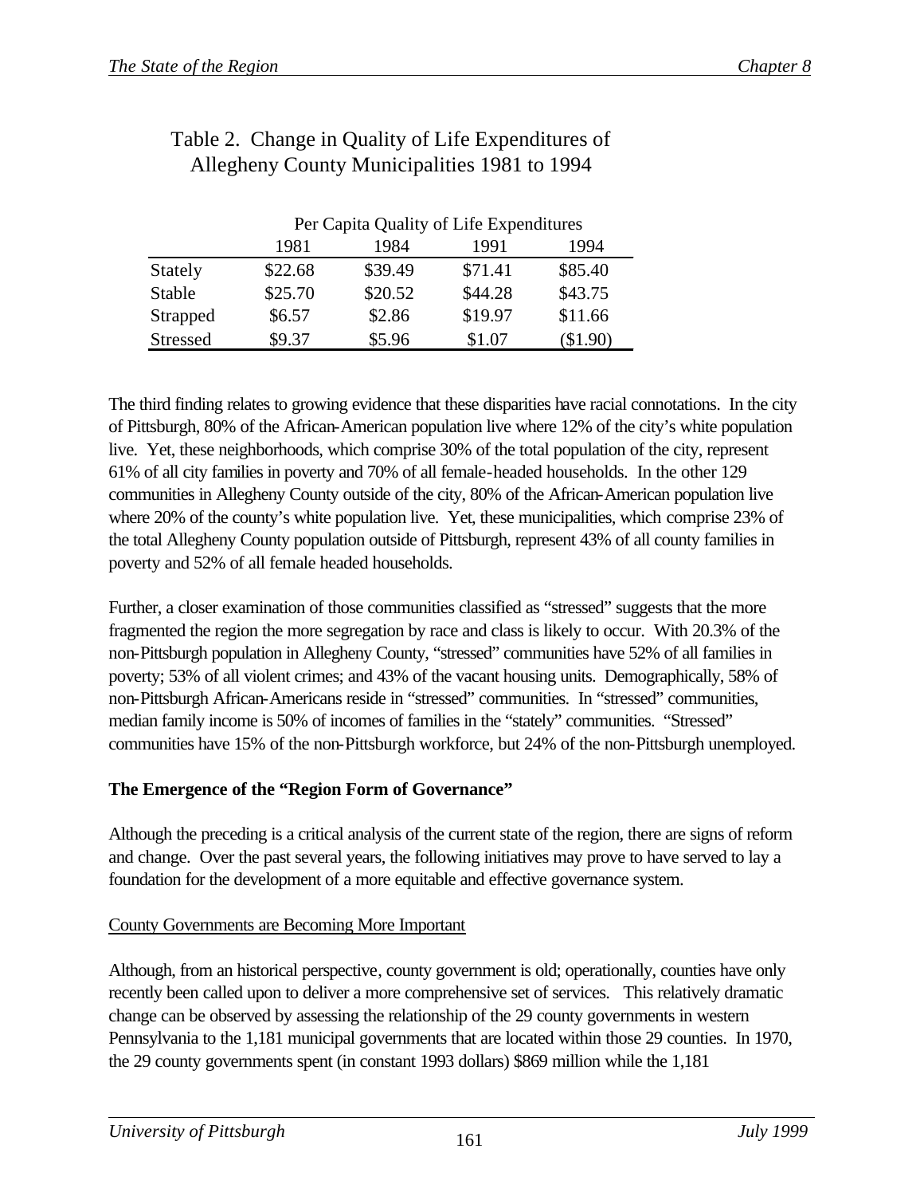## Table 2. Change in Quality of Life Expenditures of Allegheny County Municipalities 1981 to 1994

| | Per Capita Quality of Life Expenditures | | | |
|---|---|---|---|---|
| | 1981 | 1984 | 1991 | 1994 |
| Stately | $22.68 | $39.49 | $71.41 | $85.40 |
| Stable | $25.70 | $20.52 | $44.28 | $43.75 |
| Strapped | $6.57 | $2.86 | $19.97 | $11.66 |
| Stressed | $9.37 | $5.96 | $1.07 | ($1.90) |

The third finding relates to growing evidence that these disparities have racial connotations. In the city of Pittsburgh, 80% of the African-American population live where 12% of the city's white population live. Yet, these neighborhoods, which comprise 30% of the total population of the city, represent 61% of all city families in poverty and 70% of all female-headed households. In the other 129 communities in Allegheny County outside of the city, 80% of the African-American population live where 20% of the county's white population live. Yet, these municipalities, which comprise 23% of the total Allegheny County population outside of Pittsburgh, represent 43% of all county families in poverty and 52% of all female headed households.

Further, a closer examination of those communities classified as "stressed" suggests that the more fragmented the region the more segregation by race and class is likely to occur. With 20.3% of the non-Pittsburgh population in Allegheny County, "stressed" communities have 52% of all families in poverty; 53% of all violent crimes; and 43% of the vacant housing units. Demographically, 58% of non-Pittsburgh African-Americans reside in "stressed" communities. In "stressed" communities, median family income is 50% of incomes of families in the "stately" communities. "Stressed" communities have 15% of the non-Pittsburgh workforce, but 24% of the non-Pittsburgh unemployed.

**The Emergence of the "Region Form of Governance"**

Although the preceding is a critical analysis of the current state of the region, there are signs of reform and change. Over the past several years, the following initiatives may prove to have served to lay a foundation for the development of a more equitable and effective governance system.

County Governments are Becoming More Important

Although, from an historical perspective, county government is old; operationally, counties have only recently been called upon to deliver a more comprehensive set of services. This relatively dramatic change can be observed by assessing the relationship of the 29 county governments in western Pennsylvania to the 1,181 municipal governments that are located within those 29 counties. In 1970, the 29 county governments spent (in constant 1993 dollars) $869 million while the 1,181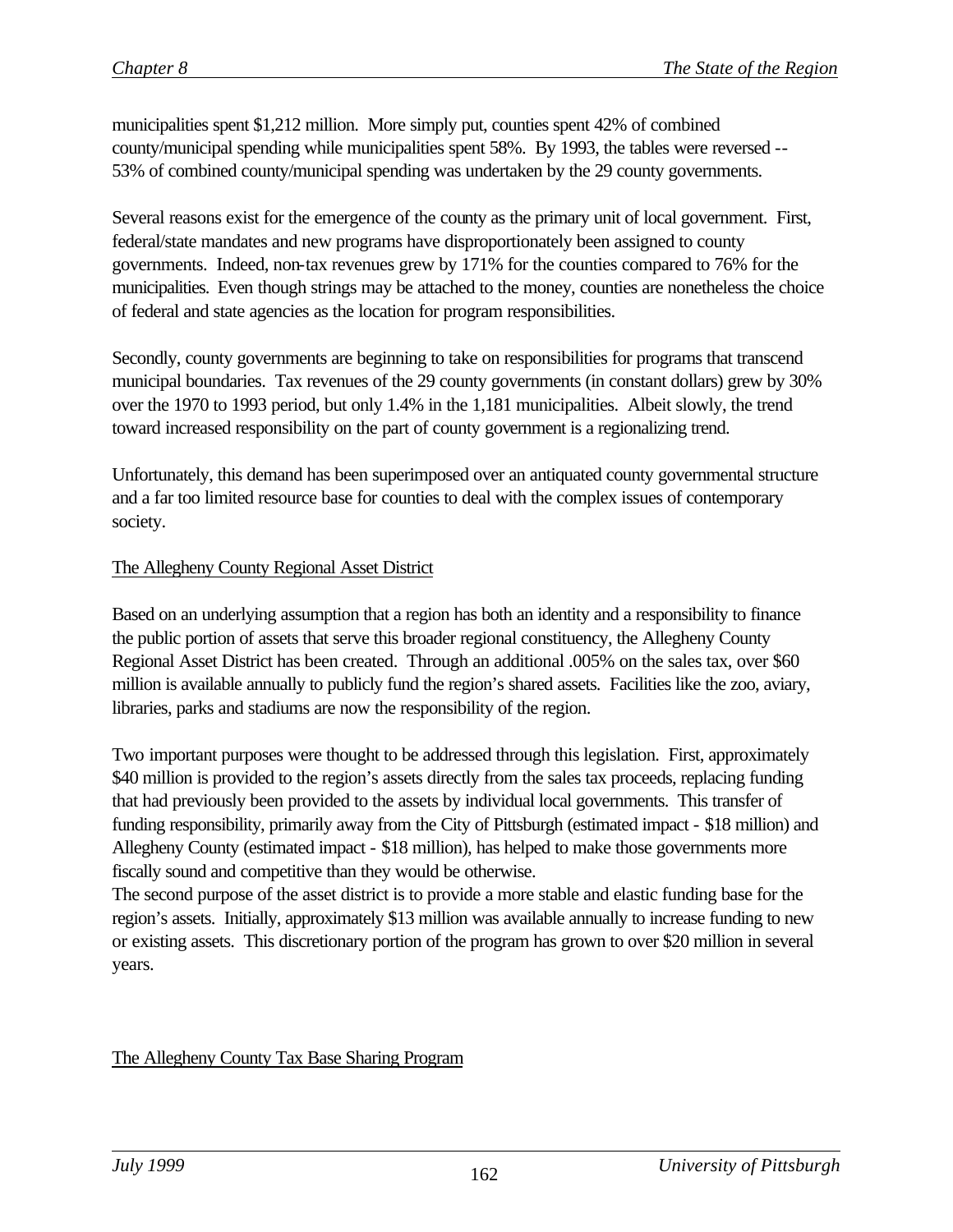municipalities spent $1,212 million. More simply put, counties spent 42% of combined county/municipal spending while municipalities spent 58%. By 1993, the tables were reversed -- 53% of combined county/municipal spending was undertaken by the 29 county governments.

Several reasons exist for the emergence of the county as the primary unit of local government. First, federal/state mandates and new programs have disproportionately been assigned to county governments. Indeed, non-tax revenues grew by 171% for the counties compared to 76% for the municipalities. Even though strings may be attached to the money, counties are nonetheless the choice of federal and state agencies as the location for program responsibilities.

Secondly, county governments are beginning to take on responsibilities for programs that transcend municipal boundaries. Tax revenues of the 29 county governments (in constant dollars) grew by 30% over the 1970 to 1993 period, but only 1.4% in the 1,181 municipalities. Albeit slowly, the trend toward increased responsibility on the part of county government is a regionalizing trend.

Unfortunately, this demand has been superimposed over an antiquated county governmental structure and a far too limited resource base for counties to deal with the complex issues of contemporary society.

### The Allegheny County Regional Asset District

Based on an underlying assumption that a region has both an identity and a responsibility to finance the public portion of assets that serve this broader regional constituency, the Allegheny County Regional Asset District has been created. Through an additional .005% on the sales tax, over $60 million is available annually to publicly fund the region's shared assets. Facilities like the zoo, aviary, libraries, parks and stadiums are now the responsibility of the region.

Two important purposes were thought to be addressed through this legislation. First, approximately $40 million is provided to the region's assets directly from the sales tax proceeds, replacing funding that had previously been provided to the assets by individual local governments. This transfer of funding responsibility, primarily away from the City of Pittsburgh (estimated impact - $18 million) and Allegheny County (estimated impact - $18 million), has helped to make those governments more fiscally sound and competitive than they would be otherwise.

The second purpose of the asset district is to provide a more stable and elastic funding base for the region's assets. Initially, approximately $13 million was available annually to increase funding to new or existing assets. This discretionary portion of the program has grown to over $20 million in several years.

### The Allegheny County Tax Base Sharing Program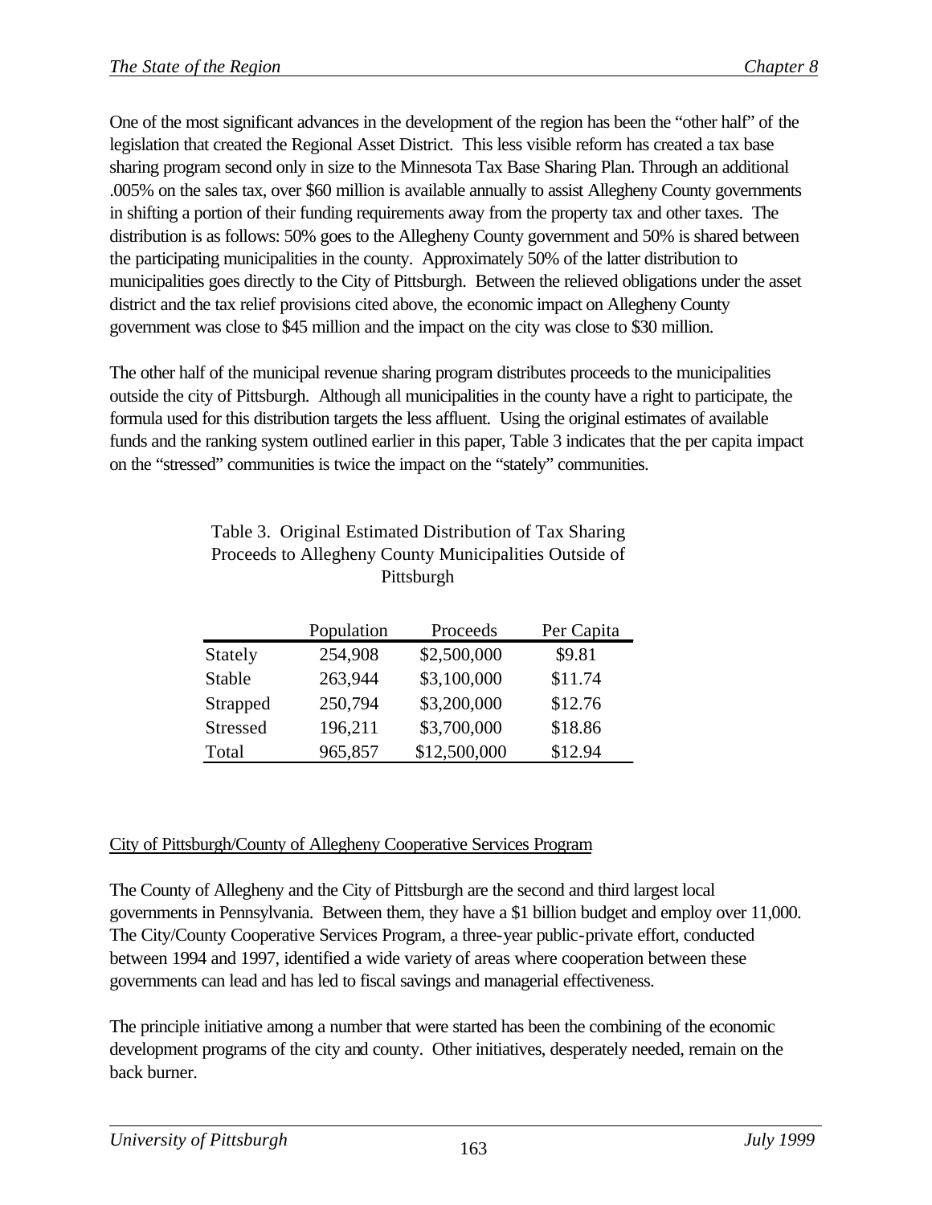One of the most significant advances in the development of the region has been the "other half" of the legislation that created the Regional Asset District. This less visible reform has created a tax base sharing program second only in size to the Minnesota Tax Base Sharing Plan. Through an additional .005% on the sales tax, over $60 million is available annually to assist Allegheny County governments in shifting a portion of their funding requirements away from the property tax and other taxes. The distribution is as follows: 50% goes to the Allegheny County government and 50% is shared between the participating municipalities in the county. Approximately 50% of the latter distribution to municipalities goes directly to the City of Pittsburgh. Between the relieved obligations under the asset district and the tax relief provisions cited above, the economic impact on Allegheny County government was close to $45 million and the impact on the city was close to $30 million.

The other half of the municipal revenue sharing program distributes proceeds to the municipalities outside the city of Pittsburgh. Although all municipalities in the county have a right to participate, the formula used for this distribution targets the less affluent. Using the original estimates of available funds and the ranking system outlined earlier in this paper, Table 3 indicates that the per capita impact on the "stressed" communities is twice the impact on the "stately" communities.

Table 3. Original Estimated Distribution of Tax Sharing Proceeds to Allegheny County Municipalities Outside of Pittsburgh

| | Population | Proceeds | Per Capita |
|---|---|---|---|
| Stately | 254,908 | $2,500,000 | $9.81 |
| Stable | 263,944 | $3,100,000 | $11.74 |
| Strapped | 250,794 | $3,200,000 | $12.76 |
| Stressed | 196,211 | $3,700,000 | $18.86 |
| Total | 965,857 | $12,500,000 | $12.94 |

City of Pittsburgh/County of Allegheny Cooperative Services Program

The County of Allegheny and the City of Pittsburgh are the second and third largest local governments in Pennsylvania. Between them, they have a $1 billion budget and employ over 11,000. The City/County Cooperative Services Program, a three-year public-private effort, conducted between 1994 and 1997, identified a wide variety of areas where cooperation between these governments can lead and has led to fiscal savings and managerial effectiveness.

The principle initiative among a number that were started has been the combining of the economic development programs of the city and county. Other initiatives, desperately needed, remain on the back burner.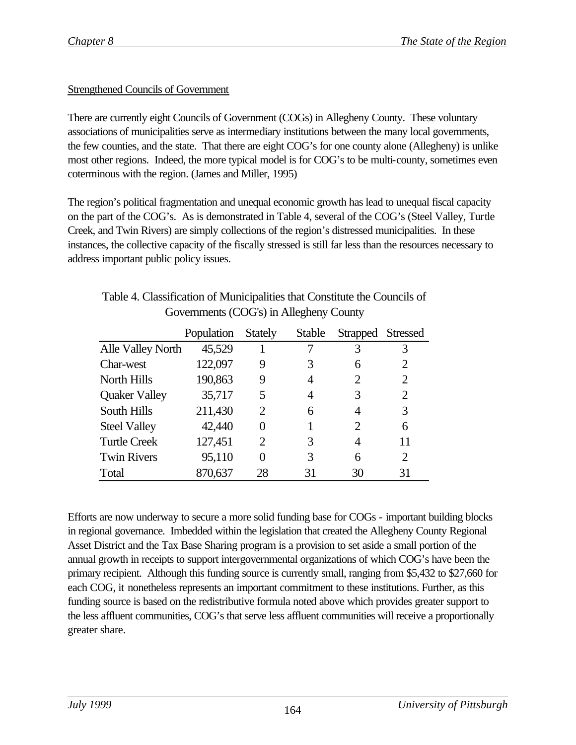Strengthened Councils of Government

There are currently eight Councils of Government (COGs) in Allegheny County. These voluntary associations of municipalities serve as intermediary institutions between the many local governments, the few counties, and the state. That there are eight COG's for one county alone (Allegheny) is unlike most other regions. Indeed, the more typical model is for COG's to be multi-county, sometimes even coterminous with the region. (James and Miller, 1995)

The region's political fragmentation and unequal economic growth has lead to unequal fiscal capacity on the part of the COG's. As is demonstrated in Table 4, several of the COG's (Steel Valley, Turtle Creek, and Twin Rivers) are simply collections of the region's distressed municipalities. In these instances, the collective capacity of the fiscally stressed is still far less than the resources necessary to address important public policy issues.

Table 4. Classification of Municipalities that Constitute the Councils of Governments (COG's) in Allegheny County

| | Population | Stately | Stable | Strapped | Stressed |
|---|---|---|---|---|---|
| Alle Valley North | 45,529 | 1 | 7 | 3 | 3 |
| Char-west | 122,097 | 9 | 3 | 6 | 2 |
| North Hills | 190,863 | 9 | 4 | 2 | 2 |
| Quaker Valley | 35,717 | 5 | 4 | 3 | 2 |
| South Hills | 211,430 | 2 | 6 | 4 | 3 |
| Steel Valley | 42,440 | 0 | 1 | 2 | 6 |
| Turtle Creek | 127,451 | 2 | 3 | 4 | 11 |
| Twin Rivers | 95,110 | 0 | 3 | 6 | 2 |
| Total | 870,637 | 28 | 31 | 30 | 31 |

Efforts are now underway to secure a more solid funding base for COGs - important building blocks in regional governance. Imbedded within the legislation that created the Allegheny County Regional Asset District and the Tax Base Sharing program is a provision to set aside a small portion of the annual growth in receipts to support intergovernmental organizations of which COG's have been the primary recipient. Although this funding source is currently small, ranging from $5,432 to $27,660 for each COG, it nonetheless represents an important commitment to these institutions. Further, as this funding source is based on the redistributive formula noted above which provides greater support to the less affluent communities, COG's that serve less affluent communities will receive a proportionally greater share.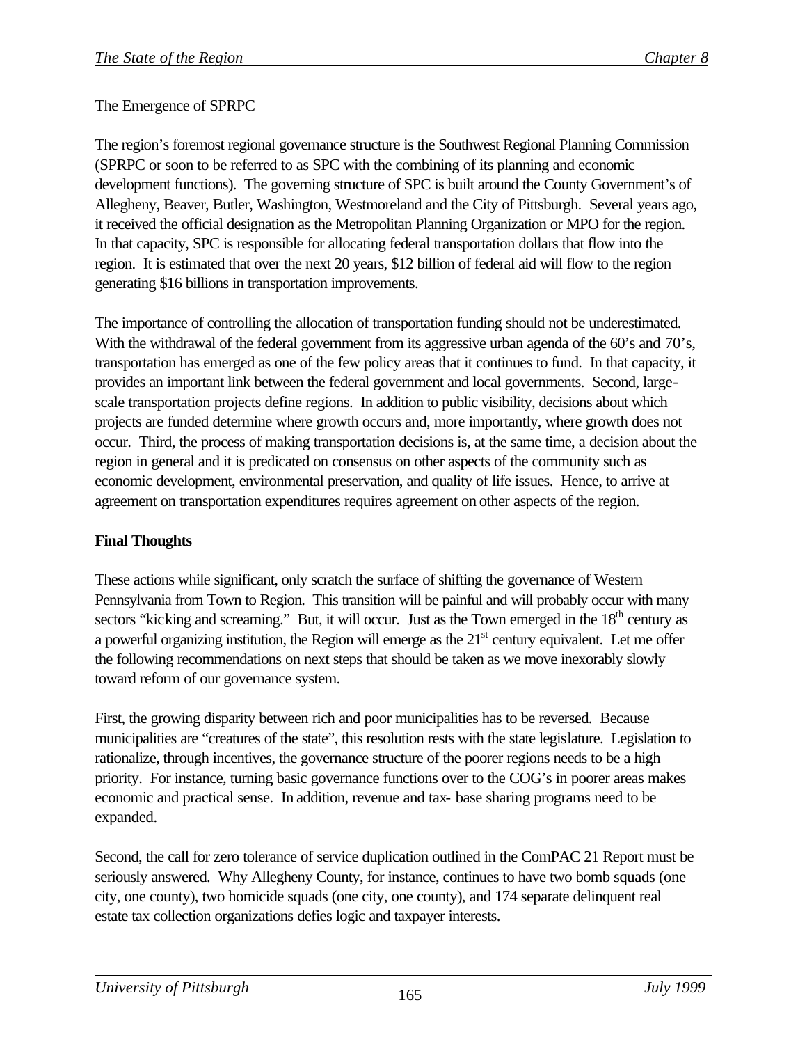The Emergence of SPRPC

The region's foremost regional governance structure is the Southwest Regional Planning Commission (SPRPC or soon to be referred to as SPC with the combining of its planning and economic development functions). The governing structure of SPC is built around the County Government's of Allegheny, Beaver, Butler, Washington, Westmoreland and the City of Pittsburgh. Several years ago, it received the official designation as the Metropolitan Planning Organization or MPO for the region. In that capacity, SPC is responsible for allocating federal transportation dollars that flow into the region. It is estimated that over the next 20 years, $12 billion of federal aid will flow to the region generating $16 billions in transportation improvements.

The importance of controlling the allocation of transportation funding should not be underestimated. With the withdrawal of the federal government from its aggressive urban agenda of the 60's and 70's, transportation has emerged as one of the few policy areas that it continues to fund. In that capacity, it provides an important link between the federal government and local governments. Second, large-scale transportation projects define regions. In addition to public visibility, decisions about which projects are funded determine where growth occurs and, more importantly, where growth does not occur. Third, the process of making transportation decisions is, at the same time, a decision about the region in general and it is predicated on consensus on other aspects of the community such as economic development, environmental preservation, and quality of life issues. Hence, to arrive at agreement on transportation expenditures requires agreement on other aspects of the region.

**Final Thoughts**

These actions while significant, only scratch the surface of shifting the governance of Western Pennsylvania from Town to Region. This transition will be painful and will probably occur with many sectors "kicking and screaming." But, it will occur. Just as the Town emerged in the 18th century as a powerful organizing institution, the Region will emerge as the 21st century equivalent. Let me offer the following recommendations on next steps that should be taken as we move inexorably slowly toward reform of our governance system.

First, the growing disparity between rich and poor municipalities has to be reversed. Because municipalities are "creatures of the state", this resolution rests with the state legislature. Legislation to rationalize, through incentives, the governance structure of the poorer regions needs to be a high priority. For instance, turning basic governance functions over to the COG's in poorer areas makes economic and practical sense. In addition, revenue and tax- base sharing programs need to be expanded.

Second, the call for zero tolerance of service duplication outlined in the ComPAC 21 Report must be seriously answered. Why Allegheny County, for instance, continues to have two bomb squads (one city, one county), two homicide squads (one city, one county), and 174 separate delinquent real estate tax collection organizations defies logic and taxpayer interests.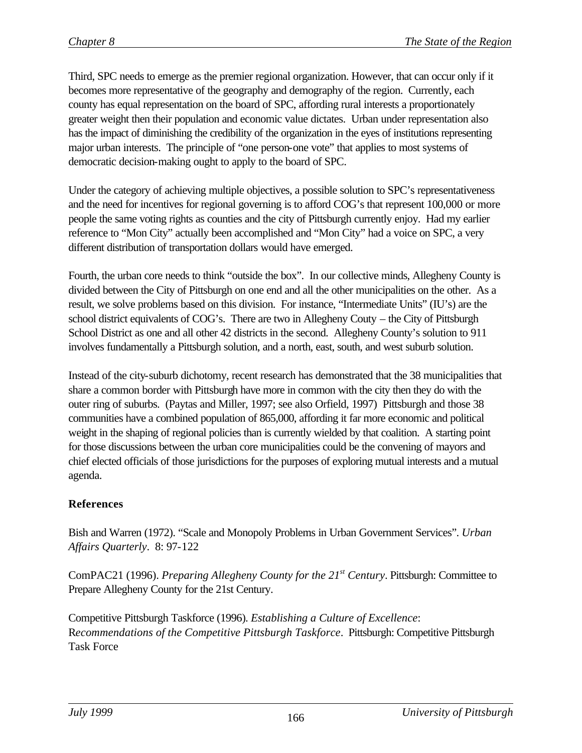Third, SPC needs to emerge as the premier regional organization. However, that can occur only if it becomes more representative of the geography and demography of the region. Currently, each county has equal representation on the board of SPC, affording rural interests a proportionately greater weight then their population and economic value dictates. Urban under representation also has the impact of diminishing the credibility of the organization in the eyes of institutions representing major urban interests. The principle of "one person-one vote" that applies to most systems of democratic decision-making ought to apply to the board of SPC.

Under the category of achieving multiple objectives, a possible solution to SPC's representativeness and the need for incentives for regional governing is to afford COG's that represent 100,000 or more people the same voting rights as counties and the city of Pittsburgh currently enjoy. Had my earlier reference to "Mon City" actually been accomplished and "Mon City" had a voice on SPC, a very different distribution of transportation dollars would have emerged.

Fourth, the urban core needs to think "outside the box". In our collective minds, Allegheny County is divided between the City of Pittsburgh on one end and all the other municipalities on the other. As a result, we solve problems based on this division. For instance, "Intermediate Units" (IU's) are the school district equivalents of COG's. There are two in Allegheny Couty – the City of Pittsburgh School District as one and all other 42 districts in the second. Allegheny County's solution to 911 involves fundamentally a Pittsburgh solution, and a north, east, south, and west suburb solution.

Instead of the city-suburb dichotomy, recent research has demonstrated that the 38 municipalities that share a common border with Pittsburgh have more in common with the city then they do with the outer ring of suburbs. (Paytas and Miller, 1997; see also Orfield, 1997) Pittsburgh and those 38 communities have a combined population of 865,000, affording it far more economic and political weight in the shaping of regional policies than is currently wielded by that coalition. A starting point for those discussions between the urban core municipalities could be the convening of mayors and chief elected officials of those jurisdictions for the purposes of exploring mutual interests and a mutual agenda.

## References

Bish and Warren (1972). "Scale and Monopoly Problems in Urban Government Services". *Urban Affairs Quarterly*. 8: 97-122

ComPAC21 (1996). *Preparing Allegheny County for the 21st Century*. Pittsburgh: Committee to Prepare Allegheny County for the 21st Century.

Competitive Pittsburgh Taskforce (1996). *Establishing a Culture of Excellence*: R*ecommendations of the Competitive Pittsburgh Taskforce*. Pittsburgh: Competitive Pittsburgh Task Force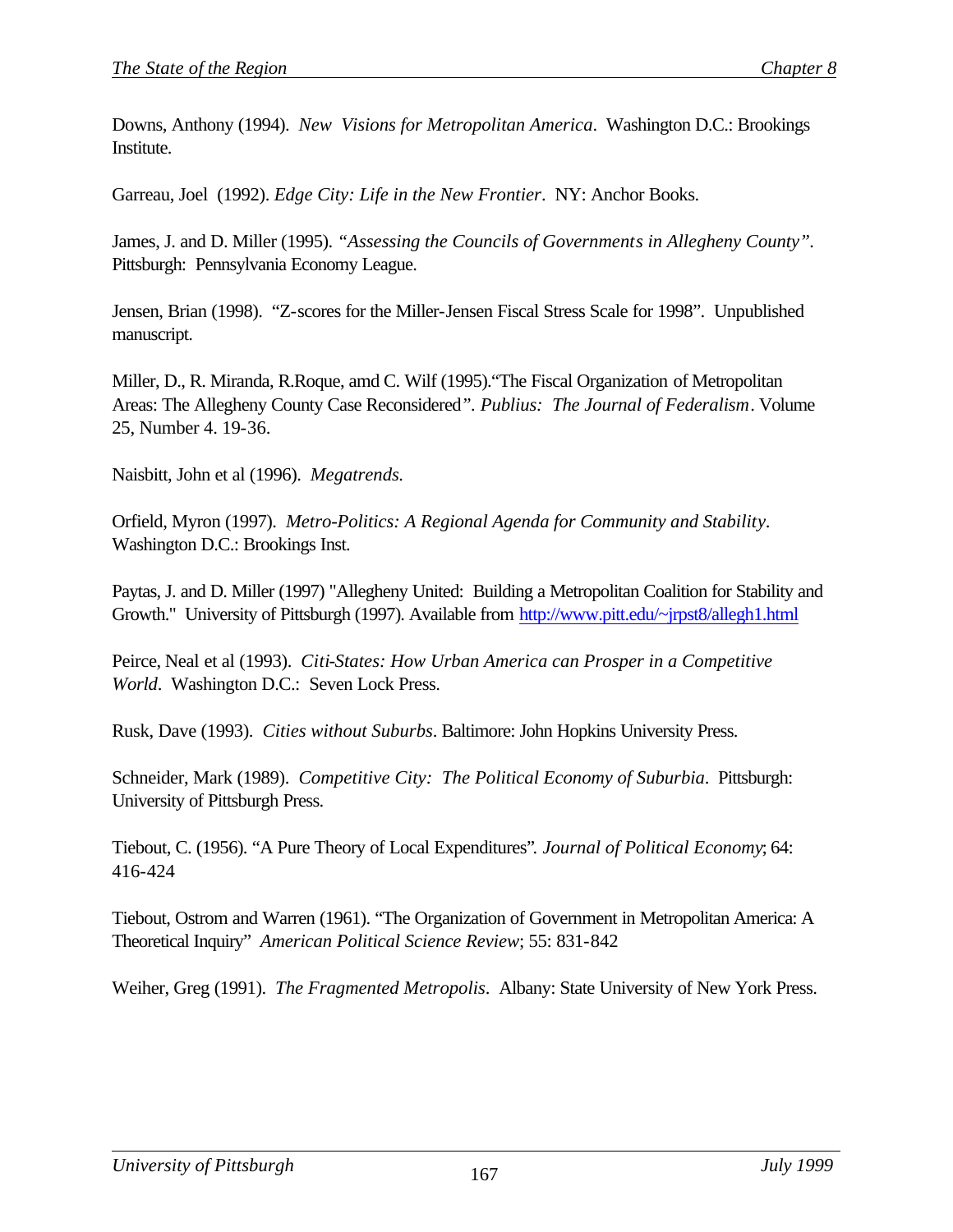Downs, Anthony (1994). *New Visions for Metropolitan America*. Washington D.C.: Brookings Institute.

Garreau, Joel (1992). *Edge City: Life in the New Frontier*. NY: Anchor Books.

James, J. and D. Miller (1995). *"Assessing the Councils of Governments in Allegheny County"*. Pittsburgh: Pennsylvania Economy League.

Jensen, Brian (1998). "Z-scores for the Miller-Jensen Fiscal Stress Scale for 1998". Unpublished manuscript.

Miller, D., R. Miranda, R.Roque, amd C. Wilf (1995)."The Fiscal Organization of Metropolitan Areas: The Allegheny County Case Reconsidered*"*. *Publius: The Journal of Federalism*. Volume 25, Number 4. 19-36.

Naisbitt, John et al (1996). *Megatrends.*

Orfield, Myron (1997). *Metro-Politics: A Regional Agenda for Community and Stability*. Washington D.C.: Brookings Inst.

Paytas, J. and D. Miller (1997) "Allegheny United: Building a Metropolitan Coalition for Stability and Growth." University of Pittsburgh (1997). Available from http://www.pitt.edu/~jrpst8/allegh1.html

Peirce, Neal et al (1993). *Citi-States: How Urban America can Prosper in a Competitive World*. Washington D.C.: Seven Lock Press.

Rusk, Dave (1993). *Cities without Suburbs*. Baltimore: John Hopkins University Press.

Schneider, Mark (1989). *Competitive City: The Political Economy of Suburbia*. Pittsburgh: University of Pittsburgh Press.

Tiebout, C. (1956). "A Pure Theory of Local Expenditures". *Journal of Political Economy*; 64: 416-424

Tiebout, Ostrom and Warren (1961). "The Organization of Government in Metropolitan America: A Theoretical Inquiry" *American Political Science Review*; 55: 831-842

Weiher, Greg (1991). *The Fragmented Metropolis*. Albany: State University of New York Press.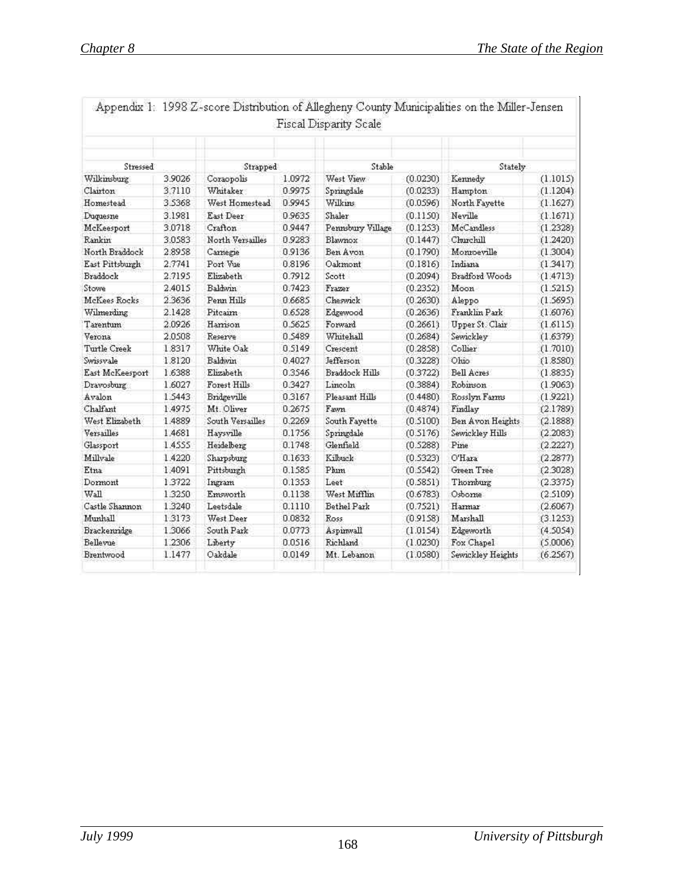Appendix 1: 1998 Z-score Distribution of Allegheny County Municipalities on the Miller-Jensen Fiscal Disparity Scale

| Stressed | | Strapped | | Stable | | Stately | |
|---|---|---|---|---|---|---|---|
| Wilkinsburg | 3.9026 | Coraopolis | 1.0972 | West View | (0.0230) | Kennedy | (1.1015) |
| Clairton | 3.7110 | Whitaker | 0.9975 | Springdale | (0.0233) | Hampton | (1.1204) |
| Homestead | 3.5368 | West Homestead | 0.9945 | Wilkins | (0.0596) | North Fayette | (1.1627) |
| Duquesne | 3.1981 | East Deer | 0.9635 | Shaler | (0.1150) | Neville | (1.1671) |
| McKeesport | 3.0718 | Crafton | 0.9447 | Pennsbury Village | (0.1253) | McCandless | (1.2328) |
| Rankin | 3.0583 | North Versailles | 0.9283 | Blawnox | (0.1447) | Churchill | (1.2420) |
| North Braddock | 2.8958 | Carnegie | 0.9136 | Ben Avon | (0.1790) | Monroeville | (1.3004) |
| East Pittsburgh | 2.7741 | Port Vue | 0.8196 | Oakmont | (0.1816) | Indiana | (1.3417) |
| Braddock | 2.7195 | Elizabeth | 0.7912 | Scott | (0.2094) | Bradford Woods | (1.4713) |
| Stowe | 2.4015 | Baldwin | 0.7423 | Frazer | (0.2352) | Moon | (1.5215) |
| McKees Rocks | 2.3636 | Penn Hills | 0.6685 | Cheswick | (0.2630) | Aleppo | (1.5695) |
| Wilmerding | 2.1428 | Pitcairn | 0.6528 | Edgewood | (0.2636) | Franklin Park | (1.6076) |
| Tarentum | 2.0926 | Harrison | 0.5625 | Forward | (0.2661) | Upper St. Clair | (1.6115) |
| Verona | 2.0508 | Reserve | 0.5489 | Whitehall | (0.2684) | Sewickley | (1.6379) |
| Turtle Creek | 1.8317 | White Oak | 0.5149 | Crescent | (0.2858) | Collier | (1.7010) |
| Swissvale | 1.8120 | Baldwin | 0.4027 | Jefferson | (0.3228) | Ohio | (1.8580) |
| East McKeesport | 1.6388 | Elizabeth | 0.3546 | Braddock Hills | (0.3722) | Bell Acres | (1.8835) |
| Dravosburg | 1.6027 | Forest Hills | 0.3427 | Lincoln | (0.3884) | Robinson | (1.9063) |
| Avalon | 1.5443 | Bridgeville | 0.3167 | Pleasant Hills | (0.4480) | Rosslyn Farms | (1.9221) |
| Chalfant | 1.4975 | Mt. Oliver | 0.2675 | Fawn | (0.4874) | Findlay | (2.1789) |
| West Elizabeth | 1.4889 | South Versailles | 0.2269 | South Fayette | (0.5100) | Ben Avon Heights | (2.1888) |
| Versailles | 1.4681 | Haysville | 0.1756 | Springdale | (0.5176) | Sewickley Hills | (2.2083) |
| Glassport | 1.4555 | Heidelberg | 0.1748 | Glenfield | (0.5288) | Pine | (2.2227) |
| Millvale | 1.4220 | Sharpsburg | 0.1633 | Kilbuck | (0.5323) | O'Hara | (2.2877) |
| Etna | 1.4091 | Pittsburgh | 0.1585 | Plum | (0.5542) | Green Tree | (2.3028) |
| Dormont | 1.3722 | Ingram | 0.1353 | Leet | (0.5851) | Thornburg | (2.3375) |
| Wall | 1.3250 | Emsworth | 0.1138 | West Mifflin | (0.6783) | Osborne | (2.5109) |
| Castle Shannon | 1.3240 | Leetsdale | 0.1110 | Bethel Park | (0.7521) | Harmar | (2.6067) |
| Munhall | 1.3173 | West Deer | 0.0832 | Ross | (0.9158) | Marshall | (3.1253) |
| Brackenridge | 1.3066 | South Park | 0.0773 | Aspinwall | (1.0154) | Edgeworth | (4.5054) |
| Bellevue | 1.2306 | Liberty | 0.0516 | Richland | (1.0230) | Fox Chapel | (5.0006) |
| Brentwood | 1.1477 | Oakdale | 0.0149 | Mt. Lebanon | (1.0580) | Sewickley Heights | (6.2567) |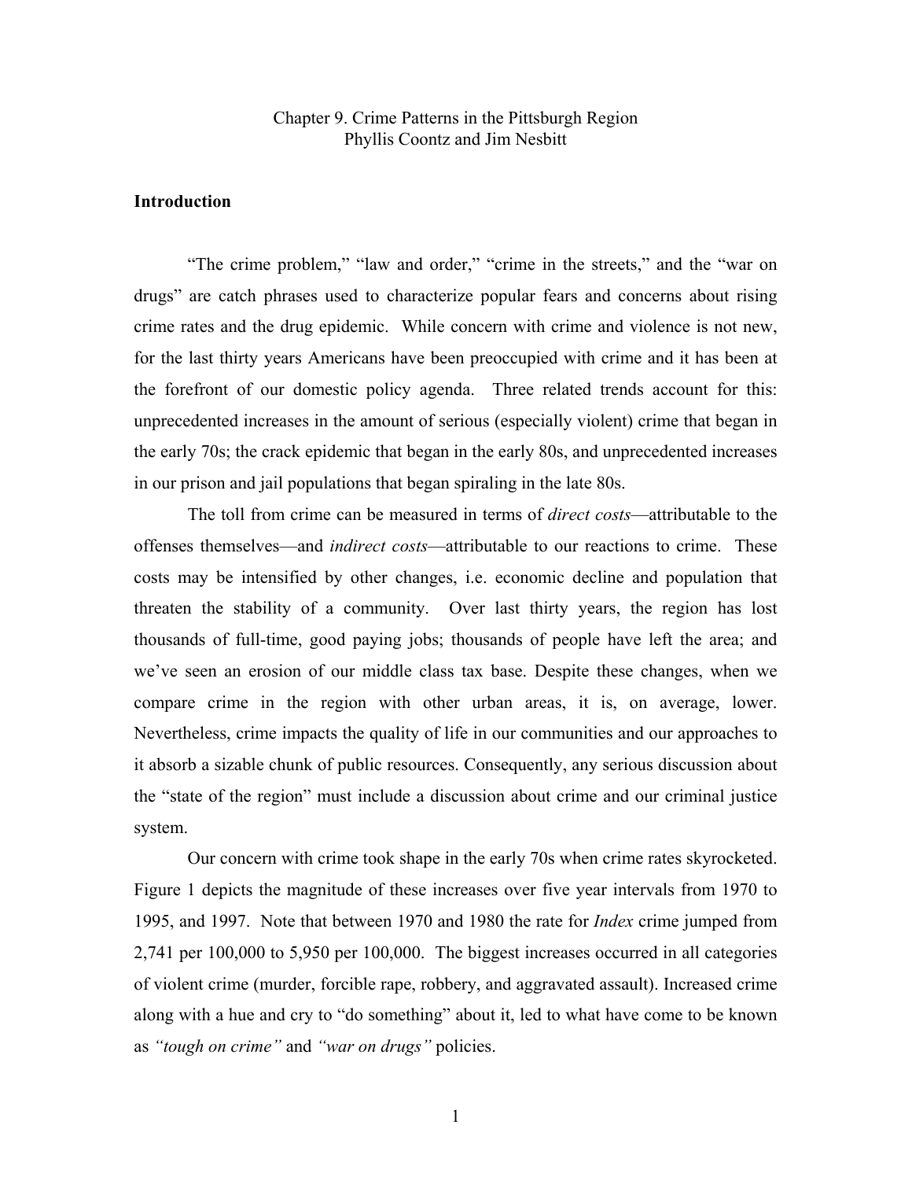Chapter 9. Crime Patterns in the Pittsburgh Region

Phyllis Coontz and Jim Nesbitt

## Introduction

"The crime problem," "law and order," "crime in the streets," and the "war on drugs" are catch phrases used to characterize popular fears and concerns about rising crime rates and the drug epidemic. While concern with crime and violence is not new, for the last thirty years Americans have been preoccupied with crime and it has been at the forefront of our domestic policy agenda. Three related trends account for this: unprecedented increases in the amount of serious (especially violent) crime that began in the early 70s; the crack epidemic that began in the early 80s, and unprecedented increases in our prison and jail populations that began spiraling in the late 80s.

The toll from crime can be measured in terms of *direct costs*—attributable to the offenses themselves—and *indirect costs*—attributable to our reactions to crime. These costs may be intensified by other changes, i.e. economic decline and population that threaten the stability of a community. Over last thirty years, the region has lost thousands of full-time, good paying jobs; thousands of people have left the area; and we've seen an erosion of our middle class tax base. Despite these changes, when we compare crime in the region with other urban areas, it is, on average, lower. Nevertheless, crime impacts the quality of life in our communities and our approaches to it absorb a sizable chunk of public resources. Consequently, any serious discussion about the "state of the region" must include a discussion about crime and our criminal justice system.

Our concern with crime took shape in the early 70s when crime rates skyrocketed. Figure 1 depicts the magnitude of these increases over five year intervals from 1970 to 1995, and 1997. Note that between 1970 and 1980 the rate for *Index* crime jumped from 2,741 per 100,000 to 5,950 per 100,000. The biggest increases occurred in all categories of violent crime (murder, forcible rape, robbery, and aggravated assault). Increased crime along with a hue and cry to "do something" about it, led to what have come to be known as *"tough on crime"* and *"war on drugs"* policies.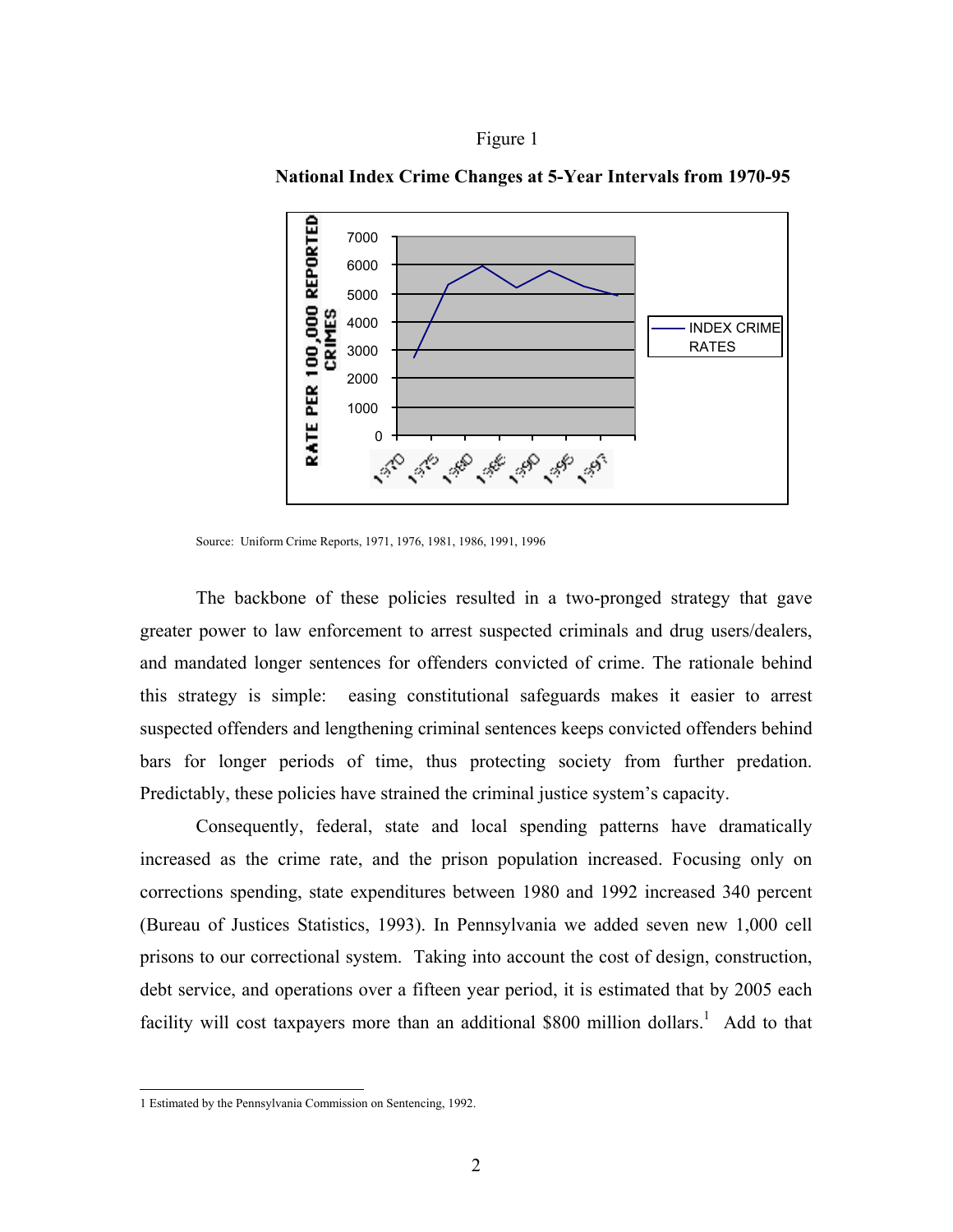Figure 1

**National Index Crime Changes at 5-Year Intervals from 1970-95**

Source: Uniform Crime Reports, 1971, 1976, 1981, 1986, 1991, 1996

The backbone of these policies resulted in a two-pronged strategy that gave greater power to law enforcement to arrest suspected criminals and drug users/dealers, and mandated longer sentences for offenders convicted of crime. The rationale behind this strategy is simple: easing constitutional safeguards makes it easier to arrest suspected offenders and lengthening criminal sentences keeps convicted offenders behind bars for longer periods of time, thus protecting society from further predation. Predictably, these policies have strained the criminal justice system's capacity.

Consequently, federal, state and local spending patterns have dramatically increased as the crime rate, and the prison population increased. Focusing only on corrections spending, state expenditures between 1980 and 1992 increased 340 percent (Bureau of Justices Statistics, 1993). In Pennsylvania we added seven new 1,000 cell prisons to our correctional system. Taking into account the cost of design, construction, debt service, and operations over a fifteen year period, it is estimated that by 2005 each facility will cost taxpayers more than an additional $800 million dollars.[1] Add to that

1 Estimated by the Pennsylvania Commission on Sentencing, 1992.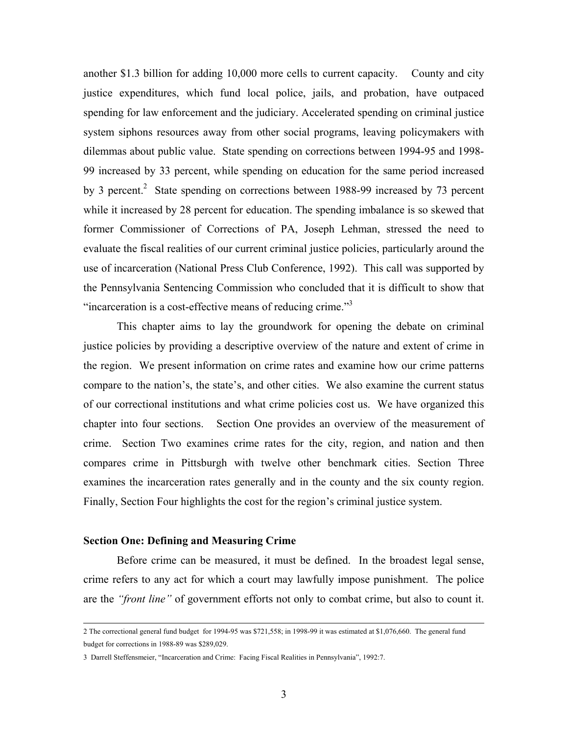another $1.3 billion for adding 10,000 more cells to current capacity. County and city justice expenditures, which fund local police, jails, and probation, have outpaced spending for law enforcement and the judiciary. Accelerated spending on criminal justice system siphons resources away from other social programs, leaving policymakers with dilemmas about public value. State spending on corrections between 1994-95 and 1998-99 increased by 33 percent, while spending on education for the same period increased by 3 percent.[2] State spending on corrections between 1988-99 increased by 73 percent while it increased by 28 percent for education. The spending imbalance is so skewed that former Commissioner of Corrections of PA, Joseph Lehman, stressed the need to evaluate the fiscal realities of our current criminal justice policies, particularly around the use of incarceration (National Press Club Conference, 1992). This call was supported by the Pennsylvania Sentencing Commission who concluded that it is difficult to show that "incarceration is a cost-effective means of reducing crime."[3]

This chapter aims to lay the groundwork for opening the debate on criminal justice policies by providing a descriptive overview of the nature and extent of crime in the region. We present information on crime rates and examine how our crime patterns compare to the nation's, the state's, and other cities. We also examine the current status of our correctional institutions and what crime policies cost us. We have organized this chapter into four sections. Section One provides an overview of the measurement of crime. Section Two examines crime rates for the city, region, and nation and then compares crime in Pittsburgh with twelve other benchmark cities. Section Three examines the incarceration rates generally and in the county and the six county region. Finally, Section Four highlights the cost for the region's criminal justice system.

**Section One: Defining and Measuring Crime**

Before crime can be measured, it must be defined. In the broadest legal sense, crime refers to any act for which a court may lawfully impose punishment. The police are the *"front line"* of government efforts not only to combat crime, but also to count it.

---

2 The correctional general fund budget for 1994-95 was $721,558; in 1998-99 it was estimated at $1,076,660. The general fund budget for corrections in 1988-89 was $289,029.

3 Darrell Steffensmeier, "Incarceration and Crime: Facing Fiscal Realities in Pennsylvania", 1992:7.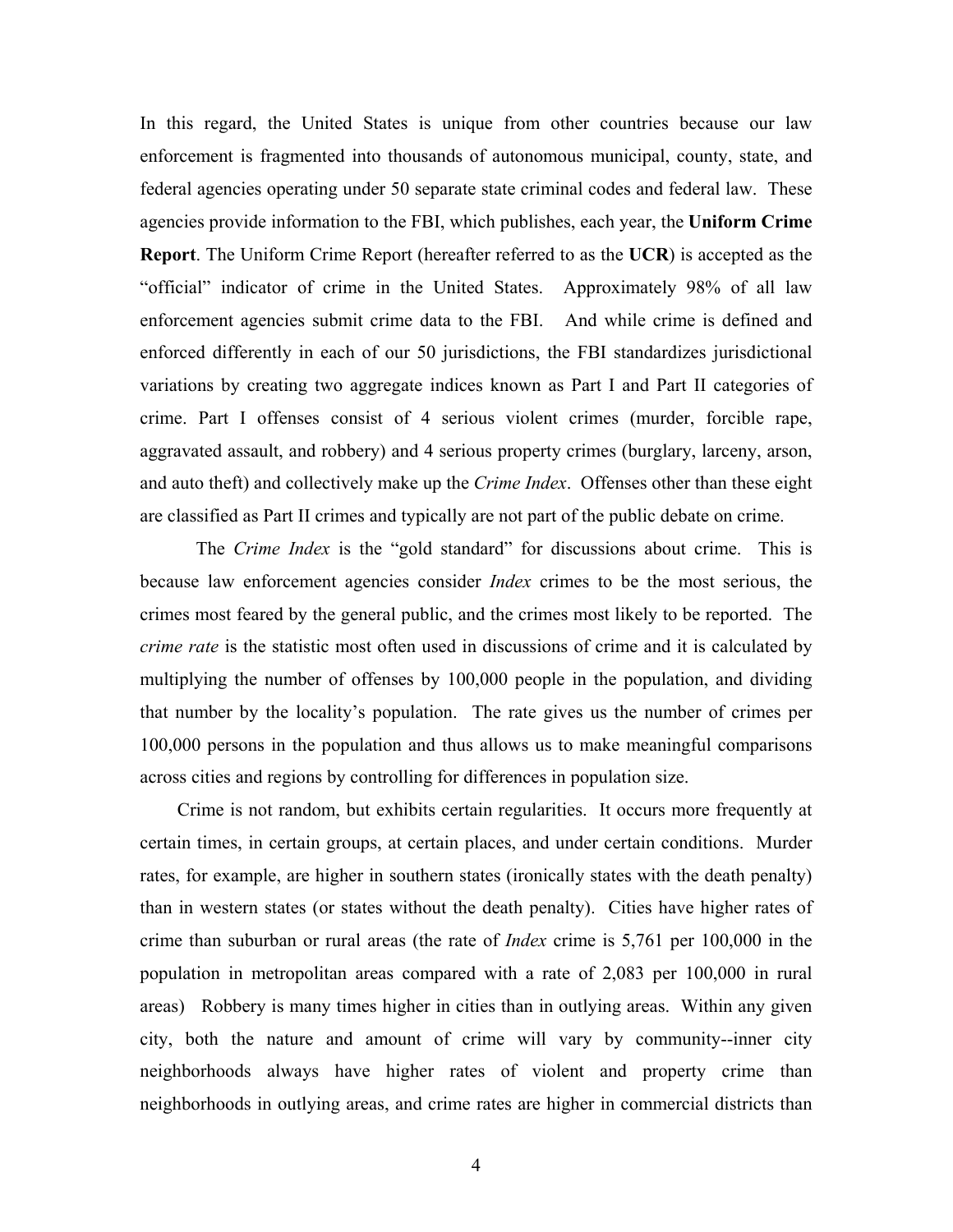In this regard, the United States is unique from other countries because our law enforcement is fragmented into thousands of autonomous municipal, county, state, and federal agencies operating under 50 separate state criminal codes and federal law. These agencies provide information to the FBI, which publishes, each year, the **Uniform Crime Report**. The Uniform Crime Report (hereafter referred to as the **UCR**) is accepted as the "official" indicator of crime in the United States. Approximately 98% of all law enforcement agencies submit crime data to the FBI. And while crime is defined and enforced differently in each of our 50 jurisdictions, the FBI standardizes jurisdictional variations by creating two aggregate indices known as Part I and Part II categories of crime. Part I offenses consist of 4 serious violent crimes (murder, forcible rape, aggravated assault, and robbery) and 4 serious property crimes (burglary, larceny, arson, and auto theft) and collectively make up the *Crime Index*. Offenses other than these eight are classified as Part II crimes and typically are not part of the public debate on crime.

The *Crime Index* is the "gold standard" for discussions about crime. This is because law enforcement agencies consider *Index* crimes to be the most serious, the crimes most feared by the general public, and the crimes most likely to be reported. The *crime rate* is the statistic most often used in discussions of crime and it is calculated by multiplying the number of offenses by 100,000 people in the population, and dividing that number by the locality's population. The rate gives us the number of crimes per 100,000 persons in the population and thus allows us to make meaningful comparisons across cities and regions by controlling for differences in population size.

Crime is not random, but exhibits certain regularities. It occurs more frequently at certain times, in certain groups, at certain places, and under certain conditions. Murder rates, for example, are higher in southern states (ironically states with the death penalty) than in western states (or states without the death penalty). Cities have higher rates of crime than suburban or rural areas (the rate of *Index* crime is 5,761 per 100,000 in the population in metropolitan areas compared with a rate of 2,083 per 100,000 in rural areas) Robbery is many times higher in cities than in outlying areas. Within any given city, both the nature and amount of crime will vary by community--inner city neighborhoods always have higher rates of violent and property crime than neighborhoods in outlying areas, and crime rates are higher in commercial districts than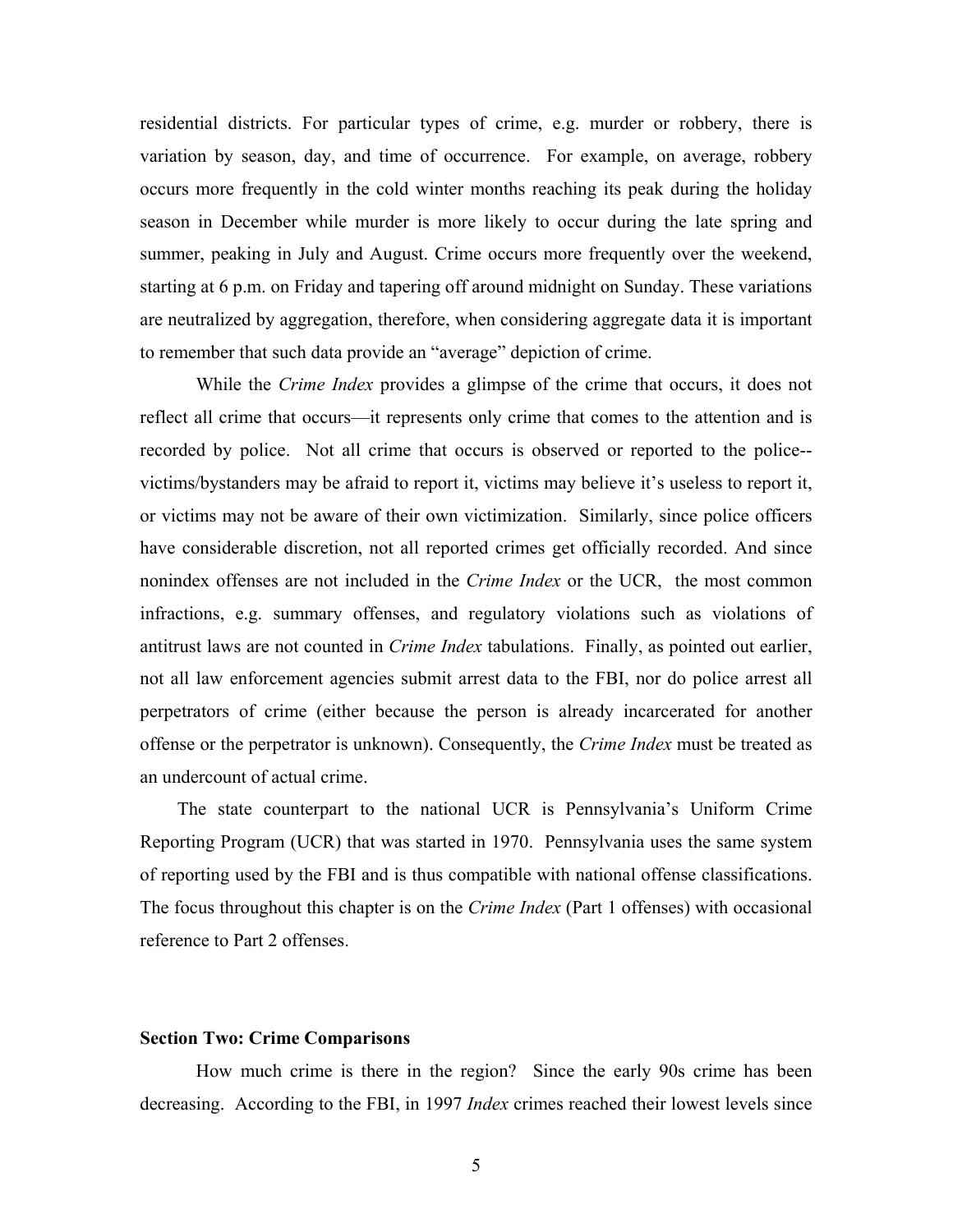residential districts. For particular types of crime, e.g. murder or robbery, there is variation by season, day, and time of occurrence. For example, on average, robbery occurs more frequently in the cold winter months reaching its peak during the holiday season in December while murder is more likely to occur during the late spring and summer, peaking in July and August. Crime occurs more frequently over the weekend, starting at 6 p.m. on Friday and tapering off around midnight on Sunday. These variations are neutralized by aggregation, therefore, when considering aggregate data it is important to remember that such data provide an "average" depiction of crime.

While the *Crime Index* provides a glimpse of the crime that occurs, it does not reflect all crime that occurs—it represents only crime that comes to the attention and is recorded by police. Not all crime that occurs is observed or reported to the police--victims/bystanders may be afraid to report it, victims may believe it's useless to report it, or victims may not be aware of their own victimization. Similarly, since police officers have considerable discretion, not all reported crimes get officially recorded. And since nonindex offenses are not included in the *Crime Index* or the UCR, the most common infractions, e.g. summary offenses, and regulatory violations such as violations of antitrust laws are not counted in *Crime Index* tabulations. Finally, as pointed out earlier, not all law enforcement agencies submit arrest data to the FBI, nor do police arrest all perpetrators of crime (either because the person is already incarcerated for another offense or the perpetrator is unknown). Consequently, the *Crime Index* must be treated as an undercount of actual crime.

The state counterpart to the national UCR is Pennsylvania's Uniform Crime Reporting Program (UCR) that was started in 1970. Pennsylvania uses the same system of reporting used by the FBI and is thus compatible with national offense classifications. The focus throughout this chapter is on the *Crime Index* (Part 1 offenses) with occasional reference to Part 2 offenses.

**Section Two: Crime Comparisons**

How much crime is there in the region? Since the early 90s crime has been decreasing. According to the FBI, in 1997 *Index* crimes reached their lowest levels since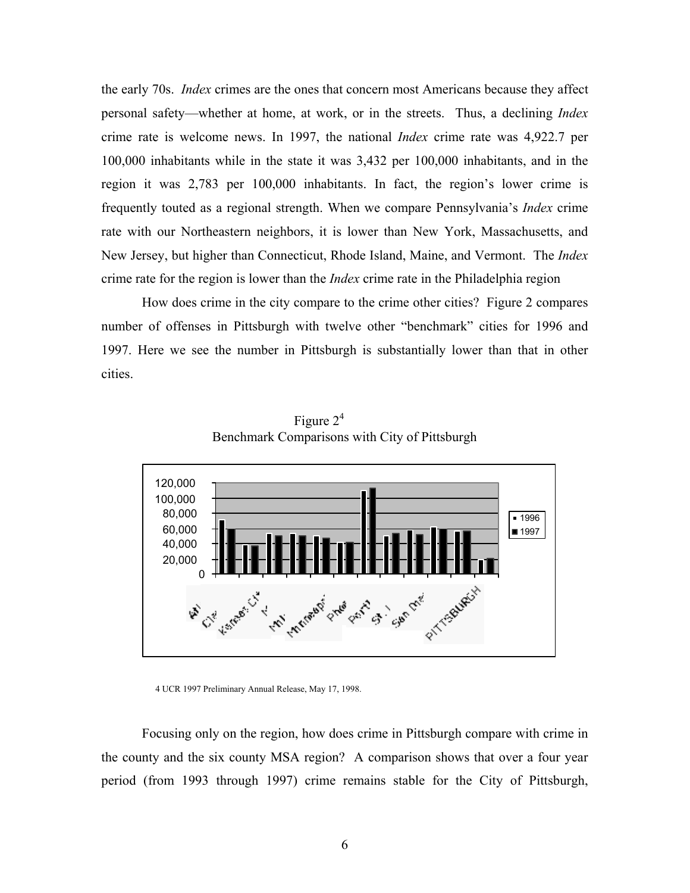the early 70s. *Index* crimes are the ones that concern most Americans because they affect personal safety—whether at home, at work, or in the streets. Thus, a declining *Index* crime rate is welcome news. In 1997, the national *Index* crime rate was 4,922.7 per 100,000 inhabitants while in the state it was 3,432 per 100,000 inhabitants, and in the region it was 2,783 per 100,000 inhabitants. In fact, the region's lower crime is frequently touted as a regional strength. When we compare Pennsylvania's *Index* crime rate with our Northeastern neighbors, it is lower than New York, Massachusetts, and New Jersey, but higher than Connecticut, Rhode Island, Maine, and Vermont. The *Index* crime rate for the region is lower than the *Index* crime rate in the Philadelphia region

How does crime in the city compare to the crime other cities? Figure 2 compares number of offenses in Pittsburgh with twelve other "benchmark" cities for 1996 and 1997. Here we see the number in Pittsburgh is substantially lower than that in other cities.

Figure 2[4]
Benchmark Comparisons with City of Pittsburgh

4 UCR 1997 Preliminary Annual Release, May 17, 1998.

Focusing only on the region, how does crime in Pittsburgh compare with crime in the county and the six county MSA region? A comparison shows that over a four year period (from 1993 through 1997) crime remains stable for the City of Pittsburgh,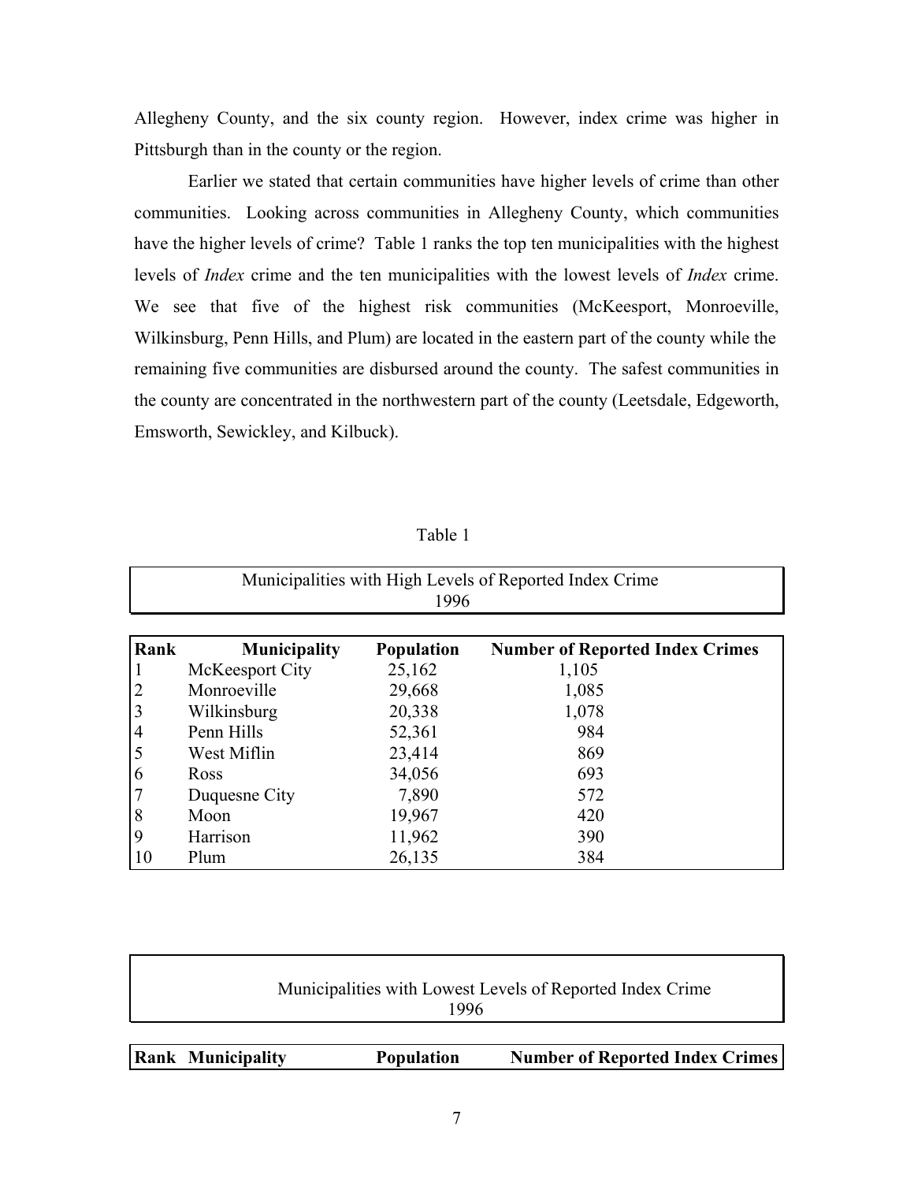Allegheny County, and the six county region. However, index crime was higher in Pittsburgh than in the county or the region.

Earlier we stated that certain communities have higher levels of crime than other communities. Looking across communities in Allegheny County, which communities have the higher levels of crime? Table 1 ranks the top ten municipalities with the highest levels of *Index* crime and the ten municipalities with the lowest levels of *Index* crime. We see that five of the highest risk communities (McKeesport, Monroeville, Wilkinsburg, Penn Hills, and Plum) are located in the eastern part of the county while the remaining five communities are disbursed around the county. The safest communities in the county are concentrated in the northwestern part of the county (Leetsdale, Edgeworth, Emsworth, Sewickley, and Kilbuck).

Table 1

Municipalities with High Levels of Reported Index Crime
1996

| Rank | Municipality | Population | Number of Reported Index Crimes |
|---|---|---|---|
| 1 | McKeesport City | 25,162 | 1,105 |
| 2 | Monroeville | 29,668 | 1,085 |
| 3 | Wilkinsburg | 20,338 | 1,078 |
| 4 | Penn Hills | 52,361 | 984 |
| 5 | West Miflin | 23,414 | 869 |
| 6 | Ross | 34,056 | 693 |
| 7 | Duquesne City | 7,890 | 572 |
| 8 | Moon | 19,967 | 420 |
| 9 | Harrison | 11,962 | 390 |
| 10 | Plum | 26,135 | 384 |

Municipalities with Lowest Levels of Reported Index Crime
1996

| Rank | Municipality | Population | Number of Reported Index Crimes |
|---|---|---|---|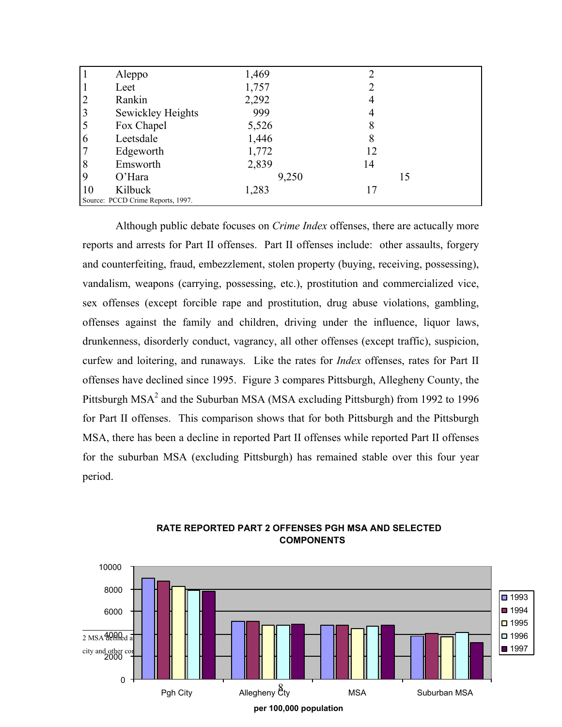| | | | |
|---|---|---|---|
| 1 | Aleppo | 1,469 | 2 |
| 1 | Leet | 1,757 | 2 |
| 2 | Rankin | 2,292 | 4 |
| 3 | Sewickley Heights | 999 | 4 |
| 5 | Fox Chapel | 5,526 | 8 |
| 6 | Leetsdale | 1,446 | 8 |
| 7 | Edgeworth | 1,772 | 12 |
| 8 | Emsworth | 2,839 | 14 |
| 9 | O'Hara | 9,250 | 15 |
| 10 | Kilbuck | 1,283 | 17 |

Source: PCCD Crime Reports, 1997.

Although public debate focuses on *Crime Index* offenses, there are actucally more reports and arrests for Part II offenses. Part II offenses include: other assaults, forgery and counterfeiting, fraud, embezzlement, stolen property (buying, receiving, possessing), vandalism, weapons (carrying, possessing, etc.), prostitution and commercialized vice, sex offenses (except forcible rape and prostitution, drug abuse violations, gambling, offenses against the family and children, driving under the influence, liquor laws, drunkenness, disorderly conduct, vagrancy, all other offenses (except traffic), suspicion, curfew and loitering, and runaways. Like the rates for *Index* offenses, rates for Part II offenses have declined since 1995. Figure 3 compares Pittsburgh, Allegheny County, the Pittsburgh MSA[2] and the Suburban MSA (MSA excluding Pittsburgh) from 1992 to 1996 for Part II offenses. This comparison shows that for both Pittsburgh and the Pittsburgh MSA, there has been a decline in reported Part II offenses while reported Part II offenses for the suburban MSA (excluding Pittsburgh) has remained stable over this four year period.

**RATE REPORTED PART 2 OFFENSES PGH MSA AND SELECTED COMPONENTS**

Chart axis: 0–10000; categories: Pgh City, Allegheny Cty, MSA, Suburban MSA; legend: 1993, 1994, 1995, 1996, 1997

per 100,000 population

2 MSA defined a... city and other co...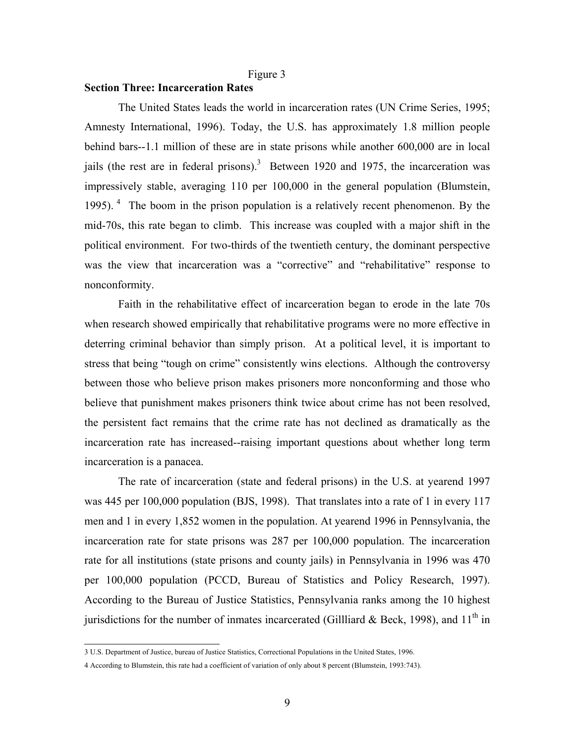Figure 3

**Section Three: Incarceration Rates**

The United States leads the world in incarceration rates (UN Crime Series, 1995; Amnesty International, 1996). Today, the U.S. has approximately 1.8 million people behind bars--1.1 million of these are in state prisons while another 600,000 are in local jails (the rest are in federal prisons).[3] Between 1920 and 1975, the incarceration was impressively stable, averaging 110 per 100,000 in the general population (Blumstein, 1995).[4] The boom in the prison population is a relatively recent phenomenon. By the mid-70s, this rate began to climb. This increase was coupled with a major shift in the political environment. For two-thirds of the twentieth century, the dominant perspective was the view that incarceration was a "corrective" and "rehabilitative" response to nonconformity.

Faith in the rehabilitative effect of incarceration began to erode in the late 70s when research showed empirically that rehabilitative programs were no more effective in deterring criminal behavior than simply prison. At a political level, it is important to stress that being "tough on crime" consistently wins elections. Although the controversy between those who believe prison makes prisoners more nonconforming and those who believe that punishment makes prisoners think twice about crime has not been resolved, the persistent fact remains that the crime rate has not declined as dramatically as the incarceration rate has increased--raising important questions about whether long term incarceration is a panacea.

The rate of incarceration (state and federal prisons) in the U.S. at yearend 1997 was 445 per 100,000 population (BJS, 1998). That translates into a rate of 1 in every 117 men and 1 in every 1,852 women in the population. At yearend 1996 in Pennsylvania, the incarceration rate for state prisons was 287 per 100,000 population. The incarceration rate for all institutions (state prisons and county jails) in Pennsylvania in 1996 was 470 per 100,000 population (PCCD, Bureau of Statistics and Policy Research, 1997). According to the Bureau of Justice Statistics, Pennsylvania ranks among the 10 highest jurisdictions for the number of inmates incarcerated (Gillliard & Beck, 1998), and 11th in

3 U.S. Department of Justice, bureau of Justice Statistics, Correctional Populations in the United States, 1996.

4 According to Blumstein, this rate had a coefficient of variation of only about 8 percent (Blumstein, 1993:743).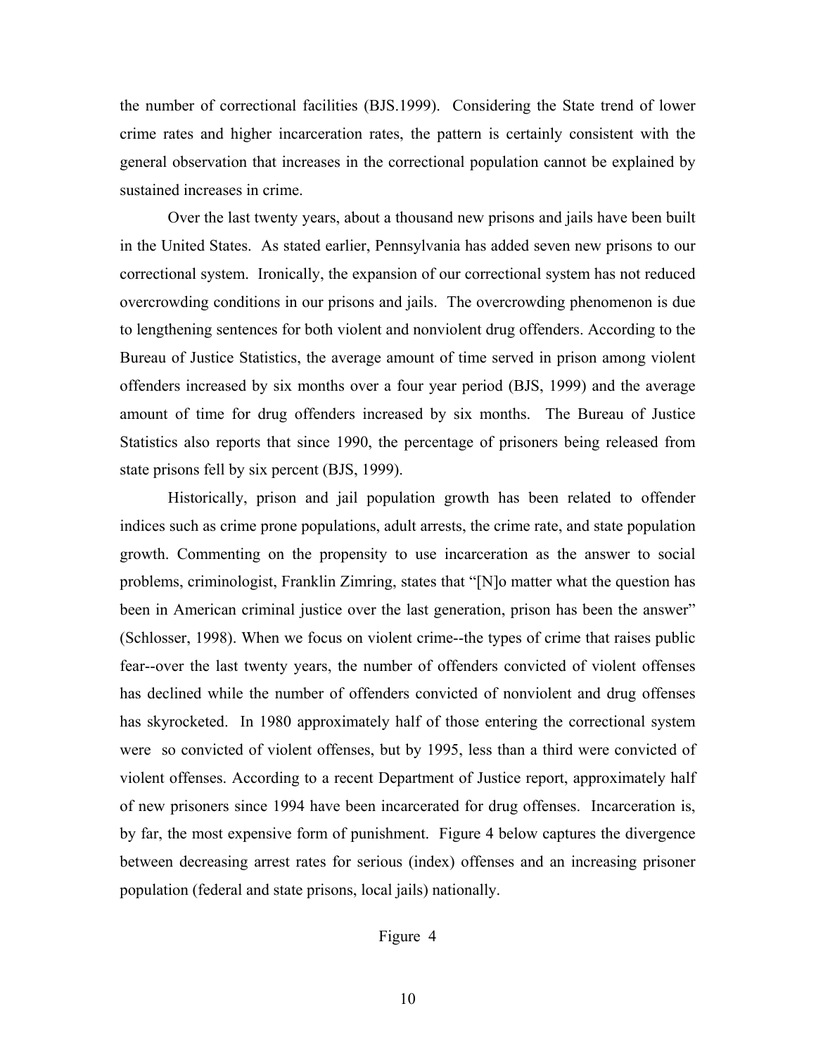the number of correctional facilities (BJS.1999). Considering the State trend of lower crime rates and higher incarceration rates, the pattern is certainly consistent with the general observation that increases in the correctional population cannot be explained by sustained increases in crime.

Over the last twenty years, about a thousand new prisons and jails have been built in the United States. As stated earlier, Pennsylvania has added seven new prisons to our correctional system. Ironically, the expansion of our correctional system has not reduced overcrowding conditions in our prisons and jails. The overcrowding phenomenon is due to lengthening sentences for both violent and nonviolent drug offenders. According to the Bureau of Justice Statistics, the average amount of time served in prison among violent offenders increased by six months over a four year period (BJS, 1999) and the average amount of time for drug offenders increased by six months. The Bureau of Justice Statistics also reports that since 1990, the percentage of prisoners being released from state prisons fell by six percent (BJS, 1999).

Historically, prison and jail population growth has been related to offender indices such as crime prone populations, adult arrests, the crime rate, and state population growth. Commenting on the propensity to use incarceration as the answer to social problems, criminologist, Franklin Zimring, states that "[N]o matter what the question has been in American criminal justice over the last generation, prison has been the answer" (Schlosser, 1998). When we focus on violent crime--the types of crime that raises public fear--over the last twenty years, the number of offenders convicted of violent offenses has declined while the number of offenders convicted of nonviolent and drug offenses has skyrocketed. In 1980 approximately half of those entering the correctional system were so convicted of violent offenses, but by 1995, less than a third were convicted of violent offenses. According to a recent Department of Justice report, approximately half of new prisoners since 1994 have been incarcerated for drug offenses. Incarceration is, by far, the most expensive form of punishment. Figure 4 below captures the divergence between decreasing arrest rates for serious (index) offenses and an increasing prisoner population (federal and state prisons, local jails) nationally.

Figure 4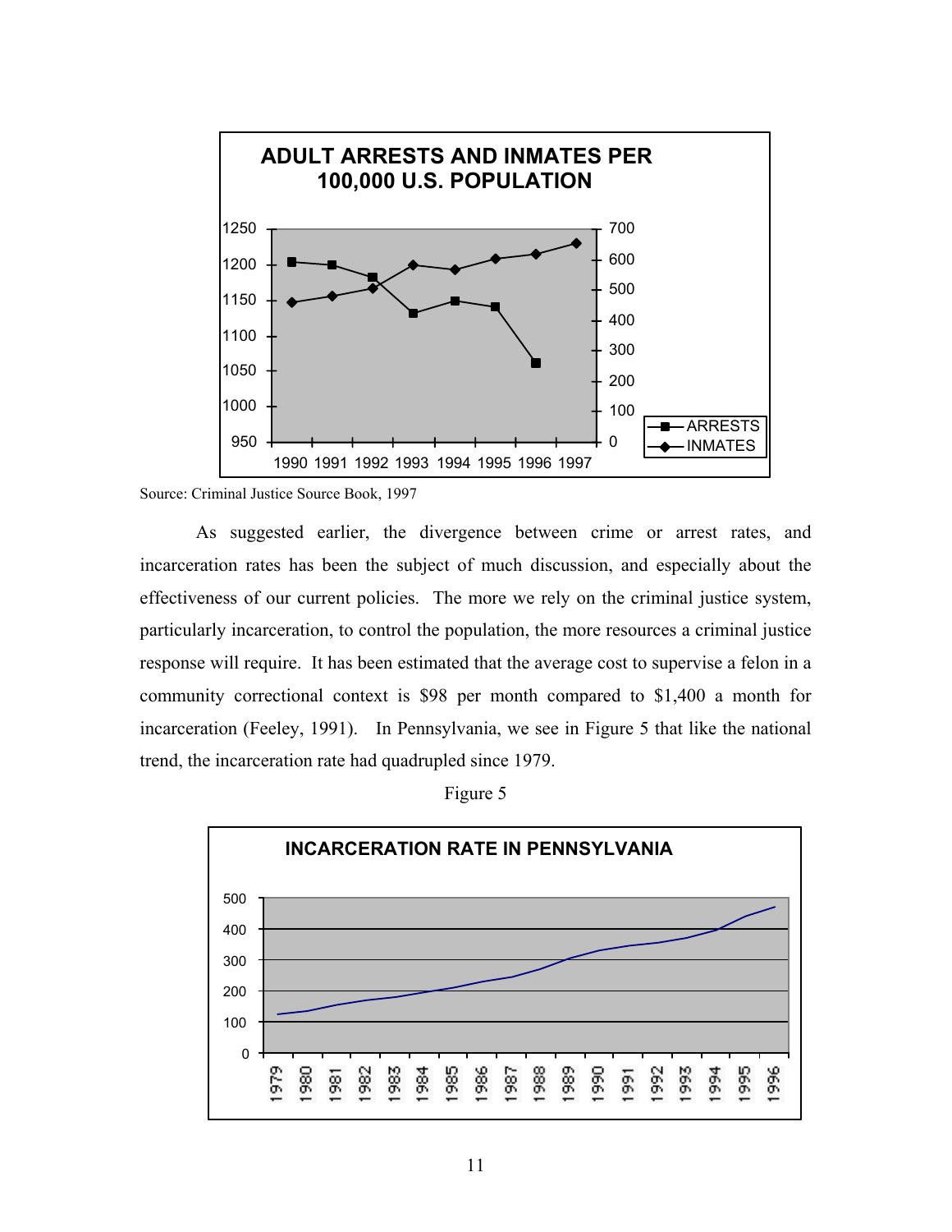**ADULT ARRESTS AND INMATES PER 100,000 U.S. POPULATION**

Source: Criminal Justice Source Book, 1997

As suggested earlier, the divergence between crime or arrest rates, and incarceration rates has been the subject of much discussion, and especially about the effectiveness of our current policies. The more we rely on the criminal justice system, particularly incarceration, to control the population, the more resources a criminal justice response will require. It has been estimated that the average cost to supervise a felon in a community correctional context is $98 per month compared to $1,400 a month for incarceration (Feeley, 1991). In Pennsylvania, we see in Figure 5 that like the national trend, the incarceration rate had quadrupled since 1979.

Figure 5

**INCARCERATION RATE IN PENNSYLVANIA**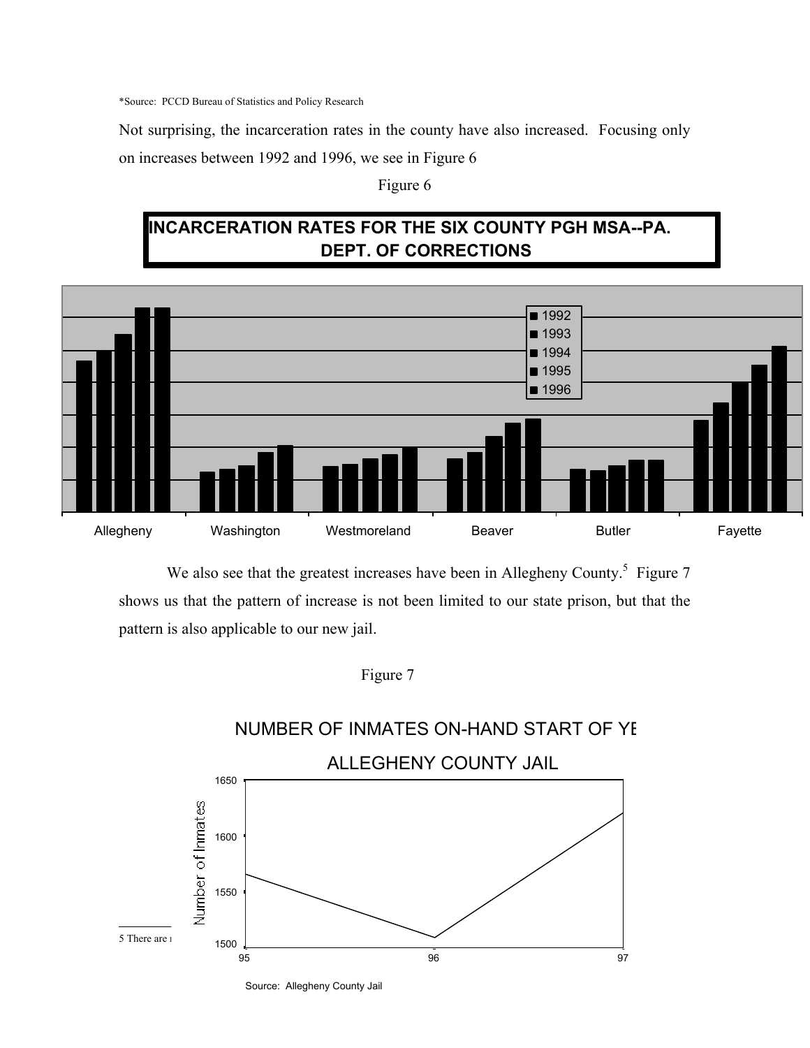*Source: PCCD Bureau of Statistics and Policy Research

Not surprising, the incarceration rates in the county have also increased. Focusing only on increases between 1992 and 1996, we see in Figure 6

Figure 6

**INCARCERATION RATES FOR THE SIX COUNTY PGH MSA--PA. DEPT. OF CORRECTIONS**

We also see that the greatest increases have been in Allegheny County.[5] Figure 7 shows us that the pattern of increase is not been limited to our state prison, but that the pattern is also applicable to our new jail.

Figure 7

NUMBER OF INMATES ON-HAND START OF YE

ALLEGHENY COUNTY JAIL

Source: Allegheny County Jail

5 There are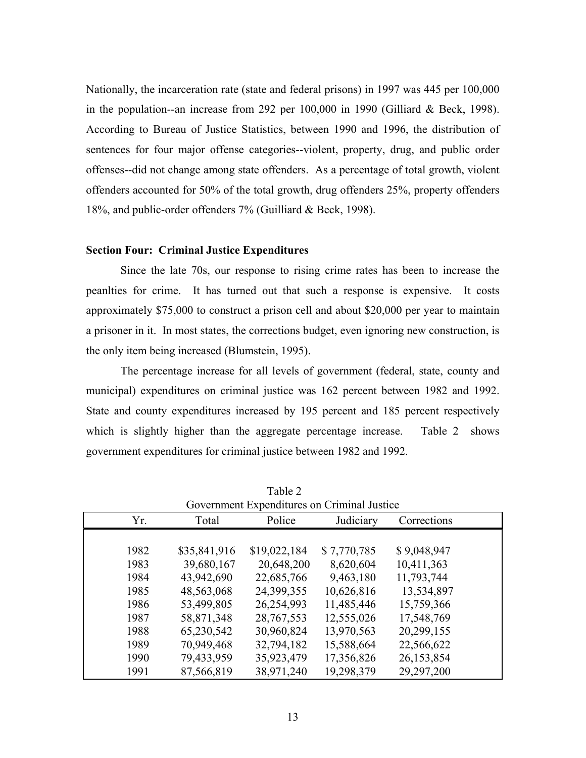Nationally, the incarceration rate (state and federal prisons) in 1997 was 445 per 100,000 in the population--an increase from 292 per 100,000 in 1990 (Gilliard & Beck, 1998). According to Bureau of Justice Statistics, between 1990 and 1996, the distribution of sentences for four major offense categories--violent, property, drug, and public order offenses--did not change among state offenders. As a percentage of total growth, violent offenders accounted for 50% of the total growth, drug offenders 25%, property offenders 18%, and public-order offenders 7% (Guilliard & Beck, 1998).

**Section Four: Criminal Justice Expenditures**

Since the late 70s, our response to rising crime rates has been to increase the peanlties for crime. It has turned out that such a response is expensive. It costs approximately $75,000 to construct a prison cell and about $20,000 per year to maintain a prisoner in it. In most states, the corrections budget, even ignoring new construction, is the only item being increased (Blumstein, 1995).

The percentage increase for all levels of government (federal, state, county and municipal) expenditures on criminal justice was 162 percent between 1982 and 1992. State and county expenditures increased by 195 percent and 185 percent respectively which is slightly higher than the aggregate percentage increase. Table 2 shows government expenditures for criminal justice between 1982 and 1992.

Table 2
Government Expenditures on Criminal Justice

| Yr. | Total | Police | Judiciary | Corrections |
|---|---|---|---|---|
| 1982 | $35,841,916 | $19,022,184 | $ 7,770,785 | $ 9,048,947 |
| 1983 | 39,680,167 | 20,648,200 | 8,620,604 | 10,411,363 |
| 1984 | 43,942,690 | 22,685,766 | 9,463,180 | 11,793,744 |
| 1985 | 48,563,068 | 24,399,355 | 10,626,816 | 13,534,897 |
| 1986 | 53,499,805 | 26,254,993 | 11,485,446 | 15,759,366 |
| 1987 | 58,871,348 | 28,767,553 | 12,555,026 | 17,548,769 |
| 1988 | 65,230,542 | 30,960,824 | 13,970,563 | 20,299,155 |
| 1989 | 70,949,468 | 32,794,182 | 15,588,664 | 22,566,622 |
| 1990 | 79,433,959 | 35,923,479 | 17,356,826 | 26,153,854 |
| 1991 | 87,566,819 | 38,971,240 | 19,298,379 | 29,297,200 |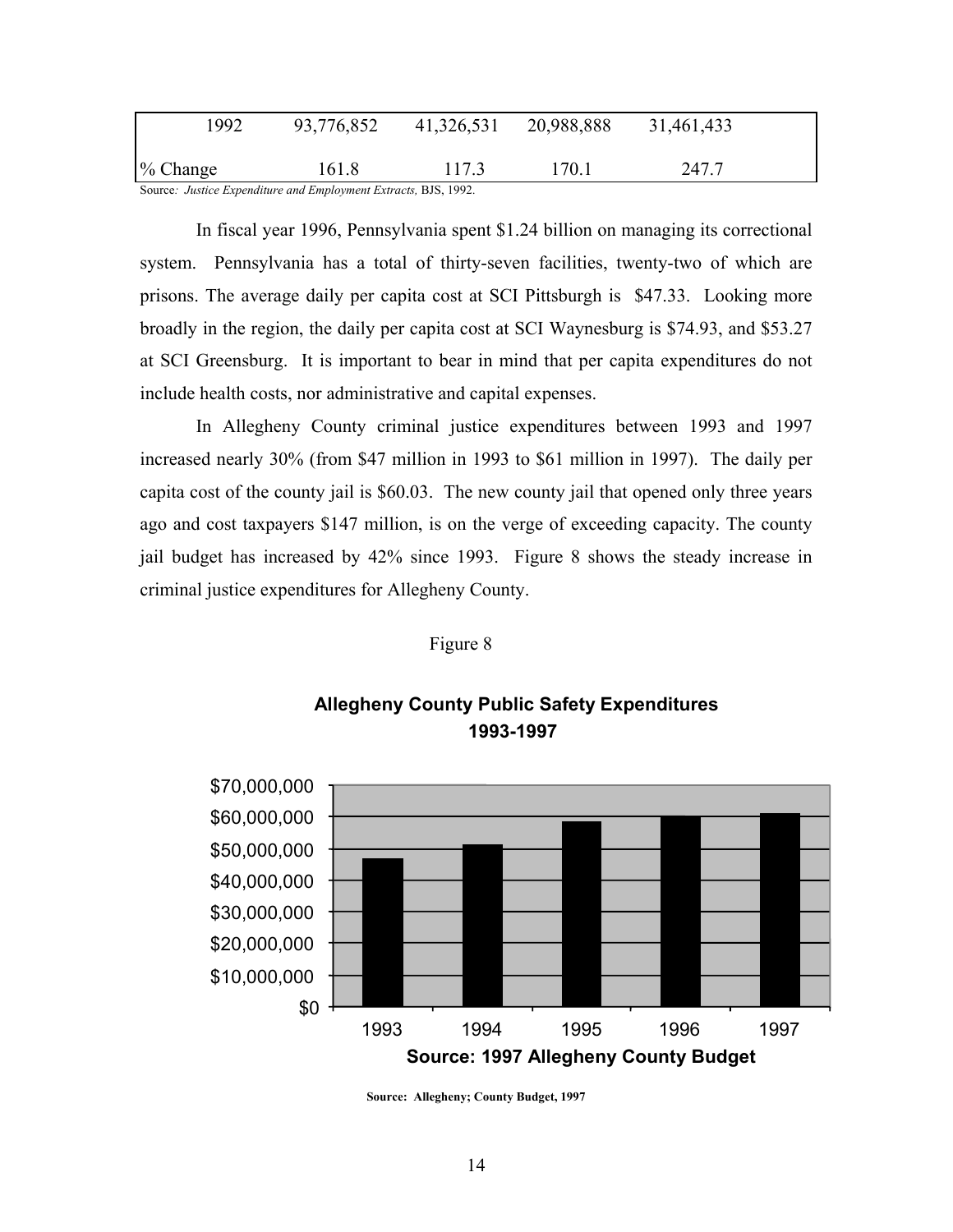| 1992 | 93,776,852 | 41,326,531 | 20,988,888 | 31,461,433 |
|---|---|---|---|---|
| % Change | 161.8 | 117.3 | 170.1 | 247.7 |

Source*: Justice Expenditure and Employment Extracts,* BJS, 1992.

In fiscal year 1996, Pennsylvania spent $1.24 billion on managing its correctional system. Pennsylvania has a total of thirty-seven facilities, twenty-two of which are prisons. The average daily per capita cost at SCI Pittsburgh is $47.33. Looking more broadly in the region, the daily per capita cost at SCI Waynesburg is $74.93, and $53.27 at SCI Greensburg. It is important to bear in mind that per capita expenditures do not include health costs, nor administrative and capital expenses.

In Allegheny County criminal justice expenditures between 1993 and 1997 increased nearly 30% (from $47 million in 1993 to $61 million in 1997). The daily per capita cost of the county jail is $60.03. The new county jail that opened only three years ago and cost taxpayers $147 million, is on the verge of exceeding capacity. The county jail budget has increased by 42% since 1993. Figure 8 shows the steady increase in criminal justice expenditures for Allegheny County.

Figure 8

**Allegheny County Public Safety Expenditures 1993-1997**

$70,000,000
$60,000,000
$50,000,000
$40,000,000
$30,000,000
$20,000,000
$10,000,000
$0

1993 1994 1995 1996 1997

**Source: 1997 Allegheny County Budget**

**Source: Allegheny; County Budget, 1997**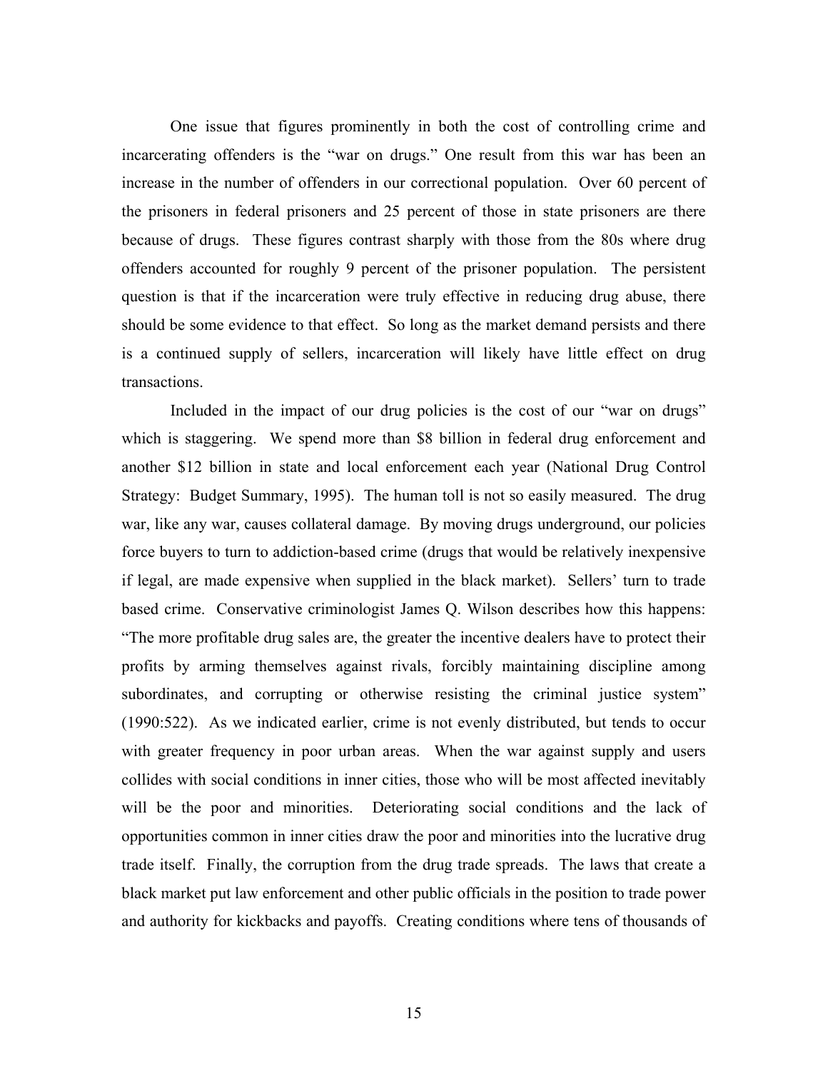One issue that figures prominently in both the cost of controlling crime and incarcerating offenders is the "war on drugs." One result from this war has been an increase in the number of offenders in our correctional population. Over 60 percent of the prisoners in federal prisoners and 25 percent of those in state prisoners are there because of drugs. These figures contrast sharply with those from the 80s where drug offenders accounted for roughly 9 percent of the prisoner population. The persistent question is that if the incarceration were truly effective in reducing drug abuse, there should be some evidence to that effect. So long as the market demand persists and there is a continued supply of sellers, incarceration will likely have little effect on drug transactions.

Included in the impact of our drug policies is the cost of our "war on drugs" which is staggering. We spend more than $8 billion in federal drug enforcement and another $12 billion in state and local enforcement each year (National Drug Control Strategy: Budget Summary, 1995). The human toll is not so easily measured. The drug war, like any war, causes collateral damage. By moving drugs underground, our policies force buyers to turn to addiction-based crime (drugs that would be relatively inexpensive if legal, are made expensive when supplied in the black market). Sellers' turn to trade based crime. Conservative criminologist James Q. Wilson describes how this happens: "The more profitable drug sales are, the greater the incentive dealers have to protect their profits by arming themselves against rivals, forcibly maintaining discipline among subordinates, and corrupting or otherwise resisting the criminal justice system" (1990:522). As we indicated earlier, crime is not evenly distributed, but tends to occur with greater frequency in poor urban areas. When the war against supply and users collides with social conditions in inner cities, those who will be most affected inevitably will be the poor and minorities. Deteriorating social conditions and the lack of opportunities common in inner cities draw the poor and minorities into the lucrative drug trade itself. Finally, the corruption from the drug trade spreads. The laws that create a black market put law enforcement and other public officials in the position to trade power and authority for kickbacks and payoffs. Creating conditions where tens of thousands of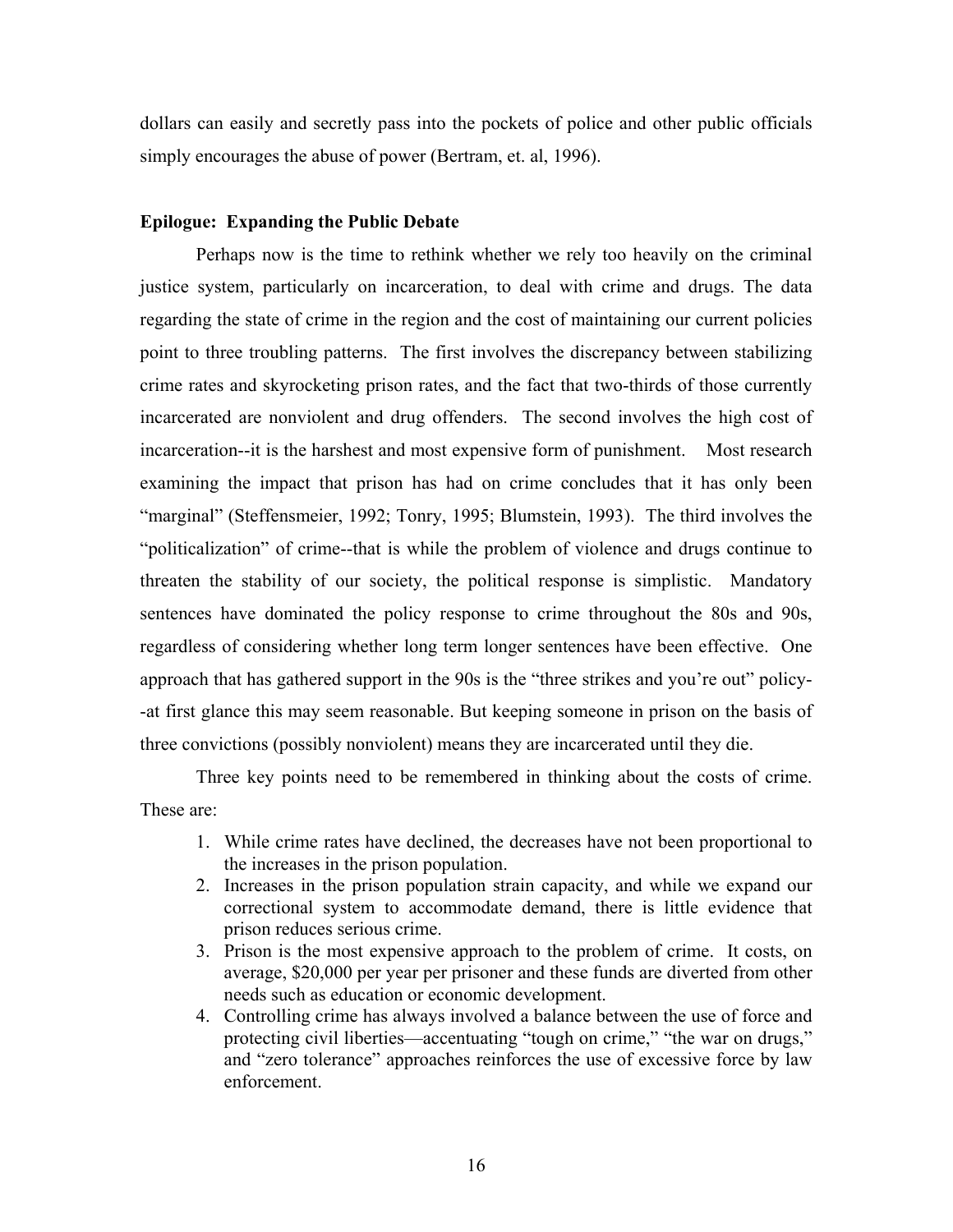dollars can easily and secretly pass into the pockets of police and other public officials simply encourages the abuse of power (Bertram, et. al, 1996).

**Epilogue: Expanding the Public Debate**

Perhaps now is the time to rethink whether we rely too heavily on the criminal justice system, particularly on incarceration, to deal with crime and drugs. The data regarding the state of crime in the region and the cost of maintaining our current policies point to three troubling patterns. The first involves the discrepancy between stabilizing crime rates and skyrocketing prison rates, and the fact that two-thirds of those currently incarcerated are nonviolent and drug offenders. The second involves the high cost of incarceration--it is the harshest and most expensive form of punishment. Most research examining the impact that prison has had on crime concludes that it has only been "marginal" (Steffensmeier, 1992; Tonry, 1995; Blumstein, 1993). The third involves the "politicalization" of crime--that is while the problem of violence and drugs continue to threaten the stability of our society, the political response is simplistic. Mandatory sentences have dominated the policy response to crime throughout the 80s and 90s, regardless of considering whether long term longer sentences have been effective. One approach that has gathered support in the 90s is the "three strikes and you're out" policy--at first glance this may seem reasonable. But keeping someone in prison on the basis of three convictions (possibly nonviolent) means they are incarcerated until they die.

Three key points need to be remembered in thinking about the costs of crime. These are:

1. While crime rates have declined, the decreases have not been proportional to the increases in the prison population.
2. Increases in the prison population strain capacity, and while we expand our correctional system to accommodate demand, there is little evidence that prison reduces serious crime.
3. Prison is the most expensive approach to the problem of crime. It costs, on average, $20,000 per year per prisoner and these funds are diverted from other needs such as education or economic development.
4. Controlling crime has always involved a balance between the use of force and protecting civil liberties—accentuating "tough on crime," "the war on drugs," and "zero tolerance" approaches reinforces the use of excessive force by law enforcement.